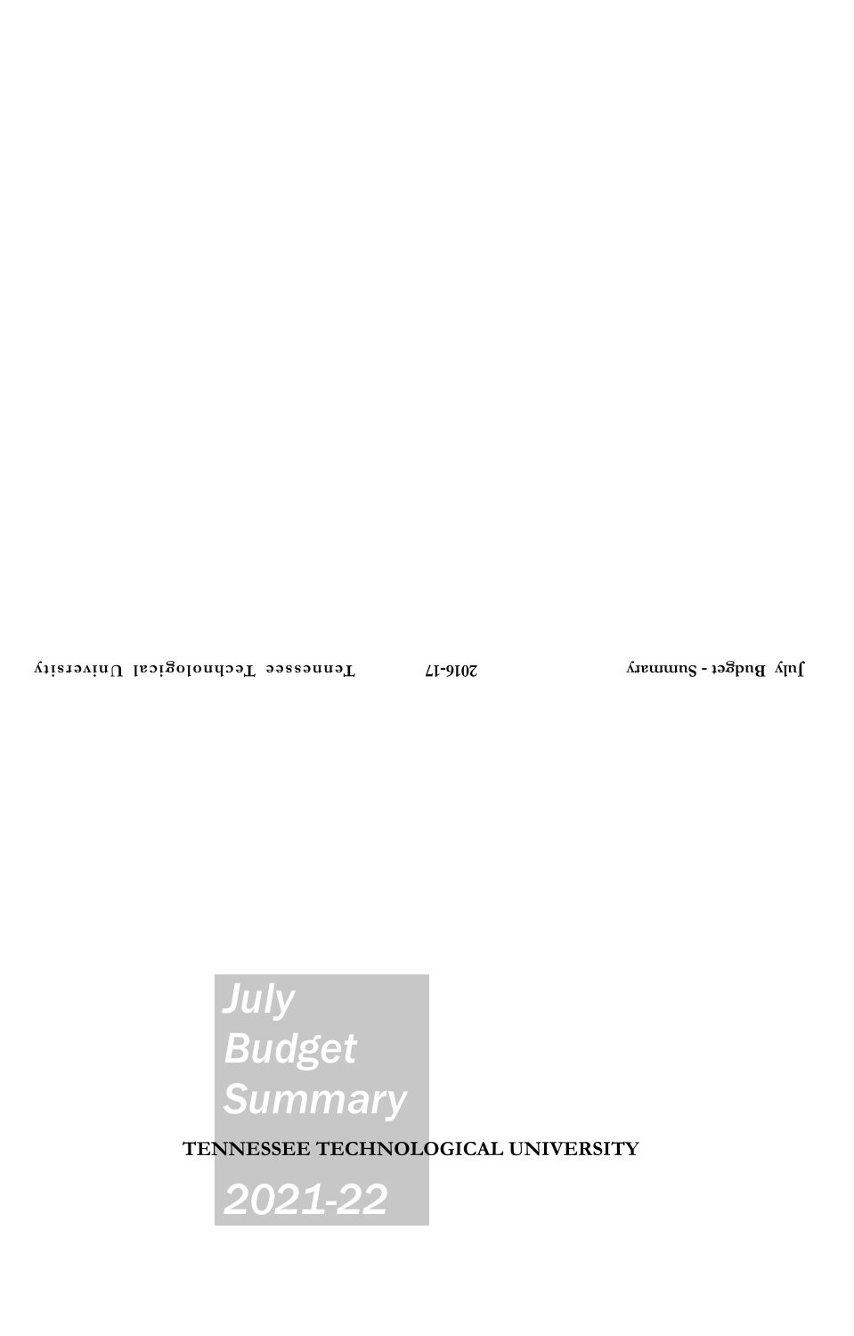July Budget - Summary 2016-17 Tennessee Technological University

# July Budget Summary

## TENNESSEE TECHNOLOGICAL UNIVERSITY

# 2021-22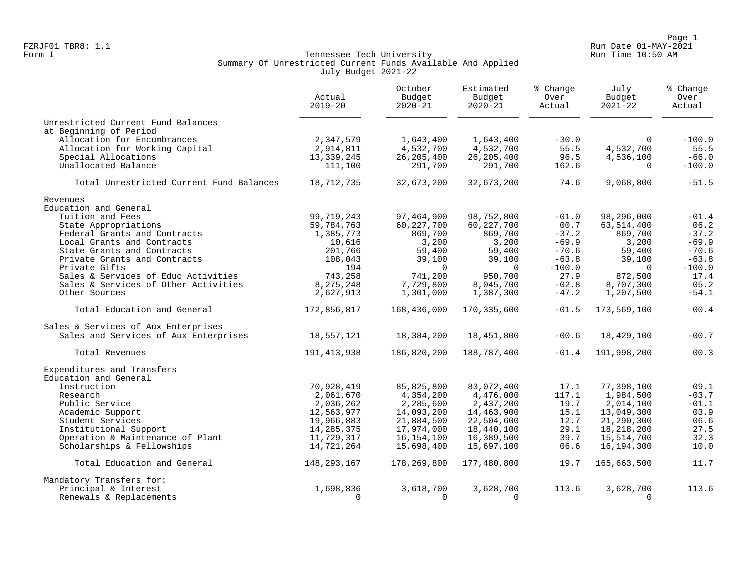FZRJF01 TBR8: 1.1
Form I

# Tennessee Tech University
## Summary Of Unrestricted Current Funds Available And Applied
### July Budget 2021-22

Run Date 01-MAY-2021
Run Time 10:50 AM

| | Actual 2019-20 | October Budget 2020-21 | Estimated Budget 2020-21 | % Change Over Actual | July Budget 2021-22 | % Change Over Actual |
|---|---|---|---|---|---|---|
| **Unrestricted Current Fund Balances at Beginning of Period** | | | | | | |
| Allocation for Encumbrances | 2,347,579 | 1,643,400 | 1,643,400 | -30.0 | 0 | -100.0 |
| Allocation for Working Capital | 2,914,811 | 4,532,700 | 4,532,700 | 55.5 | 4,532,700 | 55.5 |
| Special Allocations | 13,339,245 | 26,205,400 | 26,205,400 | 96.5 | 4,536,100 | -66.0 |
| Unallocated Balance | 111,100 | 291,700 | 291,700 | 162.6 | 0 | -100.0 |
| Total Unrestricted Current Fund Balances | 18,712,735 | 32,673,200 | 32,673,200 | 74.6 | 9,068,800 | -51.5 |
| **Revenues** | | | | | | |
| **Education and General** | | | | | | |
| Tuition and Fees | 99,719,243 | 97,464,900 | 98,752,800 | -01.0 | 98,296,000 | -01.4 |
| State Appropriations | 59,784,763 | 60,227,700 | 60,227,700 | 00.7 | 63,514,400 | 06.2 |
| Federal Grants and Contracts | 1,385,773 | 869,700 | 869,700 | -37.2 | 869,700 | -37.2 |
| Local Grants and Contracts | 10,616 | 3,200 | 3,200 | -69.9 | 3,200 | -69.9 |
| State Grants and Contracts | 201,766 | 59,400 | 59,400 | -70.6 | 59,400 | -70.6 |
| Private Grants and Contracts | 108,043 | 39,100 | 39,100 | -63.8 | 39,100 | -63.8 |
| Private Gifts | 194 | 0 | 0 | -100.0 | 0 | -100.0 |
| Sales & Services of Educ Activities | 743,258 | 741,200 | 950,700 | 27.9 | 872,500 | 17.4 |
| Sales & Services of Other Activities | 8,275,248 | 7,729,800 | 8,045,700 | -02.8 | 8,707,300 | 05.2 |
| Other Sources | 2,627,913 | 1,301,000 | 1,387,300 | -47.2 | 1,207,500 | -54.1 |
| Total Education and General | 172,856,817 | 168,436,000 | 170,335,600 | -01.5 | 173,569,100 | 00.4 |
| **Sales & Services of Aux Enterprises** | | | | | | |
| Sales and Services of Aux Enterprises | 18,557,121 | 18,384,200 | 18,451,800 | -00.6 | 18,429,100 | -00.7 |
| Total Revenues | 191,413,938 | 186,820,200 | 188,787,400 | -01.4 | 191,998,200 | 00.3 |
| **Expenditures and Transfers** | | | | | | |
| **Education and General** | | | | | | |
| Instruction | 70,928,419 | 85,825,800 | 83,072,400 | 17.1 | 77,398,100 | 09.1 |
| Research | 2,061,670 | 4,354,200 | 4,476,000 | 117.1 | 1,984,500 | -03.7 |
| Public Service | 2,036,262 | 2,285,600 | 2,437,200 | 19.7 | 2,014,100 | -01.1 |
| Academic Support | 12,563,977 | 14,093,200 | 14,463,900 | 15.1 | 13,049,300 | 03.9 |
| Student Services | 19,966,883 | 21,884,500 | 22,504,600 | 12.7 | 21,290,300 | 06.6 |
| Institutional Support | 14,285,375 | 17,974,000 | 18,440,100 | 29.1 | 18,218,200 | 27.5 |
| Operation & Maintenance of Plant | 11,729,317 | 16,154,100 | 16,389,500 | 39.7 | 15,514,700 | 32.3 |
| Scholarships & Fellowships | 14,721,264 | 15,698,400 | 15,697,100 | 06.6 | 16,194,300 | 10.0 |
| Total Education and General | 148,293,167 | 178,269,800 | 177,480,800 | 19.7 | 165,663,500 | 11.7 |
| **Mandatory Transfers for:** | | | | | | |
| Principal & Interest | 1,698,836 | 3,618,700 | 3,628,700 | 113.6 | 3,628,700 | 113.6 |
| Renewals & Replacements | 0 | 0 | 0 | | 0 | |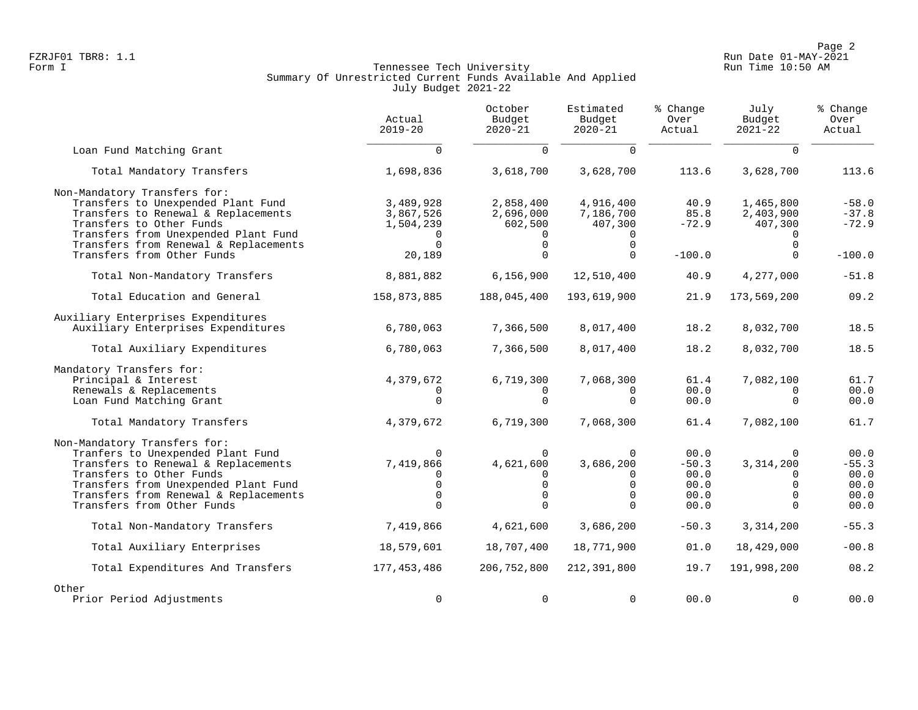FZRJF01 TBR8: 1.1
Form I

Run Date 01-MAY-2021
Run Time 10:50 AM

# Tennessee Tech University
## Summary Of Unrestricted Current Funds Available And Applied
### July Budget 2021-22

| | Actual 2019-20 | October Budget 2020-21 | Estimated Budget 2020-21 | % Change Over Actual | July Budget 2021-22 | % Change Over Actual |
|---|---|---|---|---|---|---|
| Loan Fund Matching Grant | 0 | 0 | 0 | | 0 | |
| Total Mandatory Transfers | 1,698,836 | 3,618,700 | 3,628,700 | 113.6 | 3,628,700 | 113.6 |
| Non-Mandatory Transfers for: | | | | | | |
| Transfers to Unexpended Plant Fund | 3,489,928 | 2,858,400 | 4,916,400 | 40.9 | 1,465,800 | -58.0 |
| Transfers to Renewal & Replacements | 3,867,526 | 2,696,000 | 7,186,700 | 85.8 | 2,403,900 | -37.8 |
| Transfers to Other Funds | 1,504,239 | 602,500 | 407,300 | -72.9 | 407,300 | -72.9 |
| Transfers from Unexpended Plant Fund | 0 | 0 | 0 | | 0 | |
| Transfers from Renewal & Replacements | 0 | 0 | 0 | | 0 | |
| Transfers from Other Funds | 20,189 | 0 | 0 | -100.0 | 0 | -100.0 |
| Total Non-Mandatory Transfers | 8,881,882 | 6,156,900 | 12,510,400 | 40.9 | 4,277,000 | -51.8 |
| Total Education and General | 158,873,885 | 188,045,400 | 193,619,900 | 21.9 | 173,569,200 | 09.2 |
| Auxiliary Enterprises Expenditures | | | | | | |
| Auxiliary Enterprises Expenditures | 6,780,063 | 7,366,500 | 8,017,400 | 18.2 | 8,032,700 | 18.5 |
| Total Auxiliary Expenditures | 6,780,063 | 7,366,500 | 8,017,400 | 18.2 | 8,032,700 | 18.5 |
| Mandatory Transfers for: | | | | | | |
| Principal & Interest | 4,379,672 | 6,719,300 | 7,068,300 | 61.4 | 7,082,100 | 61.7 |
| Renewals & Replacements | 0 | 0 | 0 | 00.0 | 0 | 00.0 |
| Loan Fund Matching Grant | 0 | 0 | 0 | 00.0 | 0 | 00.0 |
| Total Mandatory Transfers | 4,379,672 | 6,719,300 | 7,068,300 | 61.4 | 7,082,100 | 61.7 |
| Non-Mandatory Transfers for: | | | | | | |
| Tranfers to Unexpended Plant Fund | 0 | 0 | 0 | 00.0 | 0 | 00.0 |
| Transfers to Renewal & Replacements | 7,419,866 | 4,621,600 | 3,686,200 | -50.3 | 3,314,200 | -55.3 |
| Transfers to Other Funds | 0 | 0 | 0 | 00.0 | 0 | 00.0 |
| Transfers from Unexpended Plant Fund | 0 | 0 | 0 | 00.0 | 0 | 00.0 |
| Transfers from Renewal & Replacements | 0 | 0 | 0 | 00.0 | 0 | 00.0 |
| Transfers from Other Funds | 0 | 0 | 0 | 00.0 | 0 | 00.0 |
| Total Non-Mandatory Transfers | 7,419,866 | 4,621,600 | 3,686,200 | -50.3 | 3,314,200 | -55.3 |
| Total Auxiliary Enterprises | 18,579,601 | 18,707,400 | 18,771,900 | 01.0 | 18,429,000 | -00.8 |
| Total Expenditures And Transfers | 177,453,486 | 206,752,800 | 212,391,800 | 19.7 | 191,998,200 | 08.2 |
| Other | | | | | | |
| Prior Period Adjustments | 0 | 0 | 0 | 00.0 | 0 | 00.0 |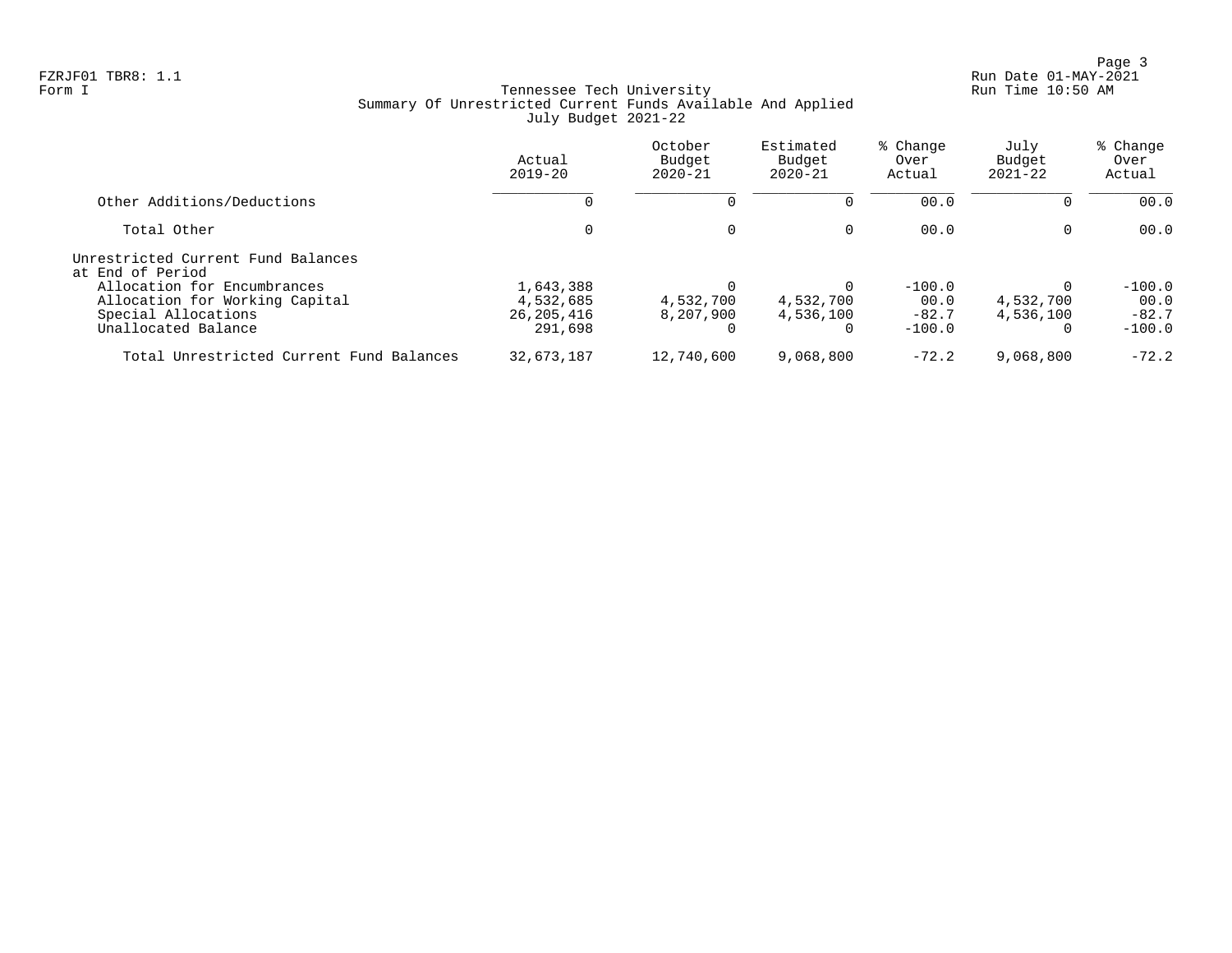FZRJF01 TBR8: 1.1
Form I

Tennessee Tech University
Summary Of Unrestricted Current Funds Available And Applied
July Budget 2021-22

Run Date 01-MAY-2021
Run Time 10:50 AM

| | Actual 2019-20 | October Budget 2020-21 | Estimated Budget 2020-21 | % Change Over Actual | July Budget 2021-22 | % Change Over Actual |
|---|---|---|---|---|---|---|
| Other Additions/Deductions | 0 | 0 | 0 | 00.0 | 0 | 00.0 |
| Total Other | 0 | 0 | 0 | 00.0 | 0 | 00.0 |
| Unrestricted Current Fund Balances at End of Period | | | | | | |
| Allocation for Encumbrances | 1,643,388 | 0 | 0 | -100.0 | 0 | -100.0 |
| Allocation for Working Capital | 4,532,685 | 4,532,700 | 4,532,700 | 00.0 | 4,532,700 | 00.0 |
| Special Allocations | 26,205,416 | 8,207,900 | 4,536,100 | -82.7 | 4,536,100 | -82.7 |
| Unallocated Balance | 291,698 | 0 | 0 | -100.0 | 0 | -100.0 |
| Total Unrestricted Current Fund Balances | 32,673,187 | 12,740,600 | 9,068,800 | -72.2 | 9,068,800 | -72.2 |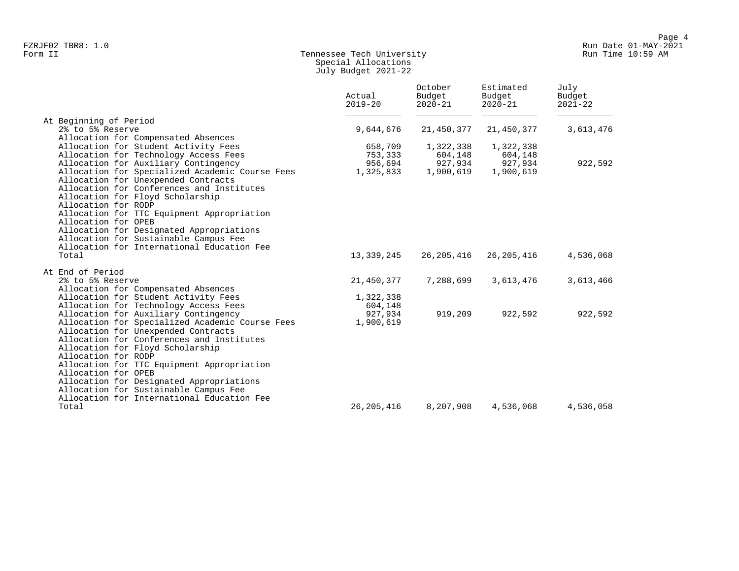FZRJF02 TBR8: 1.0
Form II

# Tennessee Tech University
## Special Allocations
### July Budget 2021-22

| | Actual 2019-20 | October Budget 2020-21 | Estimated Budget 2020-21 | July Budget 2021-22 |
|---|---|---|---|---|
| **At Beginning of Period** | | | | |
| 2% to 5% Reserve | 9,644,676 | 21,450,377 | 21,450,377 | 3,613,476 |
| Allocation for Compensated Absences | | | | |
| Allocation for Student Activity Fees | 658,709 | 1,322,338 | 1,322,338 | |
| Allocation for Technology Access Fees | 753,333 | 604,148 | 604,148 | |
| Allocation for Auxiliary Contingency | 956,694 | 927,934 | 927,934 | 922,592 |
| Allocation for Specialized Academic Course Fees | 1,325,833 | 1,900,619 | 1,900,619 | |
| Allocation for Unexpended Contracts | | | | |
| Allocation for Conferences and Institutes | | | | |
| Allocation for Floyd Scholarship | | | | |
| Allocation for RODP | | | | |
| Allocation for TTC Equipment Appropriation | | | | |
| Allocation for OPEB | | | | |
| Allocation for Designated Appropriations | | | | |
| Allocation for Sustainable Campus Fee | | | | |
| Allocation for International Education Fee | | | | |
| Total | 13,339,245 | 26,205,416 | 26,205,416 | 4,536,068 |
| **At End of Period** | | | | |
| 2% to 5% Reserve | 21,450,377 | 7,288,699 | 3,613,476 | 3,613,466 |
| Allocation for Compensated Absences | | | | |
| Allocation for Student Activity Fees | 1,322,338 | | | |
| Allocation for Technology Access Fees | 604,148 | | | |
| Allocation for Auxiliary Contingency | 927,934 | 919,209 | 922,592 | 922,592 |
| Allocation for Specialized Academic Course Fees | 1,900,619 | | | |
| Allocation for Unexpended Contracts | | | | |
| Allocation for Conferences and Institutes | | | | |
| Allocation for Floyd Scholarship | | | | |
| Allocation for RODP | | | | |
| Allocation for TTC Equipment Appropriation | | | | |
| Allocation for OPEB | | | | |
| Allocation for Designated Appropriations | | | | |
| Allocation for Sustainable Campus Fee | | | | |
| Allocation for International Education Fee | | | | |
| Total | 26,205,416 | 8,207,908 | 4,536,068 | 4,536,058 |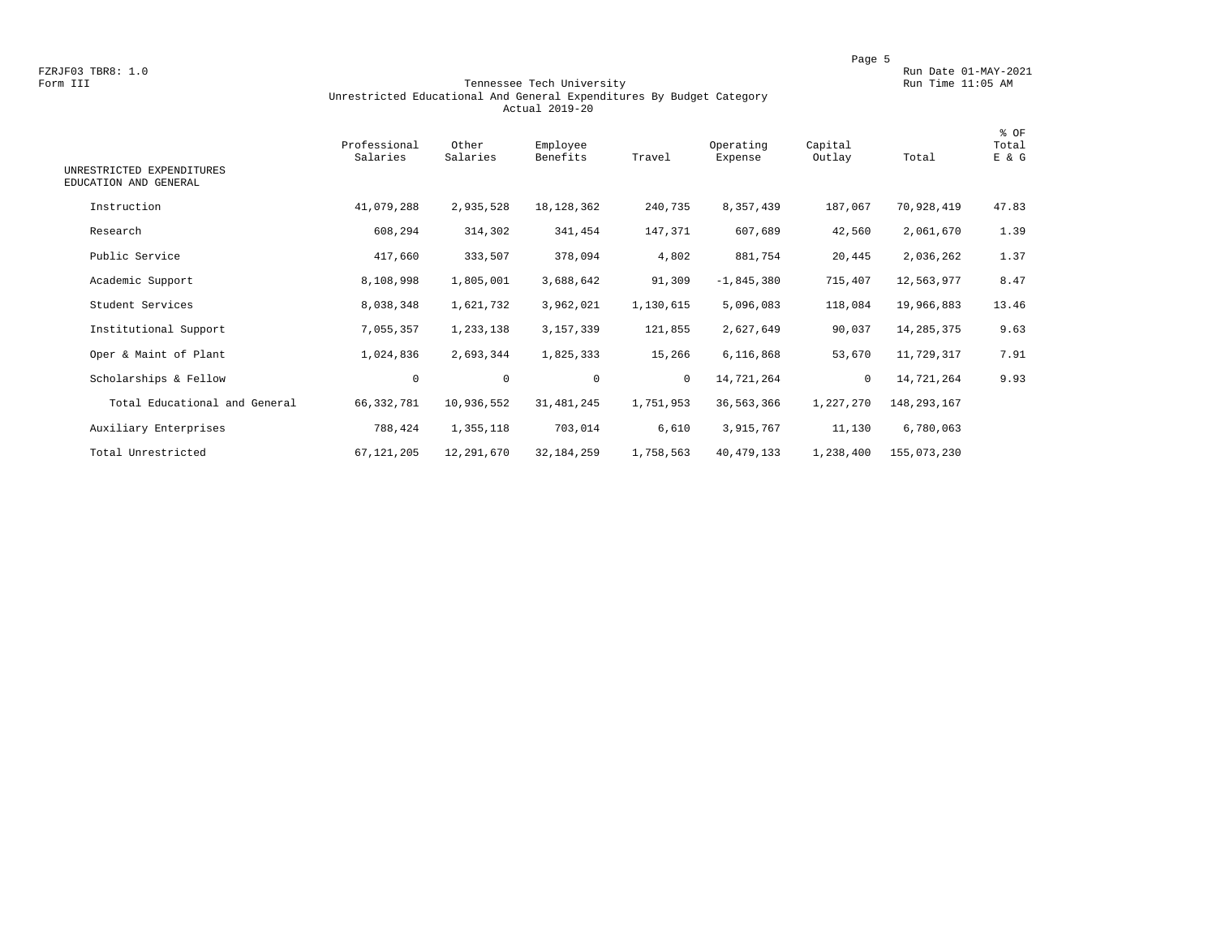FZRJF03 TBR8: 1.0

Form III

Run Date 01-MAY-2021

Run Time 11:05 AM

# Tennessee Tech University

## Unrestricted Educational And General Expenditures By Budget Category

### Actual 2019-20

| UNRESTRICTED EXPENDITURES<br>EDUCATION AND GENERAL | Professional Salaries | Other Salaries | Employee Benefits | Travel | Operating Expense | Capital Outlay | Total | % OF Total E & G |
|---|---|---|---|---|---|---|---|---|
| Instruction | 41,079,288 | 2,935,528 | 18,128,362 | 240,735 | 8,357,439 | 187,067 | 70,928,419 | 47.83 |
| Research | 608,294 | 314,302 | 341,454 | 147,371 | 607,689 | 42,560 | 2,061,670 | 1.39 |
| Public Service | 417,660 | 333,507 | 378,094 | 4,802 | 881,754 | 20,445 | 2,036,262 | 1.37 |
| Academic Support | 8,108,998 | 1,805,001 | 3,688,642 | 91,309 | -1,845,380 | 715,407 | 12,563,977 | 8.47 |
| Student Services | 8,038,348 | 1,621,732 | 3,962,021 | 1,130,615 | 5,096,083 | 118,084 | 19,966,883 | 13.46 |
| Institutional Support | 7,055,357 | 1,233,138 | 3,157,339 | 121,855 | 2,627,649 | 90,037 | 14,285,375 | 9.63 |
| Oper & Maint of Plant | 1,024,836 | 2,693,344 | 1,825,333 | 15,266 | 6,116,868 | 53,670 | 11,729,317 | 7.91 |
| Scholarships & Fellow | 0 | 0 | 0 | 0 | 14,721,264 | 0 | 14,721,264 | 9.93 |
| Total Educational and General | 66,332,781 | 10,936,552 | 31,481,245 | 1,751,953 | 36,563,366 | 1,227,270 | 148,293,167 | |
| Auxiliary Enterprises | 788,424 | 1,355,118 | 703,014 | 6,610 | 3,915,767 | 11,130 | 6,780,063 | |
| Total Unrestricted | 67,121,205 | 12,291,670 | 32,184,259 | 1,758,563 | 40,479,133 | 1,238,400 | 155,073,230 | |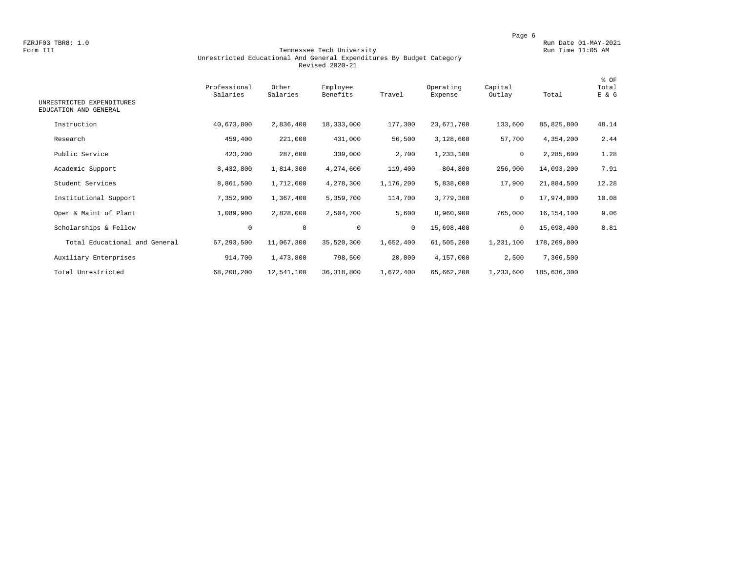FZRJF03 TBR8: 1.0

Form III

Run Date 01-MAY-2021

Run Time 11:05 AM

# Tennessee Tech University
## Unrestricted Educational And General Expenditures By Budget Category
### Revised 2020-21

| UNRESTRICTED EXPENDITURES EDUCATION AND GENERAL | Professional Salaries | Other Salaries | Employee Benefits | Travel | Operating Expense | Capital Outlay | Total | % OF Total E & G |
|---|---|---|---|---|---|---|---|---|
| Instruction | 40,673,800 | 2,836,400 | 18,333,000 | 177,300 | 23,671,700 | 133,600 | 85,825,800 | 48.14 |
| Research | 459,400 | 221,000 | 431,000 | 56,500 | 3,128,600 | 57,700 | 4,354,200 | 2.44 |
| Public Service | 423,200 | 287,600 | 339,000 | 2,700 | 1,233,100 | 0 | 2,285,600 | 1.28 |
| Academic Support | 8,432,800 | 1,814,300 | 4,274,600 | 119,400 | -804,800 | 256,900 | 14,093,200 | 7.91 |
| Student Services | 8,861,500 | 1,712,600 | 4,278,300 | 1,176,200 | 5,838,000 | 17,900 | 21,884,500 | 12.28 |
| Institutional Support | 7,352,900 | 1,367,400 | 5,359,700 | 114,700 | 3,779,300 | 0 | 17,974,000 | 10.08 |
| Oper & Maint of Plant | 1,089,900 | 2,828,000 | 2,504,700 | 5,600 | 8,960,900 | 765,000 | 16,154,100 | 9.06 |
| Scholarships & Fellow | 0 | 0 | 0 | 0 | 15,698,400 | 0 | 15,698,400 | 8.81 |
| Total Educational and General | 67,293,500 | 11,067,300 | 35,520,300 | 1,652,400 | 61,505,200 | 1,231,100 | 178,269,800 | |
| Auxiliary Enterprises | 914,700 | 1,473,800 | 798,500 | 20,000 | 4,157,000 | 2,500 | 7,366,500 | |
| Total Unrestricted | 68,208,200 | 12,541,100 | 36,318,800 | 1,672,400 | 65,662,200 | 1,233,600 | 185,636,300 | |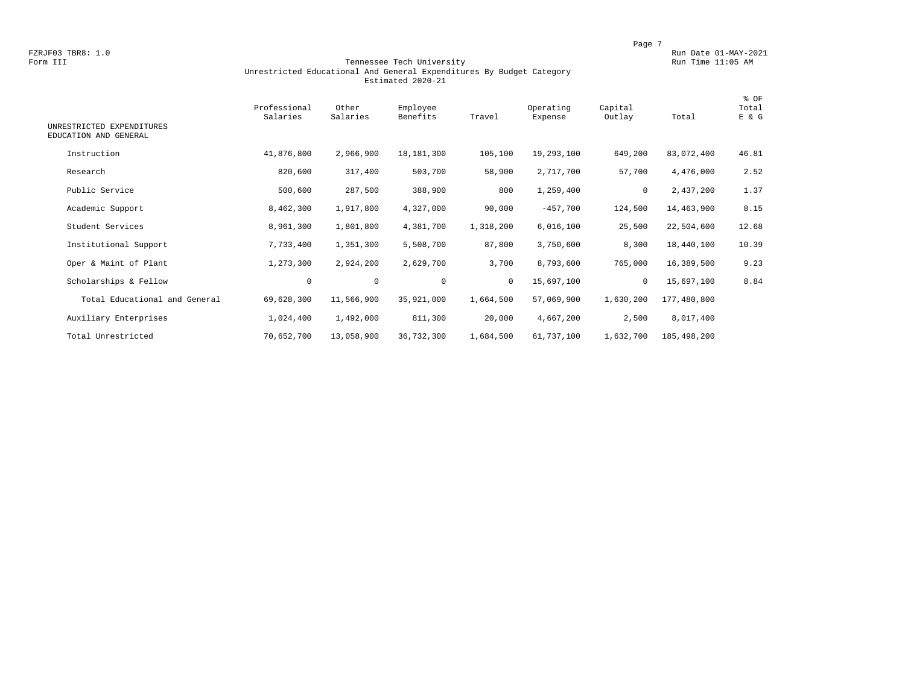FZRJF03 TBR8: 1.0
Form III

Run Date 01-MAY-2021
Run Time 11:05 AM

## Tennessee Tech University
### Unrestricted Educational And General Expenditures By Budget Category
### Estimated 2020-21

| UNRESTRICTED EXPENDITURES EDUCATION AND GENERAL | Professional Salaries | Other Salaries | Employee Benefits | Travel | Operating Expense | Capital Outlay | Total | % OF Total E & G |
|---|---|---|---|---|---|---|---|---|
| Instruction | 41,876,800 | 2,966,900 | 18,181,300 | 105,100 | 19,293,100 | 649,200 | 83,072,400 | 46.81 |
| Research | 820,600 | 317,400 | 503,700 | 58,900 | 2,717,700 | 57,700 | 4,476,000 | 2.52 |
| Public Service | 500,600 | 287,500 | 388,900 | 800 | 1,259,400 | 0 | 2,437,200 | 1.37 |
| Academic Support | 8,462,300 | 1,917,800 | 4,327,000 | 90,000 | -457,700 | 124,500 | 14,463,900 | 8.15 |
| Student Services | 8,961,300 | 1,801,800 | 4,381,700 | 1,318,200 | 6,016,100 | 25,500 | 22,504,600 | 12.68 |
| Institutional Support | 7,733,400 | 1,351,300 | 5,508,700 | 87,800 | 3,750,600 | 8,300 | 18,440,100 | 10.39 |
| Oper & Maint of Plant | 1,273,300 | 2,924,200 | 2,629,700 | 3,700 | 8,793,600 | 765,000 | 16,389,500 | 9.23 |
| Scholarships & Fellow | 0 | 0 | 0 | 0 | 15,697,100 | 0 | 15,697,100 | 8.84 |
| Total Educational and General | 69,628,300 | 11,566,900 | 35,921,000 | 1,664,500 | 57,069,900 | 1,630,200 | 177,480,800 | |
| Auxiliary Enterprises | 1,024,400 | 1,492,000 | 811,300 | 20,000 | 4,667,200 | 2,500 | 8,017,400 | |
| Total Unrestricted | 70,652,700 | 13,058,900 | 36,732,300 | 1,684,500 | 61,737,100 | 1,632,700 | 185,498,200 | |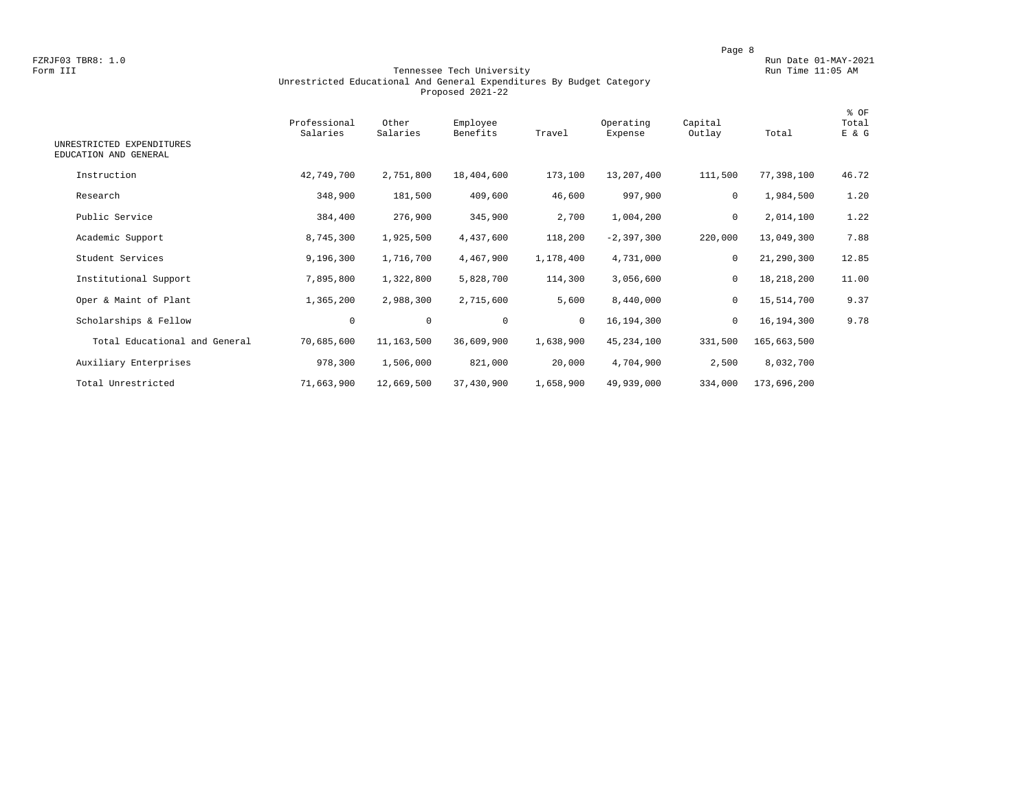FZRJF03 TBR8: 1.0
Form III

Run Date 01-MAY-2021
Run Time 11:05 AM

# Tennessee Tech University
## Unrestricted Educational And General Expenditures By Budget Category
### Proposed 2021-22

| UNRESTRICTED EXPENDITURES EDUCATION AND GENERAL | Professional Salaries | Other Salaries | Employee Benefits | Travel | Operating Expense | Capital Outlay | Total | % OF Total E & G |
|---|---|---|---|---|---|---|---|---|
| Instruction | 42,749,700 | 2,751,800 | 18,404,600 | 173,100 | 13,207,400 | 111,500 | 77,398,100 | 46.72 |
| Research | 348,900 | 181,500 | 409,600 | 46,600 | 997,900 | 0 | 1,984,500 | 1.20 |
| Public Service | 384,400 | 276,900 | 345,900 | 2,700 | 1,004,200 | 0 | 2,014,100 | 1.22 |
| Academic Support | 8,745,300 | 1,925,500 | 4,437,600 | 118,200 | -2,397,300 | 220,000 | 13,049,300 | 7.88 |
| Student Services | 9,196,300 | 1,716,700 | 4,467,900 | 1,178,400 | 4,731,000 | 0 | 21,290,300 | 12.85 |
| Institutional Support | 7,895,800 | 1,322,800 | 5,828,700 | 114,300 | 3,056,600 | 0 | 18,218,200 | 11.00 |
| Oper & Maint of Plant | 1,365,200 | 2,988,300 | 2,715,600 | 5,600 | 8,440,000 | 0 | 15,514,700 | 9.37 |
| Scholarships & Fellow | 0 | 0 | 0 | 0 | 16,194,300 | 0 | 16,194,300 | 9.78 |
| Total Educational and General | 70,685,600 | 11,163,500 | 36,609,900 | 1,638,900 | 45,234,100 | 331,500 | 165,663,500 | |
| Auxiliary Enterprises | 978,300 | 1,506,000 | 821,000 | 20,000 | 4,704,900 | 2,500 | 8,032,700 | |
| Total Unrestricted | 71,663,900 | 12,669,500 | 37,430,900 | 1,658,900 | 49,939,000 | 334,000 | 173,696,200 | |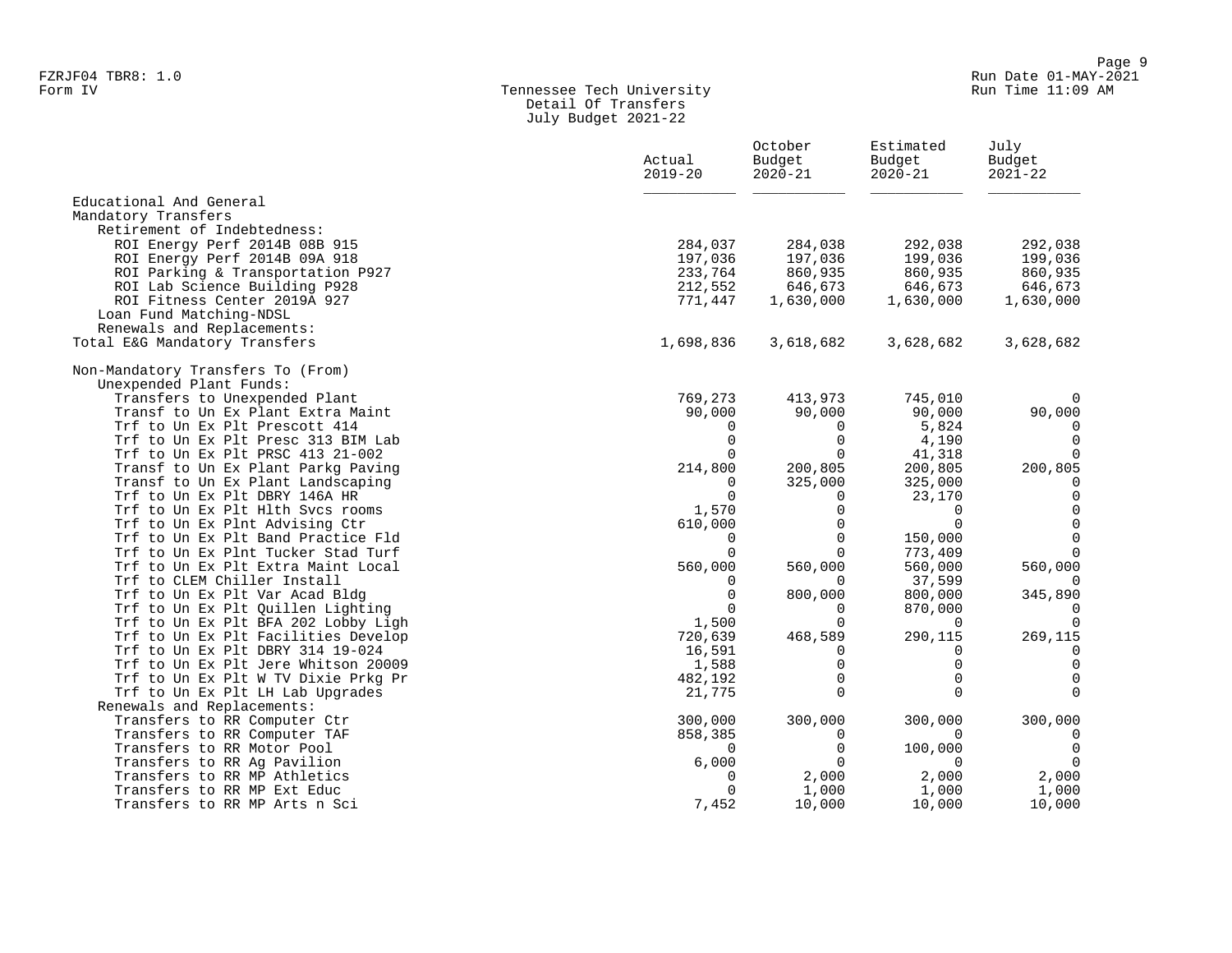FZRJF04 TBR8: 1.0
Form IV

Tennessee Tech University
Detail Of Transfers
July Budget 2021-22

Run Date 01-MAY-2021
Run Time 11:09 AM

| | Actual 2019-20 | October Budget 2020-21 | Estimated Budget 2020-21 | July Budget 2021-22 |
|---|---|---|---|---|
| Educational And General | | | | |
| Mandatory Transfers | | | | |
| Retirement of Indebtedness: | | | | |
| ROI Energy Perf 2014B 08B 915 | 284,037 | 284,038 | 292,038 | 292,038 |
| ROI Energy Perf 2014B 09A 918 | 197,036 | 197,036 | 199,036 | 199,036 |
| ROI Parking & Transportation P927 | 233,764 | 860,935 | 860,935 | 860,935 |
| ROI Lab Science Building P928 | 212,552 | 646,673 | 646,673 | 646,673 |
| ROI Fitness Center 2019A 927 | 771,447 | 1,630,000 | 1,630,000 | 1,630,000 |
| Loan Fund Matching-NDSL | | | | |
| Renewals and Replacements: | | | | |
| Total E&G Mandatory Transfers | 1,698,836 | 3,618,682 | 3,628,682 | 3,628,682 |
| | | | | |
| Non-Mandatory Transfers To (From) | | | | |
| Unexpended Plant Funds: | | | | |
| Transfers to Unexpended Plant | 769,273 | 413,973 | 745,010 | 0 |
| Transf to Un Ex Plant Extra Maint | 90,000 | 90,000 | 90,000 | 90,000 |
| Trf to Un Ex Plt Prescott 414 | 0 | 0 | 5,824 | 0 |
| Trf to Un Ex Plt Presc 313 BIM Lab | 0 | 0 | 4,190 | 0 |
| Trf to Un Ex Plt PRSC 413 21-002 | 0 | 0 | 41,318 | 0 |
| Transf to Un Ex Plant Parkg Paving | 214,800 | 200,805 | 200,805 | 200,805 |
| Transf to Un Ex Plant Landscaping | 0 | 325,000 | 325,000 | 0 |
| Trf to Un Ex Plt DBRY 146A HR | 0 | 0 | 23,170 | 0 |
| Trf to Un Ex Plt Hlth Svcs rooms | 1,570 | 0 | 0 | 0 |
| Trf to Un Ex Plnt Advising Ctr | 610,000 | 0 | 0 | 0 |
| Trf to Un Ex Plt Band Practice Fld | 0 | 0 | 150,000 | 0 |
| Trf to Un Ex Plnt Tucker Stad Turf | 0 | 0 | 773,409 | 0 |
| Trf to Un Ex Plt Extra Maint Local | 560,000 | 560,000 | 560,000 | 560,000 |
| Trf to CLEM Chiller Install | 0 | 0 | 37,599 | 0 |
| Trf to Un Ex Plt Var Acad Bldg | 0 | 800,000 | 800,000 | 345,890 |
| Trf to Un Ex Plt Quillen Lighting | 0 | 0 | 870,000 | 0 |
| Trf to Un Ex Plt BFA 202 Lobby Ligh | 1,500 | 0 | 0 | 0 |
| Trf to Un Ex Plt Facilities Develop | 720,639 | 468,589 | 290,115 | 269,115 |
| Trf to Un Ex Plt DBRY 314 19-024 | 16,591 | 0 | 0 | 0 |
| Trf to Un Ex Plt Jere Whitson 20009 | 1,588 | 0 | 0 | 0 |
| Trf to Un Ex Plt W TV Dixie Prkg Pr | 482,192 | 0 | 0 | 0 |
| Trf to Un Ex Plt LH Lab Upgrades | 21,775 | 0 | 0 | 0 |
| Renewals and Replacements: | | | | |
| Transfers to RR Computer Ctr | 300,000 | 300,000 | 300,000 | 300,000 |
| Transfers to RR Computer TAF | 858,385 | 0 | 0 | 0 |
| Transfers to RR Motor Pool | 0 | 0 | 100,000 | 0 |
| Transfers to RR Ag Pavilion | 6,000 | 0 | 0 | 0 |
| Transfers to RR MP Athletics | 0 | 2,000 | 2,000 | 2,000 |
| Transfers to RR MP Ext Educ | 0 | 1,000 | 1,000 | 1,000 |
| Transfers to RR MP Arts n Sci | 7,452 | 10,000 | 10,000 | 10,000 |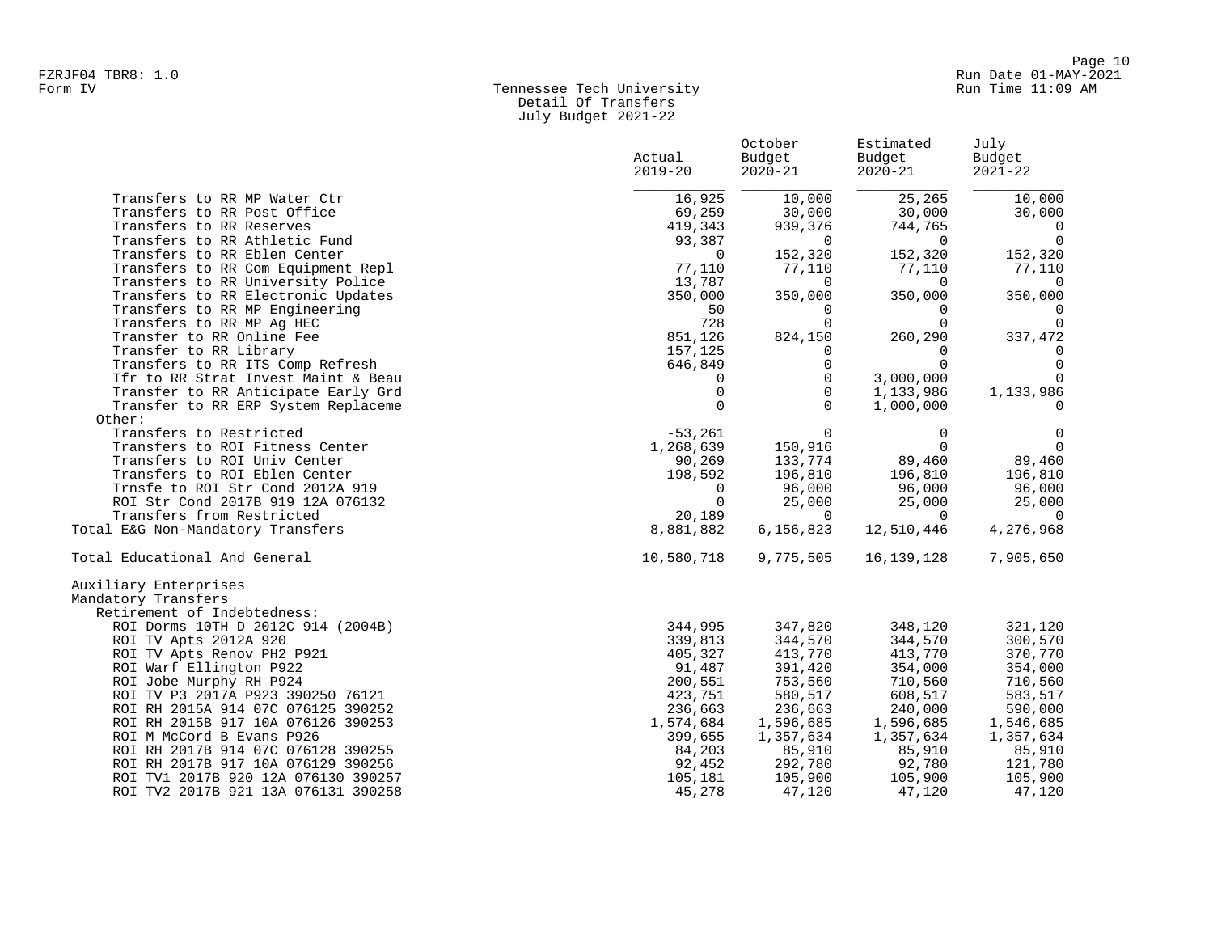Form IV

Tennessee Tech University
Detail Of Transfers
July Budget 2021-22

| | Actual 2019-20 | October Budget 2020-21 | Estimated Budget 2020-21 | July Budget 2021-22 |
|---|---|---|---|---|
| Transfers to RR MP Water Ctr | 16,925 | 10,000 | 25,265 | 10,000 |
| Transfers to RR Post Office | 69,259 | 30,000 | 30,000 | 30,000 |
| Transfers to RR Reserves | 419,343 | 939,376 | 744,765 | 0 |
| Transfers to RR Athletic Fund | 93,387 | 0 | 0 | 0 |
| Transfers to RR Eblen Center | 0 | 152,320 | 152,320 | 152,320 |
| Transfers to RR Com Equipment Repl | 77,110 | 77,110 | 77,110 | 77,110 |
| Transfers to RR University Police | 13,787 | 0 | 0 | 0 |
| Transfers to RR Electronic Updates | 350,000 | 350,000 | 350,000 | 350,000 |
| Transfers to RR MP Engineering | 50 | 0 | 0 | 0 |
| Transfers to RR MP Ag HEC | 728 | 0 | 0 | 0 |
| Transfer to RR Online Fee | 851,126 | 824,150 | 260,290 | 337,472 |
| Transfer to RR Library | 157,125 | 0 | 0 | 0 |
| Transfers to RR ITS Comp Refresh | 646,849 | 0 | 0 | 0 |
| Tfr to RR Strat Invest Maint & Beau | 0 | 0 | 3,000,000 | 0 |
| Transfer to RR Anticipate Early Grd | 0 | 0 | 1,133,986 | 1,133,986 |
| Transfer to RR ERP System Replaceme | 0 | 0 | 1,000,000 | 0 |
| Other: | | | | |
| Transfers to Restricted | -53,261 | 0 | 0 | 0 |
| Transfers to ROI Fitness Center | 1,268,639 | 150,916 | 0 | 0 |
| Transfers to ROI Univ Center | 90,269 | 133,774 | 89,460 | 89,460 |
| Transfers to ROI Eblen Center | 198,592 | 196,810 | 196,810 | 196,810 |
| Trnsfe to ROI Str Cond 2012A 919 | 0 | 96,000 | 96,000 | 96,000 |
| ROI Str Cond 2017B 919 12A 076132 | 0 | 25,000 | 25,000 | 25,000 |
| Transfers from Restricted | 20,189 | 0 | 0 | 0 |
| Total E&G Non-Mandatory Transfers | 8,881,882 | 6,156,823 | 12,510,446 | 4,276,968 |
| Total Educational And General | 10,580,718 | 9,775,505 | 16,139,128 | 7,905,650 |
| Auxiliary Enterprises | | | | |
| Mandatory Transfers | | | | |
| Retirement of Indebtedness: | | | | |
| ROI Dorms 10TH D 2012C 914 (2004B) | 344,995 | 347,820 | 348,120 | 321,120 |
| ROI TV Apts 2012A 920 | 339,813 | 344,570 | 344,570 | 300,570 |
| ROI TV Apts Renov PH2 P921 | 405,327 | 413,770 | 413,770 | 370,770 |
| ROI Warf Ellington P922 | 91,487 | 391,420 | 354,000 | 354,000 |
| ROI Jobe Murphy RH P924 | 200,551 | 753,560 | 710,560 | 710,560 |
| ROI TV P3 2017A P923 390250 76121 | 423,751 | 580,517 | 608,517 | 583,517 |
| ROI RH 2015A 914 07C 076125 390252 | 236,663 | 236,663 | 240,000 | 590,000 |
| ROI RH 2015B 917 10A 076126 390253 | 1,574,684 | 1,596,685 | 1,596,685 | 1,546,685 |
| ROI M McCord B Evans P926 | 399,655 | 1,357,634 | 1,357,634 | 1,357,634 |
| ROI RH 2017B 914 07C 076128 390255 | 84,203 | 85,910 | 85,910 | 85,910 |
| ROI RH 2017B 917 10A 076129 390256 | 92,452 | 292,780 | 92,780 | 121,780 |
| ROI TV1 2017B 920 12A 076130 390257 | 105,181 | 105,900 | 105,900 | 105,900 |
| ROI TV2 2017B 921 13A 076131 390258 | 45,278 | 47,120 | 47,120 | 47,120 |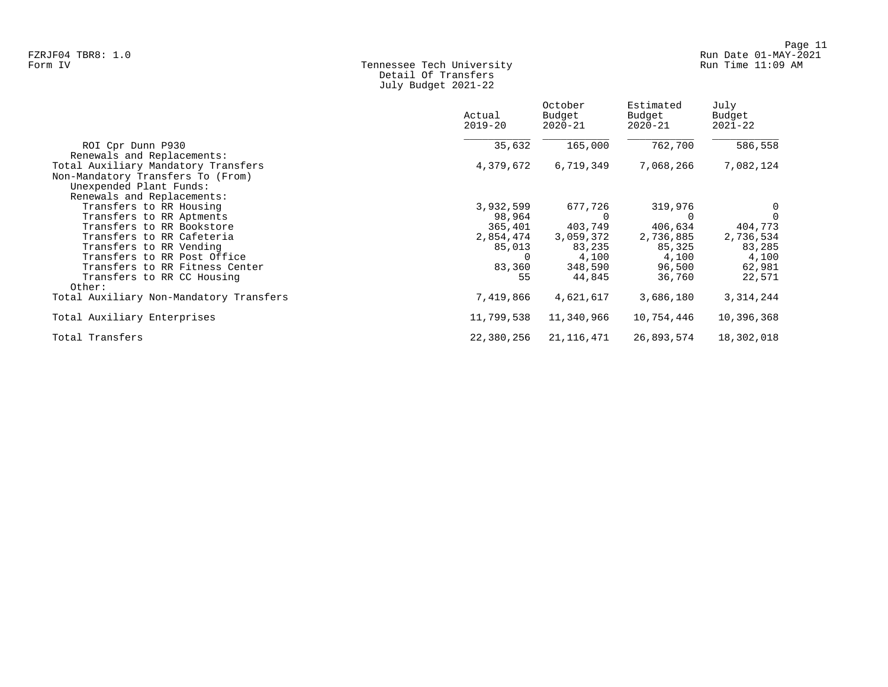FZRJF04 TBR8: 1.0
Form IV

Tennessee Tech University
Detail Of Transfers
July Budget 2021-22

Run Date 01-MAY-2021
Run Time 11:09 AM

| | Actual 2019-20 | October Budget 2020-21 | Estimated Budget 2020-21 | July Budget 2021-22 |
|---|---|---|---|---|
| ROI Cpr Dunn P930 | 35,632 | 165,000 | 762,700 | 586,558 |
| Renewals and Replacements: | | | | |
| Total Auxiliary Mandatory Transfers | 4,379,672 | 6,719,349 | 7,068,266 | 7,082,124 |
| Non-Mandatory Transfers To (From) | | | | |
| Unexpended Plant Funds: | | | | |
| Renewals and Replacements: | | | | |
| Transfers to RR Housing | 3,932,599 | 677,726 | 319,976 | 0 |
| Transfers to RR Aptments | 98,964 | 0 | 0 | 0 |
| Transfers to RR Bookstore | 365,401 | 403,749 | 406,634 | 404,773 |
| Transfers to RR Cafeteria | 2,854,474 | 3,059,372 | 2,736,885 | 2,736,534 |
| Transfers to RR Vending | 85,013 | 83,235 | 85,325 | 83,285 |
| Transfers to RR Post Office | 0 | 4,100 | 4,100 | 4,100 |
| Transfers to RR Fitness Center | 83,360 | 348,590 | 96,500 | 62,981 |
| Transfers to RR CC Housing | 55 | 44,845 | 36,760 | 22,571 |
| Other: | | | | |
| Total Auxiliary Non-Mandatory Transfers | 7,419,866 | 4,621,617 | 3,686,180 | 3,314,244 |
| Total Auxiliary Enterprises | 11,799,538 | 11,340,966 | 10,754,446 | 10,396,368 |
| Total Transfers | 22,380,256 | 21,116,471 | 26,893,574 | 18,302,018 |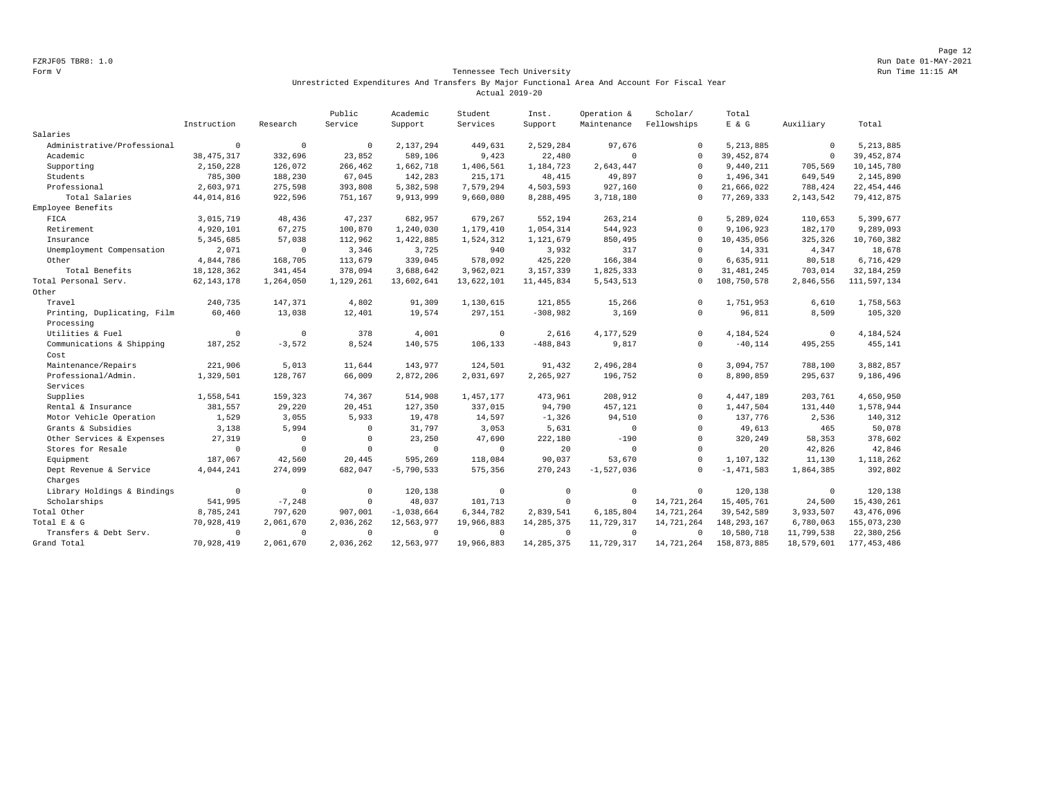FZRJF05 TBR8: 1.0

Form V

Run Date 01-MAY-2021

Run Time 11:15 AM

## Tennessee Tech University

### Unrestricted Expenditures And Transfers By Major Functional Area And Account For Fiscal Year

### Actual 2019-20

| | Instruction | Research | Public Service | Academic Support | Student Services | Inst. Support | Operation & Maintenance | Scholar/ Fellowships | Total E & G | Auxiliary | Total |
|---|---|---|---|---|---|---|---|---|---|---|---|
| Salaries | | | | | | | | | | | |
| Administrative/Professional | 0 | 0 | 0 | 2,137,294 | 449,631 | 2,529,284 | 97,676 | 0 | 5,213,885 | 0 | 5,213,885 |
| Academic | 38,475,317 | 332,696 | 23,852 | 589,106 | 9,423 | 22,480 | 0 | 0 | 39,452,874 | 0 | 39,452,874 |
| Supporting | 2,150,228 | 126,072 | 266,462 | 1,662,718 | 1,406,561 | 1,184,723 | 2,643,447 | 0 | 9,440,211 | 705,569 | 10,145,780 |
| Students | 785,300 | 188,230 | 67,045 | 142,283 | 215,171 | 48,415 | 49,897 | 0 | 1,496,341 | 649,549 | 2,145,890 |
| Professional | 2,603,971 | 275,598 | 393,808 | 5,382,598 | 7,579,294 | 4,503,593 | 927,160 | 0 | 21,666,022 | 788,424 | 22,454,446 |
| Total Salaries | 44,014,816 | 922,596 | 751,167 | 9,913,999 | 9,660,080 | 8,288,495 | 3,718,180 | 0 | 77,269,333 | 2,143,542 | 79,412,875 |
| Employee Benefits | | | | | | | | | | | |
| FICA | 3,015,719 | 48,436 | 47,237 | 682,957 | 679,267 | 552,194 | 263,214 | 0 | 5,289,024 | 110,653 | 5,399,677 |
| Retirement | 4,920,101 | 67,275 | 100,870 | 1,240,030 | 1,179,410 | 1,054,314 | 544,923 | 0 | 9,106,923 | 182,170 | 9,289,093 |
| Insurance | 5,345,685 | 57,038 | 112,962 | 1,422,885 | 1,524,312 | 1,121,679 | 850,495 | 0 | 10,435,056 | 325,326 | 10,760,382 |
| Unemployment Compensation | 2,071 | 0 | 3,346 | 3,725 | 940 | 3,932 | 317 | 0 | 14,331 | 4,347 | 18,678 |
| Other | 4,844,786 | 168,705 | 113,679 | 339,045 | 578,092 | 425,220 | 166,384 | 0 | 6,635,911 | 80,518 | 6,716,429 |
| Total Benefits | 18,128,362 | 341,454 | 378,094 | 3,688,642 | 3,962,021 | 3,157,339 | 1,825,333 | 0 | 31,481,245 | 703,014 | 32,184,259 |
| Total Personal Serv. | 62,143,178 | 1,264,050 | 1,129,261 | 13,602,641 | 13,622,101 | 11,445,834 | 5,543,513 | 0 | 108,750,578 | 2,846,556 | 111,597,134 |
| Other | | | | | | | | | | | |
| Travel | 240,735 | 147,371 | 4,802 | 91,309 | 1,130,615 | 121,855 | 15,266 | 0 | 1,751,953 | 6,610 | 1,758,563 |
| Printing, Duplicating, Film Processing | 60,460 | 13,038 | 12,401 | 19,574 | 297,151 | -308,982 | 3,169 | 0 | 96,811 | 8,509 | 105,320 |
| Utilities & Fuel | 0 | 0 | 378 | 4,001 | 0 | 2,616 | 4,177,529 | 0 | 4,184,524 | 0 | 4,184,524 |
| Communications & Shipping Cost | 187,252 | -3,572 | 8,524 | 140,575 | 106,133 | -488,843 | 9,817 | 0 | -40,114 | 495,255 | 455,141 |
| Maintenance/Repairs | 221,906 | 5,013 | 11,644 | 143,977 | 124,501 | 91,432 | 2,496,284 | 0 | 3,094,757 | 788,100 | 3,882,857 |
| Professional/Admin. Services | 1,329,501 | 128,767 | 66,009 | 2,872,206 | 2,031,697 | 2,265,927 | 196,752 | 0 | 8,890,859 | 295,637 | 9,186,496 |
| Supplies | 1,558,541 | 159,323 | 74,367 | 514,908 | 1,457,177 | 473,961 | 208,912 | 0 | 4,447,189 | 203,761 | 4,650,950 |
| Rental & Insurance | 381,557 | 29,220 | 20,451 | 127,350 | 337,015 | 94,790 | 457,121 | 0 | 1,447,504 | 131,440 | 1,578,944 |
| Motor Vehicle Operation | 1,529 | 3,055 | 5,933 | 19,478 | 14,597 | -1,326 | 94,510 | 0 | 137,776 | 2,536 | 140,312 |
| Grants & Subsidies | 3,138 | 5,994 | 0 | 31,797 | 3,053 | 5,631 | 0 | 0 | 49,613 | 465 | 50,078 |
| Other Services & Expenses | 27,319 | 0 | 0 | 23,250 | 47,690 | 222,180 | -190 | 0 | 320,249 | 58,353 | 378,602 |
| Stores for Resale | 0 | 0 | 0 | 0 | 0 | 20 | 0 | 0 | 20 | 42,826 | 42,846 |
| Equipment | 187,067 | 42,560 | 20,445 | 595,269 | 118,084 | 90,037 | 53,670 | 0 | 1,107,132 | 11,130 | 1,118,262 |
| Dept Revenue & Service Charges | 4,044,241 | 274,099 | 682,047 | -5,790,533 | 575,356 | 270,243 | -1,527,036 | 0 | -1,471,583 | 1,864,385 | 392,802 |
| Library Holdings & Bindings | 0 | 0 | 0 | 120,138 | 0 | 0 | 0 | 0 | 120,138 | 0 | 120,138 |
| Scholarships | 541,995 | -7,248 | 0 | 48,037 | 101,713 | 0 | 0 | 14,721,264 | 15,405,761 | 24,500 | 15,430,261 |
| Total Other | 8,785,241 | 797,620 | 907,001 | -1,038,664 | 6,344,782 | 2,839,541 | 6,185,804 | 14,721,264 | 39,542,589 | 3,933,507 | 43,476,096 |
| Total E & G | 70,928,419 | 2,061,670 | 2,036,262 | 12,563,977 | 19,966,883 | 14,285,375 | 11,729,317 | 14,721,264 | 148,293,167 | 6,780,063 | 155,073,230 |
| Transfers & Debt Serv. | 0 | 0 | 0 | 0 | 0 | 0 | 0 | 0 | 10,580,718 | 11,799,538 | 22,380,256 |
| Grand Total | 70,928,419 | 2,061,670 | 2,036,262 | 12,563,977 | 19,966,883 | 14,285,375 | 11,729,317 | 14,721,264 | 158,873,885 | 18,579,601 | 177,453,486 |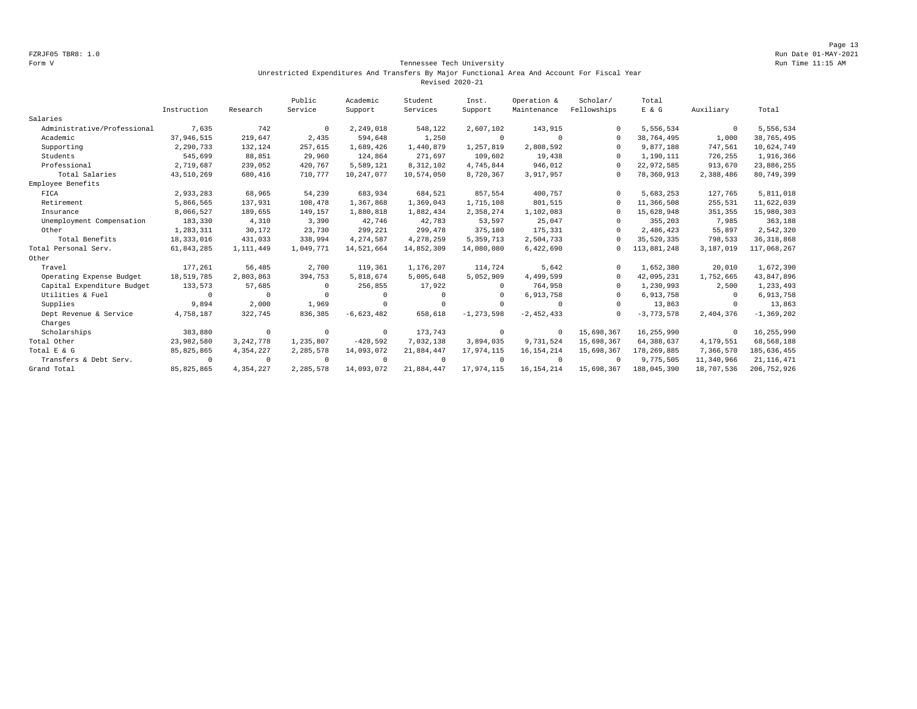FZRJF05 TBR8: 1.0

Form V

Run Date 01-MAY-2021

Run Time 11:15 AM

## Tennessee Tech University

### Unrestricted Expenditures And Transfers By Major Functional Area And Account For Fiscal Year

### Revised 2020-21

| | Instruction | Research | Public Service | Academic Support | Student Services | Inst. Support | Operation & Maintenance | Scholar/ Fellowships | Total E & G | Auxiliary | Total |
|---|---|---|---|---|---|---|---|---|---|---|---|
| Salaries | | | | | | | | | | | |
| Administrative/Professional | 7,635 | 742 | 0 | 2,249,018 | 548,122 | 2,607,102 | 143,915 | 0 | 5,556,534 | 0 | 5,556,534 |
| Academic | 37,946,515 | 219,647 | 2,435 | 594,648 | 1,250 | 0 | 0 | 0 | 38,764,495 | 1,000 | 38,765,495 |
| Supporting | 2,290,733 | 132,124 | 257,615 | 1,689,426 | 1,440,879 | 1,257,819 | 2,808,592 | 0 | 9,877,188 | 747,561 | 10,624,749 |
| Students | 545,699 | 88,851 | 29,960 | 124,864 | 271,697 | 109,602 | 19,438 | 0 | 1,190,111 | 726,255 | 1,916,366 |
| Professional | 2,719,687 | 239,052 | 420,767 | 5,589,121 | 8,312,102 | 4,745,844 | 946,012 | 0 | 22,972,585 | 913,670 | 23,886,255 |
| Total Salaries | 43,510,269 | 680,416 | 710,777 | 10,247,077 | 10,574,050 | 8,720,367 | 3,917,957 | 0 | 78,360,913 | 2,388,486 | 80,749,399 |
| Employee Benefits | | | | | | | | | | | |
| FICA | 2,933,283 | 68,965 | 54,239 | 683,934 | 684,521 | 857,554 | 400,757 | 0 | 5,683,253 | 127,765 | 5,811,018 |
| Retirement | 5,866,565 | 137,931 | 108,478 | 1,367,868 | 1,369,043 | 1,715,108 | 801,515 | 0 | 11,366,508 | 255,531 | 11,622,039 |
| Insurance | 8,066,527 | 189,655 | 149,157 | 1,880,818 | 1,882,434 | 2,358,274 | 1,102,083 | 0 | 15,628,948 | 351,355 | 15,980,303 |
| Unemployment Compensation | 183,330 | 4,310 | 3,390 | 42,746 | 42,783 | 53,597 | 25,047 | 0 | 355,203 | 7,985 | 363,188 |
| Other | 1,283,311 | 30,172 | 23,730 | 299,221 | 299,478 | 375,180 | 175,331 | 0 | 2,486,423 | 55,897 | 2,542,320 |
| Total Benefits | 18,333,016 | 431,033 | 338,994 | 4,274,587 | 4,278,259 | 5,359,713 | 2,504,733 | 0 | 35,520,335 | 798,533 | 36,318,868 |
| Total Personal Serv. | 61,843,285 | 1,111,449 | 1,049,771 | 14,521,664 | 14,852,309 | 14,080,080 | 6,422,690 | 0 | 113,881,248 | 3,187,019 | 117,068,267 |
| Other | | | | | | | | | | | |
| Travel | 177,261 | 56,485 | 2,700 | 119,361 | 1,176,207 | 114,724 | 5,642 | 0 | 1,652,380 | 20,010 | 1,672,390 |
| Operating Expense Budget | 18,519,785 | 2,803,863 | 394,753 | 5,818,674 | 5,005,648 | 5,052,909 | 4,499,599 | 0 | 42,095,231 | 1,752,665 | 43,847,896 |
| Capital Expenditure Budget | 133,573 | 57,685 | 0 | 256,855 | 17,922 | 0 | 764,958 | 0 | 1,230,993 | 2,500 | 1,233,493 |
| Utilities & Fuel | 0 | 0 | 0 | 0 | 0 | 0 | 6,913,758 | 0 | 6,913,758 | 0 | 6,913,758 |
| Supplies | 9,894 | 2,000 | 1,969 | 0 | 0 | 0 | 0 | 0 | 13,863 | 0 | 13,863 |
| Dept Revenue & Service Charges | 4,758,187 | 322,745 | 836,385 | -6,623,482 | 658,618 | -1,273,598 | -2,452,433 | 0 | -3,773,578 | 2,404,376 | -1,369,202 |
| Scholarships | 383,880 | 0 | 0 | 0 | 173,743 | 0 | 0 | 15,698,367 | 16,255,990 | 0 | 16,255,990 |
| Total Other | 23,982,580 | 3,242,778 | 1,235,807 | -428,592 | 7,032,138 | 3,894,035 | 9,731,524 | 15,698,367 | 64,388,637 | 4,179,551 | 68,568,188 |
| Total E & G | 85,825,865 | 4,354,227 | 2,285,578 | 14,093,072 | 21,884,447 | 17,974,115 | 16,154,214 | 15,698,367 | 178,269,885 | 7,366,570 | 185,636,455 |
| Transfers & Debt Serv. | 0 | 0 | 0 | 0 | 0 | 0 | 0 | 0 | 9,775,505 | 11,340,966 | 21,116,471 |
| Grand Total | 85,825,865 | 4,354,227 | 2,285,578 | 14,093,072 | 21,884,447 | 17,974,115 | 16,154,214 | 15,698,367 | 188,045,390 | 18,707,536 | 206,752,926 |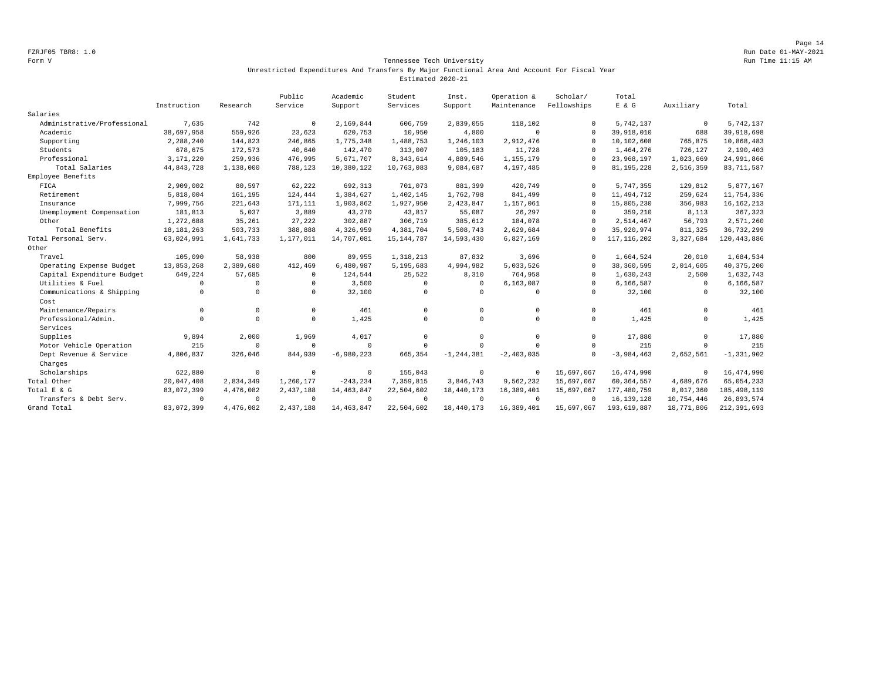FZRJF05 TBR8: 1.0
Form V

Tennessee Tech University
Unrestricted Expenditures And Transfers By Major Functional Area And Account For Fiscal Year
Estimated 2020-21

Run Date 01-MAY-2021
Run Time 11:15 AM

| | Instruction | Research | Public Service | Academic Support | Student Services | Inst. Support | Operation & Maintenance | Scholar/ Fellowships | Total E & G | Auxiliary | Total |
|---|---|---|---|---|---|---|---|---|---|---|---|
| Salaries | | | | | | | | | | | |
| Administrative/Professional | 7,635 | 742 | 0 | 2,169,844 | 606,759 | 2,839,055 | 118,102 | 0 | 5,742,137 | 0 | 5,742,137 |
| Academic | 38,697,958 | 559,926 | 23,623 | 620,753 | 10,950 | 4,800 | 0 | 0 | 39,918,010 | 688 | 39,918,698 |
| Supporting | 2,288,240 | 144,823 | 246,865 | 1,775,348 | 1,488,753 | 1,246,103 | 2,912,476 | 0 | 10,102,608 | 765,875 | 10,868,483 |
| Students | 678,675 | 172,573 | 40,640 | 142,470 | 313,007 | 105,183 | 11,728 | 0 | 1,464,276 | 726,127 | 2,190,403 |
| Professional | 3,171,220 | 259,936 | 476,995 | 5,671,707 | 8,343,614 | 4,889,546 | 1,155,179 | 0 | 23,968,197 | 1,023,669 | 24,991,866 |
| Total Salaries | 44,843,728 | 1,138,000 | 788,123 | 10,380,122 | 10,763,083 | 9,084,687 | 4,197,485 | 0 | 81,195,228 | 2,516,359 | 83,711,587 |
| Employee Benefits | | | | | | | | | | | |
| FICA | 2,909,002 | 80,597 | 62,222 | 692,313 | 701,073 | 881,399 | 420,749 | 0 | 5,747,355 | 129,812 | 5,877,167 |
| Retirement | 5,818,004 | 161,195 | 124,444 | 1,384,627 | 1,402,145 | 1,762,798 | 841,499 | 0 | 11,494,712 | 259,624 | 11,754,336 |
| Insurance | 7,999,756 | 221,643 | 171,111 | 1,903,862 | 1,927,950 | 2,423,847 | 1,157,061 | 0 | 15,805,230 | 356,983 | 16,162,213 |
| Unemployment Compensation | 181,813 | 5,037 | 3,889 | 43,270 | 43,817 | 55,087 | 26,297 | 0 | 359,210 | 8,113 | 367,323 |
| Other | 1,272,688 | 35,261 | 27,222 | 302,887 | 306,719 | 385,612 | 184,078 | 0 | 2,514,467 | 56,793 | 2,571,260 |
| Total Benefits | 18,181,263 | 503,733 | 388,888 | 4,326,959 | 4,381,704 | 5,508,743 | 2,629,684 | 0 | 35,920,974 | 811,325 | 36,732,299 |
| Total Personal Serv. | 63,024,991 | 1,641,733 | 1,177,011 | 14,707,081 | 15,144,787 | 14,593,430 | 6,827,169 | 0 | 117,116,202 | 3,327,684 | 120,443,886 |
| Other | | | | | | | | | | | |
| Travel | 105,090 | 58,938 | 800 | 89,955 | 1,318,213 | 87,832 | 3,696 | 0 | 1,664,524 | 20,010 | 1,684,534 |
| Operating Expense Budget | 13,853,268 | 2,389,680 | 412,469 | 6,480,987 | 5,195,683 | 4,994,982 | 5,033,526 | 0 | 38,360,595 | 2,014,605 | 40,375,200 |
| Capital Expenditure Budget | 649,224 | 57,685 | 0 | 124,544 | 25,522 | 8,310 | 764,958 | 0 | 1,630,243 | 2,500 | 1,632,743 |
| Utilities & Fuel | 0 | 0 | 0 | 3,500 | 0 | 0 | 6,163,087 | 0 | 6,166,587 | 0 | 6,166,587 |
| Communications & Shipping Cost | 0 | 0 | 0 | 32,100 | 0 | 0 | 0 | 0 | 32,100 | 0 | 32,100 |
| Maintenance/Repairs | 0 | 0 | 0 | 461 | 0 | 0 | 0 | 0 | 461 | 0 | 461 |
| Professional/Admin. Services | 0 | 0 | 0 | 1,425 | 0 | 0 | 0 | 0 | 1,425 | 0 | 1,425 |
| Supplies | 9,894 | 2,000 | 1,969 | 4,017 | 0 | 0 | 0 | 0 | 17,880 | 0 | 17,880 |
| Motor Vehicle Operation | 215 | 0 | 0 | 0 | 0 | 0 | 0 | 0 | 215 | 0 | 215 |
| Dept Revenue & Service Charges | 4,806,837 | 326,046 | 844,939 | -6,980,223 | 665,354 | -1,244,381 | -2,403,035 | 0 | -3,984,463 | 2,652,561 | -1,331,902 |
| Scholarships | 622,880 | 0 | 0 | 0 | 155,043 | 0 | 0 | 15,697,067 | 16,474,990 | 0 | 16,474,990 |
| Total Other | 20,047,408 | 2,834,349 | 1,260,177 | -243,234 | 7,359,815 | 3,846,743 | 9,562,232 | 15,697,067 | 60,364,557 | 4,689,676 | 65,054,233 |
| Total E & G | 83,072,399 | 4,476,082 | 2,437,188 | 14,463,847 | 22,504,602 | 18,440,173 | 16,389,401 | 15,697,067 | 177,480,759 | 8,017,360 | 185,498,119 |
| Transfers & Debt Serv. | 0 | 0 | 0 | 0 | 0 | 0 | 0 | 0 | 16,139,128 | 10,754,446 | 26,893,574 |
| Grand Total | 83,072,399 | 4,476,082 | 2,437,188 | 14,463,847 | 22,504,602 | 18,440,173 | 16,389,401 | 15,697,067 | 193,619,887 | 18,771,806 | 212,391,693 |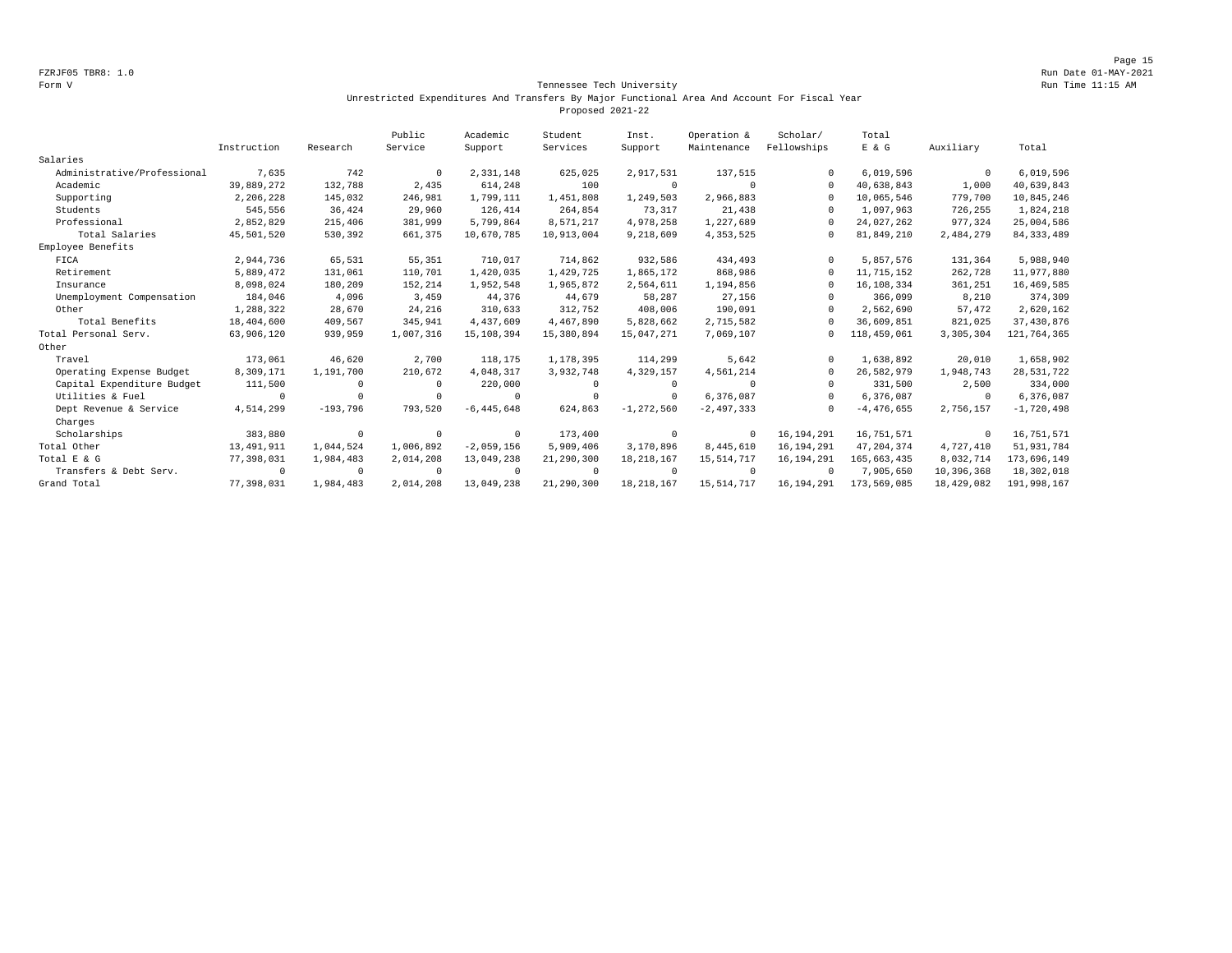FZRJF05 TBR8: 1.0

Form V

Run Date 01-MAY-2021

Run Time 11:15 AM

# Tennessee Tech University

## Unrestricted Expenditures And Transfers By Major Functional Area And Account For Fiscal Year

### Proposed 2021-22

| | Instruction | Research | Public Service | Academic Support | Student Services | Inst. Support | Operation & Maintenance | Scholar/ Fellowships | Total E & G | Auxiliary | Total |
|---|---|---|---|---|---|---|---|---|---|---|---|
| Salaries | | | | | | | | | | | |
| Administrative/Professional | 7,635 | 742 | 0 | 2,331,148 | 625,025 | 2,917,531 | 137,515 | 0 | 6,019,596 | 0 | 6,019,596 |
| Academic | 39,889,272 | 132,788 | 2,435 | 614,248 | 100 | 0 | 0 | 0 | 40,638,843 | 1,000 | 40,639,843 |
| Supporting | 2,206,228 | 145,032 | 246,981 | 1,799,111 | 1,451,808 | 1,249,503 | 2,966,883 | 0 | 10,065,546 | 779,700 | 10,845,246 |
| Students | 545,556 | 36,424 | 29,960 | 126,414 | 264,854 | 73,317 | 21,438 | 0 | 1,097,963 | 726,255 | 1,824,218 |
| Professional | 2,852,829 | 215,406 | 381,999 | 5,799,864 | 8,571,217 | 4,978,258 | 1,227,689 | 0 | 24,027,262 | 977,324 | 25,004,586 |
| Total Salaries | 45,501,520 | 530,392 | 661,375 | 10,670,785 | 10,913,004 | 9,218,609 | 4,353,525 | 0 | 81,849,210 | 2,484,279 | 84,333,489 |
| Employee Benefits | | | | | | | | | | | |
| FICA | 2,944,736 | 65,531 | 55,351 | 710,017 | 714,862 | 932,586 | 434,493 | 0 | 5,857,576 | 131,364 | 5,988,940 |
| Retirement | 5,889,472 | 131,061 | 110,701 | 1,420,035 | 1,429,725 | 1,865,172 | 868,986 | 0 | 11,715,152 | 262,728 | 11,977,880 |
| Insurance | 8,098,024 | 180,209 | 152,214 | 1,952,548 | 1,965,872 | 2,564,611 | 1,194,856 | 0 | 16,108,334 | 361,251 | 16,469,585 |
| Unemployment Compensation | 184,046 | 4,096 | 3,459 | 44,376 | 44,679 | 58,287 | 27,156 | 0 | 366,099 | 8,210 | 374,309 |
| Other | 1,288,322 | 28,670 | 24,216 | 310,633 | 312,752 | 408,006 | 190,091 | 0 | 2,562,690 | 57,472 | 2,620,162 |
| Total Benefits | 18,404,600 | 409,567 | 345,941 | 4,437,609 | 4,467,890 | 5,828,662 | 2,715,582 | 0 | 36,609,851 | 821,025 | 37,430,876 |
| Total Personal Serv. | 63,906,120 | 939,959 | 1,007,316 | 15,108,394 | 15,380,894 | 15,047,271 | 7,069,107 | 0 | 118,459,061 | 3,305,304 | 121,764,365 |
| Other | | | | | | | | | | | |
| Travel | 173,061 | 46,620 | 2,700 | 118,175 | 1,178,395 | 114,299 | 5,642 | 0 | 1,638,892 | 20,010 | 1,658,902 |
| Operating Expense Budget | 8,309,171 | 1,191,700 | 210,672 | 4,048,317 | 3,932,748 | 4,329,157 | 4,561,214 | 0 | 26,582,979 | 1,948,743 | 28,531,722 |
| Capital Expenditure Budget | 111,500 | 0 | 0 | 220,000 | 0 | 0 | 0 | 0 | 331,500 | 2,500 | 334,000 |
| Utilities & Fuel | 0 | 0 | 0 | 0 | 0 | 0 | 6,376,087 | 0 | 6,376,087 | 0 | 6,376,087 |
| Dept Revenue & Service Charges | 4,514,299 | -193,796 | 793,520 | -6,445,648 | 624,863 | -1,272,560 | -2,497,333 | 0 | -4,476,655 | 2,756,157 | -1,720,498 |
| Scholarships | 383,880 | 0 | 0 | 0 | 173,400 | 0 | 0 | 16,194,291 | 16,751,571 | 0 | 16,751,571 |
| Total Other | 13,491,911 | 1,044,524 | 1,006,892 | -2,059,156 | 5,909,406 | 3,170,896 | 8,445,610 | 16,194,291 | 47,204,374 | 4,727,410 | 51,931,784 |
| Total E & G | 77,398,031 | 1,984,483 | 2,014,208 | 13,049,238 | 21,290,300 | 18,218,167 | 15,514,717 | 16,194,291 | 165,663,435 | 8,032,714 | 173,696,149 |
| Transfers & Debt Serv. | 0 | 0 | 0 | 0 | 0 | 0 | 0 | 0 | 7,905,650 | 10,396,368 | 18,302,018 |
| Grand Total | 77,398,031 | 1,984,483 | 2,014,208 | 13,049,238 | 21,290,300 | 18,218,167 | 15,514,717 | 16,194,291 | 173,569,085 | 18,429,082 | 191,998,167 |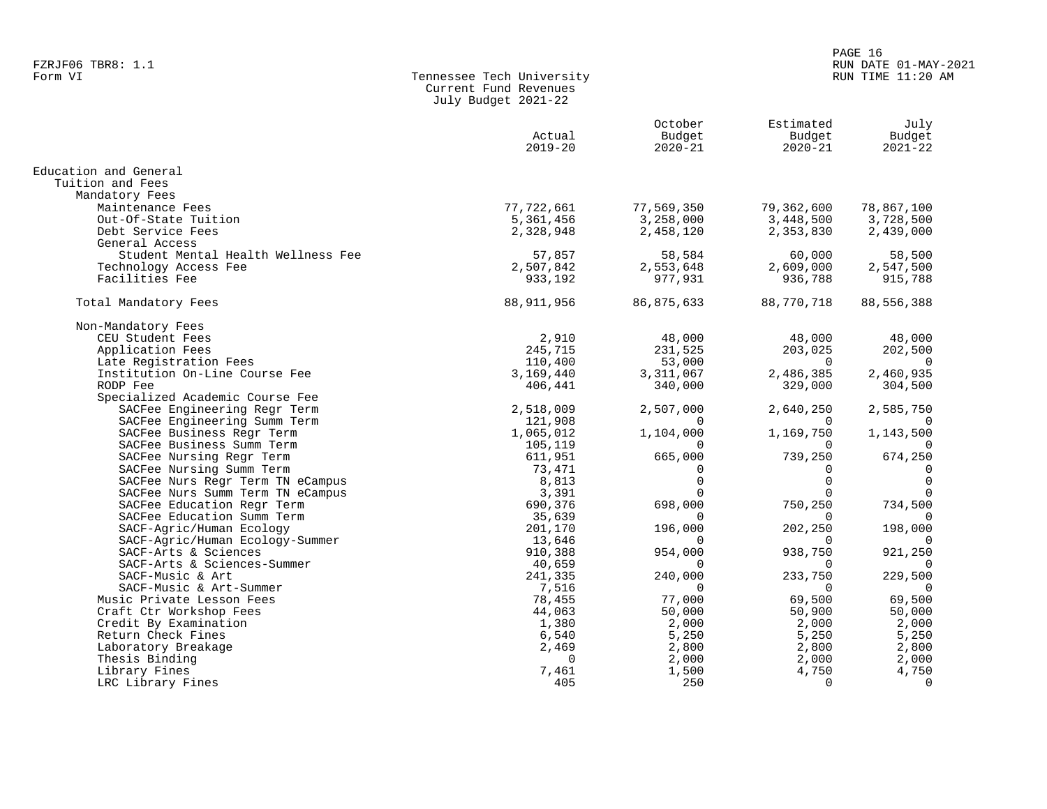FZRJF06 TBR8: 1.1
Form VI

# Tennessee Tech University
## Current Fund Revenues
### July Budget 2021-22

| | Actual 2019-20 | October Budget 2020-21 | Estimated Budget 2020-21 | July Budget 2021-22 |
|---|---|---|---|---|
| Education and General | | | | |
| Tuition and Fees | | | | |
| Mandatory Fees | | | | |
| Maintenance Fees | 77,722,661 | 77,569,350 | 79,362,600 | 78,867,100 |
| Out-Of-State Tuition | 5,361,456 | 3,258,000 | 3,448,500 | 3,728,500 |
| Debt Service Fees | 2,328,948 | 2,458,120 | 2,353,830 | 2,439,000 |
| General Access | | | | |
| Student Mental Health Wellness Fee | 57,857 | 58,584 | 60,000 | 58,500 |
| Technology Access Fee | 2,507,842 | 2,553,648 | 2,609,000 | 2,547,500 |
| Facilities Fee | 933,192 | 977,931 | 936,788 | 915,788 |
| Total Mandatory Fees | 88,911,956 | 86,875,633 | 88,770,718 | 88,556,388 |
| Non-Mandatory Fees | | | | |
| CEU Student Fees | 2,910 | 48,000 | 48,000 | 48,000 |
| Application Fees | 245,715 | 231,525 | 203,025 | 202,500 |
| Late Registration Fees | 110,400 | 53,000 | 0 | 0 |
| Institution On-Line Course Fee | 3,169,440 | 3,311,067 | 2,486,385 | 2,460,935 |
| RODP Fee | 406,441 | 340,000 | 329,000 | 304,500 |
| Specialized Academic Course Fee | | | | |
| SACFee Engineering Regr Term | 2,518,009 | 2,507,000 | 2,640,250 | 2,585,750 |
| SACFee Engineering Summ Term | 121,908 | 0 | 0 | 0 |
| SACFee Business Regr Term | 1,065,012 | 1,104,000 | 1,169,750 | 1,143,500 |
| SACFee Business Summ Term | 105,119 | 0 | 0 | 0 |
| SACFee Nursing Regr Term | 611,951 | 665,000 | 739,250 | 674,250 |
| SACFee Nursing Summ Term | 73,471 | 0 | 0 | 0 |
| SACFee Nurs Regr Term TN eCampus | 8,813 | 0 | 0 | 0 |
| SACFee Nurs Summ Term TN eCampus | 3,391 | 0 | 0 | 0 |
| SACFee Education Regr Term | 690,376 | 698,000 | 750,250 | 734,500 |
| SACFee Education Summ Term | 35,639 | 0 | 0 | 0 |
| SACF-Agric/Human Ecology | 201,170 | 196,000 | 202,250 | 198,000 |
| SACF-Agric/Human Ecology-Summer | 13,646 | 0 | 0 | 0 |
| SACF-Arts & Sciences | 910,388 | 954,000 | 938,750 | 921,250 |
| SACF-Arts & Sciences-Summer | 40,659 | 0 | 0 | 0 |
| SACF-Music & Art | 241,335 | 240,000 | 233,750 | 229,500 |
| SACF-Music & Art-Summer | 7,516 | 0 | 0 | 0 |
| Music Private Lesson Fees | 78,455 | 77,000 | 69,500 | 69,500 |
| Craft Ctr Workshop Fees | 44,063 | 50,000 | 50,900 | 50,000 |
| Credit By Examination | 1,380 | 2,000 | 2,000 | 2,000 |
| Return Check Fines | 6,540 | 5,250 | 5,250 | 5,250 |
| Laboratory Breakage | 2,469 | 2,800 | 2,800 | 2,800 |
| Thesis Binding | 0 | 2,000 | 2,000 | 2,000 |
| Library Fines | 7,461 | 1,500 | 4,750 | 4,750 |
| LRC Library Fines | 405 | 250 | 0 | 0 |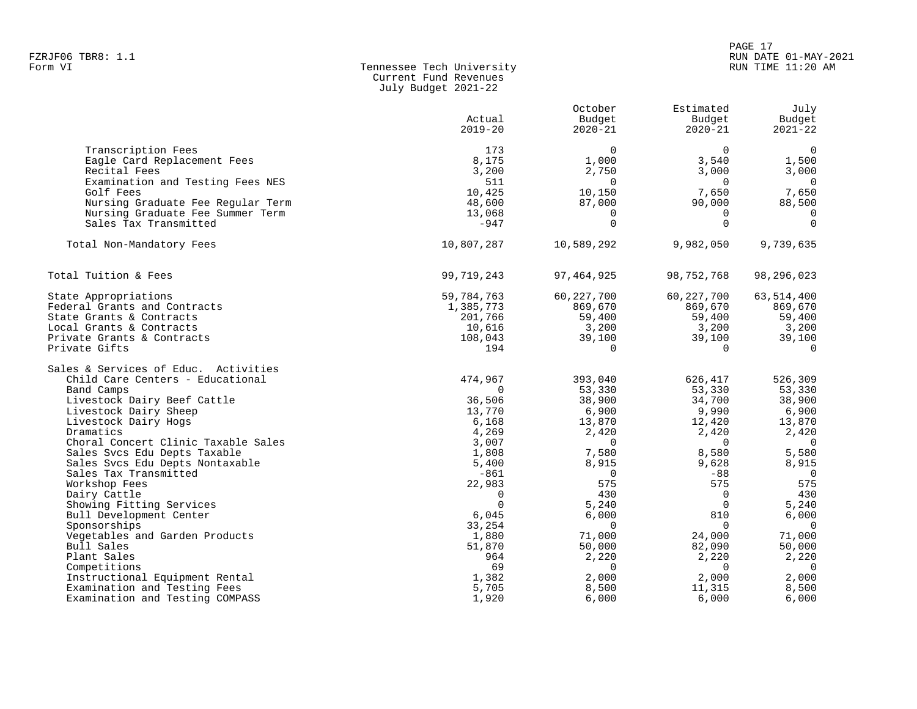Tennessee Tech University
Current Fund Revenues
July Budget 2021-22

| | Actual 2019-20 | October Budget 2020-21 | Estimated Budget 2020-21 | July Budget 2021-22 |
|---|---|---|---|---|
| Transcription Fees | 173 | 0 | 0 | 0 |
| Eagle Card Replacement Fees | 8,175 | 1,000 | 3,540 | 1,500 |
| Recital Fees | 3,200 | 2,750 | 3,000 | 3,000 |
| Examination and Testing Fees NES | 511 | 0 | 0 | 0 |
| Golf Fees | 10,425 | 10,150 | 7,650 | 7,650 |
| Nursing Graduate Fee Regular Term | 48,600 | 87,000 | 90,000 | 88,500 |
| Nursing Graduate Fee Summer Term | 13,068 | 0 | 0 | 0 |
| Sales Tax Transmitted | -947 | 0 | 0 | 0 |
| Total Non-Mandatory Fees | 10,807,287 | 10,589,292 | 9,982,050 | 9,739,635 |
| Total Tuition & Fees | 99,719,243 | 97,464,925 | 98,752,768 | 98,296,023 |
| State Appropriations | 59,784,763 | 60,227,700 | 60,227,700 | 63,514,400 |
| Federal Grants and Contracts | 1,385,773 | 869,670 | 869,670 | 869,670 |
| State Grants & Contracts | 201,766 | 59,400 | 59,400 | 59,400 |
| Local Grants & Contracts | 10,616 | 3,200 | 3,200 | 3,200 |
| Private Grants & Contracts | 108,043 | 39,100 | 39,100 | 39,100 |
| Private Gifts | 194 | 0 | 0 | 0 |
| Sales & Services of Educ. Activities | | | | |
| Child Care Centers - Educational | 474,967 | 393,040 | 626,417 | 526,309 |
| Band Camps | 0 | 53,330 | 53,330 | 53,330 |
| Livestock Dairy Beef Cattle | 36,506 | 38,900 | 34,700 | 38,900 |
| Livestock Dairy Sheep | 13,770 | 6,900 | 9,990 | 6,900 |
| Livestock Dairy Hogs | 6,168 | 13,870 | 12,420 | 13,870 |
| Dramatics | 4,269 | 2,420 | 2,420 | 2,420 |
| Choral Concert Clinic Taxable Sales | 3,007 | 0 | 0 | 0 |
| Sales Svcs Edu Depts Taxable | 1,808 | 7,580 | 8,580 | 5,580 |
| Sales Svcs Edu Depts Nontaxable | 5,400 | 8,915 | 9,628 | 8,915 |
| Sales Tax Transmitted | -861 | 0 | -88 | 0 |
| Workshop Fees | 22,983 | 575 | 575 | 575 |
| Dairy Cattle | 0 | 430 | 0 | 430 |
| Showing Fitting Services | 0 | 5,240 | 0 | 5,240 |
| Bull Development Center | 6,045 | 6,000 | 810 | 6,000 |
| Sponsorships | 33,254 | 0 | 0 | 0 |
| Vegetables and Garden Products | 1,880 | 71,000 | 24,000 | 71,000 |
| Bull Sales | 51,870 | 50,000 | 82,090 | 50,000 |
| Plant Sales | 964 | 2,220 | 2,220 | 2,220 |
| Competitions | 69 | 0 | 0 | 0 |
| Instructional Equipment Rental | 1,382 | 2,000 | 2,000 | 2,000 |
| Examination and Testing Fees | 5,705 | 8,500 | 11,315 | 8,500 |
| Examination and Testing COMPASS | 1,920 | 6,000 | 6,000 | 6,000 |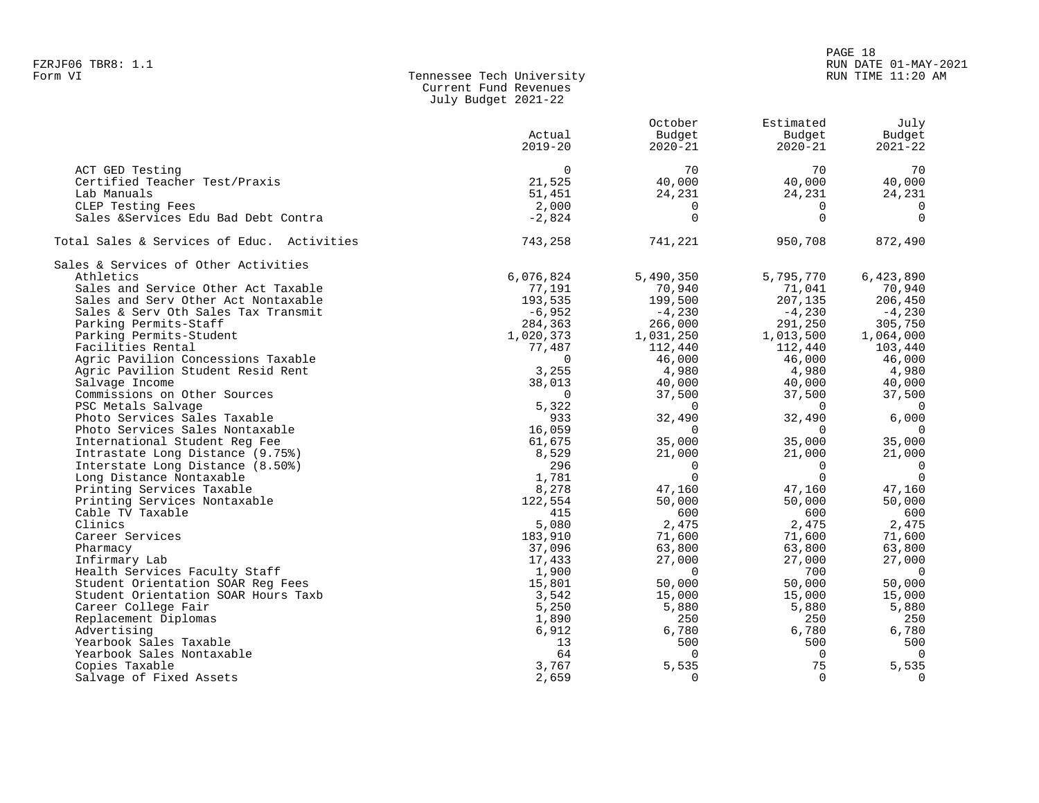Tennessee Tech University
Current Fund Revenues
July Budget 2021-22

| | Actual 2019-20 | October Budget 2020-21 | Estimated Budget 2020-21 | July Budget 2021-22 |
|---|---|---|---|---|
| ACT GED Testing | 0 | 70 | 70 | 70 |
| Certified Teacher Test/Praxis | 21,525 | 40,000 | 40,000 | 40,000 |
| Lab Manuals | 51,451 | 24,231 | 24,231 | 24,231 |
| CLEP Testing Fees | 2,000 | 0 | 0 | 0 |
| Sales &Services Edu Bad Debt Contra | -2,824 | 0 | 0 | 0 |
| Total Sales & Services of Educ. Activities | 743,258 | 741,221 | 950,708 | 872,490 |
| Sales & Services of Other Activities | | | | |
| Athletics | 6,076,824 | 5,490,350 | 5,795,770 | 6,423,890 |
| Sales and Service Other Act Taxable | 77,191 | 70,940 | 71,041 | 70,940 |
| Sales and Serv Other Act Nontaxable | 193,535 | 199,500 | 207,135 | 206,450 |
| Sales & Serv Oth Sales Tax Transmit | -6,952 | -4,230 | -4,230 | -4,230 |
| Parking Permits-Staff | 284,363 | 266,000 | 291,250 | 305,750 |
| Parking Permits-Student | 1,020,373 | 1,031,250 | 1,013,500 | 1,064,000 |
| Facilities Rental | 77,487 | 112,440 | 112,440 | 103,440 |
| Agric Pavilion Concessions Taxable | 0 | 46,000 | 46,000 | 46,000 |
| Agric Pavilion Student Resid Rent | 3,255 | 4,980 | 4,980 | 4,980 |
| Salvage Income | 38,013 | 40,000 | 40,000 | 40,000 |
| Commissions on Other Sources | 0 | 37,500 | 37,500 | 37,500 |
| PSC Metals Salvage | 5,322 | 0 | 0 | 0 |
| Photo Services Sales Taxable | 933 | 32,490 | 32,490 | 6,000 |
| Photo Services Sales Nontaxable | 16,059 | 0 | 0 | 0 |
| International Student Reg Fee | 61,675 | 35,000 | 35,000 | 35,000 |
| Intrastate Long Distance (9.75%) | 8,529 | 21,000 | 21,000 | 21,000 |
| Interstate Long Distance (8.50%) | 296 | 0 | 0 | 0 |
| Long Distance Nontaxable | 1,781 | 0 | 0 | 0 |
| Printing Services Taxable | 8,278 | 47,160 | 47,160 | 47,160 |
| Printing Services Nontaxable | 122,554 | 50,000 | 50,000 | 50,000 |
| Cable TV Taxable | 415 | 600 | 600 | 600 |
| Clinics | 5,080 | 2,475 | 2,475 | 2,475 |
| Career Services | 183,910 | 71,600 | 71,600 | 71,600 |
| Pharmacy | 37,096 | 63,800 | 63,800 | 63,800 |
| Infirmary Lab | 17,433 | 27,000 | 27,000 | 27,000 |
| Health Services Faculty Staff | 1,900 | 0 | 700 | 0 |
| Student Orientation SOAR Reg Fees | 15,801 | 50,000 | 50,000 | 50,000 |
| Student Orientation SOAR Hours Taxb | 3,542 | 15,000 | 15,000 | 15,000 |
| Career College Fair | 5,250 | 5,880 | 5,880 | 5,880 |
| Replacement Diplomas | 1,890 | 250 | 250 | 250 |
| Advertising | 6,912 | 6,780 | 6,780 | 6,780 |
| Yearbook Sales Taxable | 13 | 500 | 500 | 500 |
| Yearbook Sales Nontaxable | 64 | 0 | 0 | 0 |
| Copies Taxable | 3,767 | 5,535 | 75 | 5,535 |
| Salvage of Fixed Assets | 2,659 | 0 | 0 | 0 |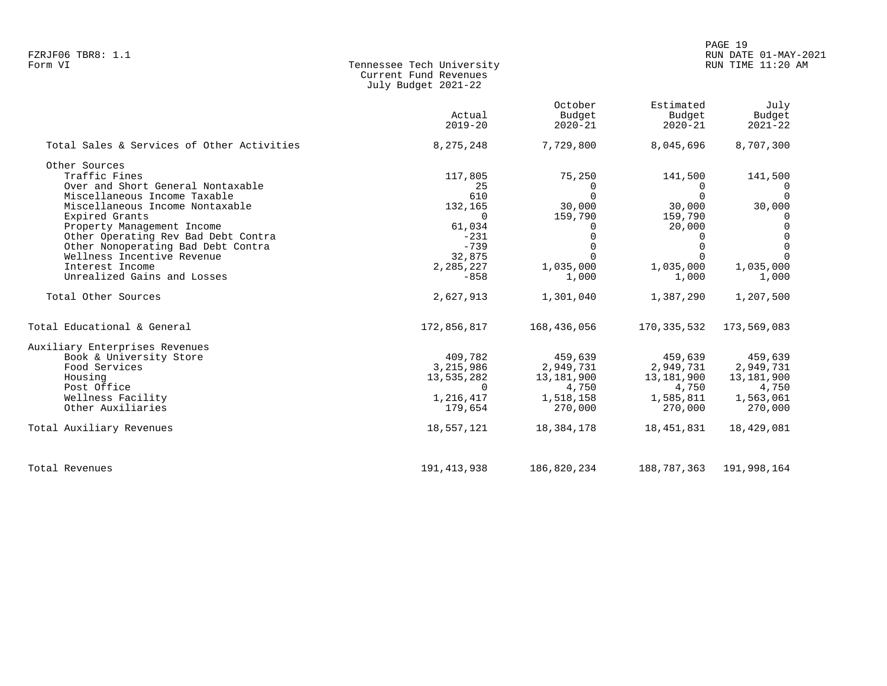FZRJF06 TBR8: 1.1
Form VI

Tennessee Tech University
Current Fund Revenues
July Budget 2021-22

RUN DATE 01-MAY-2021
RUN TIME 11:20 AM

| | Actual 2019-20 | October Budget 2020-21 | Estimated Budget 2020-21 | July Budget 2021-22 |
|---|---|---|---|---|
| Total Sales & Services of Other Activities | 8,275,248 | 7,729,800 | 8,045,696 | 8,707,300 |
| Other Sources | | | | |
| Traffic Fines | 117,805 | 75,250 | 141,500 | 141,500 |
| Over and Short General Nontaxable | 25 | 0 | 0 | 0 |
| Miscellaneous Income Taxable | 610 | 0 | 0 | 0 |
| Miscellaneous Income Nontaxable | 132,165 | 30,000 | 30,000 | 30,000 |
| Expired Grants | 0 | 159,790 | 159,790 | 0 |
| Property Management Income | 61,034 | 0 | 20,000 | 0 |
| Other Operating Rev Bad Debt Contra | -231 | 0 | 0 | 0 |
| Other Nonoperating Bad Debt Contra | -739 | 0 | 0 | 0 |
| Wellness Incentive Revenue | 32,875 | 0 | 0 | 0 |
| Interest Income | 2,285,227 | 1,035,000 | 1,035,000 | 1,035,000 |
| Unrealized Gains and Losses | -858 | 1,000 | 1,000 | 1,000 |
| Total Other Sources | 2,627,913 | 1,301,040 | 1,387,290 | 1,207,500 |
| Total Educational & General | 172,856,817 | 168,436,056 | 170,335,532 | 173,569,083 |
| Auxiliary Enterprises Revenues | | | | |
| Book & University Store | 409,782 | 459,639 | 459,639 | 459,639 |
| Food Services | 3,215,986 | 2,949,731 | 2,949,731 | 2,949,731 |
| Housing | 13,535,282 | 13,181,900 | 13,181,900 | 13,181,900 |
| Post Office | 0 | 4,750 | 4,750 | 4,750 |
| Wellness Facility | 1,216,417 | 1,518,158 | 1,585,811 | 1,563,061 |
| Other Auxiliaries | 179,654 | 270,000 | 270,000 | 270,000 |
| Total Auxiliary Revenues | 18,557,121 | 18,384,178 | 18,451,831 | 18,429,081 |
| Total Revenues | 191,413,938 | 186,820,234 | 188,787,363 | 191,998,164 |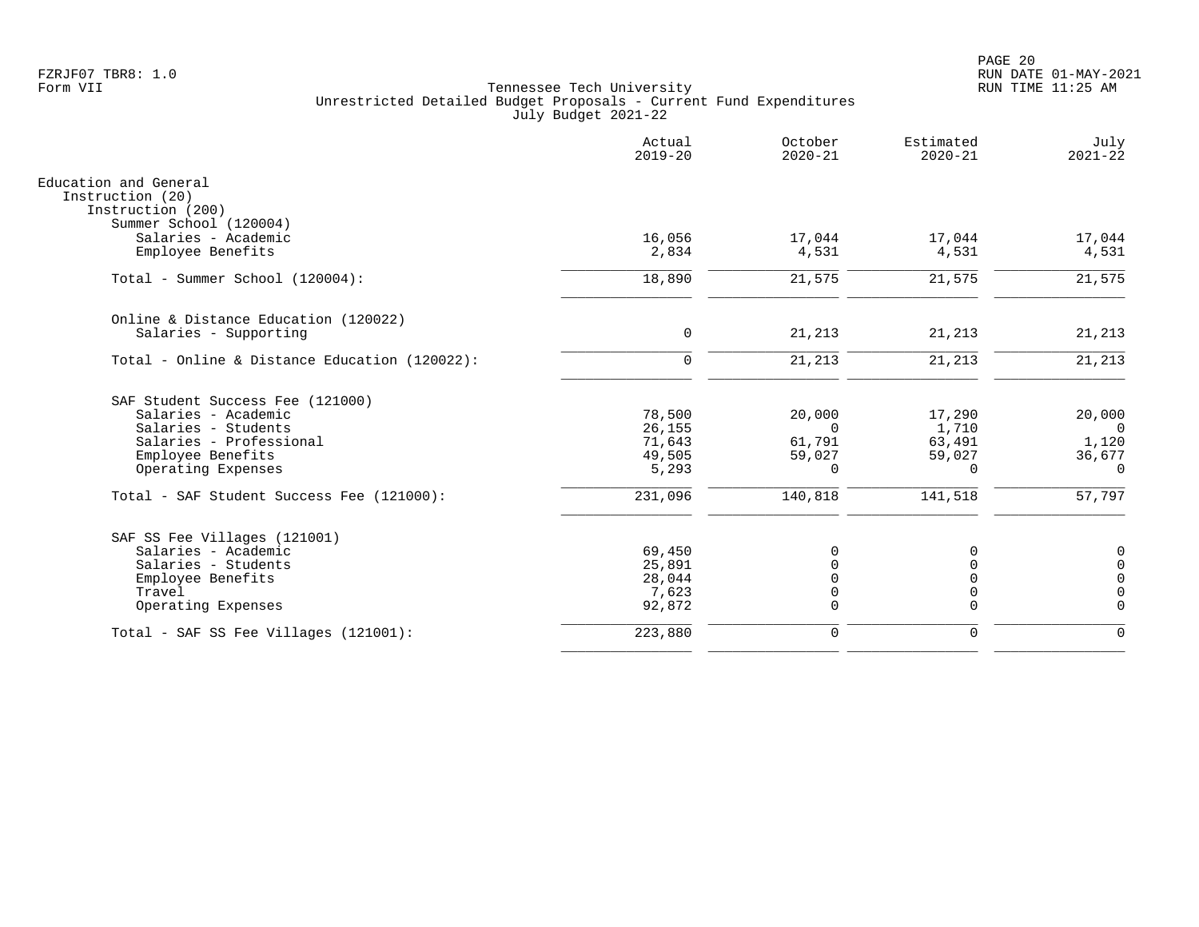FZRJF07 TBR8: 1.0
Form VII

# Tennessee Tech University
## Unrestricted Detailed Budget Proposals - Current Fund Expenditures
### July Budget 2021-22

| | Actual 2019-20 | October 2020-21 | Estimated 2020-21 | July 2021-22 |
|---|---|---|---|---|
| **Education and General** | | | | |
| Instruction (20) | | | | |
| Instruction (200) | | | | |
| Summer School (120004) | | | | |
| Salaries - Academic | 16,056 | 17,044 | 17,044 | 17,044 |
| Employee Benefits | 2,834 | 4,531 | 4,531 | 4,531 |
| Total - Summer School (120004): | 18,890 | 21,575 | 21,575 | 21,575 |
| Online & Distance Education (120022) | | | | |
| Salaries - Supporting | 0 | 21,213 | 21,213 | 21,213 |
| Total - Online & Distance Education (120022): | 0 | 21,213 | 21,213 | 21,213 |
| SAF Student Success Fee (121000) | | | | |
| Salaries - Academic | 78,500 | 20,000 | 17,290 | 20,000 |
| Salaries - Students | 26,155 | 0 | 1,710 | 0 |
| Salaries - Professional | 71,643 | 61,791 | 63,491 | 1,120 |
| Employee Benefits | 49,505 | 59,027 | 59,027 | 36,677 |
| Operating Expenses | 5,293 | 0 | 0 | 0 |
| Total - SAF Student Success Fee (121000): | 231,096 | 140,818 | 141,518 | 57,797 |
| SAF SS Fee Villages (121001) | | | | |
| Salaries - Academic | 69,450 | 0 | 0 | 0 |
| Salaries - Students | 25,891 | 0 | 0 | 0 |
| Employee Benefits | 28,044 | 0 | 0 | 0 |
| Travel | 7,623 | 0 | 0 | 0 |
| Operating Expenses | 92,872 | 0 | 0 | 0 |
| Total - SAF SS Fee Villages (121001): | 223,880 | 0 | 0 | 0 |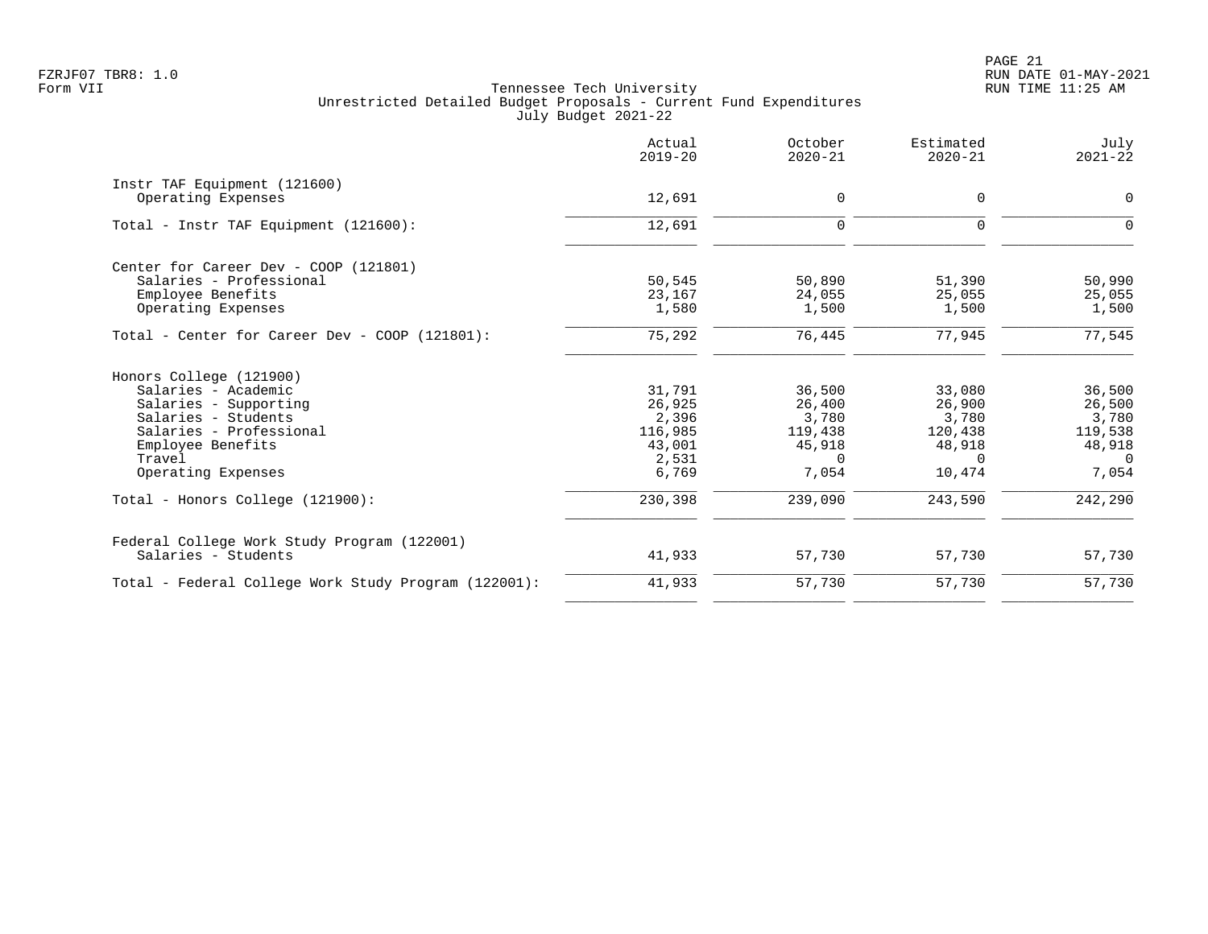FZRJF07 TBR8: 1.0
Form VII

Tennessee Tech University
Unrestricted Detailed Budget Proposals - Current Fund Expenditures
July Budget 2021-22

RUN DATE 01-MAY-2021
RUN TIME 11:25 AM

| | Actual 2019-20 | October 2020-21 | Estimated 2020-21 | July 2021-22 |
|---|---|---|---|---|
| **Instr TAF Equipment (121600)** | | | | |
| Operating Expenses | 12,691 | 0 | 0 | 0 |
| Total - Instr TAF Equipment (121600): | 12,691 | 0 | 0 | 0 |
| **Center for Career Dev - COOP (121801)** | | | | |
| Salaries - Professional | 50,545 | 50,890 | 51,390 | 50,990 |
| Employee Benefits | 23,167 | 24,055 | 25,055 | 25,055 |
| Operating Expenses | 1,580 | 1,500 | 1,500 | 1,500 |
| Total - Center for Career Dev - COOP (121801): | 75,292 | 76,445 | 77,945 | 77,545 |
| **Honors College (121900)** | | | | |
| Salaries - Academic | 31,791 | 36,500 | 33,080 | 36,500 |
| Salaries - Supporting | 26,925 | 26,400 | 26,900 | 26,500 |
| Salaries - Students | 2,396 | 3,780 | 3,780 | 3,780 |
| Salaries - Professional | 116,985 | 119,438 | 120,438 | 119,538 |
| Employee Benefits | 43,001 | 45,918 | 48,918 | 48,918 |
| Travel | 2,531 | 0 | 0 | 0 |
| Operating Expenses | 6,769 | 7,054 | 10,474 | 7,054 |
| Total - Honors College (121900): | 230,398 | 239,090 | 243,590 | 242,290 |
| **Federal College Work Study Program (122001)** | | | | |
| Salaries - Students | 41,933 | 57,730 | 57,730 | 57,730 |
| Total - Federal College Work Study Program (122001): | 41,933 | 57,730 | 57,730 | 57,730 |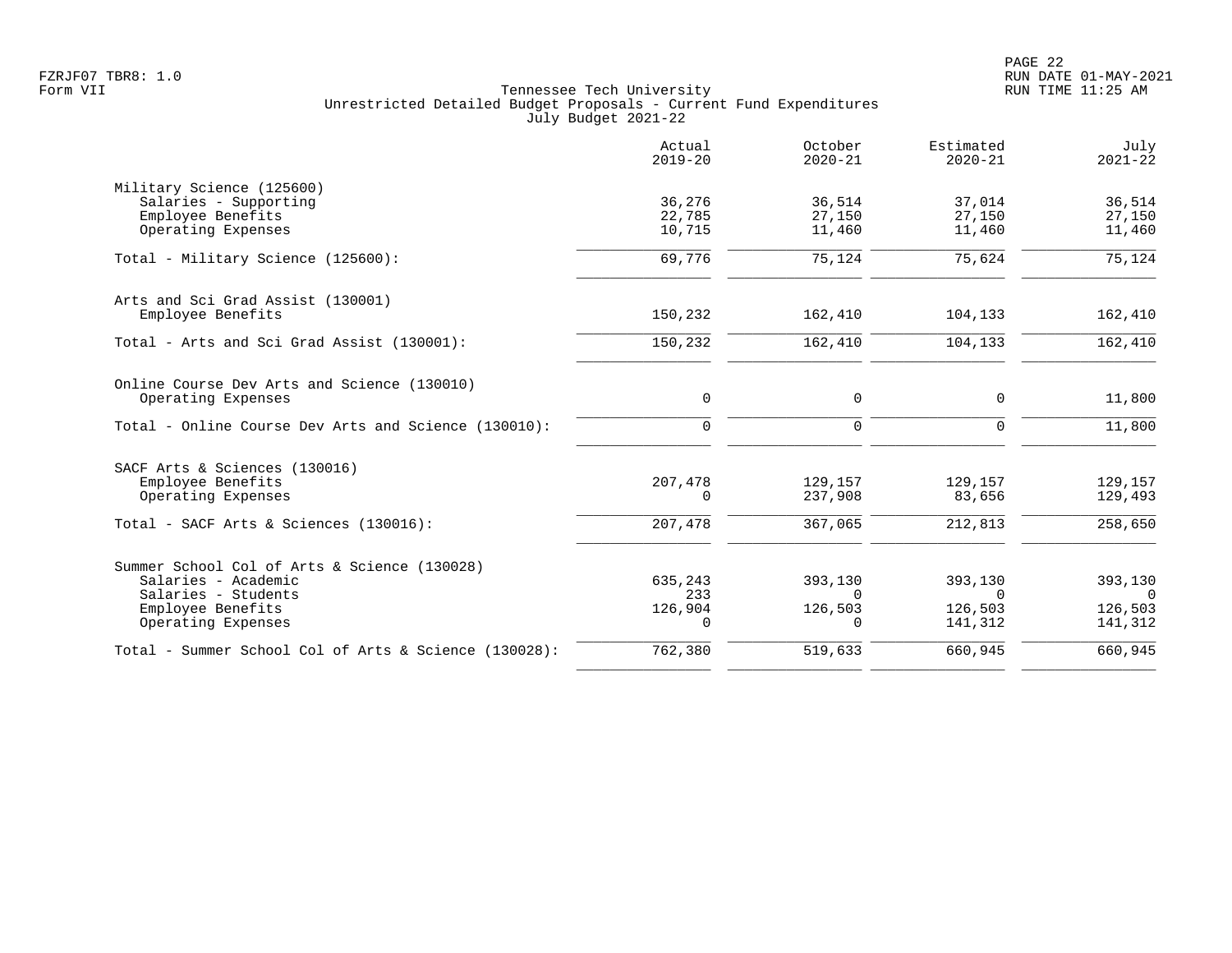Tennessee Tech University
Unrestricted Detailed Budget Proposals - Current Fund Expenditures
July Budget 2021-22

| | Actual 2019-20 | October 2020-21 | Estimated 2020-21 | July 2021-22 |
|---|---|---|---|---|
| **Military Science (125600)** | | | | |
| Salaries - Supporting | 36,276 | 36,514 | 37,014 | 36,514 |
| Employee Benefits | 22,785 | 27,150 | 27,150 | 27,150 |
| Operating Expenses | 10,715 | 11,460 | 11,460 | 11,460 |
| Total - Military Science (125600): | 69,776 | 75,124 | 75,624 | 75,124 |
| **Arts and Sci Grad Assist (130001)** | | | | |
| Employee Benefits | 150,232 | 162,410 | 104,133 | 162,410 |
| Total - Arts and Sci Grad Assist (130001): | 150,232 | 162,410 | 104,133 | 162,410 |
| **Online Course Dev Arts and Science (130010)** | | | | |
| Operating Expenses | 0 | 0 | 0 | 11,800 |
| Total - Online Course Dev Arts and Science (130010): | 0 | 0 | 0 | 11,800 |
| **SACF Arts & Sciences (130016)** | | | | |
| Employee Benefits | 207,478 | 129,157 | 129,157 | 129,157 |
| Operating Expenses | 0 | 237,908 | 83,656 | 129,493 |
| Total - SACF Arts & Sciences (130016): | 207,478 | 367,065 | 212,813 | 258,650 |
| **Summer School Col of Arts & Science (130028)** | | | | |
| Salaries - Academic | 635,243 | 393,130 | 393,130 | 393,130 |
| Salaries - Students | 233 | 0 | 0 | 0 |
| Employee Benefits | 126,904 | 126,503 | 126,503 | 126,503 |
| Operating Expenses | 0 | 0 | 141,312 | 141,312 |
| Total - Summer School Col of Arts & Science (130028): | 762,380 | 519,633 | 660,945 | 660,945 |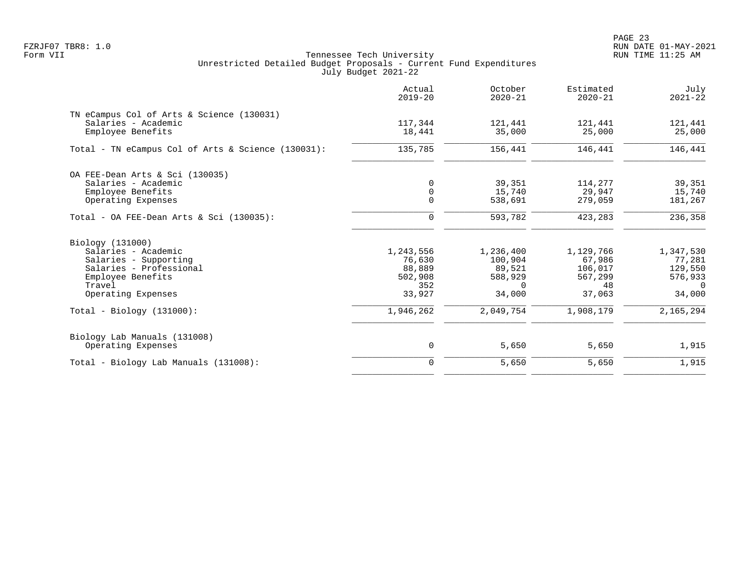FZRJF07 TBR8: 1.0
Form VII

Tennessee Tech University
Unrestricted Detailed Budget Proposals - Current Fund Expenditures
July Budget 2021-22

| | Actual 2019-20 | October 2020-21 | Estimated 2020-21 | July 2021-22 |
|---|---|---|---|---|
| **TN eCampus Col of Arts & Science (130031)** | | | | |
| Salaries - Academic | 117,344 | 121,441 | 121,441 | 121,441 |
| Employee Benefits | 18,441 | 35,000 | 25,000 | 25,000 |
| Total - TN eCampus Col of Arts & Science (130031): | 135,785 | 156,441 | 146,441 | 146,441 |
| **OA FEE-Dean Arts & Sci (130035)** | | | | |
| Salaries - Academic | 0 | 39,351 | 114,277 | 39,351 |
| Employee Benefits | 0 | 15,740 | 29,947 | 15,740 |
| Operating Expenses | 0 | 538,691 | 279,059 | 181,267 |
| Total - OA FEE-Dean Arts & Sci (130035): | 0 | 593,782 | 423,283 | 236,358 |
| **Biology (131000)** | | | | |
| Salaries - Academic | 1,243,556 | 1,236,400 | 1,129,766 | 1,347,530 |
| Salaries - Supporting | 76,630 | 100,904 | 67,986 | 77,281 |
| Salaries - Professional | 88,889 | 89,521 | 106,017 | 129,550 |
| Employee Benefits | 502,908 | 588,929 | 567,299 | 576,933 |
| Travel | 352 | 0 | 48 | 0 |
| Operating Expenses | 33,927 | 34,000 | 37,063 | 34,000 |
| Total - Biology (131000): | 1,946,262 | 2,049,754 | 1,908,179 | 2,165,294 |
| **Biology Lab Manuals (131008)** | | | | |
| Operating Expenses | 0 | 5,650 | 5,650 | 1,915 |
| Total - Biology Lab Manuals (131008): | 0 | 5,650 | 5,650 | 1,915 |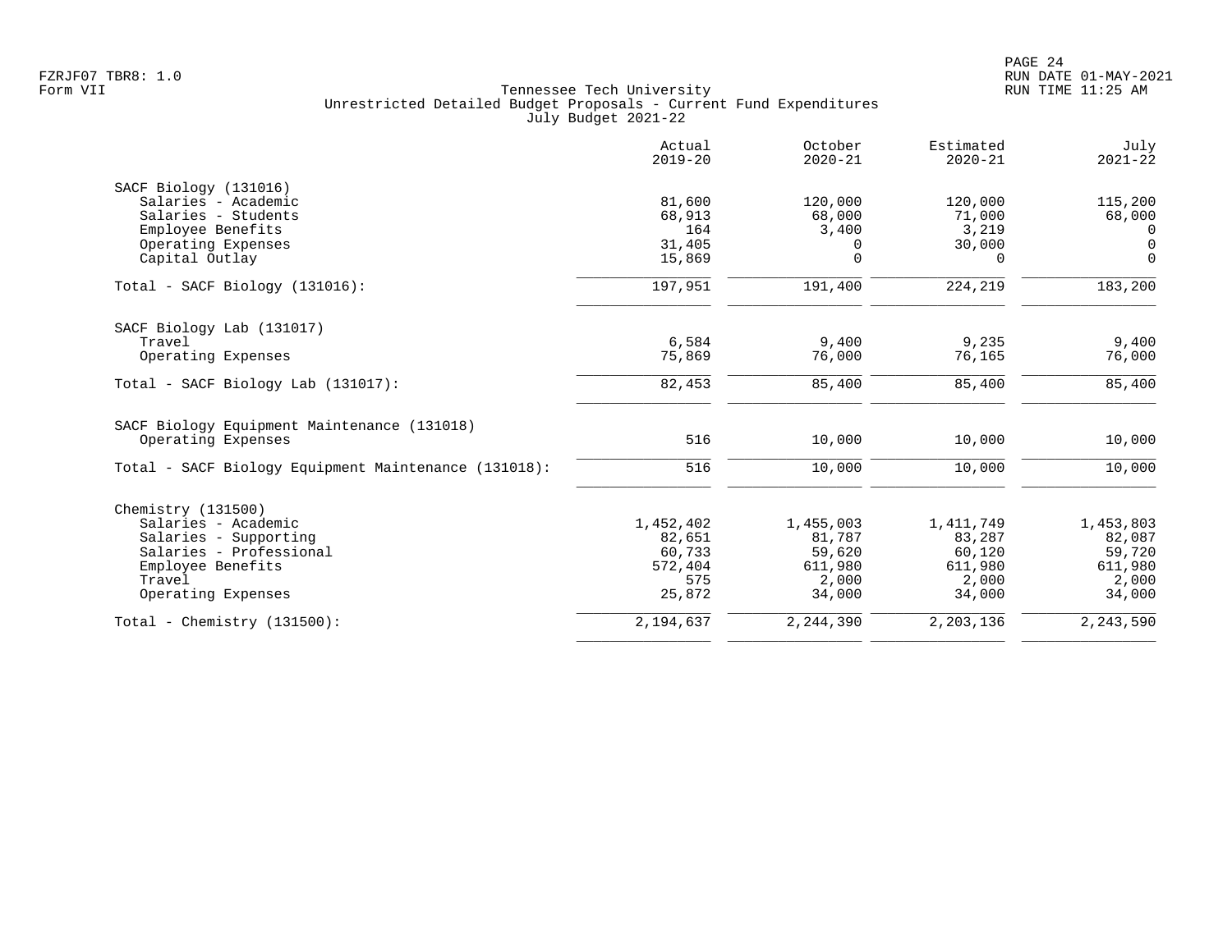Tennessee Tech University
Unrestricted Detailed Budget Proposals - Current Fund Expenditures
July Budget 2021-22

| | Actual 2019-20 | October 2020-21 | Estimated 2020-21 | July 2021-22 |
|---|---|---|---|---|
| **SACF Biology (131016)** | | | | |
| Salaries - Academic | 81,600 | 120,000 | 120,000 | 115,200 |
| Salaries - Students | 68,913 | 68,000 | 71,000 | 68,000 |
| Employee Benefits | 164 | 3,400 | 3,219 | 0 |
| Operating Expenses | 31,405 | 0 | 30,000 | 0 |
| Capital Outlay | 15,869 | 0 | 0 | 0 |
| Total - SACF Biology (131016): | 197,951 | 191,400 | 224,219 | 183,200 |
| **SACF Biology Lab (131017)** | | | | |
| Travel | 6,584 | 9,400 | 9,235 | 9,400 |
| Operating Expenses | 75,869 | 76,000 | 76,165 | 76,000 |
| Total - SACF Biology Lab (131017): | 82,453 | 85,400 | 85,400 | 85,400 |
| **SACF Biology Equipment Maintenance (131018)** | | | | |
| Operating Expenses | 516 | 10,000 | 10,000 | 10,000 |
| Total - SACF Biology Equipment Maintenance (131018): | 516 | 10,000 | 10,000 | 10,000 |
| **Chemistry (131500)** | | | | |
| Salaries - Academic | 1,452,402 | 1,455,003 | 1,411,749 | 1,453,803 |
| Salaries - Supporting | 82,651 | 81,787 | 83,287 | 82,087 |
| Salaries - Professional | 60,733 | 59,620 | 60,120 | 59,720 |
| Employee Benefits | 572,404 | 611,980 | 611,980 | 611,980 |
| Travel | 575 | 2,000 | 2,000 | 2,000 |
| Operating Expenses | 25,872 | 34,000 | 34,000 | 34,000 |
| Total - Chemistry (131500): | 2,194,637 | 2,244,390 | 2,203,136 | 2,243,590 |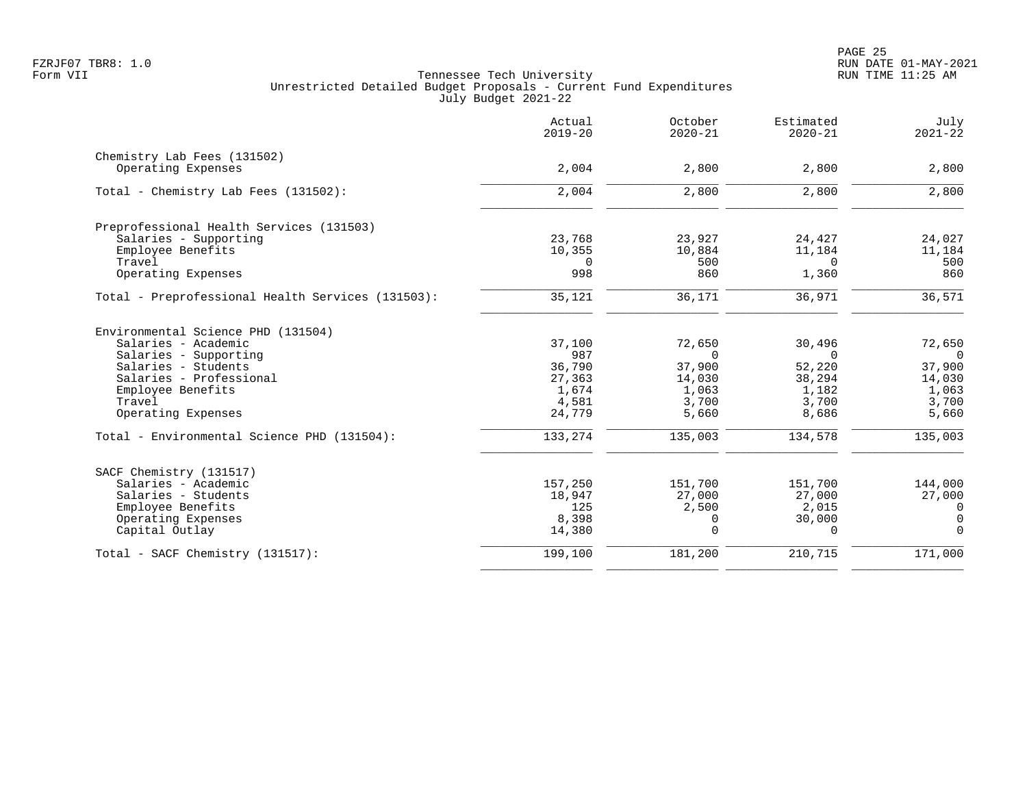FZRJF07 TBR8: 1.0
Form VII

# Tennessee Tech University
## Unrestricted Detailed Budget Proposals - Current Fund Expenditures
### July Budget 2021-22

RUN DATE 01-MAY-2021
RUN TIME 11:25 AM

| | Actual 2019-20 | October 2020-21 | Estimated 2020-21 | July 2021-22 |
|---|---|---|---|---|
| **Chemistry Lab Fees (131502)** | | | | |
| Operating Expenses | 2,004 | 2,800 | 2,800 | 2,800 |
| Total - Chemistry Lab Fees (131502): | 2,004 | 2,800 | 2,800 | 2,800 |
| **Preprofessional Health Services (131503)** | | | | |
| Salaries - Supporting | 23,768 | 23,927 | 24,427 | 24,027 |
| Employee Benefits | 10,355 | 10,884 | 11,184 | 11,184 |
| Travel | 0 | 500 | 0 | 500 |
| Operating Expenses | 998 | 860 | 1,360 | 860 |
| Total - Preprofessional Health Services (131503): | 35,121 | 36,171 | 36,971 | 36,571 |
| **Environmental Science PHD (131504)** | | | | |
| Salaries - Academic | 37,100 | 72,650 | 30,496 | 72,650 |
| Salaries - Supporting | 987 | 0 | 0 | 0 |
| Salaries - Students | 36,790 | 37,900 | 52,220 | 37,900 |
| Salaries - Professional | 27,363 | 14,030 | 38,294 | 14,030 |
| Employee Benefits | 1,674 | 1,063 | 1,182 | 1,063 |
| Travel | 4,581 | 3,700 | 3,700 | 3,700 |
| Operating Expenses | 24,779 | 5,660 | 8,686 | 5,660 |
| Total - Environmental Science PHD (131504): | 133,274 | 135,003 | 134,578 | 135,003 |
| **SACF Chemistry (131517)** | | | | |
| Salaries - Academic | 157,250 | 151,700 | 151,700 | 144,000 |
| Salaries - Students | 18,947 | 27,000 | 27,000 | 27,000 |
| Employee Benefits | 125 | 2,500 | 2,015 | 0 |
| Operating Expenses | 8,398 | 0 | 30,000 | 0 |
| Capital Outlay | 14,380 | 0 | 0 | 0 |
| Total - SACF Chemistry (131517): | 199,100 | 181,200 | 210,715 | 171,000 |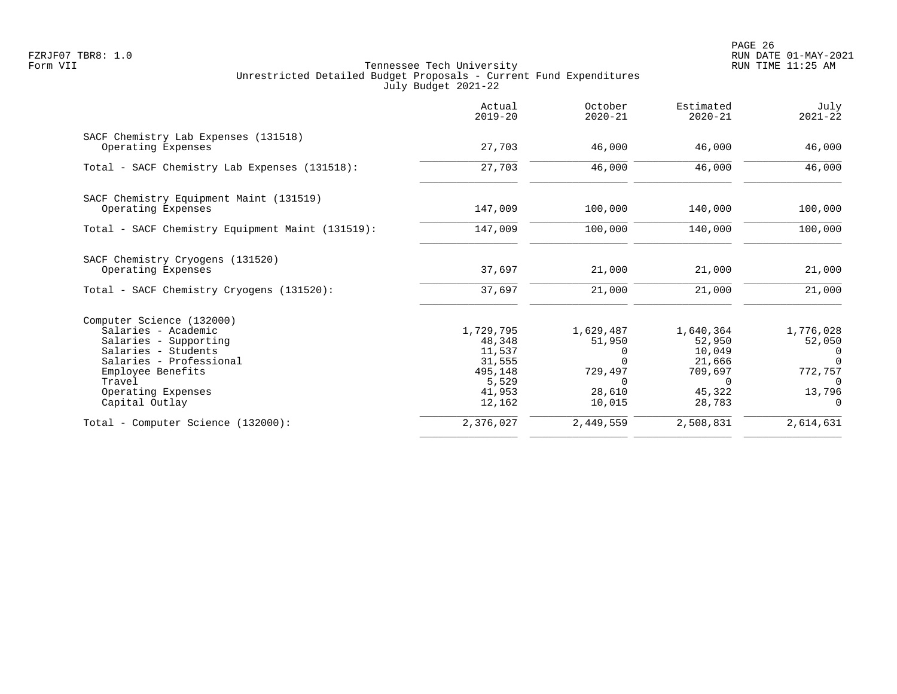FZRJF07 TBR8: 1.0
Form VII

Tennessee Tech University
Unrestricted Detailed Budget Proposals - Current Fund Expenditures
July Budget 2021-22

RUN DATE 01-MAY-2021
RUN TIME 11:25 AM

| | Actual 2019-20 | October 2020-21 | Estimated 2020-21 | July 2021-22 |
|---|---|---|---|---|
| SACF Chemistry Lab Expenses (131518) | | | | |
| Operating Expenses | 27,703 | 46,000 | 46,000 | 46,000 |
| Total - SACF Chemistry Lab Expenses (131518): | 27,703 | 46,000 | 46,000 | 46,000 |
| SACF Chemistry Equipment Maint (131519) | | | | |
| Operating Expenses | 147,009 | 100,000 | 140,000 | 100,000 |
| Total - SACF Chemistry Equipment Maint (131519): | 147,009 | 100,000 | 140,000 | 100,000 |
| SACF Chemistry Cryogens (131520) | | | | |
| Operating Expenses | 37,697 | 21,000 | 21,000 | 21,000 |
| Total - SACF Chemistry Cryogens (131520): | 37,697 | 21,000 | 21,000 | 21,000 |
| Computer Science (132000) | | | | |
| Salaries - Academic | 1,729,795 | 1,629,487 | 1,640,364 | 1,776,028 |
| Salaries - Supporting | 48,348 | 51,950 | 52,950 | 52,050 |
| Salaries - Students | 11,537 | 0 | 10,049 | 0 |
| Salaries - Professional | 31,555 | 0 | 21,666 | 0 |
| Employee Benefits | 495,148 | 729,497 | 709,697 | 772,757 |
| Travel | 5,529 | 0 | 0 | 0 |
| Operating Expenses | 41,953 | 28,610 | 45,322 | 13,796 |
| Capital Outlay | 12,162 | 10,015 | 28,783 | 0 |
| Total - Computer Science (132000): | 2,376,027 | 2,449,559 | 2,508,831 | 2,614,631 |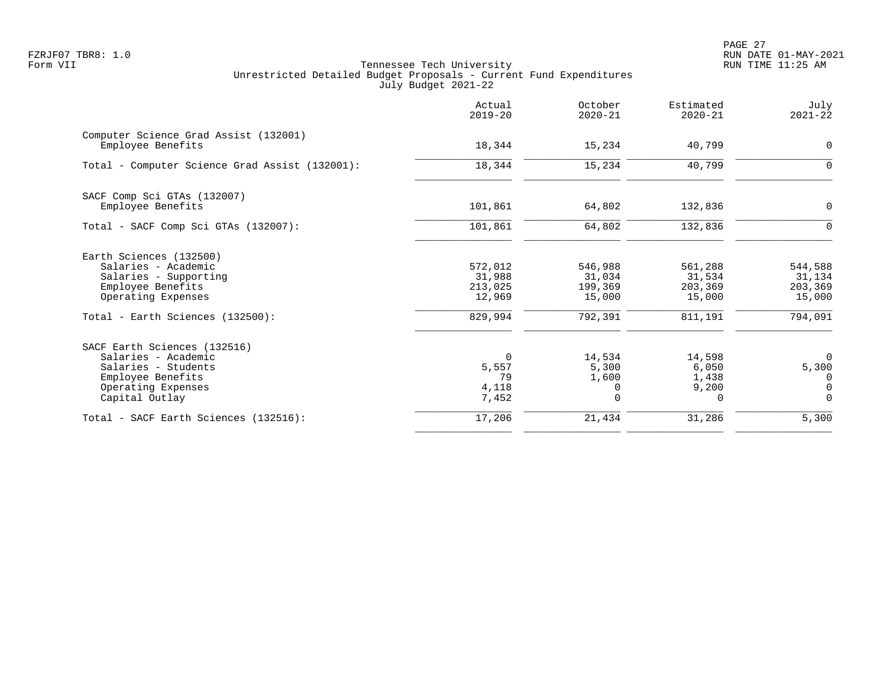FZRJF07 TBR8: 1.0
Form VII

Tennessee Tech University
Unrestricted Detailed Budget Proposals - Current Fund Expenditures
July Budget 2021-22

RUN DATE 01-MAY-2021
RUN TIME 11:25 AM

| | Actual 2019-20 | October 2020-21 | Estimated 2020-21 | July 2021-22 |
|---|---|---|---|---|
| **Computer Science Grad Assist (132001)** | | | | |
| Employee Benefits | 18,344 | 15,234 | 40,799 | 0 |
| Total - Computer Science Grad Assist (132001): | 18,344 | 15,234 | 40,799 | 0 |
| **SACF Comp Sci GTAs (132007)** | | | | |
| Employee Benefits | 101,861 | 64,802 | 132,836 | 0 |
| Total - SACF Comp Sci GTAs (132007): | 101,861 | 64,802 | 132,836 | 0 |
| **Earth Sciences (132500)** | | | | |
| Salaries - Academic | 572,012 | 546,988 | 561,288 | 544,588 |
| Salaries - Supporting | 31,988 | 31,034 | 31,534 | 31,134 |
| Employee Benefits | 213,025 | 199,369 | 203,369 | 203,369 |
| Operating Expenses | 12,969 | 15,000 | 15,000 | 15,000 |
| Total - Earth Sciences (132500): | 829,994 | 792,391 | 811,191 | 794,091 |
| **SACF Earth Sciences (132516)** | | | | |
| Salaries - Academic | 0 | 14,534 | 14,598 | 0 |
| Salaries - Students | 5,557 | 5,300 | 6,050 | 5,300 |
| Employee Benefits | 79 | 1,600 | 1,438 | 0 |
| Operating Expenses | 4,118 | 0 | 9,200 | 0 |
| Capital Outlay | 7,452 | 0 | 0 | 0 |
| Total - SACF Earth Sciences (132516): | 17,206 | 21,434 | 31,286 | 5,300 |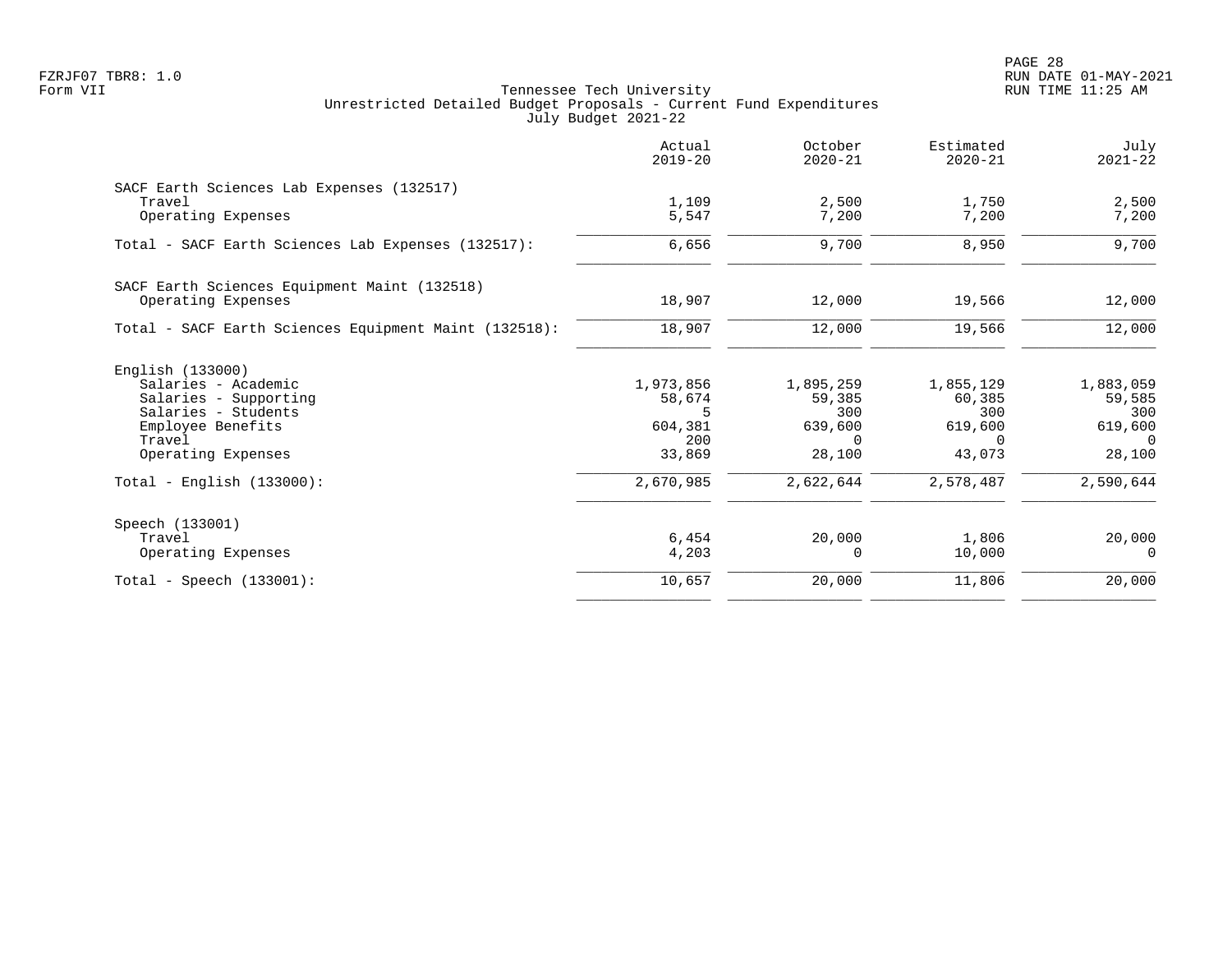Tennessee Tech University
Unrestricted Detailed Budget Proposals - Current Fund Expenditures
July Budget 2021-22

| | Actual 2019-20 | October 2020-21 | Estimated 2020-21 | July 2021-22 |
|---|---|---|---|---|
| **SACF Earth Sciences Lab Expenses (132517)** | | | | |
| Travel | 1,109 | 2,500 | 1,750 | 2,500 |
| Operating Expenses | 5,547 | 7,200 | 7,200 | 7,200 |
| Total - SACF Earth Sciences Lab Expenses (132517): | 6,656 | 9,700 | 8,950 | 9,700 |
| **SACF Earth Sciences Equipment Maint (132518)** | | | | |
| Operating Expenses | 18,907 | 12,000 | 19,566 | 12,000 |
| Total - SACF Earth Sciences Equipment Maint (132518): | 18,907 | 12,000 | 19,566 | 12,000 |
| **English (133000)** | | | | |
| Salaries - Academic | 1,973,856 | 1,895,259 | 1,855,129 | 1,883,059 |
| Salaries - Supporting | 58,674 | 59,385 | 60,385 | 59,585 |
| Salaries - Students | 5 | 300 | 300 | 300 |
| Employee Benefits | 604,381 | 639,600 | 619,600 | 619,600 |
| Travel | 200 | 0 | 0 | 0 |
| Operating Expenses | 33,869 | 28,100 | 43,073 | 28,100 |
| Total - English (133000): | 2,670,985 | 2,622,644 | 2,578,487 | 2,590,644 |
| **Speech (133001)** | | | | |
| Travel | 6,454 | 20,000 | 1,806 | 20,000 |
| Operating Expenses | 4,203 | 0 | 10,000 | 0 |
| Total - Speech (133001): | 10,657 | 20,000 | 11,806 | 20,000 |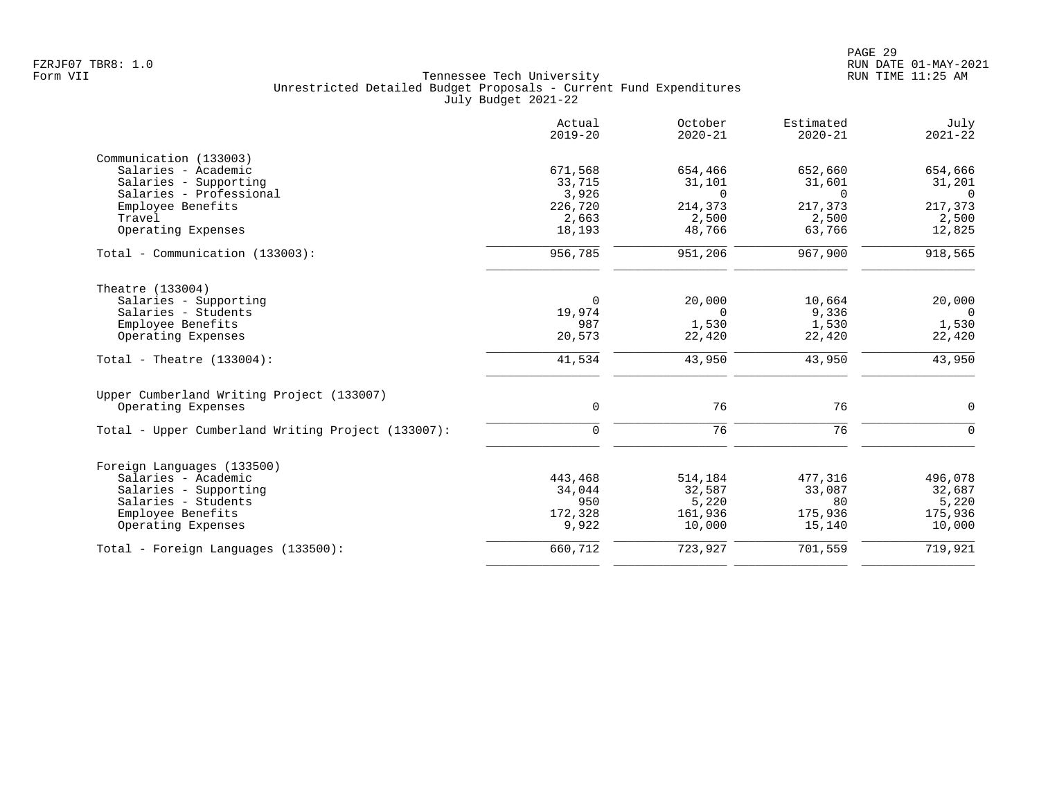FZRJF07 TBR8: 1.0
Form VII

# Tennessee Tech University
## Unrestricted Detailed Budget Proposals - Current Fund Expenditures
### July Budget 2021-22

| | Actual 2019-20 | October 2020-21 | Estimated 2020-21 | July 2021-22 |
|---|---|---|---|---|
| **Communication (133003)** | | | | |
| Salaries - Academic | 671,568 | 654,466 | 652,660 | 654,666 |
| Salaries - Supporting | 33,715 | 31,101 | 31,601 | 31,201 |
| Salaries - Professional | 3,926 | 0 | 0 | 0 |
| Employee Benefits | 226,720 | 214,373 | 217,373 | 217,373 |
| Travel | 2,663 | 2,500 | 2,500 | 2,500 |
| Operating Expenses | 18,193 | 48,766 | 63,766 | 12,825 |
| Total - Communication (133003): | 956,785 | 951,206 | 967,900 | 918,565 |
| **Theatre (133004)** | | | | |
| Salaries - Supporting | 0 | 20,000 | 10,664 | 20,000 |
| Salaries - Students | 19,974 | 0 | 9,336 | 0 |
| Employee Benefits | 987 | 1,530 | 1,530 | 1,530 |
| Operating Expenses | 20,573 | 22,420 | 22,420 | 22,420 |
| Total - Theatre (133004): | 41,534 | 43,950 | 43,950 | 43,950 |
| **Upper Cumberland Writing Project (133007)** | | | | |
| Operating Expenses | 0 | 76 | 76 | 0 |
| Total - Upper Cumberland Writing Project (133007): | 0 | 76 | 76 | 0 |
| **Foreign Languages (133500)** | | | | |
| Salaries - Academic | 443,468 | 514,184 | 477,316 | 496,078 |
| Salaries - Supporting | 34,044 | 32,587 | 33,087 | 32,687 |
| Salaries - Students | 950 | 5,220 | 80 | 5,220 |
| Employee Benefits | 172,328 | 161,936 | 175,936 | 175,936 |
| Operating Expenses | 9,922 | 10,000 | 15,140 | 10,000 |
| Total - Foreign Languages (133500): | 660,712 | 723,927 | 701,559 | 719,921 |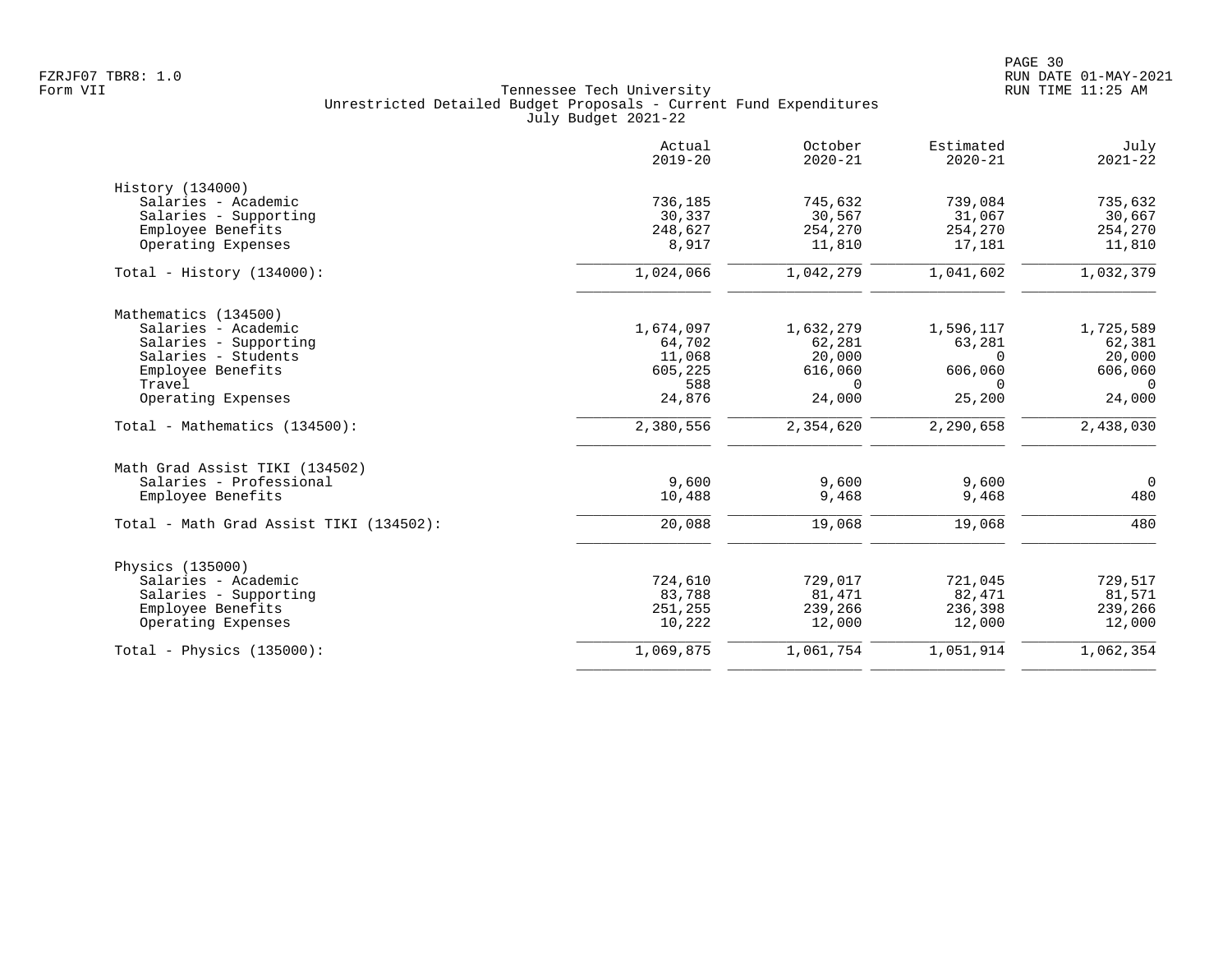Tennessee Tech University
Unrestricted Detailed Budget Proposals - Current Fund Expenditures
July Budget 2021-22

| | Actual 2019-20 | October 2020-21 | Estimated 2020-21 | July 2021-22 |
|---|---|---|---|---|
| **History (134000)** | | | | |
| Salaries - Academic | 736,185 | 745,632 | 739,084 | 735,632 |
| Salaries - Supporting | 30,337 | 30,567 | 31,067 | 30,667 |
| Employee Benefits | 248,627 | 254,270 | 254,270 | 254,270 |
| Operating Expenses | 8,917 | 11,810 | 17,181 | 11,810 |
| Total - History (134000): | 1,024,066 | 1,042,279 | 1,041,602 | 1,032,379 |
| **Mathematics (134500)** | | | | |
| Salaries - Academic | 1,674,097 | 1,632,279 | 1,596,117 | 1,725,589 |
| Salaries - Supporting | 64,702 | 62,281 | 63,281 | 62,381 |
| Salaries - Students | 11,068 | 20,000 | 0 | 20,000 |
| Employee Benefits | 605,225 | 616,060 | 606,060 | 606,060 |
| Travel | 588 | 0 | 0 | 0 |
| Operating Expenses | 24,876 | 24,000 | 25,200 | 24,000 |
| Total - Mathematics (134500): | 2,380,556 | 2,354,620 | 2,290,658 | 2,438,030 |
| **Math Grad Assist TIKI (134502)** | | | | |
| Salaries - Professional | 9,600 | 9,600 | 9,600 | 0 |
| Employee Benefits | 10,488 | 9,468 | 9,468 | 480 |
| Total - Math Grad Assist TIKI (134502): | 20,088 | 19,068 | 19,068 | 480 |
| **Physics (135000)** | | | | |
| Salaries - Academic | 724,610 | 729,017 | 721,045 | 729,517 |
| Salaries - Supporting | 83,788 | 81,471 | 82,471 | 81,571 |
| Employee Benefits | 251,255 | 239,266 | 236,398 | 239,266 |
| Operating Expenses | 10,222 | 12,000 | 12,000 | 12,000 |
| Total - Physics (135000): | 1,069,875 | 1,061,754 | 1,051,914 | 1,062,354 |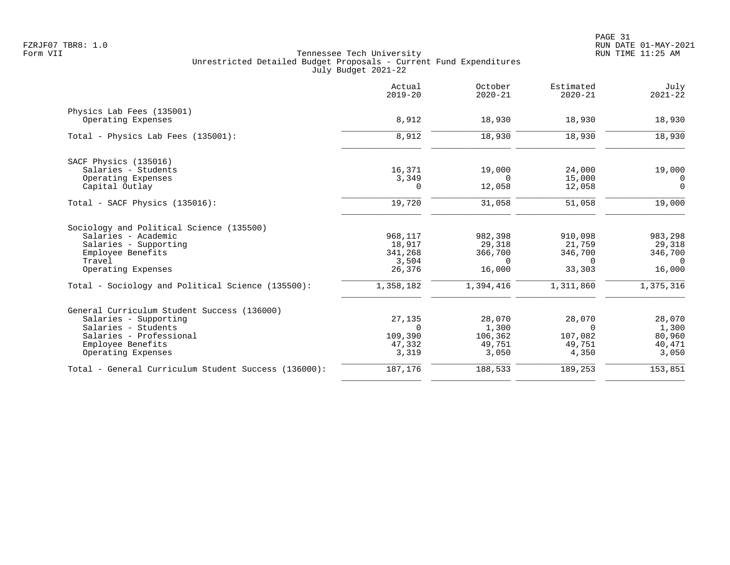FZRJF07 TBR8: 1.0
Form VII

# Tennessee Tech University
## Unrestricted Detailed Budget Proposals - Current Fund Expenditures
### July Budget 2021-22

| | Actual 2019-20 | October 2020-21 | Estimated 2020-21 | July 2021-22 |
|---|---:|---:|---:|---:|
| **Physics Lab Fees (135001)** | | | | |
| Operating Expenses | 8,912 | 18,930 | 18,930 | 18,930 |
| Total - Physics Lab Fees (135001): | 8,912 | 18,930 | 18,930 | 18,930 |
| **SACF Physics (135016)** | | | | |
| Salaries - Students | 16,371 | 19,000 | 24,000 | 19,000 |
| Operating Expenses | 3,349 | 0 | 15,000 | 0 |
| Capital Outlay | 0 | 12,058 | 12,058 | 0 |
| Total - SACF Physics (135016): | 19,720 | 31,058 | 51,058 | 19,000 |
| **Sociology and Political Science (135500)** | | | | |
| Salaries - Academic | 968,117 | 982,398 | 910,098 | 983,298 |
| Salaries - Supporting | 18,917 | 29,318 | 21,759 | 29,318 |
| Employee Benefits | 341,268 | 366,700 | 346,700 | 346,700 |
| Travel | 3,504 | 0 | 0 | 0 |
| Operating Expenses | 26,376 | 16,000 | 33,303 | 16,000 |
| Total - Sociology and Political Science (135500): | 1,358,182 | 1,394,416 | 1,311,860 | 1,375,316 |
| **General Curriculum Student Success (136000)** | | | | |
| Salaries - Supporting | 27,135 | 28,070 | 28,070 | 28,070 |
| Salaries - Students | 0 | 1,300 | 0 | 1,300 |
| Salaries - Professional | 109,390 | 106,362 | 107,082 | 80,960 |
| Employee Benefits | 47,332 | 49,751 | 49,751 | 40,471 |
| Operating Expenses | 3,319 | 3,050 | 4,350 | 3,050 |
| Total - General Curriculum Student Success (136000): | 187,176 | 188,533 | 189,253 | 153,851 |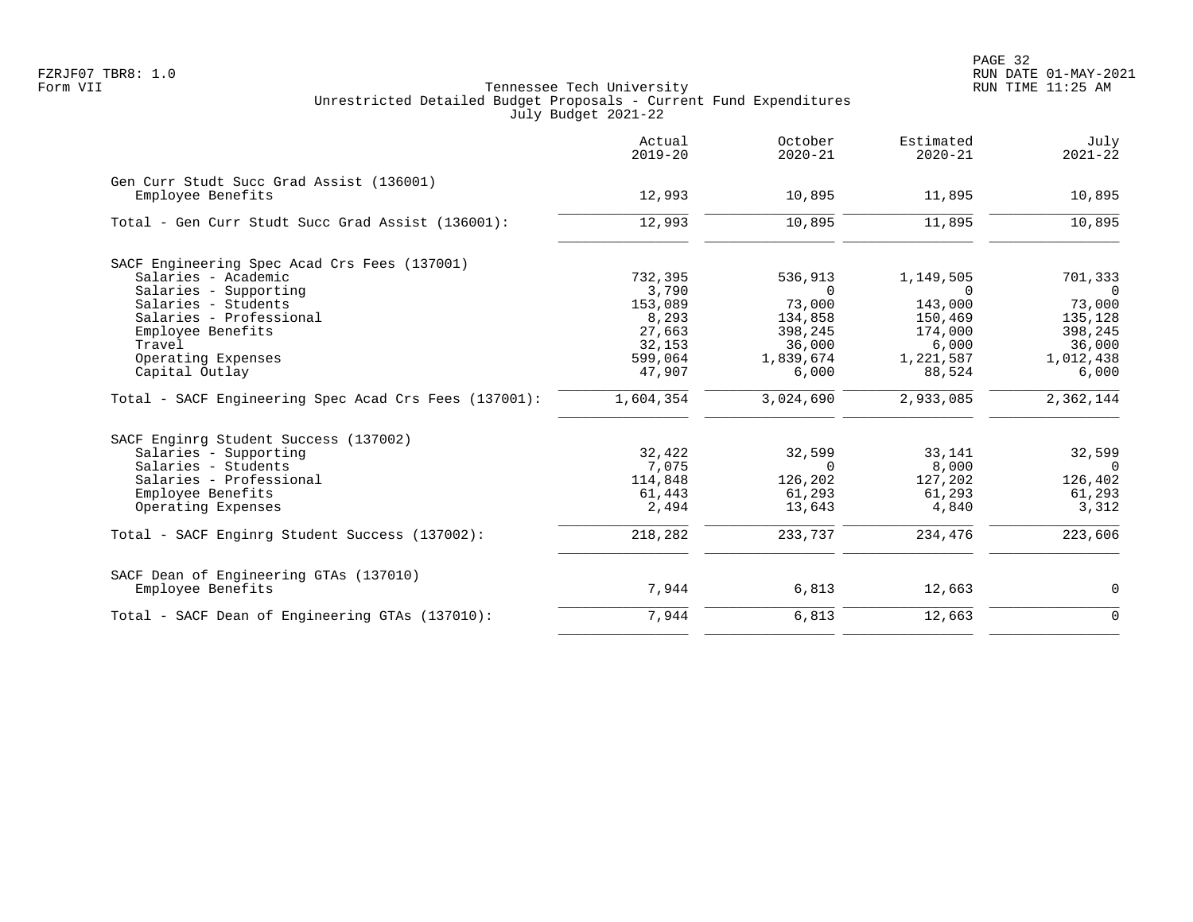FZRJF07 TBR8: 1.0
Form VII

Tennessee Tech University
Unrestricted Detailed Budget Proposals - Current Fund Expenditures
July Budget 2021-22

RUN DATE 01-MAY-2021
RUN TIME 11:25 AM

| | Actual 2019-20 | October 2020-21 | Estimated 2020-21 | July 2021-22 |
|---|---|---|---|---|
| **Gen Curr Studt Succ Grad Assist (136001)** | | | | |
| Employee Benefits | 12,993 | 10,895 | 11,895 | 10,895 |
| Total - Gen Curr Studt Succ Grad Assist (136001): | 12,993 | 10,895 | 11,895 | 10,895 |
| **SACF Engineering Spec Acad Crs Fees (137001)** | | | | |
| Salaries - Academic | 732,395 | 536,913 | 1,149,505 | 701,333 |
| Salaries - Supporting | 3,790 | 0 | 0 | 0 |
| Salaries - Students | 153,089 | 73,000 | 143,000 | 73,000 |
| Salaries - Professional | 8,293 | 134,858 | 150,469 | 135,128 |
| Employee Benefits | 27,663 | 398,245 | 174,000 | 398,245 |
| Travel | 32,153 | 36,000 | 6,000 | 36,000 |
| Operating Expenses | 599,064 | 1,839,674 | 1,221,587 | 1,012,438 |
| Capital Outlay | 47,907 | 6,000 | 88,524 | 6,000 |
| Total - SACF Engineering Spec Acad Crs Fees (137001): | 1,604,354 | 3,024,690 | 2,933,085 | 2,362,144 |
| **SACF Enginrg Student Success (137002)** | | | | |
| Salaries - Supporting | 32,422 | 32,599 | 33,141 | 32,599 |
| Salaries - Students | 7,075 | 0 | 8,000 | 0 |
| Salaries - Professional | 114,848 | 126,202 | 127,202 | 126,402 |
| Employee Benefits | 61,443 | 61,293 | 61,293 | 61,293 |
| Operating Expenses | 2,494 | 13,643 | 4,840 | 3,312 |
| Total - SACF Enginrg Student Success (137002): | 218,282 | 233,737 | 234,476 | 223,606 |
| **SACF Dean of Engineering GTAs (137010)** | | | | |
| Employee Benefits | 7,944 | 6,813 | 12,663 | 0 |
| Total - SACF Dean of Engineering GTAs (137010): | 7,944 | 6,813 | 12,663 | 0 |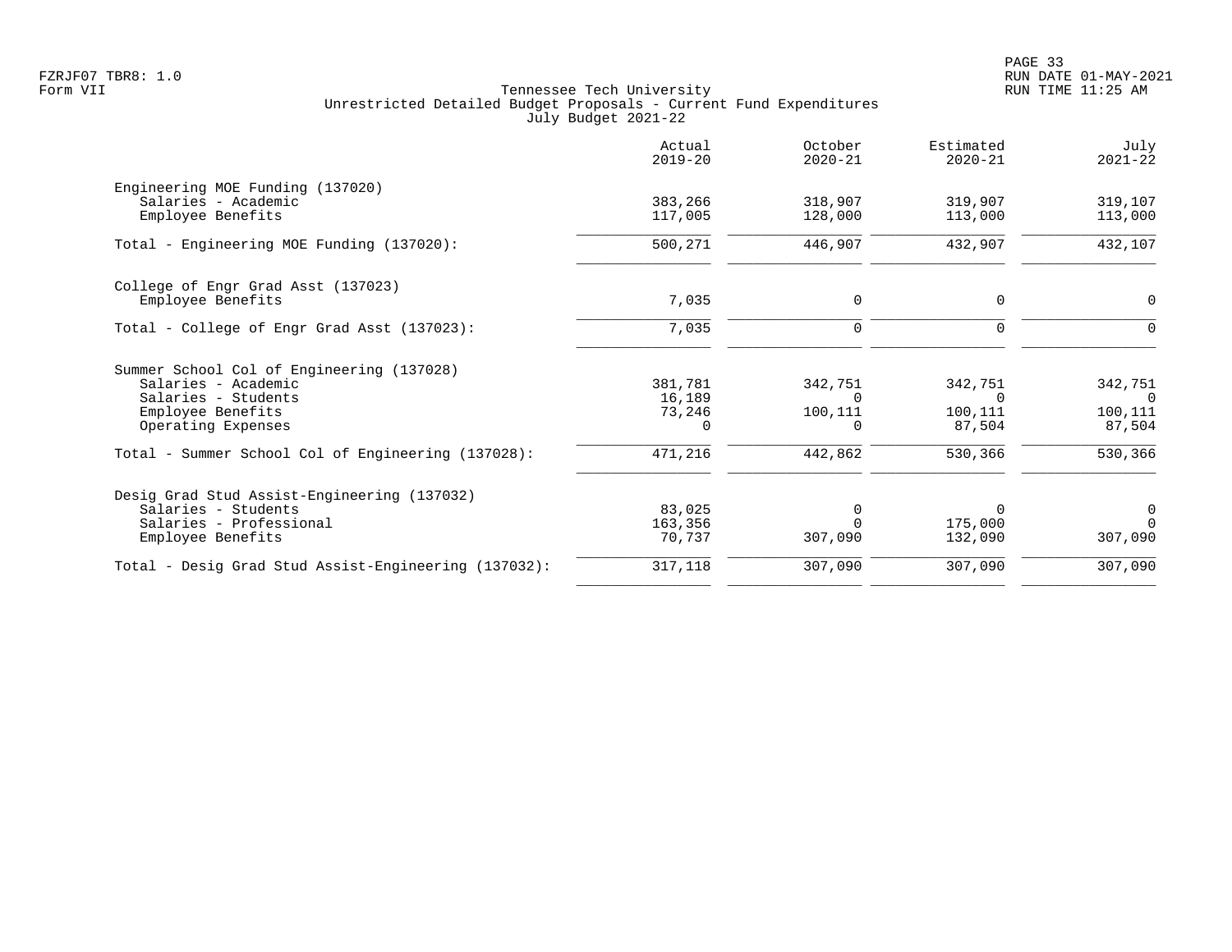Tennessee Tech University
Unrestricted Detailed Budget Proposals - Current Fund Expenditures
July Budget 2021-22

| | Actual 2019-20 | October 2020-21 | Estimated 2020-21 | July 2021-22 |
|---|---|---|---|---|
| **Engineering MOE Funding (137020)** | | | | |
| Salaries - Academic | 383,266 | 318,907 | 319,907 | 319,107 |
| Employee Benefits | 117,005 | 128,000 | 113,000 | 113,000 |
| Total - Engineering MOE Funding (137020): | 500,271 | 446,907 | 432,907 | 432,107 |
| **College of Engr Grad Asst (137023)** | | | | |
| Employee Benefits | 7,035 | 0 | 0 | 0 |
| Total - College of Engr Grad Asst (137023): | 7,035 | 0 | 0 | 0 |
| **Summer School Col of Engineering (137028)** | | | | |
| Salaries - Academic | 381,781 | 342,751 | 342,751 | 342,751 |
| Salaries - Students | 16,189 | 0 | 0 | 0 |
| Employee Benefits | 73,246 | 100,111 | 100,111 | 100,111 |
| Operating Expenses | 0 | 0 | 87,504 | 87,504 |
| Total - Summer School Col of Engineering (137028): | 471,216 | 442,862 | 530,366 | 530,366 |
| **Desig Grad Stud Assist-Engineering (137032)** | | | | |
| Salaries - Students | 83,025 | 0 | 0 | 0 |
| Salaries - Professional | 163,356 | 0 | 175,000 | 0 |
| Employee Benefits | 70,737 | 307,090 | 132,090 | 307,090 |
| Total - Desig Grad Stud Assist-Engineering (137032): | 317,118 | 307,090 | 307,090 | 307,090 |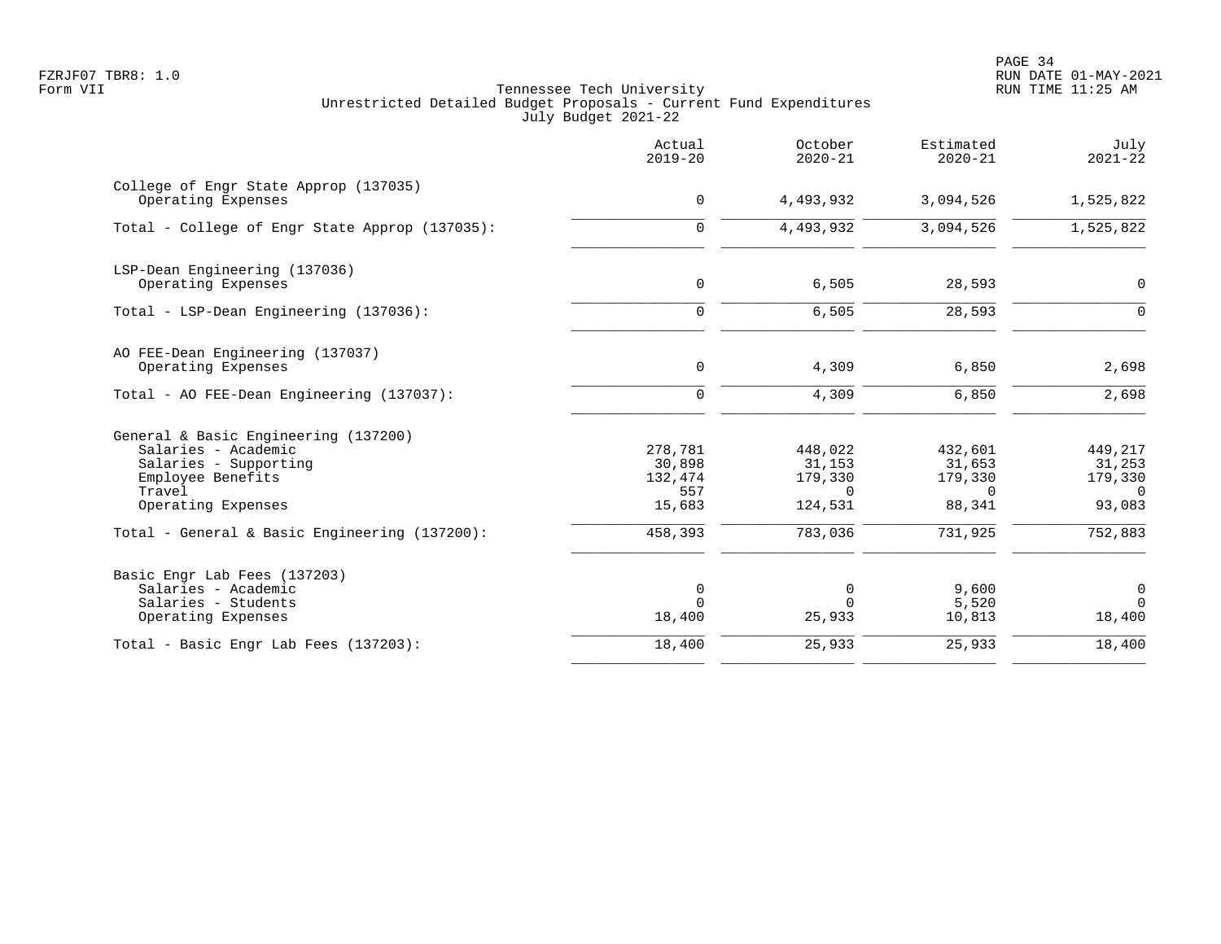Tennessee Tech University
Unrestricted Detailed Budget Proposals - Current Fund Expenditures
July Budget 2021-22

Form VII

| | Actual 2019-20 | October 2020-21 | Estimated 2020-21 | July 2021-22 |
|---|---|---|---|---|
| **College of Engr State Approp (137035)** | | | | |
| Operating Expenses | 0 | 4,493,932 | 3,094,526 | 1,525,822 |
| Total - College of Engr State Approp (137035): | 0 | 4,493,932 | 3,094,526 | 1,525,822 |
| **LSP-Dean Engineering (137036)** | | | | |
| Operating Expenses | 0 | 6,505 | 28,593 | 0 |
| Total - LSP-Dean Engineering (137036): | 0 | 6,505 | 28,593 | 0 |
| **AO FEE-Dean Engineering (137037)** | | | | |
| Operating Expenses | 0 | 4,309 | 6,850 | 2,698 |
| Total - AO FEE-Dean Engineering (137037): | 0 | 4,309 | 6,850 | 2,698 |
| **General & Basic Engineering (137200)** | | | | |
| Salaries - Academic | 278,781 | 448,022 | 432,601 | 449,217 |
| Salaries - Supporting | 30,898 | 31,153 | 31,653 | 31,253 |
| Employee Benefits | 132,474 | 179,330 | 179,330 | 179,330 |
| Travel | 557 | 0 | 0 | 0 |
| Operating Expenses | 15,683 | 124,531 | 88,341 | 93,083 |
| Total - General & Basic Engineering (137200): | 458,393 | 783,036 | 731,925 | 752,883 |
| **Basic Engr Lab Fees (137203)** | | | | |
| Salaries - Academic | 0 | 0 | 9,600 | 0 |
| Salaries - Students | 0 | 0 | 5,520 | 0 |
| Operating Expenses | 18,400 | 25,933 | 10,813 | 18,400 |
| Total - Basic Engr Lab Fees (137203): | 18,400 | 25,933 | 25,933 | 18,400 |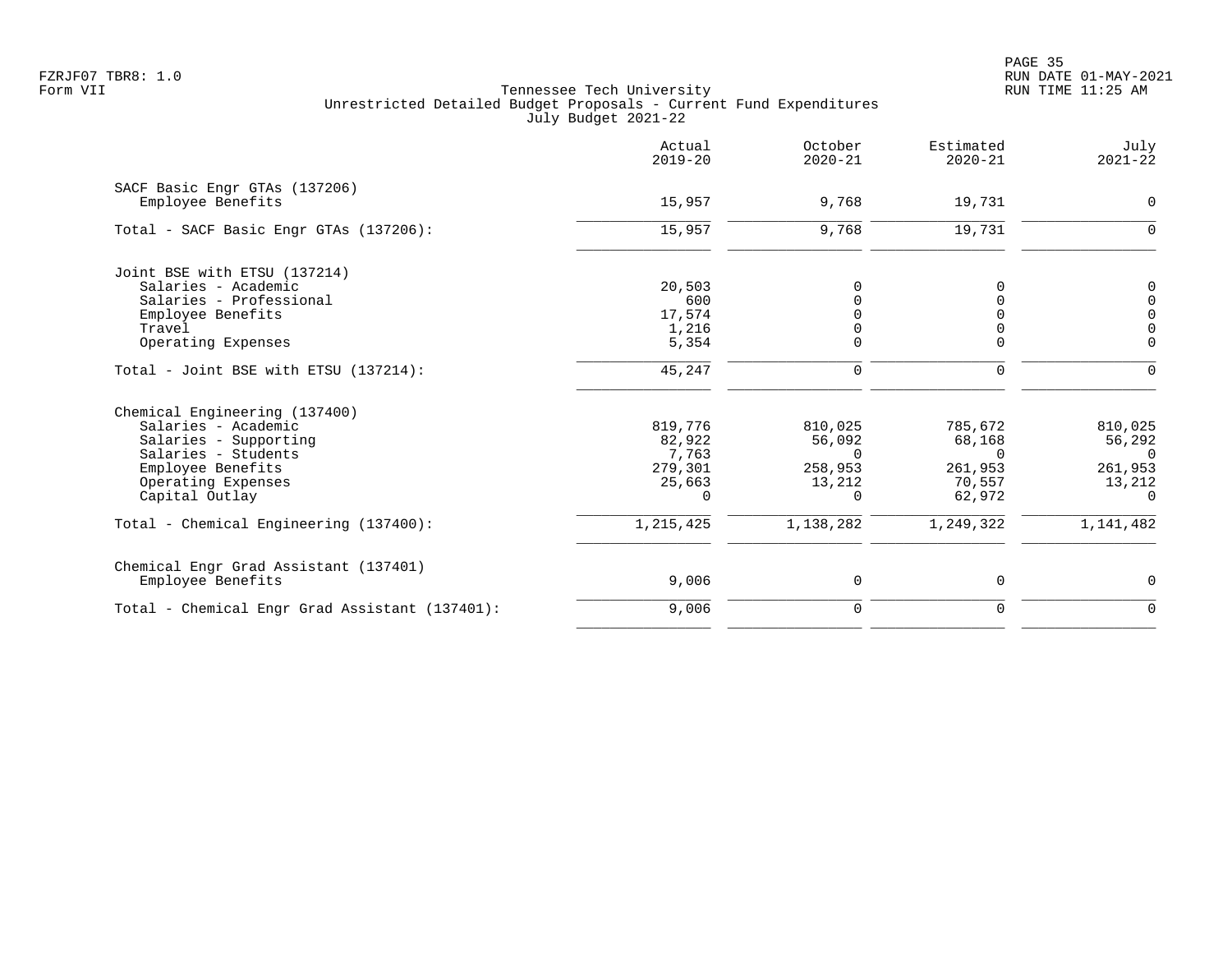FZRJF07 TBR8: 1.0
Form VII

Tennessee Tech University
Unrestricted Detailed Budget Proposals - Current Fund Expenditures
July Budget 2021-22

RUN DATE 01-MAY-2021
RUN TIME 11:25 AM

| | Actual 2019-20 | October 2020-21 | Estimated 2020-21 | July 2021-22 |
|---|---|---|---|---|
| SACF Basic Engr GTAs (137206) | | | | |
| Employee Benefits | 15,957 | 9,768 | 19,731 | 0 |
| Total - SACF Basic Engr GTAs (137206): | 15,957 | 9,768 | 19,731 | 0 |
| Joint BSE with ETSU (137214) | | | | |
| Salaries - Academic | 20,503 | 0 | 0 | 0 |
| Salaries - Professional | 600 | 0 | 0 | 0 |
| Employee Benefits | 17,574 | 0 | 0 | 0 |
| Travel | 1,216 | 0 | 0 | 0 |
| Operating Expenses | 5,354 | 0 | 0 | 0 |
| Total - Joint BSE with ETSU (137214): | 45,247 | 0 | 0 | 0 |
| Chemical Engineering (137400) | | | | |
| Salaries - Academic | 819,776 | 810,025 | 785,672 | 810,025 |
| Salaries - Supporting | 82,922 | 56,092 | 68,168 | 56,292 |
| Salaries - Students | 7,763 | 0 | 0 | 0 |
| Employee Benefits | 279,301 | 258,953 | 261,953 | 261,953 |
| Operating Expenses | 25,663 | 13,212 | 70,557 | 13,212 |
| Capital Outlay | 0 | 0 | 62,972 | 0 |
| Total - Chemical Engineering (137400): | 1,215,425 | 1,138,282 | 1,249,322 | 1,141,482 |
| Chemical Engr Grad Assistant (137401) | | | | |
| Employee Benefits | 9,006 | 0 | 0 | 0 |
| Total - Chemical Engr Grad Assistant (137401): | 9,006 | 0 | 0 | 0 |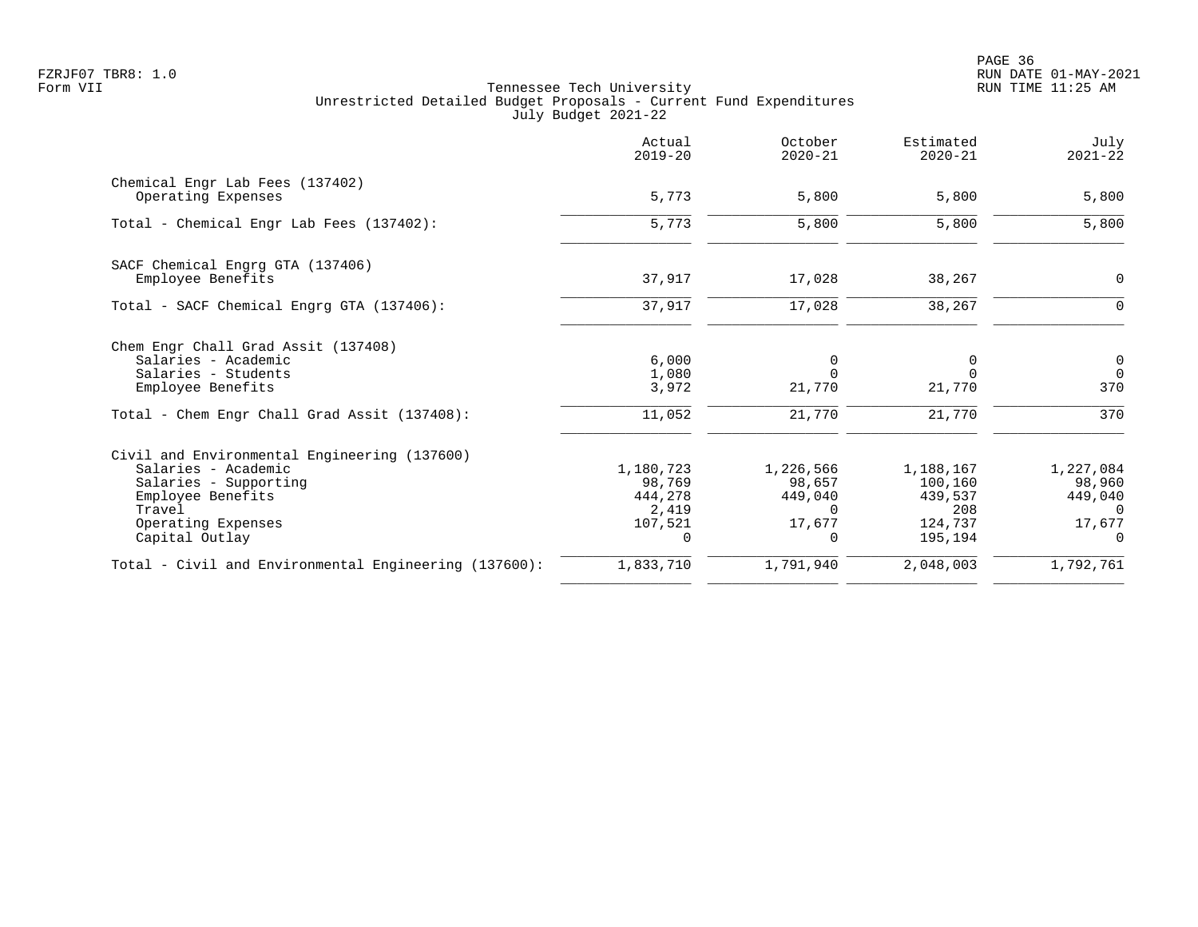Tennessee Tech University
Unrestricted Detailed Budget Proposals - Current Fund Expenditures
July Budget 2021-22

| | Actual 2019-20 | October 2020-21 | Estimated 2020-21 | July 2021-22 |
|---|---|---|---|---|
| **Chemical Engr Lab Fees (137402)** | | | | |
| Operating Expenses | 5,773 | 5,800 | 5,800 | 5,800 |
| Total - Chemical Engr Lab Fees (137402): | 5,773 | 5,800 | 5,800 | 5,800 |
| **SACF Chemical Engrg GTA (137406)** | | | | |
| Employee Benefits | 37,917 | 17,028 | 38,267 | 0 |
| Total - SACF Chemical Engrg GTA (137406): | 37,917 | 17,028 | 38,267 | 0 |
| **Chem Engr Chall Grad Assit (137408)** | | | | |
| Salaries - Academic | 6,000 | 0 | 0 | 0 |
| Salaries - Students | 1,080 | 0 | 0 | 0 |
| Employee Benefits | 3,972 | 21,770 | 21,770 | 370 |
| Total - Chem Engr Chall Grad Assit (137408): | 11,052 | 21,770 | 21,770 | 370 |
| **Civil and Environmental Engineering (137600)** | | | | |
| Salaries - Academic | 1,180,723 | 1,226,566 | 1,188,167 | 1,227,084 |
| Salaries - Supporting | 98,769 | 98,657 | 100,160 | 98,960 |
| Employee Benefits | 444,278 | 449,040 | 439,537 | 449,040 |
| Travel | 2,419 | 0 | 208 | 0 |
| Operating Expenses | 107,521 | 17,677 | 124,737 | 17,677 |
| Capital Outlay | 0 | 0 | 195,194 | 0 |
| Total - Civil and Environmental Engineering (137600): | 1,833,710 | 1,791,940 | 2,048,003 | 1,792,761 |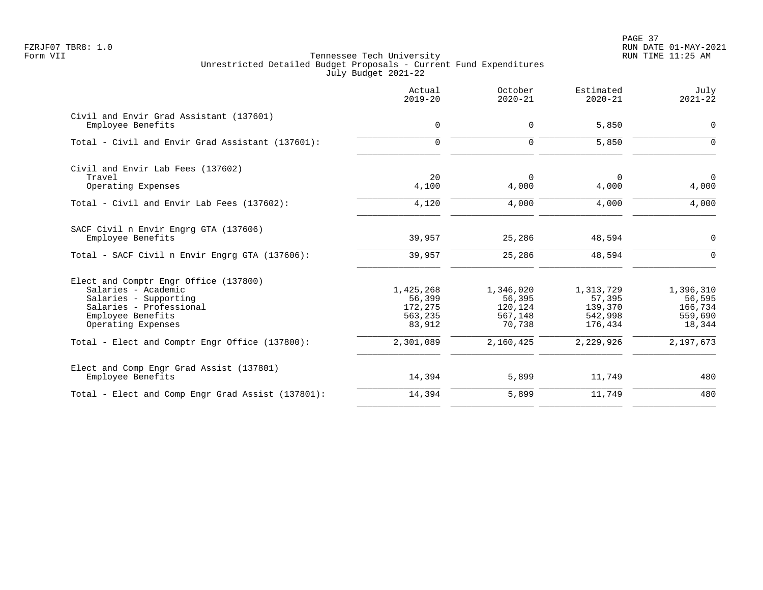Tennessee Tech University
Unrestricted Detailed Budget Proposals - Current Fund Expenditures
July Budget 2021-22

| | Actual 2019-20 | October 2020-21 | Estimated 2020-21 | July 2021-22 |
|---|---|---|---|---|
| **Civil and Envir Grad Assistant (137601)** | | | | |
| Employee Benefits | 0 | 0 | 5,850 | 0 |
| Total - Civil and Envir Grad Assistant (137601): | 0 | 0 | 5,850 | 0 |
| **Civil and Envir Lab Fees (137602)** | | | | |
| Travel | 20 | 0 | 0 | 0 |
| Operating Expenses | 4,100 | 4,000 | 4,000 | 4,000 |
| Total - Civil and Envir Lab Fees (137602): | 4,120 | 4,000 | 4,000 | 4,000 |
| **SACF Civil n Envir Engrg GTA (137606)** | | | | |
| Employee Benefits | 39,957 | 25,286 | 48,594 | 0 |
| Total - SACF Civil n Envir Engrg GTA (137606): | 39,957 | 25,286 | 48,594 | 0 |
| **Elect and Comptr Engr Office (137800)** | | | | |
| Salaries - Academic | 1,425,268 | 1,346,020 | 1,313,729 | 1,396,310 |
| Salaries - Supporting | 56,399 | 56,395 | 57,395 | 56,595 |
| Salaries - Professional | 172,275 | 120,124 | 139,370 | 166,734 |
| Employee Benefits | 563,235 | 567,148 | 542,998 | 559,690 |
| Operating Expenses | 83,912 | 70,738 | 176,434 | 18,344 |
| Total - Elect and Comptr Engr Office (137800): | 2,301,089 | 2,160,425 | 2,229,926 | 2,197,673 |
| **Elect and Comp Engr Grad Assist (137801)** | | | | |
| Employee Benefits | 14,394 | 5,899 | 11,749 | 480 |
| Total - Elect and Comp Engr Grad Assist (137801): | 14,394 | 5,899 | 11,749 | 480 |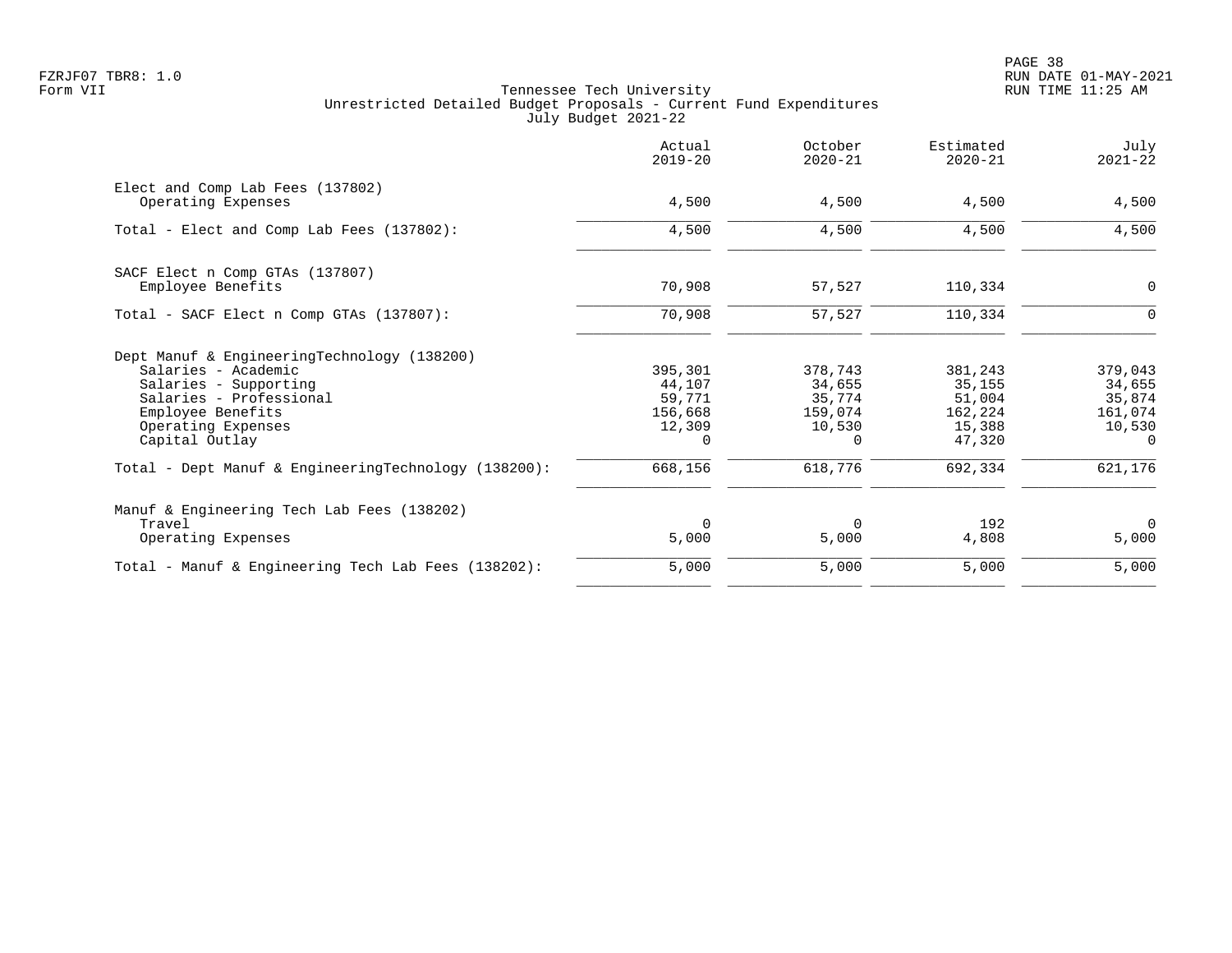Tennessee Tech University
Unrestricted Detailed Budget Proposals - Current Fund Expenditures
July Budget 2021-22

| | Actual 2019-20 | October 2020-21 | Estimated 2020-21 | July 2021-22 |
|---|---|---|---|---|
| **Elect and Comp Lab Fees (137802)** | | | | |
| Operating Expenses | 4,500 | 4,500 | 4,500 | 4,500 |
| Total - Elect and Comp Lab Fees (137802): | 4,500 | 4,500 | 4,500 | 4,500 |
| **SACF Elect n Comp GTAs (137807)** | | | | |
| Employee Benefits | 70,908 | 57,527 | 110,334 | 0 |
| Total - SACF Elect n Comp GTAs (137807): | 70,908 | 57,527 | 110,334 | 0 |
| **Dept Manuf & EngineeringTechnology (138200)** | | | | |
| Salaries - Academic | 395,301 | 378,743 | 381,243 | 379,043 |
| Salaries - Supporting | 44,107 | 34,655 | 35,155 | 34,655 |
| Salaries - Professional | 59,771 | 35,774 | 51,004 | 35,874 |
| Employee Benefits | 156,668 | 159,074 | 162,224 | 161,074 |
| Operating Expenses | 12,309 | 10,530 | 15,388 | 10,530 |
| Capital Outlay | 0 | 0 | 47,320 | 0 |
| Total - Dept Manuf & EngineeringTechnology (138200): | 668,156 | 618,776 | 692,334 | 621,176 |
| **Manuf & Engineering Tech Lab Fees (138202)** | | | | |
| Travel | 0 | 0 | 192 | 0 |
| Operating Expenses | 5,000 | 5,000 | 4,808 | 5,000 |
| Total - Manuf & Engineering Tech Lab Fees (138202): | 5,000 | 5,000 | 5,000 | 5,000 |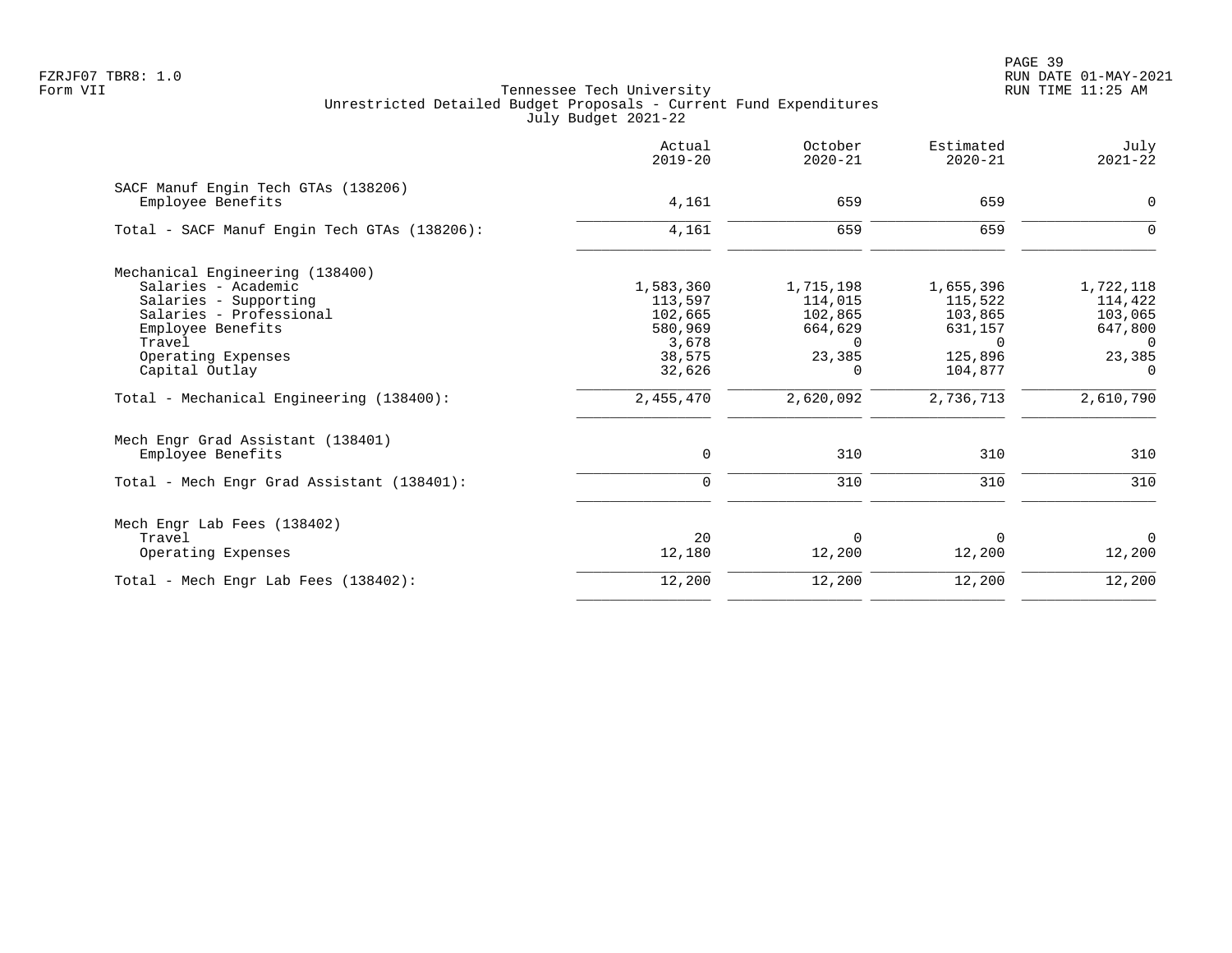FZRJF07 TBR8: 1.0
Form VII

Tennessee Tech University
Unrestricted Detailed Budget Proposals - Current Fund Expenditures
July Budget 2021-22

RUN DATE 01-MAY-2021
RUN TIME 11:25 AM

| | Actual 2019-20 | October 2020-21 | Estimated 2020-21 | July 2021-22 |
|---|---|---|---|---|
| **SACF Manuf Engin Tech GTAs (138206)** | | | | |
| Employee Benefits | 4,161 | 659 | 659 | 0 |
| Total - SACF Manuf Engin Tech GTAs (138206): | 4,161 | 659 | 659 | 0 |
| **Mechanical Engineering (138400)** | | | | |
| Salaries - Academic | 1,583,360 | 1,715,198 | 1,655,396 | 1,722,118 |
| Salaries - Supporting | 113,597 | 114,015 | 115,522 | 114,422 |
| Salaries - Professional | 102,665 | 102,865 | 103,865 | 103,065 |
| Employee Benefits | 580,969 | 664,629 | 631,157 | 647,800 |
| Travel | 3,678 | 0 | 0 | 0 |
| Operating Expenses | 38,575 | 23,385 | 125,896 | 23,385 |
| Capital Outlay | 32,626 | 0 | 104,877 | 0 |
| Total - Mechanical Engineering (138400): | 2,455,470 | 2,620,092 | 2,736,713 | 2,610,790 |
| **Mech Engr Grad Assistant (138401)** | | | | |
| Employee Benefits | 0 | 310 | 310 | 310 |
| Total - Mech Engr Grad Assistant (138401): | 0 | 310 | 310 | 310 |
| **Mech Engr Lab Fees (138402)** | | | | |
| Travel | 20 | 0 | 0 | 0 |
| Operating Expenses | 12,180 | 12,200 | 12,200 | 12,200 |
| Total - Mech Engr Lab Fees (138402): | 12,200 | 12,200 | 12,200 | 12,200 |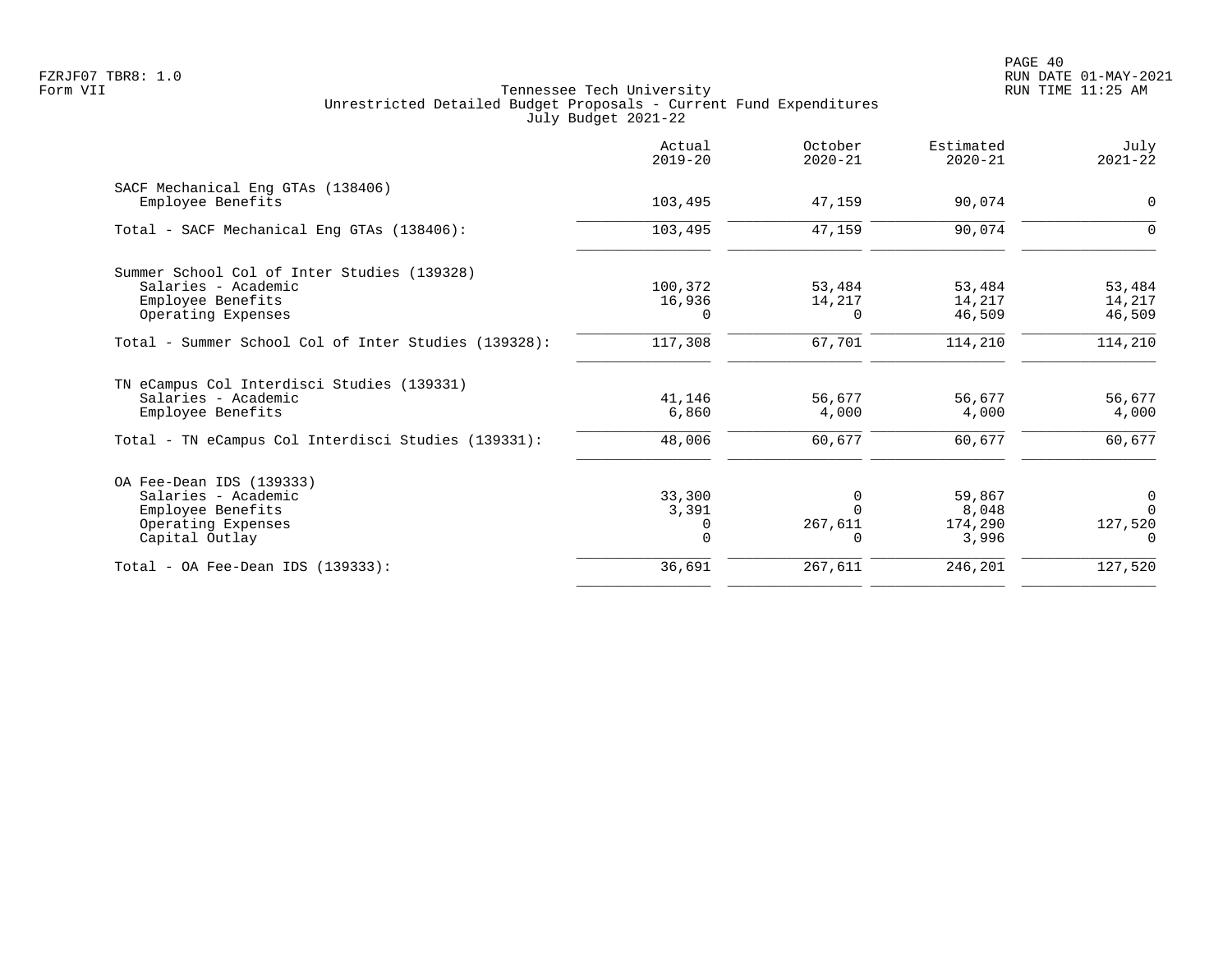Tennessee Tech University
Unrestricted Detailed Budget Proposals - Current Fund Expenditures
July Budget 2021-22

| | Actual 2019-20 | October 2020-21 | Estimated 2020-21 | July 2021-22 |
|---|---|---|---|---|
| SACF Mechanical Eng GTAs (138406) | | | | |
| Employee Benefits | 103,495 | 47,159 | 90,074 | 0 |
| Total - SACF Mechanical Eng GTAs (138406): | 103,495 | 47,159 | 90,074 | 0 |
| Summer School Col of Inter Studies (139328) | | | | |
| Salaries - Academic | 100,372 | 53,484 | 53,484 | 53,484 |
| Employee Benefits | 16,936 | 14,217 | 14,217 | 14,217 |
| Operating Expenses | 0 | 0 | 46,509 | 46,509 |
| Total - Summer School Col of Inter Studies (139328): | 117,308 | 67,701 | 114,210 | 114,210 |
| TN eCampus Col Interdisci Studies (139331) | | | | |
| Salaries - Academic | 41,146 | 56,677 | 56,677 | 56,677 |
| Employee Benefits | 6,860 | 4,000 | 4,000 | 4,000 |
| Total - TN eCampus Col Interdisci Studies (139331): | 48,006 | 60,677 | 60,677 | 60,677 |
| OA Fee-Dean IDS (139333) | | | | |
| Salaries - Academic | 33,300 | 0 | 59,867 | 0 |
| Employee Benefits | 3,391 | 0 | 8,048 | 0 |
| Operating Expenses | 0 | 267,611 | 174,290 | 127,520 |
| Capital Outlay | 0 | 0 | 3,996 | 0 |
| Total - OA Fee-Dean IDS (139333): | 36,691 | 267,611 | 246,201 | 127,520 |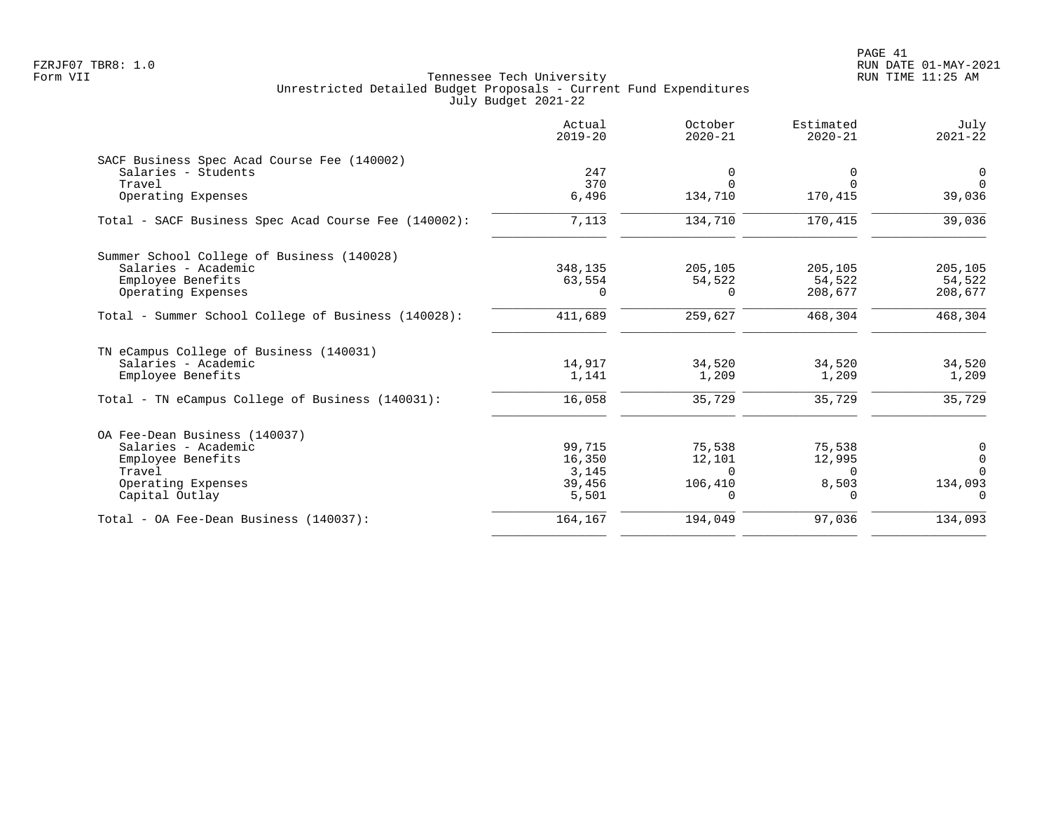Tennessee Tech University
Unrestricted Detailed Budget Proposals - Current Fund Expenditures
July Budget 2021-22

| | Actual 2019-20 | October 2020-21 | Estimated 2020-21 | July 2021-22 |
|---|---|---|---|---|
| **SACF Business Spec Acad Course Fee (140002)** | | | | |
| Salaries - Students | 247 | 0 | 0 | 0 |
| Travel | 370 | 0 | 0 | 0 |
| Operating Expenses | 6,496 | 134,710 | 170,415 | 39,036 |
| Total - SACF Business Spec Acad Course Fee (140002): | 7,113 | 134,710 | 170,415 | 39,036 |
| **Summer School College of Business (140028)** | | | | |
| Salaries - Academic | 348,135 | 205,105 | 205,105 | 205,105 |
| Employee Benefits | 63,554 | 54,522 | 54,522 | 54,522 |
| Operating Expenses | 0 | 0 | 208,677 | 208,677 |
| Total - Summer School College of Business (140028): | 411,689 | 259,627 | 468,304 | 468,304 |
| **TN eCampus College of Business (140031)** | | | | |
| Salaries - Academic | 14,917 | 34,520 | 34,520 | 34,520 |
| Employee Benefits | 1,141 | 1,209 | 1,209 | 1,209 |
| Total - TN eCampus College of Business (140031): | 16,058 | 35,729 | 35,729 | 35,729 |
| **OA Fee-Dean Business (140037)** | | | | |
| Salaries - Academic | 99,715 | 75,538 | 75,538 | 0 |
| Employee Benefits | 16,350 | 12,101 | 12,995 | 0 |
| Travel | 3,145 | 0 | 0 | 0 |
| Operating Expenses | 39,456 | 106,410 | 8,503 | 134,093 |
| Capital Outlay | 5,501 | 0 | 0 | 0 |
| Total - OA Fee-Dean Business (140037): | 164,167 | 194,049 | 97,036 | 134,093 |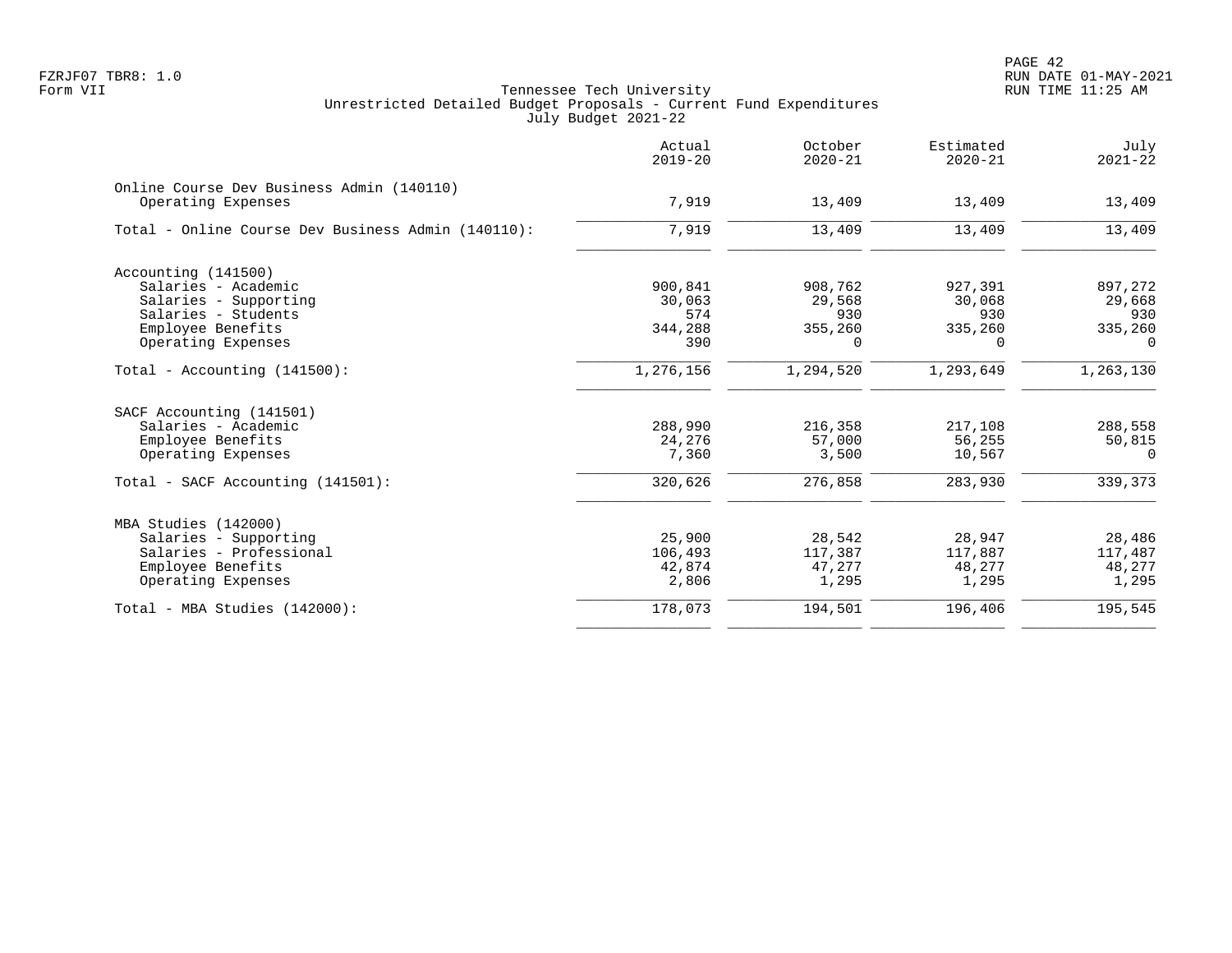Tennessee Tech University
Unrestricted Detailed Budget Proposals - Current Fund Expenditures
July Budget 2021-22

| | Actual 2019-20 | October 2020-21 | Estimated 2020-21 | July 2021-22 |
|---|---|---|---|---|
| **Online Course Dev Business Admin (140110)** | | | | |
| Operating Expenses | 7,919 | 13,409 | 13,409 | 13,409 |
| Total - Online Course Dev Business Admin (140110): | 7,919 | 13,409 | 13,409 | 13,409 |
| **Accounting (141500)** | | | | |
| Salaries - Academic | 900,841 | 908,762 | 927,391 | 897,272 |
| Salaries - Supporting | 30,063 | 29,568 | 30,068 | 29,668 |
| Salaries - Students | 574 | 930 | 930 | 930 |
| Employee Benefits | 344,288 | 355,260 | 335,260 | 335,260 |
| Operating Expenses | 390 | 0 | 0 | 0 |
| Total - Accounting (141500): | 1,276,156 | 1,294,520 | 1,293,649 | 1,263,130 |
| **SACF Accounting (141501)** | | | | |
| Salaries - Academic | 288,990 | 216,358 | 217,108 | 288,558 |
| Employee Benefits | 24,276 | 57,000 | 56,255 | 50,815 |
| Operating Expenses | 7,360 | 3,500 | 10,567 | 0 |
| Total - SACF Accounting (141501): | 320,626 | 276,858 | 283,930 | 339,373 |
| **MBA Studies (142000)** | | | | |
| Salaries - Supporting | 25,900 | 28,542 | 28,947 | 28,486 |
| Salaries - Professional | 106,493 | 117,387 | 117,887 | 117,487 |
| Employee Benefits | 42,874 | 47,277 | 48,277 | 48,277 |
| Operating Expenses | 2,806 | 1,295 | 1,295 | 1,295 |
| Total - MBA Studies (142000): | 178,073 | 194,501 | 196,406 | 195,545 |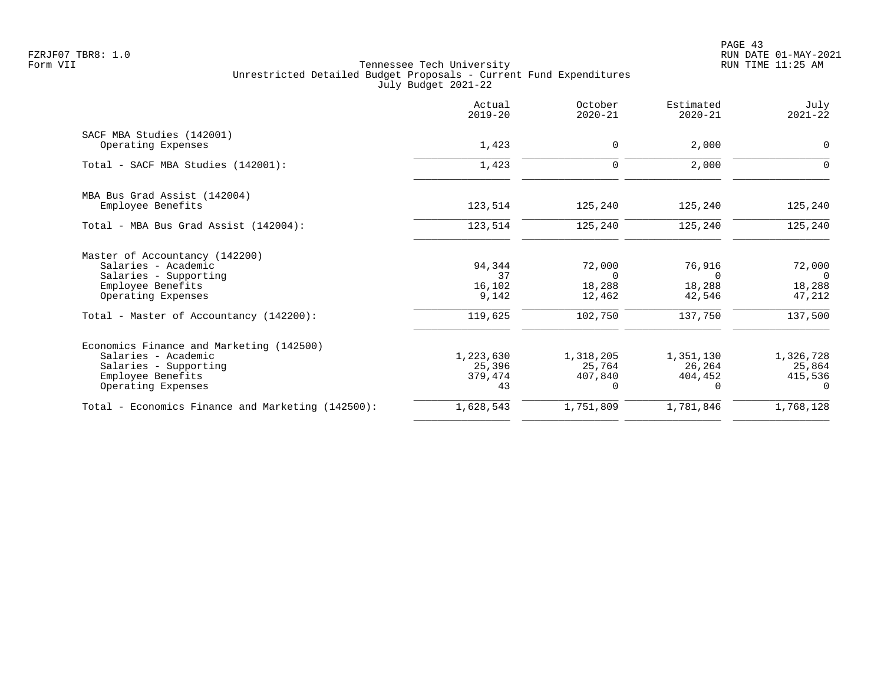Tennessee Tech University
Unrestricted Detailed Budget Proposals - Current Fund Expenditures
July Budget 2021-22

| | Actual 2019-20 | October 2020-21 | Estimated 2020-21 | July 2021-22 |
|---|---|---|---|---|
| SACF MBA Studies (142001) | | | | |
| Operating Expenses | 1,423 | 0 | 2,000 | 0 |
| Total - SACF MBA Studies (142001): | 1,423 | 0 | 2,000 | 0 |
| MBA Bus Grad Assist (142004) | | | | |
| Employee Benefits | 123,514 | 125,240 | 125,240 | 125,240 |
| Total - MBA Bus Grad Assist (142004): | 123,514 | 125,240 | 125,240 | 125,240 |
| Master of Accountancy (142200) | | | | |
| Salaries - Academic | 94,344 | 72,000 | 76,916 | 72,000 |
| Salaries - Supporting | 37 | 0 | 0 | 0 |
| Employee Benefits | 16,102 | 18,288 | 18,288 | 18,288 |
| Operating Expenses | 9,142 | 12,462 | 42,546 | 47,212 |
| Total - Master of Accountancy (142200): | 119,625 | 102,750 | 137,750 | 137,500 |
| Economics Finance and Marketing (142500) | | | | |
| Salaries - Academic | 1,223,630 | 1,318,205 | 1,351,130 | 1,326,728 |
| Salaries - Supporting | 25,396 | 25,764 | 26,264 | 25,864 |
| Employee Benefits | 379,474 | 407,840 | 404,452 | 415,536 |
| Operating Expenses | 43 | 0 | 0 | 0 |
| Total - Economics Finance and Marketing (142500): | 1,628,543 | 1,751,809 | 1,781,846 | 1,768,128 |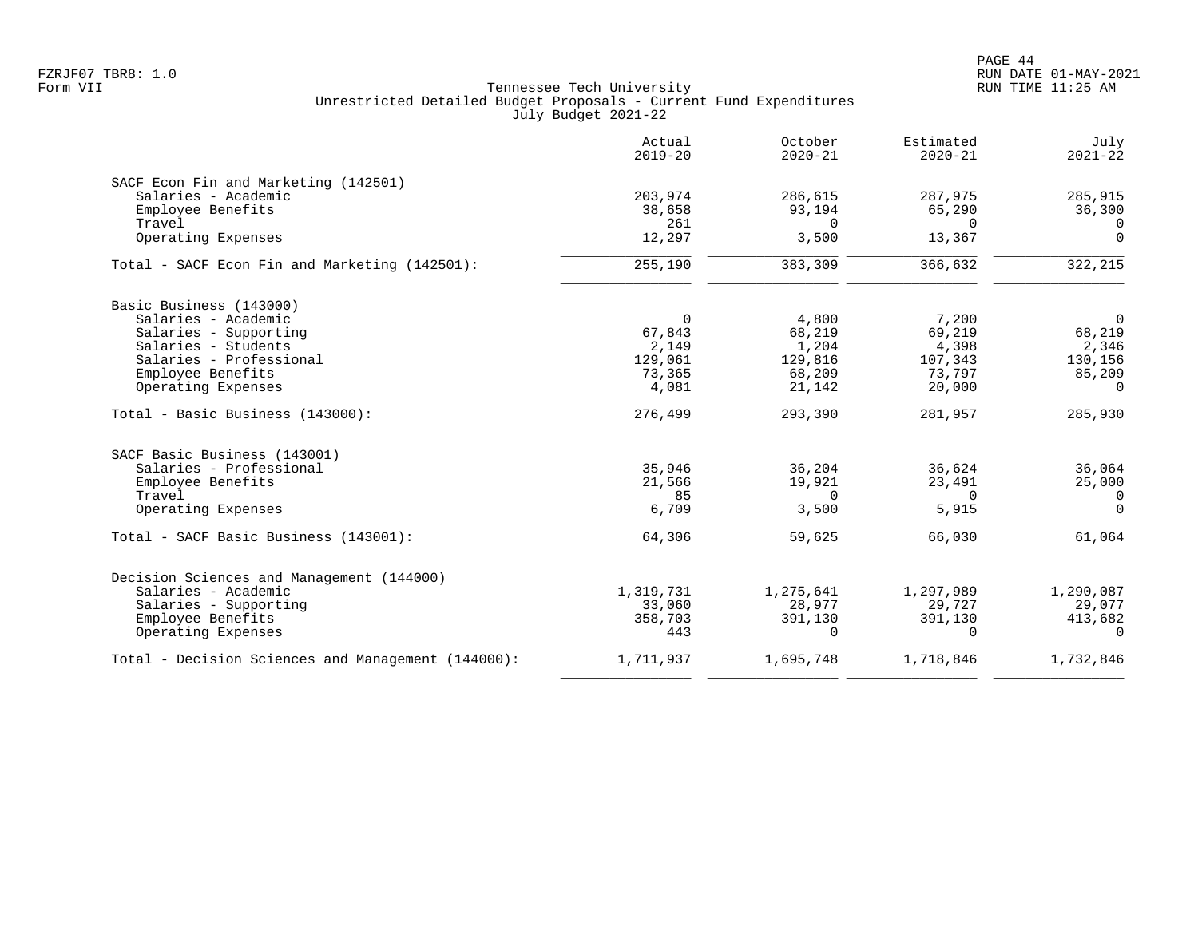Tennessee Tech University
Unrestricted Detailed Budget Proposals - Current Fund Expenditures
July Budget 2021-22

| | Actual 2019-20 | October 2020-21 | Estimated 2020-21 | July 2021-22 |
|---|---|---|---|---|
| **SACF Econ Fin and Marketing (142501)** | | | | |
| Salaries - Academic | 203,974 | 286,615 | 287,975 | 285,915 |
| Employee Benefits | 38,658 | 93,194 | 65,290 | 36,300 |
| Travel | 261 | 0 | 0 | 0 |
| Operating Expenses | 12,297 | 3,500 | 13,367 | 0 |
| Total - SACF Econ Fin and Marketing (142501): | 255,190 | 383,309 | 366,632 | 322,215 |
| **Basic Business (143000)** | | | | |
| Salaries - Academic | 0 | 4,800 | 7,200 | 0 |
| Salaries - Supporting | 67,843 | 68,219 | 69,219 | 68,219 |
| Salaries - Students | 2,149 | 1,204 | 4,398 | 2,346 |
| Salaries - Professional | 129,061 | 129,816 | 107,343 | 130,156 |
| Employee Benefits | 73,365 | 68,209 | 73,797 | 85,209 |
| Operating Expenses | 4,081 | 21,142 | 20,000 | 0 |
| Total - Basic Business (143000): | 276,499 | 293,390 | 281,957 | 285,930 |
| **SACF Basic Business (143001)** | | | | |
| Salaries - Professional | 35,946 | 36,204 | 36,624 | 36,064 |
| Employee Benefits | 21,566 | 19,921 | 23,491 | 25,000 |
| Travel | 85 | 0 | 0 | 0 |
| Operating Expenses | 6,709 | 3,500 | 5,915 | 0 |
| Total - SACF Basic Business (143001): | 64,306 | 59,625 | 66,030 | 61,064 |
| **Decision Sciences and Management (144000)** | | | | |
| Salaries - Academic | 1,319,731 | 1,275,641 | 1,297,989 | 1,290,087 |
| Salaries - Supporting | 33,060 | 28,977 | 29,727 | 29,077 |
| Employee Benefits | 358,703 | 391,130 | 391,130 | 413,682 |
| Operating Expenses | 443 | 0 | 0 | 0 |
| Total - Decision Sciences and Management (144000): | 1,711,937 | 1,695,748 | 1,718,846 | 1,732,846 |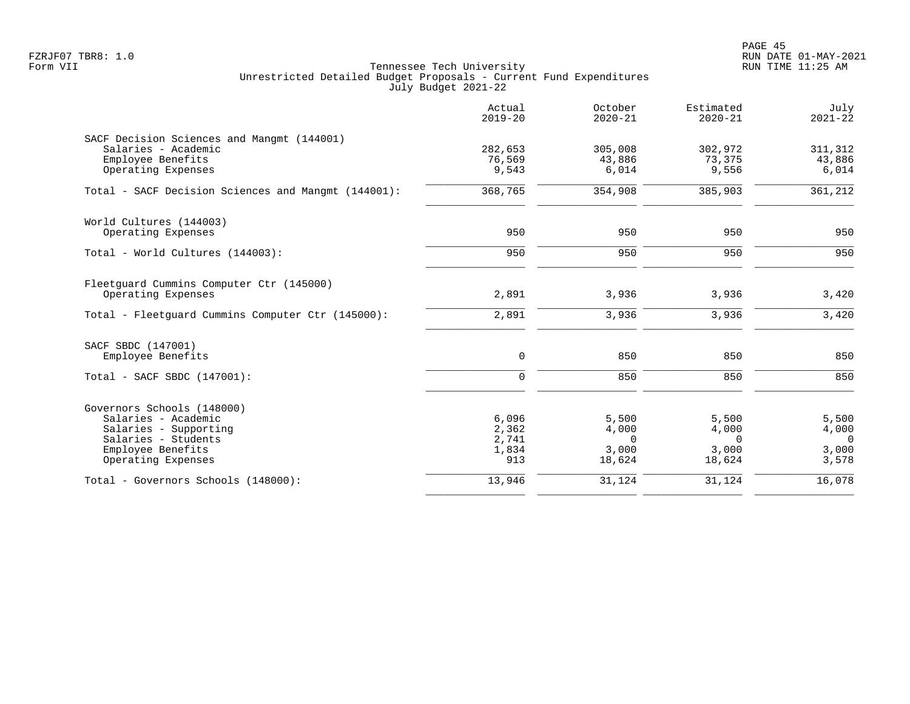Tennessee Tech University
Unrestricted Detailed Budget Proposals - Current Fund Expenditures
July Budget 2021-22

| | Actual 2019-20 | October 2020-21 | Estimated 2020-21 | July 2021-22 |
|---|---|---|---|---|
| SACF Decision Sciences and Mangmt (144001) | | | | |
| Salaries - Academic | 282,653 | 305,008 | 302,972 | 311,312 |
| Employee Benefits | 76,569 | 43,886 | 73,375 | 43,886 |
| Operating Expenses | 9,543 | 6,014 | 9,556 | 6,014 |
| Total - SACF Decision Sciences and Mangmt (144001): | 368,765 | 354,908 | 385,903 | 361,212 |
| World Cultures (144003) | | | | |
| Operating Expenses | 950 | 950 | 950 | 950 |
| Total - World Cultures (144003): | 950 | 950 | 950 | 950 |
| Fleetguard Cummins Computer Ctr (145000) | | | | |
| Operating Expenses | 2,891 | 3,936 | 3,936 | 3,420 |
| Total - Fleetguard Cummins Computer Ctr (145000): | 2,891 | 3,936 | 3,936 | 3,420 |
| SACF SBDC (147001) | | | | |
| Employee Benefits | 0 | 850 | 850 | 850 |
| Total - SACF SBDC (147001): | 0 | 850 | 850 | 850 |
| Governors Schools (148000) | | | | |
| Salaries - Academic | 6,096 | 5,500 | 5,500 | 5,500 |
| Salaries - Supporting | 2,362 | 4,000 | 4,000 | 4,000 |
| Salaries - Students | 2,741 | 0 | 0 | 0 |
| Employee Benefits | 1,834 | 3,000 | 3,000 | 3,000 |
| Operating Expenses | 913 | 18,624 | 18,624 | 3,578 |
| Total - Governors Schools (148000): | 13,946 | 31,124 | 31,124 | 16,078 |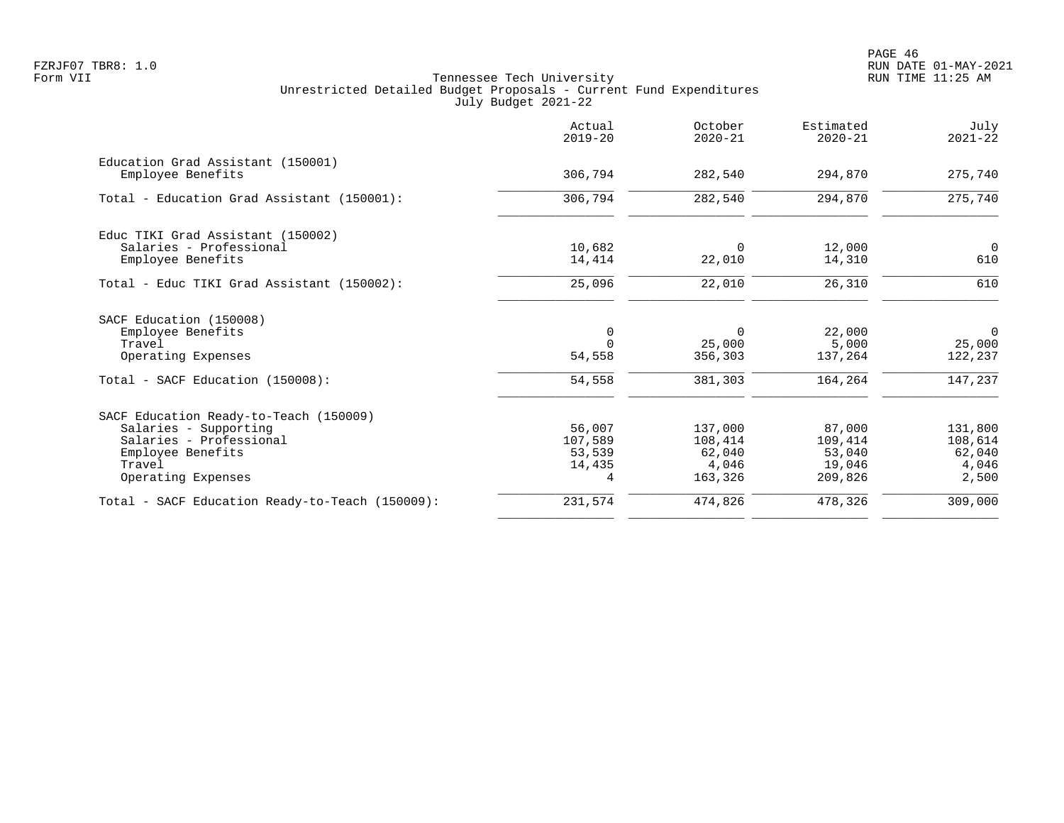Tennessee Tech University
Unrestricted Detailed Budget Proposals - Current Fund Expenditures
July Budget 2021-22

| | Actual 2019-20 | October 2020-21 | Estimated 2020-21 | July 2021-22 |
|---|---|---|---|---|
| **Education Grad Assistant (150001)** | | | | |
| Employee Benefits | 306,794 | 282,540 | 294,870 | 275,740 |
| Total - Education Grad Assistant (150001): | 306,794 | 282,540 | 294,870 | 275,740 |
| **Educ TIKI Grad Assistant (150002)** | | | | |
| Salaries - Professional | 10,682 | 0 | 12,000 | 0 |
| Employee Benefits | 14,414 | 22,010 | 14,310 | 610 |
| Total - Educ TIKI Grad Assistant (150002): | 25,096 | 22,010 | 26,310 | 610 |
| **SACF Education (150008)** | | | | |
| Employee Benefits | 0 | 0 | 22,000 | 0 |
| Travel | 0 | 25,000 | 5,000 | 25,000 |
| Operating Expenses | 54,558 | 356,303 | 137,264 | 122,237 |
| Total - SACF Education (150008): | 54,558 | 381,303 | 164,264 | 147,237 |
| **SACF Education Ready-to-Teach (150009)** | | | | |
| Salaries - Supporting | 56,007 | 137,000 | 87,000 | 131,800 |
| Salaries - Professional | 107,589 | 108,414 | 109,414 | 108,614 |
| Employee Benefits | 53,539 | 62,040 | 53,040 | 62,040 |
| Travel | 14,435 | 4,046 | 19,046 | 4,046 |
| Operating Expenses | 4 | 163,326 | 209,826 | 2,500 |
| Total - SACF Education Ready-to-Teach (150009): | 231,574 | 474,826 | 478,326 | 309,000 |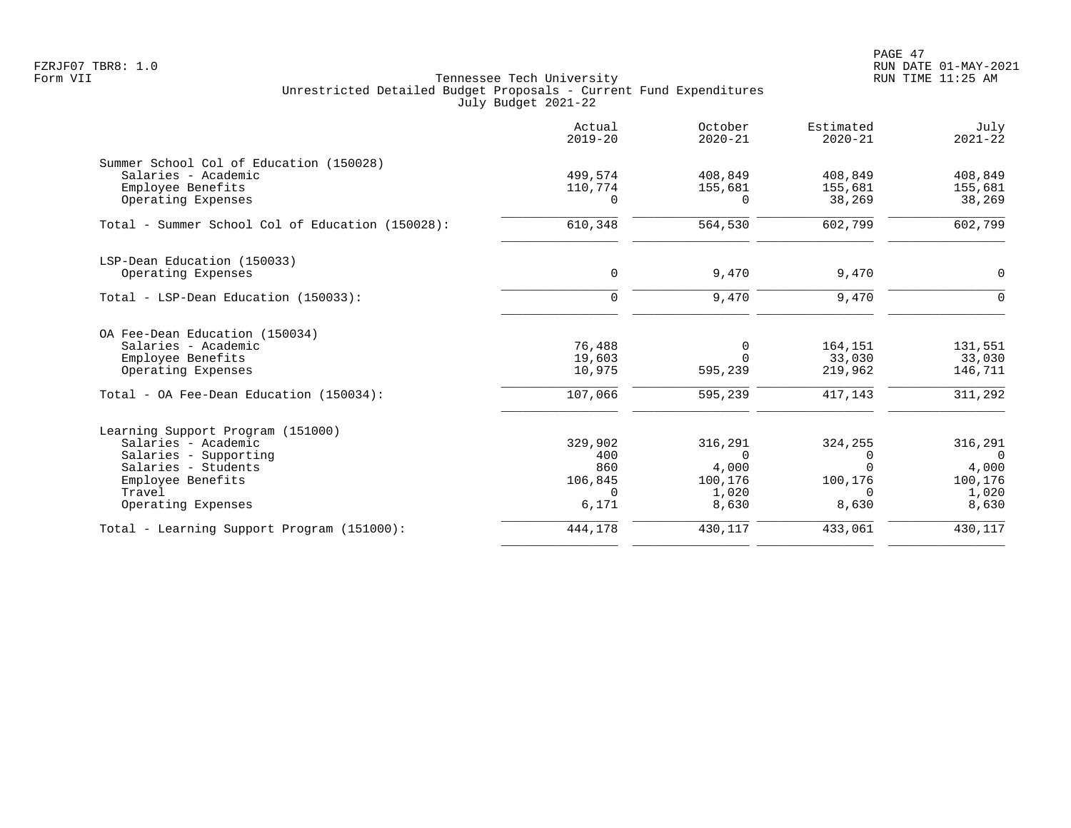FZRJF07 TBR8: 1.0
Form VII

# Tennessee Tech University
## Unrestricted Detailed Budget Proposals - Current Fund Expenditures
### July Budget 2021-22

| | Actual 2019-20 | October 2020-21 | Estimated 2020-21 | July 2021-22 |
|---|---:|---:|---:|---:|
| **Summer School Col of Education (150028)** | | | | |
| Salaries - Academic | 499,574 | 408,849 | 408,849 | 408,849 |
| Employee Benefits | 110,774 | 155,681 | 155,681 | 155,681 |
| Operating Expenses | 0 | 0 | 38,269 | 38,269 |
| Total - Summer School Col of Education (150028): | 610,348 | 564,530 | 602,799 | 602,799 |
| **LSP-Dean Education (150033)** | | | | |
| Operating Expenses | 0 | 9,470 | 9,470 | 0 |
| Total - LSP-Dean Education (150033): | 0 | 9,470 | 9,470 | 0 |
| **OA Fee-Dean Education (150034)** | | | | |
| Salaries - Academic | 76,488 | 0 | 164,151 | 131,551 |
| Employee Benefits | 19,603 | 0 | 33,030 | 33,030 |
| Operating Expenses | 10,975 | 595,239 | 219,962 | 146,711 |
| Total - OA Fee-Dean Education (150034): | 107,066 | 595,239 | 417,143 | 311,292 |
| **Learning Support Program (151000)** | | | | |
| Salaries - Academic | 329,902 | 316,291 | 324,255 | 316,291 |
| Salaries - Supporting | 400 | 0 | 0 | 0 |
| Salaries - Students | 860 | 4,000 | 0 | 4,000 |
| Employee Benefits | 106,845 | 100,176 | 100,176 | 100,176 |
| Travel | 0 | 1,020 | 0 | 1,020 |
| Operating Expenses | 6,171 | 8,630 | 8,630 | 8,630 |
| Total - Learning Support Program (151000): | 444,178 | 430,117 | 433,061 | 430,117 |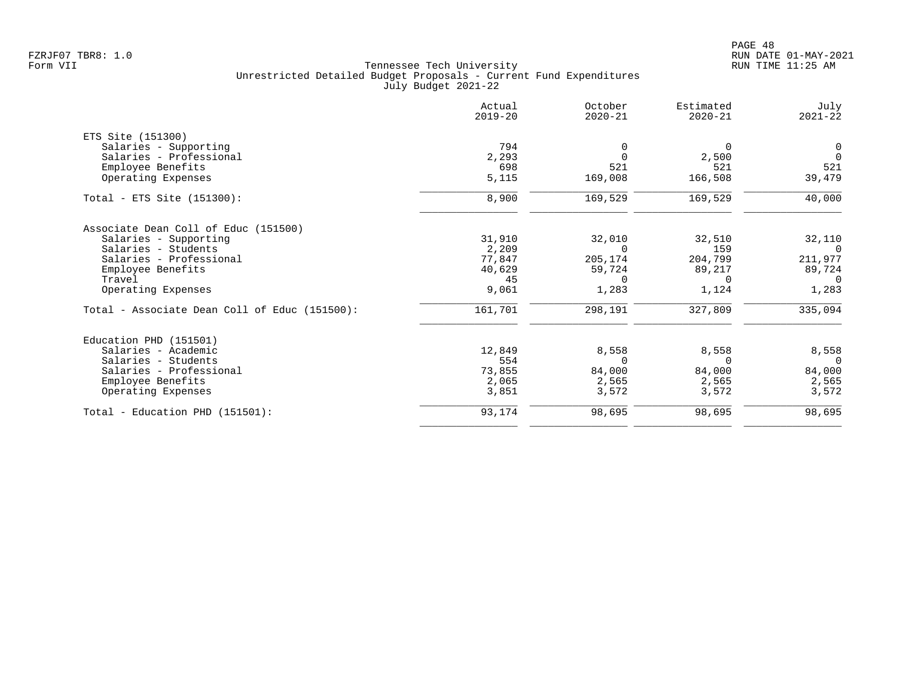Tennessee Tech University
Unrestricted Detailed Budget Proposals - Current Fund Expenditures
July Budget 2021-22

| | Actual 2019-20 | October 2020-21 | Estimated 2020-21 | July 2021-22 |
|---|---|---|---|---|
| **ETS Site (151300)** | | | | |
| Salaries - Supporting | 794 | 0 | 0 | 0 |
| Salaries - Professional | 2,293 | 0 | 2,500 | 0 |
| Employee Benefits | 698 | 521 | 521 | 521 |
| Operating Expenses | 5,115 | 169,008 | 166,508 | 39,479 |
| Total - ETS Site (151300): | 8,900 | 169,529 | 169,529 | 40,000 |
| **Associate Dean Coll of Educ (151500)** | | | | |
| Salaries - Supporting | 31,910 | 32,010 | 32,510 | 32,110 |
| Salaries - Students | 2,209 | 0 | 159 | 0 |
| Salaries - Professional | 77,847 | 205,174 | 204,799 | 211,977 |
| Employee Benefits | 40,629 | 59,724 | 89,217 | 89,724 |
| Travel | 45 | 0 | 0 | 0 |
| Operating Expenses | 9,061 | 1,283 | 1,124 | 1,283 |
| Total - Associate Dean Coll of Educ (151500): | 161,701 | 298,191 | 327,809 | 335,094 |
| **Education PHD (151501)** | | | | |
| Salaries - Academic | 12,849 | 8,558 | 8,558 | 8,558 |
| Salaries - Students | 554 | 0 | 0 | 0 |
| Salaries - Professional | 73,855 | 84,000 | 84,000 | 84,000 |
| Employee Benefits | 2,065 | 2,565 | 2,565 | 2,565 |
| Operating Expenses | 3,851 | 3,572 | 3,572 | 3,572 |
| Total - Education PHD (151501): | 93,174 | 98,695 | 98,695 | 98,695 |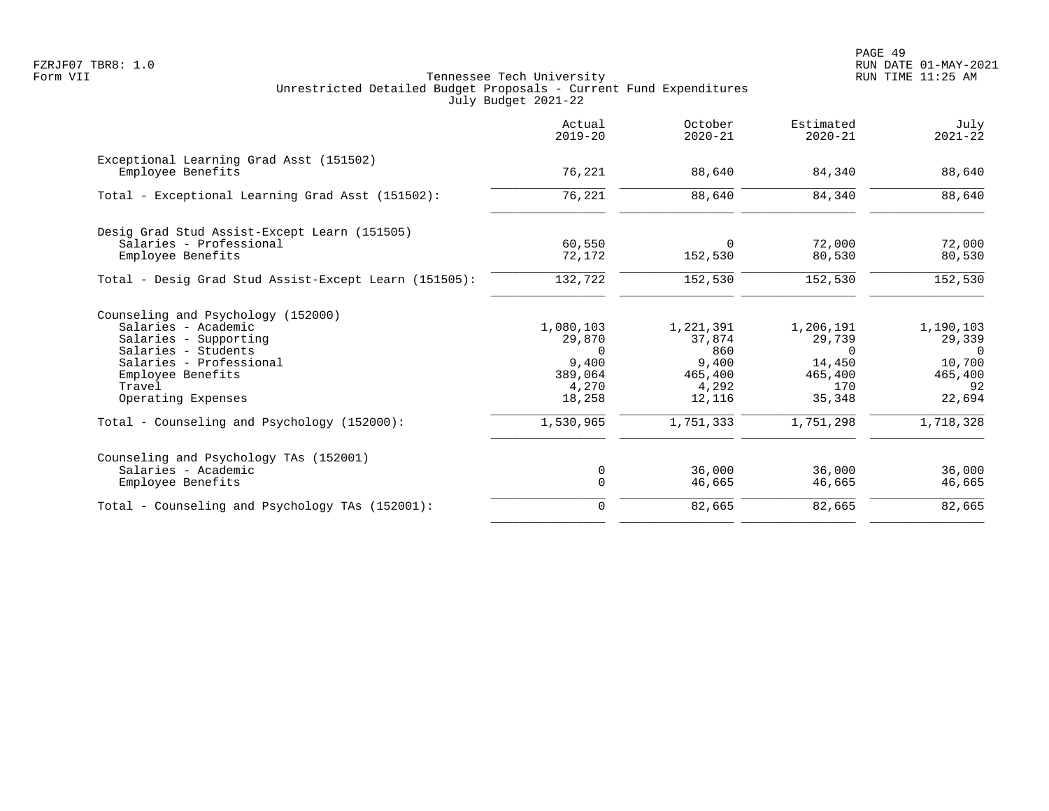Tennessee Tech University
Unrestricted Detailed Budget Proposals - Current Fund Expenditures
July Budget 2021-22

| | Actual 2019-20 | October 2020-21 | Estimated 2020-21 | July 2021-22 |
|---|---|---|---|---|
| **Exceptional Learning Grad Asst (151502)** | | | | |
| Employee Benefits | 76,221 | 88,640 | 84,340 | 88,640 |
| Total - Exceptional Learning Grad Asst (151502): | 76,221 | 88,640 | 84,340 | 88,640 |
| **Desig Grad Stud Assist-Except Learn (151505)** | | | | |
| Salaries - Professional | 60,550 | 0 | 72,000 | 72,000 |
| Employee Benefits | 72,172 | 152,530 | 80,530 | 80,530 |
| Total - Desig Grad Stud Assist-Except Learn (151505): | 132,722 | 152,530 | 152,530 | 152,530 |
| **Counseling and Psychology (152000)** | | | | |
| Salaries - Academic | 1,080,103 | 1,221,391 | 1,206,191 | 1,190,103 |
| Salaries - Supporting | 29,870 | 37,874 | 29,739 | 29,339 |
| Salaries - Students | 0 | 860 | 0 | 0 |
| Salaries - Professional | 9,400 | 9,400 | 14,450 | 10,700 |
| Employee Benefits | 389,064 | 465,400 | 465,400 | 465,400 |
| Travel | 4,270 | 4,292 | 170 | 92 |
| Operating Expenses | 18,258 | 12,116 | 35,348 | 22,694 |
| Total - Counseling and Psychology (152000): | 1,530,965 | 1,751,333 | 1,751,298 | 1,718,328 |
| **Counseling and Psychology TAs (152001)** | | | | |
| Salaries - Academic | 0 | 36,000 | 36,000 | 36,000 |
| Employee Benefits | 0 | 46,665 | 46,665 | 46,665 |
| Total - Counseling and Psychology TAs (152001): | 0 | 82,665 | 82,665 | 82,665 |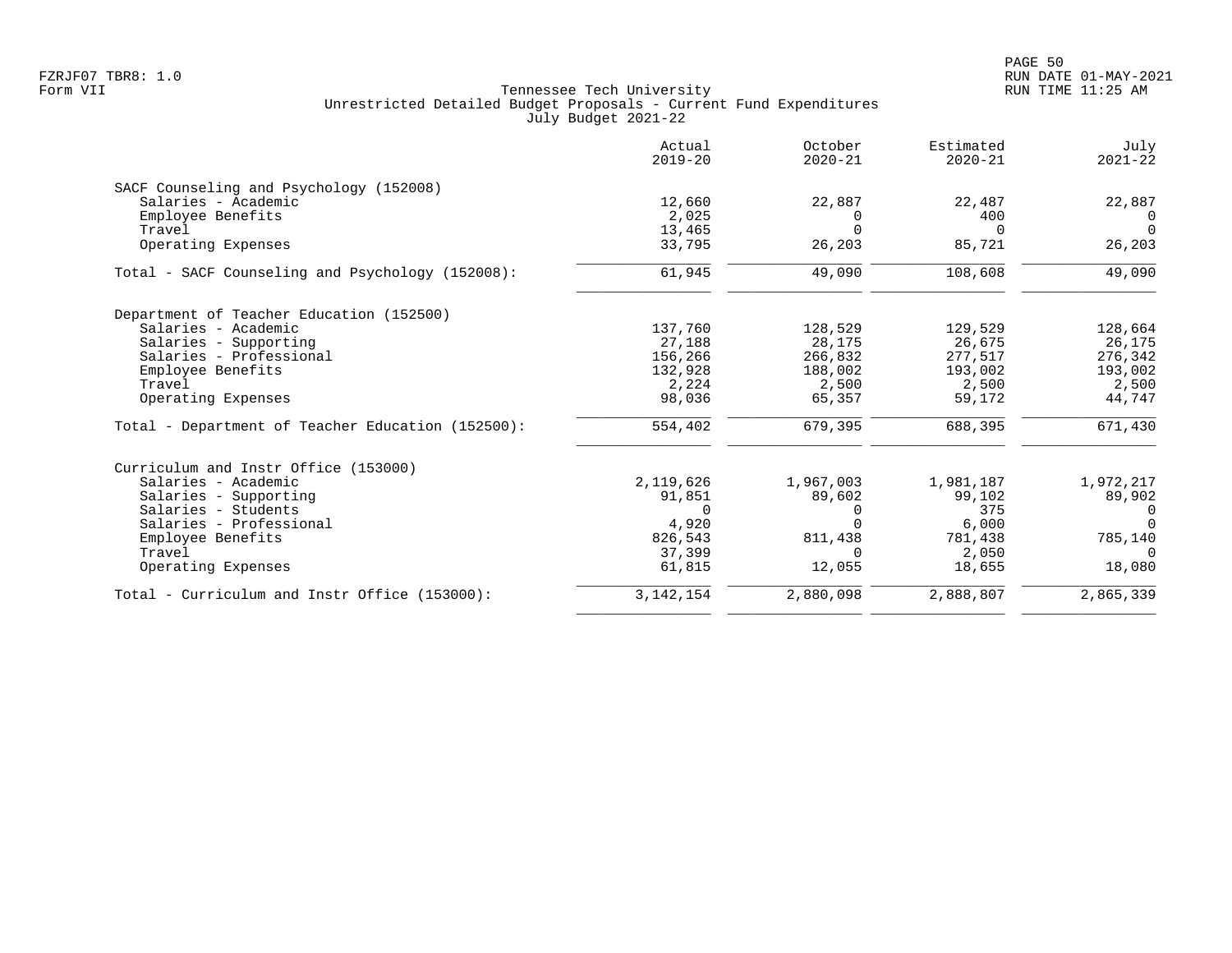Tennessee Tech University
Unrestricted Detailed Budget Proposals - Current Fund Expenditures
July Budget 2021-22

| | Actual 2019-20 | October 2020-21 | Estimated 2020-21 | July 2021-22 |
|---|---|---|---|---|
| **SACF Counseling and Psychology (152008)** | | | | |
| Salaries - Academic | 12,660 | 22,887 | 22,487 | 22,887 |
| Employee Benefits | 2,025 | 0 | 400 | 0 |
| Travel | 13,465 | 0 | 0 | 0 |
| Operating Expenses | 33,795 | 26,203 | 85,721 | 26,203 |
| Total - SACF Counseling and Psychology (152008): | 61,945 | 49,090 | 108,608 | 49,090 |
| **Department of Teacher Education (152500)** | | | | |
| Salaries - Academic | 137,760 | 128,529 | 129,529 | 128,664 |
| Salaries - Supporting | 27,188 | 28,175 | 26,675 | 26,175 |
| Salaries - Professional | 156,266 | 266,832 | 277,517 | 276,342 |
| Employee Benefits | 132,928 | 188,002 | 193,002 | 193,002 |
| Travel | 2,224 | 2,500 | 2,500 | 2,500 |
| Operating Expenses | 98,036 | 65,357 | 59,172 | 44,747 |
| Total - Department of Teacher Education (152500): | 554,402 | 679,395 | 688,395 | 671,430 |
| **Curriculum and Instr Office (153000)** | | | | |
| Salaries - Academic | 2,119,626 | 1,967,003 | 1,981,187 | 1,972,217 |
| Salaries - Supporting | 91,851 | 89,602 | 99,102 | 89,902 |
| Salaries - Students | 0 | 0 | 375 | 0 |
| Salaries - Professional | 4,920 | 0 | 6,000 | 0 |
| Employee Benefits | 826,543 | 811,438 | 781,438 | 785,140 |
| Travel | 37,399 | 0 | 2,050 | 0 |
| Operating Expenses | 61,815 | 12,055 | 18,655 | 18,080 |
| Total - Curriculum and Instr Office (153000): | 3,142,154 | 2,880,098 | 2,888,807 | 2,865,339 |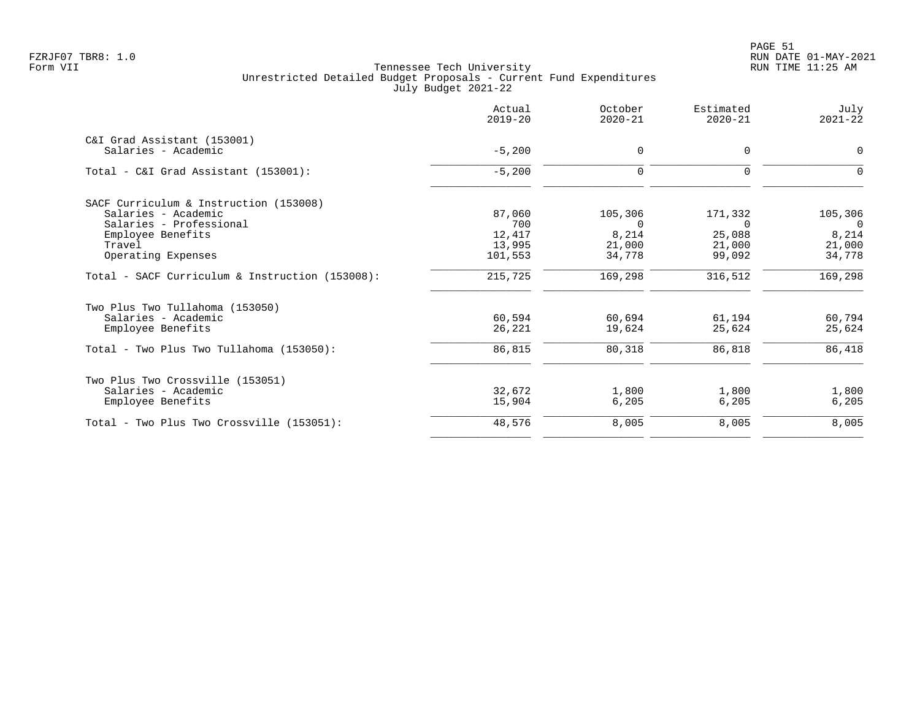FZRJF07 TBR8: 1.0
Form VII

# Tennessee Tech University
## Unrestricted Detailed Budget Proposals - Current Fund Expenditures
### July Budget 2021-22

RUN DATE 01-MAY-2021
RUN TIME 11:25 AM

| | Actual 2019-20 | October 2020-21 | Estimated 2020-21 | July 2021-22 |
|---|---|---|---|---|
| **C&I Grad Assistant (153001)** | | | | |
| Salaries - Academic | -5,200 | 0 | 0 | 0 |
| Total - C&I Grad Assistant (153001): | -5,200 | 0 | 0 | 0 |
| **SACF Curriculum & Instruction (153008)** | | | | |
| Salaries - Academic | 87,060 | 105,306 | 171,332 | 105,306 |
| Salaries - Professional | 700 | 0 | 0 | 0 |
| Employee Benefits | 12,417 | 8,214 | 25,088 | 8,214 |
| Travel | 13,995 | 21,000 | 21,000 | 21,000 |
| Operating Expenses | 101,553 | 34,778 | 99,092 | 34,778 |
| Total - SACF Curriculum & Instruction (153008): | 215,725 | 169,298 | 316,512 | 169,298 |
| **Two Plus Two Tullahoma (153050)** | | | | |
| Salaries - Academic | 60,594 | 60,694 | 61,194 | 60,794 |
| Employee Benefits | 26,221 | 19,624 | 25,624 | 25,624 |
| Total - Two Plus Two Tullahoma (153050): | 86,815 | 80,318 | 86,818 | 86,418 |
| **Two Plus Two Crossville (153051)** | | | | |
| Salaries - Academic | 32,672 | 1,800 | 1,800 | 1,800 |
| Employee Benefits | 15,904 | 6,205 | 6,205 | 6,205 |
| Total - Two Plus Two Crossville (153051): | 48,576 | 8,005 | 8,005 | 8,005 |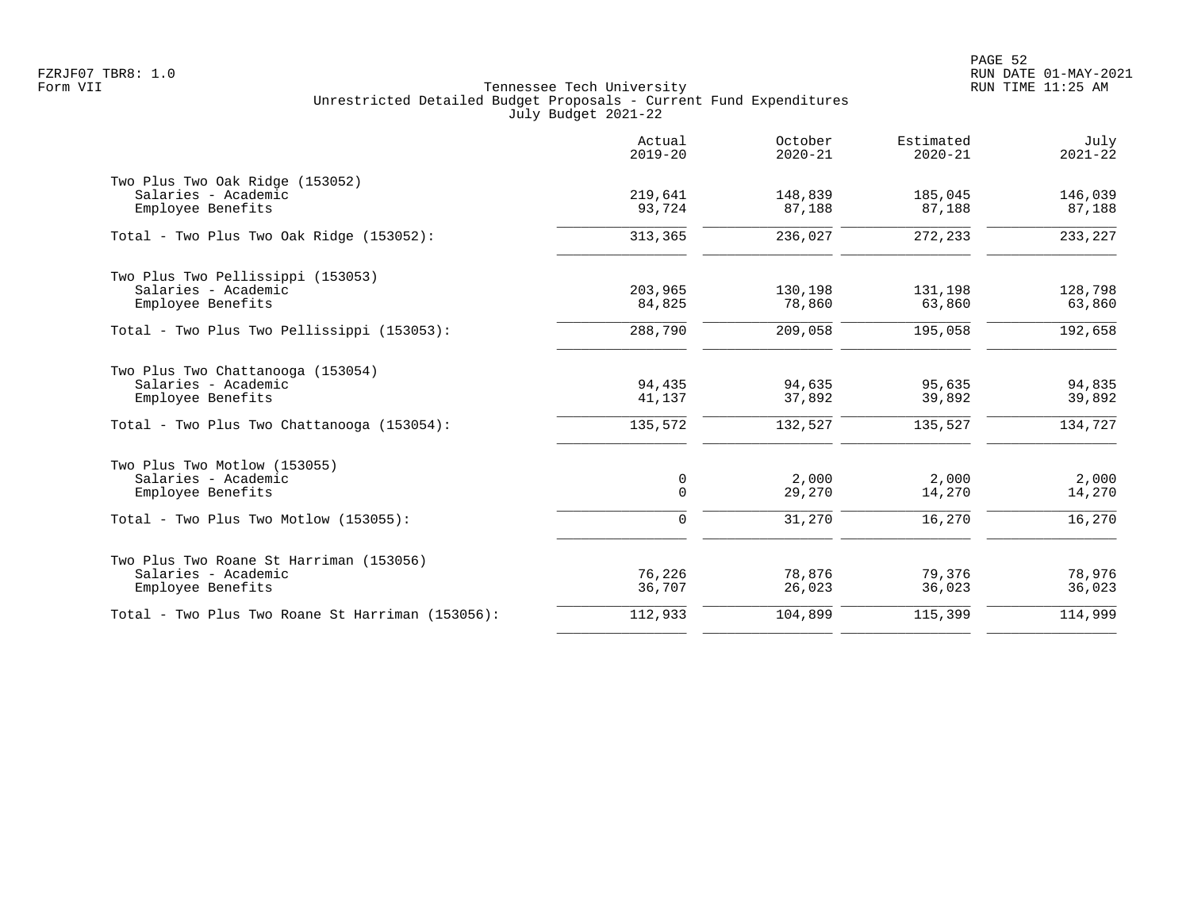Tennessee Tech University
Unrestricted Detailed Budget Proposals - Current Fund Expenditures
July Budget 2021-22

Form VII

| | Actual 2019-20 | October 2020-21 | Estimated 2020-21 | July 2021-22 |
|---|---|---|---|---|
| **Two Plus Two Oak Ridge (153052)** | | | | |
| Salaries - Academic | 219,641 | 148,839 | 185,045 | 146,039 |
| Employee Benefits | 93,724 | 87,188 | 87,188 | 87,188 |
| Total - Two Plus Two Oak Ridge (153052): | 313,365 | 236,027 | 272,233 | 233,227 |
| **Two Plus Two Pellissippi (153053)** | | | | |
| Salaries - Academic | 203,965 | 130,198 | 131,198 | 128,798 |
| Employee Benefits | 84,825 | 78,860 | 63,860 | 63,860 |
| Total - Two Plus Two Pellissippi (153053): | 288,790 | 209,058 | 195,058 | 192,658 |
| **Two Plus Two Chattanooga (153054)** | | | | |
| Salaries - Academic | 94,435 | 94,635 | 95,635 | 94,835 |
| Employee Benefits | 41,137 | 37,892 | 39,892 | 39,892 |
| Total - Two Plus Two Chattanooga (153054): | 135,572 | 132,527 | 135,527 | 134,727 |
| **Two Plus Two Motlow (153055)** | | | | |
| Salaries - Academic | 0 | 2,000 | 2,000 | 2,000 |
| Employee Benefits | 0 | 29,270 | 14,270 | 14,270 |
| Total - Two Plus Two Motlow (153055): | 0 | 31,270 | 16,270 | 16,270 |
| **Two Plus Two Roane St Harriman (153056)** | | | | |
| Salaries - Academic | 76,226 | 78,876 | 79,376 | 78,976 |
| Employee Benefits | 36,707 | 26,023 | 36,023 | 36,023 |
| Total - Two Plus Two Roane St Harriman (153056): | 112,933 | 104,899 | 115,399 | 114,999 |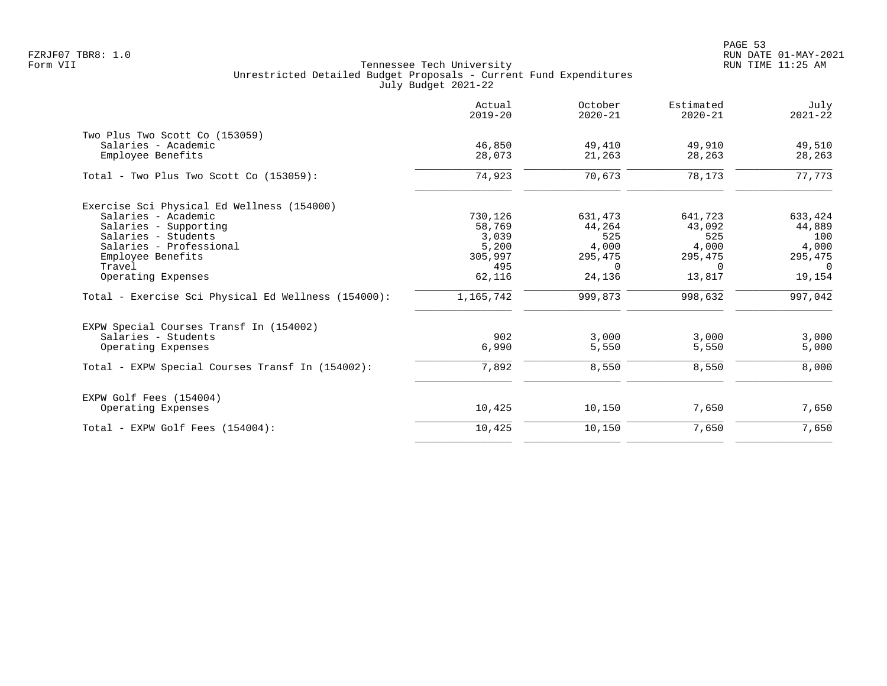Tennessee Tech University
Unrestricted Detailed Budget Proposals - Current Fund Expenditures
July Budget 2021-22

| | Actual 2019-20 | October 2020-21 | Estimated 2020-21 | July 2021-22 |
|---|---|---|---|---|
| **Two Plus Two Scott Co (153059)** | | | | |
| Salaries - Academic | 46,850 | 49,410 | 49,910 | 49,510 |
| Employee Benefits | 28,073 | 21,263 | 28,263 | 28,263 |
| Total - Two Plus Two Scott Co (153059): | 74,923 | 70,673 | 78,173 | 77,773 |
| **Exercise Sci Physical Ed Wellness (154000)** | | | | |
| Salaries - Academic | 730,126 | 631,473 | 641,723 | 633,424 |
| Salaries - Supporting | 58,769 | 44,264 | 43,092 | 44,889 |
| Salaries - Students | 3,039 | 525 | 525 | 100 |
| Salaries - Professional | 5,200 | 4,000 | 4,000 | 4,000 |
| Employee Benefits | 305,997 | 295,475 | 295,475 | 295,475 |
| Travel | 495 | 0 | 0 | 0 |
| Operating Expenses | 62,116 | 24,136 | 13,817 | 19,154 |
| Total - Exercise Sci Physical Ed Wellness (154000): | 1,165,742 | 999,873 | 998,632 | 997,042 |
| **EXPW Special Courses Transf In (154002)** | | | | |
| Salaries - Students | 902 | 3,000 | 3,000 | 3,000 |
| Operating Expenses | 6,990 | 5,550 | 5,550 | 5,000 |
| Total - EXPW Special Courses Transf In (154002): | 7,892 | 8,550 | 8,550 | 8,000 |
| **EXPW Golf Fees (154004)** | | | | |
| Operating Expenses | 10,425 | 10,150 | 7,650 | 7,650 |
| Total - EXPW Golf Fees (154004): | 10,425 | 10,150 | 7,650 | 7,650 |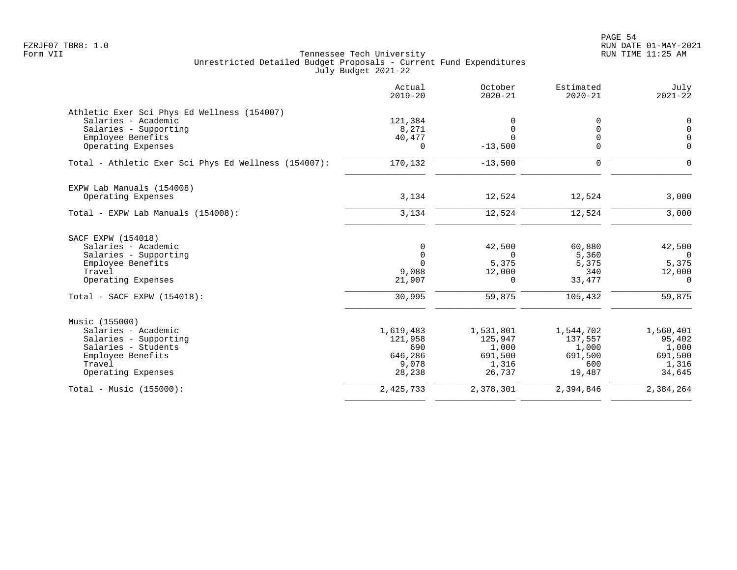FZRJF07 TBR8: 1.0
Form VII

Tennessee Tech University
Unrestricted Detailed Budget Proposals - Current Fund Expenditures
July Budget 2021-22

RUN DATE 01-MAY-2021
RUN TIME 11:25 AM

| | Actual 2019-20 | October 2020-21 | Estimated 2020-21 | July 2021-22 |
|---|---|---|---|---|
| **Athletic Exer Sci Phys Ed Wellness (154007)** | | | | |
| Salaries - Academic | 121,384 | 0 | 0 | 0 |
| Salaries - Supporting | 8,271 | 0 | 0 | 0 |
| Employee Benefits | 40,477 | 0 | 0 | 0 |
| Operating Expenses | 0 | -13,500 | 0 | 0 |
| Total - Athletic Exer Sci Phys Ed Wellness (154007): | 170,132 | -13,500 | 0 | 0 |
| **EXPW Lab Manuals (154008)** | | | | |
| Operating Expenses | 3,134 | 12,524 | 12,524 | 3,000 |
| Total - EXPW Lab Manuals (154008): | 3,134 | 12,524 | 12,524 | 3,000 |
| **SACF EXPW (154018)** | | | | |
| Salaries - Academic | 0 | 42,500 | 60,880 | 42,500 |
| Salaries - Supporting | 0 | 0 | 5,360 | 0 |
| Employee Benefits | 0 | 5,375 | 5,375 | 5,375 |
| Travel | 9,088 | 12,000 | 340 | 12,000 |
| Operating Expenses | 21,907 | 0 | 33,477 | 0 |
| Total - SACF EXPW (154018): | 30,995 | 59,875 | 105,432 | 59,875 |
| **Music (155000)** | | | | |
| Salaries - Academic | 1,619,483 | 1,531,801 | 1,544,702 | 1,560,401 |
| Salaries - Supporting | 121,958 | 125,947 | 137,557 | 95,402 |
| Salaries - Students | 690 | 1,000 | 1,000 | 1,000 |
| Employee Benefits | 646,286 | 691,500 | 691,500 | 691,500 |
| Travel | 9,078 | 1,316 | 600 | 1,316 |
| Operating Expenses | 28,238 | 26,737 | 19,487 | 34,645 |
| Total - Music (155000): | 2,425,733 | 2,378,301 | 2,394,846 | 2,384,264 |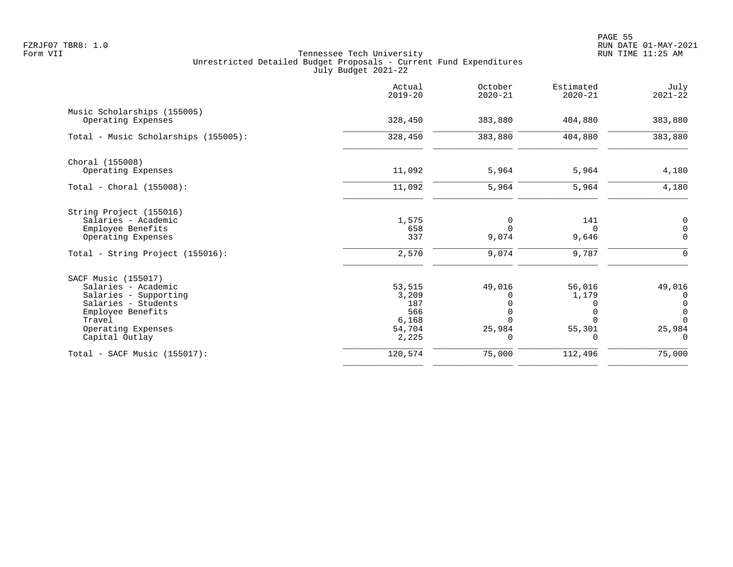Tennessee Tech University
Unrestricted Detailed Budget Proposals - Current Fund Expenditures
July Budget 2021-22

Form VII

| | Actual 2019-20 | October 2020-21 | Estimated 2020-21 | July 2021-22 |
|---|---|---|---|---|
| **Music Scholarships (155005)** | | | | |
| Operating Expenses | 328,450 | 383,880 | 404,880 | 383,880 |
| Total - Music Scholarships (155005): | 328,450 | 383,880 | 404,880 | 383,880 |
| **Choral (155008)** | | | | |
| Operating Expenses | 11,092 | 5,964 | 5,964 | 4,180 |
| Total - Choral (155008): | 11,092 | 5,964 | 5,964 | 4,180 |
| **String Project (155016)** | | | | |
| Salaries - Academic | 1,575 | 0 | 141 | 0 |
| Employee Benefits | 658 | 0 | 0 | 0 |
| Operating Expenses | 337 | 9,074 | 9,646 | 0 |
| Total - String Project (155016): | 2,570 | 9,074 | 9,787 | 0 |
| **SACF Music (155017)** | | | | |
| Salaries - Academic | 53,515 | 49,016 | 56,016 | 49,016 |
| Salaries - Supporting | 3,209 | 0 | 1,179 | 0 |
| Salaries - Students | 187 | 0 | 0 | 0 |
| Employee Benefits | 566 | 0 | 0 | 0 |
| Travel | 6,168 | 0 | 0 | 0 |
| Operating Expenses | 54,704 | 25,984 | 55,301 | 25,984 |
| Capital Outlay | 2,225 | 0 | 0 | 0 |
| Total - SACF Music (155017): | 120,574 | 75,000 | 112,496 | 75,000 |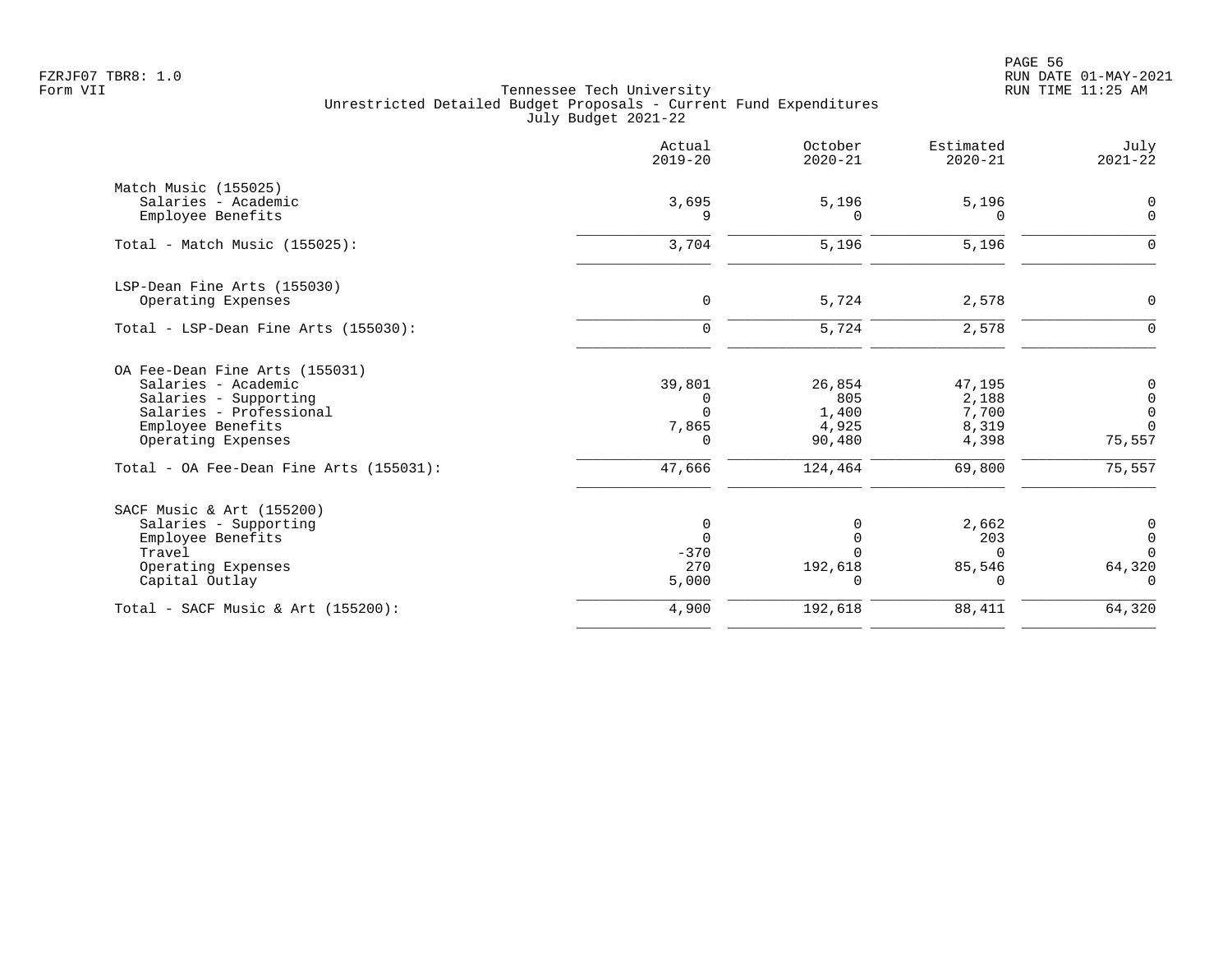FZRJF07 TBR8: 1.0
Form VII

# Tennessee Tech University
## Unrestricted Detailed Budget Proposals - Current Fund Expenditures
### July Budget 2021-22

| | Actual 2019-20 | October 2020-21 | Estimated 2020-21 | July 2021-22 |
|---|---|---|---|---|
| **Match Music (155025)** | | | | |
| Salaries - Academic | 3,695 | 5,196 | 5,196 | 0 |
| Employee Benefits | 9 | 0 | 0 | 0 |
| Total - Match Music (155025): | 3,704 | 5,196 | 5,196 | 0 |
| **LSP-Dean Fine Arts (155030)** | | | | |
| Operating Expenses | 0 | 5,724 | 2,578 | 0 |
| Total - LSP-Dean Fine Arts (155030): | 0 | 5,724 | 2,578 | 0 |
| **OA Fee-Dean Fine Arts (155031)** | | | | |
| Salaries - Academic | 39,801 | 26,854 | 47,195 | 0 |
| Salaries - Supporting | 0 | 805 | 2,188 | 0 |
| Salaries - Professional | 0 | 1,400 | 7,700 | 0 |
| Employee Benefits | 7,865 | 4,925 | 8,319 | 0 |
| Operating Expenses | 0 | 90,480 | 4,398 | 75,557 |
| Total - OA Fee-Dean Fine Arts (155031): | 47,666 | 124,464 | 69,800 | 75,557 |
| **SACF Music & Art (155200)** | | | | |
| Salaries - Supporting | 0 | 0 | 2,662 | 0 |
| Employee Benefits | 0 | 0 | 203 | 0 |
| Travel | -370 | 0 | 0 | 0 |
| Operating Expenses | 270 | 192,618 | 85,546 | 64,320 |
| Capital Outlay | 5,000 | 0 | 0 | 0 |
| Total - SACF Music & Art (155200): | 4,900 | 192,618 | 88,411 | 64,320 |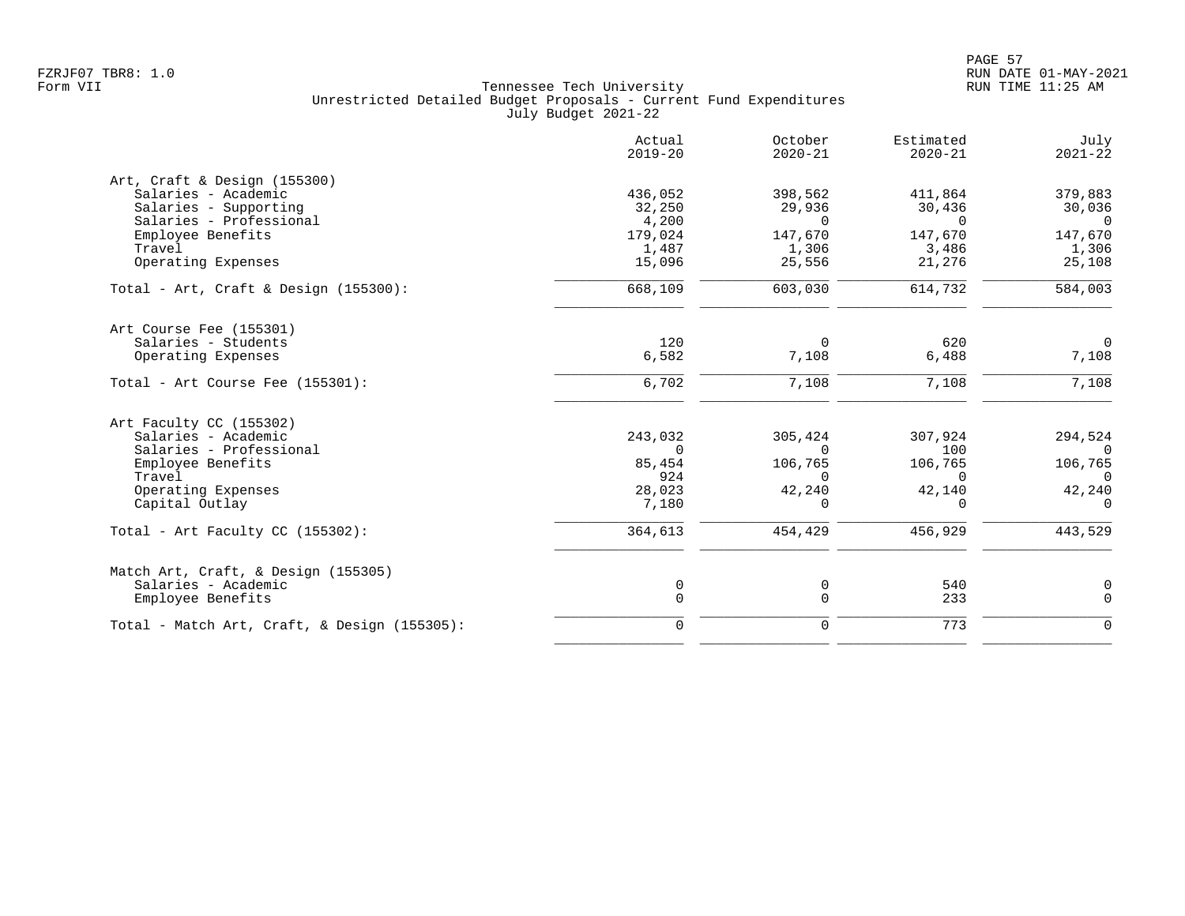Tennessee Tech University
Unrestricted Detailed Budget Proposals - Current Fund Expenditures
July Budget 2021-22

| | Actual 2019-20 | October 2020-21 | Estimated 2020-21 | July 2021-22 |
|---|---|---|---|---|
| **Art, Craft & Design (155300)** | | | | |
| Salaries - Academic | 436,052 | 398,562 | 411,864 | 379,883 |
| Salaries - Supporting | 32,250 | 29,936 | 30,436 | 30,036 |
| Salaries - Professional | 4,200 | 0 | 0 | 0 |
| Employee Benefits | 179,024 | 147,670 | 147,670 | 147,670 |
| Travel | 1,487 | 1,306 | 3,486 | 1,306 |
| Operating Expenses | 15,096 | 25,556 | 21,276 | 25,108 |
| Total - Art, Craft & Design (155300): | 668,109 | 603,030 | 614,732 | 584,003 |
| **Art Course Fee (155301)** | | | | |
| Salaries - Students | 120 | 0 | 620 | 0 |
| Operating Expenses | 6,582 | 7,108 | 6,488 | 7,108 |
| Total - Art Course Fee (155301): | 6,702 | 7,108 | 7,108 | 7,108 |
| **Art Faculty CC (155302)** | | | | |
| Salaries - Academic | 243,032 | 305,424 | 307,924 | 294,524 |
| Salaries - Professional | 0 | 0 | 100 | 0 |
| Employee Benefits | 85,454 | 106,765 | 106,765 | 106,765 |
| Travel | 924 | 0 | 0 | 0 |
| Operating Expenses | 28,023 | 42,240 | 42,140 | 42,240 |
| Capital Outlay | 7,180 | 0 | 0 | 0 |
| Total - Art Faculty CC (155302): | 364,613 | 454,429 | 456,929 | 443,529 |
| **Match Art, Craft, & Design (155305)** | | | | |
| Salaries - Academic | 0 | 0 | 540 | 0 |
| Employee Benefits | 0 | 0 | 233 | 0 |
| Total - Match Art, Craft, & Design (155305): | 0 | 0 | 773 | 0 |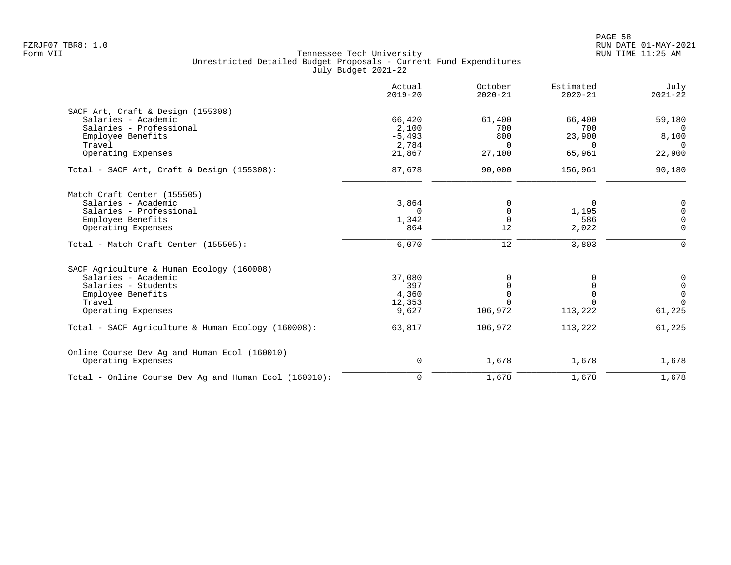Tennessee Tech University
Unrestricted Detailed Budget Proposals - Current Fund Expenditures
July Budget 2021-22

| | Actual 2019-20 | October 2020-21 | Estimated 2020-21 | July 2021-22 |
|---|---|---|---|---|
| **SACF Art, Craft & Design (155308)** | | | | |
| Salaries - Academic | 66,420 | 61,400 | 66,400 | 59,180 |
| Salaries - Professional | 2,100 | 700 | 700 | 0 |
| Employee Benefits | -5,493 | 800 | 23,900 | 8,100 |
| Travel | 2,784 | 0 | 0 | 0 |
| Operating Expenses | 21,867 | 27,100 | 65,961 | 22,900 |
| Total - SACF Art, Craft & Design (155308): | 87,678 | 90,000 | 156,961 | 90,180 |
| **Match Craft Center (155505)** | | | | |
| Salaries - Academic | 3,864 | 0 | 0 | 0 |
| Salaries - Professional | 0 | 0 | 1,195 | 0 |
| Employee Benefits | 1,342 | 0 | 586 | 0 |
| Operating Expenses | 864 | 12 | 2,022 | 0 |
| Total - Match Craft Center (155505): | 6,070 | 12 | 3,803 | 0 |
| **SACF Agriculture & Human Ecology (160008)** | | | | |
| Salaries - Academic | 37,080 | 0 | 0 | 0 |
| Salaries - Students | 397 | 0 | 0 | 0 |
| Employee Benefits | 4,360 | 0 | 0 | 0 |
| Travel | 12,353 | 0 | 0 | 0 |
| Operating Expenses | 9,627 | 106,972 | 113,222 | 61,225 |
| Total - SACF Agriculture & Human Ecology (160008): | 63,817 | 106,972 | 113,222 | 61,225 |
| **Online Course Dev Ag and Human Ecol (160010)** | | | | |
| Operating Expenses | 0 | 1,678 | 1,678 | 1,678 |
| Total - Online Course Dev Ag and Human Ecol (160010): | 0 | 1,678 | 1,678 | 1,678 |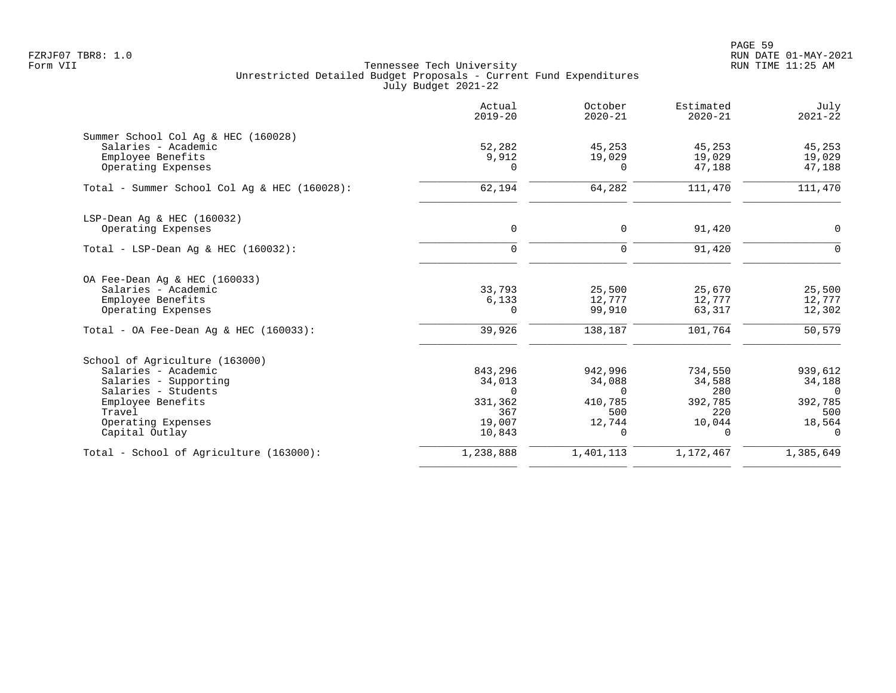Tennessee Tech University
Unrestricted Detailed Budget Proposals - Current Fund Expenditures
July Budget 2021-22

| | Actual 2019-20 | October 2020-21 | Estimated 2020-21 | July 2021-22 |
|---|---|---|---|---|
| **Summer School Col Ag & HEC (160028)** | | | | |
| Salaries - Academic | 52,282 | 45,253 | 45,253 | 45,253 |
| Employee Benefits | 9,912 | 19,029 | 19,029 | 19,029 |
| Operating Expenses | 0 | 0 | 47,188 | 47,188 |
| Total - Summer School Col Ag & HEC (160028): | 62,194 | 64,282 | 111,470 | 111,470 |
| **LSP-Dean Ag & HEC (160032)** | | | | |
| Operating Expenses | 0 | 0 | 91,420 | 0 |
| Total - LSP-Dean Ag & HEC (160032): | 0 | 0 | 91,420 | 0 |
| **OA Fee-Dean Ag & HEC (160033)** | | | | |
| Salaries - Academic | 33,793 | 25,500 | 25,670 | 25,500 |
| Employee Benefits | 6,133 | 12,777 | 12,777 | 12,777 |
| Operating Expenses | 0 | 99,910 | 63,317 | 12,302 |
| Total - OA Fee-Dean Ag & HEC (160033): | 39,926 | 138,187 | 101,764 | 50,579 |
| **School of Agriculture (163000)** | | | | |
| Salaries - Academic | 843,296 | 942,996 | 734,550 | 939,612 |
| Salaries - Supporting | 34,013 | 34,088 | 34,588 | 34,188 |
| Salaries - Students | 0 | 0 | 280 | 0 |
| Employee Benefits | 331,362 | 410,785 | 392,785 | 392,785 |
| Travel | 367 | 500 | 220 | 500 |
| Operating Expenses | 19,007 | 12,744 | 10,044 | 18,564 |
| Capital Outlay | 10,843 | 0 | 0 | 0 |
| Total - School of Agriculture (163000): | 1,238,888 | 1,401,113 | 1,172,467 | 1,385,649 |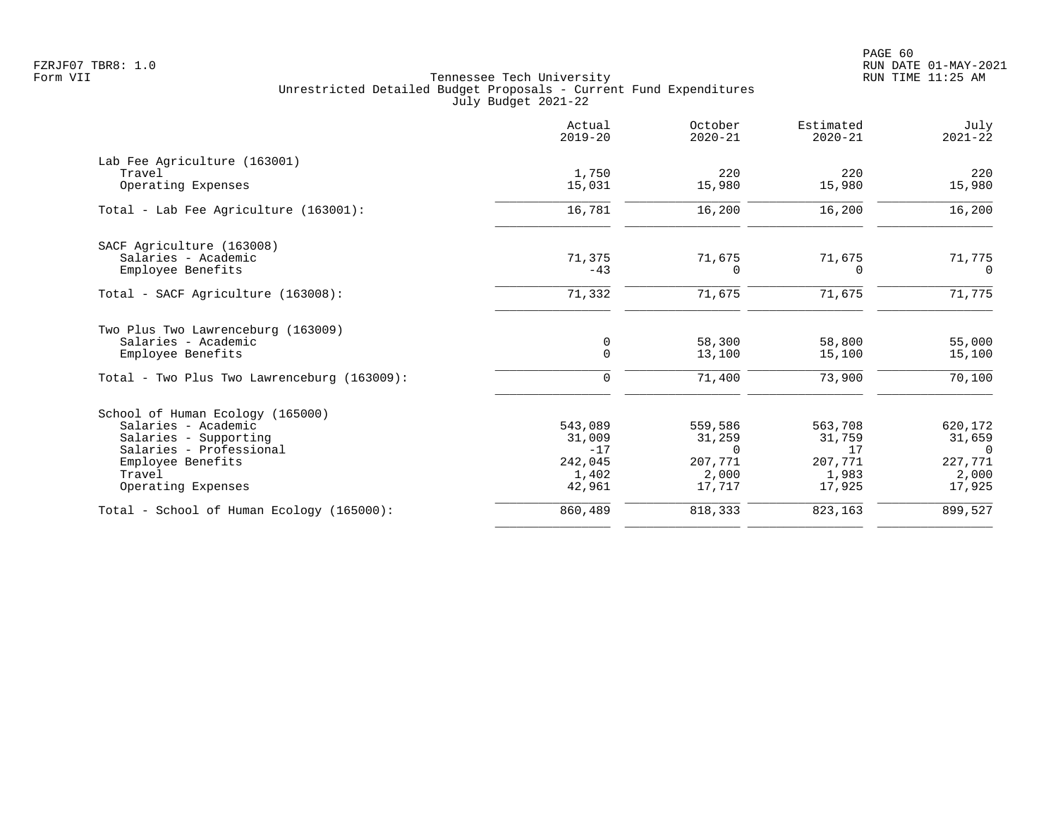FZRJF07 TBR8: 1.0
Form VII

Tennessee Tech University
Unrestricted Detailed Budget Proposals - Current Fund Expenditures
July Budget 2021-22

RUN DATE 01-MAY-2021
RUN TIME 11:25 AM

| | Actual 2019-20 | October 2020-21 | Estimated 2020-21 | July 2021-22 |
|---|---|---|---|---|
| **Lab Fee Agriculture (163001)** | | | | |
| Travel | 1,750 | 220 | 220 | 220 |
| Operating Expenses | 15,031 | 15,980 | 15,980 | 15,980 |
| Total - Lab Fee Agriculture (163001): | 16,781 | 16,200 | 16,200 | 16,200 |
| **SACF Agriculture (163008)** | | | | |
| Salaries - Academic | 71,375 | 71,675 | 71,675 | 71,775 |
| Employee Benefits | -43 | 0 | 0 | 0 |
| Total - SACF Agriculture (163008): | 71,332 | 71,675 | 71,675 | 71,775 |
| **Two Plus Two Lawrenceburg (163009)** | | | | |
| Salaries - Academic | 0 | 58,300 | 58,800 | 55,000 |
| Employee Benefits | 0 | 13,100 | 15,100 | 15,100 |
| Total - Two Plus Two Lawrenceburg (163009): | 0 | 71,400 | 73,900 | 70,100 |
| **School of Human Ecology (165000)** | | | | |
| Salaries - Academic | 543,089 | 559,586 | 563,708 | 620,172 |
| Salaries - Supporting | 31,009 | 31,259 | 31,759 | 31,659 |
| Salaries - Professional | -17 | 0 | 17 | 0 |
| Employee Benefits | 242,045 | 207,771 | 207,771 | 227,771 |
| Travel | 1,402 | 2,000 | 1,983 | 2,000 |
| Operating Expenses | 42,961 | 17,717 | 17,925 | 17,925 |
| Total - School of Human Ecology (165000): | 860,489 | 818,333 | 823,163 | 899,527 |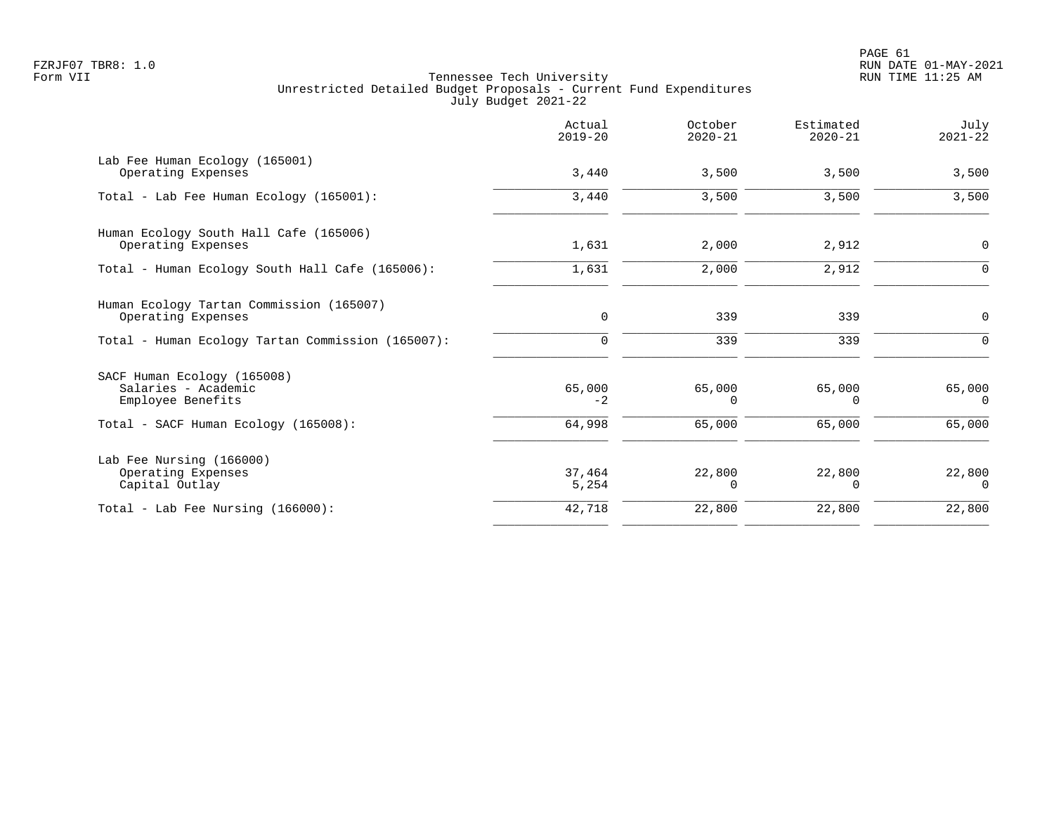Tennessee Tech University
Unrestricted Detailed Budget Proposals - Current Fund Expenditures
July Budget 2021-22

| | Actual 2019-20 | October 2020-21 | Estimated 2020-21 | July 2021-22 |
|---|---|---|---|---|
| **Lab Fee Human Ecology (165001)** | | | | |
| Operating Expenses | 3,440 | 3,500 | 3,500 | 3,500 |
| Total - Lab Fee Human Ecology (165001): | 3,440 | 3,500 | 3,500 | 3,500 |
| **Human Ecology South Hall Cafe (165006)** | | | | |
| Operating Expenses | 1,631 | 2,000 | 2,912 | 0 |
| Total - Human Ecology South Hall Cafe (165006): | 1,631 | 2,000 | 2,912 | 0 |
| **Human Ecology Tartan Commission (165007)** | | | | |
| Operating Expenses | 0 | 339 | 339 | 0 |
| Total - Human Ecology Tartan Commission (165007): | 0 | 339 | 339 | 0 |
| **SACF Human Ecology (165008)** | | | | |
| Salaries - Academic | 65,000 | 65,000 | 65,000 | 65,000 |
| Employee Benefits | -2 | 0 | 0 | 0 |
| Total - SACF Human Ecology (165008): | 64,998 | 65,000 | 65,000 | 65,000 |
| **Lab Fee Nursing (166000)** | | | | |
| Operating Expenses | 37,464 | 22,800 | 22,800 | 22,800 |
| Capital Outlay | 5,254 | 0 | 0 | 0 |
| Total - Lab Fee Nursing (166000): | 42,718 | 22,800 | 22,800 | 22,800 |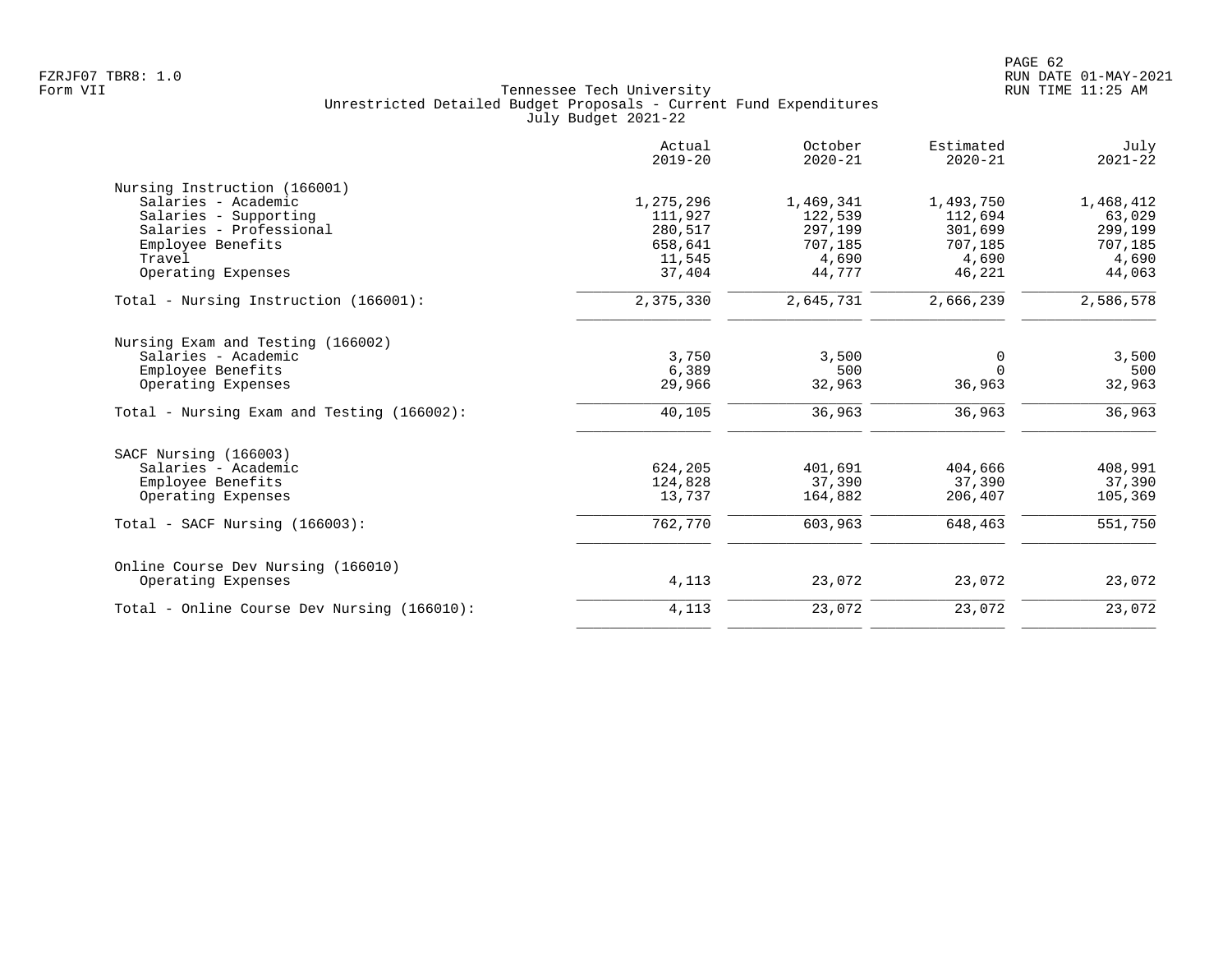Tennessee Tech University
Unrestricted Detailed Budget Proposals - Current Fund Expenditures
July Budget 2021-22

| | Actual 2019-20 | October 2020-21 | Estimated 2020-21 | July 2021-22 |
|---|---|---|---|---|
| **Nursing Instruction (166001)** | | | | |
| Salaries - Academic | 1,275,296 | 1,469,341 | 1,493,750 | 1,468,412 |
| Salaries - Supporting | 111,927 | 122,539 | 112,694 | 63,029 |
| Salaries - Professional | 280,517 | 297,199 | 301,699 | 299,199 |
| Employee Benefits | 658,641 | 707,185 | 707,185 | 707,185 |
| Travel | 11,545 | 4,690 | 4,690 | 4,690 |
| Operating Expenses | 37,404 | 44,777 | 46,221 | 44,063 |
| Total - Nursing Instruction (166001): | 2,375,330 | 2,645,731 | 2,666,239 | 2,586,578 |
| **Nursing Exam and Testing (166002)** | | | | |
| Salaries - Academic | 3,750 | 3,500 | 0 | 3,500 |
| Employee Benefits | 6,389 | 500 | 0 | 500 |
| Operating Expenses | 29,966 | 32,963 | 36,963 | 32,963 |
| Total - Nursing Exam and Testing (166002): | 40,105 | 36,963 | 36,963 | 36,963 |
| **SACF Nursing (166003)** | | | | |
| Salaries - Academic | 624,205 | 401,691 | 404,666 | 408,991 |
| Employee Benefits | 124,828 | 37,390 | 37,390 | 37,390 |
| Operating Expenses | 13,737 | 164,882 | 206,407 | 105,369 |
| Total - SACF Nursing (166003): | 762,770 | 603,963 | 648,463 | 551,750 |
| **Online Course Dev Nursing (166010)** | | | | |
| Operating Expenses | 4,113 | 23,072 | 23,072 | 23,072 |
| Total - Online Course Dev Nursing (166010): | 4,113 | 23,072 | 23,072 | 23,072 |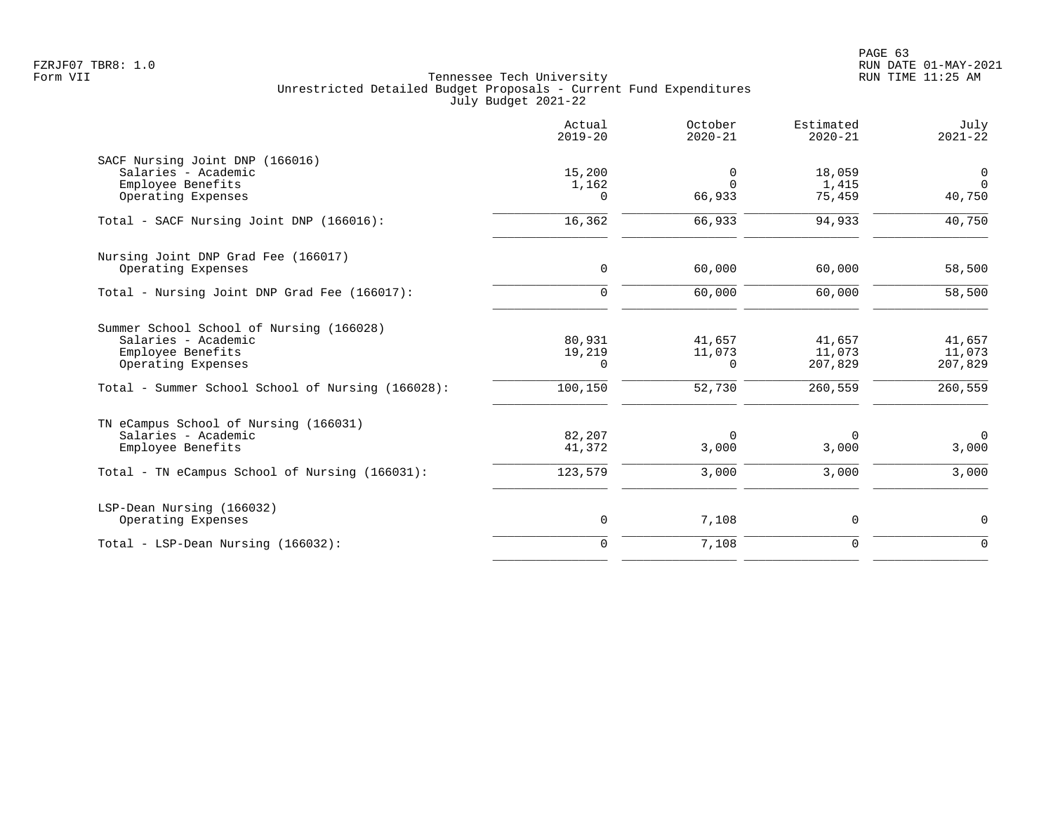FZRJF07 TBR8: 1.0
Form VII

Tennessee Tech University
Unrestricted Detailed Budget Proposals - Current Fund Expenditures
July Budget 2021-22

RUN DATE 01-MAY-2021
RUN TIME 11:25 AM

| | Actual 2019-20 | October 2020-21 | Estimated 2020-21 | July 2021-22 |
|---|---|---|---|---|
| **SACF Nursing Joint DNP (166016)** | | | | |
| Salaries - Academic | 15,200 | 0 | 18,059 | 0 |
| Employee Benefits | 1,162 | 0 | 1,415 | 0 |
| Operating Expenses | 0 | 66,933 | 75,459 | 40,750 |
| Total - SACF Nursing Joint DNP (166016): | 16,362 | 66,933 | 94,933 | 40,750 |
| **Nursing Joint DNP Grad Fee (166017)** | | | | |
| Operating Expenses | 0 | 60,000 | 60,000 | 58,500 |
| Total - Nursing Joint DNP Grad Fee (166017): | 0 | 60,000 | 60,000 | 58,500 |
| **Summer School School of Nursing (166028)** | | | | |
| Salaries - Academic | 80,931 | 41,657 | 41,657 | 41,657 |
| Employee Benefits | 19,219 | 11,073 | 11,073 | 11,073 |
| Operating Expenses | 0 | 0 | 207,829 | 207,829 |
| Total - Summer School School of Nursing (166028): | 100,150 | 52,730 | 260,559 | 260,559 |
| **TN eCampus School of Nursing (166031)** | | | | |
| Salaries - Academic | 82,207 | 0 | 0 | 0 |
| Employee Benefits | 41,372 | 3,000 | 3,000 | 3,000 |
| Total - TN eCampus School of Nursing (166031): | 123,579 | 3,000 | 3,000 | 3,000 |
| **LSP-Dean Nursing (166032)** | | | | |
| Operating Expenses | 0 | 7,108 | 0 | 0 |
| Total - LSP-Dean Nursing (166032): | 0 | 7,108 | 0 | 0 |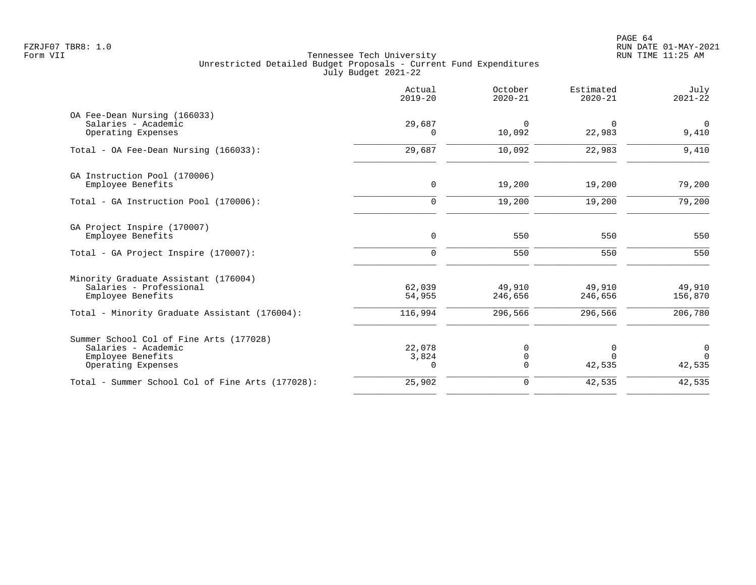Tennessee Tech University
Unrestricted Detailed Budget Proposals - Current Fund Expenditures
July Budget 2021-22

| | Actual 2019-20 | October 2020-21 | Estimated 2020-21 | July 2021-22 |
|---|---|---|---|---|
| **OA Fee-Dean Nursing (166033)** | | | | |
| Salaries - Academic | 29,687 | 0 | 0 | 0 |
| Operating Expenses | 0 | 10,092 | 22,983 | 9,410 |
| Total - OA Fee-Dean Nursing (166033): | 29,687 | 10,092 | 22,983 | 9,410 |
| **GA Instruction Pool (170006)** | | | | |
| Employee Benefits | 0 | 19,200 | 19,200 | 79,200 |
| Total - GA Instruction Pool (170006): | 0 | 19,200 | 19,200 | 79,200 |
| **GA Project Inspire (170007)** | | | | |
| Employee Benefits | 0 | 550 | 550 | 550 |
| Total - GA Project Inspire (170007): | 0 | 550 | 550 | 550 |
| **Minority Graduate Assistant (176004)** | | | | |
| Salaries - Professional | 62,039 | 49,910 | 49,910 | 49,910 |
| Employee Benefits | 54,955 | 246,656 | 246,656 | 156,870 |
| Total - Minority Graduate Assistant (176004): | 116,994 | 296,566 | 296,566 | 206,780 |
| **Summer School Col of Fine Arts (177028)** | | | | |
| Salaries - Academic | 22,078 | 0 | 0 | 0 |
| Employee Benefits | 3,824 | 0 | 0 | 0 |
| Operating Expenses | 0 | 0 | 42,535 | 42,535 |
| Total - Summer School Col of Fine Arts (177028): | 25,902 | 0 | 42,535 | 42,535 |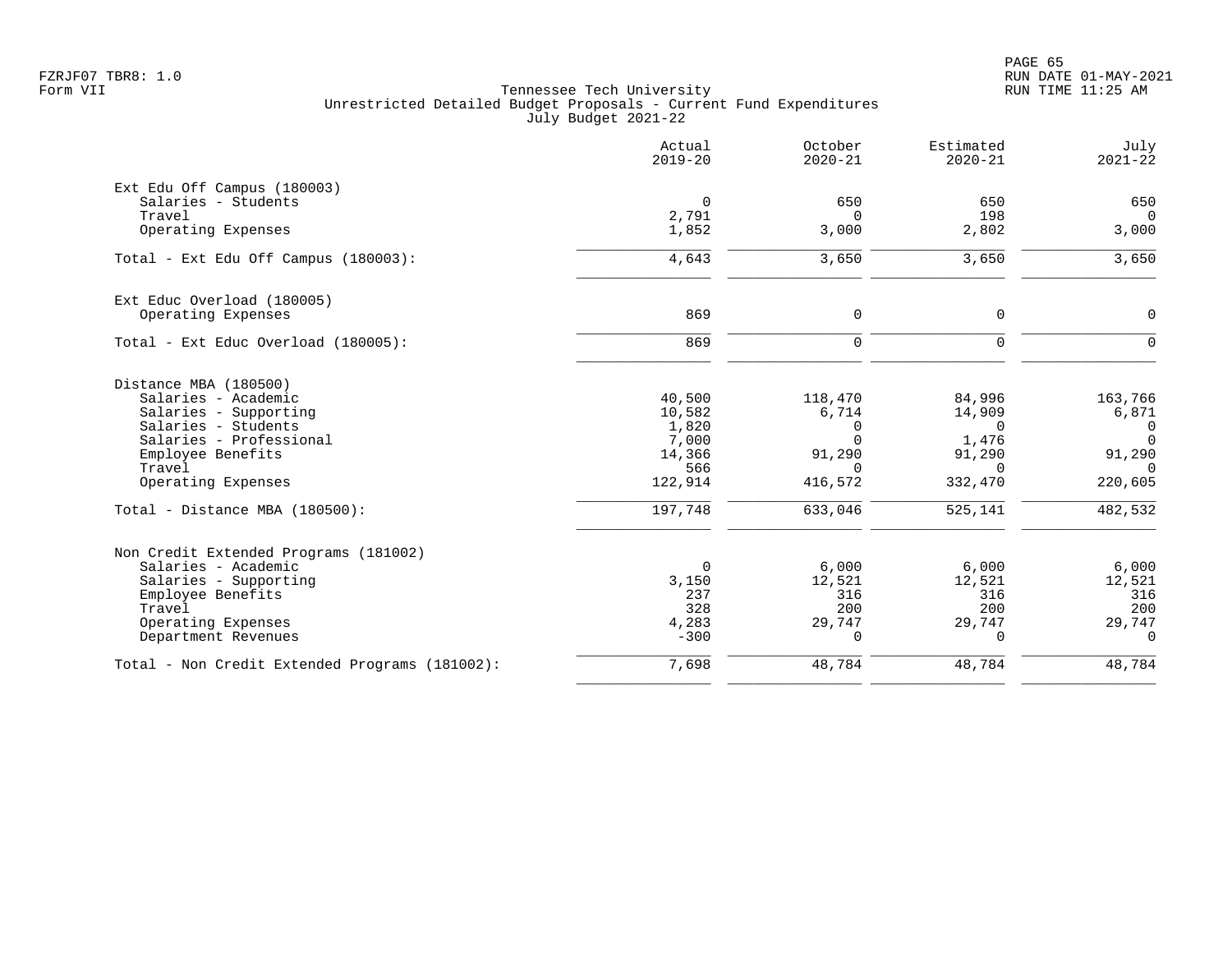FZRJF07 TBR8: 1.0
Form VII

Tennessee Tech University
Unrestricted Detailed Budget Proposals - Current Fund Expenditures
July Budget 2021-22

| | Actual 2019-20 | October 2020-21 | Estimated 2020-21 | July 2021-22 |
|---|---|---|---|---|
| **Ext Edu Off Campus (180003)** | | | | |
| Salaries - Students | 0 | 650 | 650 | 650 |
| Travel | 2,791 | 0 | 198 | 0 |
| Operating Expenses | 1,852 | 3,000 | 2,802 | 3,000 |
| Total - Ext Edu Off Campus (180003): | 4,643 | 3,650 | 3,650 | 3,650 |
| **Ext Educ Overload (180005)** | | | | |
| Operating Expenses | 869 | 0 | 0 | 0 |
| Total - Ext Educ Overload (180005): | 869 | 0 | 0 | 0 |
| **Distance MBA (180500)** | | | | |
| Salaries - Academic | 40,500 | 118,470 | 84,996 | 163,766 |
| Salaries - Supporting | 10,582 | 6,714 | 14,909 | 6,871 |
| Salaries - Students | 1,820 | 0 | 0 | 0 |
| Salaries - Professional | 7,000 | 0 | 1,476 | 0 |
| Employee Benefits | 14,366 | 91,290 | 91,290 | 91,290 |
| Travel | 566 | 0 | 0 | 0 |
| Operating Expenses | 122,914 | 416,572 | 332,470 | 220,605 |
| Total - Distance MBA (180500): | 197,748 | 633,046 | 525,141 | 482,532 |
| **Non Credit Extended Programs (181002)** | | | | |
| Salaries - Academic | 0 | 6,000 | 6,000 | 6,000 |
| Salaries - Supporting | 3,150 | 12,521 | 12,521 | 12,521 |
| Employee Benefits | 237 | 316 | 316 | 316 |
| Travel | 328 | 200 | 200 | 200 |
| Operating Expenses | 4,283 | 29,747 | 29,747 | 29,747 |
| Department Revenues | -300 | 0 | 0 | 0 |
| Total - Non Credit Extended Programs (181002): | 7,698 | 48,784 | 48,784 | 48,784 |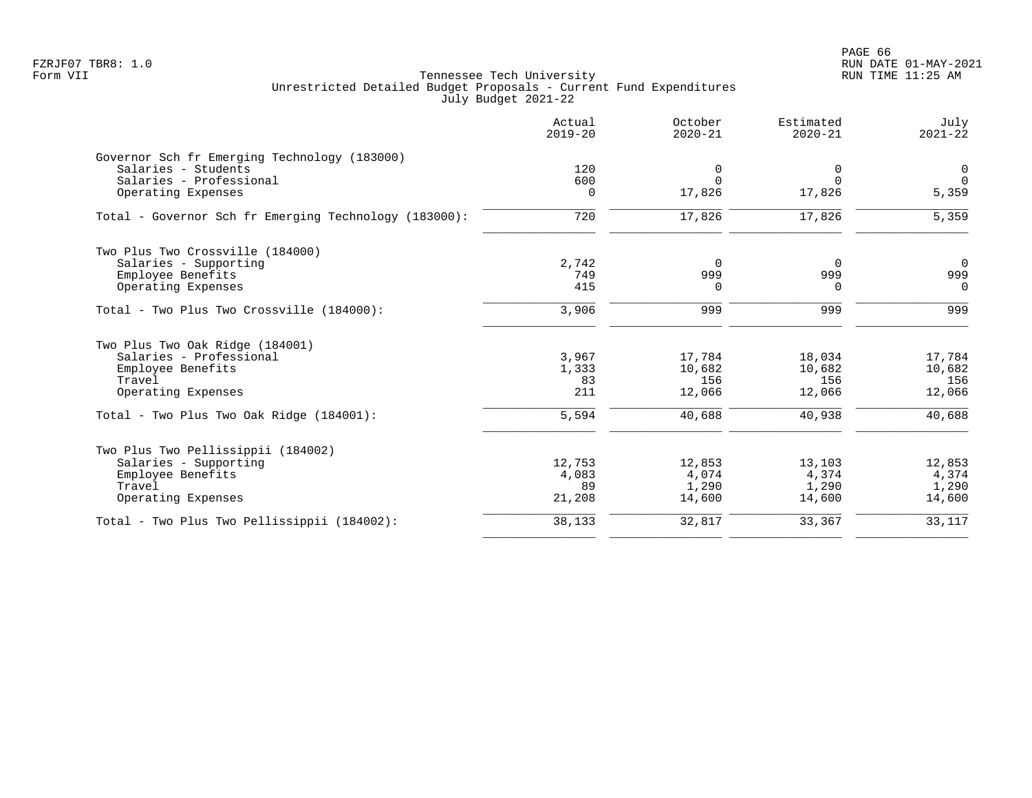Tennessee Tech University
Unrestricted Detailed Budget Proposals - Current Fund Expenditures
July Budget 2021-22

FZRJF07 TBR8: 1.0
Form VII

RUN DATE 01-MAY-2021
RUN TIME 11:25 AM

| | Actual 2019-20 | October 2020-21 | Estimated 2020-21 | July 2021-22 |
|---|---|---|---|---|
| **Governor Sch fr Emerging Technology (183000)** | | | | |
| Salaries - Students | 120 | 0 | 0 | 0 |
| Salaries - Professional | 600 | 0 | 0 | 0 |
| Operating Expenses | 0 | 17,826 | 17,826 | 5,359 |
| Total - Governor Sch fr Emerging Technology (183000): | 720 | 17,826 | 17,826 | 5,359 |
| **Two Plus Two Crossville (184000)** | | | | |
| Salaries - Supporting | 2,742 | 0 | 0 | 0 |
| Employee Benefits | 749 | 999 | 999 | 999 |
| Operating Expenses | 415 | 0 | 0 | 0 |
| Total - Two Plus Two Crossville (184000): | 3,906 | 999 | 999 | 999 |
| **Two Plus Two Oak Ridge (184001)** | | | | |
| Salaries - Professional | 3,967 | 17,784 | 18,034 | 17,784 |
| Employee Benefits | 1,333 | 10,682 | 10,682 | 10,682 |
| Travel | 83 | 156 | 156 | 156 |
| Operating Expenses | 211 | 12,066 | 12,066 | 12,066 |
| Total - Two Plus Two Oak Ridge (184001): | 5,594 | 40,688 | 40,938 | 40,688 |
| **Two Plus Two Pellissippii (184002)** | | | | |
| Salaries - Supporting | 12,753 | 12,853 | 13,103 | 12,853 |
| Employee Benefits | 4,083 | 4,074 | 4,374 | 4,374 |
| Travel | 89 | 1,290 | 1,290 | 1,290 |
| Operating Expenses | 21,208 | 14,600 | 14,600 | 14,600 |
| Total - Two Plus Two Pellissippii (184002): | 38,133 | 32,817 | 33,367 | 33,117 |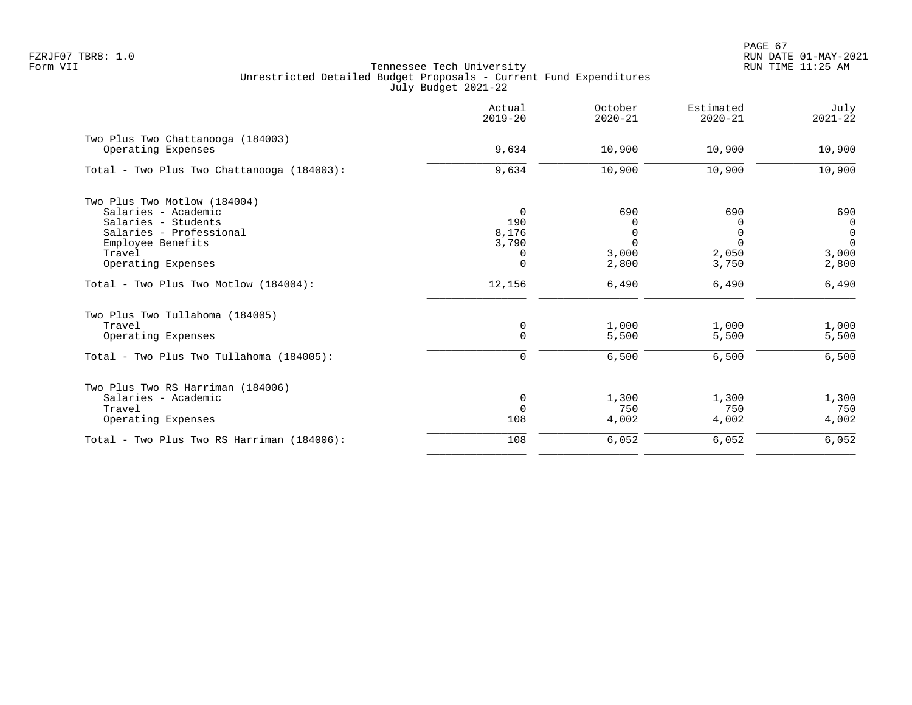Tennessee Tech University
Unrestricted Detailed Budget Proposals - Current Fund Expenditures
July Budget 2021-22

| | Actual 2019-20 | October 2020-21 | Estimated 2020-21 | July 2021-22 |
|---|---|---|---|---|
| **Two Plus Two Chattanooga (184003)** | | | | |
| Operating Expenses | 9,634 | 10,900 | 10,900 | 10,900 |
| Total - Two Plus Two Chattanooga (184003): | 9,634 | 10,900 | 10,900 | 10,900 |
| **Two Plus Two Motlow (184004)** | | | | |
| Salaries - Academic | 0 | 690 | 690 | 690 |
| Salaries - Students | 190 | 0 | 0 | 0 |
| Salaries - Professional | 8,176 | 0 | 0 | 0 |
| Employee Benefits | 3,790 | 0 | 0 | 0 |
| Travel | 0 | 3,000 | 2,050 | 3,000 |
| Operating Expenses | 0 | 2,800 | 3,750 | 2,800 |
| Total - Two Plus Two Motlow (184004): | 12,156 | 6,490 | 6,490 | 6,490 |
| **Two Plus Two Tullahoma (184005)** | | | | |
| Travel | 0 | 1,000 | 1,000 | 1,000 |
| Operating Expenses | 0 | 5,500 | 5,500 | 5,500 |
| Total - Two Plus Two Tullahoma (184005): | 0 | 6,500 | 6,500 | 6,500 |
| **Two Plus Two RS Harriman (184006)** | | | | |
| Salaries - Academic | 0 | 1,300 | 1,300 | 1,300 |
| Travel | 0 | 750 | 750 | 750 |
| Operating Expenses | 108 | 4,002 | 4,002 | 4,002 |
| Total - Two Plus Two RS Harriman (184006): | 108 | 6,052 | 6,052 | 6,052 |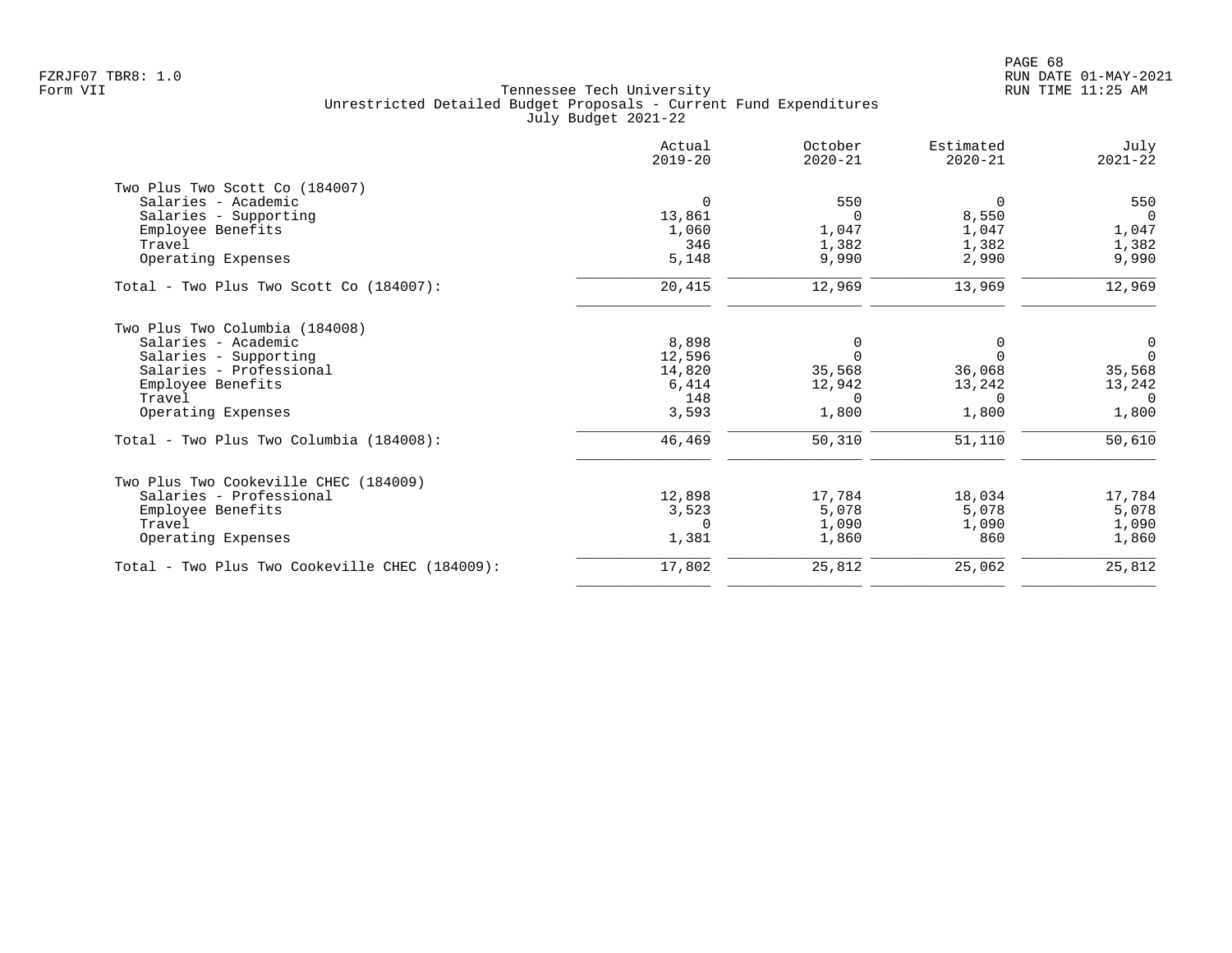Tennessee Tech University
Unrestricted Detailed Budget Proposals - Current Fund Expenditures
July Budget 2021-22

FZRJF07 TBR8: 1.0
Form VII

RUN DATE 01-MAY-2021
RUN TIME 11:25 AM

| | Actual 2019-20 | October 2020-21 | Estimated 2020-21 | July 2021-22 |
|---|---|---|---|---|
| **Two Plus Two Scott Co (184007)** | | | | |
| Salaries - Academic | 0 | 550 | 0 | 550 |
| Salaries - Supporting | 13,861 | 0 | 8,550 | 0 |
| Employee Benefits | 1,060 | 1,047 | 1,047 | 1,047 |
| Travel | 346 | 1,382 | 1,382 | 1,382 |
| Operating Expenses | 5,148 | 9,990 | 2,990 | 9,990 |
| Total - Two Plus Two Scott Co (184007): | 20,415 | 12,969 | 13,969 | 12,969 |
| **Two Plus Two Columbia (184008)** | | | | |
| Salaries - Academic | 8,898 | 0 | 0 | 0 |
| Salaries - Supporting | 12,596 | 0 | 0 | 0 |
| Salaries - Professional | 14,820 | 35,568 | 36,068 | 35,568 |
| Employee Benefits | 6,414 | 12,942 | 13,242 | 13,242 |
| Travel | 148 | 0 | 0 | 0 |
| Operating Expenses | 3,593 | 1,800 | 1,800 | 1,800 |
| Total - Two Plus Two Columbia (184008): | 46,469 | 50,310 | 51,110 | 50,610 |
| **Two Plus Two Cookeville CHEC (184009)** | | | | |
| Salaries - Professional | 12,898 | 17,784 | 18,034 | 17,784 |
| Employee Benefits | 3,523 | 5,078 | 5,078 | 5,078 |
| Travel | 0 | 1,090 | 1,090 | 1,090 |
| Operating Expenses | 1,381 | 1,860 | 860 | 1,860 |
| Total - Two Plus Two Cookeville CHEC (184009): | 17,802 | 25,812 | 25,062 | 25,812 |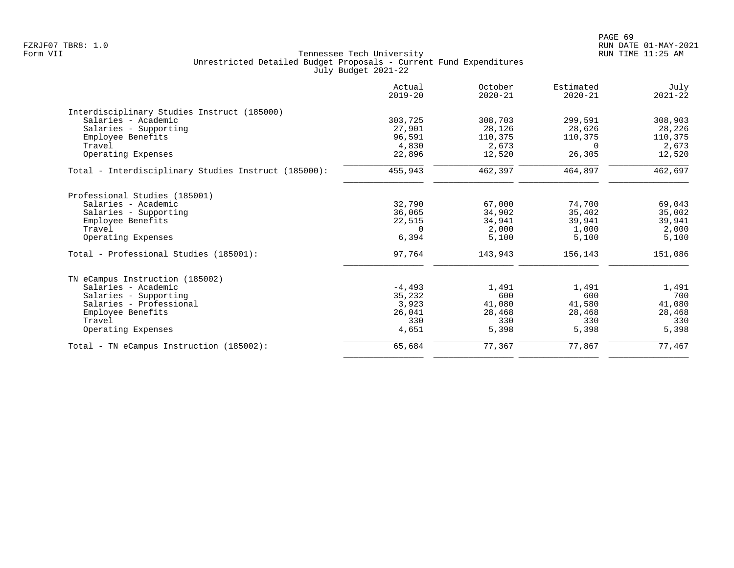FZRJF07 TBR8: 1.0
Form VII

# Tennessee Tech University
## Unrestricted Detailed Budget Proposals - Current Fund Expenditures
### July Budget 2021-22

| | Actual 2019-20 | October 2020-21 | Estimated 2020-21 | July 2021-22 |
|---|---|---|---|---|
| **Interdisciplinary Studies Instruct (185000)** | | | | |
| Salaries - Academic | 303,725 | 308,703 | 299,591 | 308,903 |
| Salaries - Supporting | 27,901 | 28,126 | 28,626 | 28,226 |
| Employee Benefits | 96,591 | 110,375 | 110,375 | 110,375 |
| Travel | 4,830 | 2,673 | 0 | 2,673 |
| Operating Expenses | 22,896 | 12,520 | 26,305 | 12,520 |
| Total - Interdisciplinary Studies Instruct (185000): | 455,943 | 462,397 | 464,897 | 462,697 |
| **Professional Studies (185001)** | | | | |
| Salaries - Academic | 32,790 | 67,000 | 74,700 | 69,043 |
| Salaries - Supporting | 36,065 | 34,902 | 35,402 | 35,002 |
| Employee Benefits | 22,515 | 34,941 | 39,941 | 39,941 |
| Travel | 0 | 2,000 | 1,000 | 2,000 |
| Operating Expenses | 6,394 | 5,100 | 5,100 | 5,100 |
| Total - Professional Studies (185001): | 97,764 | 143,943 | 156,143 | 151,086 |
| **TN eCampus Instruction (185002)** | | | | |
| Salaries - Academic | -4,493 | 1,491 | 1,491 | 1,491 |
| Salaries - Supporting | 35,232 | 600 | 600 | 700 |
| Salaries - Professional | 3,923 | 41,080 | 41,580 | 41,080 |
| Employee Benefits | 26,041 | 28,468 | 28,468 | 28,468 |
| Travel | 330 | 330 | 330 | 330 |
| Operating Expenses | 4,651 | 5,398 | 5,398 | 5,398 |
| Total - TN eCampus Instruction (185002): | 65,684 | 77,367 | 77,867 | 77,467 |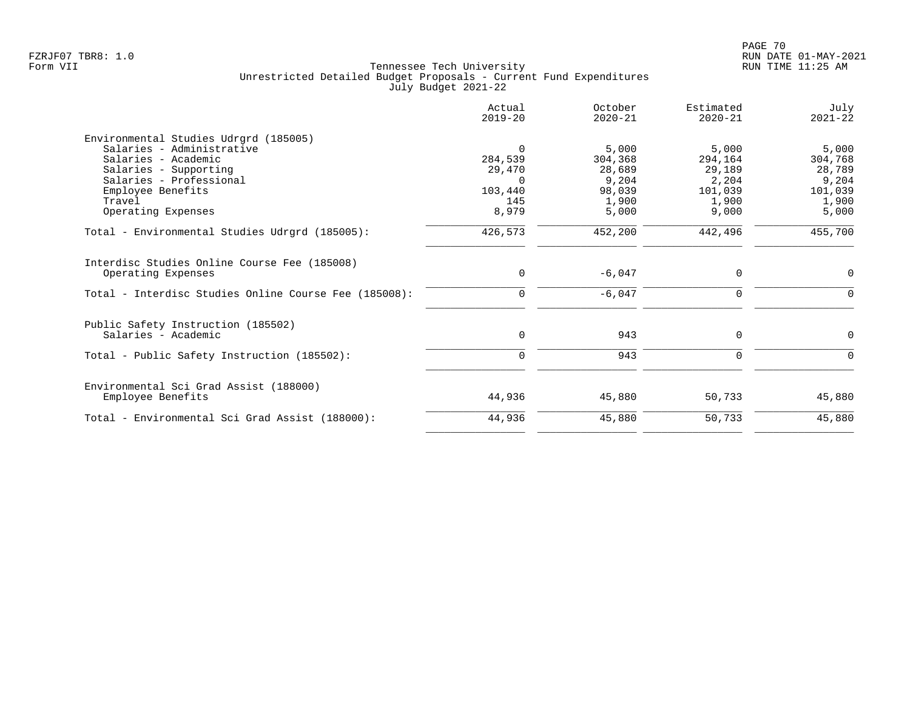Tennessee Tech University
Unrestricted Detailed Budget Proposals - Current Fund Expenditures
July Budget 2021-22

| | Actual 2019-20 | October 2020-21 | Estimated 2020-21 | July 2021-22 |
|---|---|---|---|---|
| **Environmental Studies Udrgrd (185005)** | | | | |
| Salaries - Administrative | 0 | 5,000 | 5,000 | 5,000 |
| Salaries - Academic | 284,539 | 304,368 | 294,164 | 304,768 |
| Salaries - Supporting | 29,470 | 28,689 | 29,189 | 28,789 |
| Salaries - Professional | 0 | 9,204 | 2,204 | 9,204 |
| Employee Benefits | 103,440 | 98,039 | 101,039 | 101,039 |
| Travel | 145 | 1,900 | 1,900 | 1,900 |
| Operating Expenses | 8,979 | 5,000 | 9,000 | 5,000 |
| Total - Environmental Studies Udrgrd (185005): | 426,573 | 452,200 | 442,496 | 455,700 |
| **Interdisc Studies Online Course Fee (185008)** | | | | |
| Operating Expenses | 0 | -6,047 | 0 | 0 |
| Total - Interdisc Studies Online Course Fee (185008): | 0 | -6,047 | 0 | 0 |
| **Public Safety Instruction (185502)** | | | | |
| Salaries - Academic | 0 | 943 | 0 | 0 |
| Total - Public Safety Instruction (185502): | 0 | 943 | 0 | 0 |
| **Environmental Sci Grad Assist (188000)** | | | | |
| Employee Benefits | 44,936 | 45,880 | 50,733 | 45,880 |
| Total - Environmental Sci Grad Assist (188000): | 44,936 | 45,880 | 50,733 | 45,880 |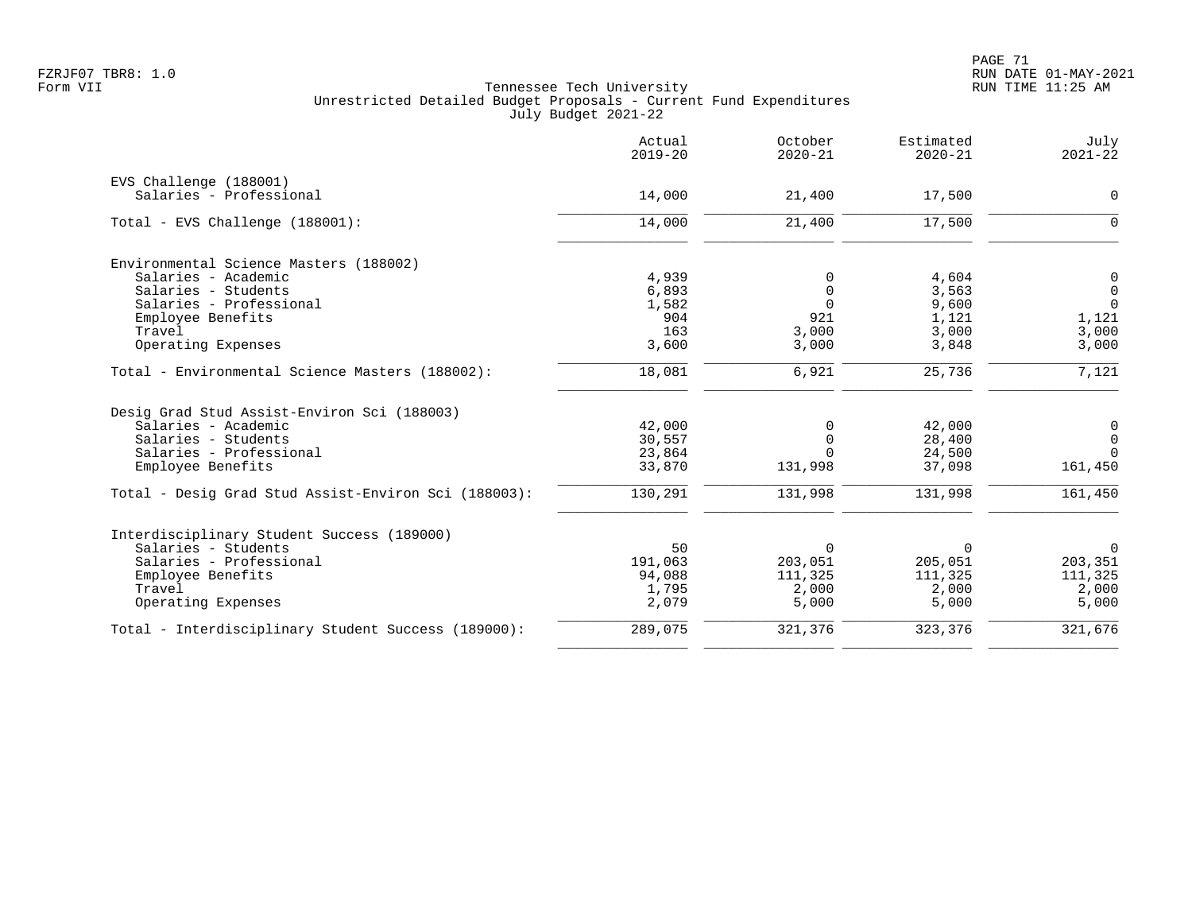Tennessee Tech University
Unrestricted Detailed Budget Proposals - Current Fund Expenditures
July Budget 2021-22

| | Actual 2019-20 | October 2020-21 | Estimated 2020-21 | July 2021-22 |
|---|---|---|---|---|
| **EVS Challenge (188001)** | | | | |
| Salaries - Professional | 14,000 | 21,400 | 17,500 | 0 |
| Total - EVS Challenge (188001): | 14,000 | 21,400 | 17,500 | 0 |
| **Environmental Science Masters (188002)** | | | | |
| Salaries - Academic | 4,939 | 0 | 4,604 | 0 |
| Salaries - Students | 6,893 | 0 | 3,563 | 0 |
| Salaries - Professional | 1,582 | 0 | 9,600 | 0 |
| Employee Benefits | 904 | 921 | 1,121 | 1,121 |
| Travel | 163 | 3,000 | 3,000 | 3,000 |
| Operating Expenses | 3,600 | 3,000 | 3,848 | 3,000 |
| Total - Environmental Science Masters (188002): | 18,081 | 6,921 | 25,736 | 7,121 |
| **Desig Grad Stud Assist-Environ Sci (188003)** | | | | |
| Salaries - Academic | 42,000 | 0 | 42,000 | 0 |
| Salaries - Students | 30,557 | 0 | 28,400 | 0 |
| Salaries - Professional | 23,864 | 0 | 24,500 | 0 |
| Employee Benefits | 33,870 | 131,998 | 37,098 | 161,450 |
| Total - Desig Grad Stud Assist-Environ Sci (188003): | 130,291 | 131,998 | 131,998 | 161,450 |
| **Interdisciplinary Student Success (189000)** | | | | |
| Salaries - Students | 50 | 0 | 0 | 0 |
| Salaries - Professional | 191,063 | 203,051 | 205,051 | 203,351 |
| Employee Benefits | 94,088 | 111,325 | 111,325 | 111,325 |
| Travel | 1,795 | 2,000 | 2,000 | 2,000 |
| Operating Expenses | 2,079 | 5,000 | 5,000 | 5,000 |
| Total - Interdisciplinary Student Success (189000): | 289,075 | 321,376 | 323,376 | 321,676 |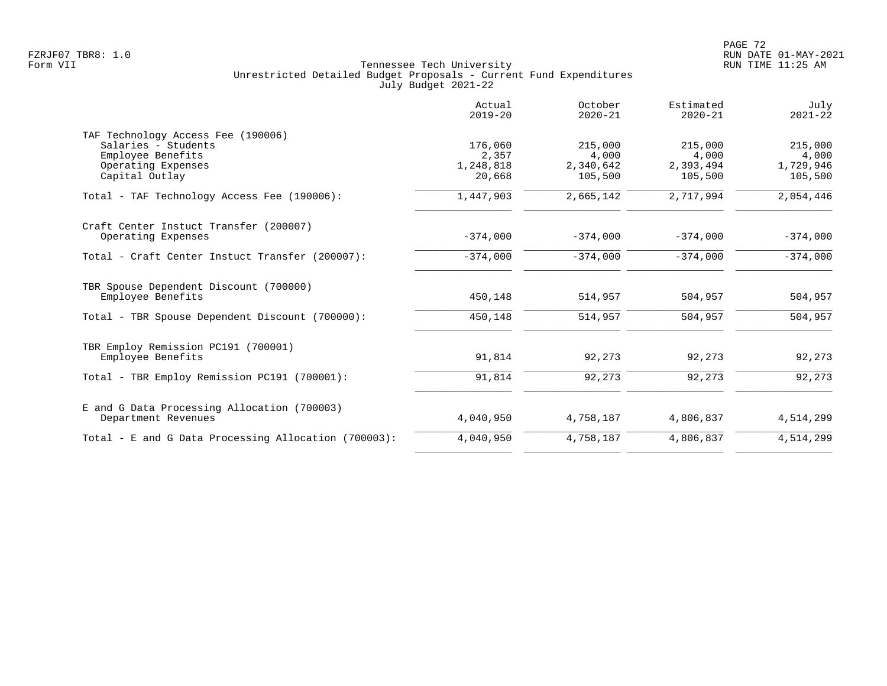Tennessee Tech University
Unrestricted Detailed Budget Proposals - Current Fund Expenditures
July Budget 2021-22

| | Actual 2019-20 | October 2020-21 | Estimated 2020-21 | July 2021-22 |
|---|---|---|---|---|
| TAF Technology Access Fee (190006) | | | | |
| Salaries - Students | 176,060 | 215,000 | 215,000 | 215,000 |
| Employee Benefits | 2,357 | 4,000 | 4,000 | 4,000 |
| Operating Expenses | 1,248,818 | 2,340,642 | 2,393,494 | 1,729,946 |
| Capital Outlay | 20,668 | 105,500 | 105,500 | 105,500 |
| Total - TAF Technology Access Fee (190006): | 1,447,903 | 2,665,142 | 2,717,994 | 2,054,446 |
| Craft Center Instuct Transfer (200007) | | | | |
| Operating Expenses | -374,000 | -374,000 | -374,000 | -374,000 |
| Total - Craft Center Instuct Transfer (200007): | -374,000 | -374,000 | -374,000 | -374,000 |
| TBR Spouse Dependent Discount (700000) | | | | |
| Employee Benefits | 450,148 | 514,957 | 504,957 | 504,957 |
| Total - TBR Spouse Dependent Discount (700000): | 450,148 | 514,957 | 504,957 | 504,957 |
| TBR Employ Remission PC191 (700001) | | | | |
| Employee Benefits | 91,814 | 92,273 | 92,273 | 92,273 |
| Total - TBR Employ Remission PC191 (700001): | 91,814 | 92,273 | 92,273 | 92,273 |
| E and G Data Processing Allocation (700003) | | | | |
| Department Revenues | 4,040,950 | 4,758,187 | 4,806,837 | 4,514,299 |
| Total - E and G Data Processing Allocation (700003): | 4,040,950 | 4,758,187 | 4,806,837 | 4,514,299 |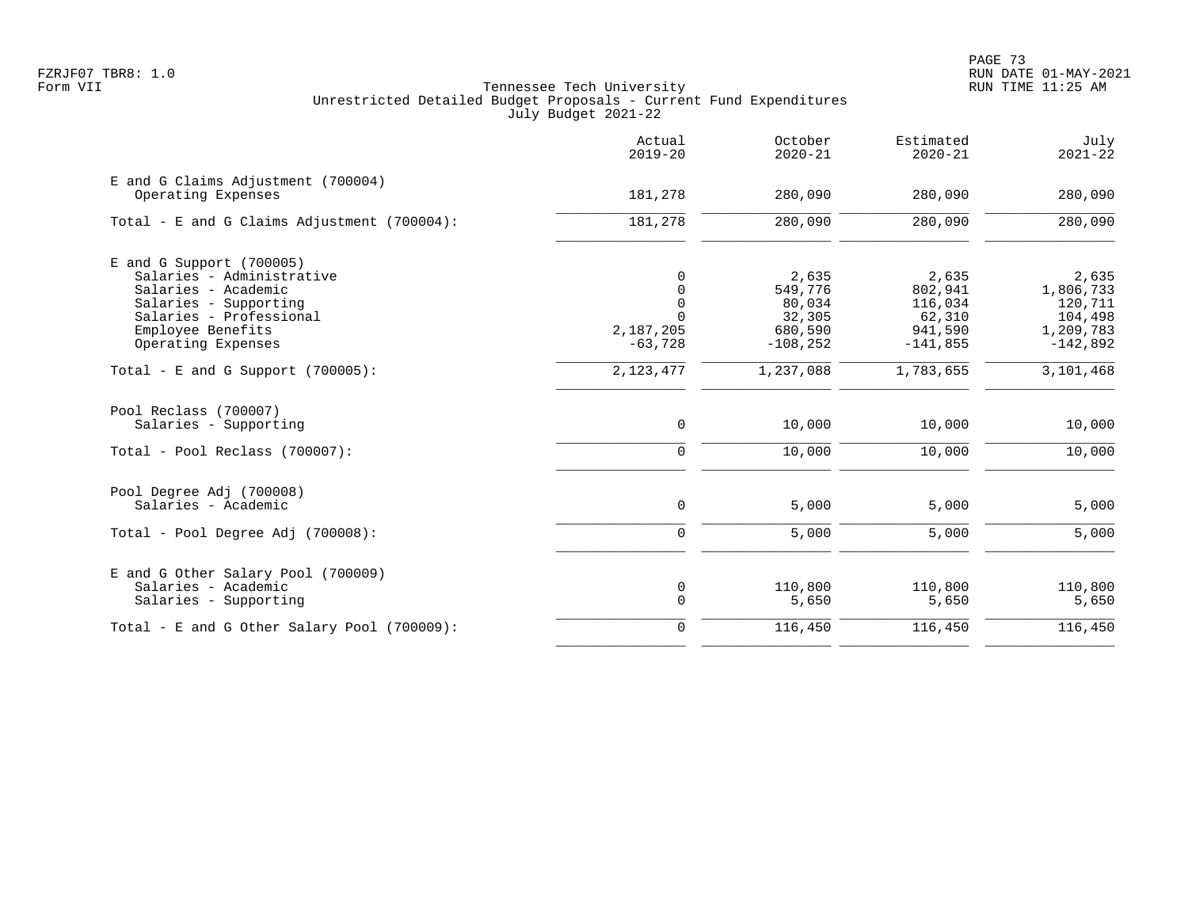Tennessee Tech University
Unrestricted Detailed Budget Proposals - Current Fund Expenditures
July Budget 2021-22

| | Actual 2019-20 | October 2020-21 | Estimated 2020-21 | July 2021-22 |
|---|---|---|---|---|
| E and G Claims Adjustment (700004) | | | | |
| Operating Expenses | 181,278 | 280,090 | 280,090 | 280,090 |
| Total - E and G Claims Adjustment (700004): | 181,278 | 280,090 | 280,090 | 280,090 |
| E and G Support (700005) | | | | |
| Salaries - Administrative | 0 | 2,635 | 2,635 | 2,635 |
| Salaries - Academic | 0 | 549,776 | 802,941 | 1,806,733 |
| Salaries - Supporting | 0 | 80,034 | 116,034 | 120,711 |
| Salaries - Professional | 0 | 32,305 | 62,310 | 104,498 |
| Employee Benefits | 2,187,205 | 680,590 | 941,590 | 1,209,783 |
| Operating Expenses | -63,728 | -108,252 | -141,855 | -142,892 |
| Total - E and G Support (700005): | 2,123,477 | 1,237,088 | 1,783,655 | 3,101,468 |
| Pool Reclass (700007) | | | | |
| Salaries - Supporting | 0 | 10,000 | 10,000 | 10,000 |
| Total - Pool Reclass (700007): | 0 | 10,000 | 10,000 | 10,000 |
| Pool Degree Adj (700008) | | | | |
| Salaries - Academic | 0 | 5,000 | 5,000 | 5,000 |
| Total - Pool Degree Adj (700008): | 0 | 5,000 | 5,000 | 5,000 |
| E and G Other Salary Pool (700009) | | | | |
| Salaries - Academic | 0 | 110,800 | 110,800 | 110,800 |
| Salaries - Supporting | 0 | 5,650 | 5,650 | 5,650 |
| Total - E and G Other Salary Pool (700009): | 0 | 116,450 | 116,450 | 116,450 |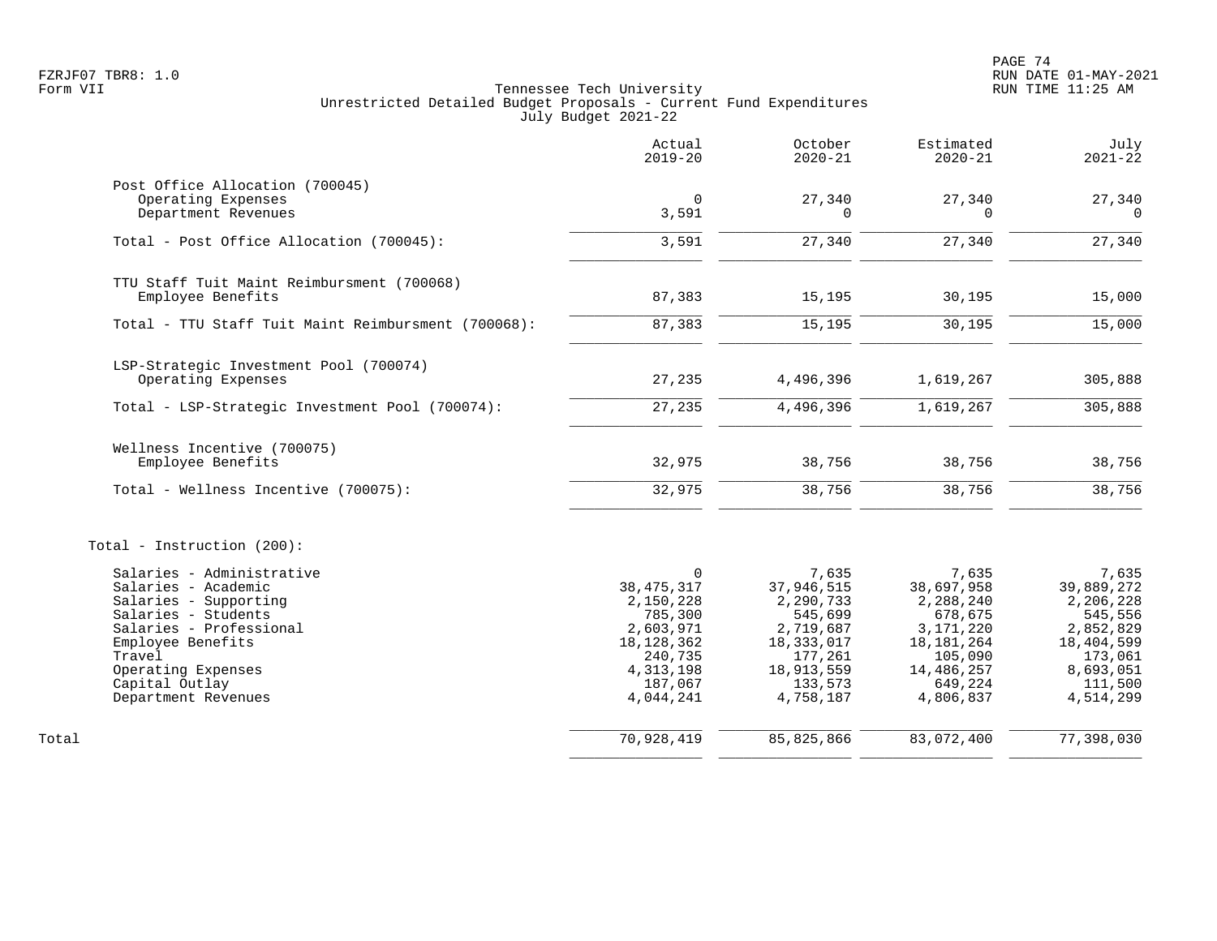Tennessee Tech University
Unrestricted Detailed Budget Proposals - Current Fund Expenditures
July Budget 2021-22

| | Actual 2019-20 | October 2020-21 | Estimated 2020-21 | July 2021-22 |
|---|---|---|---|---|
| **Post Office Allocation (700045)** | | | | |
| Operating Expenses | 0 | 27,340 | 27,340 | 27,340 |
| Department Revenues | 3,591 | 0 | 0 | 0 |
| Total - Post Office Allocation (700045): | 3,591 | 27,340 | 27,340 | 27,340 |
| **TTU Staff Tuit Maint Reimbursment (700068)** | | | | |
| Employee Benefits | 87,383 | 15,195 | 30,195 | 15,000 |
| Total - TTU Staff Tuit Maint Reimbursment (700068): | 87,383 | 15,195 | 30,195 | 15,000 |
| **LSP-Strategic Investment Pool (700074)** | | | | |
| Operating Expenses | 27,235 | 4,496,396 | 1,619,267 | 305,888 |
| Total - LSP-Strategic Investment Pool (700074): | 27,235 | 4,496,396 | 1,619,267 | 305,888 |
| **Wellness Incentive (700075)** | | | | |
| Employee Benefits | 32,975 | 38,756 | 38,756 | 38,756 |
| Total - Wellness Incentive (700075): | 32,975 | 38,756 | 38,756 | 38,756 |
| **Total - Instruction (200):** | | | | |
| Salaries - Administrative | 0 | 7,635 | 7,635 | 7,635 |
| Salaries - Academic | 38,475,317 | 37,946,515 | 38,697,958 | 39,889,272 |
| Salaries - Supporting | 2,150,228 | 2,290,733 | 2,288,240 | 2,206,228 |
| Salaries - Students | 785,300 | 545,699 | 678,675 | 545,556 |
| Salaries - Professional | 2,603,971 | 2,719,687 | 3,171,220 | 2,852,829 |
| Employee Benefits | 18,128,362 | 18,333,017 | 18,181,264 | 18,404,599 |
| Travel | 240,735 | 177,261 | 105,090 | 173,061 |
| Operating Expenses | 4,313,198 | 18,913,559 | 14,486,257 | 8,693,051 |
| Capital Outlay | 187,067 | 133,573 | 649,224 | 111,500 |
| Department Revenues | 4,044,241 | 4,758,187 | 4,806,837 | 4,514,299 |
| **Total** | 70,928,419 | 85,825,866 | 83,072,400 | 77,398,030 |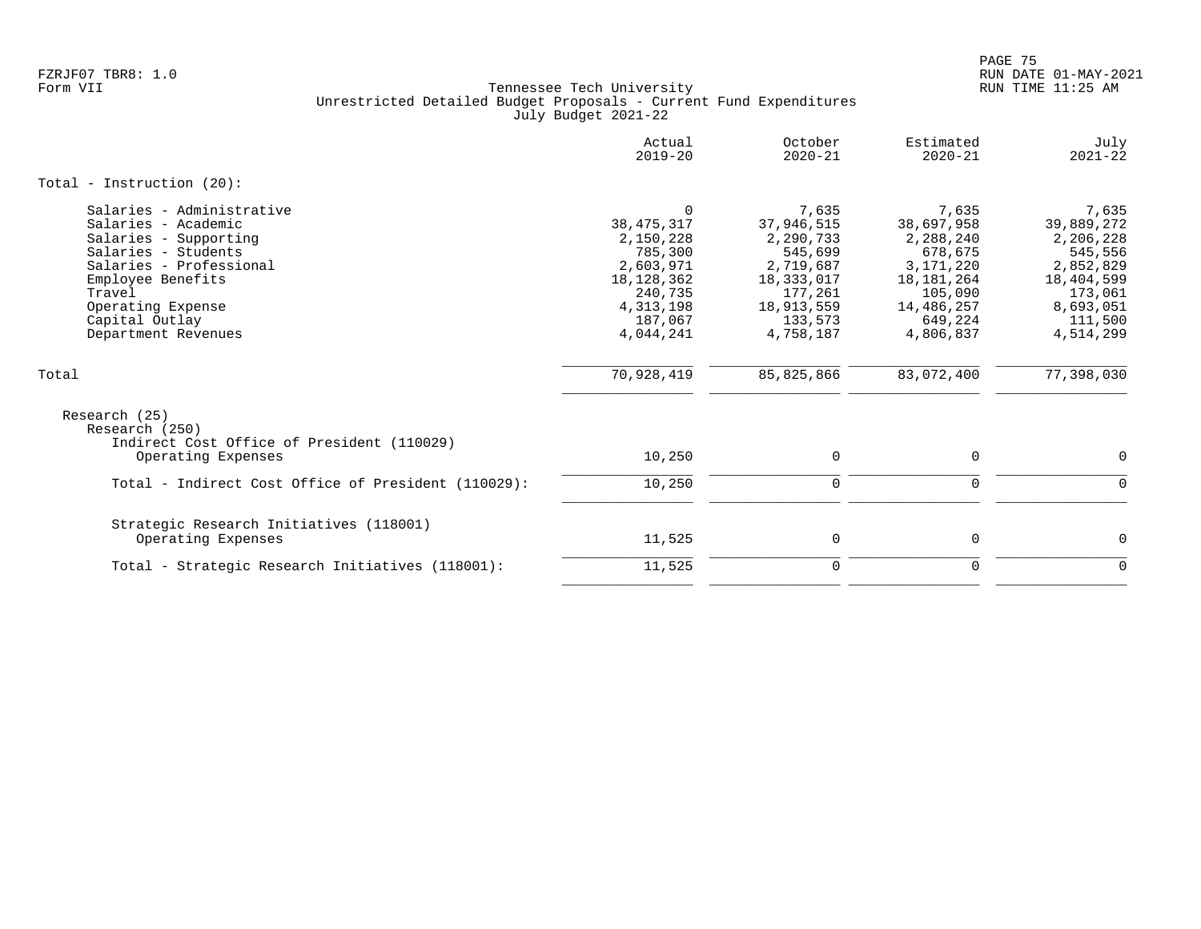FZRJF07 TBR8: 1.0
Form VII

Tennessee Tech University
Unrestricted Detailed Budget Proposals - Current Fund Expenditures
July Budget 2021-22

| | Actual 2019-20 | October 2020-21 | Estimated 2020-21 | July 2021-22 |
|---|---|---|---|---|
| **Total - Instruction (20):** | | | | |
| Salaries - Administrative | 0 | 7,635 | 7,635 | 7,635 |
| Salaries - Academic | 38,475,317 | 37,946,515 | 38,697,958 | 39,889,272 |
| Salaries - Supporting | 2,150,228 | 2,290,733 | 2,288,240 | 2,206,228 |
| Salaries - Students | 785,300 | 545,699 | 678,675 | 545,556 |
| Salaries - Professional | 2,603,971 | 2,719,687 | 3,171,220 | 2,852,829 |
| Employee Benefits | 18,128,362 | 18,333,017 | 18,181,264 | 18,404,599 |
| Travel | 240,735 | 177,261 | 105,090 | 173,061 |
| Operating Expense | 4,313,198 | 18,913,559 | 14,486,257 | 8,693,051 |
| Capital Outlay | 187,067 | 133,573 | 649,224 | 111,500 |
| Department Revenues | 4,044,241 | 4,758,187 | 4,806,837 | 4,514,299 |
| Total | 70,928,419 | 85,825,866 | 83,072,400 | 77,398,030 |
| Research (25) | | | | |
| Research (250) | | | | |
| Indirect Cost Office of President (110029) | | | | |
| Operating Expenses | 10,250 | 0 | 0 | 0 |
| Total - Indirect Cost Office of President (110029): | 10,250 | 0 | 0 | 0 |
| Strategic Research Initiatives (118001) | | | | |
| Operating Expenses | 11,525 | 0 | 0 | 0 |
| Total - Strategic Research Initiatives (118001): | 11,525 | 0 | 0 | 0 |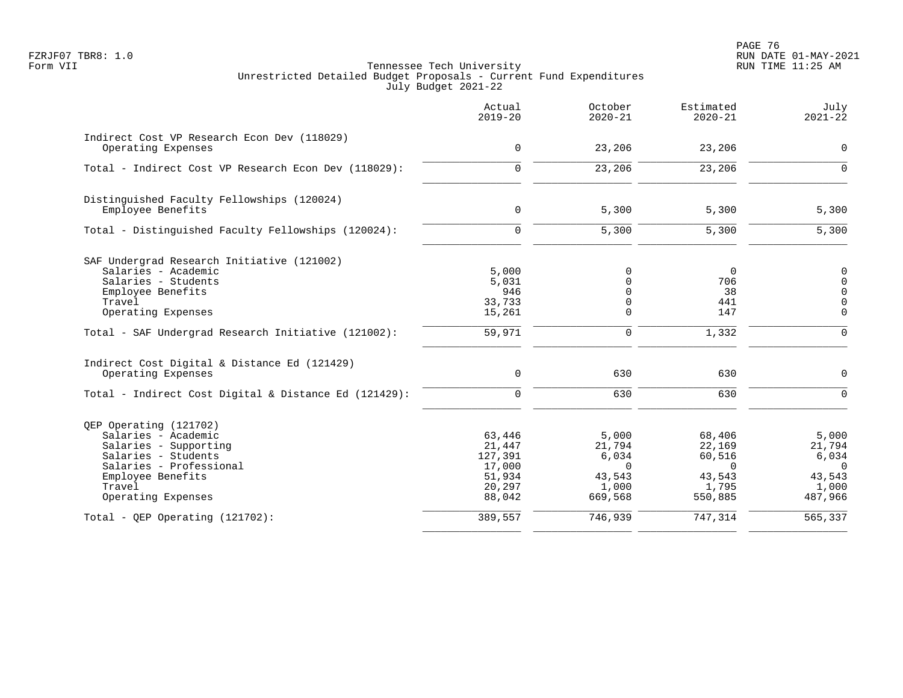FZRJF07 TBR8: 1.0
Form VII

Tennessee Tech University
Unrestricted Detailed Budget Proposals - Current Fund Expenditures
July Budget 2021-22

RUN DATE 01-MAY-2021
RUN TIME 11:25 AM

| | Actual 2019-20 | October 2020-21 | Estimated 2020-21 | July 2021-22 |
|---|---|---|---|---|
| **Indirect Cost VP Research Econ Dev (118029)** | | | | |
| Operating Expenses | 0 | 23,206 | 23,206 | 0 |
| Total - Indirect Cost VP Research Econ Dev (118029): | 0 | 23,206 | 23,206 | 0 |
| **Distinguished Faculty Fellowships (120024)** | | | | |
| Employee Benefits | 0 | 5,300 | 5,300 | 5,300 |
| Total - Distinguished Faculty Fellowships (120024): | 0 | 5,300 | 5,300 | 5,300 |
| **SAF Undergrad Research Initiative (121002)** | | | | |
| Salaries - Academic | 5,000 | 0 | 0 | 0 |
| Salaries - Students | 5,031 | 0 | 706 | 0 |
| Employee Benefits | 946 | 0 | 38 | 0 |
| Travel | 33,733 | 0 | 441 | 0 |
| Operating Expenses | 15,261 | 0 | 147 | 0 |
| Total - SAF Undergrad Research Initiative (121002): | 59,971 | 0 | 1,332 | 0 |
| **Indirect Cost Digital & Distance Ed (121429)** | | | | |
| Operating Expenses | 0 | 630 | 630 | 0 |
| Total - Indirect Cost Digital & Distance Ed (121429): | 0 | 630 | 630 | 0 |
| **QEP Operating (121702)** | | | | |
| Salaries - Academic | 63,446 | 5,000 | 68,406 | 5,000 |
| Salaries - Supporting | 21,447 | 21,794 | 22,169 | 21,794 |
| Salaries - Students | 127,391 | 6,034 | 60,516 | 6,034 |
| Salaries - Professional | 17,000 | 0 | 0 | 0 |
| Employee Benefits | 51,934 | 43,543 | 43,543 | 43,543 |
| Travel | 20,297 | 1,000 | 1,795 | 1,000 |
| Operating Expenses | 88,042 | 669,568 | 550,885 | 487,966 |
| Total - QEP Operating (121702): | 389,557 | 746,939 | 747,314 | 565,337 |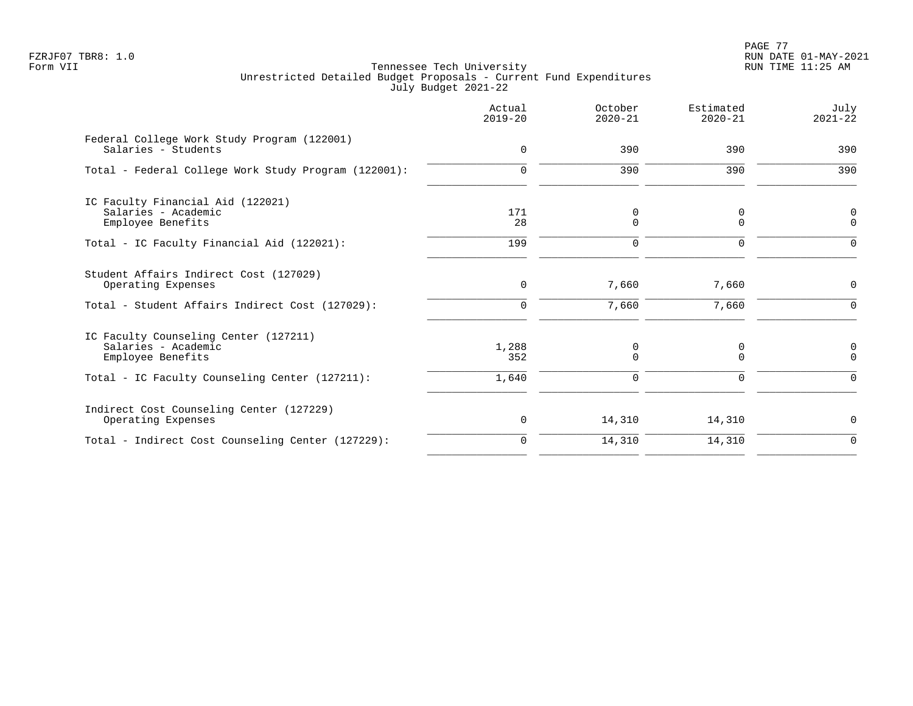FZRJF07 TBR8: 1.0
Form VII

Tennessee Tech University
Unrestricted Detailed Budget Proposals - Current Fund Expenditures
July Budget 2021-22

|  | Actual 2019-20 | October 2020-21 | Estimated 2020-21 | July 2021-22 |
|---|---|---|---|---|
| Federal College Work Study Program (122001) | | | | |
| Salaries - Students | 0 | 390 | 390 | 390 |
| Total - Federal College Work Study Program (122001): | 0 | 390 | 390 | 390 |
| IC Faculty Financial Aid (122021) | | | | |
| Salaries - Academic | 171 | 0 | 0 | 0 |
| Employee Benefits | 28 | 0 | 0 | 0 |
| Total - IC Faculty Financial Aid (122021): | 199 | 0 | 0 | 0 |
| Student Affairs Indirect Cost (127029) | | | | |
| Operating Expenses | 0 | 7,660 | 7,660 | 0 |
| Total - Student Affairs Indirect Cost (127029): | 0 | 7,660 | 7,660 | 0 |
| IC Faculty Counseling Center (127211) | | | | |
| Salaries - Academic | 1,288 | 0 | 0 | 0 |
| Employee Benefits | 352 | 0 | 0 | 0 |
| Total - IC Faculty Counseling Center (127211): | 1,640 | 0 | 0 | 0 |
| Indirect Cost Counseling Center (127229) | | | | |
| Operating Expenses | 0 | 14,310 | 14,310 | 0 |
| Total - Indirect Cost Counseling Center (127229): | 0 | 14,310 | 14,310 | 0 |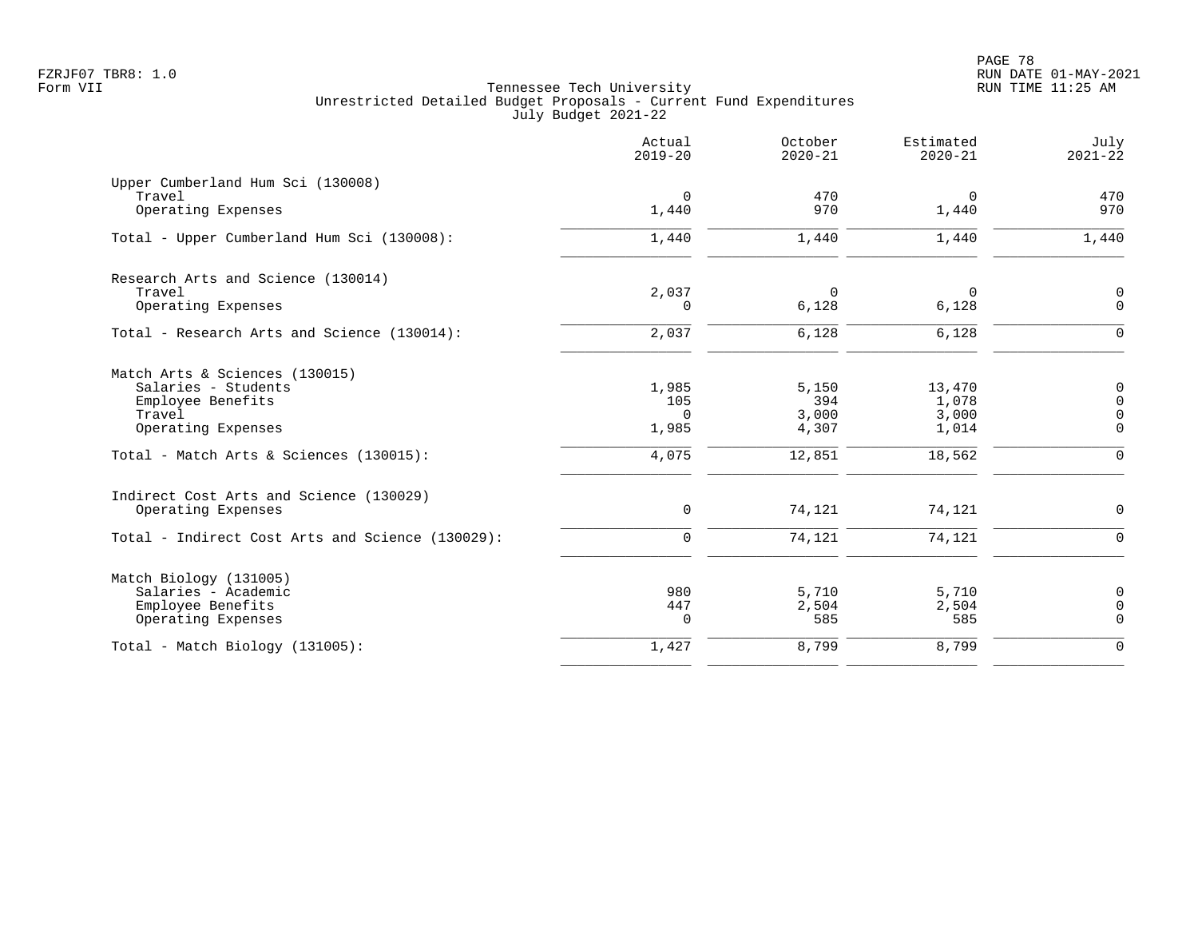Tennessee Tech University
Unrestricted Detailed Budget Proposals - Current Fund Expenditures
July Budget 2021-22

| | Actual 2019-20 | October 2020-21 | Estimated 2020-21 | July 2021-22 |
|---|---|---|---|---|
| **Upper Cumberland Hum Sci (130008)** | | | | |
| Travel | 0 | 470 | 0 | 470 |
| Operating Expenses | 1,440 | 970 | 1,440 | 970 |
| Total - Upper Cumberland Hum Sci (130008): | 1,440 | 1,440 | 1,440 | 1,440 |
| **Research Arts and Science (130014)** | | | | |
| Travel | 2,037 | 0 | 0 | 0 |
| Operating Expenses | 0 | 6,128 | 6,128 | 0 |
| Total - Research Arts and Science (130014): | 2,037 | 6,128 | 6,128 | 0 |
| **Match Arts & Sciences (130015)** | | | | |
| Salaries - Students | 1,985 | 5,150 | 13,470 | 0 |
| Employee Benefits | 105 | 394 | 1,078 | 0 |
| Travel | 0 | 3,000 | 3,000 | 0 |
| Operating Expenses | 1,985 | 4,307 | 1,014 | 0 |
| Total - Match Arts & Sciences (130015): | 4,075 | 12,851 | 18,562 | 0 |
| **Indirect Cost Arts and Science (130029)** | | | | |
| Operating Expenses | 0 | 74,121 | 74,121 | 0 |
| Total - Indirect Cost Arts and Science (130029): | 0 | 74,121 | 74,121 | 0 |
| **Match Biology (131005)** | | | | |
| Salaries - Academic | 980 | 5,710 | 5,710 | 0 |
| Employee Benefits | 447 | 2,504 | 2,504 | 0 |
| Operating Expenses | 0 | 585 | 585 | 0 |
| Total - Match Biology (131005): | 1,427 | 8,799 | 8,799 | 0 |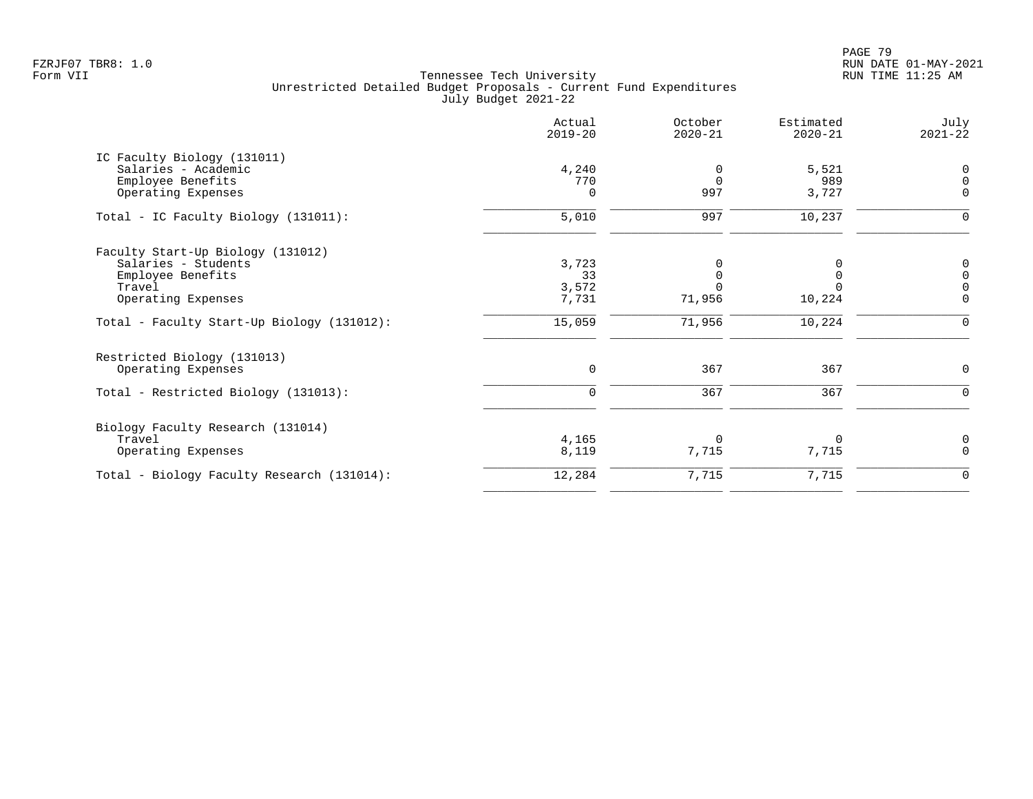Tennessee Tech University
Unrestricted Detailed Budget Proposals - Current Fund Expenditures
July Budget 2021-22

| | Actual 2019-20 | October 2020-21 | Estimated 2020-21 | July 2021-22 |
|---|---|---|---|---|
| IC Faculty Biology (131011) | | | | |
| Salaries - Academic | 4,240 | 0 | 5,521 | 0 |
| Employee Benefits | 770 | 0 | 989 | 0 |
| Operating Expenses | 0 | 997 | 3,727 | 0 |
| Total - IC Faculty Biology (131011): | 5,010 | 997 | 10,237 | 0 |
| Faculty Start-Up Biology (131012) | | | | |
| Salaries - Students | 3,723 | 0 | 0 | 0 |
| Employee Benefits | 33 | 0 | 0 | 0 |
| Travel | 3,572 | 0 | 0 | 0 |
| Operating Expenses | 7,731 | 71,956 | 10,224 | 0 |
| Total - Faculty Start-Up Biology (131012): | 15,059 | 71,956 | 10,224 | 0 |
| Restricted Biology (131013) | | | | |
| Operating Expenses | 0 | 367 | 367 | 0 |
| Total - Restricted Biology (131013): | 0 | 367 | 367 | 0 |
| Biology Faculty Research (131014) | | | | |
| Travel | 4,165 | 0 | 0 | 0 |
| Operating Expenses | 8,119 | 7,715 | 7,715 | 0 |
| Total - Biology Faculty Research (131014): | 12,284 | 7,715 | 7,715 | 0 |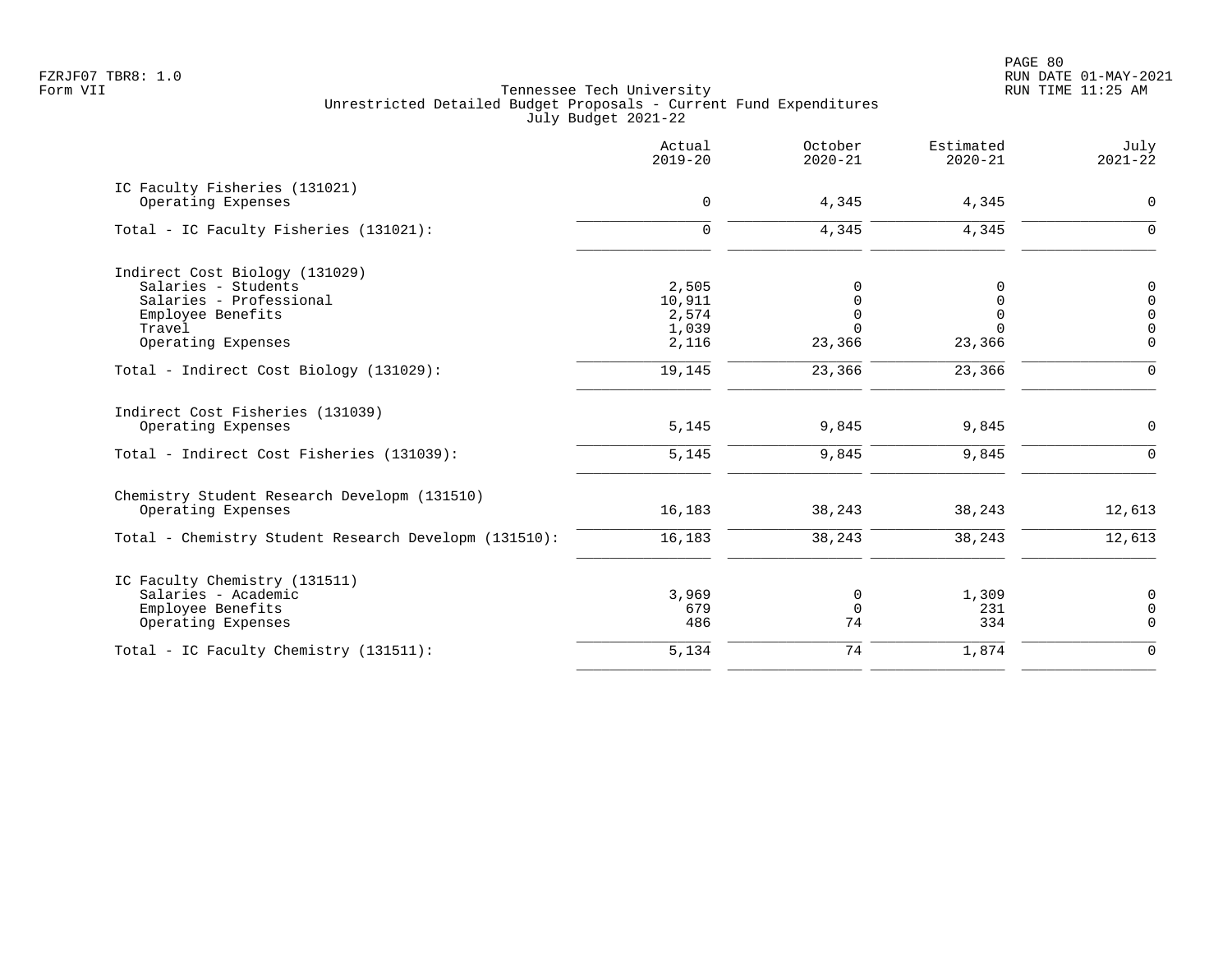Tennessee Tech University
Unrestricted Detailed Budget Proposals - Current Fund Expenditures
July Budget 2021-22

| | Actual 2019-20 | October 2020-21 | Estimated 2020-21 | July 2021-22 |
|---|---|---|---|---|
| IC Faculty Fisheries (131021) | | | | |
| Operating Expenses | 0 | 4,345 | 4,345 | 0 |
| Total - IC Faculty Fisheries (131021): | 0 | 4,345 | 4,345 | 0 |
| Indirect Cost Biology (131029) | | | | |
| Salaries - Students | 2,505 | 0 | 0 | 0 |
| Salaries - Professional | 10,911 | 0 | 0 | 0 |
| Employee Benefits | 2,574 | 0 | 0 | 0 |
| Travel | 1,039 | 0 | 0 | 0 |
| Operating Expenses | 2,116 | 23,366 | 23,366 | 0 |
| Total - Indirect Cost Biology (131029): | 19,145 | 23,366 | 23,366 | 0 |
| Indirect Cost Fisheries (131039) | | | | |
| Operating Expenses | 5,145 | 9,845 | 9,845 | 0 |
| Total - Indirect Cost Fisheries (131039): | 5,145 | 9,845 | 9,845 | 0 |
| Chemistry Student Research Developm (131510) | | | | |
| Operating Expenses | 16,183 | 38,243 | 38,243 | 12,613 |
| Total - Chemistry Student Research Developm (131510): | 16,183 | 38,243 | 38,243 | 12,613 |
| IC Faculty Chemistry (131511) | | | | |
| Salaries - Academic | 3,969 | 0 | 1,309 | 0 |
| Employee Benefits | 679 | 0 | 231 | 0 |
| Operating Expenses | 486 | 74 | 334 | 0 |
| Total - IC Faculty Chemistry (131511): | 5,134 | 74 | 1,874 | 0 |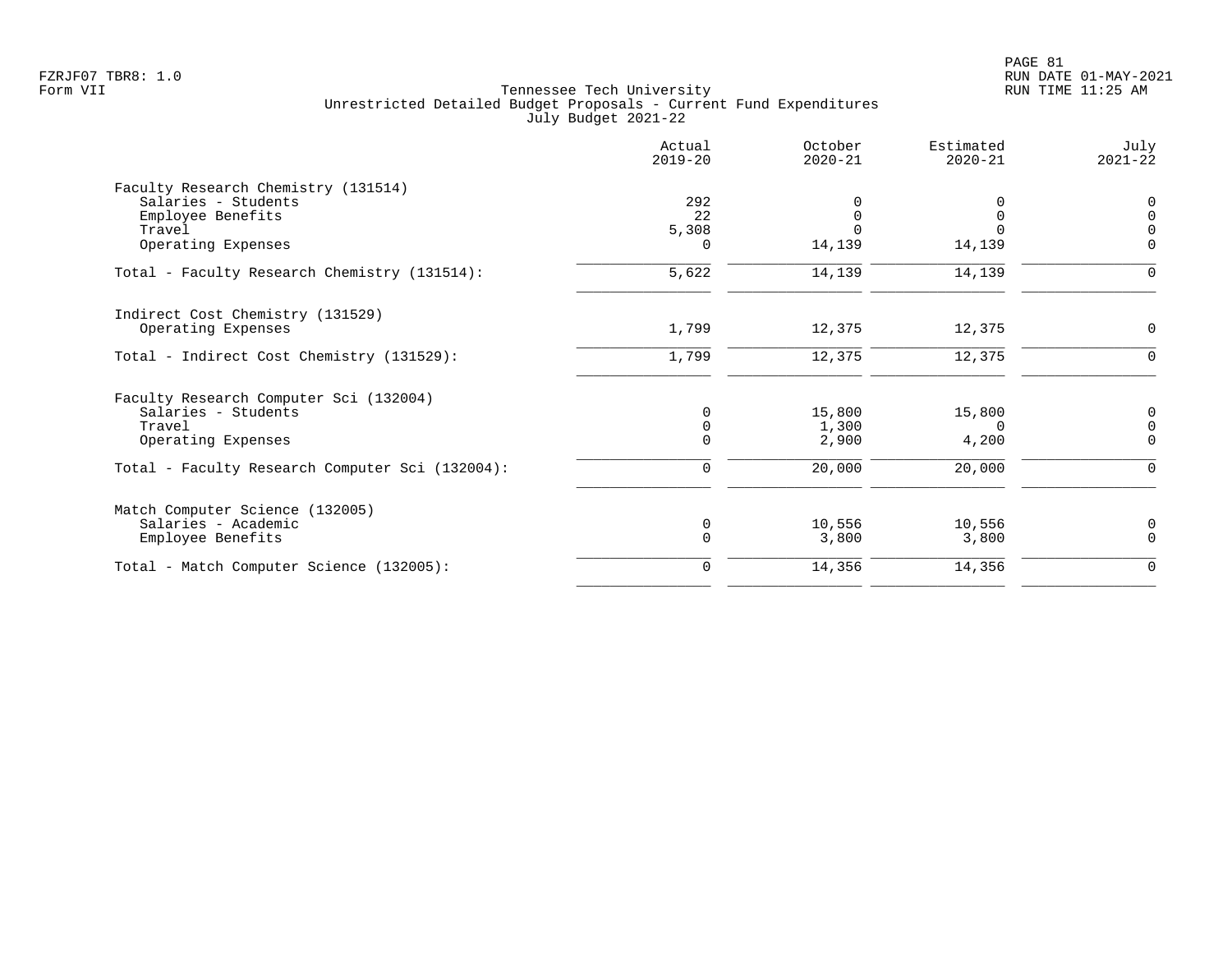FZRJF07 TBR8: 1.0
Form VII

Tennessee Tech University
Unrestricted Detailed Budget Proposals - Current Fund Expenditures
July Budget 2021-22

| | Actual 2019-20 | October 2020-21 | Estimated 2020-21 | July 2021-22 |
|---|---|---|---|---|
| **Faculty Research Chemistry (131514)** | | | | |
| Salaries - Students | 292 | 0 | 0 | 0 |
| Employee Benefits | 22 | 0 | 0 | 0 |
| Travel | 5,308 | 0 | 0 | 0 |
| Operating Expenses | 0 | 14,139 | 14,139 | 0 |
| Total - Faculty Research Chemistry (131514): | 5,622 | 14,139 | 14,139 | 0 |
| **Indirect Cost Chemistry (131529)** | | | | |
| Operating Expenses | 1,799 | 12,375 | 12,375 | 0 |
| Total - Indirect Cost Chemistry (131529): | 1,799 | 12,375 | 12,375 | 0 |
| **Faculty Research Computer Sci (132004)** | | | | |
| Salaries - Students | 0 | 15,800 | 15,800 | 0 |
| Travel | 0 | 1,300 | 0 | 0 |
| Operating Expenses | 0 | 2,900 | 4,200 | 0 |
| Total - Faculty Research Computer Sci (132004): | 0 | 20,000 | 20,000 | 0 |
| **Match Computer Science (132005)** | | | | |
| Salaries - Academic | 0 | 10,556 | 10,556 | 0 |
| Employee Benefits | 0 | 3,800 | 3,800 | 0 |
| Total - Match Computer Science (132005): | 0 | 14,356 | 14,356 | 0 |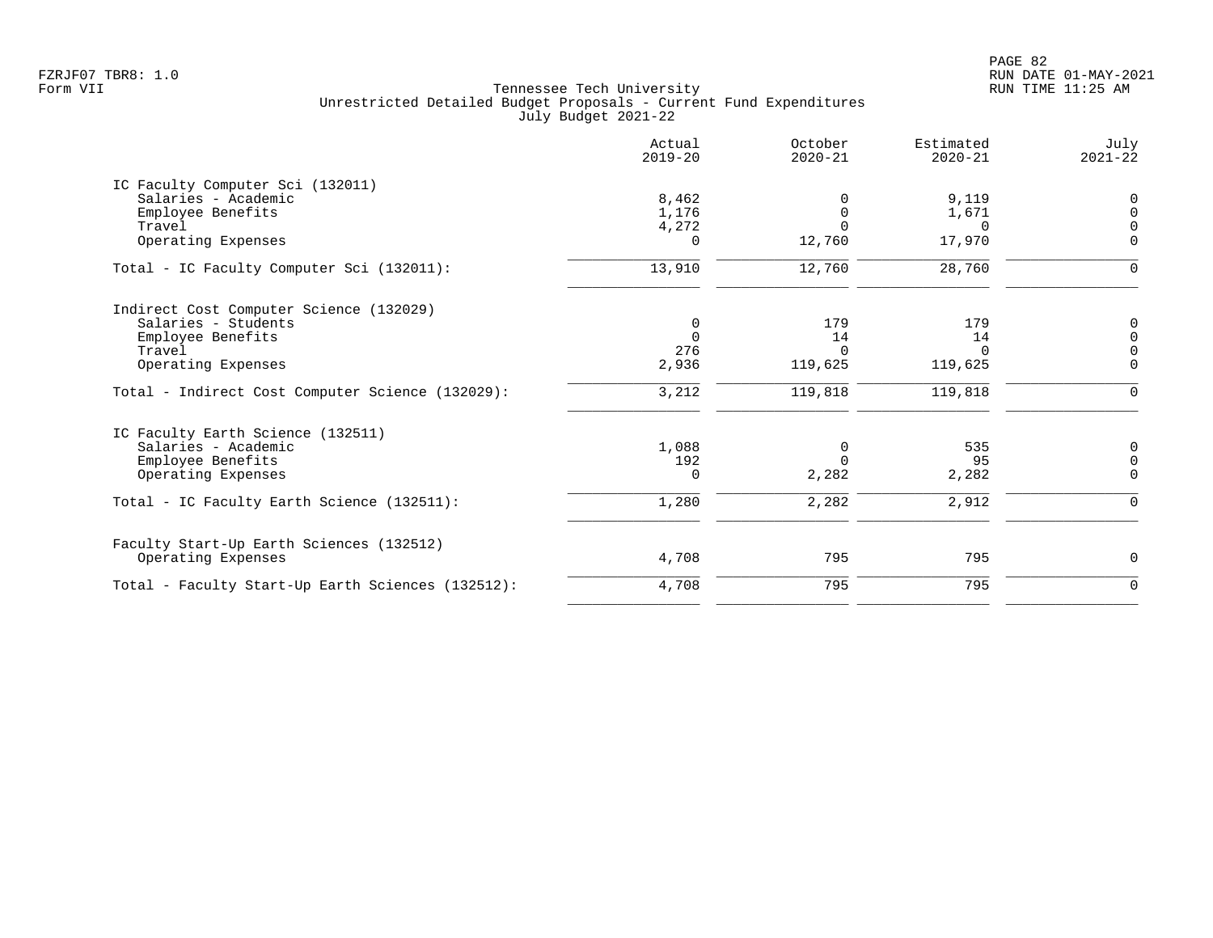Tennessee Tech University
Unrestricted Detailed Budget Proposals - Current Fund Expenditures
July Budget 2021-22

| | Actual 2019-20 | October 2020-21 | Estimated 2020-21 | July 2021-22 |
|---|---|---|---|---|
| **IC Faculty Computer Sci (132011)** | | | | |
| Salaries - Academic | 8,462 | 0 | 9,119 | 0 |
| Employee Benefits | 1,176 | 0 | 1,671 | 0 |
| Travel | 4,272 | 0 | 0 | 0 |
| Operating Expenses | 0 | 12,760 | 17,970 | 0 |
| Total - IC Faculty Computer Sci (132011): | 13,910 | 12,760 | 28,760 | 0 |
| **Indirect Cost Computer Science (132029)** | | | | |
| Salaries - Students | 0 | 179 | 179 | 0 |
| Employee Benefits | 0 | 14 | 14 | 0 |
| Travel | 276 | 0 | 0 | 0 |
| Operating Expenses | 2,936 | 119,625 | 119,625 | 0 |
| Total - Indirect Cost Computer Science (132029): | 3,212 | 119,818 | 119,818 | 0 |
| **IC Faculty Earth Science (132511)** | | | | |
| Salaries - Academic | 1,088 | 0 | 535 | 0 |
| Employee Benefits | 192 | 0 | 95 | 0 |
| Operating Expenses | 0 | 2,282 | 2,282 | 0 |
| Total - IC Faculty Earth Science (132511): | 1,280 | 2,282 | 2,912 | 0 |
| **Faculty Start-Up Earth Sciences (132512)** | | | | |
| Operating Expenses | 4,708 | 795 | 795 | 0 |
| Total - Faculty Start-Up Earth Sciences (132512): | 4,708 | 795 | 795 | 0 |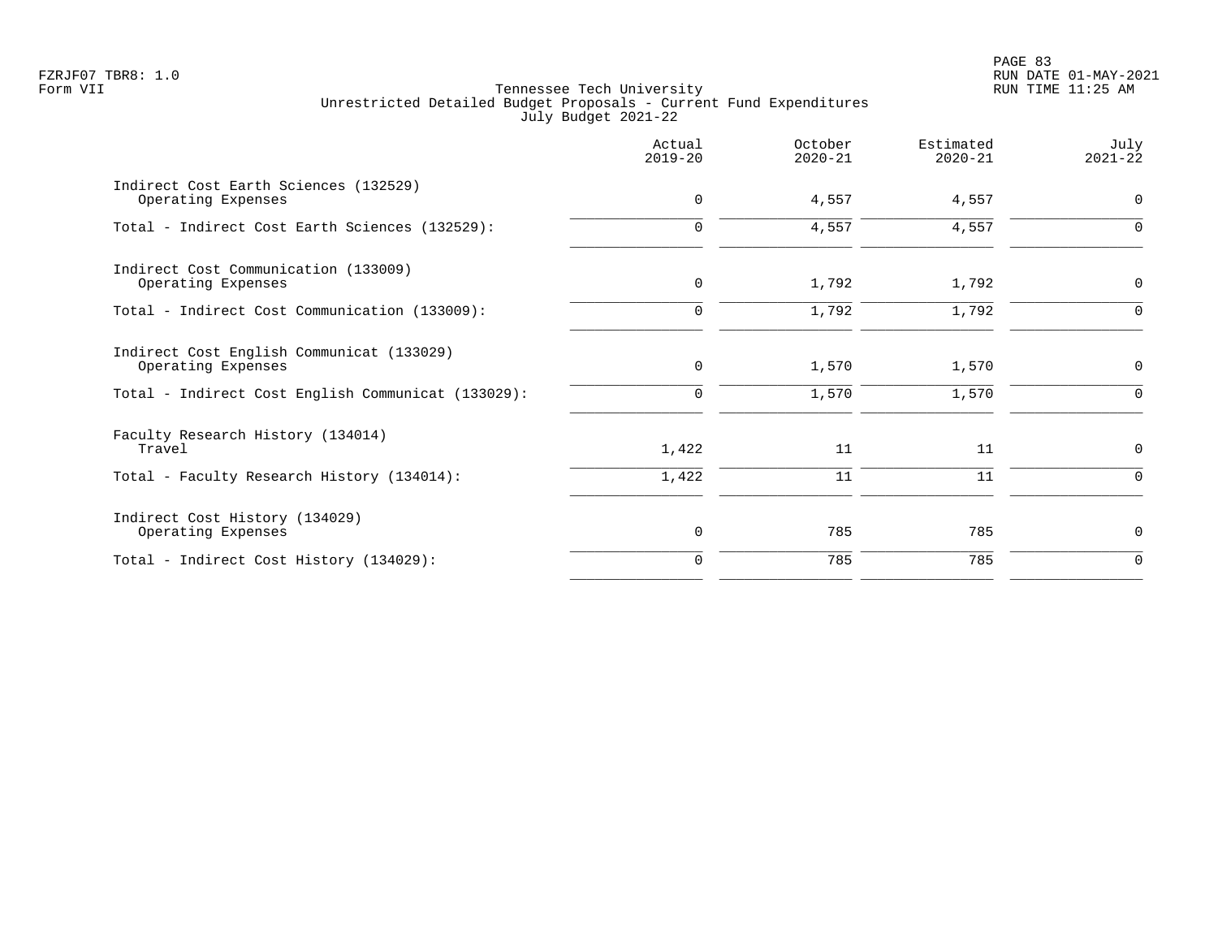Tennessee Tech University
Unrestricted Detailed Budget Proposals - Current Fund Expenditures
July Budget 2021-22

| | Actual 2019-20 | October 2020-21 | Estimated 2020-21 | July 2021-22 |
|---|---|---|---|---|
| Indirect Cost Earth Sciences (132529) | | | | |
| Operating Expenses | 0 | 4,557 | 4,557 | 0 |
| Total - Indirect Cost Earth Sciences (132529): | 0 | 4,557 | 4,557 | 0 |
| Indirect Cost Communication (133009) | | | | |
| Operating Expenses | 0 | 1,792 | 1,792 | 0 |
| Total - Indirect Cost Communication (133009): | 0 | 1,792 | 1,792 | 0 |
| Indirect Cost English Communicat (133029) | | | | |
| Operating Expenses | 0 | 1,570 | 1,570 | 0 |
| Total - Indirect Cost English Communicat (133029): | 0 | 1,570 | 1,570 | 0 |
| Faculty Research History (134014) | | | | |
| Travel | 1,422 | 11 | 11 | 0 |
| Total - Faculty Research History (134014): | 1,422 | 11 | 11 | 0 |
| Indirect Cost History (134029) | | | | |
| Operating Expenses | 0 | 785 | 785 | 0 |
| Total - Indirect Cost History (134029): | 0 | 785 | 785 | 0 |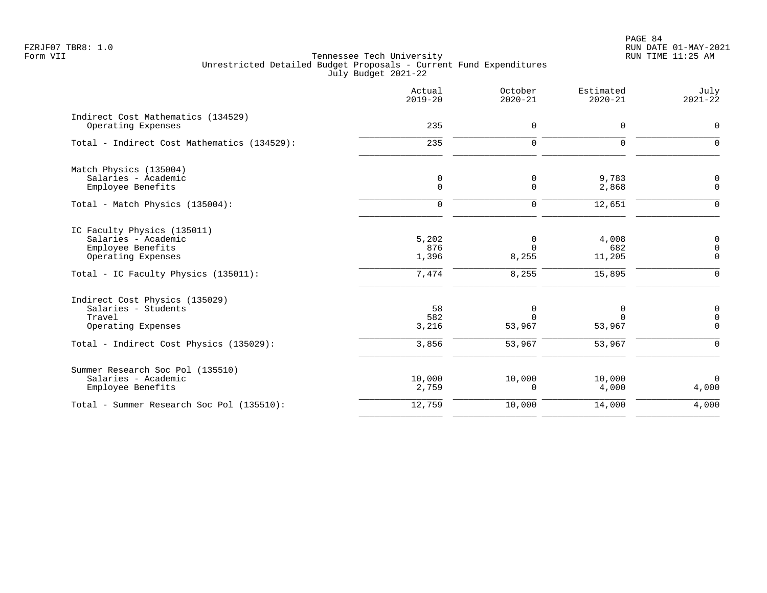Tennessee Tech University
Unrestricted Detailed Budget Proposals - Current Fund Expenditures
July Budget 2021-22

| | Actual 2019-20 | October 2020-21 | Estimated 2020-21 | July 2021-22 |
|---|---|---|---|---|
| **Indirect Cost Mathematics (134529)** | | | | |
| Operating Expenses | 235 | 0 | 0 | 0 |
| Total - Indirect Cost Mathematics (134529): | 235 | 0 | 0 | 0 |
| **Match Physics (135004)** | | | | |
| Salaries - Academic | 0 | 0 | 9,783 | 0 |
| Employee Benefits | 0 | 0 | 2,868 | 0 |
| Total - Match Physics (135004): | 0 | 0 | 12,651 | 0 |
| **IC Faculty Physics (135011)** | | | | |
| Salaries - Academic | 5,202 | 0 | 4,008 | 0 |
| Employee Benefits | 876 | 0 | 682 | 0 |
| Operating Expenses | 1,396 | 8,255 | 11,205 | 0 |
| Total - IC Faculty Physics (135011): | 7,474 | 8,255 | 15,895 | 0 |
| **Indirect Cost Physics (135029)** | | | | |
| Salaries - Students | 58 | 0 | 0 | 0 |
| Travel | 582 | 0 | 0 | 0 |
| Operating Expenses | 3,216 | 53,967 | 53,967 | 0 |
| Total - Indirect Cost Physics (135029): | 3,856 | 53,967 | 53,967 | 0 |
| **Summer Research Soc Pol (135510)** | | | | |
| Salaries - Academic | 10,000 | 10,000 | 10,000 | 0 |
| Employee Benefits | 2,759 | 0 | 4,000 | 4,000 |
| Total - Summer Research Soc Pol (135510): | 12,759 | 10,000 | 14,000 | 4,000 |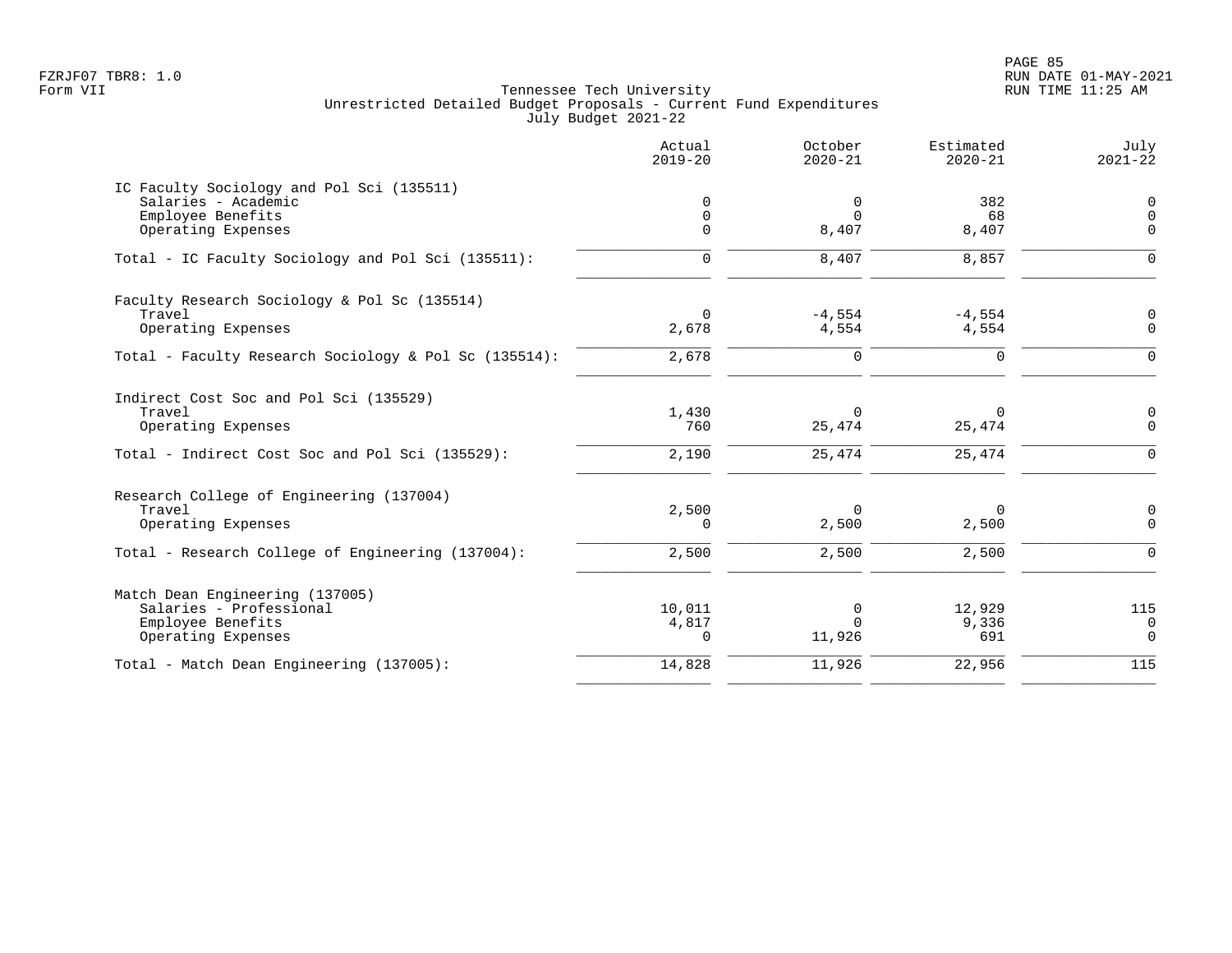Tennessee Tech University
Unrestricted Detailed Budget Proposals - Current Fund Expenditures
July Budget 2021-22

Form VII

| | Actual 2019-20 | October 2020-21 | Estimated 2020-21 | July 2021-22 |
|---|---|---|---|---|
| **IC Faculty Sociology and Pol Sci (135511)** | | | | |
| Salaries - Academic | 0 | 0 | 382 | 0 |
| Employee Benefits | 0 | 0 | 68 | 0 |
| Operating Expenses | 0 | 8,407 | 8,407 | 0 |
| Total - IC Faculty Sociology and Pol Sci (135511): | 0 | 8,407 | 8,857 | 0 |
| **Faculty Research Sociology & Pol Sc (135514)** | | | | |
| Travel | 0 | -4,554 | -4,554 | 0 |
| Operating Expenses | 2,678 | 4,554 | 4,554 | 0 |
| Total - Faculty Research Sociology & Pol Sc (135514): | 2,678 | 0 | 0 | 0 |
| **Indirect Cost Soc and Pol Sci (135529)** | | | | |
| Travel | 1,430 | 0 | 0 | 0 |
| Operating Expenses | 760 | 25,474 | 25,474 | 0 |
| Total - Indirect Cost Soc and Pol Sci (135529): | 2,190 | 25,474 | 25,474 | 0 |
| **Research College of Engineering (137004)** | | | | |
| Travel | 2,500 | 0 | 0 | 0 |
| Operating Expenses | 0 | 2,500 | 2,500 | 0 |
| Total - Research College of Engineering (137004): | 2,500 | 2,500 | 2,500 | 0 |
| **Match Dean Engineering (137005)** | | | | |
| Salaries - Professional | 10,011 | 0 | 12,929 | 115 |
| Employee Benefits | 4,817 | 0 | 9,336 | 0 |
| Operating Expenses | 0 | 11,926 | 691 | 0 |
| Total - Match Dean Engineering (137005): | 14,828 | 11,926 | 22,956 | 115 |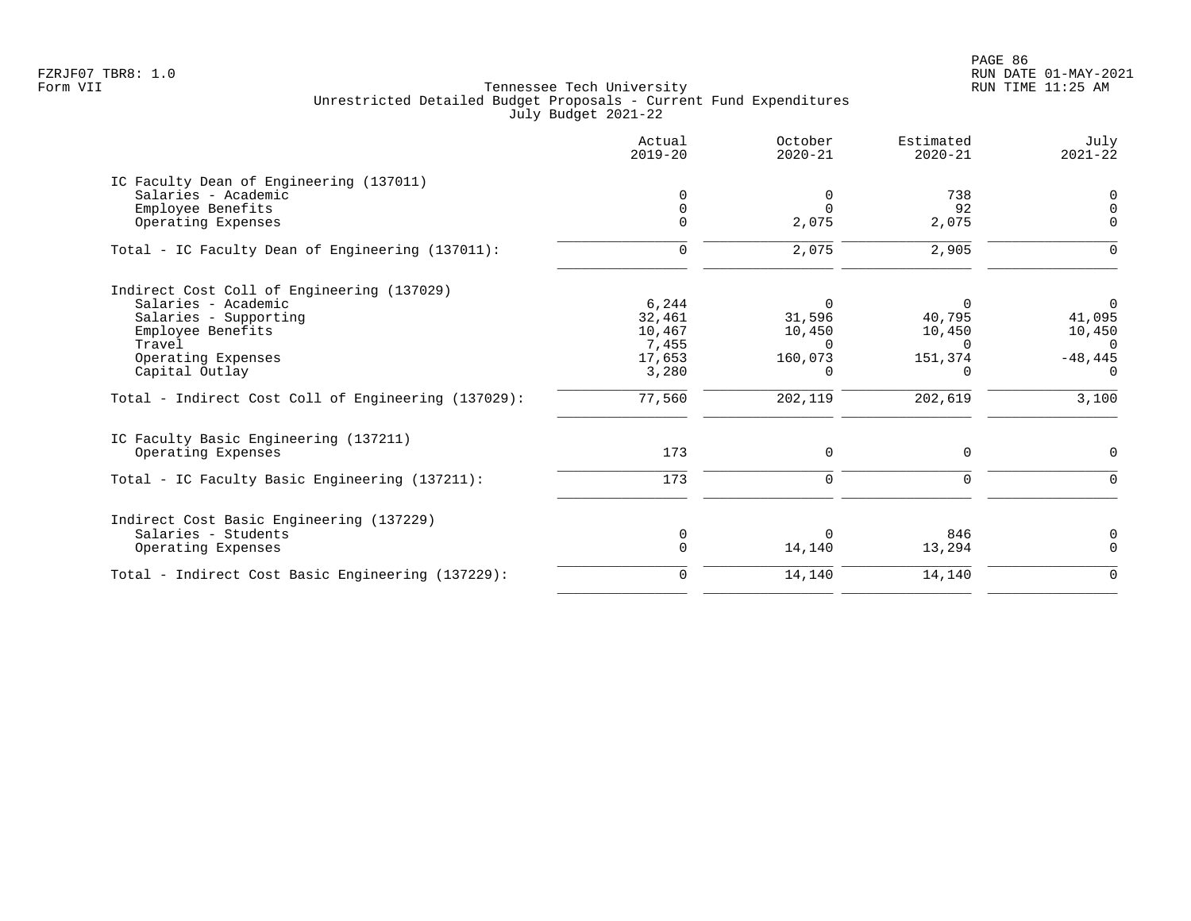Tennessee Tech University
Unrestricted Detailed Budget Proposals - Current Fund Expenditures
July Budget 2021-22

| | Actual 2019-20 | October 2020-21 | Estimated 2020-21 | July 2021-22 |
|---|---|---|---|---|
| **IC Faculty Dean of Engineering (137011)** | | | | |
| Salaries - Academic | 0 | 0 | 738 | 0 |
| Employee Benefits | 0 | 0 | 92 | 0 |
| Operating Expenses | 0 | 2,075 | 2,075 | 0 |
| Total - IC Faculty Dean of Engineering (137011): | 0 | 2,075 | 2,905 | 0 |
| **Indirect Cost Coll of Engineering (137029)** | | | | |
| Salaries - Academic | 6,244 | 0 | 0 | 0 |
| Salaries - Supporting | 32,461 | 31,596 | 40,795 | 41,095 |
| Employee Benefits | 10,467 | 10,450 | 10,450 | 10,450 |
| Travel | 7,455 | 0 | 0 | 0 |
| Operating Expenses | 17,653 | 160,073 | 151,374 | -48,445 |
| Capital Outlay | 3,280 | 0 | 0 | 0 |
| Total - Indirect Cost Coll of Engineering (137029): | 77,560 | 202,119 | 202,619 | 3,100 |
| **IC Faculty Basic Engineering (137211)** | | | | |
| Operating Expenses | 173 | 0 | 0 | 0 |
| Total - IC Faculty Basic Engineering (137211): | 173 | 0 | 0 | 0 |
| **Indirect Cost Basic Engineering (137229)** | | | | |
| Salaries - Students | 0 | 0 | 846 | 0 |
| Operating Expenses | 0 | 14,140 | 13,294 | 0 |
| Total - Indirect Cost Basic Engineering (137229): | 0 | 14,140 | 14,140 | 0 |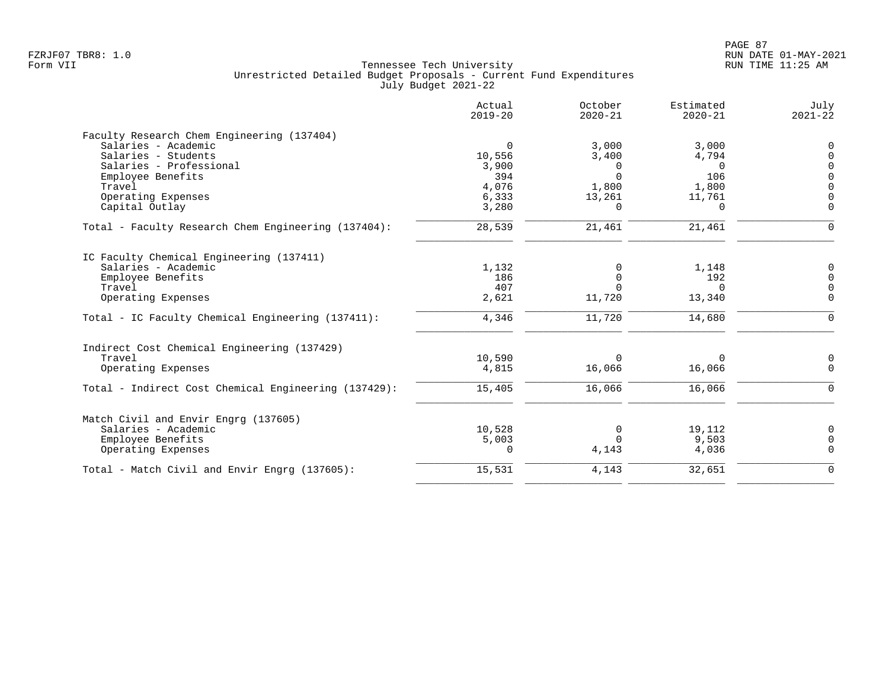FZRJF07 TBR8: 1.0
Form VII

Tennessee Tech University
Unrestricted Detailed Budget Proposals - Current Fund Expenditures
July Budget 2021-22

RUN DATE 01-MAY-2021
RUN TIME 11:25 AM

| | Actual 2019-20 | October 2020-21 | Estimated 2020-21 | July 2021-22 |
|---|---|---|---|---|
| **Faculty Research Chem Engineering (137404)** | | | | |
| Salaries - Academic | 0 | 3,000 | 3,000 | 0 |
| Salaries - Students | 10,556 | 3,400 | 4,794 | 0 |
| Salaries - Professional | 3,900 | 0 | 0 | 0 |
| Employee Benefits | 394 | 0 | 106 | 0 |
| Travel | 4,076 | 1,800 | 1,800 | 0 |
| Operating Expenses | 6,333 | 13,261 | 11,761 | 0 |
| Capital Outlay | 3,280 | 0 | 0 | 0 |
| Total - Faculty Research Chem Engineering (137404): | 28,539 | 21,461 | 21,461 | 0 |
| **IC Faculty Chemical Engineering (137411)** | | | | |
| Salaries - Academic | 1,132 | 0 | 1,148 | 0 |
| Employee Benefits | 186 | 0 | 192 | 0 |
| Travel | 407 | 0 | 0 | 0 |
| Operating Expenses | 2,621 | 11,720 | 13,340 | 0 |
| Total - IC Faculty Chemical Engineering (137411): | 4,346 | 11,720 | 14,680 | 0 |
| **Indirect Cost Chemical Engineering (137429)** | | | | |
| Travel | 10,590 | 0 | 0 | 0 |
| Operating Expenses | 4,815 | 16,066 | 16,066 | 0 |
| Total - Indirect Cost Chemical Engineering (137429): | 15,405 | 16,066 | 16,066 | 0 |
| **Match Civil and Envir Engrg (137605)** | | | | |
| Salaries - Academic | 10,528 | 0 | 19,112 | 0 |
| Employee Benefits | 5,003 | 0 | 9,503 | 0 |
| Operating Expenses | 0 | 4,143 | 4,036 | 0 |
| Total - Match Civil and Envir Engrg (137605): | 15,531 | 4,143 | 32,651 | 0 |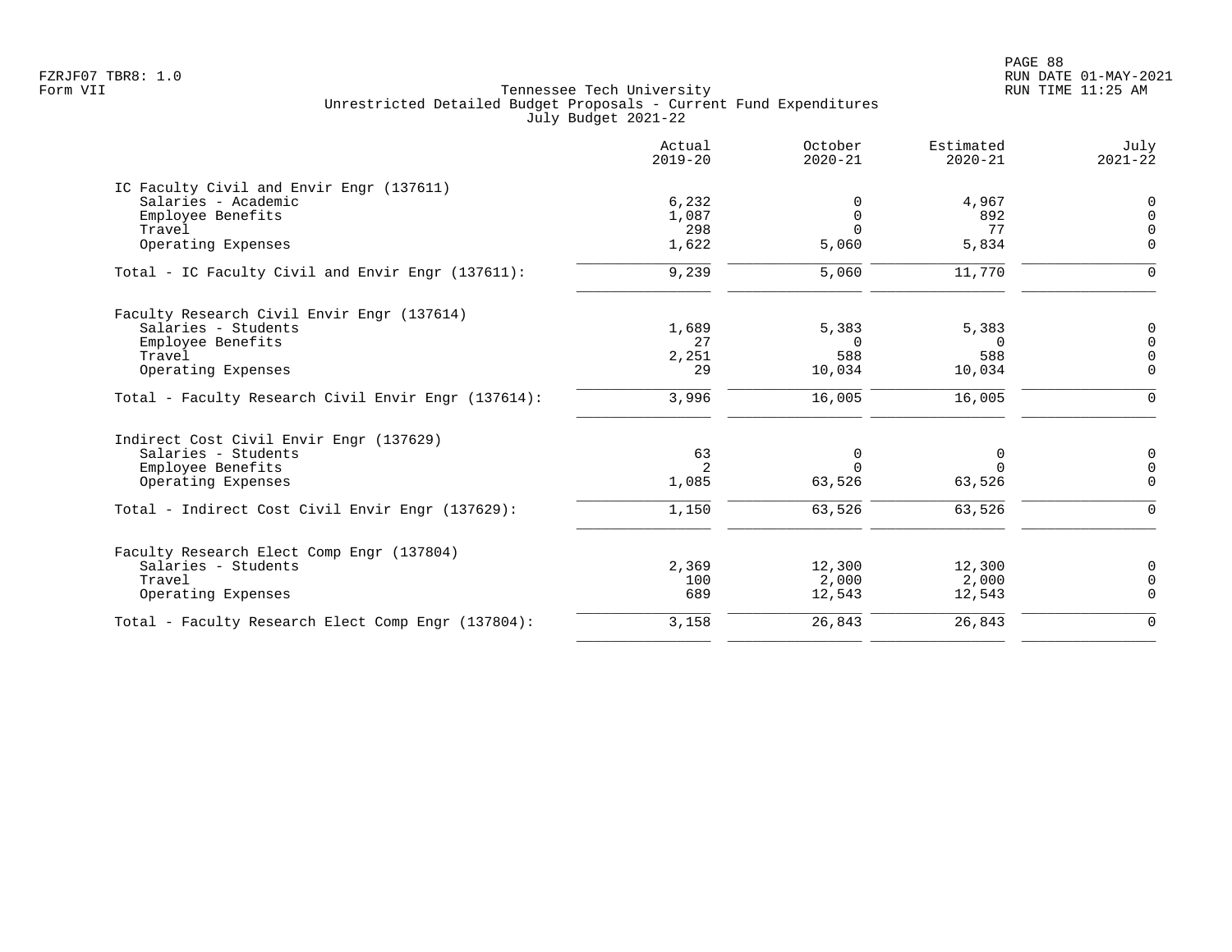Tennessee Tech University
Unrestricted Detailed Budget Proposals - Current Fund Expenditures
July Budget 2021-22

| | Actual 2019-20 | October 2020-21 | Estimated 2020-21 | July 2021-22 |
|---|---|---|---|---|
| **IC Faculty Civil and Envir Engr (137611)** | | | | |
| Salaries - Academic | 6,232 | 0 | 4,967 | 0 |
| Employee Benefits | 1,087 | 0 | 892 | 0 |
| Travel | 298 | 0 | 77 | 0 |
| Operating Expenses | 1,622 | 5,060 | 5,834 | 0 |
| Total - IC Faculty Civil and Envir Engr (137611): | 9,239 | 5,060 | 11,770 | 0 |
| **Faculty Research Civil Envir Engr (137614)** | | | | |
| Salaries - Students | 1,689 | 5,383 | 5,383 | 0 |
| Employee Benefits | 27 | 0 | 0 | 0 |
| Travel | 2,251 | 588 | 588 | 0 |
| Operating Expenses | 29 | 10,034 | 10,034 | 0 |
| Total - Faculty Research Civil Envir Engr (137614): | 3,996 | 16,005 | 16,005 | 0 |
| **Indirect Cost Civil Envir Engr (137629)** | | | | |
| Salaries - Students | 63 | 0 | 0 | 0 |
| Employee Benefits | 2 | 0 | 0 | 0 |
| Operating Expenses | 1,085 | 63,526 | 63,526 | 0 |
| Total - Indirect Cost Civil Envir Engr (137629): | 1,150 | 63,526 | 63,526 | 0 |
| **Faculty Research Elect Comp Engr (137804)** | | | | |
| Salaries - Students | 2,369 | 12,300 | 12,300 | 0 |
| Travel | 100 | 2,000 | 2,000 | 0 |
| Operating Expenses | 689 | 12,543 | 12,543 | 0 |
| Total - Faculty Research Elect Comp Engr (137804): | 3,158 | 26,843 | 26,843 | 0 |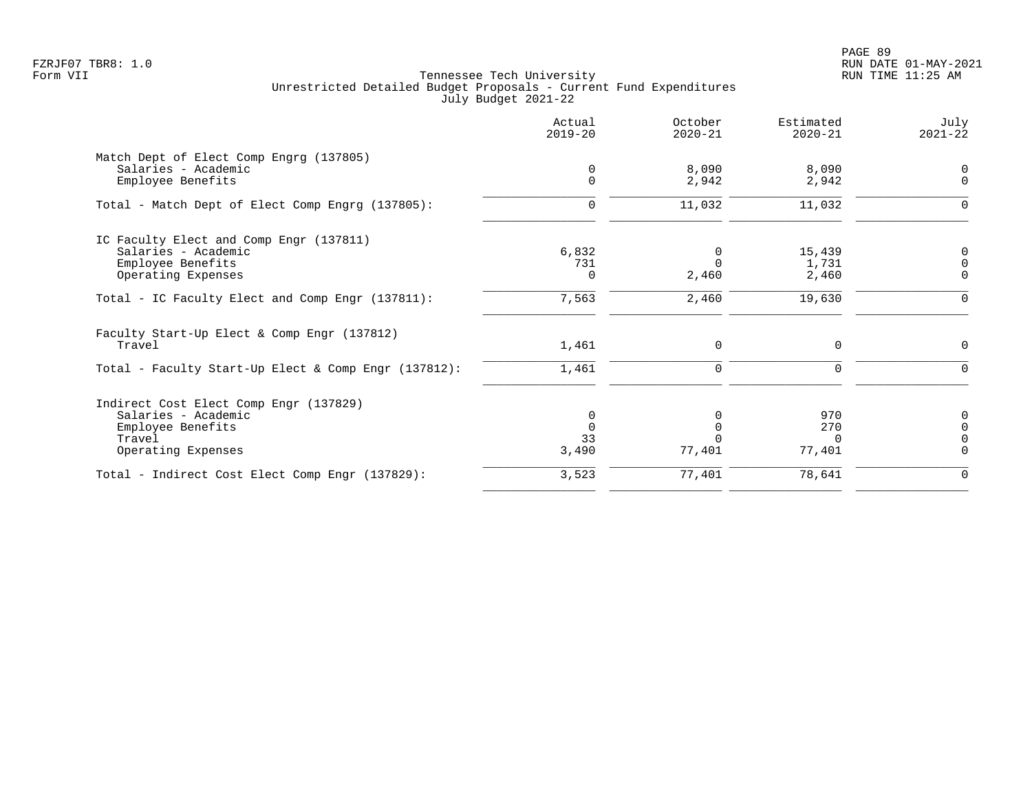FZRJF07 TBR8: 1.0
Form VII

Tennessee Tech University
Unrestricted Detailed Budget Proposals - Current Fund Expenditures
July Budget 2021-22

RUN DATE 01-MAY-2021
RUN TIME 11:25 AM

| | Actual 2019-20 | October 2020-21 | Estimated 2020-21 | July 2021-22 |
|---|---|---|---|---|
| **Match Dept of Elect Comp Engrg (137805)** | | | | |
| Salaries - Academic | 0 | 8,090 | 8,090 | 0 |
| Employee Benefits | 0 | 2,942 | 2,942 | 0 |
| Total - Match Dept of Elect Comp Engrg (137805): | 0 | 11,032 | 11,032 | 0 |
| **IC Faculty Elect and Comp Engr (137811)** | | | | |
| Salaries - Academic | 6,832 | 0 | 15,439 | 0 |
| Employee Benefits | 731 | 0 | 1,731 | 0 |
| Operating Expenses | 0 | 2,460 | 2,460 | 0 |
| Total - IC Faculty Elect and Comp Engr (137811): | 7,563 | 2,460 | 19,630 | 0 |
| **Faculty Start-Up Elect & Comp Engr (137812)** | | | | |
| Travel | 1,461 | 0 | 0 | 0 |
| Total - Faculty Start-Up Elect & Comp Engr (137812): | 1,461 | 0 | 0 | 0 |
| **Indirect Cost Elect Comp Engr (137829)** | | | | |
| Salaries - Academic | 0 | 0 | 970 | 0 |
| Employee Benefits | 0 | 0 | 270 | 0 |
| Travel | 33 | 0 | 0 | 0 |
| Operating Expenses | 3,490 | 77,401 | 77,401 | 0 |
| Total - Indirect Cost Elect Comp Engr (137829): | 3,523 | 77,401 | 78,641 | 0 |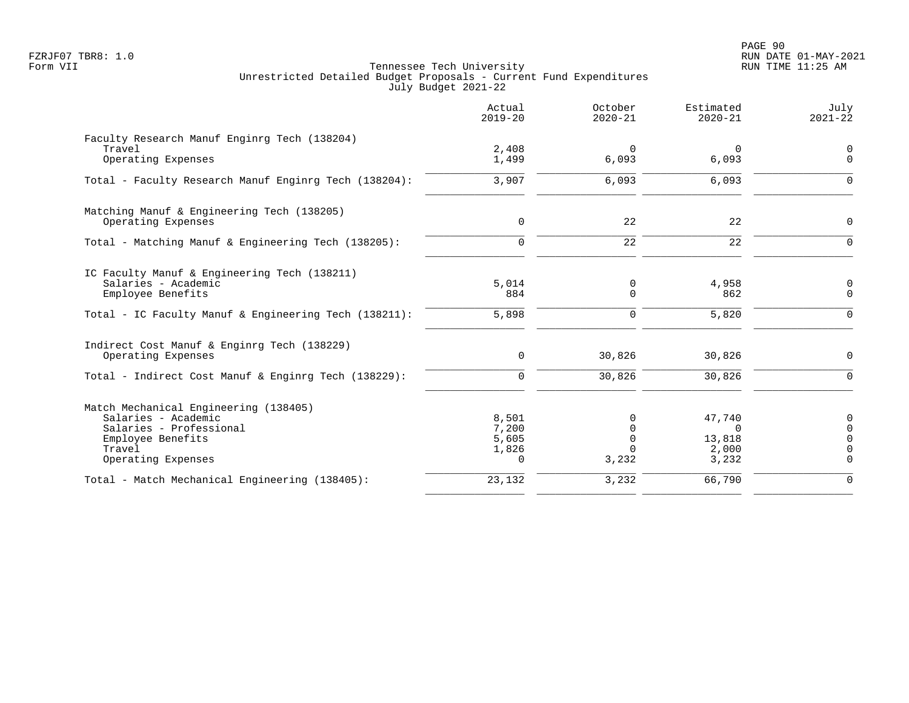FZRJF07 TBR8: 1.0
Form VII

Tennessee Tech University
Unrestricted Detailed Budget Proposals - Current Fund Expenditures
July Budget 2021-22

RUN DATE 01-MAY-2021
RUN TIME 11:25 AM

| | Actual 2019-20 | October 2020-21 | Estimated 2020-21 | July 2021-22 |
|---|---|---|---|---|
| **Faculty Research Manuf Enginrg Tech (138204)** | | | | |
| Travel | 2,408 | 0 | 0 | 0 |
| Operating Expenses | 1,499 | 6,093 | 6,093 | 0 |
| Total - Faculty Research Manuf Enginrg Tech (138204): | 3,907 | 6,093 | 6,093 | 0 |
| **Matching Manuf & Engineering Tech (138205)** | | | | |
| Operating Expenses | 0 | 22 | 22 | 0 |
| Total - Matching Manuf & Engineering Tech (138205): | 0 | 22 | 22 | 0 |
| **IC Faculty Manuf & Engineering Tech (138211)** | | | | |
| Salaries - Academic | 5,014 | 0 | 4,958 | 0 |
| Employee Benefits | 884 | 0 | 862 | 0 |
| Total - IC Faculty Manuf & Engineering Tech (138211): | 5,898 | 0 | 5,820 | 0 |
| **Indirect Cost Manuf & Enginrg Tech (138229)** | | | | |
| Operating Expenses | 0 | 30,826 | 30,826 | 0 |
| Total - Indirect Cost Manuf & Enginrg Tech (138229): | 0 | 30,826 | 30,826 | 0 |
| **Match Mechanical Engineering (138405)** | | | | |
| Salaries - Academic | 8,501 | 0 | 47,740 | 0 |
| Salaries - Professional | 7,200 | 0 | 0 | 0 |
| Employee Benefits | 5,605 | 0 | 13,818 | 0 |
| Travel | 1,826 | 0 | 2,000 | 0 |
| Operating Expenses | 0 | 3,232 | 3,232 | 0 |
| Total - Match Mechanical Engineering (138405): | 23,132 | 3,232 | 66,790 | 0 |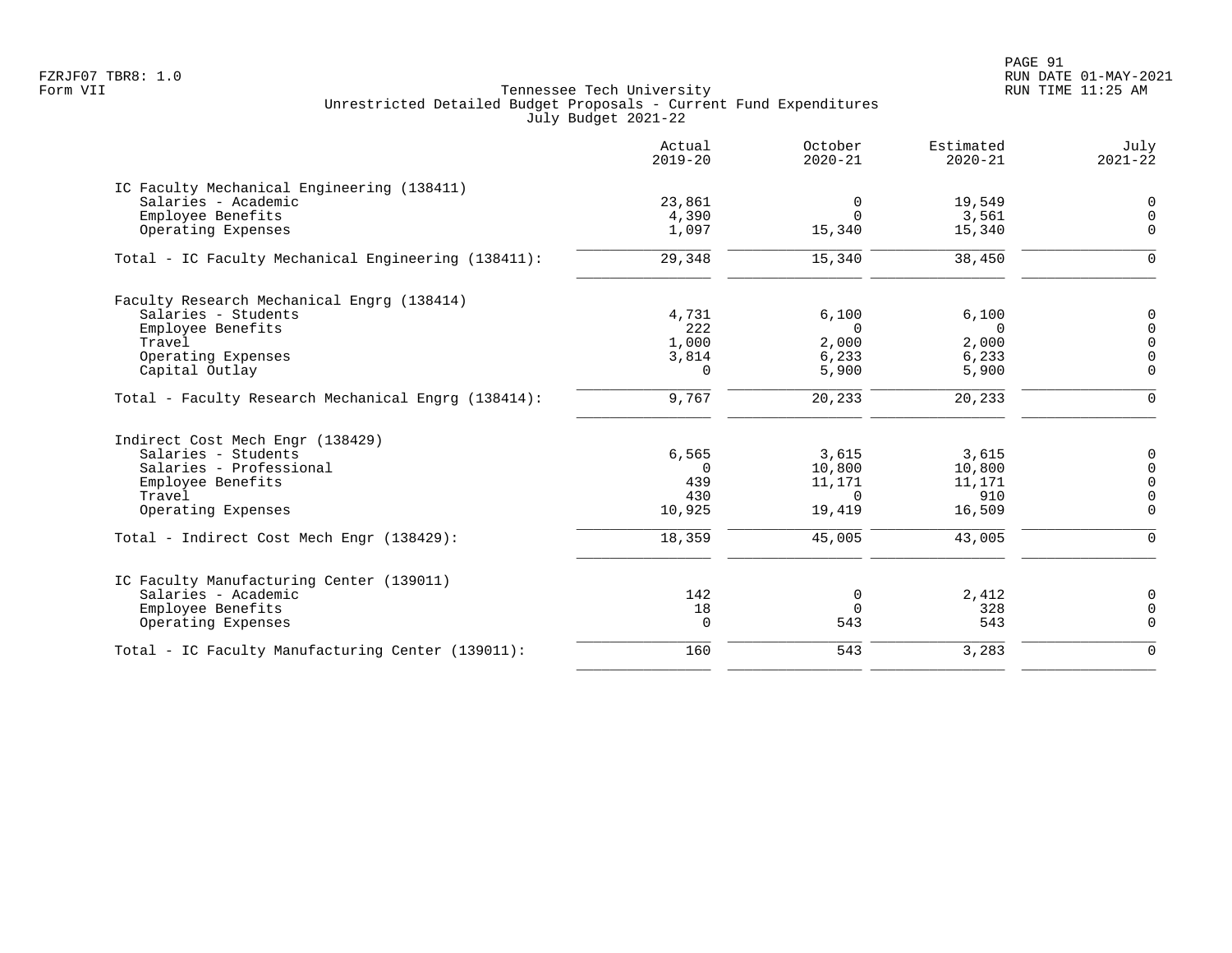Tennessee Tech University
Unrestricted Detailed Budget Proposals - Current Fund Expenditures
July Budget 2021-22

| | Actual 2019-20 | October 2020-21 | Estimated 2020-21 | July 2021-22 |
|---|---|---|---|---|
| **IC Faculty Mechanical Engineering (138411)** | | | | |
| Salaries - Academic | 23,861 | 0 | 19,549 | 0 |
| Employee Benefits | 4,390 | 0 | 3,561 | 0 |
| Operating Expenses | 1,097 | 15,340 | 15,340 | 0 |
| Total - IC Faculty Mechanical Engineering (138411): | 29,348 | 15,340 | 38,450 | 0 |
| **Faculty Research Mechanical Engrg (138414)** | | | | |
| Salaries - Students | 4,731 | 6,100 | 6,100 | 0 |
| Employee Benefits | 222 | 0 | 0 | 0 |
| Travel | 1,000 | 2,000 | 2,000 | 0 |
| Operating Expenses | 3,814 | 6,233 | 6,233 | 0 |
| Capital Outlay | 0 | 5,900 | 5,900 | 0 |
| Total - Faculty Research Mechanical Engrg (138414): | 9,767 | 20,233 | 20,233 | 0 |
| **Indirect Cost Mech Engr (138429)** | | | | |
| Salaries - Students | 6,565 | 3,615 | 3,615 | 0 |
| Salaries - Professional | 0 | 10,800 | 10,800 | 0 |
| Employee Benefits | 439 | 11,171 | 11,171 | 0 |
| Travel | 430 | 0 | 910 | 0 |
| Operating Expenses | 10,925 | 19,419 | 16,509 | 0 |
| Total - Indirect Cost Mech Engr (138429): | 18,359 | 45,005 | 43,005 | 0 |
| **IC Faculty Manufacturing Center (139011)** | | | | |
| Salaries - Academic | 142 | 0 | 2,412 | 0 |
| Employee Benefits | 18 | 0 | 328 | 0 |
| Operating Expenses | 0 | 543 | 543 | 0 |
| Total - IC Faculty Manufacturing Center (139011): | 160 | 543 | 3,283 | 0 |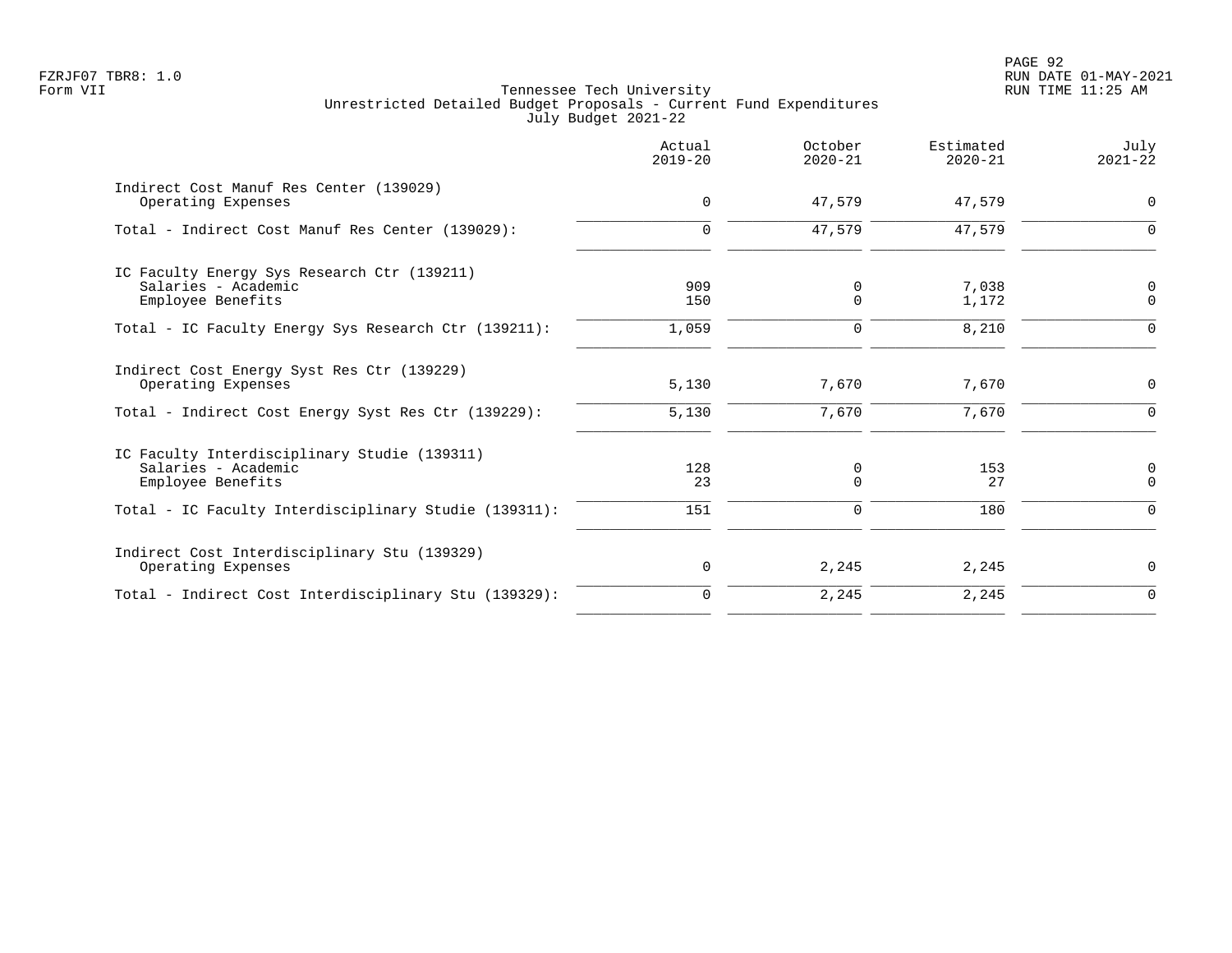Tennessee Tech University
Unrestricted Detailed Budget Proposals - Current Fund Expenditures
July Budget 2021-22

| | Actual 2019-20 | October 2020-21 | Estimated 2020-21 | July 2021-22 |
|---|---|---|---|---|
| **Indirect Cost Manuf Res Center (139029)** | | | | |
| Operating Expenses | 0 | 47,579 | 47,579 | 0 |
| Total - Indirect Cost Manuf Res Center (139029): | 0 | 47,579 | 47,579 | 0 |
| **IC Faculty Energy Sys Research Ctr (139211)** | | | | |
| Salaries - Academic | 909 | 0 | 7,038 | 0 |
| Employee Benefits | 150 | 0 | 1,172 | 0 |
| Total - IC Faculty Energy Sys Research Ctr (139211): | 1,059 | 0 | 8,210 | 0 |
| **Indirect Cost Energy Syst Res Ctr (139229)** | | | | |
| Operating Expenses | 5,130 | 7,670 | 7,670 | 0 |
| Total - Indirect Cost Energy Syst Res Ctr (139229): | 5,130 | 7,670 | 7,670 | 0 |
| **IC Faculty Interdisciplinary Studie (139311)** | | | | |
| Salaries - Academic | 128 | 0 | 153 | 0 |
| Employee Benefits | 23 | 0 | 27 | 0 |
| Total - IC Faculty Interdisciplinary Studie (139311): | 151 | 0 | 180 | 0 |
| **Indirect Cost Interdisciplinary Stu (139329)** | | | | |
| Operating Expenses | 0 | 2,245 | 2,245 | 0 |
| Total - Indirect Cost Interdisciplinary Stu (139329): | 0 | 2,245 | 2,245 | 0 |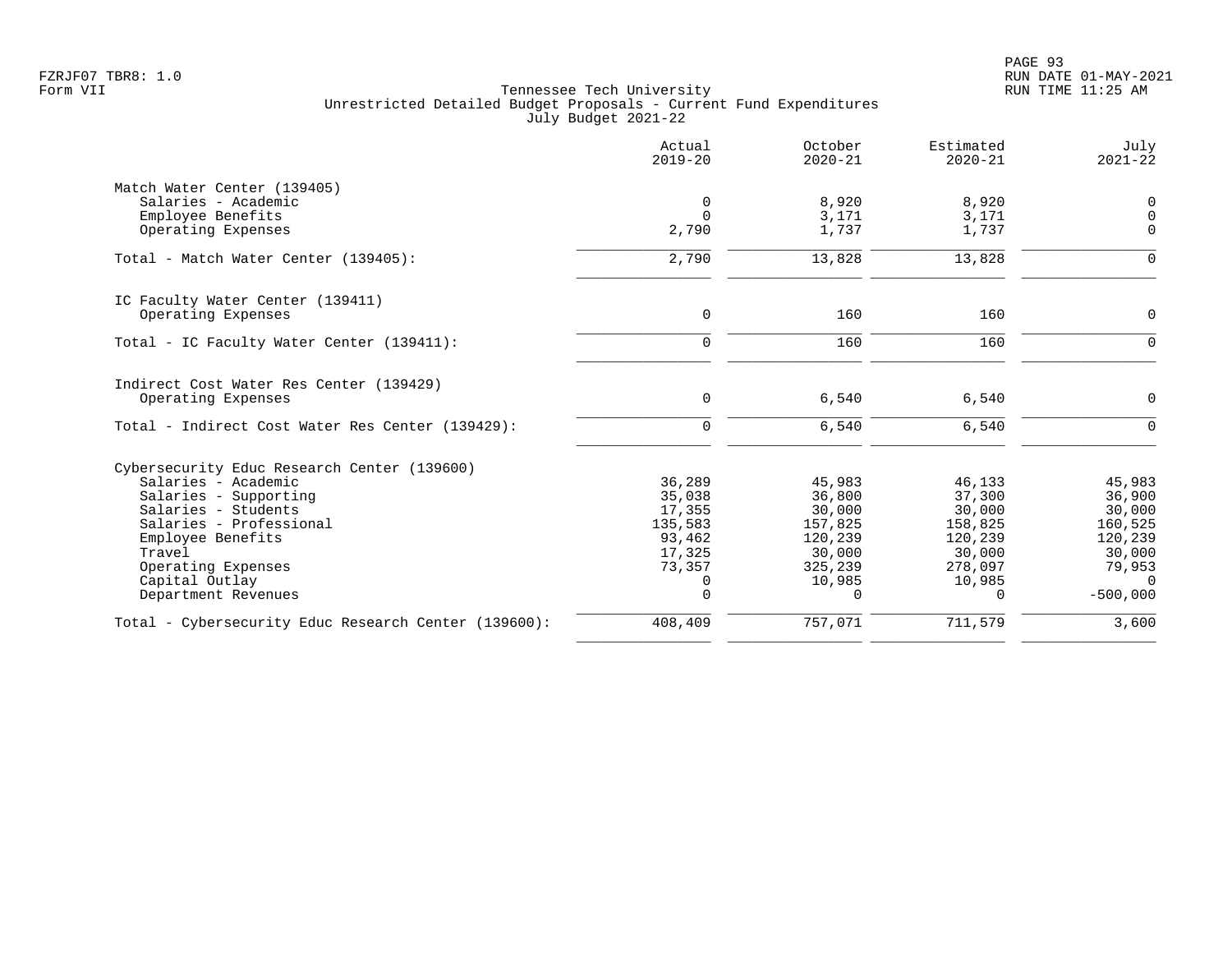Tennessee Tech University
Unrestricted Detailed Budget Proposals - Current Fund Expenditures
July Budget 2021-22

| | Actual 2019-20 | October 2020-21 | Estimated 2020-21 | July 2021-22 |
|---|---|---|---|---|
| **Match Water Center (139405)** | | | | |
| Salaries - Academic | 0 | 8,920 | 8,920 | 0 |
| Employee Benefits | 0 | 3,171 | 3,171 | 0 |
| Operating Expenses | 2,790 | 1,737 | 1,737 | 0 |
| Total - Match Water Center (139405): | 2,790 | 13,828 | 13,828 | 0 |
| **IC Faculty Water Center (139411)** | | | | |
| Operating Expenses | 0 | 160 | 160 | 0 |
| Total - IC Faculty Water Center (139411): | 0 | 160 | 160 | 0 |
| **Indirect Cost Water Res Center (139429)** | | | | |
| Operating Expenses | 0 | 6,540 | 6,540 | 0 |
| Total - Indirect Cost Water Res Center (139429): | 0 | 6,540 | 6,540 | 0 |
| **Cybersecurity Educ Research Center (139600)** | | | | |
| Salaries - Academic | 36,289 | 45,983 | 46,133 | 45,983 |
| Salaries - Supporting | 35,038 | 36,800 | 37,300 | 36,900 |
| Salaries - Students | 17,355 | 30,000 | 30,000 | 30,000 |
| Salaries - Professional | 135,583 | 157,825 | 158,825 | 160,525 |
| Employee Benefits | 93,462 | 120,239 | 120,239 | 120,239 |
| Travel | 17,325 | 30,000 | 30,000 | 30,000 |
| Operating Expenses | 73,357 | 325,239 | 278,097 | 79,953 |
| Capital Outlay | 0 | 10,985 | 10,985 | 0 |
| Department Revenues | 0 | 0 | 0 | -500,000 |
| Total - Cybersecurity Educ Research Center (139600): | 408,409 | 757,071 | 711,579 | 3,600 |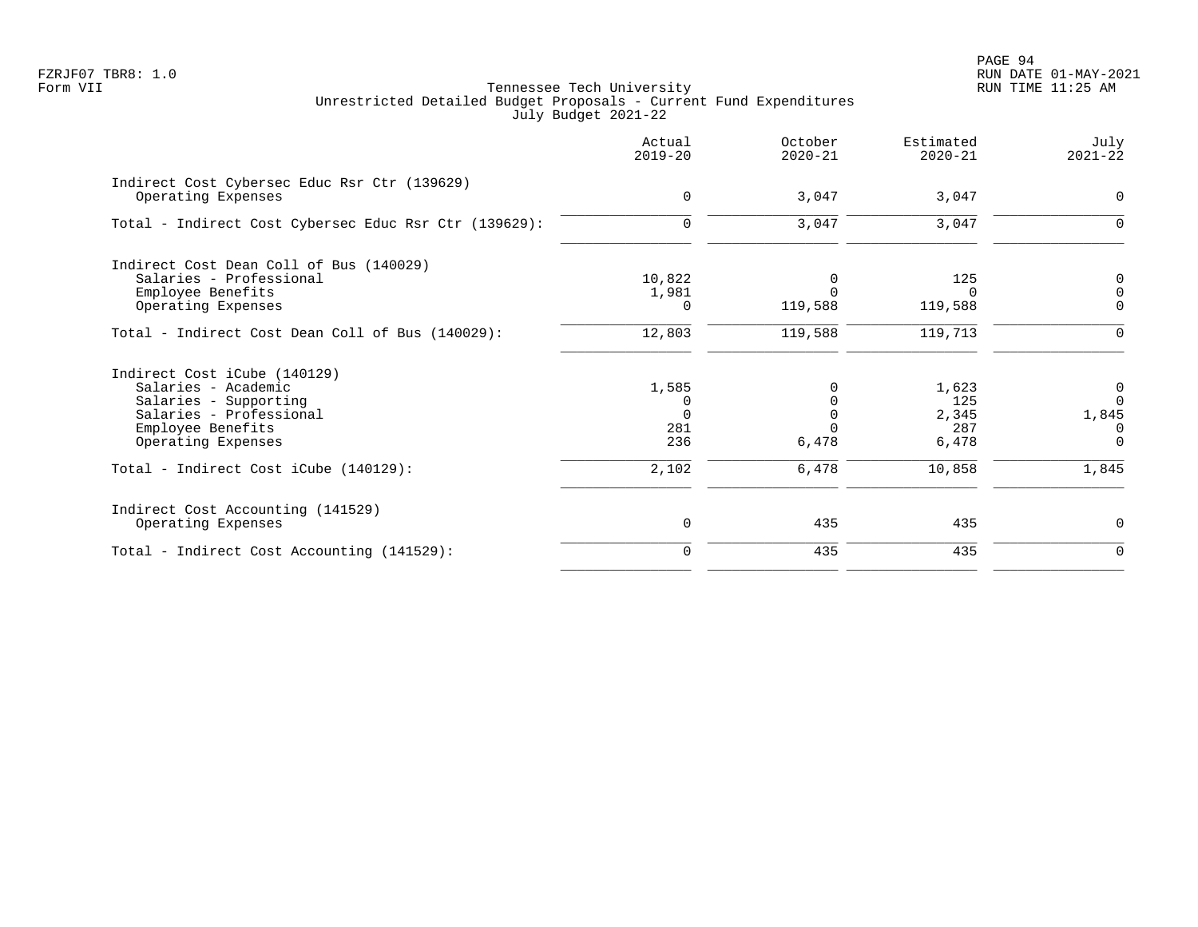Tennessee Tech University
Unrestricted Detailed Budget Proposals - Current Fund Expenditures
July Budget 2021-22

| | Actual 2019-20 | October 2020-21 | Estimated 2020-21 | July 2021-22 |
|---|---|---|---|---|
| **Indirect Cost Cybersec Educ Rsr Ctr (139629)** | | | | |
| Operating Expenses | 0 | 3,047 | 3,047 | 0 |
| Total - Indirect Cost Cybersec Educ Rsr Ctr (139629): | 0 | 3,047 | 3,047 | 0 |
| **Indirect Cost Dean Coll of Bus (140029)** | | | | |
| Salaries - Professional | 10,822 | 0 | 125 | 0 |
| Employee Benefits | 1,981 | 0 | 0 | 0 |
| Operating Expenses | 0 | 119,588 | 119,588 | 0 |
| Total - Indirect Cost Dean Coll of Bus (140029): | 12,803 | 119,588 | 119,713 | 0 |
| **Indirect Cost iCube (140129)** | | | | |
| Salaries - Academic | 1,585 | 0 | 1,623 | 0 |
| Salaries - Supporting | 0 | 0 | 125 | 0 |
| Salaries - Professional | 0 | 0 | 2,345 | 1,845 |
| Employee Benefits | 281 | 0 | 287 | 0 |
| Operating Expenses | 236 | 6,478 | 6,478 | 0 |
| Total - Indirect Cost iCube (140129): | 2,102 | 6,478 | 10,858 | 1,845 |
| **Indirect Cost Accounting (141529)** | | | | |
| Operating Expenses | 0 | 435 | 435 | 0 |
| Total - Indirect Cost Accounting (141529): | 0 | 435 | 435 | 0 |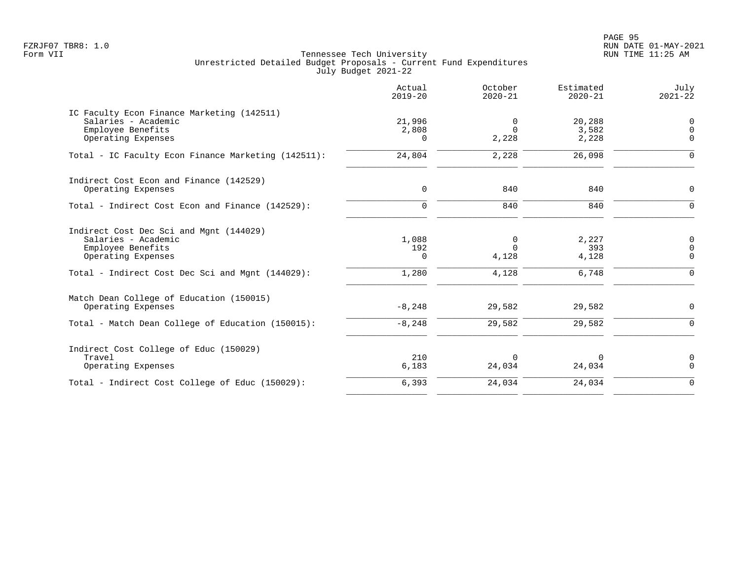FZRJF07 TBR8: 1.0
Form VII

Tennessee Tech University
Unrestricted Detailed Budget Proposals - Current Fund Expenditures
July Budget 2021-22

RUN DATE 01-MAY-2021
RUN TIME 11:25 AM

| | Actual 2019-20 | October 2020-21 | Estimated 2020-21 | July 2021-22 |
|---|---|---|---|---|
| IC Faculty Econ Finance Marketing (142511) | | | | |
| Salaries - Academic | 21,996 | 0 | 20,288 | 0 |
| Employee Benefits | 2,808 | 0 | 3,582 | 0 |
| Operating Expenses | 0 | 2,228 | 2,228 | 0 |
| Total - IC Faculty Econ Finance Marketing (142511): | 24,804 | 2,228 | 26,098 | 0 |
| Indirect Cost Econ and Finance (142529) | | | | |
| Operating Expenses | 0 | 840 | 840 | 0 |
| Total - Indirect Cost Econ and Finance (142529): | 0 | 840 | 840 | 0 |
| Indirect Cost Dec Sci and Mgnt (144029) | | | | |
| Salaries - Academic | 1,088 | 0 | 2,227 | 0 |
| Employee Benefits | 192 | 0 | 393 | 0 |
| Operating Expenses | 0 | 4,128 | 4,128 | 0 |
| Total - Indirect Cost Dec Sci and Mgnt (144029): | 1,280 | 4,128 | 6,748 | 0 |
| Match Dean College of Education (150015) | | | | |
| Operating Expenses | -8,248 | 29,582 | 29,582 | 0 |
| Total - Match Dean College of Education (150015): | -8,248 | 29,582 | 29,582 | 0 |
| Indirect Cost College of Educ (150029) | | | | |
| Travel | 210 | 0 | 0 | 0 |
| Operating Expenses | 6,183 | 24,034 | 24,034 | 0 |
| Total - Indirect Cost College of Educ (150029): | 6,393 | 24,034 | 24,034 | 0 |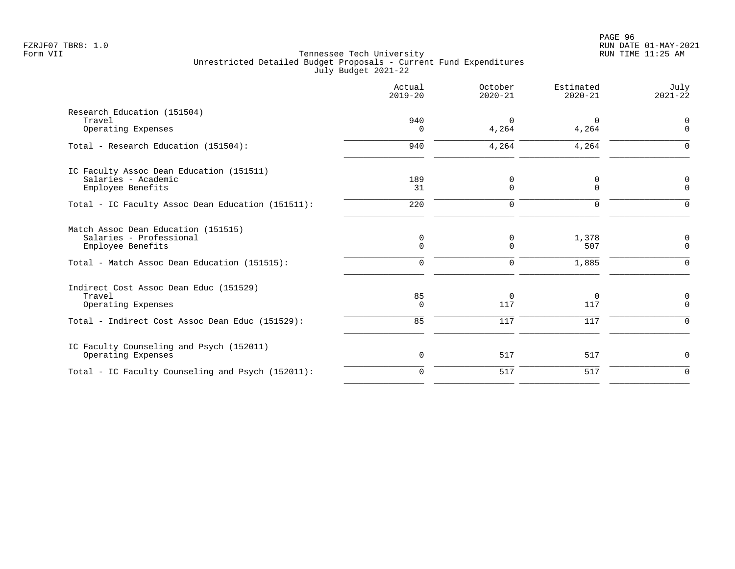Tennessee Tech University
Unrestricted Detailed Budget Proposals - Current Fund Expenditures
July Budget 2021-22

| | Actual 2019-20 | October 2020-21 | Estimated 2020-21 | July 2021-22 |
|---|---|---|---|---|
| **Research Education (151504)** | | | | |
| Travel | 940 | 0 | 0 | 0 |
| Operating Expenses | 0 | 4,264 | 4,264 | 0 |
| Total - Research Education (151504): | 940 | 4,264 | 4,264 | 0 |
| **IC Faculty Assoc Dean Education (151511)** | | | | |
| Salaries - Academic | 189 | 0 | 0 | 0 |
| Employee Benefits | 31 | 0 | 0 | 0 |
| Total - IC Faculty Assoc Dean Education (151511): | 220 | 0 | 0 | 0 |
| **Match Assoc Dean Education (151515)** | | | | |
| Salaries - Professional | 0 | 0 | 1,378 | 0 |
| Employee Benefits | 0 | 0 | 507 | 0 |
| Total - Match Assoc Dean Education (151515): | 0 | 0 | 1,885 | 0 |
| **Indirect Cost Assoc Dean Educ (151529)** | | | | |
| Travel | 85 | 0 | 0 | 0 |
| Operating Expenses | 0 | 117 | 117 | 0 |
| Total - Indirect Cost Assoc Dean Educ (151529): | 85 | 117 | 117 | 0 |
| **IC Faculty Counseling and Psych (152011)** | | | | |
| Operating Expenses | 0 | 517 | 517 | 0 |
| Total - IC Faculty Counseling and Psych (152011): | 0 | 517 | 517 | 0 |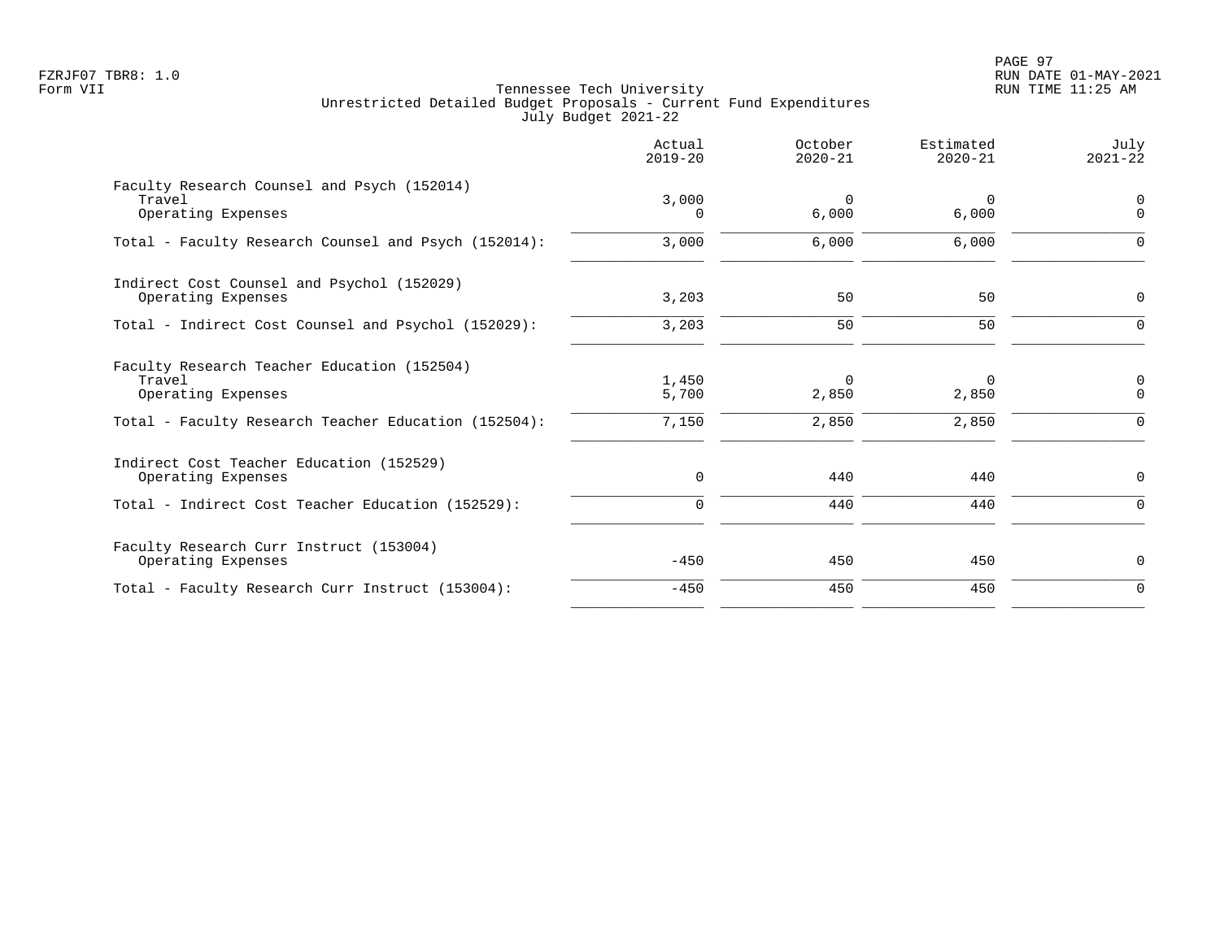Tennessee Tech University
Unrestricted Detailed Budget Proposals - Current Fund Expenditures
July Budget 2021-22

| | Actual 2019-20 | October 2020-21 | Estimated 2020-21 | July 2021-22 |
|---|---|---|---|---|
| Faculty Research Counsel and Psych (152014) | | | | |
| Travel | 3,000 | 0 | 0 | 0 |
| Operating Expenses | 0 | 6,000 | 6,000 | 0 |
| Total - Faculty Research Counsel and Psych (152014): | 3,000 | 6,000 | 6,000 | 0 |
| Indirect Cost Counsel and Psychol (152029) | | | | |
| Operating Expenses | 3,203 | 50 | 50 | 0 |
| Total - Indirect Cost Counsel and Psychol (152029): | 3,203 | 50 | 50 | 0 |
| Faculty Research Teacher Education (152504) | | | | |
| Travel | 1,450 | 0 | 0 | 0 |
| Operating Expenses | 5,700 | 2,850 | 2,850 | 0 |
| Total - Faculty Research Teacher Education (152504): | 7,150 | 2,850 | 2,850 | 0 |
| Indirect Cost Teacher Education (152529) | | | | |
| Operating Expenses | 0 | 440 | 440 | 0 |
| Total - Indirect Cost Teacher Education (152529): | 0 | 440 | 440 | 0 |
| Faculty Research Curr Instruct (153004) | | | | |
| Operating Expenses | -450 | 450 | 450 | 0 |
| Total - Faculty Research Curr Instruct (153004): | -450 | 450 | 450 | 0 |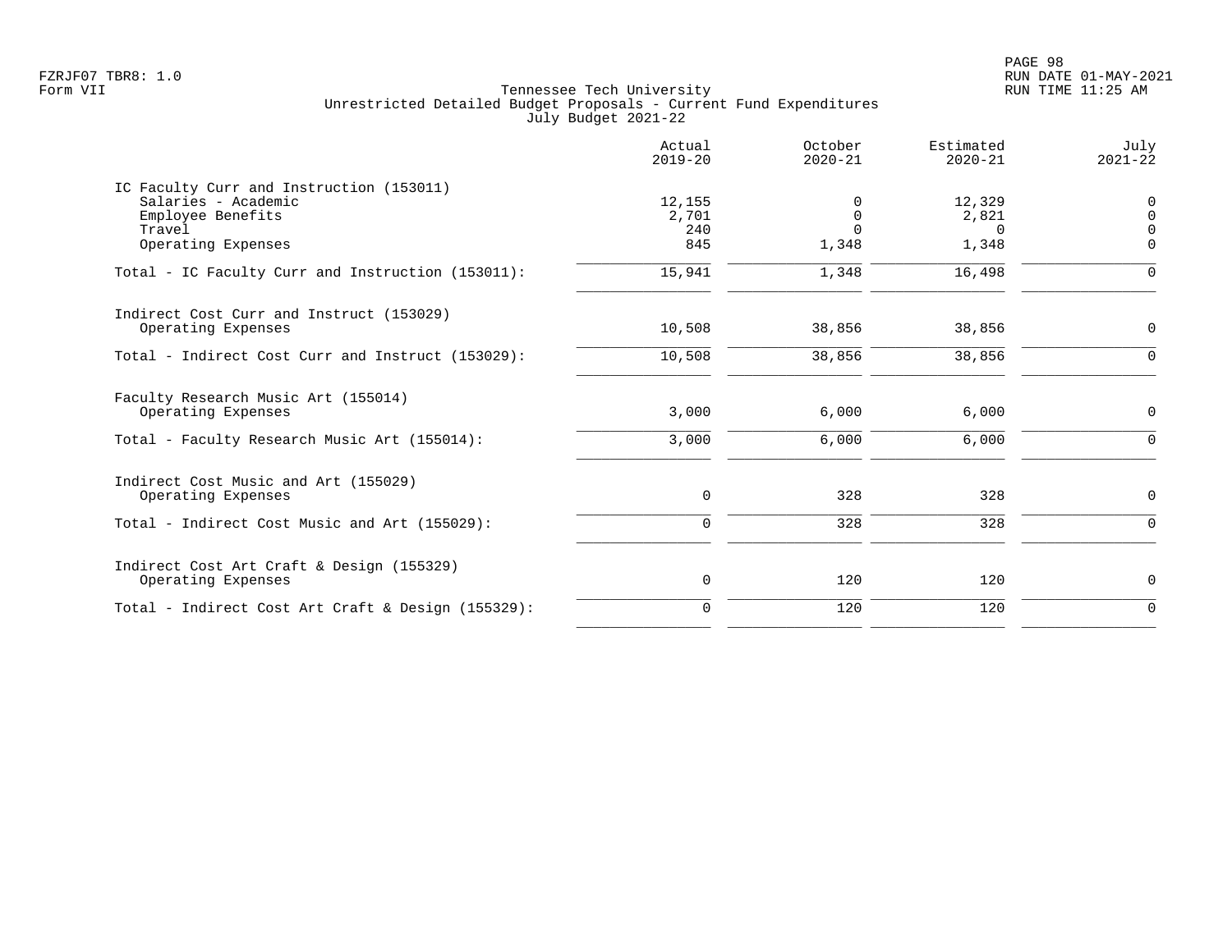FZRJF07 TBR8: 1.0
Form VII

Tennessee Tech University
Unrestricted Detailed Budget Proposals - Current Fund Expenditures
July Budget 2021-22

| | Actual 2019-20 | October 2020-21 | Estimated 2020-21 | July 2021-22 |
|---|---|---|---|---|
| IC Faculty Curr and Instruction (153011) | | | | |
| Salaries - Academic | 12,155 | 0 | 12,329 | 0 |
| Employee Benefits | 2,701 | 0 | 2,821 | 0 |
| Travel | 240 | 0 | 0 | 0 |
| Operating Expenses | 845 | 1,348 | 1,348 | 0 |
| Total - IC Faculty Curr and Instruction (153011): | 15,941 | 1,348 | 16,498 | 0 |
| Indirect Cost Curr and Instruct (153029) | | | | |
| Operating Expenses | 10,508 | 38,856 | 38,856 | 0 |
| Total - Indirect Cost Curr and Instruct (153029): | 10,508 | 38,856 | 38,856 | 0 |
| Faculty Research Music Art (155014) | | | | |
| Operating Expenses | 3,000 | 6,000 | 6,000 | 0 |
| Total - Faculty Research Music Art (155014): | 3,000 | 6,000 | 6,000 | 0 |
| Indirect Cost Music and Art (155029) | | | | |
| Operating Expenses | 0 | 328 | 328 | 0 |
| Total - Indirect Cost Music and Art (155029): | 0 | 328 | 328 | 0 |
| Indirect Cost Art Craft & Design (155329) | | | | |
| Operating Expenses | 0 | 120 | 120 | 0 |
| Total - Indirect Cost Art Craft & Design (155329): | 0 | 120 | 120 | 0 |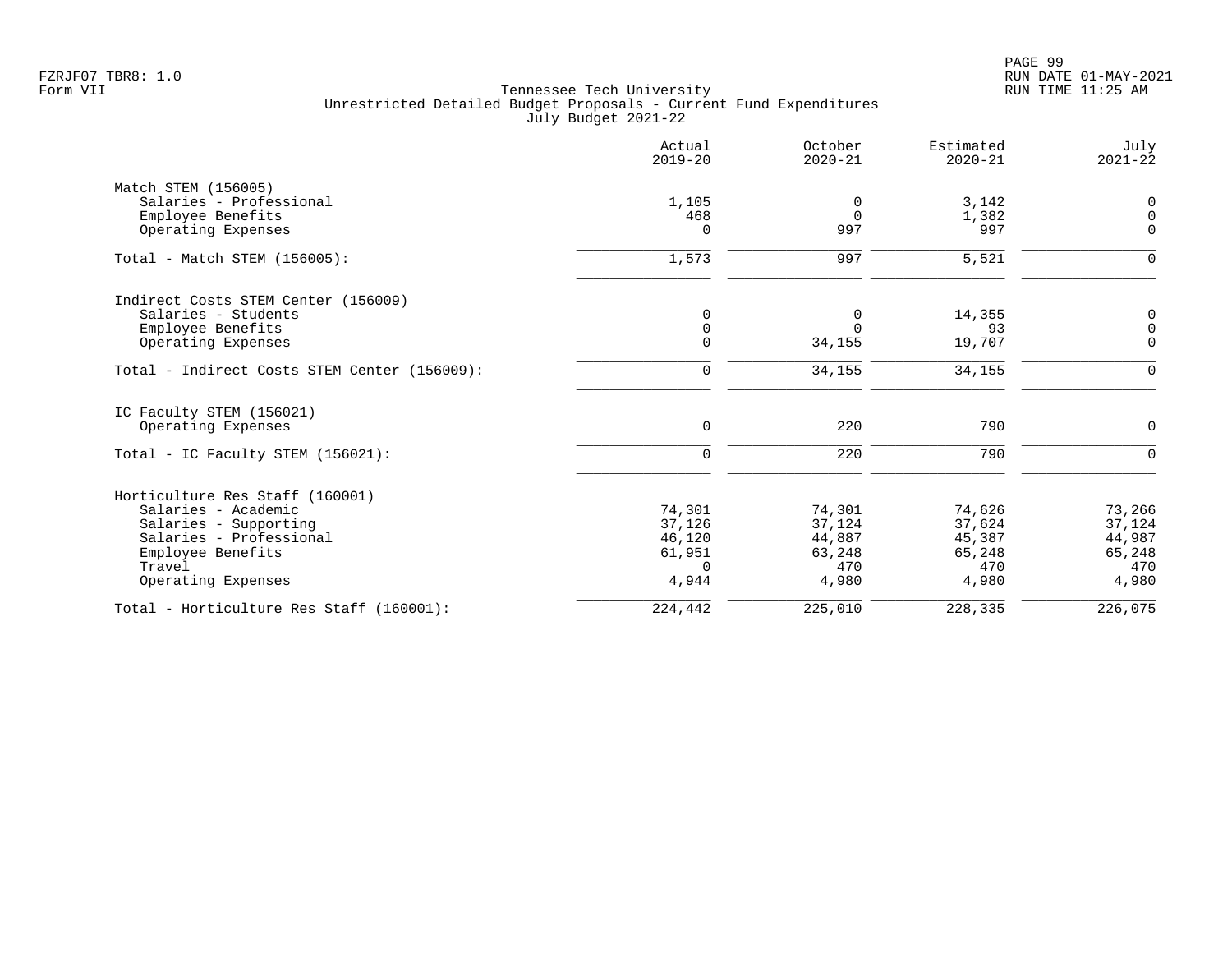Tennessee Tech University
Unrestricted Detailed Budget Proposals - Current Fund Expenditures
July Budget 2021-22

| | Actual 2019-20 | October 2020-21 | Estimated 2020-21 | July 2021-22 |
|---|---|---|---|---|
| **Match STEM (156005)** | | | | |
| Salaries - Professional | 1,105 | 0 | 3,142 | 0 |
| Employee Benefits | 468 | 0 | 1,382 | 0 |
| Operating Expenses | 0 | 997 | 997 | 0 |
| Total - Match STEM (156005): | 1,573 | 997 | 5,521 | 0 |
| **Indirect Costs STEM Center (156009)** | | | | |
| Salaries - Students | 0 | 0 | 14,355 | 0 |
| Employee Benefits | 0 | 0 | 93 | 0 |
| Operating Expenses | 0 | 34,155 | 19,707 | 0 |
| Total - Indirect Costs STEM Center (156009): | 0 | 34,155 | 34,155 | 0 |
| **IC Faculty STEM (156021)** | | | | |
| Operating Expenses | 0 | 220 | 790 | 0 |
| Total - IC Faculty STEM (156021): | 0 | 220 | 790 | 0 |
| **Horticulture Res Staff (160001)** | | | | |
| Salaries - Academic | 74,301 | 74,301 | 74,626 | 73,266 |
| Salaries - Supporting | 37,126 | 37,124 | 37,624 | 37,124 |
| Salaries - Professional | 46,120 | 44,887 | 45,387 | 44,987 |
| Employee Benefits | 61,951 | 63,248 | 65,248 | 65,248 |
| Travel | 0 | 470 | 470 | 470 |
| Operating Expenses | 4,944 | 4,980 | 4,980 | 4,980 |
| Total - Horticulture Res Staff (160001): | 224,442 | 225,010 | 228,335 | 226,075 |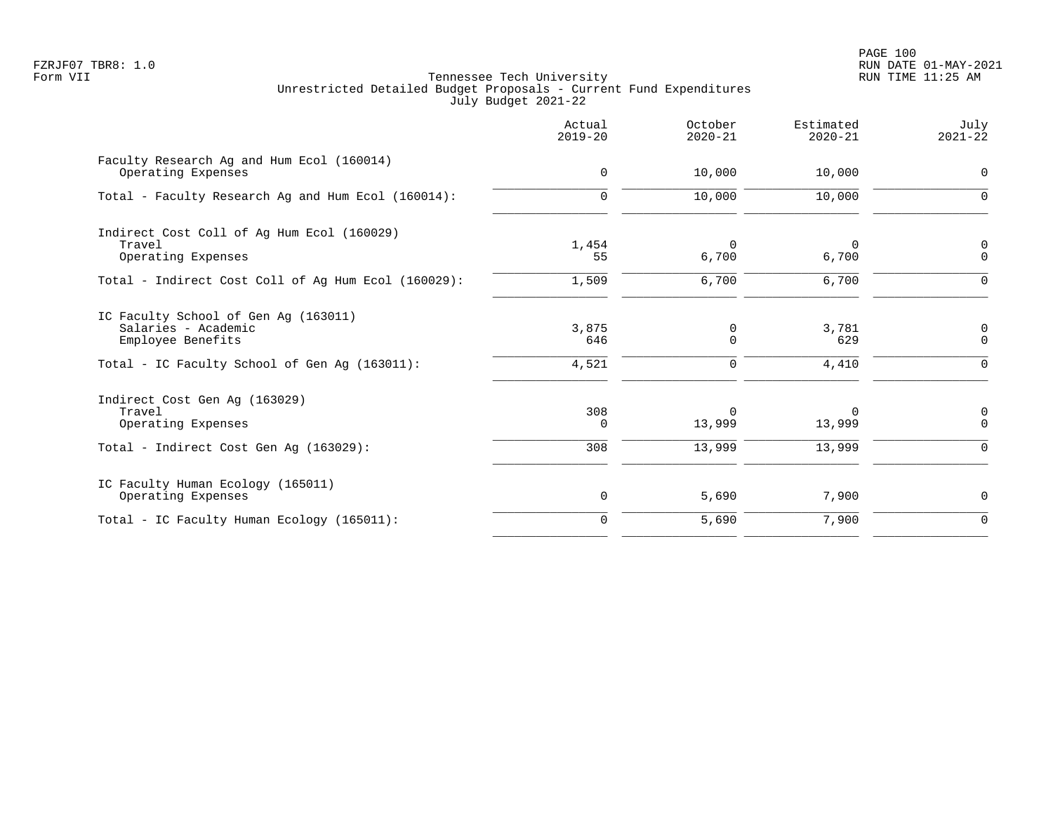Tennessee Tech University
Unrestricted Detailed Budget Proposals - Current Fund Expenditures
July Budget 2021-22

| | Actual 2019-20 | October 2020-21 | Estimated 2020-21 | July 2021-22 |
|---|---|---|---|---|
| Faculty Research Ag and Hum Ecol (160014) | | | | |
| Operating Expenses | 0 | 10,000 | 10,000 | 0 |
| Total - Faculty Research Ag and Hum Ecol (160014): | 0 | 10,000 | 10,000 | 0 |
| Indirect Cost Coll of Ag Hum Ecol (160029) | | | | |
| Travel | 1,454 | 0 | 0 | 0 |
| Operating Expenses | 55 | 6,700 | 6,700 | 0 |
| Total - Indirect Cost Coll of Ag Hum Ecol (160029): | 1,509 | 6,700 | 6,700 | 0 |
| IC Faculty School of Gen Ag (163011) | | | | |
| Salaries - Academic | 3,875 | 0 | 3,781 | 0 |
| Employee Benefits | 646 | 0 | 629 | 0 |
| Total - IC Faculty School of Gen Ag (163011): | 4,521 | 0 | 4,410 | 0 |
| Indirect Cost Gen Ag (163029) | | | | |
| Travel | 308 | 0 | 0 | 0 |
| Operating Expenses | 0 | 13,999 | 13,999 | 0 |
| Total - Indirect Cost Gen Ag (163029): | 308 | 13,999 | 13,999 | 0 |
| IC Faculty Human Ecology (165011) | | | | |
| Operating Expenses | 0 | 5,690 | 7,900 | 0 |
| Total - IC Faculty Human Ecology (165011): | 0 | 5,690 | 7,900 | 0 |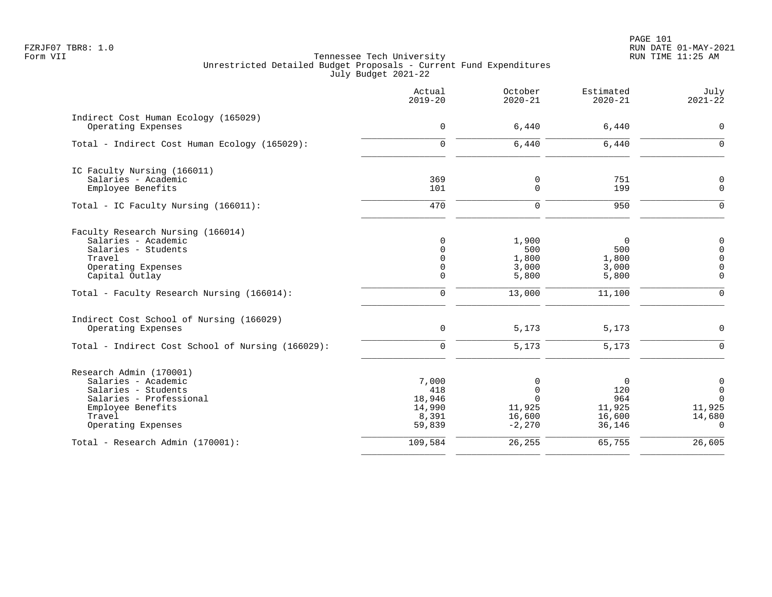FZRJF07 TBR8: 1.0
Form VII

Tennessee Tech University
Unrestricted Detailed Budget Proposals - Current Fund Expenditures
July Budget 2021-22

RUN DATE 01-MAY-2021
RUN TIME 11:25 AM

| | Actual 2019-20 | October 2020-21 | Estimated 2020-21 | July 2021-22 |
|---|---|---|---|---|
| **Indirect Cost Human Ecology (165029)** | | | | |
| Operating Expenses | 0 | 6,440 | 6,440 | 0 |
| Total - Indirect Cost Human Ecology (165029): | 0 | 6,440 | 6,440 | 0 |
| **IC Faculty Nursing (166011)** | | | | |
| Salaries - Academic | 369 | 0 | 751 | 0 |
| Employee Benefits | 101 | 0 | 199 | 0 |
| Total - IC Faculty Nursing (166011): | 470 | 0 | 950 | 0 |
| **Faculty Research Nursing (166014)** | | | | |
| Salaries - Academic | 0 | 1,900 | 0 | 0 |
| Salaries - Students | 0 | 500 | 500 | 0 |
| Travel | 0 | 1,800 | 1,800 | 0 |
| Operating Expenses | 0 | 3,000 | 3,000 | 0 |
| Capital Outlay | 0 | 5,800 | 5,800 | 0 |
| Total - Faculty Research Nursing (166014): | 0 | 13,000 | 11,100 | 0 |
| **Indirect Cost School of Nursing (166029)** | | | | |
| Operating Expenses | 0 | 5,173 | 5,173 | 0 |
| Total - Indirect Cost School of Nursing (166029): | 0 | 5,173 | 5,173 | 0 |
| **Research Admin (170001)** | | | | |
| Salaries - Academic | 7,000 | 0 | 0 | 0 |
| Salaries - Students | 418 | 0 | 120 | 0 |
| Salaries - Professional | 18,946 | 0 | 964 | 0 |
| Employee Benefits | 14,990 | 11,925 | 11,925 | 11,925 |
| Travel | 8,391 | 16,600 | 16,600 | 14,680 |
| Operating Expenses | 59,839 | -2,270 | 36,146 | 0 |
| Total - Research Admin (170001): | 109,584 | 26,255 | 65,755 | 26,605 |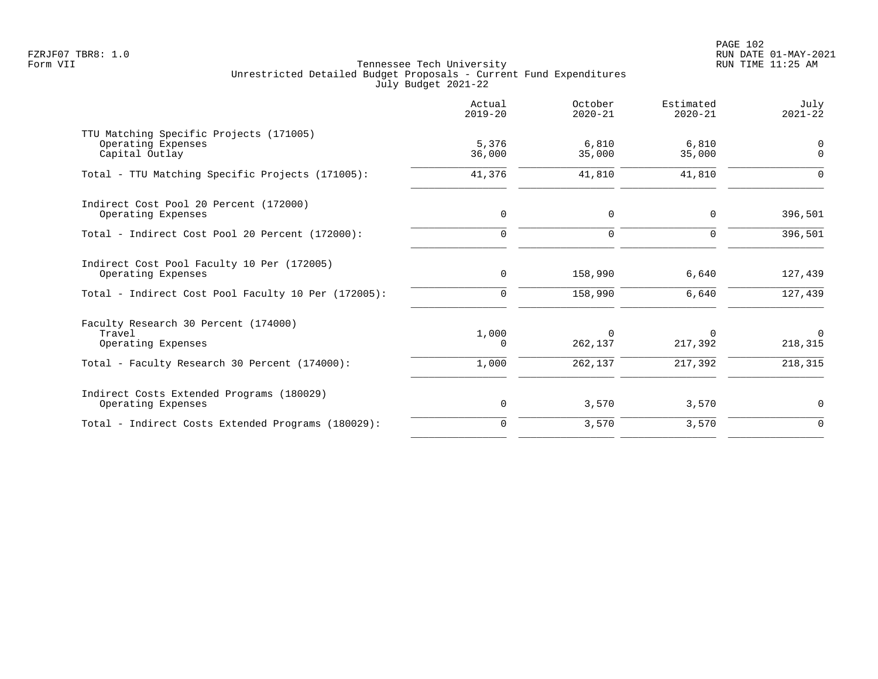FZRJF07 TBR8: 1.0
Form VII

Tennessee Tech University
Unrestricted Detailed Budget Proposals - Current Fund Expenditures
July Budget 2021-22

RUN DATE 01-MAY-2021
RUN TIME 11:25 AM

| | Actual 2019-20 | October 2020-21 | Estimated 2020-21 | July 2021-22 |
|---|---|---|---|---|
| TTU Matching Specific Projects (171005) | | | | |
| Operating Expenses | 5,376 | 6,810 | 6,810 | 0 |
| Capital Outlay | 36,000 | 35,000 | 35,000 | 0 |
| Total - TTU Matching Specific Projects (171005): | 41,376 | 41,810 | 41,810 | 0 |
| Indirect Cost Pool 20 Percent (172000) | | | | |
| Operating Expenses | 0 | 0 | 0 | 396,501 |
| Total - Indirect Cost Pool 20 Percent (172000): | 0 | 0 | 0 | 396,501 |
| Indirect Cost Pool Faculty 10 Per (172005) | | | | |
| Operating Expenses | 0 | 158,990 | 6,640 | 127,439 |
| Total - Indirect Cost Pool Faculty 10 Per (172005): | 0 | 158,990 | 6,640 | 127,439 |
| Faculty Research 30 Percent (174000) | | | | |
| Travel | 1,000 | 0 | 0 | 0 |
| Operating Expenses | 0 | 262,137 | 217,392 | 218,315 |
| Total - Faculty Research 30 Percent (174000): | 1,000 | 262,137 | 217,392 | 218,315 |
| Indirect Costs Extended Programs (180029) | | | | |
| Operating Expenses | 0 | 3,570 | 3,570 | 0 |
| Total - Indirect Costs Extended Programs (180029): | 0 | 3,570 | 3,570 | 0 |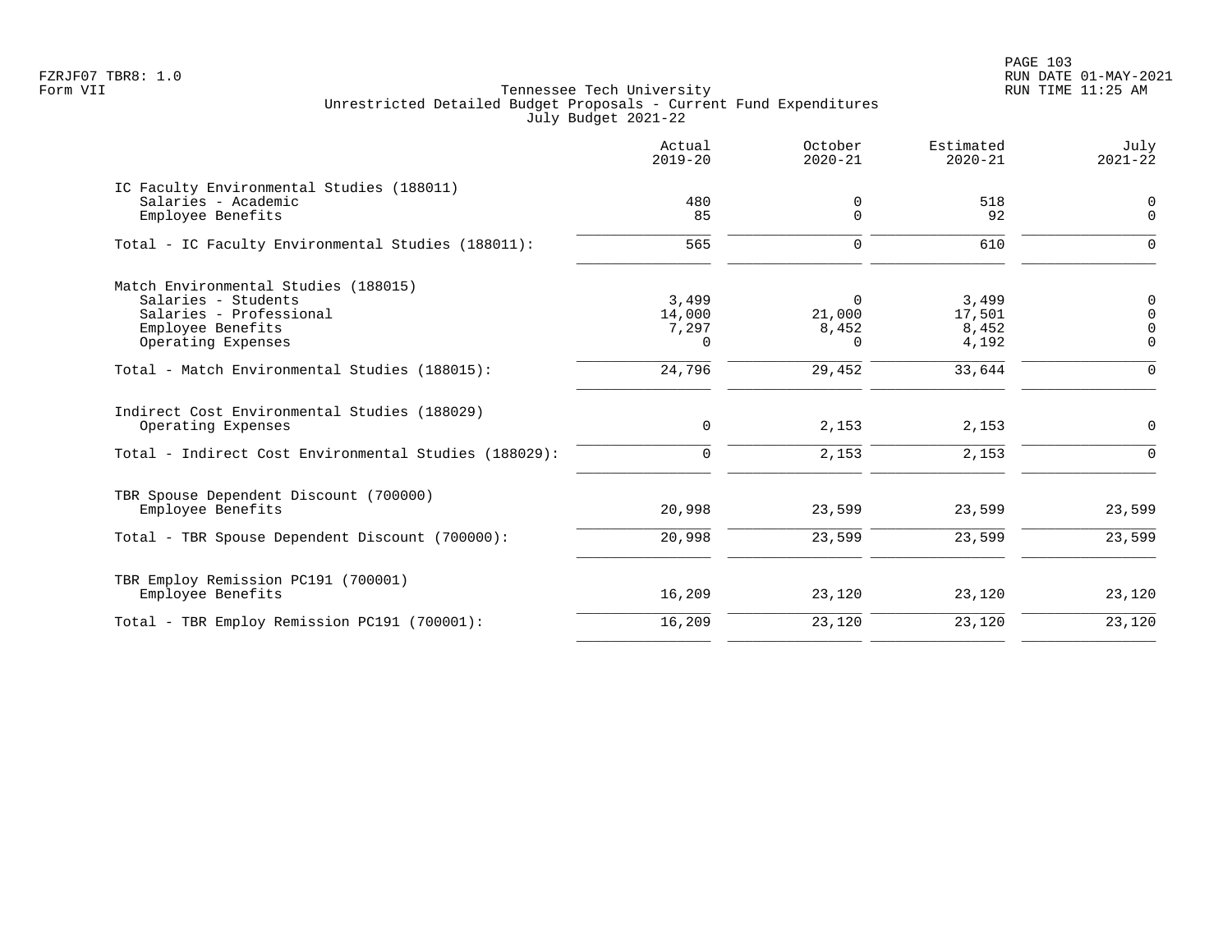Tennessee Tech University
Unrestricted Detailed Budget Proposals - Current Fund Expenditures
July Budget 2021-22

| | Actual 2019-20 | October 2020-21 | Estimated 2020-21 | July 2021-22 |
|---|---|---|---|---|
| IC Faculty Environmental Studies (188011) | | | | |
| Salaries - Academic | 480 | 0 | 518 | 0 |
| Employee Benefits | 85 | 0 | 92 | 0 |
| Total - IC Faculty Environmental Studies (188011): | 565 | 0 | 610 | 0 |
| Match Environmental Studies (188015) | | | | |
| Salaries - Students | 3,499 | 0 | 3,499 | 0 |
| Salaries - Professional | 14,000 | 21,000 | 17,501 | 0 |
| Employee Benefits | 7,297 | 8,452 | 8,452 | 0 |
| Operating Expenses | 0 | 0 | 4,192 | 0 |
| Total - Match Environmental Studies (188015): | 24,796 | 29,452 | 33,644 | 0 |
| Indirect Cost Environmental Studies (188029) | | | | |
| Operating Expenses | 0 | 2,153 | 2,153 | 0 |
| Total - Indirect Cost Environmental Studies (188029): | 0 | 2,153 | 2,153 | 0 |
| TBR Spouse Dependent Discount (700000) | | | | |
| Employee Benefits | 20,998 | 23,599 | 23,599 | 23,599 |
| Total - TBR Spouse Dependent Discount (700000): | 20,998 | 23,599 | 23,599 | 23,599 |
| TBR Employ Remission PC191 (700001) | | | | |
| Employee Benefits | 16,209 | 23,120 | 23,120 | 23,120 |
| Total - TBR Employ Remission PC191 (700001): | 16,209 | 23,120 | 23,120 | 23,120 |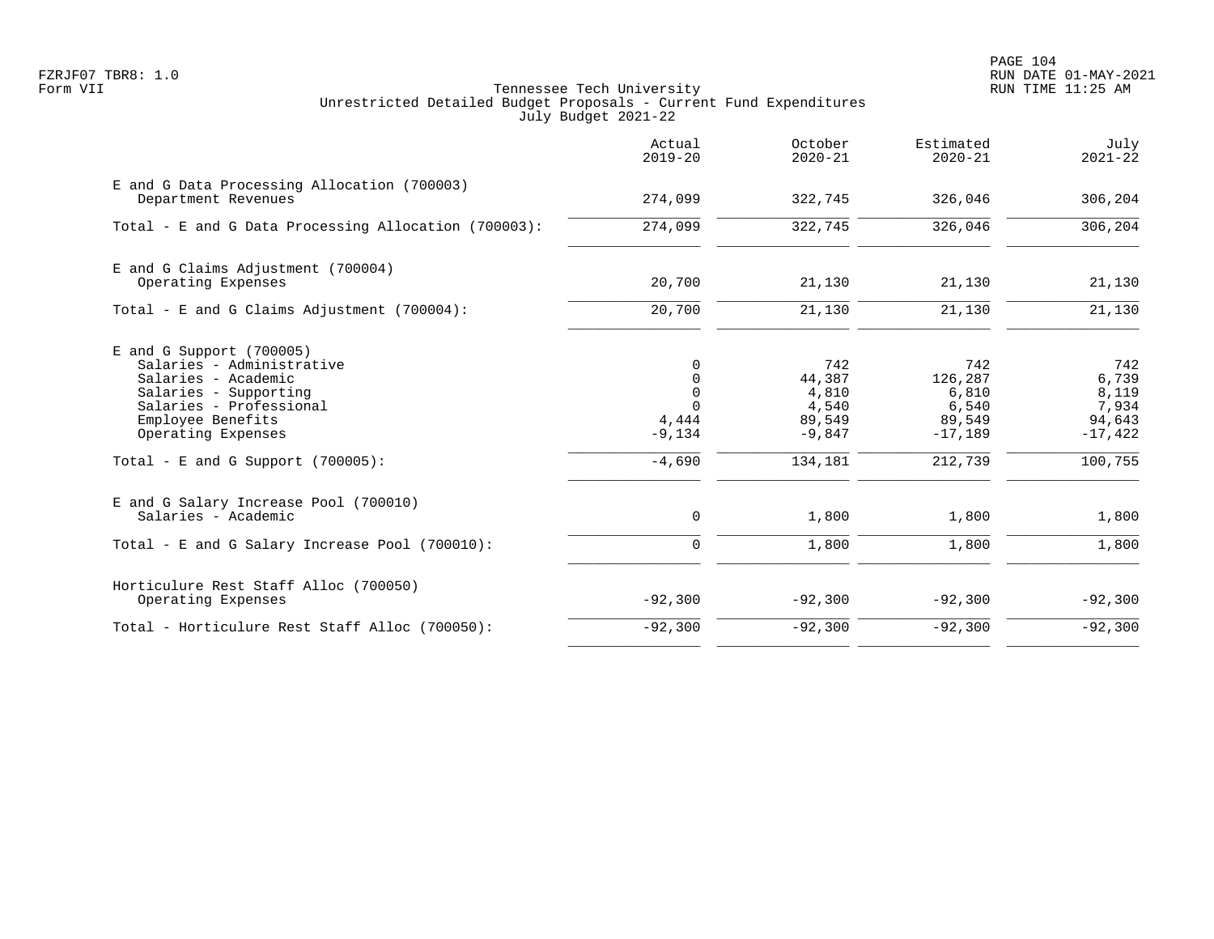FZRJF07 TBR8: 1.0
Form VII

Tennessee Tech University
Unrestricted Detailed Budget Proposals - Current Fund Expenditures
July Budget 2021-22

RUN DATE 01-MAY-2021
RUN TIME 11:25 AM

| | Actual 2019-20 | October 2020-21 | Estimated 2020-21 | July 2021-22 |
|---|---|---|---|---|
| E and G Data Processing Allocation (700003) | | | | |
| Department Revenues | 274,099 | 322,745 | 326,046 | 306,204 |
| Total - E and G Data Processing Allocation (700003): | 274,099 | 322,745 | 326,046 | 306,204 |
| E and G Claims Adjustment (700004) | | | | |
| Operating Expenses | 20,700 | 21,130 | 21,130 | 21,130 |
| Total - E and G Claims Adjustment (700004): | 20,700 | 21,130 | 21,130 | 21,130 |
| E and G Support (700005) | | | | |
| Salaries - Administrative | 0 | 742 | 742 | 742 |
| Salaries - Academic | 0 | 44,387 | 126,287 | 6,739 |
| Salaries - Supporting | 0 | 4,810 | 6,810 | 8,119 |
| Salaries - Professional | 0 | 4,540 | 6,540 | 7,934 |
| Employee Benefits | 4,444 | 89,549 | 89,549 | 94,643 |
| Operating Expenses | -9,134 | -9,847 | -17,189 | -17,422 |
| Total - E and G Support (700005): | -4,690 | 134,181 | 212,739 | 100,755 |
| E and G Salary Increase Pool (700010) | | | | |
| Salaries - Academic | 0 | 1,800 | 1,800 | 1,800 |
| Total - E and G Salary Increase Pool (700010): | 0 | 1,800 | 1,800 | 1,800 |
| Horticulure Rest Staff Alloc (700050) | | | | |
| Operating Expenses | -92,300 | -92,300 | -92,300 | -92,300 |
| Total - Horticulure Rest Staff Alloc (700050): | -92,300 | -92,300 | -92,300 | -92,300 |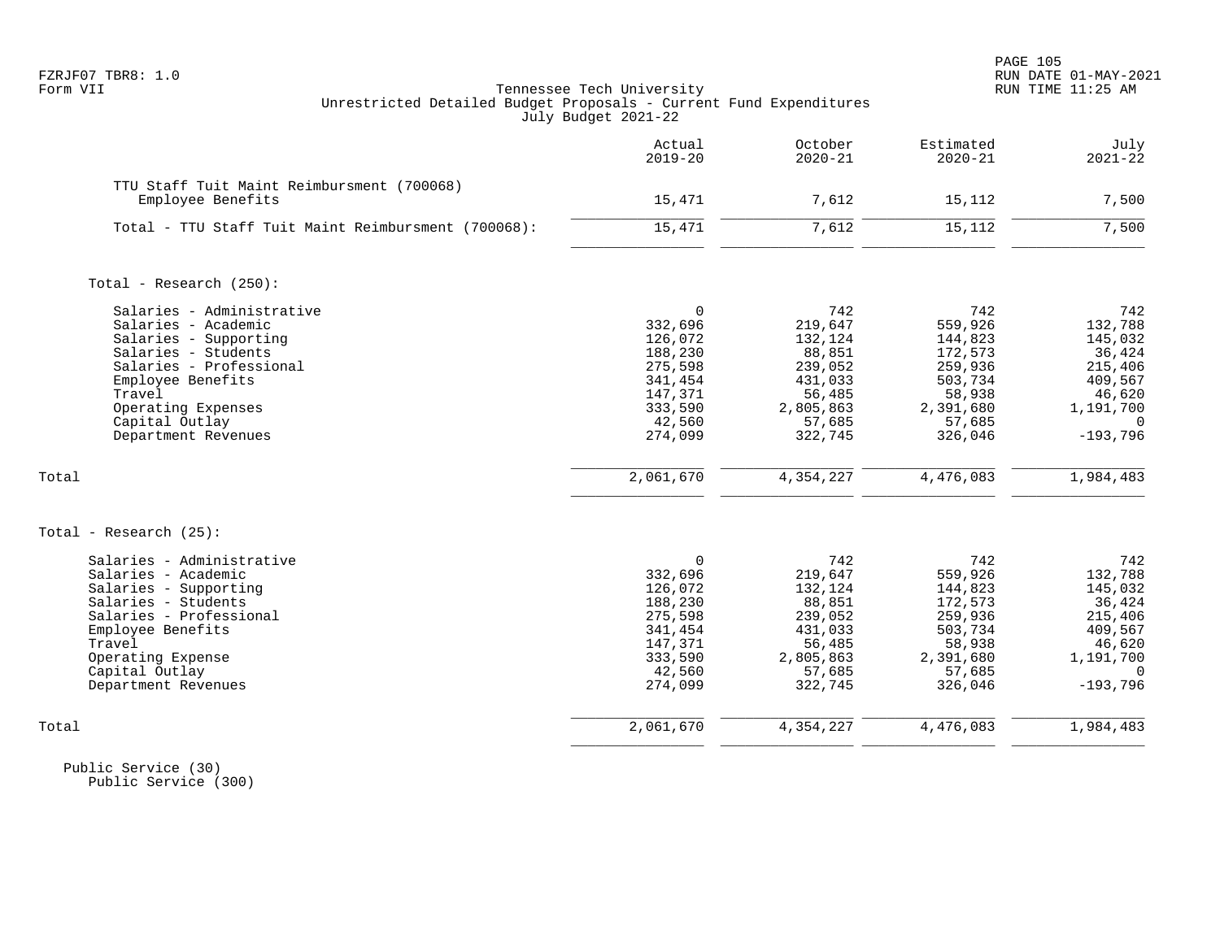Tennessee Tech University
Unrestricted Detailed Budget Proposals - Current Fund Expenditures
July Budget 2021-22

| | Actual 2019-20 | October 2020-21 | Estimated 2020-21 | July 2021-22 |
|---|---|---|---|---|
| TTU Staff Tuit Maint Reimbursment (700068) | | | | |
| Employee Benefits | 15,471 | 7,612 | 15,112 | 7,500 |
| Total - TTU Staff Tuit Maint Reimbursment (700068): | 15,471 | 7,612 | 15,112 | 7,500 |
| | | | | |
| Total - Research (250): | | | | |
| Salaries - Administrative | 0 | 742 | 742 | 742 |
| Salaries - Academic | 332,696 | 219,647 | 559,926 | 132,788 |
| Salaries - Supporting | 126,072 | 132,124 | 144,823 | 145,032 |
| Salaries - Students | 188,230 | 88,851 | 172,573 | 36,424 |
| Salaries - Professional | 275,598 | 239,052 | 259,936 | 215,406 |
| Employee Benefits | 341,454 | 431,033 | 503,734 | 409,567 |
| Travel | 147,371 | 56,485 | 58,938 | 46,620 |
| Operating Expenses | 333,590 | 2,805,863 | 2,391,680 | 1,191,700 |
| Capital Outlay | 42,560 | 57,685 | 57,685 | 0 |
| Department Revenues | 274,099 | 322,745 | 326,046 | -193,796 |
| Total | 2,061,670 | 4,354,227 | 4,476,083 | 1,984,483 |
| | | | | |
| Total - Research (25): | | | | |
| Salaries - Administrative | 0 | 742 | 742 | 742 |
| Salaries - Academic | 332,696 | 219,647 | 559,926 | 132,788 |
| Salaries - Supporting | 126,072 | 132,124 | 144,823 | 145,032 |
| Salaries - Students | 188,230 | 88,851 | 172,573 | 36,424 |
| Salaries - Professional | 275,598 | 239,052 | 259,936 | 215,406 |
| Employee Benefits | 341,454 | 431,033 | 503,734 | 409,567 |
| Travel | 147,371 | 56,485 | 58,938 | 46,620 |
| Operating Expense | 333,590 | 2,805,863 | 2,391,680 | 1,191,700 |
| Capital Outlay | 42,560 | 57,685 | 57,685 | 0 |
| Department Revenues | 274,099 | 322,745 | 326,046 | -193,796 |
| Total | 2,061,670 | 4,354,227 | 4,476,083 | 1,984,483 |

Public Service (30)
Public Service (300)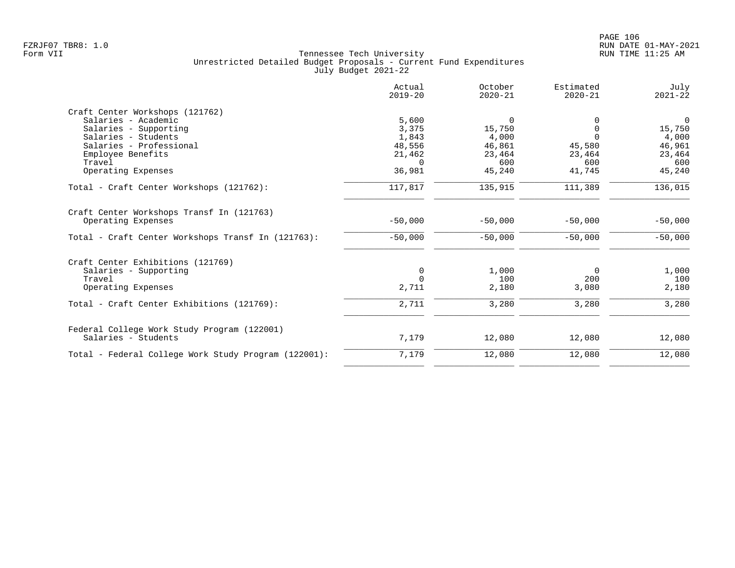FZRJF07 TBR8: 1.0
Form VII

Tennessee Tech University
Unrestricted Detailed Budget Proposals - Current Fund Expenditures
July Budget 2021-22

RUN DATE 01-MAY-2021
RUN TIME 11:25 AM

| | Actual 2019-20 | October 2020-21 | Estimated 2020-21 | July 2021-22 |
|---|---|---|---|---|
| Craft Center Workshops (121762) | | | | |
| Salaries - Academic | 5,600 | 0 | 0 | 0 |
| Salaries - Supporting | 3,375 | 15,750 | 0 | 15,750 |
| Salaries - Students | 1,843 | 4,000 | 0 | 4,000 |
| Salaries - Professional | 48,556 | 46,861 | 45,580 | 46,961 |
| Employee Benefits | 21,462 | 23,464 | 23,464 | 23,464 |
| Travel | 0 | 600 | 600 | 600 |
| Operating Expenses | 36,981 | 45,240 | 41,745 | 45,240 |
| Total - Craft Center Workshops (121762): | 117,817 | 135,915 | 111,389 | 136,015 |
| Craft Center Workshops Transf In (121763) | | | | |
| Operating Expenses | -50,000 | -50,000 | -50,000 | -50,000 |
| Total - Craft Center Workshops Transf In (121763): | -50,000 | -50,000 | -50,000 | -50,000 |
| Craft Center Exhibitions (121769) | | | | |
| Salaries - Supporting | 0 | 1,000 | 0 | 1,000 |
| Travel | 0 | 100 | 200 | 100 |
| Operating Expenses | 2,711 | 2,180 | 3,080 | 2,180 |
| Total - Craft Center Exhibitions (121769): | 2,711 | 3,280 | 3,280 | 3,280 |
| Federal College Work Study Program (122001) | | | | |
| Salaries - Students | 7,179 | 12,080 | 12,080 | 12,080 |
| Total - Federal College Work Study Program (122001): | 7,179 | 12,080 | 12,080 | 12,080 |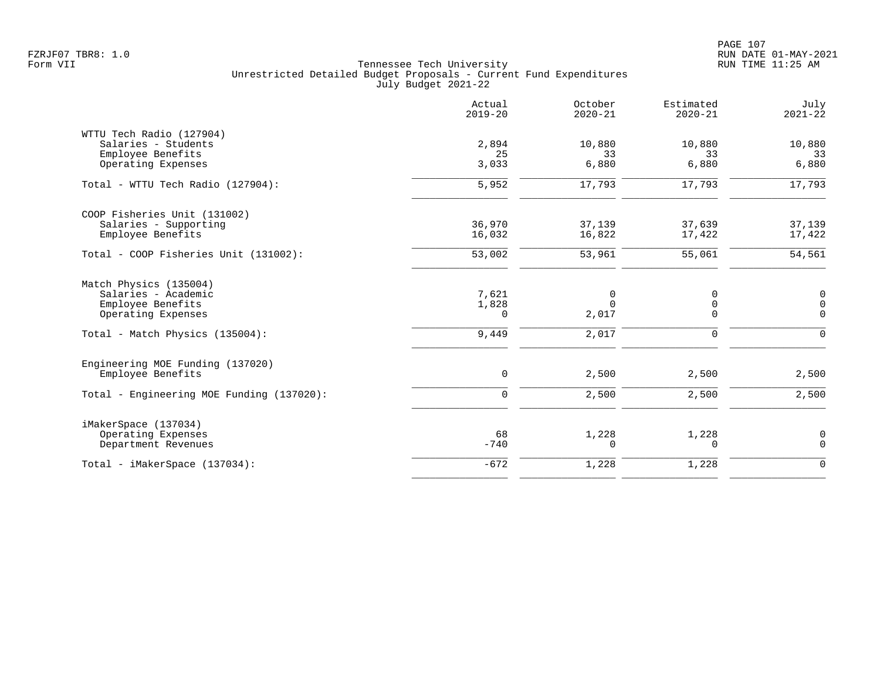Tennessee Tech University
Unrestricted Detailed Budget Proposals - Current Fund Expenditures
July Budget 2021-22

| | Actual 2019-20 | October 2020-21 | Estimated 2020-21 | July 2021-22 |
|---|---|---|---|---|
| **WTTU Tech Radio (127904)** | | | | |
| Salaries - Students | 2,894 | 10,880 | 10,880 | 10,880 |
| Employee Benefits | 25 | 33 | 33 | 33 |
| Operating Expenses | 3,033 | 6,880 | 6,880 | 6,880 |
| Total - WTTU Tech Radio (127904): | 5,952 | 17,793 | 17,793 | 17,793 |
| **COOP Fisheries Unit (131002)** | | | | |
| Salaries - Supporting | 36,970 | 37,139 | 37,639 | 37,139 |
| Employee Benefits | 16,032 | 16,822 | 17,422 | 17,422 |
| Total - COOP Fisheries Unit (131002): | 53,002 | 53,961 | 55,061 | 54,561 |
| **Match Physics (135004)** | | | | |
| Salaries - Academic | 7,621 | 0 | 0 | 0 |
| Employee Benefits | 1,828 | 0 | 0 | 0 |
| Operating Expenses | 0 | 2,017 | 0 | 0 |
| Total - Match Physics (135004): | 9,449 | 2,017 | 0 | 0 |
| **Engineering MOE Funding (137020)** | | | | |
| Employee Benefits | 0 | 2,500 | 2,500 | 2,500 |
| Total - Engineering MOE Funding (137020): | 0 | 2,500 | 2,500 | 2,500 |
| **iMakerSpace (137034)** | | | | |
| Operating Expenses | 68 | 1,228 | 1,228 | 0 |
| Department Revenues | -740 | 0 | 0 | 0 |
| Total - iMakerSpace (137034): | -672 | 1,228 | 1,228 | 0 |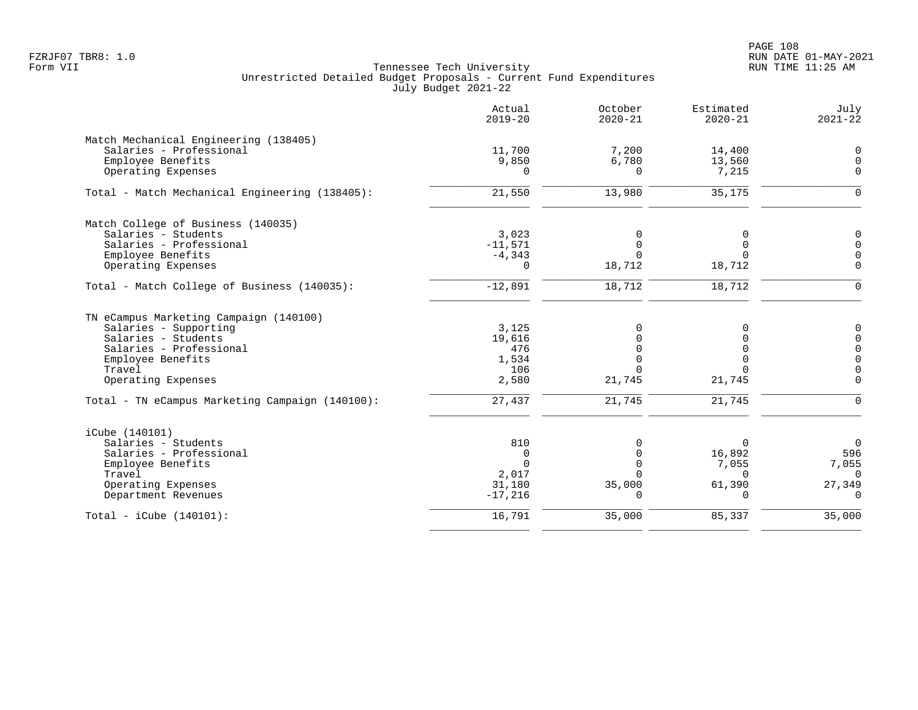Tennessee Tech University
Unrestricted Detailed Budget Proposals - Current Fund Expenditures
July Budget 2021-22

| | Actual 2019-20 | October 2020-21 | Estimated 2020-21 | July 2021-22 |
|---|---|---|---|---|
| **Match Mechanical Engineering (138405)** | | | | |
| Salaries - Professional | 11,700 | 7,200 | 14,400 | 0 |
| Employee Benefits | 9,850 | 6,780 | 13,560 | 0 |
| Operating Expenses | 0 | 0 | 7,215 | 0 |
| Total - Match Mechanical Engineering (138405): | 21,550 | 13,980 | 35,175 | 0 |
| **Match College of Business (140035)** | | | | |
| Salaries - Students | 3,023 | 0 | 0 | 0 |
| Salaries - Professional | -11,571 | 0 | 0 | 0 |
| Employee Benefits | -4,343 | 0 | 0 | 0 |
| Operating Expenses | 0 | 18,712 | 18,712 | 0 |
| Total - Match College of Business (140035): | -12,891 | 18,712 | 18,712 | 0 |
| **TN eCampus Marketing Campaign (140100)** | | | | |
| Salaries - Supporting | 3,125 | 0 | 0 | 0 |
| Salaries - Students | 19,616 | 0 | 0 | 0 |
| Salaries - Professional | 476 | 0 | 0 | 0 |
| Employee Benefits | 1,534 | 0 | 0 | 0 |
| Travel | 106 | 0 | 0 | 0 |
| Operating Expenses | 2,580 | 21,745 | 21,745 | 0 |
| Total - TN eCampus Marketing Campaign (140100): | 27,437 | 21,745 | 21,745 | 0 |
| **iCube (140101)** | | | | |
| Salaries - Students | 810 | 0 | 0 | 0 |
| Salaries - Professional | 0 | 0 | 16,892 | 596 |
| Employee Benefits | 0 | 0 | 7,055 | 7,055 |
| Travel | 2,017 | 0 | 0 | 0 |
| Operating Expenses | 31,180 | 35,000 | 61,390 | 27,349 |
| Department Revenues | -17,216 | 0 | 0 | 0 |
| Total - iCube (140101): | 16,791 | 35,000 | 85,337 | 35,000 |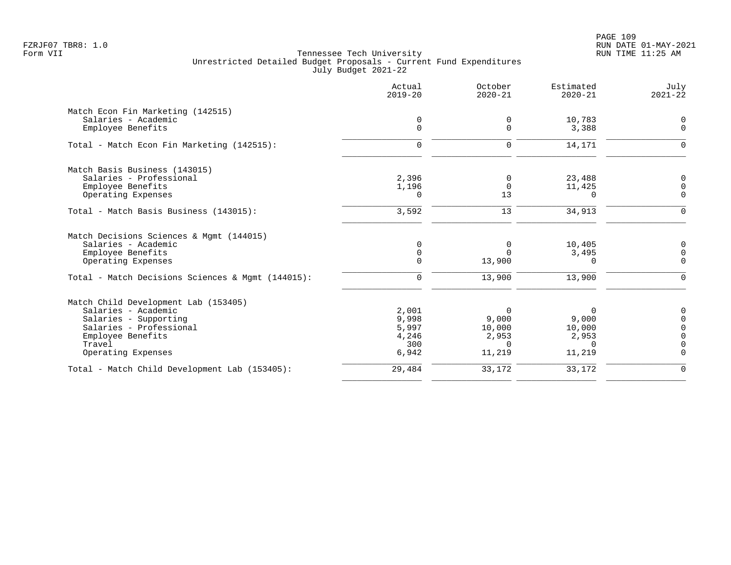FZRJF07 TBR8: 1.0
Form VII

# Tennessee Tech University
## Unrestricted Detailed Budget Proposals - Current Fund Expenditures
### July Budget 2021-22

| | Actual 2019-20 | October 2020-21 | Estimated 2020-21 | July 2021-22 |
|---|---|---|---|---|
| **Match Econ Fin Marketing (142515)** | | | | |
| Salaries - Academic | 0 | 0 | 10,783 | 0 |
| Employee Benefits | 0 | 0 | 3,388 | 0 |
| Total - Match Econ Fin Marketing (142515): | 0 | 0 | 14,171 | 0 |
| **Match Basis Business (143015)** | | | | |
| Salaries - Professional | 2,396 | 0 | 23,488 | 0 |
| Employee Benefits | 1,196 | 0 | 11,425 | 0 |
| Operating Expenses | 0 | 13 | 0 | 0 |
| Total - Match Basis Business (143015): | 3,592 | 13 | 34,913 | 0 |
| **Match Decisions Sciences & Mgmt (144015)** | | | | |
| Salaries - Academic | 0 | 0 | 10,405 | 0 |
| Employee Benefits | 0 | 0 | 3,495 | 0 |
| Operating Expenses | 0 | 13,900 | 0 | 0 |
| Total - Match Decisions Sciences & Mgmt (144015): | 0 | 13,900 | 13,900 | 0 |
| **Match Child Development Lab (153405)** | | | | |
| Salaries - Academic | 2,001 | 0 | 0 | 0 |
| Salaries - Supporting | 9,998 | 9,000 | 9,000 | 0 |
| Salaries - Professional | 5,997 | 10,000 | 10,000 | 0 |
| Employee Benefits | 4,246 | 2,953 | 2,953 | 0 |
| Travel | 300 | 0 | 0 | 0 |
| Operating Expenses | 6,942 | 11,219 | 11,219 | 0 |
| Total - Match Child Development Lab (153405): | 29,484 | 33,172 | 33,172 | 0 |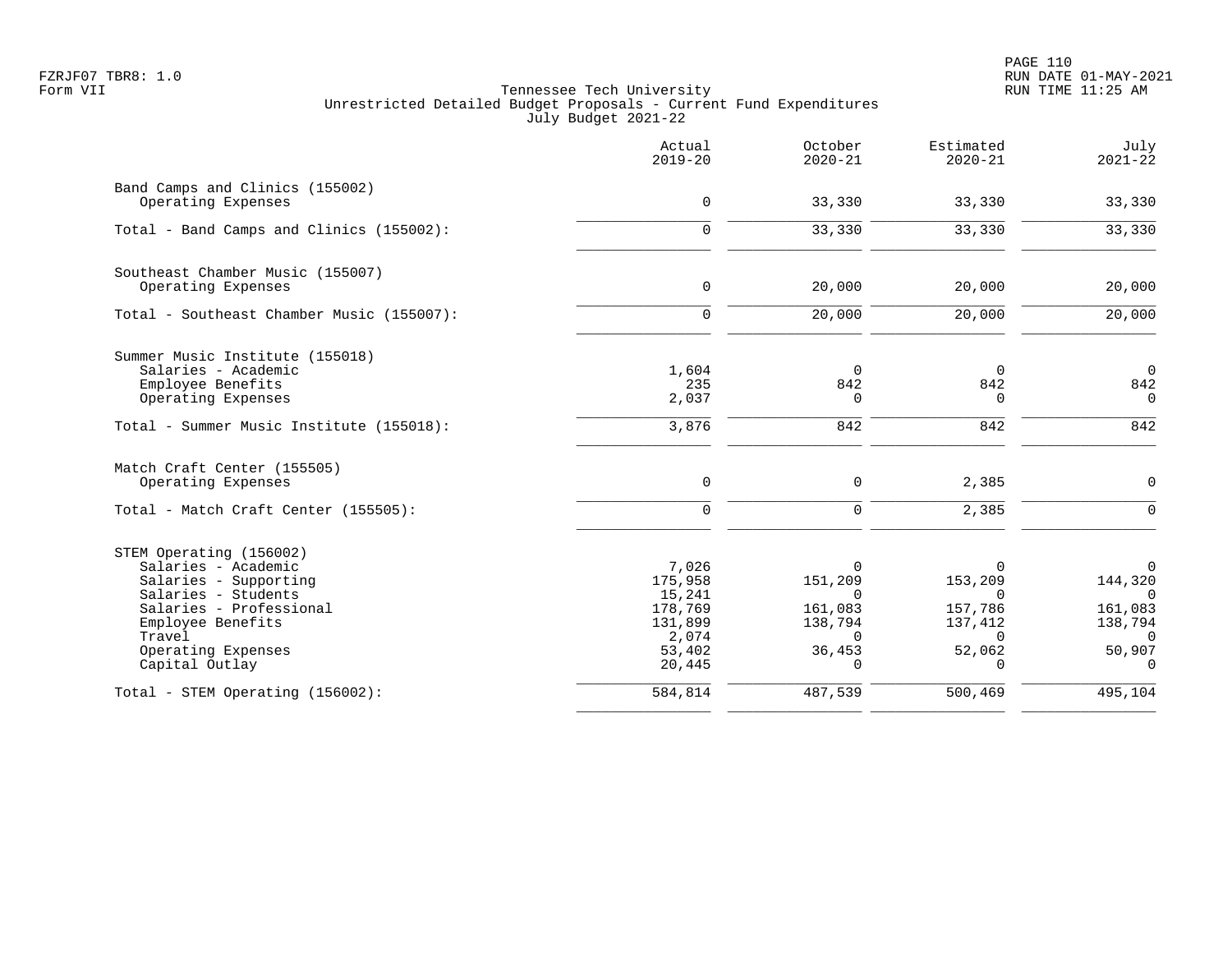FZRJF07 TBR8: 1.0
Form VII

# Tennessee Tech University
## Unrestricted Detailed Budget Proposals - Current Fund Expenditures
### July Budget 2021-22

| | Actual 2019-20 | October 2020-21 | Estimated 2020-21 | July 2021-22 |
|---|---|---|---|---|
| **Band Camps and Clinics (155002)** | | | | |
| Operating Expenses | 0 | 33,330 | 33,330 | 33,330 |
| Total - Band Camps and Clinics (155002): | 0 | 33,330 | 33,330 | 33,330 |
| **Southeast Chamber Music (155007)** | | | | |
| Operating Expenses | 0 | 20,000 | 20,000 | 20,000 |
| Total - Southeast Chamber Music (155007): | 0 | 20,000 | 20,000 | 20,000 |
| **Summer Music Institute (155018)** | | | | |
| Salaries - Academic | 1,604 | 0 | 0 | 0 |
| Employee Benefits | 235 | 842 | 842 | 842 |
| Operating Expenses | 2,037 | 0 | 0 | 0 |
| Total - Summer Music Institute (155018): | 3,876 | 842 | 842 | 842 |
| **Match Craft Center (155505)** | | | | |
| Operating Expenses | 0 | 0 | 2,385 | 0 |
| Total - Match Craft Center (155505): | 0 | 0 | 2,385 | 0 |
| **STEM Operating (156002)** | | | | |
| Salaries - Academic | 7,026 | 0 | 0 | 0 |
| Salaries - Supporting | 175,958 | 151,209 | 153,209 | 144,320 |
| Salaries - Students | 15,241 | 0 | 0 | 0 |
| Salaries - Professional | 178,769 | 161,083 | 157,786 | 161,083 |
| Employee Benefits | 131,899 | 138,794 | 137,412 | 138,794 |
| Travel | 2,074 | 0 | 0 | 0 |
| Operating Expenses | 53,402 | 36,453 | 52,062 | 50,907 |
| Capital Outlay | 20,445 | 0 | 0 | 0 |
| Total - STEM Operating (156002): | 584,814 | 487,539 | 500,469 | 495,104 |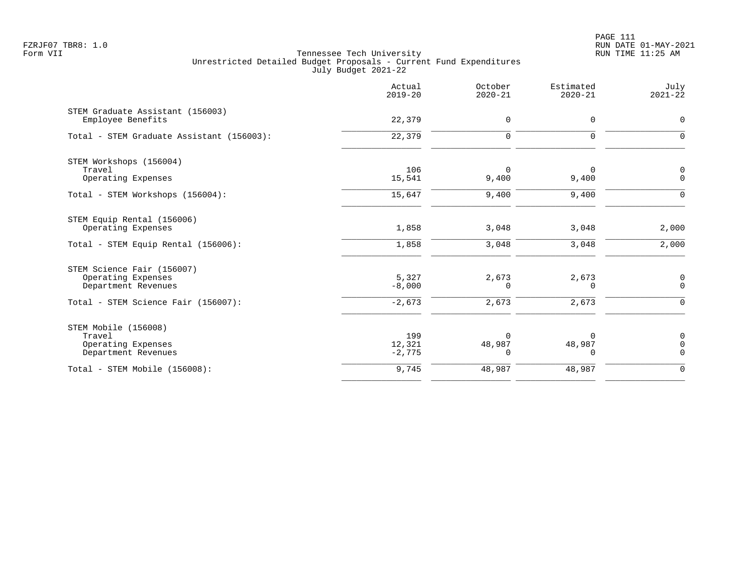Tennessee Tech University
Unrestricted Detailed Budget Proposals - Current Fund Expenditures
July Budget 2021-22

| | Actual 2019-20 | October 2020-21 | Estimated 2020-21 | July 2021-22 |
|---|---|---|---|---|
| STEM Graduate Assistant (156003) | | | | |
| Employee Benefits | 22,379 | 0 | 0 | 0 |
| Total - STEM Graduate Assistant (156003): | 22,379 | 0 | 0 | 0 |
| STEM Workshops (156004) | | | | |
| Travel | 106 | 0 | 0 | 0 |
| Operating Expenses | 15,541 | 9,400 | 9,400 | 0 |
| Total - STEM Workshops (156004): | 15,647 | 9,400 | 9,400 | 0 |
| STEM Equip Rental (156006) | | | | |
| Operating Expenses | 1,858 | 3,048 | 3,048 | 2,000 |
| Total - STEM Equip Rental (156006): | 1,858 | 3,048 | 3,048 | 2,000 |
| STEM Science Fair (156007) | | | | |
| Operating Expenses | 5,327 | 2,673 | 2,673 | 0 |
| Department Revenues | -8,000 | 0 | 0 | 0 |
| Total - STEM Science Fair (156007): | -2,673 | 2,673 | 2,673 | 0 |
| STEM Mobile (156008) | | | | |
| Travel | 199 | 0 | 0 | 0 |
| Operating Expenses | 12,321 | 48,987 | 48,987 | 0 |
| Department Revenues | -2,775 | 0 | 0 | 0 |
| Total - STEM Mobile (156008): | 9,745 | 48,987 | 48,987 | 0 |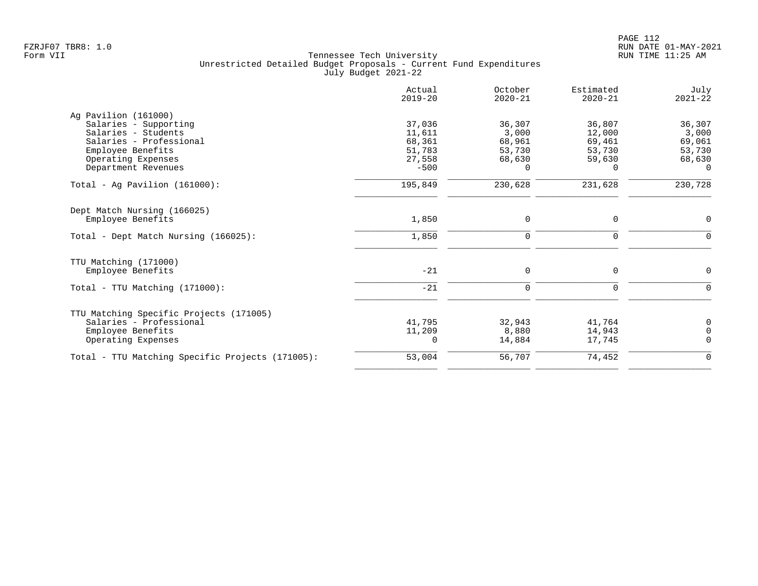FZRJF07 TBR8: 1.0
Form VII

Tennessee Tech University
Unrestricted Detailed Budget Proposals - Current Fund Expenditures
July Budget 2021-22

| | Actual 2019-20 | October 2020-21 | Estimated 2020-21 | July 2021-22 |
|---|---|---|---|---|
| **Ag Pavilion (161000)** | | | | |
| Salaries - Supporting | 37,036 | 36,307 | 36,807 | 36,307 |
| Salaries - Students | 11,611 | 3,000 | 12,000 | 3,000 |
| Salaries - Professional | 68,361 | 68,961 | 69,461 | 69,061 |
| Employee Benefits | 51,783 | 53,730 | 53,730 | 53,730 |
| Operating Expenses | 27,558 | 68,630 | 59,630 | 68,630 |
| Department Revenues | -500 | 0 | 0 | 0 |
| Total - Ag Pavilion (161000): | 195,849 | 230,628 | 231,628 | 230,728 |
| **Dept Match Nursing (166025)** | | | | |
| Employee Benefits | 1,850 | 0 | 0 | 0 |
| Total - Dept Match Nursing (166025): | 1,850 | 0 | 0 | 0 |
| **TTU Matching (171000)** | | | | |
| Employee Benefits | -21 | 0 | 0 | 0 |
| Total - TTU Matching (171000): | -21 | 0 | 0 | 0 |
| **TTU Matching Specific Projects (171005)** | | | | |
| Salaries - Professional | 41,795 | 32,943 | 41,764 | 0 |
| Employee Benefits | 11,209 | 8,880 | 14,943 | 0 |
| Operating Expenses | 0 | 14,884 | 17,745 | 0 |
| Total - TTU Matching Specific Projects (171005): | 53,004 | 56,707 | 74,452 | 0 |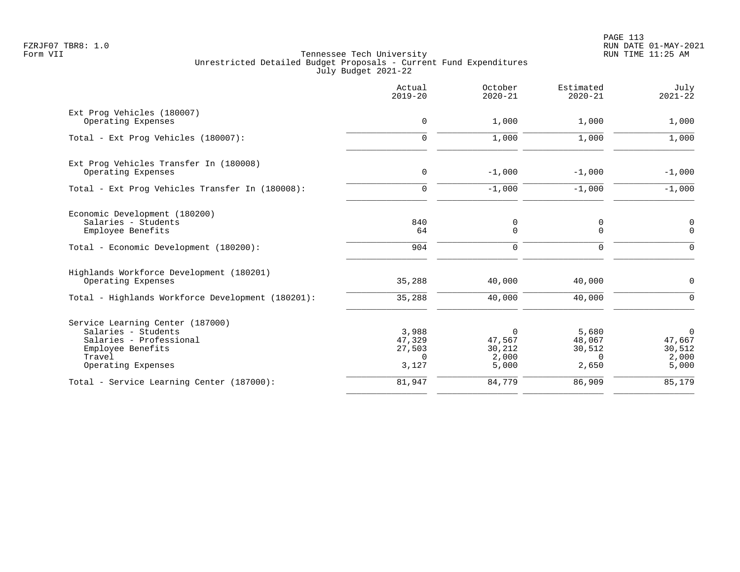Tennessee Tech University
Unrestricted Detailed Budget Proposals - Current Fund Expenditures
July Budget 2021-22

| | Actual 2019-20 | October 2020-21 | Estimated 2020-21 | July 2021-22 |
|---|---|---|---|---|
| **Ext Prog Vehicles (180007)** | | | | |
| Operating Expenses | 0 | 1,000 | 1,000 | 1,000 |
| Total - Ext Prog Vehicles (180007): | 0 | 1,000 | 1,000 | 1,000 |
| **Ext Prog Vehicles Transfer In (180008)** | | | | |
| Operating Expenses | 0 | -1,000 | -1,000 | -1,000 |
| Total - Ext Prog Vehicles Transfer In (180008): | 0 | -1,000 | -1,000 | -1,000 |
| **Economic Development (180200)** | | | | |
| Salaries - Students | 840 | 0 | 0 | 0 |
| Employee Benefits | 64 | 0 | 0 | 0 |
| Total - Economic Development (180200): | 904 | 0 | 0 | 0 |
| **Highlands Workforce Development (180201)** | | | | |
| Operating Expenses | 35,288 | 40,000 | 40,000 | 0 |
| Total - Highlands Workforce Development (180201): | 35,288 | 40,000 | 40,000 | 0 |
| **Service Learning Center (187000)** | | | | |
| Salaries - Students | 3,988 | 0 | 5,680 | 0 |
| Salaries - Professional | 47,329 | 47,567 | 48,067 | 47,667 |
| Employee Benefits | 27,503 | 30,212 | 30,512 | 30,512 |
| Travel | 0 | 2,000 | 0 | 2,000 |
| Operating Expenses | 3,127 | 5,000 | 2,650 | 5,000 |
| Total - Service Learning Center (187000): | 81,947 | 84,779 | 86,909 | 85,179 |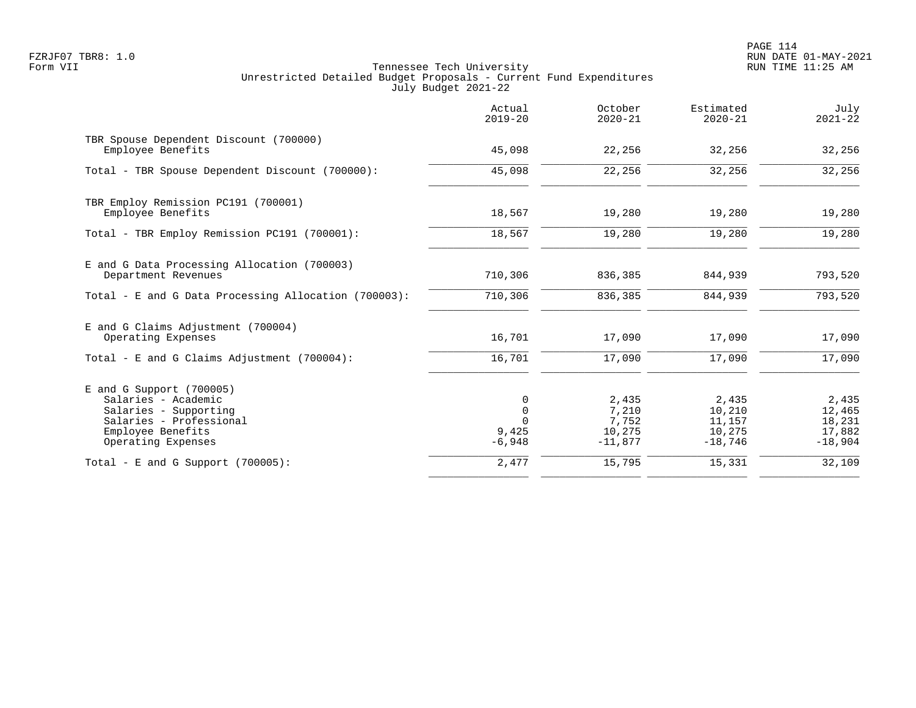Tennessee Tech University
Unrestricted Detailed Budget Proposals - Current Fund Expenditures
July Budget 2021-22

| | Actual 2019-20 | October 2020-21 | Estimated 2020-21 | July 2021-22 |
|---|---|---|---|---|
| TBR Spouse Dependent Discount (700000) | | | | |
| Employee Benefits | 45,098 | 22,256 | 32,256 | 32,256 |
| Total - TBR Spouse Dependent Discount (700000): | 45,098 | 22,256 | 32,256 | 32,256 |
| TBR Employ Remission PC191 (700001) | | | | |
| Employee Benefits | 18,567 | 19,280 | 19,280 | 19,280 |
| Total - TBR Employ Remission PC191 (700001): | 18,567 | 19,280 | 19,280 | 19,280 |
| E and G Data Processing Allocation (700003) | | | | |
| Department Revenues | 710,306 | 836,385 | 844,939 | 793,520 |
| Total - E and G Data Processing Allocation (700003): | 710,306 | 836,385 | 844,939 | 793,520 |
| E and G Claims Adjustment (700004) | | | | |
| Operating Expenses | 16,701 | 17,090 | 17,090 | 17,090 |
| Total - E and G Claims Adjustment (700004): | 16,701 | 17,090 | 17,090 | 17,090 |
| E and G Support (700005) | | | | |
| Salaries - Academic | 0 | 2,435 | 2,435 | 2,435 |
| Salaries - Supporting | 0 | 7,210 | 10,210 | 12,465 |
| Salaries - Professional | 0 | 7,752 | 11,157 | 18,231 |
| Employee Benefits | 9,425 | 10,275 | 10,275 | 17,882 |
| Operating Expenses | -6,948 | -11,877 | -18,746 | -18,904 |
| Total - E and G Support (700005): | 2,477 | 15,795 | 15,331 | 32,109 |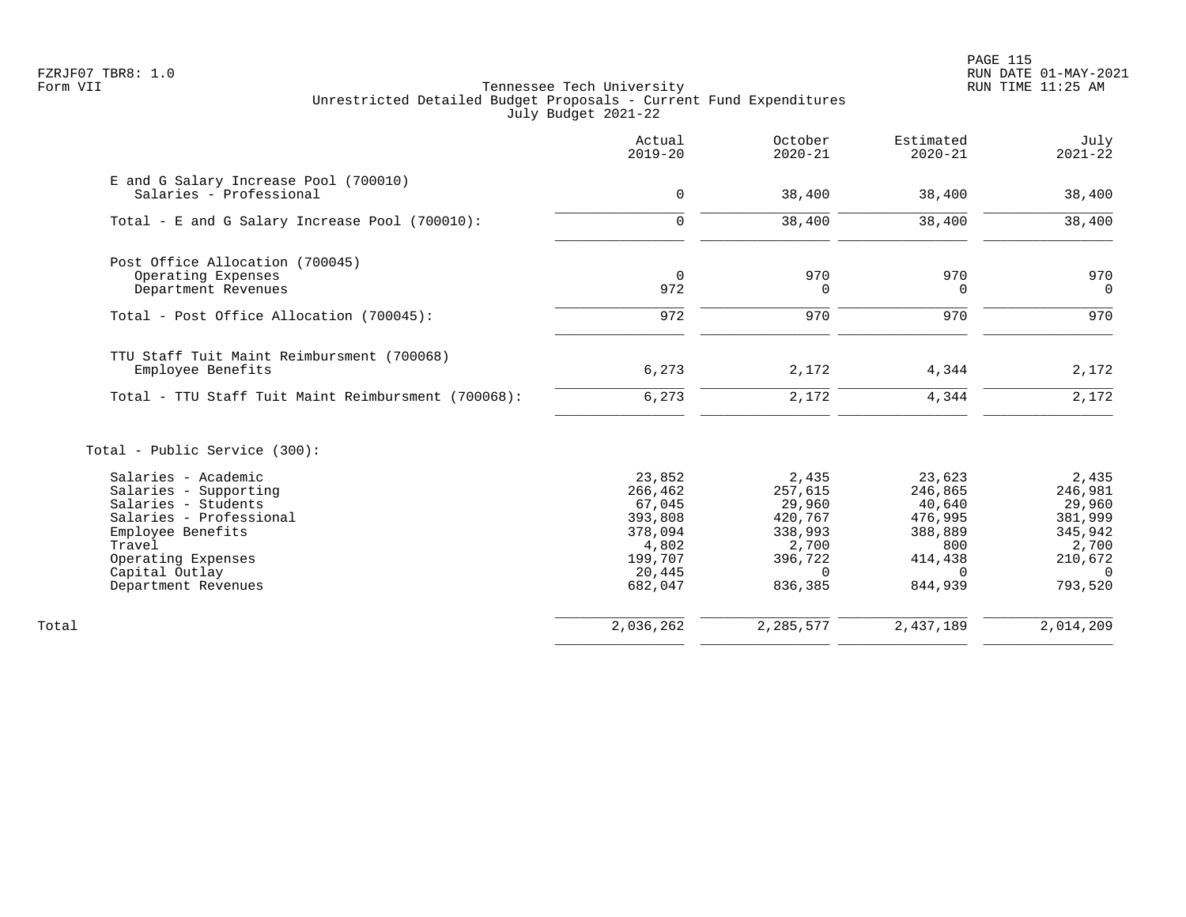FZRJF07 TBR8: 1.0
Form VII

Tennessee Tech University
Unrestricted Detailed Budget Proposals - Current Fund Expenditures
July Budget 2021-22

RUN DATE 01-MAY-2021
RUN TIME 11:25 AM

| | Actual 2019-20 | October 2020-21 | Estimated 2020-21 | July 2021-22 |
|---|---|---|---|---|
| **E and G Salary Increase Pool (700010)** | | | | |
| Salaries - Professional | 0 | 38,400 | 38,400 | 38,400 |
| Total - E and G Salary Increase Pool (700010): | 0 | 38,400 | 38,400 | 38,400 |
| **Post Office Allocation (700045)** | | | | |
| Operating Expenses | 0 | 970 | 970 | 970 |
| Department Revenues | 972 | 0 | 0 | 0 |
| Total - Post Office Allocation (700045): | 972 | 970 | 970 | 970 |
| **TTU Staff Tuit Maint Reimbursment (700068)** | | | | |
| Employee Benefits | 6,273 | 2,172 | 4,344 | 2,172 |
| Total - TTU Staff Tuit Maint Reimbursment (700068): | 6,273 | 2,172 | 4,344 | 2,172 |
| **Total - Public Service (300):** | | | | |
| Salaries - Academic | 23,852 | 2,435 | 23,623 | 2,435 |
| Salaries - Supporting | 266,462 | 257,615 | 246,865 | 246,981 |
| Salaries - Students | 67,045 | 29,960 | 40,640 | 29,960 |
| Salaries - Professional | 393,808 | 420,767 | 476,995 | 381,999 |
| Employee Benefits | 378,094 | 338,993 | 388,889 | 345,942 |
| Travel | 4,802 | 2,700 | 800 | 2,700 |
| Operating Expenses | 199,707 | 396,722 | 414,438 | 210,672 |
| Capital Outlay | 20,445 | 0 | 0 | 0 |
| Department Revenues | 682,047 | 836,385 | 844,939 | 793,520 |
| Total | 2,036,262 | 2,285,577 | 2,437,189 | 2,014,209 |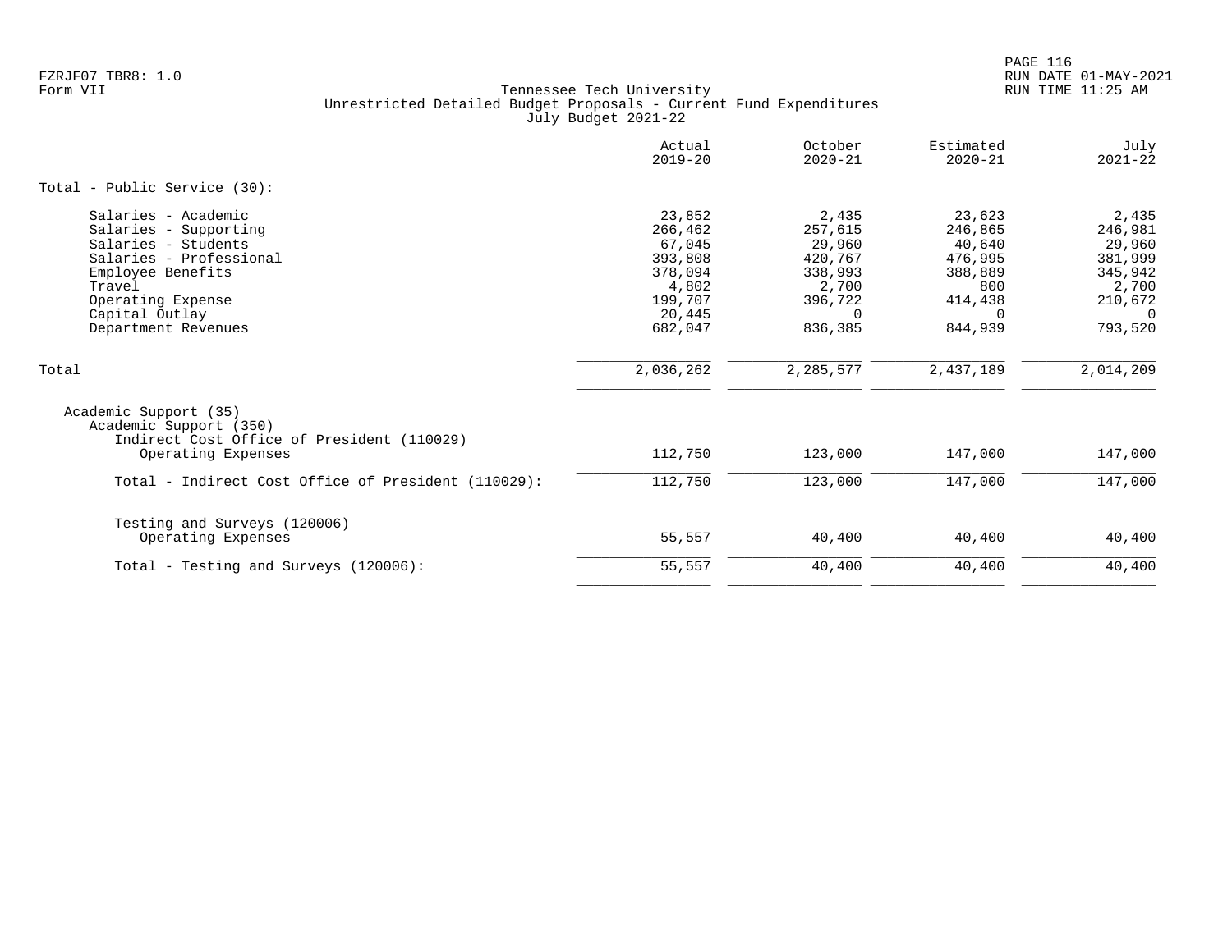FZRJF07 TBR8: 1.0
Form VII

Tennessee Tech University
Unrestricted Detailed Budget Proposals - Current Fund Expenditures
July Budget 2021-22

| | Actual 2019-20 | October 2020-21 | Estimated 2020-21 | July 2021-22 |
|---|---|---|---|---|
| Total - Public Service (30): | | | | |
| Salaries - Academic | 23,852 | 2,435 | 23,623 | 2,435 |
| Salaries - Supporting | 266,462 | 257,615 | 246,865 | 246,981 |
| Salaries - Students | 67,045 | 29,960 | 40,640 | 29,960 |
| Salaries - Professional | 393,808 | 420,767 | 476,995 | 381,999 |
| Employee Benefits | 378,094 | 338,993 | 388,889 | 345,942 |
| Travel | 4,802 | 2,700 | 800 | 2,700 |
| Operating Expense | 199,707 | 396,722 | 414,438 | 210,672 |
| Capital Outlay | 20,445 | 0 | 0 | 0 |
| Department Revenues | 682,047 | 836,385 | 844,939 | 793,520 |
| Total | 2,036,262 | 2,285,577 | 2,437,189 | 2,014,209 |
| Academic Support (35) | | | | |
| Academic Support (350) | | | | |
| Indirect Cost Office of President (110029) | | | | |
| Operating Expenses | 112,750 | 123,000 | 147,000 | 147,000 |
| Total - Indirect Cost Office of President (110029): | 112,750 | 123,000 | 147,000 | 147,000 |
| Testing and Surveys (120006) | | | | |
| Operating Expenses | 55,557 | 40,400 | 40,400 | 40,400 |
| Total - Testing and Surveys (120006): | 55,557 | 40,400 | 40,400 | 40,400 |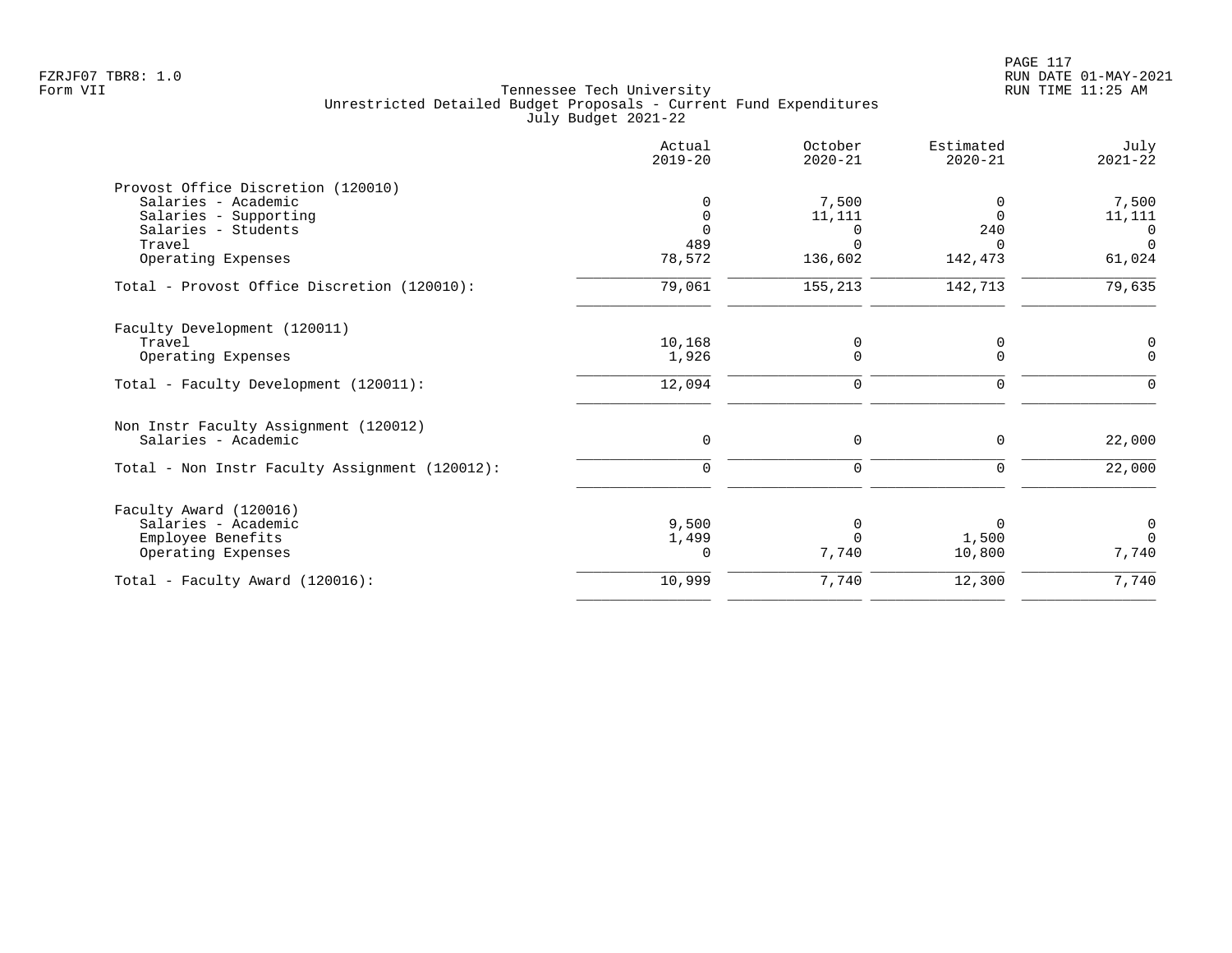Tennessee Tech University
Unrestricted Detailed Budget Proposals - Current Fund Expenditures
July Budget 2021-22

| | Actual 2019-20 | October 2020-21 | Estimated 2020-21 | July 2021-22 |
|---|---|---|---|---|
| **Provost Office Discretion (120010)** | | | | |
| Salaries - Academic | 0 | 7,500 | 0 | 7,500 |
| Salaries - Supporting | 0 | 11,111 | 0 | 11,111 |
| Salaries - Students | 0 | 0 | 240 | 0 |
| Travel | 489 | 0 | 0 | 0 |
| Operating Expenses | 78,572 | 136,602 | 142,473 | 61,024 |
| Total - Provost Office Discretion (120010): | 79,061 | 155,213 | 142,713 | 79,635 |
| **Faculty Development (120011)** | | | | |
| Travel | 10,168 | 0 | 0 | 0 |
| Operating Expenses | 1,926 | 0 | 0 | 0 |
| Total - Faculty Development (120011): | 12,094 | 0 | 0 | 0 |
| **Non Instr Faculty Assignment (120012)** | | | | |
| Salaries - Academic | 0 | 0 | 0 | 22,000 |
| Total - Non Instr Faculty Assignment (120012): | 0 | 0 | 0 | 22,000 |
| **Faculty Award (120016)** | | | | |
| Salaries - Academic | 9,500 | 0 | 0 | 0 |
| Employee Benefits | 1,499 | 0 | 1,500 | 0 |
| Operating Expenses | 0 | 7,740 | 10,800 | 7,740 |
| Total - Faculty Award (120016): | 10,999 | 7,740 | 12,300 | 7,740 |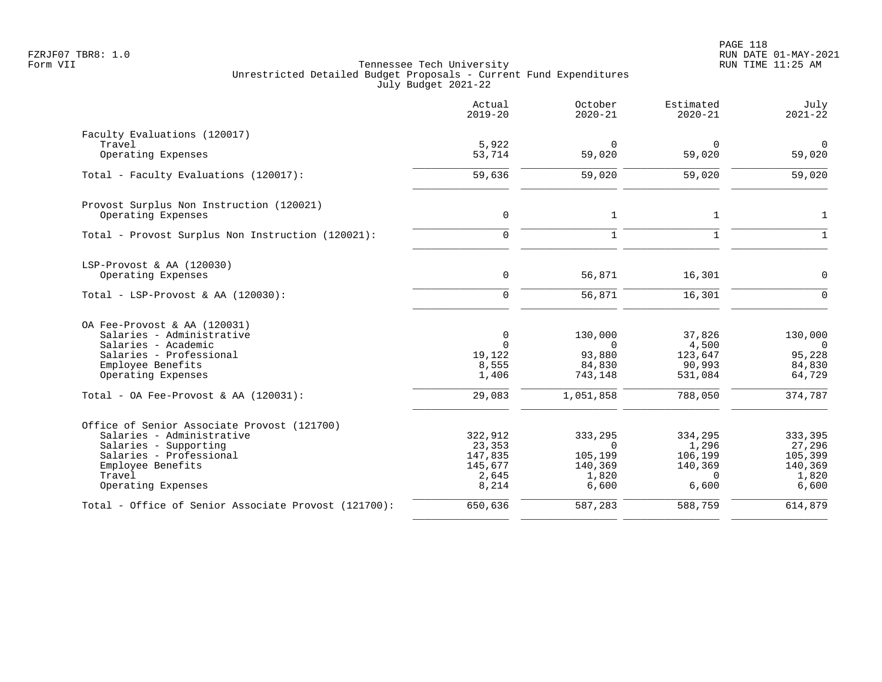Tennessee Tech University
Unrestricted Detailed Budget Proposals - Current Fund Expenditures
July Budget 2021-22

| | Actual 2019-20 | October 2020-21 | Estimated 2020-21 | July 2021-22 |
|---|---|---|---|---|
| **Faculty Evaluations (120017)** | | | | |
| Travel | 5,922 | 0 | 0 | 0 |
| Operating Expenses | 53,714 | 59,020 | 59,020 | 59,020 |
| Total - Faculty Evaluations (120017): | 59,636 | 59,020 | 59,020 | 59,020 |
| **Provost Surplus Non Instruction (120021)** | | | | |
| Operating Expenses | 0 | 1 | 1 | 1 |
| Total - Provost Surplus Non Instruction (120021): | 0 | 1 | 1 | 1 |
| **LSP-Provost & AA (120030)** | | | | |
| Operating Expenses | 0 | 56,871 | 16,301 | 0 |
| Total - LSP-Provost & AA (120030): | 0 | 56,871 | 16,301 | 0 |
| **OA Fee-Provost & AA (120031)** | | | | |
| Salaries - Administrative | 0 | 130,000 | 37,826 | 130,000 |
| Salaries - Academic | 0 | 0 | 4,500 | 0 |
| Salaries - Professional | 19,122 | 93,880 | 123,647 | 95,228 |
| Employee Benefits | 8,555 | 84,830 | 90,993 | 84,830 |
| Operating Expenses | 1,406 | 743,148 | 531,084 | 64,729 |
| Total - OA Fee-Provost & AA (120031): | 29,083 | 1,051,858 | 788,050 | 374,787 |
| **Office of Senior Associate Provost (121700)** | | | | |
| Salaries - Administrative | 322,912 | 333,295 | 334,295 | 333,395 |
| Salaries - Supporting | 23,353 | 0 | 1,296 | 27,296 |
| Salaries - Professional | 147,835 | 105,199 | 106,199 | 105,399 |
| Employee Benefits | 145,677 | 140,369 | 140,369 | 140,369 |
| Travel | 2,645 | 1,820 | 0 | 1,820 |
| Operating Expenses | 8,214 | 6,600 | 6,600 | 6,600 |
| Total - Office of Senior Associate Provost (121700): | 650,636 | 587,283 | 588,759 | 614,879 |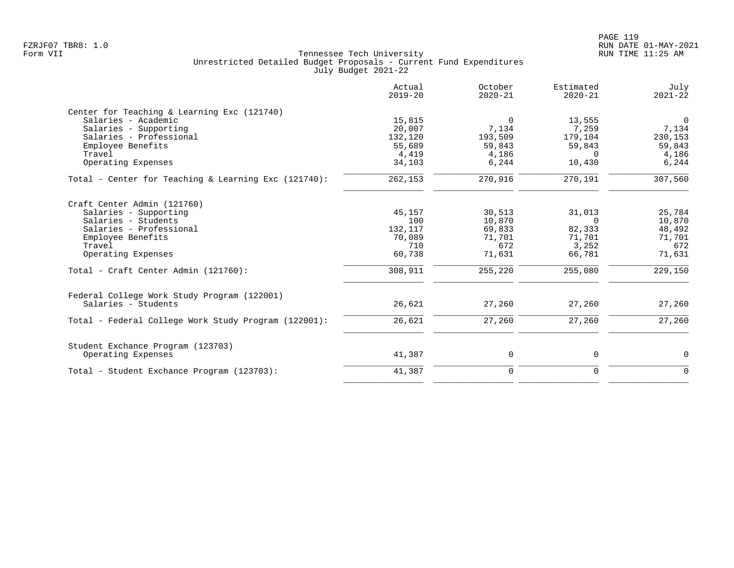Tennessee Tech University
Unrestricted Detailed Budget Proposals - Current Fund Expenditures
July Budget 2021-22

| | Actual 2019-20 | October 2020-21 | Estimated 2020-21 | July 2021-22 |
|---|---|---|---|---|
| **Center for Teaching & Learning Exc (121740)** | | | | |
| Salaries - Academic | 15,815 | 0 | 13,555 | 0 |
| Salaries - Supporting | 20,007 | 7,134 | 7,259 | 7,134 |
| Salaries - Professional | 132,120 | 193,509 | 179,104 | 230,153 |
| Employee Benefits | 55,689 | 59,843 | 59,843 | 59,843 |
| Travel | 4,419 | 4,186 | 0 | 4,186 |
| Operating Expenses | 34,103 | 6,244 | 10,430 | 6,244 |
| Total - Center for Teaching & Learning Exc (121740): | 262,153 | 270,916 | 270,191 | 307,560 |
| **Craft Center Admin (121760)** | | | | |
| Salaries - Supporting | 45,157 | 30,513 | 31,013 | 25,784 |
| Salaries - Students | 100 | 10,870 | 0 | 10,870 |
| Salaries - Professional | 132,117 | 69,833 | 82,333 | 48,492 |
| Employee Benefits | 70,089 | 71,701 | 71,701 | 71,701 |
| Travel | 710 | 672 | 3,252 | 672 |
| Operating Expenses | 60,738 | 71,631 | 66,781 | 71,631 |
| Total - Craft Center Admin (121760): | 308,911 | 255,220 | 255,080 | 229,150 |
| **Federal College Work Study Program (122001)** | | | | |
| Salaries - Students | 26,621 | 27,260 | 27,260 | 27,260 |
| Total - Federal College Work Study Program (122001): | 26,621 | 27,260 | 27,260 | 27,260 |
| **Student Exchance Program (123703)** | | | | |
| Operating Expenses | 41,387 | 0 | 0 | 0 |
| Total - Student Exchance Program (123703): | 41,387 | 0 | 0 | 0 |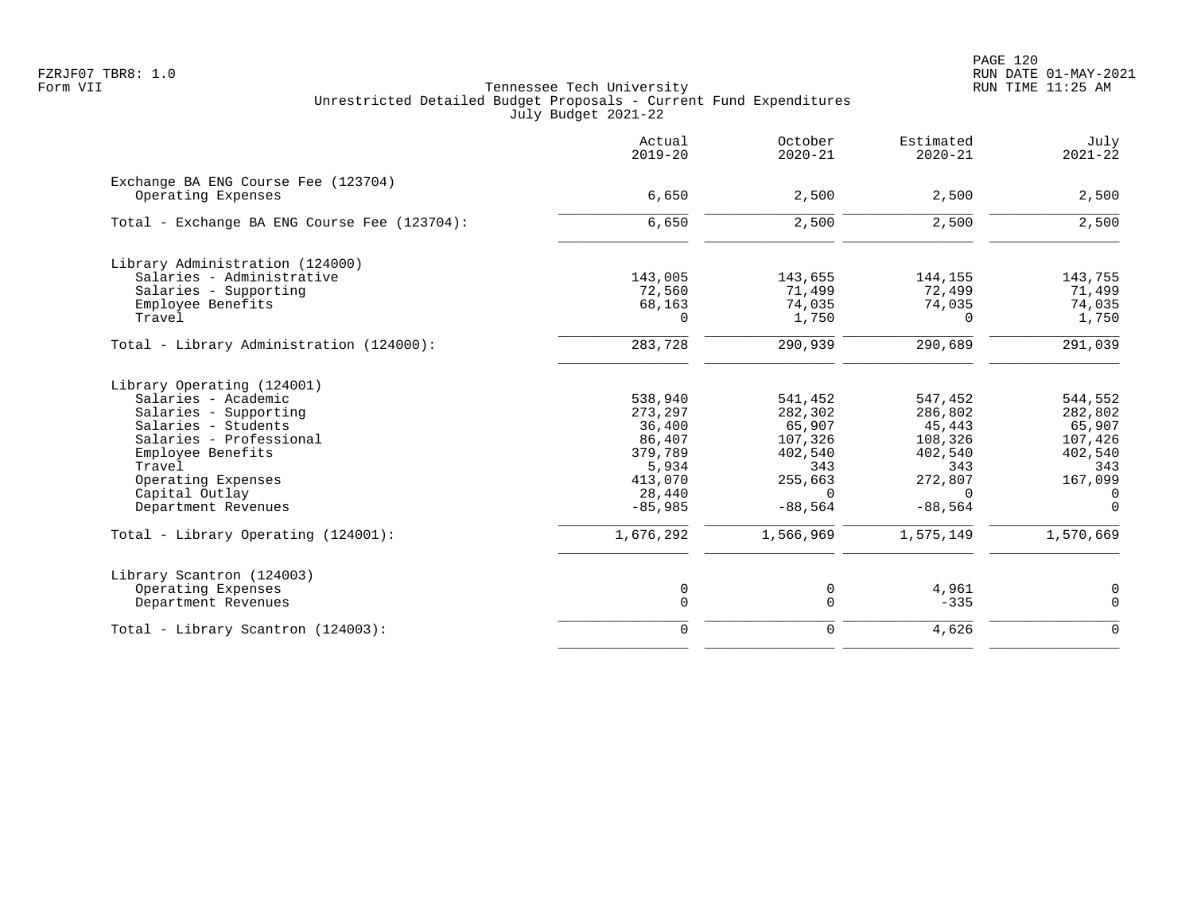Tennessee Tech University
Unrestricted Detailed Budget Proposals - Current Fund Expenditures
July Budget 2021-22

| | Actual 2019-20 | October 2020-21 | Estimated 2020-21 | July 2021-22 |
|---|---|---|---|---|
| **Exchange BA ENG Course Fee (123704)** | | | | |
| Operating Expenses | 6,650 | 2,500 | 2,500 | 2,500 |
| Total - Exchange BA ENG Course Fee (123704): | 6,650 | 2,500 | 2,500 | 2,500 |
| **Library Administration (124000)** | | | | |
| Salaries - Administrative | 143,005 | 143,655 | 144,155 | 143,755 |
| Salaries - Supporting | 72,560 | 71,499 | 72,499 | 71,499 |
| Employee Benefits | 68,163 | 74,035 | 74,035 | 74,035 |
| Travel | 0 | 1,750 | 0 | 1,750 |
| Total - Library Administration (124000): | 283,728 | 290,939 | 290,689 | 291,039 |
| **Library Operating (124001)** | | | | |
| Salaries - Academic | 538,940 | 541,452 | 547,452 | 544,552 |
| Salaries - Supporting | 273,297 | 282,302 | 286,802 | 282,802 |
| Salaries - Students | 36,400 | 65,907 | 45,443 | 65,907 |
| Salaries - Professional | 86,407 | 107,326 | 108,326 | 107,426 |
| Employee Benefits | 379,789 | 402,540 | 402,540 | 402,540 |
| Travel | 5,934 | 343 | 343 | 343 |
| Operating Expenses | 413,070 | 255,663 | 272,807 | 167,099 |
| Capital Outlay | 28,440 | 0 | 0 | 0 |
| Department Revenues | -85,985 | -88,564 | -88,564 | 0 |
| Total - Library Operating (124001): | 1,676,292 | 1,566,969 | 1,575,149 | 1,570,669 |
| **Library Scantron (124003)** | | | | |
| Operating Expenses | 0 | 0 | 4,961 | 0 |
| Department Revenues | 0 | 0 | -335 | 0 |
| Total - Library Scantron (124003): | 0 | 0 | 4,626 | 0 |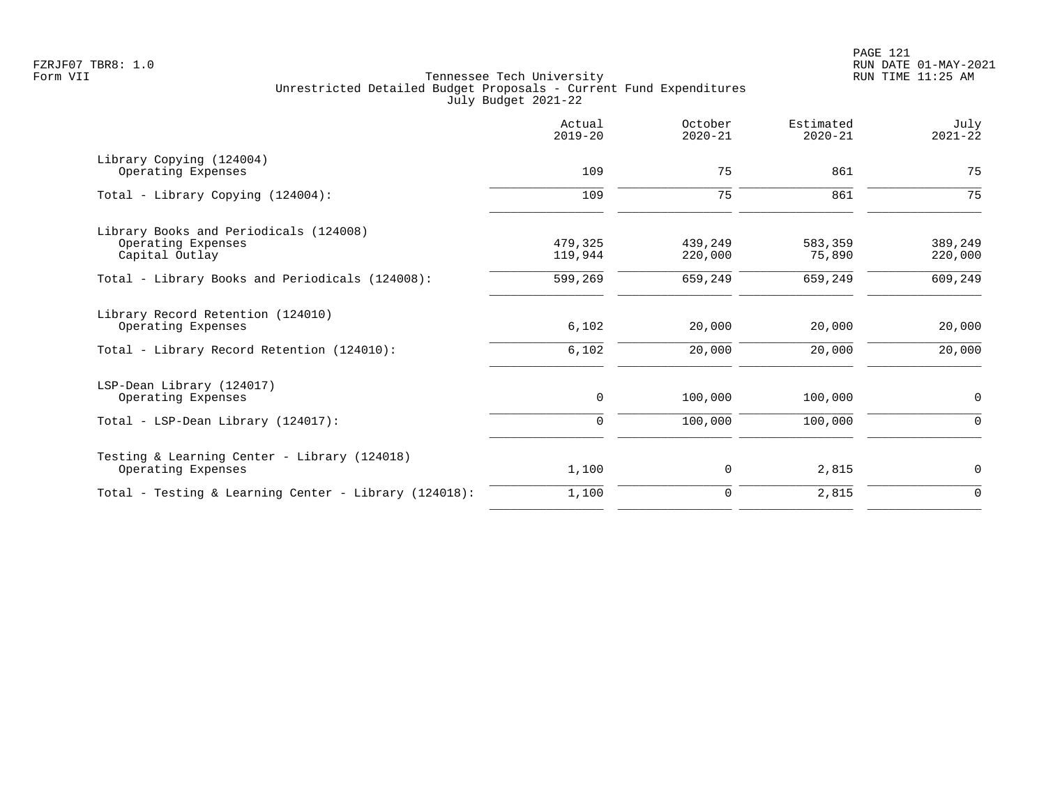FZRJF07 TBR8: 1.0
Form VII

Tennessee Tech University
Unrestricted Detailed Budget Proposals - Current Fund Expenditures
July Budget 2021-22

| | Actual 2019-20 | October 2020-21 | Estimated 2020-21 | July 2021-22 |
|---|---|---|---|---|
| Library Copying (124004) | | | | |
| Operating Expenses | 109 | 75 | 861 | 75 |
| Total - Library Copying (124004): | 109 | 75 | 861 | 75 |
| Library Books and Periodicals (124008) | | | | |
| Operating Expenses | 479,325 | 439,249 | 583,359 | 389,249 |
| Capital Outlay | 119,944 | 220,000 | 75,890 | 220,000 |
| Total - Library Books and Periodicals (124008): | 599,269 | 659,249 | 659,249 | 609,249 |
| Library Record Retention (124010) | | | | |
| Operating Expenses | 6,102 | 20,000 | 20,000 | 20,000 |
| Total - Library Record Retention (124010): | 6,102 | 20,000 | 20,000 | 20,000 |
| LSP-Dean Library (124017) | | | | |
| Operating Expenses | 0 | 100,000 | 100,000 | 0 |
| Total - LSP-Dean Library (124017): | 0 | 100,000 | 100,000 | 0 |
| Testing & Learning Center - Library (124018) | | | | |
| Operating Expenses | 1,100 | 0 | 2,815 | 0 |
| Total - Testing & Learning Center - Library (124018): | 1,100 | 0 | 2,815 | 0 |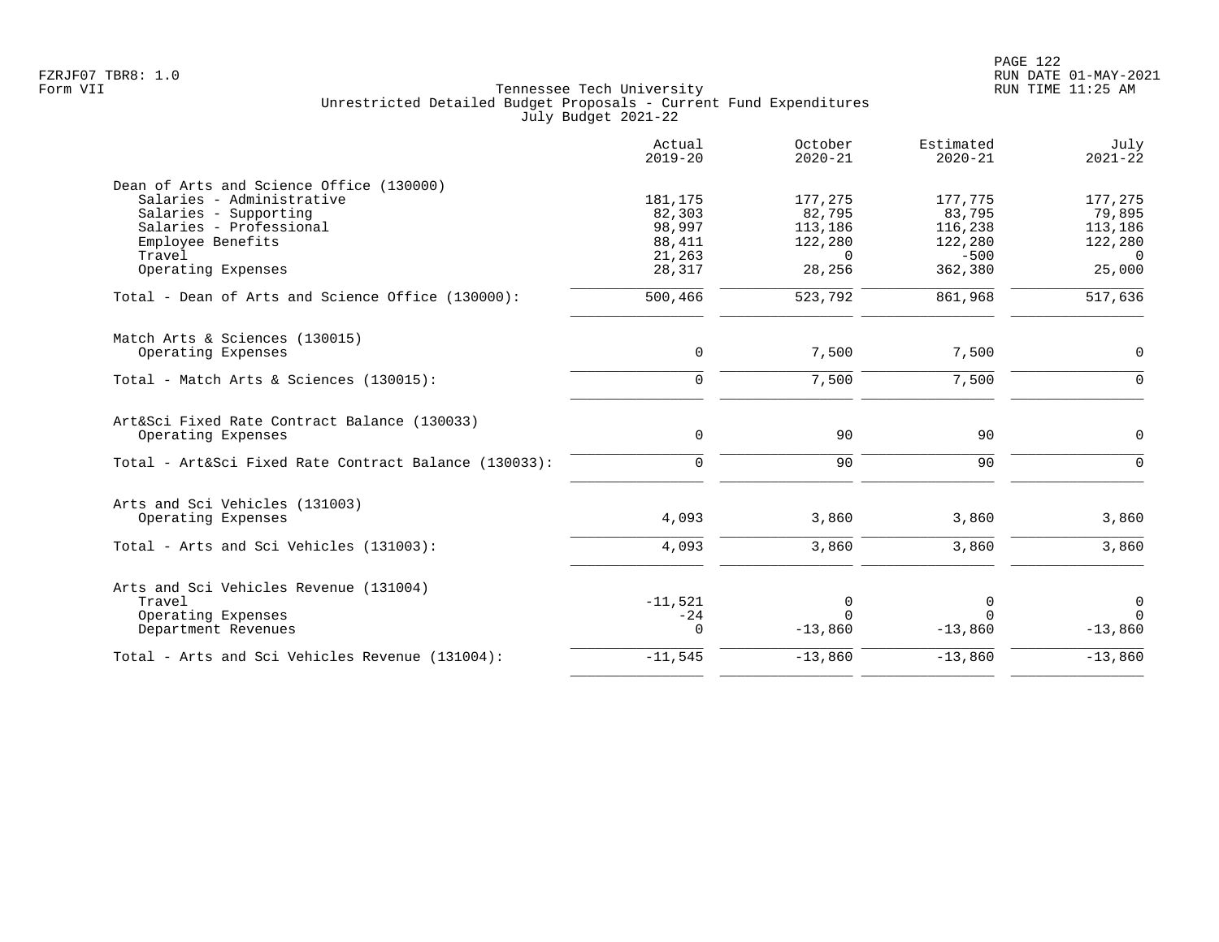Tennessee Tech University
Unrestricted Detailed Budget Proposals - Current Fund Expenditures
July Budget 2021-22

| | Actual 2019-20 | October 2020-21 | Estimated 2020-21 | July 2021-22 |
|---|---|---|---|---|
| **Dean of Arts and Science Office (130000)** | | | | |
| Salaries - Administrative | 181,175 | 177,275 | 177,775 | 177,275 |
| Salaries - Supporting | 82,303 | 82,795 | 83,795 | 79,895 |
| Salaries - Professional | 98,997 | 113,186 | 116,238 | 113,186 |
| Employee Benefits | 88,411 | 122,280 | 122,280 | 122,280 |
| Travel | 21,263 | 0 | -500 | 0 |
| Operating Expenses | 28,317 | 28,256 | 362,380 | 25,000 |
| Total - Dean of Arts and Science Office (130000): | 500,466 | 523,792 | 861,968 | 517,636 |
| **Match Arts & Sciences (130015)** | | | | |
| Operating Expenses | 0 | 7,500 | 7,500 | 0 |
| Total - Match Arts & Sciences (130015): | 0 | 7,500 | 7,500 | 0 |
| **Art&Sci Fixed Rate Contract Balance (130033)** | | | | |
| Operating Expenses | 0 | 90 | 90 | 0 |
| Total - Art&Sci Fixed Rate Contract Balance (130033): | 0 | 90 | 90 | 0 |
| **Arts and Sci Vehicles (131003)** | | | | |
| Operating Expenses | 4,093 | 3,860 | 3,860 | 3,860 |
| Total - Arts and Sci Vehicles (131003): | 4,093 | 3,860 | 3,860 | 3,860 |
| **Arts and Sci Vehicles Revenue (131004)** | | | | |
| Travel | -11,521 | 0 | 0 | 0 |
| Operating Expenses | -24 | 0 | 0 | 0 |
| Department Revenues | 0 | -13,860 | -13,860 | -13,860 |
| Total - Arts and Sci Vehicles Revenue (131004): | -11,545 | -13,860 | -13,860 | -13,860 |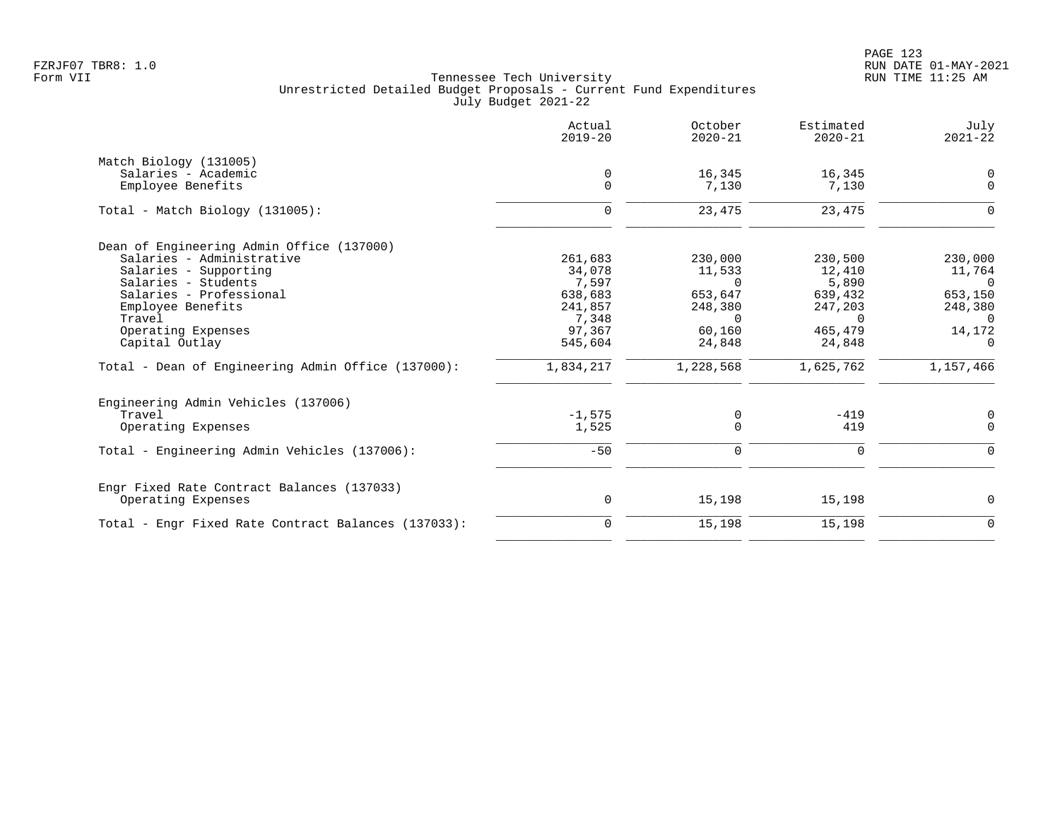Tennessee Tech University
Unrestricted Detailed Budget Proposals - Current Fund Expenditures
July Budget 2021-22

| | Actual 2019-20 | October 2020-21 | Estimated 2020-21 | July 2021-22 |
|---|---|---|---|---|
| **Match Biology (131005)** | | | | |
| Salaries - Academic | 0 | 16,345 | 16,345 | 0 |
| Employee Benefits | 0 | 7,130 | 7,130 | 0 |
| Total - Match Biology (131005): | 0 | 23,475 | 23,475 | 0 |
| **Dean of Engineering Admin Office (137000)** | | | | |
| Salaries - Administrative | 261,683 | 230,000 | 230,500 | 230,000 |
| Salaries - Supporting | 34,078 | 11,533 | 12,410 | 11,764 |
| Salaries - Students | 7,597 | 0 | 5,890 | 0 |
| Salaries - Professional | 638,683 | 653,647 | 639,432 | 653,150 |
| Employee Benefits | 241,857 | 248,380 | 247,203 | 248,380 |
| Travel | 7,348 | 0 | 0 | 0 |
| Operating Expenses | 97,367 | 60,160 | 465,479 | 14,172 |
| Capital Outlay | 545,604 | 24,848 | 24,848 | 0 |
| Total - Dean of Engineering Admin Office (137000): | 1,834,217 | 1,228,568 | 1,625,762 | 1,157,466 |
| **Engineering Admin Vehicles (137006)** | | | | |
| Travel | -1,575 | 0 | -419 | 0 |
| Operating Expenses | 1,525 | 0 | 419 | 0 |
| Total - Engineering Admin Vehicles (137006): | -50 | 0 | 0 | 0 |
| **Engr Fixed Rate Contract Balances (137033)** | | | | |
| Operating Expenses | 0 | 15,198 | 15,198 | 0 |
| Total - Engr Fixed Rate Contract Balances (137033): | 0 | 15,198 | 15,198 | 0 |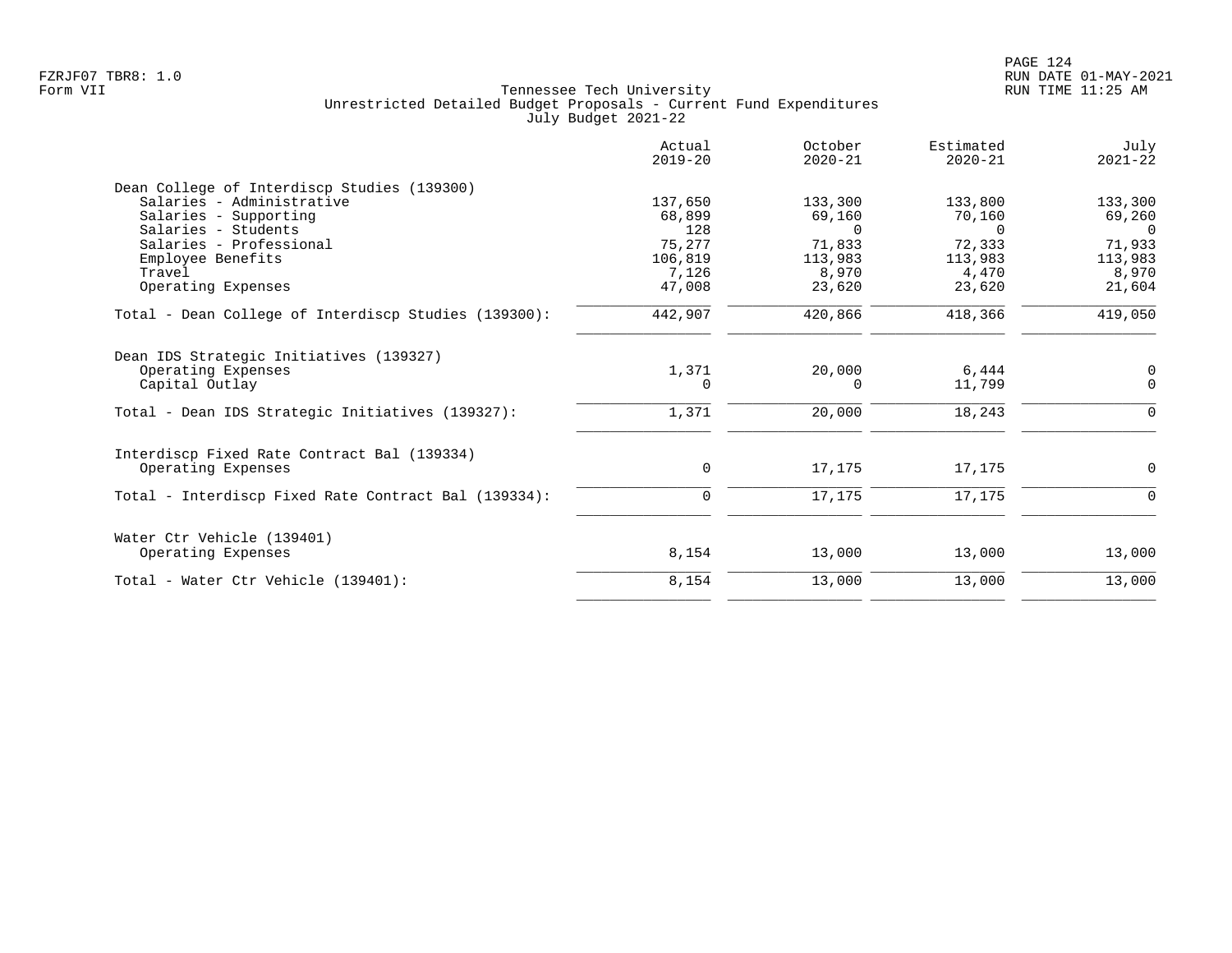## Tennessee Tech University
### Unrestricted Detailed Budget Proposals - Current Fund Expenditures
### July Budget 2021-22

| | Actual 2019-20 | October 2020-21 | Estimated 2020-21 | July 2021-22 |
|---|---|---|---|---|
| **Dean College of Interdiscp Studies (139300)** | | | | |
| Salaries - Administrative | 137,650 | 133,300 | 133,800 | 133,300 |
| Salaries - Supporting | 68,899 | 69,160 | 70,160 | 69,260 |
| Salaries - Students | 128 | 0 | 0 | 0 |
| Salaries - Professional | 75,277 | 71,833 | 72,333 | 71,933 |
| Employee Benefits | 106,819 | 113,983 | 113,983 | 113,983 |
| Travel | 7,126 | 8,970 | 4,470 | 8,970 |
| Operating Expenses | 47,008 | 23,620 | 23,620 | 21,604 |
| Total - Dean College of Interdiscp Studies (139300): | 442,907 | 420,866 | 418,366 | 419,050 |
| **Dean IDS Strategic Initiatives (139327)** | | | | |
| Operating Expenses | 1,371 | 20,000 | 6,444 | 0 |
| Capital Outlay | 0 | 0 | 11,799 | 0 |
| Total - Dean IDS Strategic Initiatives (139327): | 1,371 | 20,000 | 18,243 | 0 |
| **Interdiscp Fixed Rate Contract Bal (139334)** | | | | |
| Operating Expenses | 0 | 17,175 | 17,175 | 0 |
| Total - Interdiscp Fixed Rate Contract Bal (139334): | 0 | 17,175 | 17,175 | 0 |
| **Water Ctr Vehicle (139401)** | | | | |
| Operating Expenses | 8,154 | 13,000 | 13,000 | 13,000 |
| Total - Water Ctr Vehicle (139401): | 8,154 | 13,000 | 13,000 | 13,000 |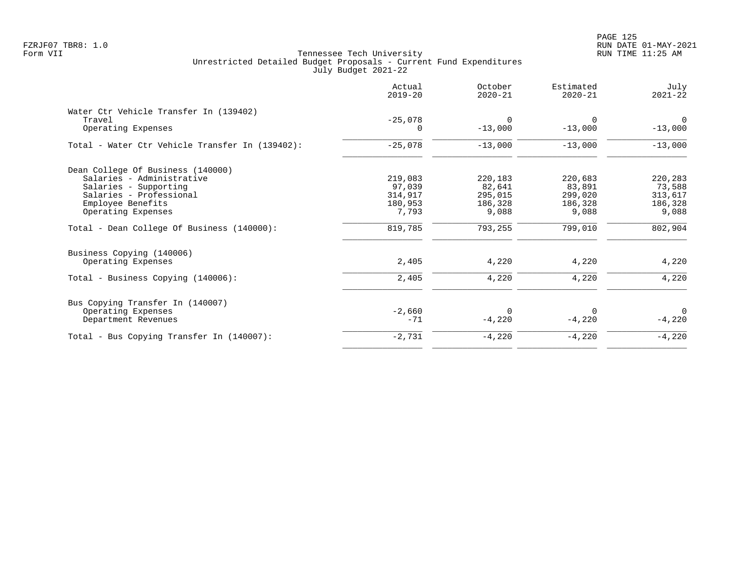Tennessee Tech University
Unrestricted Detailed Budget Proposals - Current Fund Expenditures
July Budget 2021-22

| | Actual 2019-20 | October 2020-21 | Estimated 2020-21 | July 2021-22 |
|---|---|---|---|---|
| **Water Ctr Vehicle Transfer In (139402)** | | | | |
| Travel | -25,078 | 0 | 0 | 0 |
| Operating Expenses | 0 | -13,000 | -13,000 | -13,000 |
| Total - Water Ctr Vehicle Transfer In (139402): | -25,078 | -13,000 | -13,000 | -13,000 |
| **Dean College Of Business (140000)** | | | | |
| Salaries - Administrative | 219,083 | 220,183 | 220,683 | 220,283 |
| Salaries - Supporting | 97,039 | 82,641 | 83,891 | 73,588 |
| Salaries - Professional | 314,917 | 295,015 | 299,020 | 313,617 |
| Employee Benefits | 180,953 | 186,328 | 186,328 | 186,328 |
| Operating Expenses | 7,793 | 9,088 | 9,088 | 9,088 |
| Total - Dean College Of Business (140000): | 819,785 | 793,255 | 799,010 | 802,904 |
| **Business Copying (140006)** | | | | |
| Operating Expenses | 2,405 | 4,220 | 4,220 | 4,220 |
| Total - Business Copying (140006): | 2,405 | 4,220 | 4,220 | 4,220 |
| **Bus Copying Transfer In (140007)** | | | | |
| Operating Expenses | -2,660 | 0 | 0 | 0 |
| Department Revenues | -71 | -4,220 | -4,220 | -4,220 |
| Total - Bus Copying Transfer In (140007): | -2,731 | -4,220 | -4,220 | -4,220 |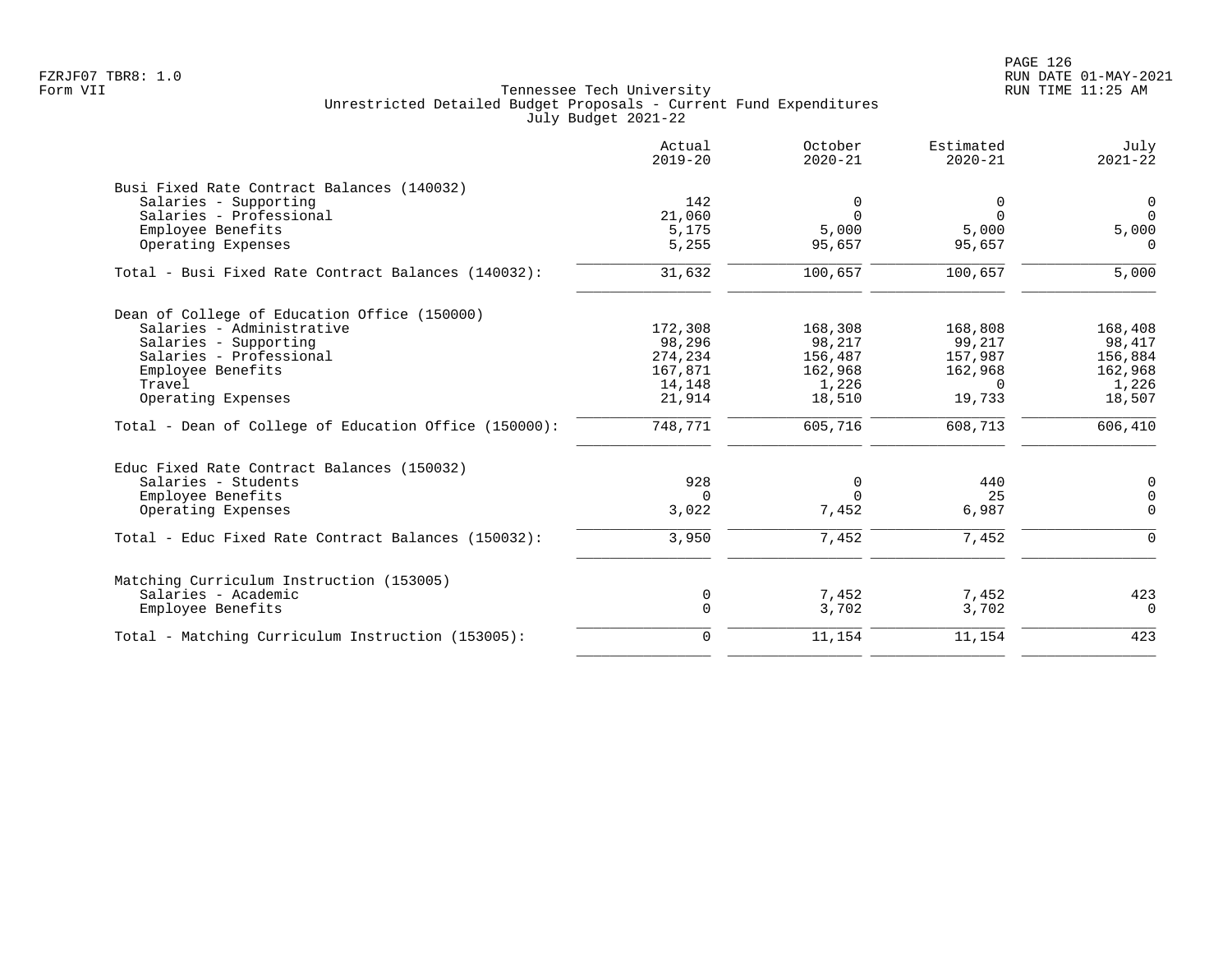Tennessee Tech University
Unrestricted Detailed Budget Proposals - Current Fund Expenditures
July Budget 2021-22

Form VII

| | Actual 2019-20 | October 2020-21 | Estimated 2020-21 | July 2021-22 |
|---|---|---|---|---|
| **Busi Fixed Rate Contract Balances (140032)** | | | | |
| Salaries - Supporting | 142 | 0 | 0 | 0 |
| Salaries - Professional | 21,060 | 0 | 0 | 0 |
| Employee Benefits | 5,175 | 5,000 | 5,000 | 5,000 |
| Operating Expenses | 5,255 | 95,657 | 95,657 | 0 |
| Total - Busi Fixed Rate Contract Balances (140032): | 31,632 | 100,657 | 100,657 | 5,000 |
| **Dean of College of Education Office (150000)** | | | | |
| Salaries - Administrative | 172,308 | 168,308 | 168,808 | 168,408 |
| Salaries - Supporting | 98,296 | 98,217 | 99,217 | 98,417 |
| Salaries - Professional | 274,234 | 156,487 | 157,987 | 156,884 |
| Employee Benefits | 167,871 | 162,968 | 162,968 | 162,968 |
| Travel | 14,148 | 1,226 | 0 | 1,226 |
| Operating Expenses | 21,914 | 18,510 | 19,733 | 18,507 |
| Total - Dean of College of Education Office (150000): | 748,771 | 605,716 | 608,713 | 606,410 |
| **Educ Fixed Rate Contract Balances (150032)** | | | | |
| Salaries - Students | 928 | 0 | 440 | 0 |
| Employee Benefits | 0 | 0 | 25 | 0 |
| Operating Expenses | 3,022 | 7,452 | 6,987 | 0 |
| Total - Educ Fixed Rate Contract Balances (150032): | 3,950 | 7,452 | 7,452 | 0 |
| **Matching Curriculum Instruction (153005)** | | | | |
| Salaries - Academic | 0 | 7,452 | 7,452 | 423 |
| Employee Benefits | 0 | 3,702 | 3,702 | 0 |
| Total - Matching Curriculum Instruction (153005): | 0 | 11,154 | 11,154 | 423 |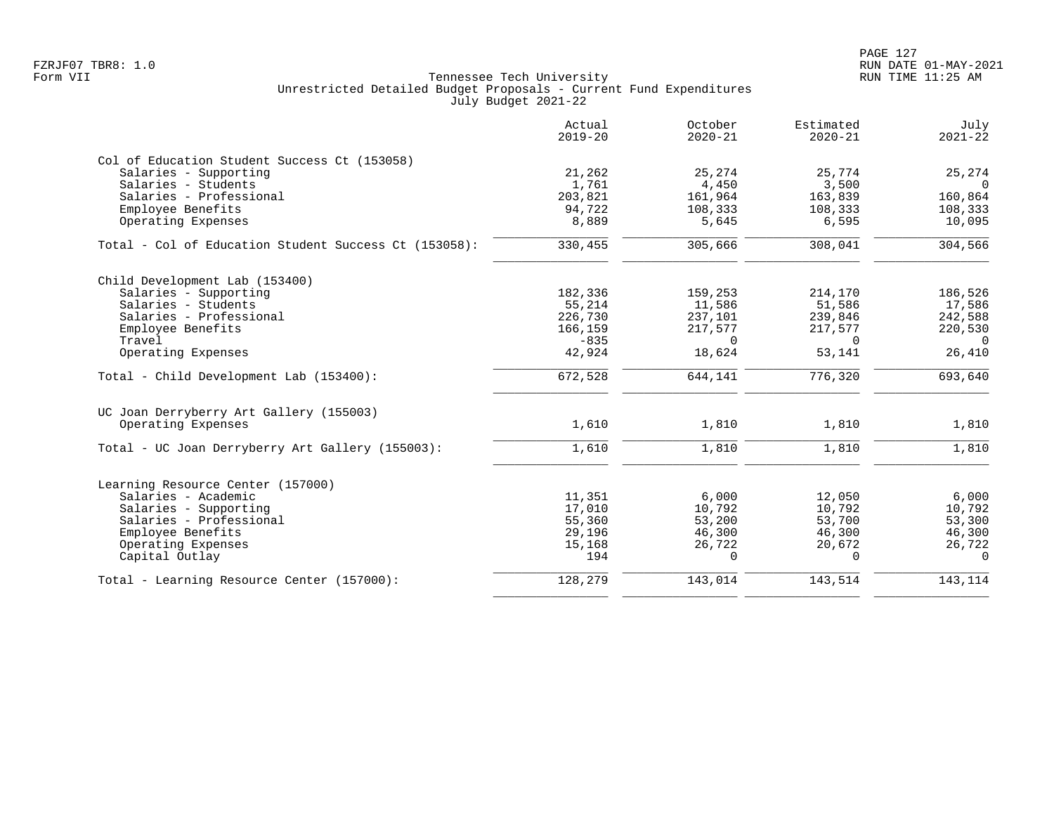Tennessee Tech University
Unrestricted Detailed Budget Proposals - Current Fund Expenditures
July Budget 2021-22

Form VII

| | Actual 2019-20 | October 2020-21 | Estimated 2020-21 | July 2021-22 |
|---|---|---|---|---|
| **Col of Education Student Success Ct (153058)** | | | | |
| Salaries - Supporting | 21,262 | 25,274 | 25,774 | 25,274 |
| Salaries - Students | 1,761 | 4,450 | 3,500 | 0 |
| Salaries - Professional | 203,821 | 161,964 | 163,839 | 160,864 |
| Employee Benefits | 94,722 | 108,333 | 108,333 | 108,333 |
| Operating Expenses | 8,889 | 5,645 | 6,595 | 10,095 |
| Total - Col of Education Student Success Ct (153058): | 330,455 | 305,666 | 308,041 | 304,566 |
| **Child Development Lab (153400)** | | | | |
| Salaries - Supporting | 182,336 | 159,253 | 214,170 | 186,526 |
| Salaries - Students | 55,214 | 11,586 | 51,586 | 17,586 |
| Salaries - Professional | 226,730 | 237,101 | 239,846 | 242,588 |
| Employee Benefits | 166,159 | 217,577 | 217,577 | 220,530 |
| Travel | -835 | 0 | 0 | 0 |
| Operating Expenses | 42,924 | 18,624 | 53,141 | 26,410 |
| Total - Child Development Lab (153400): | 672,528 | 644,141 | 776,320 | 693,640 |
| **UC Joan Derryberry Art Gallery (155003)** | | | | |
| Operating Expenses | 1,610 | 1,810 | 1,810 | 1,810 |
| Total - UC Joan Derryberry Art Gallery (155003): | 1,610 | 1,810 | 1,810 | 1,810 |
| **Learning Resource Center (157000)** | | | | |
| Salaries - Academic | 11,351 | 6,000 | 12,050 | 6,000 |
| Salaries - Supporting | 17,010 | 10,792 | 10,792 | 10,792 |
| Salaries - Professional | 55,360 | 53,200 | 53,700 | 53,300 |
| Employee Benefits | 29,196 | 46,300 | 46,300 | 46,300 |
| Operating Expenses | 15,168 | 26,722 | 20,672 | 26,722 |
| Capital Outlay | 194 | 0 | 0 | 0 |
| Total - Learning Resource Center (157000): | 128,279 | 143,014 | 143,514 | 143,114 |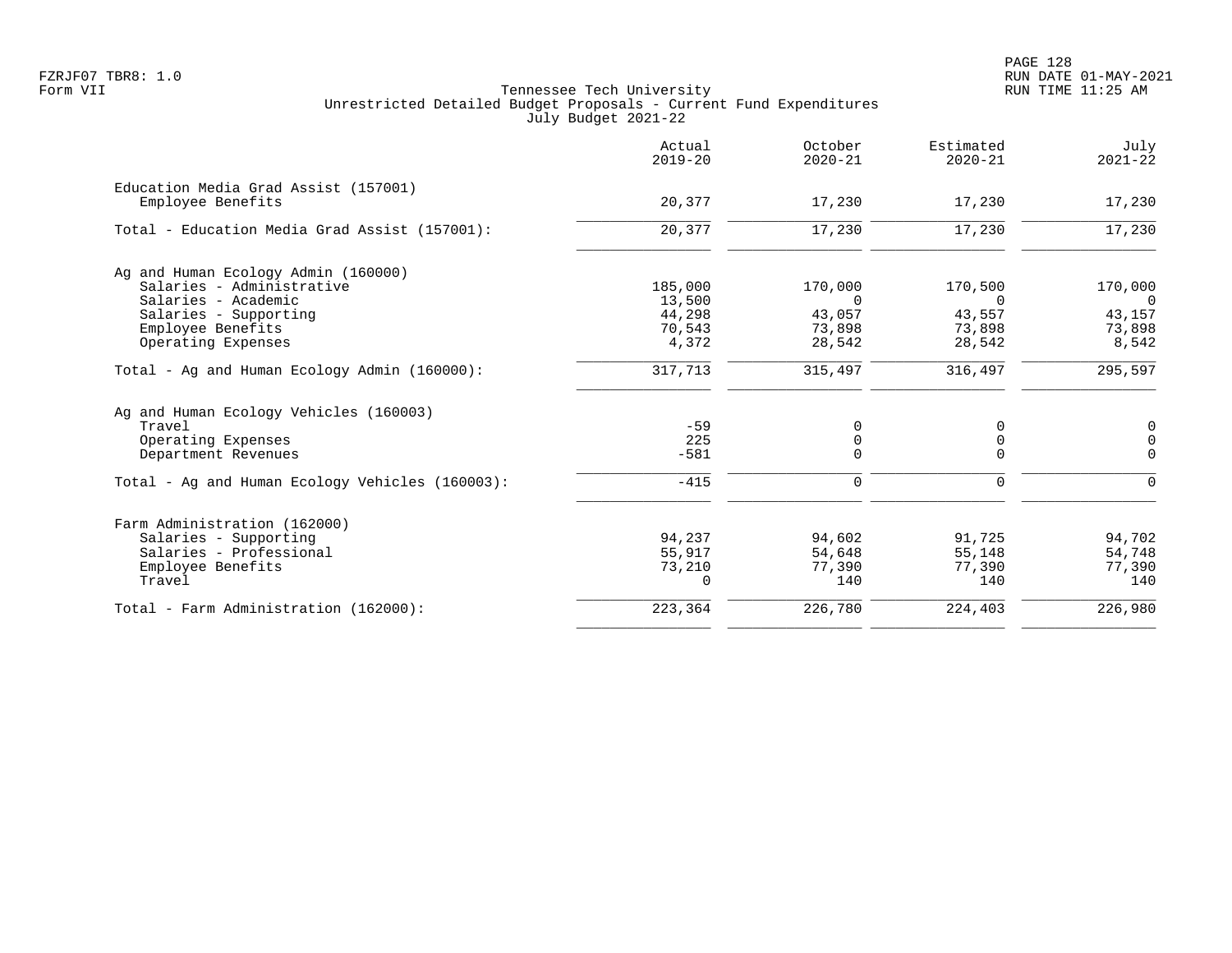Tennessee Tech University
Unrestricted Detailed Budget Proposals - Current Fund Expenditures
July Budget 2021-22

| | Actual 2019-20 | October 2020-21 | Estimated 2020-21 | July 2021-22 |
|---|---|---|---|---|
| **Education Media Grad Assist (157001)** | | | | |
| Employee Benefits | 20,377 | 17,230 | 17,230 | 17,230 |
| Total - Education Media Grad Assist (157001): | 20,377 | 17,230 | 17,230 | 17,230 |
| **Ag and Human Ecology Admin (160000)** | | | | |
| Salaries - Administrative | 185,000 | 170,000 | 170,500 | 170,000 |
| Salaries - Academic | 13,500 | 0 | 0 | 0 |
| Salaries - Supporting | 44,298 | 43,057 | 43,557 | 43,157 |
| Employee Benefits | 70,543 | 73,898 | 73,898 | 73,898 |
| Operating Expenses | 4,372 | 28,542 | 28,542 | 8,542 |
| Total - Ag and Human Ecology Admin (160000): | 317,713 | 315,497 | 316,497 | 295,597 |
| **Ag and Human Ecology Vehicles (160003)** | | | | |
| Travel | -59 | 0 | 0 | 0 |
| Operating Expenses | 225 | 0 | 0 | 0 |
| Department Revenues | -581 | 0 | 0 | 0 |
| Total - Ag and Human Ecology Vehicles (160003): | -415 | 0 | 0 | 0 |
| **Farm Administration (162000)** | | | | |
| Salaries - Supporting | 94,237 | 94,602 | 91,725 | 94,702 |
| Salaries - Professional | 55,917 | 54,648 | 55,148 | 54,748 |
| Employee Benefits | 73,210 | 77,390 | 77,390 | 77,390 |
| Travel | 0 | 140 | 140 | 140 |
| Total - Farm Administration (162000): | 223,364 | 226,780 | 224,403 | 226,980 |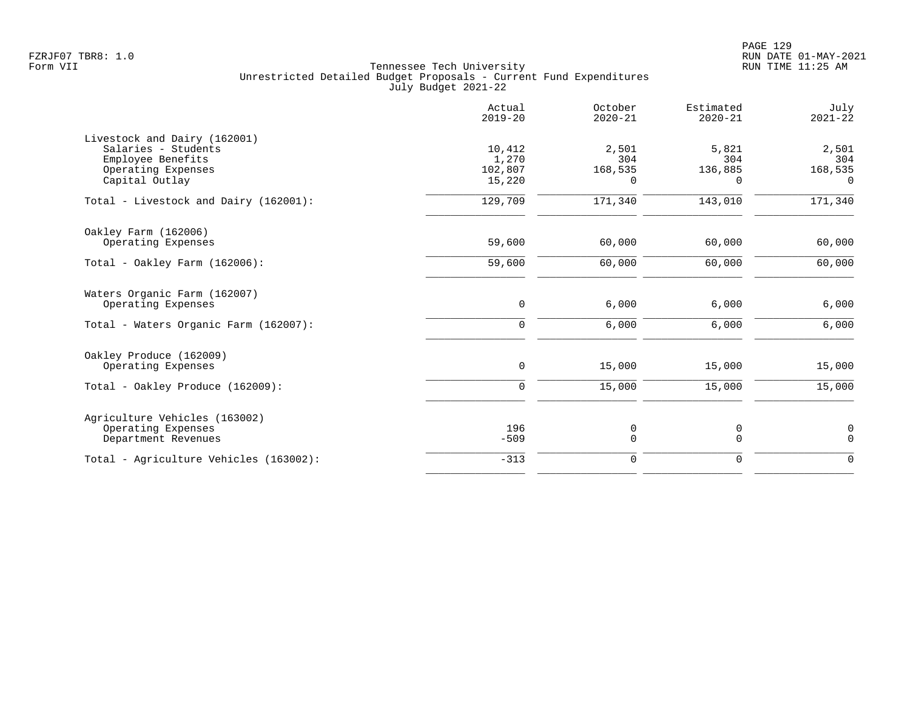Tennessee Tech University
Unrestricted Detailed Budget Proposals - Current Fund Expenditures
July Budget 2021-22

Form VII

| | Actual 2019-20 | October 2020-21 | Estimated 2020-21 | July 2021-22 |
|---|---|---|---|---|
| **Livestock and Dairy (162001)** | | | | |
| Salaries - Students | 10,412 | 2,501 | 5,821 | 2,501 |
| Employee Benefits | 1,270 | 304 | 304 | 304 |
| Operating Expenses | 102,807 | 168,535 | 136,885 | 168,535 |
| Capital Outlay | 15,220 | 0 | 0 | 0 |
| Total - Livestock and Dairy (162001): | 129,709 | 171,340 | 143,010 | 171,340 |
| **Oakley Farm (162006)** | | | | |
| Operating Expenses | 59,600 | 60,000 | 60,000 | 60,000 |
| Total - Oakley Farm (162006): | 59,600 | 60,000 | 60,000 | 60,000 |
| **Waters Organic Farm (162007)** | | | | |
| Operating Expenses | 0 | 6,000 | 6,000 | 6,000 |
| Total - Waters Organic Farm (162007): | 0 | 6,000 | 6,000 | 6,000 |
| **Oakley Produce (162009)** | | | | |
| Operating Expenses | 0 | 15,000 | 15,000 | 15,000 |
| Total - Oakley Produce (162009): | 0 | 15,000 | 15,000 | 15,000 |
| **Agriculture Vehicles (163002)** | | | | |
| Operating Expenses | 196 | 0 | 0 | 0 |
| Department Revenues | -509 | 0 | 0 | 0 |
| Total - Agriculture Vehicles (163002): | -313 | 0 | 0 | 0 |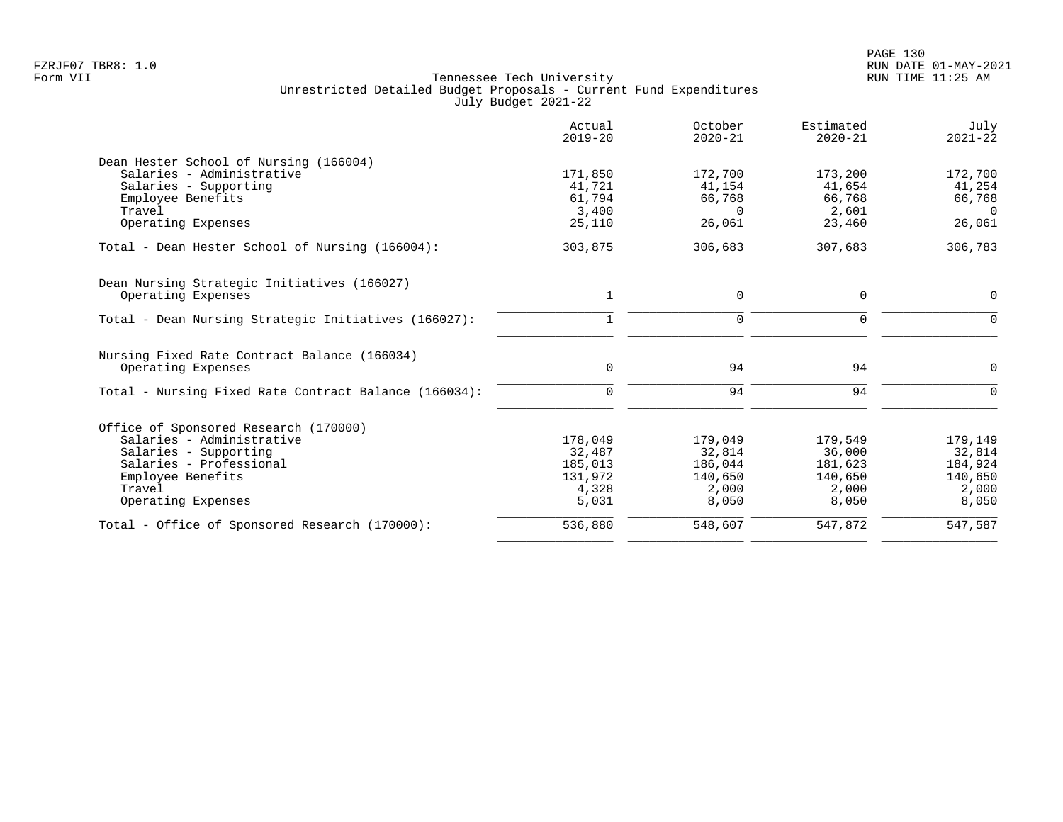Tennessee Tech University
Unrestricted Detailed Budget Proposals - Current Fund Expenditures
July Budget 2021-22

| | Actual 2019-20 | October 2020-21 | Estimated 2020-21 | July 2021-22 |
|---|---|---|---|---|
| **Dean Hester School of Nursing (166004)** | | | | |
| Salaries - Administrative | 171,850 | 172,700 | 173,200 | 172,700 |
| Salaries - Supporting | 41,721 | 41,154 | 41,654 | 41,254 |
| Employee Benefits | 61,794 | 66,768 | 66,768 | 66,768 |
| Travel | 3,400 | 0 | 2,601 | 0 |
| Operating Expenses | 25,110 | 26,061 | 23,460 | 26,061 |
| Total - Dean Hester School of Nursing (166004): | 303,875 | 306,683 | 307,683 | 306,783 |
| **Dean Nursing Strategic Initiatives (166027)** | | | | |
| Operating Expenses | 1 | 0 | 0 | 0 |
| Total - Dean Nursing Strategic Initiatives (166027): | 1 | 0 | 0 | 0 |
| **Nursing Fixed Rate Contract Balance (166034)** | | | | |
| Operating Expenses | 0 | 94 | 94 | 0 |
| Total - Nursing Fixed Rate Contract Balance (166034): | 0 | 94 | 94 | 0 |
| **Office of Sponsored Research (170000)** | | | | |
| Salaries - Administrative | 178,049 | 179,049 | 179,549 | 179,149 |
| Salaries - Supporting | 32,487 | 32,814 | 36,000 | 32,814 |
| Salaries - Professional | 185,013 | 186,044 | 181,623 | 184,924 |
| Employee Benefits | 131,972 | 140,650 | 140,650 | 140,650 |
| Travel | 4,328 | 2,000 | 2,000 | 2,000 |
| Operating Expenses | 5,031 | 8,050 | 8,050 | 8,050 |
| Total - Office of Sponsored Research (170000): | 536,880 | 548,607 | 547,872 | 547,587 |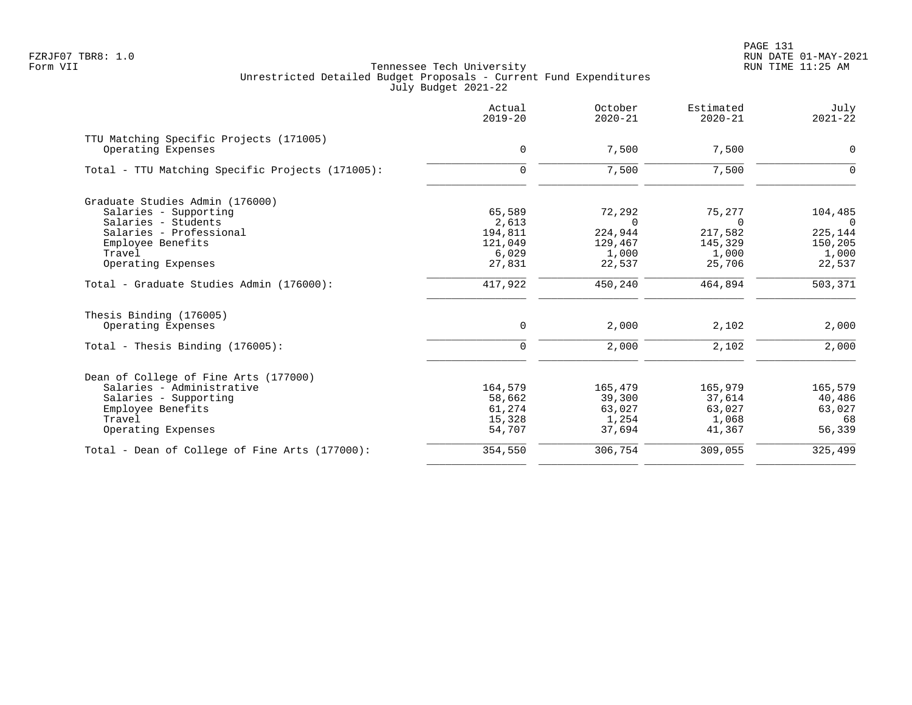Tennessee Tech University
Unrestricted Detailed Budget Proposals - Current Fund Expenditures
July Budget 2021-22

| | Actual 2019-20 | October 2020-21 | Estimated 2020-21 | July 2021-22 |
|---|---|---|---|---|
| **TTU Matching Specific Projects (171005)** | | | | |
| Operating Expenses | 0 | 7,500 | 7,500 | 0 |
| Total - TTU Matching Specific Projects (171005): | 0 | 7,500 | 7,500 | 0 |
| **Graduate Studies Admin (176000)** | | | | |
| Salaries - Supporting | 65,589 | 72,292 | 75,277 | 104,485 |
| Salaries - Students | 2,613 | 0 | 0 | 0 |
| Salaries - Professional | 194,811 | 224,944 | 217,582 | 225,144 |
| Employee Benefits | 121,049 | 129,467 | 145,329 | 150,205 |
| Travel | 6,029 | 1,000 | 1,000 | 1,000 |
| Operating Expenses | 27,831 | 22,537 | 25,706 | 22,537 |
| Total - Graduate Studies Admin (176000): | 417,922 | 450,240 | 464,894 | 503,371 |
| **Thesis Binding (176005)** | | | | |
| Operating Expenses | 0 | 2,000 | 2,102 | 2,000 |
| Total - Thesis Binding (176005): | 0 | 2,000 | 2,102 | 2,000 |
| **Dean of College of Fine Arts (177000)** | | | | |
| Salaries - Administrative | 164,579 | 165,479 | 165,979 | 165,579 |
| Salaries - Supporting | 58,662 | 39,300 | 37,614 | 40,486 |
| Employee Benefits | 61,274 | 63,027 | 63,027 | 63,027 |
| Travel | 15,328 | 1,254 | 1,068 | 68 |
| Operating Expenses | 54,707 | 37,694 | 41,367 | 56,339 |
| Total - Dean of College of Fine Arts (177000): | 354,550 | 306,754 | 309,055 | 325,499 |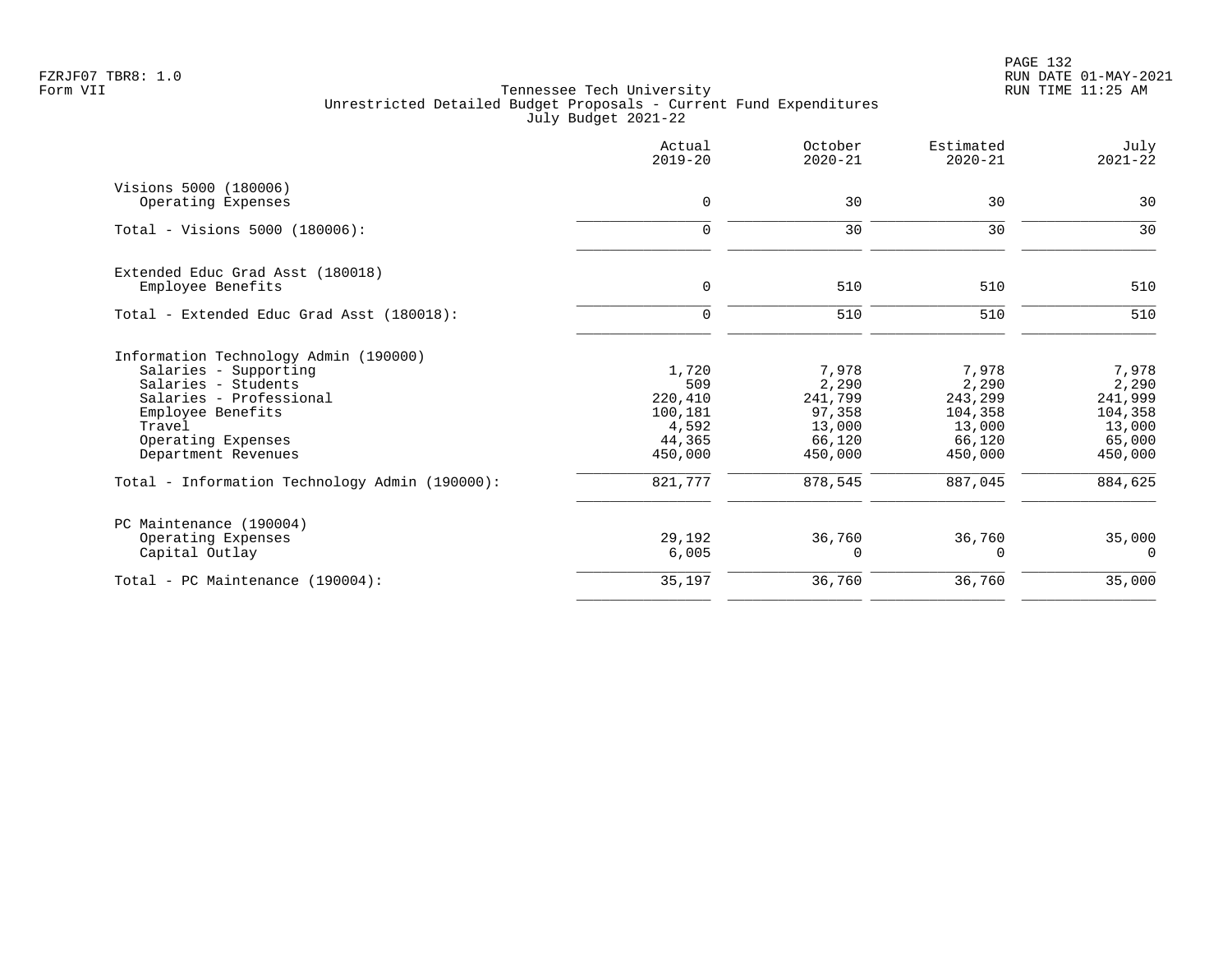Tennessee Tech University
Unrestricted Detailed Budget Proposals - Current Fund Expenditures
July Budget 2021-22

| | Actual 2019-20 | October 2020-21 | Estimated 2020-21 | July 2021-22 |
|---|---|---|---|---|
| **Visions 5000 (180006)** | | | | |
| Operating Expenses | 0 | 30 | 30 | 30 |
| Total - Visions 5000 (180006): | 0 | 30 | 30 | 30 |
| **Extended Educ Grad Asst (180018)** | | | | |
| Employee Benefits | 0 | 510 | 510 | 510 |
| Total - Extended Educ Grad Asst (180018): | 0 | 510 | 510 | 510 |
| **Information Technology Admin (190000)** | | | | |
| Salaries - Supporting | 1,720 | 7,978 | 7,978 | 7,978 |
| Salaries - Students | 509 | 2,290 | 2,290 | 2,290 |
| Salaries - Professional | 220,410 | 241,799 | 243,299 | 241,999 |
| Employee Benefits | 100,181 | 97,358 | 104,358 | 104,358 |
| Travel | 4,592 | 13,000 | 13,000 | 13,000 |
| Operating Expenses | 44,365 | 66,120 | 66,120 | 65,000 |
| Department Revenues | 450,000 | 450,000 | 450,000 | 450,000 |
| Total - Information Technology Admin (190000): | 821,777 | 878,545 | 887,045 | 884,625 |
| **PC Maintenance (190004)** | | | | |
| Operating Expenses | 29,192 | 36,760 | 36,760 | 35,000 |
| Capital Outlay | 6,005 | 0 | 0 | 0 |
| Total - PC Maintenance (190004): | 35,197 | 36,760 | 36,760 | 35,000 |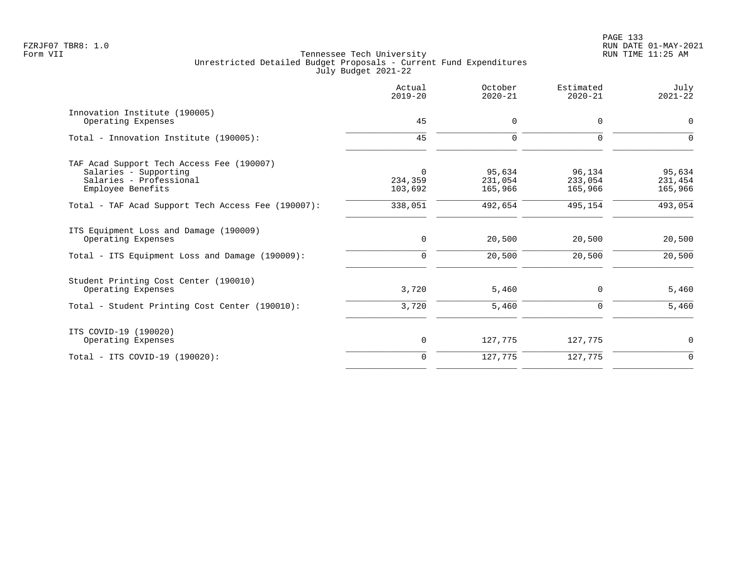Tennessee Tech University
Unrestricted Detailed Budget Proposals - Current Fund Expenditures
July Budget 2021-22

FZRJF07 TBR8: 1.0
Form VII

RUN DATE 01-MAY-2021
RUN TIME 11:25 AM

| | Actual 2019-20 | October 2020-21 | Estimated 2020-21 | July 2021-22 |
|---|---|---|---|---|
| **Innovation Institute (190005)** | | | | |
| Operating Expenses | 45 | 0 | 0 | 0 |
| Total - Innovation Institute (190005): | 45 | 0 | 0 | 0 |
| **TAF Acad Support Tech Access Fee (190007)** | | | | |
| Salaries - Supporting | 0 | 95,634 | 96,134 | 95,634 |
| Salaries - Professional | 234,359 | 231,054 | 233,054 | 231,454 |
| Employee Benefits | 103,692 | 165,966 | 165,966 | 165,966 |
| Total - TAF Acad Support Tech Access Fee (190007): | 338,051 | 492,654 | 495,154 | 493,054 |
| **ITS Equipment Loss and Damage (190009)** | | | | |
| Operating Expenses | 0 | 20,500 | 20,500 | 20,500 |
| Total - ITS Equipment Loss and Damage (190009): | 0 | 20,500 | 20,500 | 20,500 |
| **Student Printing Cost Center (190010)** | | | | |
| Operating Expenses | 3,720 | 5,460 | 0 | 5,460 |
| Total - Student Printing Cost Center (190010): | 3,720 | 5,460 | 0 | 5,460 |
| **ITS COVID-19 (190020)** | | | | |
| Operating Expenses | 0 | 127,775 | 127,775 | 0 |
| Total - ITS COVID-19 (190020): | 0 | 127,775 | 127,775 | 0 |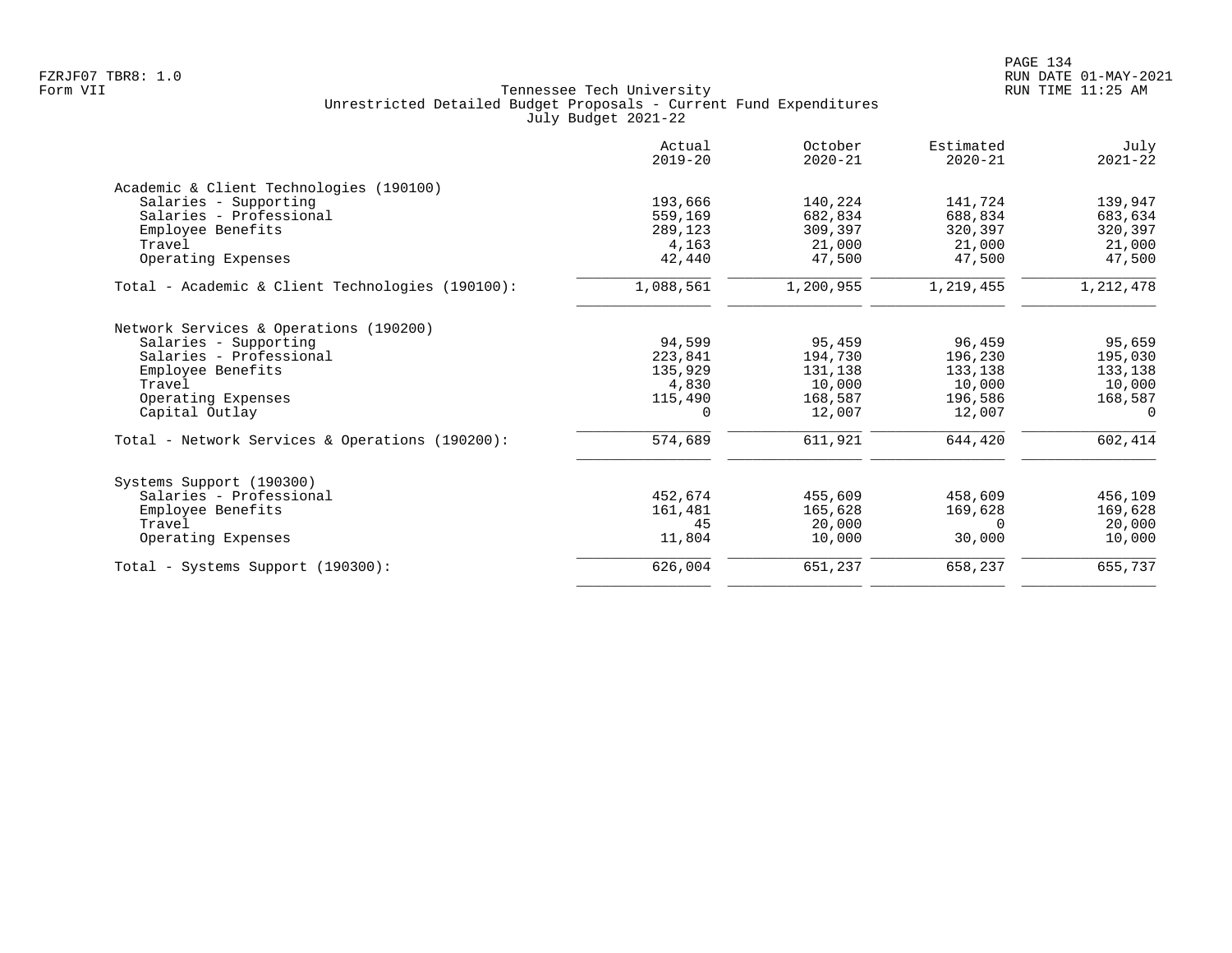Tennessee Tech University
Unrestricted Detailed Budget Proposals - Current Fund Expenditures
July Budget 2021-22

| | Actual 2019-20 | October 2020-21 | Estimated 2020-21 | July 2021-22 |
|---|---|---|---|---|
| **Academic & Client Technologies (190100)** | | | | |
| Salaries - Supporting | 193,666 | 140,224 | 141,724 | 139,947 |
| Salaries - Professional | 559,169 | 682,834 | 688,834 | 683,634 |
| Employee Benefits | 289,123 | 309,397 | 320,397 | 320,397 |
| Travel | 4,163 | 21,000 | 21,000 | 21,000 |
| Operating Expenses | 42,440 | 47,500 | 47,500 | 47,500 |
| Total - Academic & Client Technologies (190100): | 1,088,561 | 1,200,955 | 1,219,455 | 1,212,478 |
| **Network Services & Operations (190200)** | | | | |
| Salaries - Supporting | 94,599 | 95,459 | 96,459 | 95,659 |
| Salaries - Professional | 223,841 | 194,730 | 196,230 | 195,030 |
| Employee Benefits | 135,929 | 131,138 | 133,138 | 133,138 |
| Travel | 4,830 | 10,000 | 10,000 | 10,000 |
| Operating Expenses | 115,490 | 168,587 | 196,586 | 168,587 |
| Capital Outlay | 0 | 12,007 | 12,007 | 0 |
| Total - Network Services & Operations (190200): | 574,689 | 611,921 | 644,420 | 602,414 |
| **Systems Support (190300)** | | | | |
| Salaries - Professional | 452,674 | 455,609 | 458,609 | 456,109 |
| Employee Benefits | 161,481 | 165,628 | 169,628 | 169,628 |
| Travel | 45 | 20,000 | 0 | 20,000 |
| Operating Expenses | 11,804 | 10,000 | 30,000 | 10,000 |
| Total - Systems Support (190300): | 626,004 | 651,237 | 658,237 | 655,737 |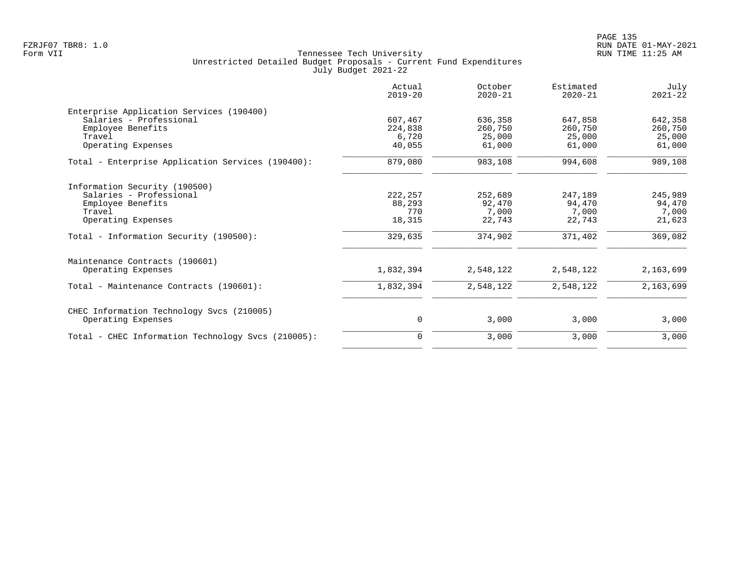Tennessee Tech University
Unrestricted Detailed Budget Proposals - Current Fund Expenditures
July Budget 2021-22

| | Actual 2019-20 | October 2020-21 | Estimated 2020-21 | July 2021-22 |
|---|---|---|---|---|
| Enterprise Application Services (190400) | | | | |
| Salaries - Professional | 607,467 | 636,358 | 647,858 | 642,358 |
| Employee Benefits | 224,838 | 260,750 | 260,750 | 260,750 |
| Travel | 6,720 | 25,000 | 25,000 | 25,000 |
| Operating Expenses | 40,055 | 61,000 | 61,000 | 61,000 |
| Total - Enterprise Application Services (190400): | 879,080 | 983,108 | 994,608 | 989,108 |
| Information Security (190500) | | | | |
| Salaries - Professional | 222,257 | 252,689 | 247,189 | 245,989 |
| Employee Benefits | 88,293 | 92,470 | 94,470 | 94,470 |
| Travel | 770 | 7,000 | 7,000 | 7,000 |
| Operating Expenses | 18,315 | 22,743 | 22,743 | 21,623 |
| Total - Information Security (190500): | 329,635 | 374,902 | 371,402 | 369,082 |
| Maintenance Contracts (190601) | | | | |
| Operating Expenses | 1,832,394 | 2,548,122 | 2,548,122 | 2,163,699 |
| Total - Maintenance Contracts (190601): | 1,832,394 | 2,548,122 | 2,548,122 | 2,163,699 |
| CHEC Information Technology Svcs (210005) | | | | |
| Operating Expenses | 0 | 3,000 | 3,000 | 3,000 |
| Total - CHEC Information Technology Svcs (210005): | 0 | 3,000 | 3,000 | 3,000 |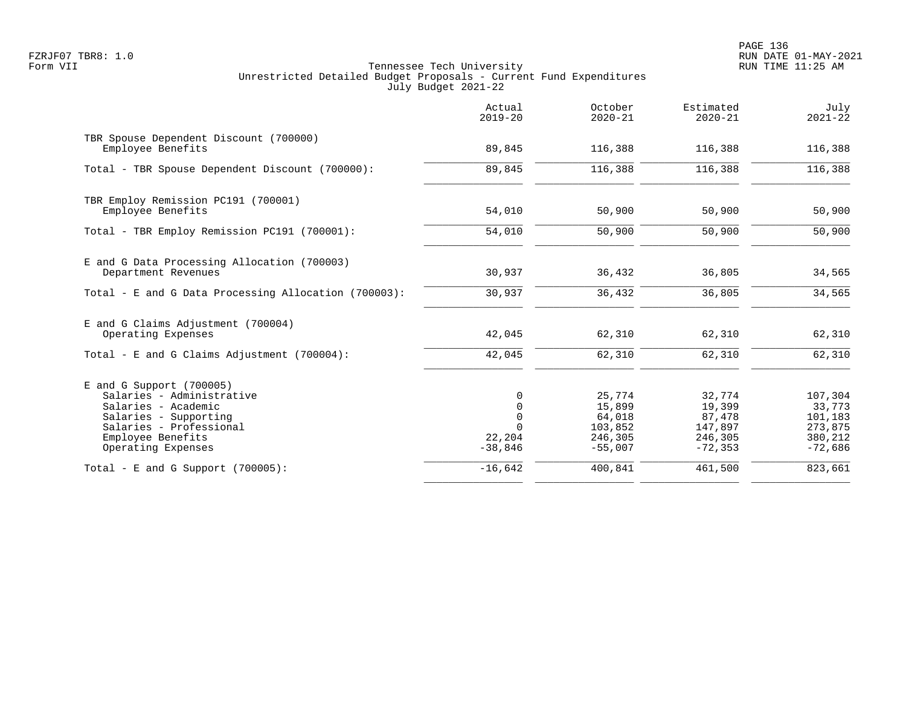Tennessee Tech University
Unrestricted Detailed Budget Proposals - Current Fund Expenditures
July Budget 2021-22

| | Actual 2019-20 | October 2020-21 | Estimated 2020-21 | July 2021-22 |
|---|---|---|---|---|
| TBR Spouse Dependent Discount (700000) | | | | |
| Employee Benefits | 89,845 | 116,388 | 116,388 | 116,388 |
| Total - TBR Spouse Dependent Discount (700000): | 89,845 | 116,388 | 116,388 | 116,388 |
| TBR Employ Remission PC191 (700001) | | | | |
| Employee Benefits | 54,010 | 50,900 | 50,900 | 50,900 |
| Total - TBR Employ Remission PC191 (700001): | 54,010 | 50,900 | 50,900 | 50,900 |
| E and G Data Processing Allocation (700003) | | | | |
| Department Revenues | 30,937 | 36,432 | 36,805 | 34,565 |
| Total - E and G Data Processing Allocation (700003): | 30,937 | 36,432 | 36,805 | 34,565 |
| E and G Claims Adjustment (700004) | | | | |
| Operating Expenses | 42,045 | 62,310 | 62,310 | 62,310 |
| Total - E and G Claims Adjustment (700004): | 42,045 | 62,310 | 62,310 | 62,310 |
| E and G Support (700005) | | | | |
| Salaries - Administrative | 0 | 25,774 | 32,774 | 107,304 |
| Salaries - Academic | 0 | 15,899 | 19,399 | 33,773 |
| Salaries - Supporting | 0 | 64,018 | 87,478 | 101,183 |
| Salaries - Professional | 0 | 103,852 | 147,897 | 273,875 |
| Employee Benefits | 22,204 | 246,305 | 246,305 | 380,212 |
| Operating Expenses | -38,846 | -55,007 | -72,353 | -72,686 |
| Total - E and G Support (700005): | -16,642 | 400,841 | 461,500 | 823,661 |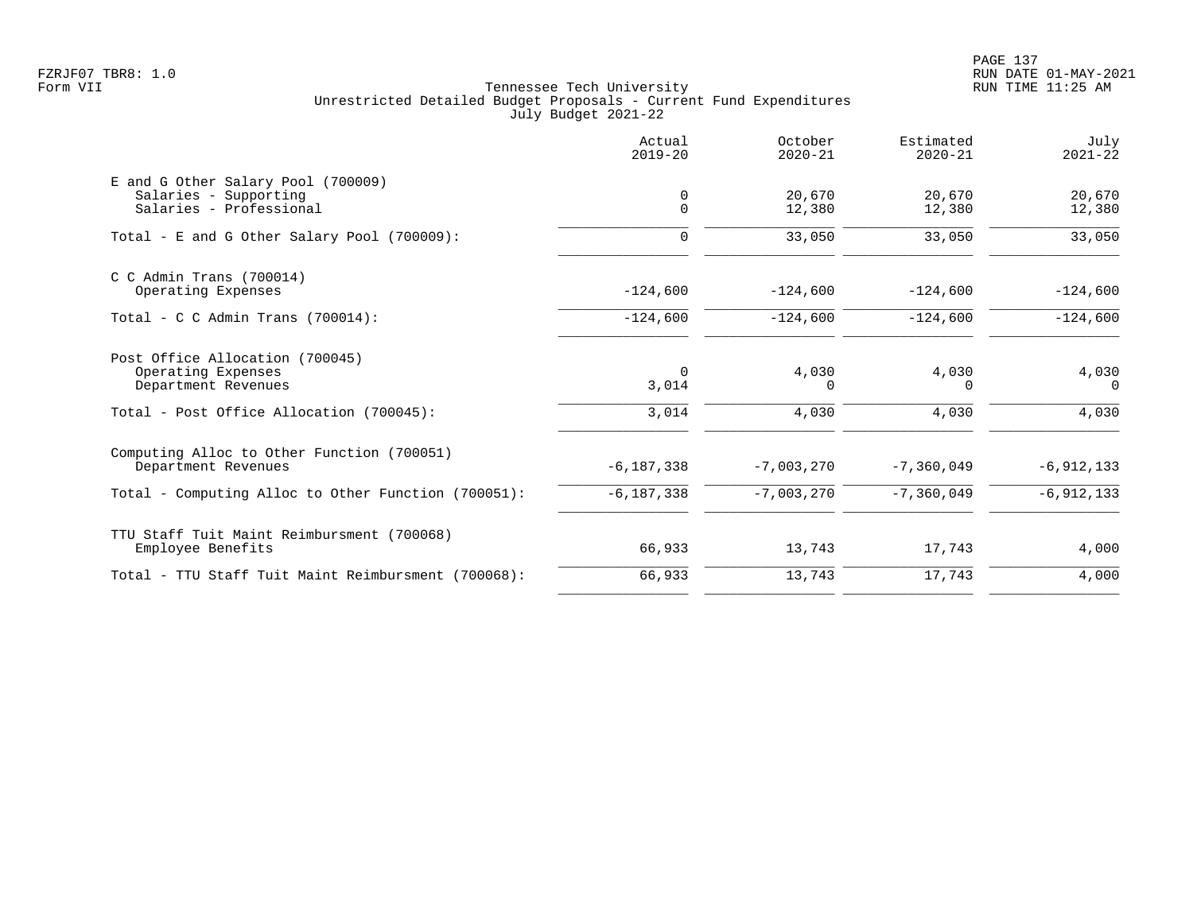Tennessee Tech University
Unrestricted Detailed Budget Proposals - Current Fund Expenditures
July Budget 2021-22

| | Actual 2019-20 | October 2020-21 | Estimated 2020-21 | July 2021-22 |
|---|---|---|---|---|
| E and G Other Salary Pool (700009) | | | | |
| Salaries - Supporting | 0 | 20,670 | 20,670 | 20,670 |
| Salaries - Professional | 0 | 12,380 | 12,380 | 12,380 |
| Total - E and G Other Salary Pool (700009): | 0 | 33,050 | 33,050 | 33,050 |
| C C Admin Trans (700014) | | | | |
| Operating Expenses | -124,600 | -124,600 | -124,600 | -124,600 |
| Total - C C Admin Trans (700014): | -124,600 | -124,600 | -124,600 | -124,600 |
| Post Office Allocation (700045) | | | | |
| Operating Expenses | 0 | 4,030 | 4,030 | 4,030 |
| Department Revenues | 3,014 | 0 | 0 | 0 |
| Total - Post Office Allocation (700045): | 3,014 | 4,030 | 4,030 | 4,030 |
| Computing Alloc to Other Function (700051) | | | | |
| Department Revenues | -6,187,338 | -7,003,270 | -7,360,049 | -6,912,133 |
| Total - Computing Alloc to Other Function (700051): | -6,187,338 | -7,003,270 | -7,360,049 | -6,912,133 |
| TTU Staff Tuit Maint Reimbursment (700068) | | | | |
| Employee Benefits | 66,933 | 13,743 | 17,743 | 4,000 |
| Total - TTU Staff Tuit Maint Reimbursment (700068): | 66,933 | 13,743 | 17,743 | 4,000 |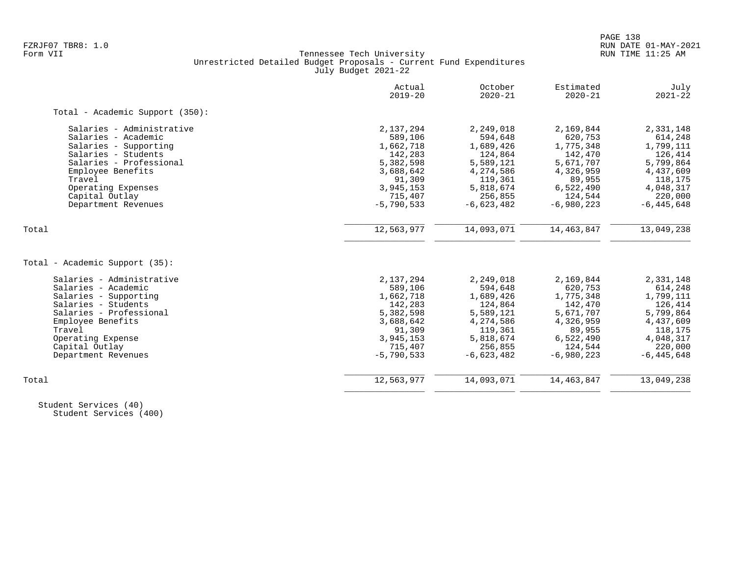FZRJF07 TBR8: 1.0
Form VII

Tennessee Tech University
Unrestricted Detailed Budget Proposals - Current Fund Expenditures
July Budget 2021-22

RUN DATE 01-MAY-2021
RUN TIME 11:25 AM

| | Actual 2019-20 | October 2020-21 | Estimated 2020-21 | July 2021-22 |
|---|---|---|---|---|
| **Total - Academic Support (350):** | | | | |
| Salaries - Administrative | 2,137,294 | 2,249,018 | 2,169,844 | 2,331,148 |
| Salaries - Academic | 589,106 | 594,648 | 620,753 | 614,248 |
| Salaries - Supporting | 1,662,718 | 1,689,426 | 1,775,348 | 1,799,111 |
| Salaries - Students | 142,283 | 124,864 | 142,470 | 126,414 |
| Salaries - Professional | 5,382,598 | 5,589,121 | 5,671,707 | 5,799,864 |
| Employee Benefits | 3,688,642 | 4,274,586 | 4,326,959 | 4,437,609 |
| Travel | 91,309 | 119,361 | 89,955 | 118,175 |
| Operating Expenses | 3,945,153 | 5,818,674 | 6,522,490 | 4,048,317 |
| Capital Outlay | 715,407 | 256,855 | 124,544 | 220,000 |
| Department Revenues | -5,790,533 | -6,623,482 | -6,980,223 | -6,445,648 |
| Total | 12,563,977 | 14,093,071 | 14,463,847 | 13,049,238 |
| **Total - Academic Support (35):** | | | | |
| Salaries - Administrative | 2,137,294 | 2,249,018 | 2,169,844 | 2,331,148 |
| Salaries - Academic | 589,106 | 594,648 | 620,753 | 614,248 |
| Salaries - Supporting | 1,662,718 | 1,689,426 | 1,775,348 | 1,799,111 |
| Salaries - Students | 142,283 | 124,864 | 142,470 | 126,414 |
| Salaries - Professional | 5,382,598 | 5,589,121 | 5,671,707 | 5,799,864 |
| Employee Benefits | 3,688,642 | 4,274,586 | 4,326,959 | 4,437,609 |
| Travel | 91,309 | 119,361 | 89,955 | 118,175 |
| Operating Expense | 3,945,153 | 5,818,674 | 6,522,490 | 4,048,317 |
| Capital Outlay | 715,407 | 256,855 | 124,544 | 220,000 |
| Department Revenues | -5,790,533 | -6,623,482 | -6,980,223 | -6,445,648 |
| Total | 12,563,977 | 14,093,071 | 14,463,847 | 13,049,238 |

Student Services (40)
Student Services (400)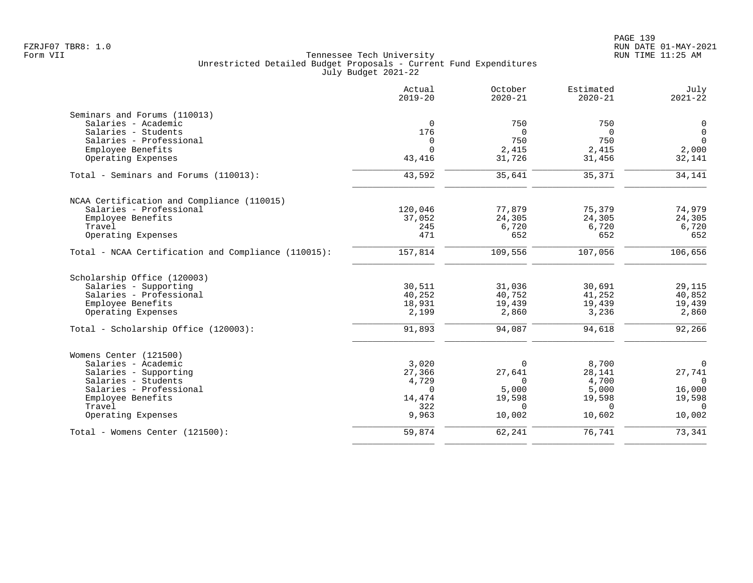Tennessee Tech University
Unrestricted Detailed Budget Proposals - Current Fund Expenditures
July Budget 2021-22

| | Actual 2019-20 | October 2020-21 | Estimated 2020-21 | July 2021-22 |
|---|---|---|---|---|
| **Seminars and Forums (110013)** | | | | |
| Salaries - Academic | 0 | 750 | 750 | 0 |
| Salaries - Students | 176 | 0 | 0 | 0 |
| Salaries - Professional | 0 | 750 | 750 | 0 |
| Employee Benefits | 0 | 2,415 | 2,415 | 2,000 |
| Operating Expenses | 43,416 | 31,726 | 31,456 | 32,141 |
| Total - Seminars and Forums (110013): | 43,592 | 35,641 | 35,371 | 34,141 |
| **NCAA Certification and Compliance (110015)** | | | | |
| Salaries - Professional | 120,046 | 77,879 | 75,379 | 74,979 |
| Employee Benefits | 37,052 | 24,305 | 24,305 | 24,305 |
| Travel | 245 | 6,720 | 6,720 | 6,720 |
| Operating Expenses | 471 | 652 | 652 | 652 |
| Total - NCAA Certification and Compliance (110015): | 157,814 | 109,556 | 107,056 | 106,656 |
| **Scholarship Office (120003)** | | | | |
| Salaries - Supporting | 30,511 | 31,036 | 30,691 | 29,115 |
| Salaries - Professional | 40,252 | 40,752 | 41,252 | 40,852 |
| Employee Benefits | 18,931 | 19,439 | 19,439 | 19,439 |
| Operating Expenses | 2,199 | 2,860 | 3,236 | 2,860 |
| Total - Scholarship Office (120003): | 91,893 | 94,087 | 94,618 | 92,266 |
| **Womens Center (121500)** | | | | |
| Salaries - Academic | 3,020 | 0 | 8,700 | 0 |
| Salaries - Supporting | 27,366 | 27,641 | 28,141 | 27,741 |
| Salaries - Students | 4,729 | 0 | 4,700 | 0 |
| Salaries - Professional | 0 | 5,000 | 5,000 | 16,000 |
| Employee Benefits | 14,474 | 19,598 | 19,598 | 19,598 |
| Travel | 322 | 0 | 0 | 0 |
| Operating Expenses | 9,963 | 10,002 | 10,602 | 10,002 |
| Total - Womens Center (121500): | 59,874 | 62,241 | 76,741 | 73,341 |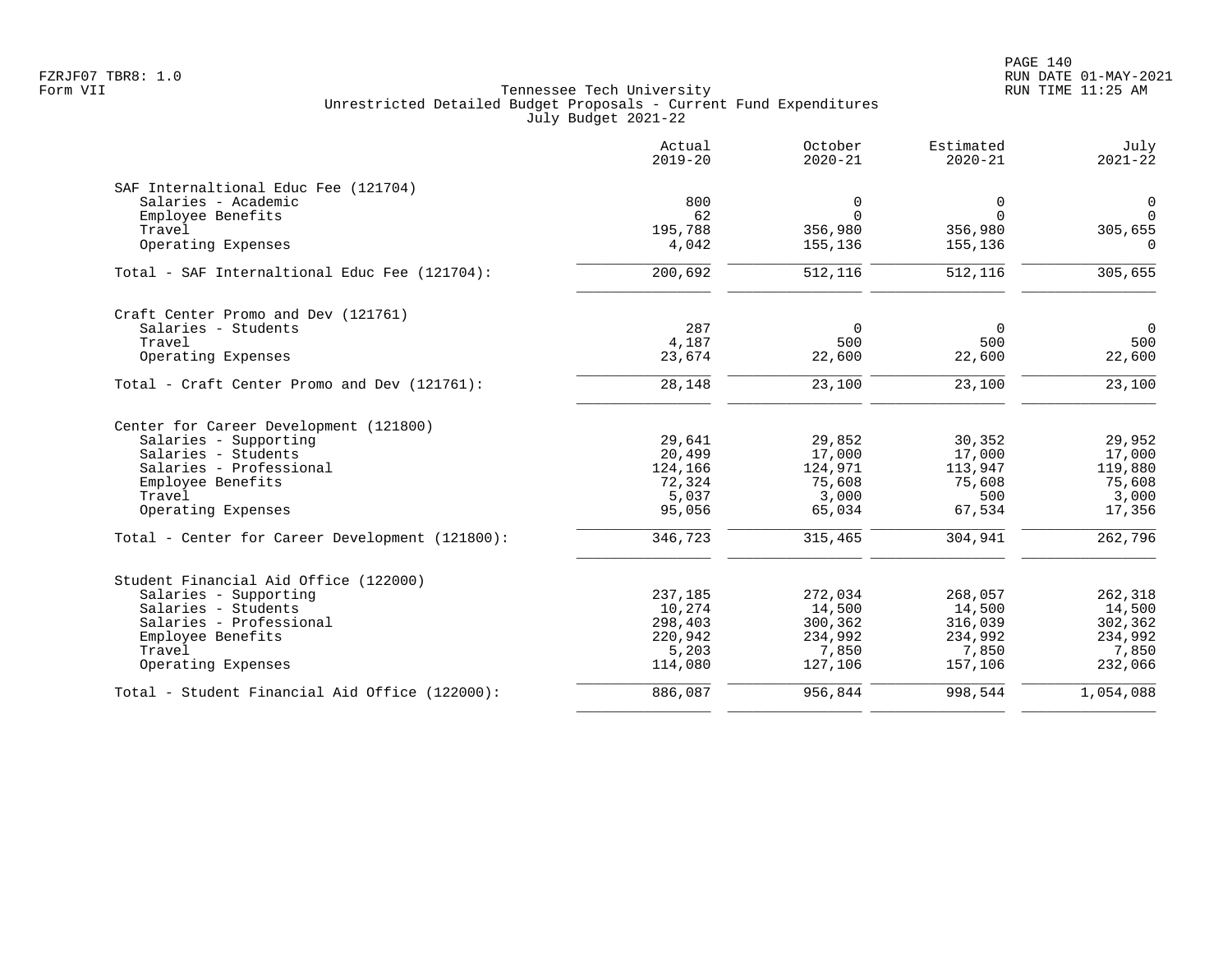Tennessee Tech University
Unrestricted Detailed Budget Proposals - Current Fund Expenditures
July Budget 2021-22

| | Actual 2019-20 | October 2020-21 | Estimated 2020-21 | July 2021-22 |
|---|---|---|---|---|
| **SAF Internaltional Educ Fee (121704)** | | | | |
| Salaries - Academic | 800 | 0 | 0 | 0 |
| Employee Benefits | 62 | 0 | 0 | 0 |
| Travel | 195,788 | 356,980 | 356,980 | 305,655 |
| Operating Expenses | 4,042 | 155,136 | 155,136 | 0 |
| Total - SAF Internaltional Educ Fee (121704): | 200,692 | 512,116 | 512,116 | 305,655 |
| **Craft Center Promo and Dev (121761)** | | | | |
| Salaries - Students | 287 | 0 | 0 | 0 |
| Travel | 4,187 | 500 | 500 | 500 |
| Operating Expenses | 23,674 | 22,600 | 22,600 | 22,600 |
| Total - Craft Center Promo and Dev (121761): | 28,148 | 23,100 | 23,100 | 23,100 |
| **Center for Career Development (121800)** | | | | |
| Salaries - Supporting | 29,641 | 29,852 | 30,352 | 29,952 |
| Salaries - Students | 20,499 | 17,000 | 17,000 | 17,000 |
| Salaries - Professional | 124,166 | 124,971 | 113,947 | 119,880 |
| Employee Benefits | 72,324 | 75,608 | 75,608 | 75,608 |
| Travel | 5,037 | 3,000 | 500 | 3,000 |
| Operating Expenses | 95,056 | 65,034 | 67,534 | 17,356 |
| Total - Center for Career Development (121800): | 346,723 | 315,465 | 304,941 | 262,796 |
| **Student Financial Aid Office (122000)** | | | | |
| Salaries - Supporting | 237,185 | 272,034 | 268,057 | 262,318 |
| Salaries - Students | 10,274 | 14,500 | 14,500 | 14,500 |
| Salaries - Professional | 298,403 | 300,362 | 316,039 | 302,362 |
| Employee Benefits | 220,942 | 234,992 | 234,992 | 234,992 |
| Travel | 5,203 | 7,850 | 7,850 | 7,850 |
| Operating Expenses | 114,080 | 127,106 | 157,106 | 232,066 |
| Total - Student Financial Aid Office (122000): | 886,087 | 956,844 | 998,544 | 1,054,088 |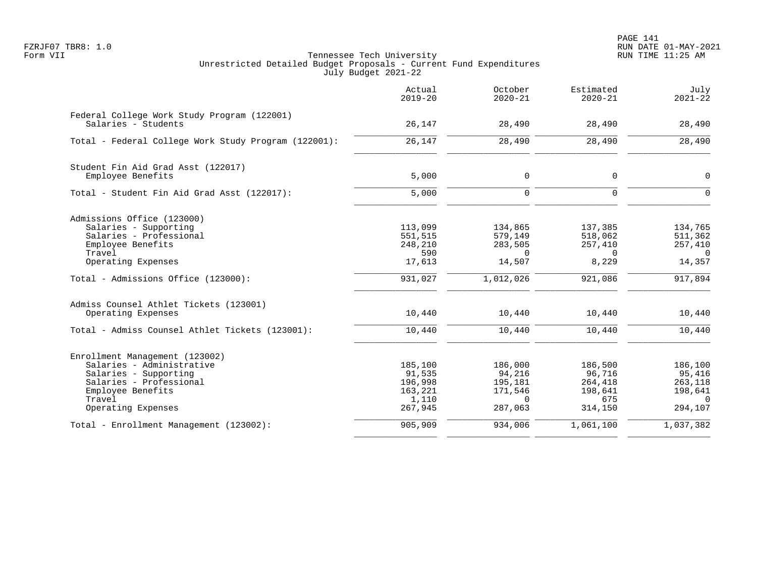Tennessee Tech University
Unrestricted Detailed Budget Proposals - Current Fund Expenditures
July Budget 2021-22

| | Actual 2019-20 | October 2020-21 | Estimated 2020-21 | July 2021-22 |
|---|---|---|---|---|
| **Federal College Work Study Program (122001)** | | | | |
| Salaries - Students | 26,147 | 28,490 | 28,490 | 28,490 |
| Total - Federal College Work Study Program (122001): | 26,147 | 28,490 | 28,490 | 28,490 |
| **Student Fin Aid Grad Asst (122017)** | | | | |
| Employee Benefits | 5,000 | 0 | 0 | 0 |
| Total - Student Fin Aid Grad Asst (122017): | 5,000 | 0 | 0 | 0 |
| **Admissions Office (123000)** | | | | |
| Salaries - Supporting | 113,099 | 134,865 | 137,385 | 134,765 |
| Salaries - Professional | 551,515 | 579,149 | 518,062 | 511,362 |
| Employee Benefits | 248,210 | 283,505 | 257,410 | 257,410 |
| Travel | 590 | 0 | 0 | 0 |
| Operating Expenses | 17,613 | 14,507 | 8,229 | 14,357 |
| Total - Admissions Office (123000): | 931,027 | 1,012,026 | 921,086 | 917,894 |
| **Admiss Counsel Athlet Tickets (123001)** | | | | |
| Operating Expenses | 10,440 | 10,440 | 10,440 | 10,440 |
| Total - Admiss Counsel Athlet Tickets (123001): | 10,440 | 10,440 | 10,440 | 10,440 |
| **Enrollment Management (123002)** | | | | |
| Salaries - Administrative | 185,100 | 186,000 | 186,500 | 186,100 |
| Salaries - Supporting | 91,535 | 94,216 | 96,716 | 95,416 |
| Salaries - Professional | 196,998 | 195,181 | 264,418 | 263,118 |
| Employee Benefits | 163,221 | 171,546 | 198,641 | 198,641 |
| Travel | 1,110 | 0 | 675 | 0 |
| Operating Expenses | 267,945 | 287,063 | 314,150 | 294,107 |
| Total - Enrollment Management (123002): | 905,909 | 934,006 | 1,061,100 | 1,037,382 |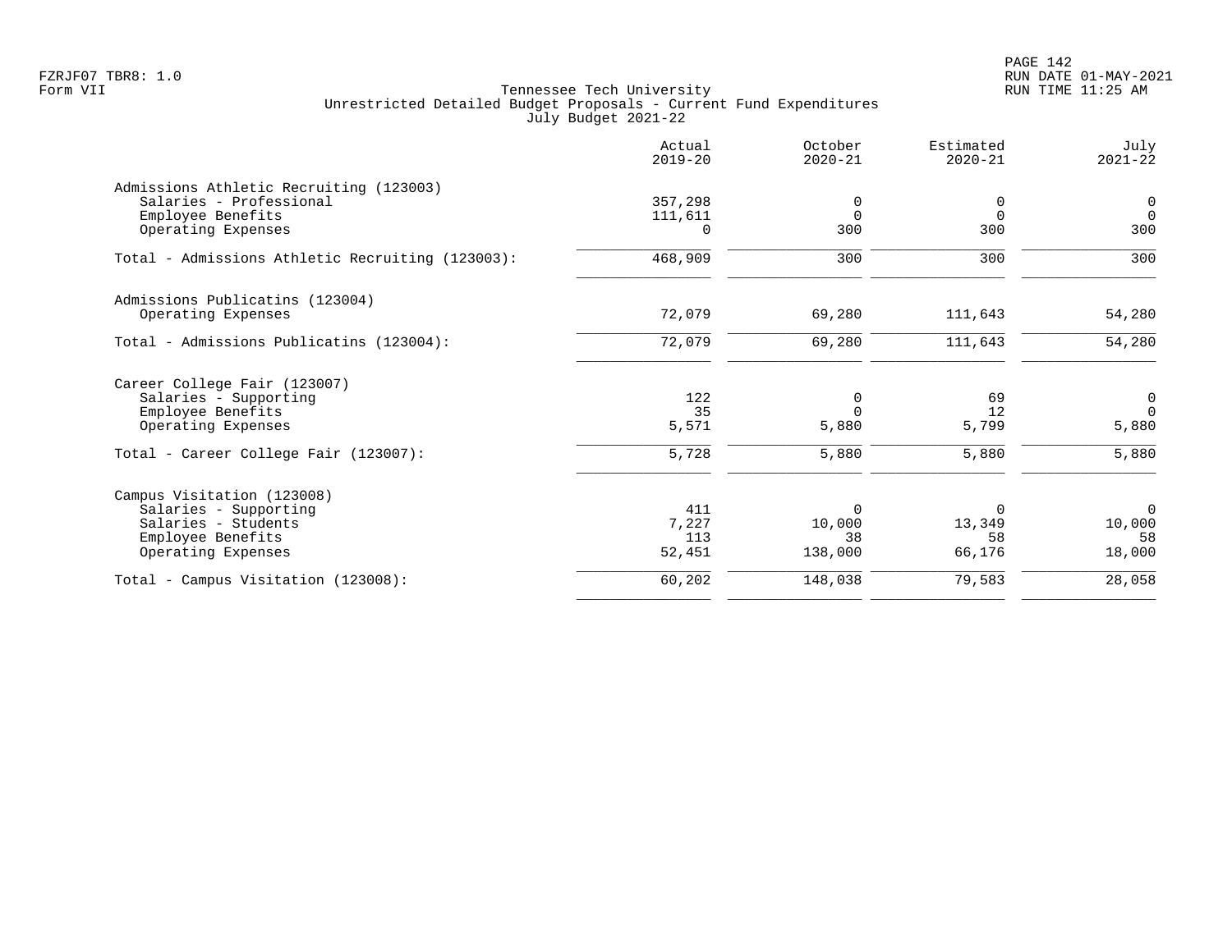Tennessee Tech University
Unrestricted Detailed Budget Proposals - Current Fund Expenditures
July Budget 2021-22

| | Actual 2019-20 | October 2020-21 | Estimated 2020-21 | July 2021-22 |
|---|---|---|---|---|
| **Admissions Athletic Recruiting (123003)** | | | | |
| Salaries - Professional | 357,298 | 0 | 0 | 0 |
| Employee Benefits | 111,611 | 0 | 0 | 0 |
| Operating Expenses | 0 | 300 | 300 | 300 |
| Total - Admissions Athletic Recruiting (123003): | 468,909 | 300 | 300 | 300 |
| **Admissions Publicatins (123004)** | | | | |
| Operating Expenses | 72,079 | 69,280 | 111,643 | 54,280 |
| Total - Admissions Publicatins (123004): | 72,079 | 69,280 | 111,643 | 54,280 |
| **Career College Fair (123007)** | | | | |
| Salaries - Supporting | 122 | 0 | 69 | 0 |
| Employee Benefits | 35 | 0 | 12 | 0 |
| Operating Expenses | 5,571 | 5,880 | 5,799 | 5,880 |
| Total - Career College Fair (123007): | 5,728 | 5,880 | 5,880 | 5,880 |
| **Campus Visitation (123008)** | | | | |
| Salaries - Supporting | 411 | 0 | 0 | 0 |
| Salaries - Students | 7,227 | 10,000 | 13,349 | 10,000 |
| Employee Benefits | 113 | 38 | 58 | 58 |
| Operating Expenses | 52,451 | 138,000 | 66,176 | 18,000 |
| Total - Campus Visitation (123008): | 60,202 | 148,038 | 79,583 | 28,058 |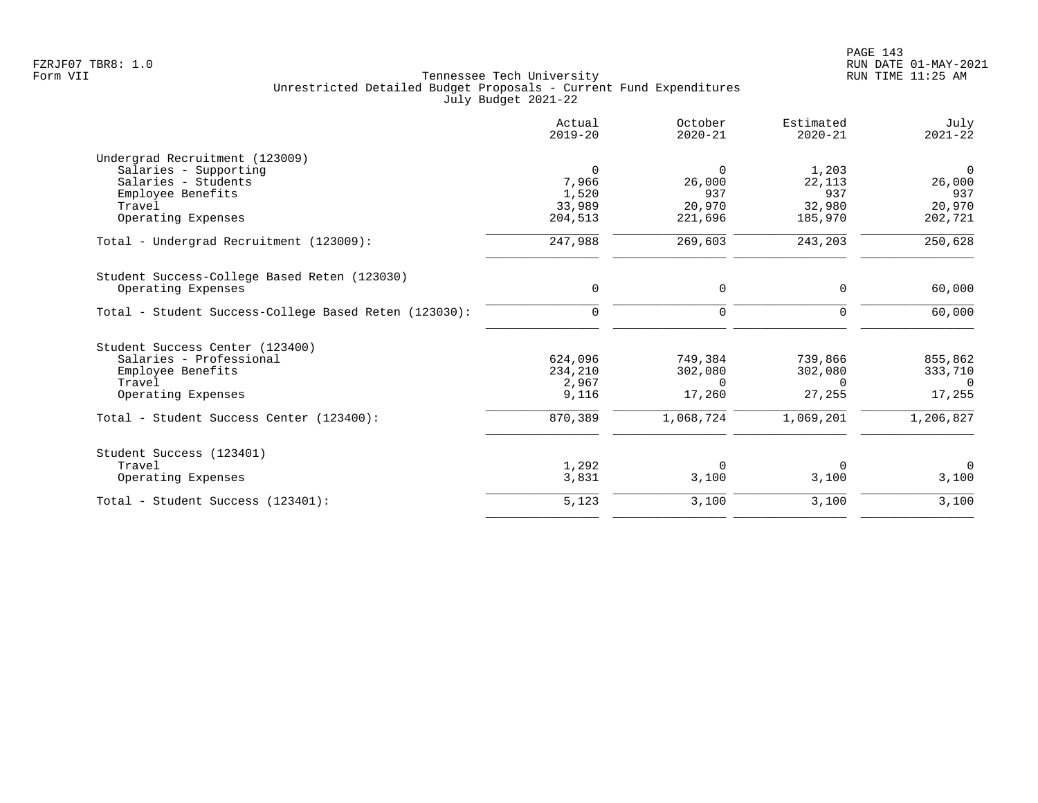Tennessee Tech University
Unrestricted Detailed Budget Proposals - Current Fund Expenditures
July Budget 2021-22

| | Actual 2019-20 | October 2020-21 | Estimated 2020-21 | July 2021-22 |
|---|---:|---:|---:|---:|
| **Undergrad Recruitment (123009)** | | | | |
| Salaries - Supporting | 0 | 0 | 1,203 | 0 |
| Salaries - Students | 7,966 | 26,000 | 22,113 | 26,000 |
| Employee Benefits | 1,520 | 937 | 937 | 937 |
| Travel | 33,989 | 20,970 | 32,980 | 20,970 |
| Operating Expenses | 204,513 | 221,696 | 185,970 | 202,721 |
| Total - Undergrad Recruitment (123009): | 247,988 | 269,603 | 243,203 | 250,628 |
| **Student Success-College Based Reten (123030)** | | | | |
| Operating Expenses | 0 | 0 | 0 | 60,000 |
| Total - Student Success-College Based Reten (123030): | 0 | 0 | 0 | 60,000 |
| **Student Success Center (123400)** | | | | |
| Salaries - Professional | 624,096 | 749,384 | 739,866 | 855,862 |
| Employee Benefits | 234,210 | 302,080 | 302,080 | 333,710 |
| Travel | 2,967 | 0 | 0 | 0 |
| Operating Expenses | 9,116 | 17,260 | 27,255 | 17,255 |
| Total - Student Success Center (123400): | 870,389 | 1,068,724 | 1,069,201 | 1,206,827 |
| **Student Success (123401)** | | | | |
| Travel | 1,292 | 0 | 0 | 0 |
| Operating Expenses | 3,831 | 3,100 | 3,100 | 3,100 |
| Total - Student Success (123401): | 5,123 | 3,100 | 3,100 | 3,100 |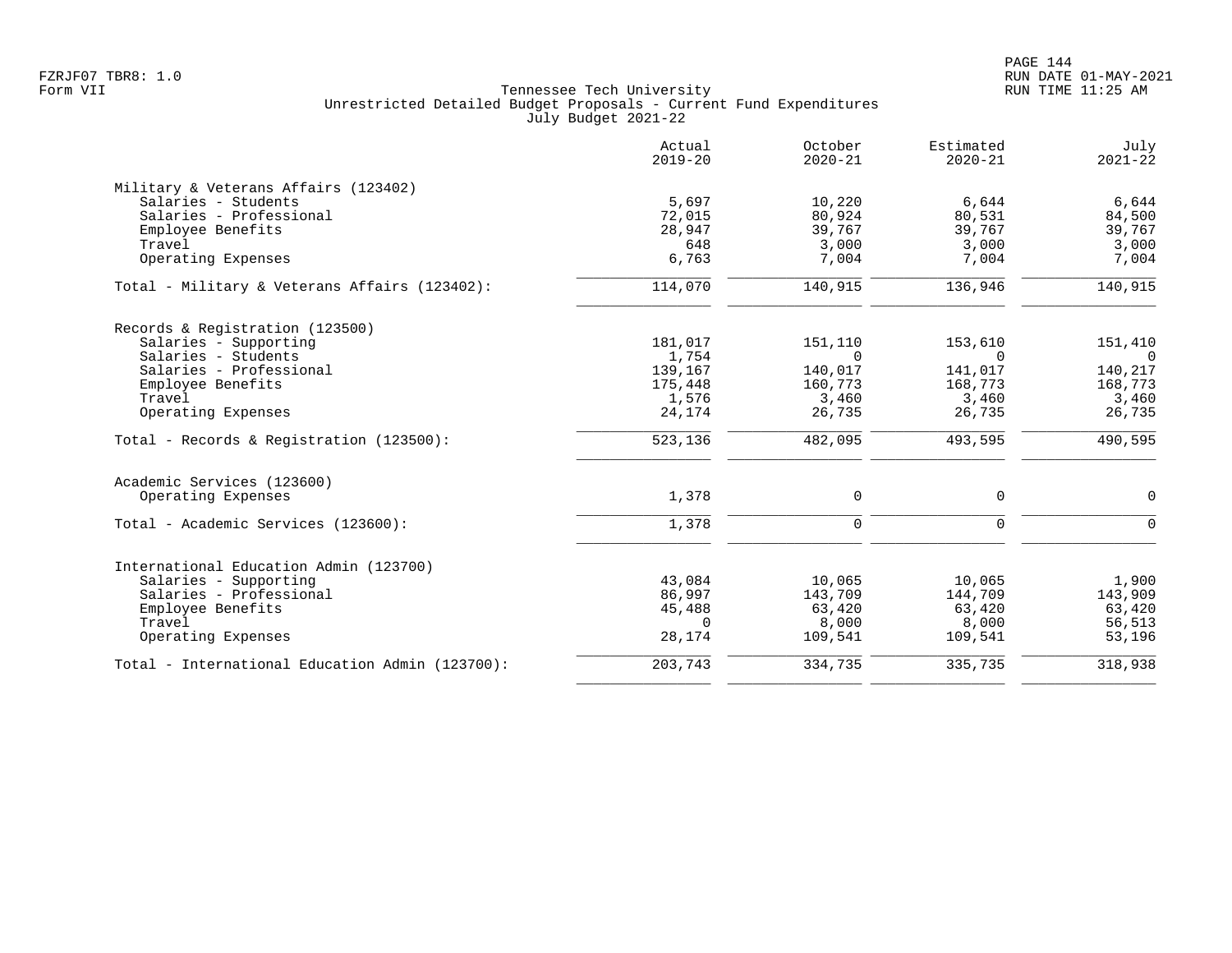FZRJF07 TBR8: 1.0
Form VII

Tennessee Tech University
Unrestricted Detailed Budget Proposals - Current Fund Expenditures
July Budget 2021-22

RUN DATE 01-MAY-2021
RUN TIME 11:25 AM

| | Actual 2019-20 | October 2020-21 | Estimated 2020-21 | July 2021-22 |
|---|---|---|---|---|
| Military & Veterans Affairs (123402) | | | | |
| Salaries - Students | 5,697 | 10,220 | 6,644 | 6,644 |
| Salaries - Professional | 72,015 | 80,924 | 80,531 | 84,500 |
| Employee Benefits | 28,947 | 39,767 | 39,767 | 39,767 |
| Travel | 648 | 3,000 | 3,000 | 3,000 |
| Operating Expenses | 6,763 | 7,004 | 7,004 | 7,004 |
| Total - Military & Veterans Affairs (123402): | 114,070 | 140,915 | 136,946 | 140,915 |
| Records & Registration (123500) | | | | |
| Salaries - Supporting | 181,017 | 151,110 | 153,610 | 151,410 |
| Salaries - Students | 1,754 | 0 | 0 | 0 |
| Salaries - Professional | 139,167 | 140,017 | 141,017 | 140,217 |
| Employee Benefits | 175,448 | 160,773 | 168,773 | 168,773 |
| Travel | 1,576 | 3,460 | 3,460 | 3,460 |
| Operating Expenses | 24,174 | 26,735 | 26,735 | 26,735 |
| Total - Records & Registration (123500): | 523,136 | 482,095 | 493,595 | 490,595 |
| Academic Services (123600) | | | | |
| Operating Expenses | 1,378 | 0 | 0 | 0 |
| Total - Academic Services (123600): | 1,378 | 0 | 0 | 0 |
| International Education Admin (123700) | | | | |
| Salaries - Supporting | 43,084 | 10,065 | 10,065 | 1,900 |
| Salaries - Professional | 86,997 | 143,709 | 144,709 | 143,909 |
| Employee Benefits | 45,488 | 63,420 | 63,420 | 63,420 |
| Travel | 0 | 8,000 | 8,000 | 56,513 |
| Operating Expenses | 28,174 | 109,541 | 109,541 | 53,196 |
| Total - International Education Admin (123700): | 203,743 | 334,735 | 335,735 | 318,938 |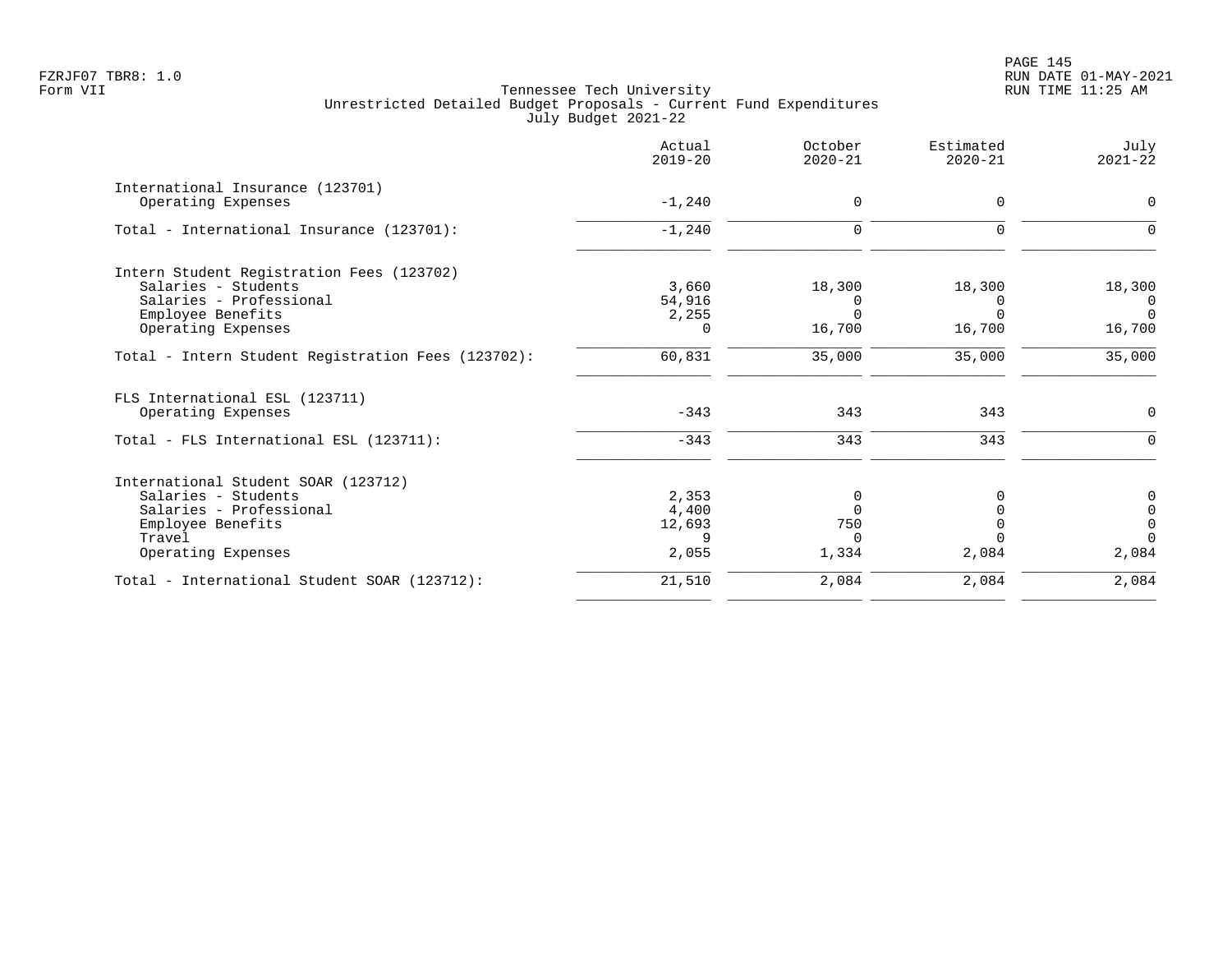Tennessee Tech University
Unrestricted Detailed Budget Proposals - Current Fund Expenditures
July Budget 2021-22

| | Actual 2019-20 | October 2020-21 | Estimated 2020-21 | July 2021-22 |
|---|---|---|---|---|
| **International Insurance (123701)** | | | | |
| Operating Expenses | -1,240 | 0 | 0 | 0 |
| Total - International Insurance (123701): | -1,240 | 0 | 0 | 0 |
| **Intern Student Registration Fees (123702)** | | | | |
| Salaries - Students | 3,660 | 18,300 | 18,300 | 18,300 |
| Salaries - Professional | 54,916 | 0 | 0 | 0 |
| Employee Benefits | 2,255 | 0 | 0 | 0 |
| Operating Expenses | 0 | 16,700 | 16,700 | 16,700 |
| Total - Intern Student Registration Fees (123702): | 60,831 | 35,000 | 35,000 | 35,000 |
| **FLS International ESL (123711)** | | | | |
| Operating Expenses | -343 | 343 | 343 | 0 |
| Total - FLS International ESL (123711): | -343 | 343 | 343 | 0 |
| **International Student SOAR (123712)** | | | | |
| Salaries - Students | 2,353 | 0 | 0 | 0 |
| Salaries - Professional | 4,400 | 0 | 0 | 0 |
| Employee Benefits | 12,693 | 750 | 0 | 0 |
| Travel | 9 | 0 | 0 | 0 |
| Operating Expenses | 2,055 | 1,334 | 2,084 | 2,084 |
| Total - International Student SOAR (123712): | 21,510 | 2,084 | 2,084 | 2,084 |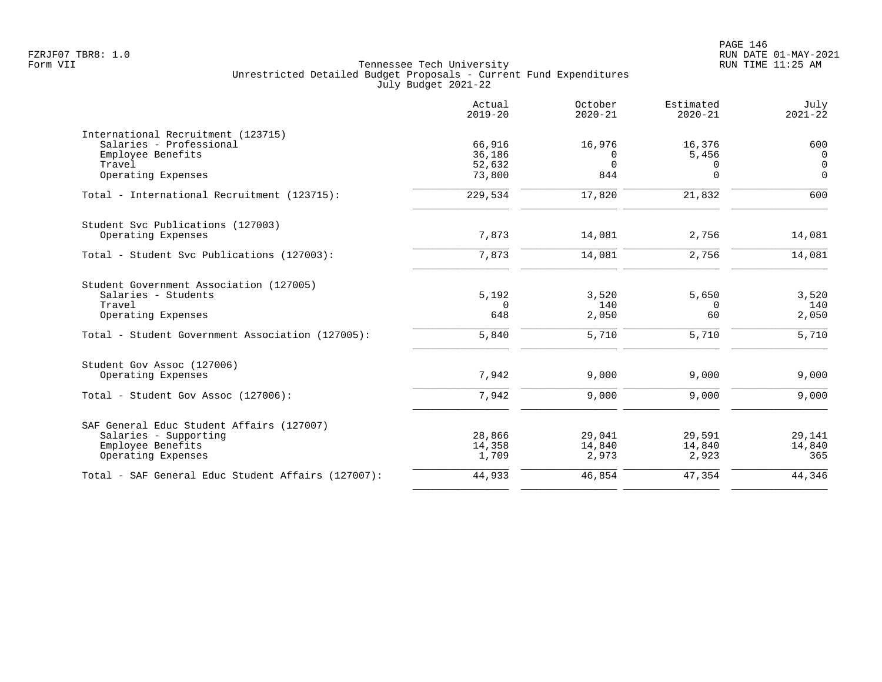Tennessee Tech University
Unrestricted Detailed Budget Proposals - Current Fund Expenditures
July Budget 2021-22

| | Actual 2019-20 | October 2020-21 | Estimated 2020-21 | July 2021-22 |
|---|---|---|---|---|
| **International Recruitment (123715)** | | | | |
| Salaries - Professional | 66,916 | 16,976 | 16,376 | 600 |
| Employee Benefits | 36,186 | 0 | 5,456 | 0 |
| Travel | 52,632 | 0 | 0 | 0 |
| Operating Expenses | 73,800 | 844 | 0 | 0 |
| Total - International Recruitment (123715): | 229,534 | 17,820 | 21,832 | 600 |
| **Student Svc Publications (127003)** | | | | |
| Operating Expenses | 7,873 | 14,081 | 2,756 | 14,081 |
| Total - Student Svc Publications (127003): | 7,873 | 14,081 | 2,756 | 14,081 |
| **Student Government Association (127005)** | | | | |
| Salaries - Students | 5,192 | 3,520 | 5,650 | 3,520 |
| Travel | 0 | 140 | 0 | 140 |
| Operating Expenses | 648 | 2,050 | 60 | 2,050 |
| Total - Student Government Association (127005): | 5,840 | 5,710 | 5,710 | 5,710 |
| **Student Gov Assoc (127006)** | | | | |
| Operating Expenses | 7,942 | 9,000 | 9,000 | 9,000 |
| Total - Student Gov Assoc (127006): | 7,942 | 9,000 | 9,000 | 9,000 |
| **SAF General Educ Student Affairs (127007)** | | | | |
| Salaries - Supporting | 28,866 | 29,041 | 29,591 | 29,141 |
| Employee Benefits | 14,358 | 14,840 | 14,840 | 14,840 |
| Operating Expenses | 1,709 | 2,973 | 2,923 | 365 |
| Total - SAF General Educ Student Affairs (127007): | 44,933 | 46,854 | 47,354 | 44,346 |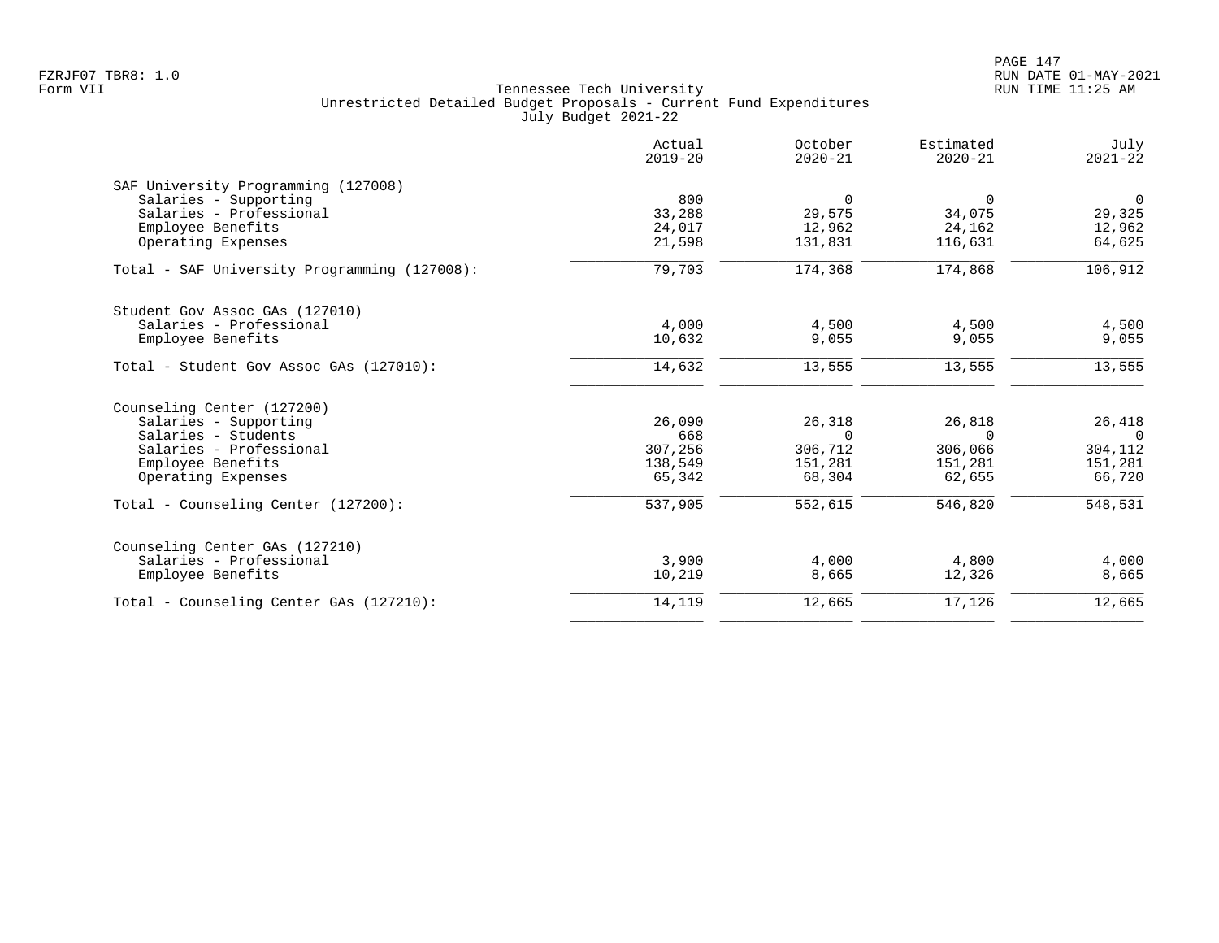Tennessee Tech University
Unrestricted Detailed Budget Proposals - Current Fund Expenditures
July Budget 2021-22

| | Actual 2019-20 | October 2020-21 | Estimated 2020-21 | July 2021-22 |
|---|---|---|---|---|
| **SAF University Programming (127008)** | | | | |
| Salaries - Supporting | 800 | 0 | 0 | 0 |
| Salaries - Professional | 33,288 | 29,575 | 34,075 | 29,325 |
| Employee Benefits | 24,017 | 12,962 | 24,162 | 12,962 |
| Operating Expenses | 21,598 | 131,831 | 116,631 | 64,625 |
| Total - SAF University Programming (127008): | 79,703 | 174,368 | 174,868 | 106,912 |
| **Student Gov Assoc GAs (127010)** | | | | |
| Salaries - Professional | 4,000 | 4,500 | 4,500 | 4,500 |
| Employee Benefits | 10,632 | 9,055 | 9,055 | 9,055 |
| Total - Student Gov Assoc GAs (127010): | 14,632 | 13,555 | 13,555 | 13,555 |
| **Counseling Center (127200)** | | | | |
| Salaries - Supporting | 26,090 | 26,318 | 26,818 | 26,418 |
| Salaries - Students | 668 | 0 | 0 | 0 |
| Salaries - Professional | 307,256 | 306,712 | 306,066 | 304,112 |
| Employee Benefits | 138,549 | 151,281 | 151,281 | 151,281 |
| Operating Expenses | 65,342 | 68,304 | 62,655 | 66,720 |
| Total - Counseling Center (127200): | 537,905 | 552,615 | 546,820 | 548,531 |
| **Counseling Center GAs (127210)** | | | | |
| Salaries - Professional | 3,900 | 4,000 | 4,800 | 4,000 |
| Employee Benefits | 10,219 | 8,665 | 12,326 | 8,665 |
| Total - Counseling Center GAs (127210): | 14,119 | 12,665 | 17,126 | 12,665 |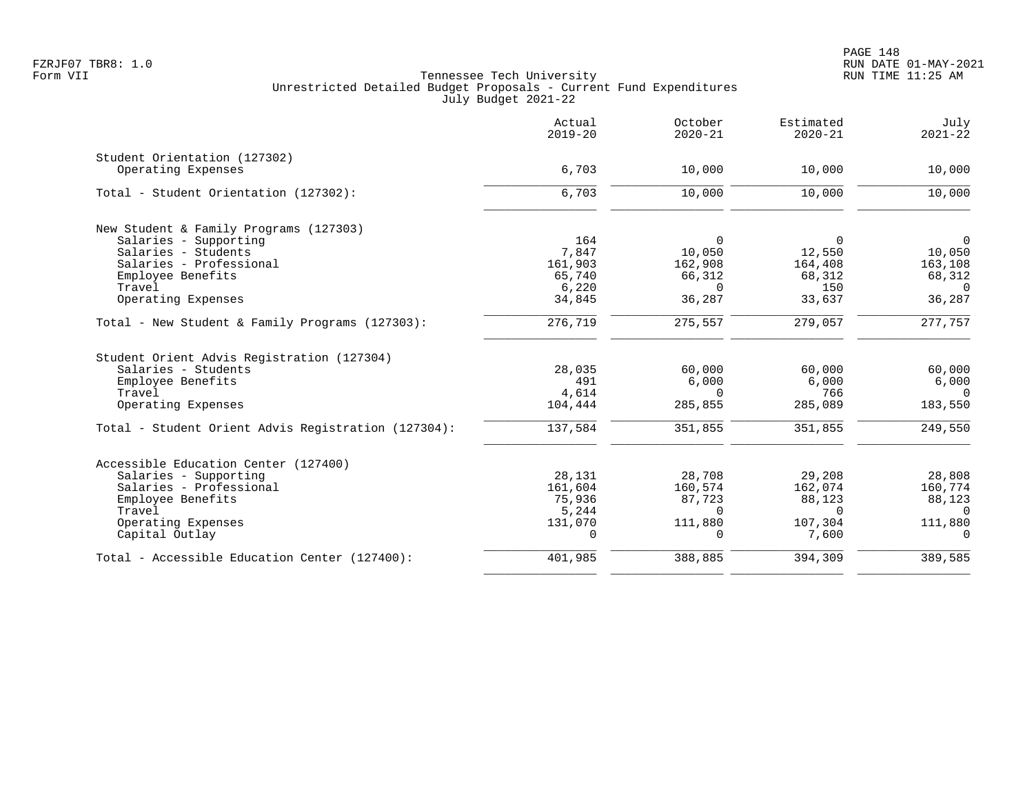Tennessee Tech University
Unrestricted Detailed Budget Proposals - Current Fund Expenditures
July Budget 2021-22

FZRJF07 TBR8: 1.0
Form VII

RUN DATE 01-MAY-2021
RUN TIME 11:25 AM

| | Actual 2019-20 | October 2020-21 | Estimated 2020-21 | July 2021-22 |
|---|---|---|---|---|
| **Student Orientation (127302)** | | | | |
| Operating Expenses | 6,703 | 10,000 | 10,000 | 10,000 |
| Total - Student Orientation (127302): | 6,703 | 10,000 | 10,000 | 10,000 |
| **New Student & Family Programs (127303)** | | | | |
| Salaries - Supporting | 164 | 0 | 0 | 0 |
| Salaries - Students | 7,847 | 10,050 | 12,550 | 10,050 |
| Salaries - Professional | 161,903 | 162,908 | 164,408 | 163,108 |
| Employee Benefits | 65,740 | 66,312 | 68,312 | 68,312 |
| Travel | 6,220 | 0 | 150 | 0 |
| Operating Expenses | 34,845 | 36,287 | 33,637 | 36,287 |
| Total - New Student & Family Programs (127303): | 276,719 | 275,557 | 279,057 | 277,757 |
| **Student Orient Advis Registration (127304)** | | | | |
| Salaries - Students | 28,035 | 60,000 | 60,000 | 60,000 |
| Employee Benefits | 491 | 6,000 | 6,000 | 6,000 |
| Travel | 4,614 | 0 | 766 | 0 |
| Operating Expenses | 104,444 | 285,855 | 285,089 | 183,550 |
| Total - Student Orient Advis Registration (127304): | 137,584 | 351,855 | 351,855 | 249,550 |
| **Accessible Education Center (127400)** | | | | |
| Salaries - Supporting | 28,131 | 28,708 | 29,208 | 28,808 |
| Salaries - Professional | 161,604 | 160,574 | 162,074 | 160,774 |
| Employee Benefits | 75,936 | 87,723 | 88,123 | 88,123 |
| Travel | 5,244 | 0 | 0 | 0 |
| Operating Expenses | 131,070 | 111,880 | 107,304 | 111,880 |
| Capital Outlay | 0 | 0 | 7,600 | 0 |
| Total - Accessible Education Center (127400): | 401,985 | 388,885 | 394,309 | 389,585 |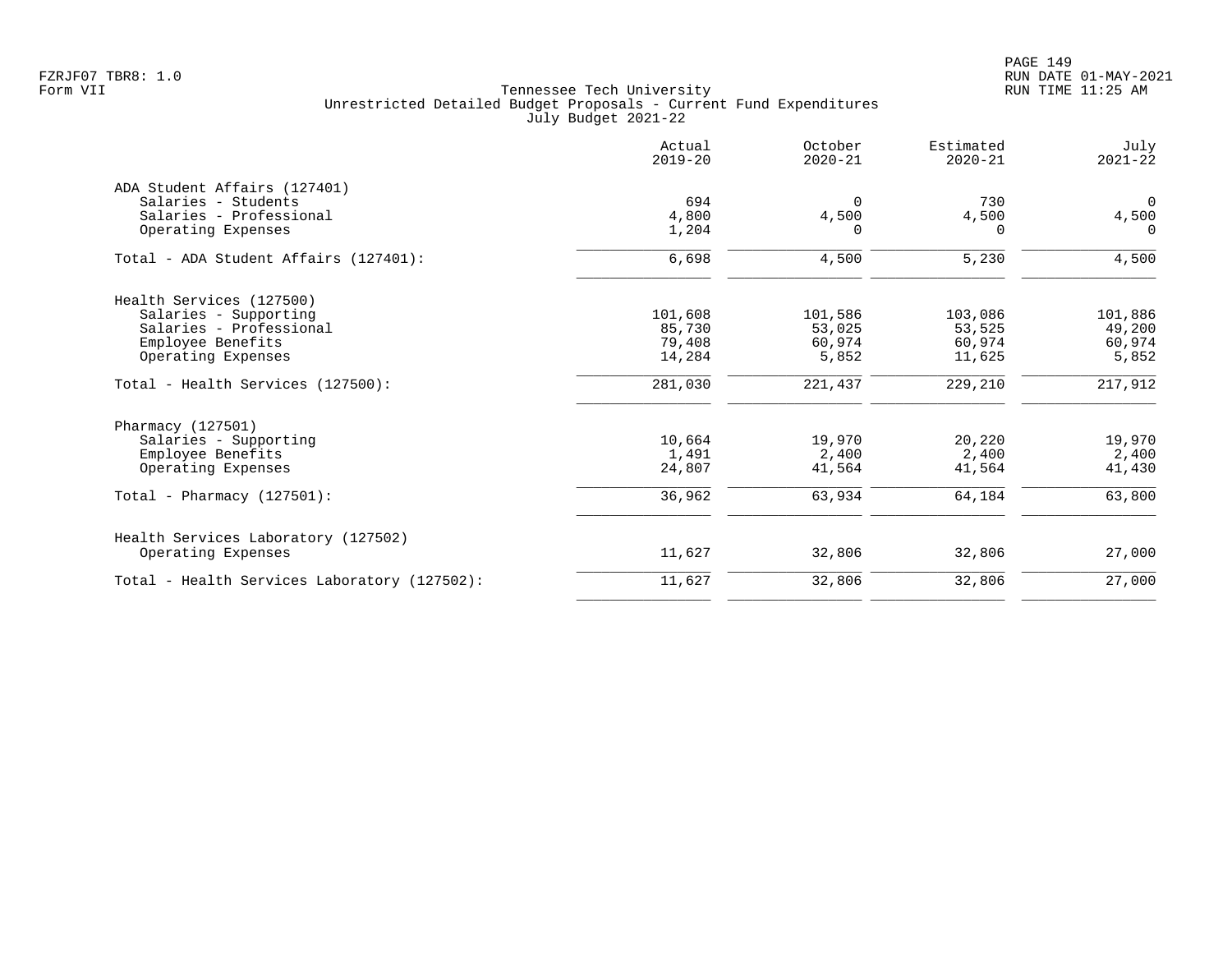Tennessee Tech University
Unrestricted Detailed Budget Proposals - Current Fund Expenditures
July Budget 2021-22

| | Actual 2019-20 | October 2020-21 | Estimated 2020-21 | July 2021-22 |
|---|---|---|---|---|
| **ADA Student Affairs (127401)** | | | | |
| Salaries - Students | 694 | 0 | 730 | 0 |
| Salaries - Professional | 4,800 | 4,500 | 4,500 | 4,500 |
| Operating Expenses | 1,204 | 0 | 0 | 0 |
| Total - ADA Student Affairs (127401): | 6,698 | 4,500 | 5,230 | 4,500 |
| **Health Services (127500)** | | | | |
| Salaries - Supporting | 101,608 | 101,586 | 103,086 | 101,886 |
| Salaries - Professional | 85,730 | 53,025 | 53,525 | 49,200 |
| Employee Benefits | 79,408 | 60,974 | 60,974 | 60,974 |
| Operating Expenses | 14,284 | 5,852 | 11,625 | 5,852 |
| Total - Health Services (127500): | 281,030 | 221,437 | 229,210 | 217,912 |
| **Pharmacy (127501)** | | | | |
| Salaries - Supporting | 10,664 | 19,970 | 20,220 | 19,970 |
| Employee Benefits | 1,491 | 2,400 | 2,400 | 2,400 |
| Operating Expenses | 24,807 | 41,564 | 41,564 | 41,430 |
| Total - Pharmacy (127501): | 36,962 | 63,934 | 64,184 | 63,800 |
| **Health Services Laboratory (127502)** | | | | |
| Operating Expenses | 11,627 | 32,806 | 32,806 | 27,000 |
| Total - Health Services Laboratory (127502): | 11,627 | 32,806 | 32,806 | 27,000 |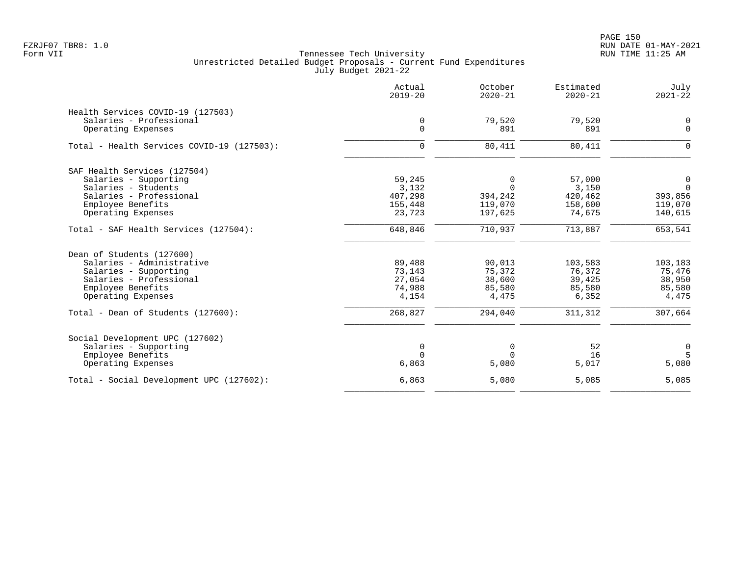Tennessee Tech University
Unrestricted Detailed Budget Proposals - Current Fund Expenditures
July Budget 2021-22

| | Actual 2019-20 | October 2020-21 | Estimated 2020-21 | July 2021-22 |
|---|---|---|---|---|
| **Health Services COVID-19 (127503)** | | | | |
| Salaries - Professional | 0 | 79,520 | 79,520 | 0 |
| Operating Expenses | 0 | 891 | 891 | 0 |
| Total - Health Services COVID-19 (127503): | 0 | 80,411 | 80,411 | 0 |
| **SAF Health Services (127504)** | | | | |
| Salaries - Supporting | 59,245 | 0 | 57,000 | 0 |
| Salaries - Students | 3,132 | 0 | 3,150 | 0 |
| Salaries - Professional | 407,298 | 394,242 | 420,462 | 393,856 |
| Employee Benefits | 155,448 | 119,070 | 158,600 | 119,070 |
| Operating Expenses | 23,723 | 197,625 | 74,675 | 140,615 |
| Total - SAF Health Services (127504): | 648,846 | 710,937 | 713,887 | 653,541 |
| **Dean of Students (127600)** | | | | |
| Salaries - Administrative | 89,488 | 90,013 | 103,583 | 103,183 |
| Salaries - Supporting | 73,143 | 75,372 | 76,372 | 75,476 |
| Salaries - Professional | 27,054 | 38,600 | 39,425 | 38,950 |
| Employee Benefits | 74,988 | 85,580 | 85,580 | 85,580 |
| Operating Expenses | 4,154 | 4,475 | 6,352 | 4,475 |
| Total - Dean of Students (127600): | 268,827 | 294,040 | 311,312 | 307,664 |
| **Social Development UPC (127602)** | | | | |
| Salaries - Supporting | 0 | 0 | 52 | 0 |
| Employee Benefits | 0 | 0 | 16 | 5 |
| Operating Expenses | 6,863 | 5,080 | 5,017 | 5,080 |
| Total - Social Development UPC (127602): | 6,863 | 5,080 | 5,085 | 5,085 |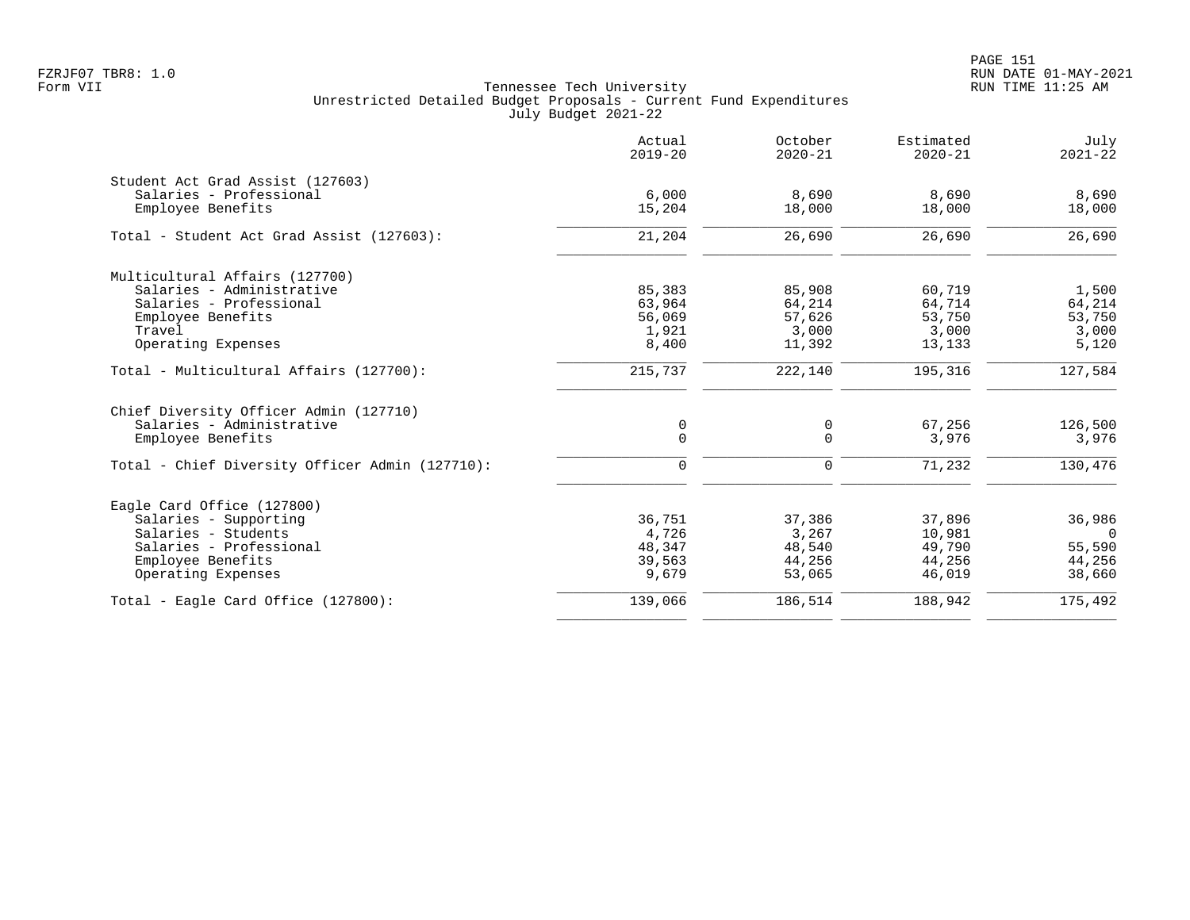Tennessee Tech University
Unrestricted Detailed Budget Proposals - Current Fund Expenditures
July Budget 2021-22

| | Actual 2019-20 | October 2020-21 | Estimated 2020-21 | July 2021-22 |
|---|---|---|---|---|
| **Student Act Grad Assist (127603)** | | | | |
| Salaries - Professional | 6,000 | 8,690 | 8,690 | 8,690 |
| Employee Benefits | 15,204 | 18,000 | 18,000 | 18,000 |
| Total - Student Act Grad Assist (127603): | 21,204 | 26,690 | 26,690 | 26,690 |
| **Multicultural Affairs (127700)** | | | | |
| Salaries - Administrative | 85,383 | 85,908 | 60,719 | 1,500 |
| Salaries - Professional | 63,964 | 64,214 | 64,714 | 64,214 |
| Employee Benefits | 56,069 | 57,626 | 53,750 | 53,750 |
| Travel | 1,921 | 3,000 | 3,000 | 3,000 |
| Operating Expenses | 8,400 | 11,392 | 13,133 | 5,120 |
| Total - Multicultural Affairs (127700): | 215,737 | 222,140 | 195,316 | 127,584 |
| **Chief Diversity Officer Admin (127710)** | | | | |
| Salaries - Administrative | 0 | 0 | 67,256 | 126,500 |
| Employee Benefits | 0 | 0 | 3,976 | 3,976 |
| Total - Chief Diversity Officer Admin (127710): | 0 | 0 | 71,232 | 130,476 |
| **Eagle Card Office (127800)** | | | | |
| Salaries - Supporting | 36,751 | 37,386 | 37,896 | 36,986 |
| Salaries - Students | 4,726 | 3,267 | 10,981 | 0 |
| Salaries - Professional | 48,347 | 48,540 | 49,790 | 55,590 |
| Employee Benefits | 39,563 | 44,256 | 44,256 | 44,256 |
| Operating Expenses | 9,679 | 53,065 | 46,019 | 38,660 |
| Total - Eagle Card Office (127800): | 139,066 | 186,514 | 188,942 | 175,492 |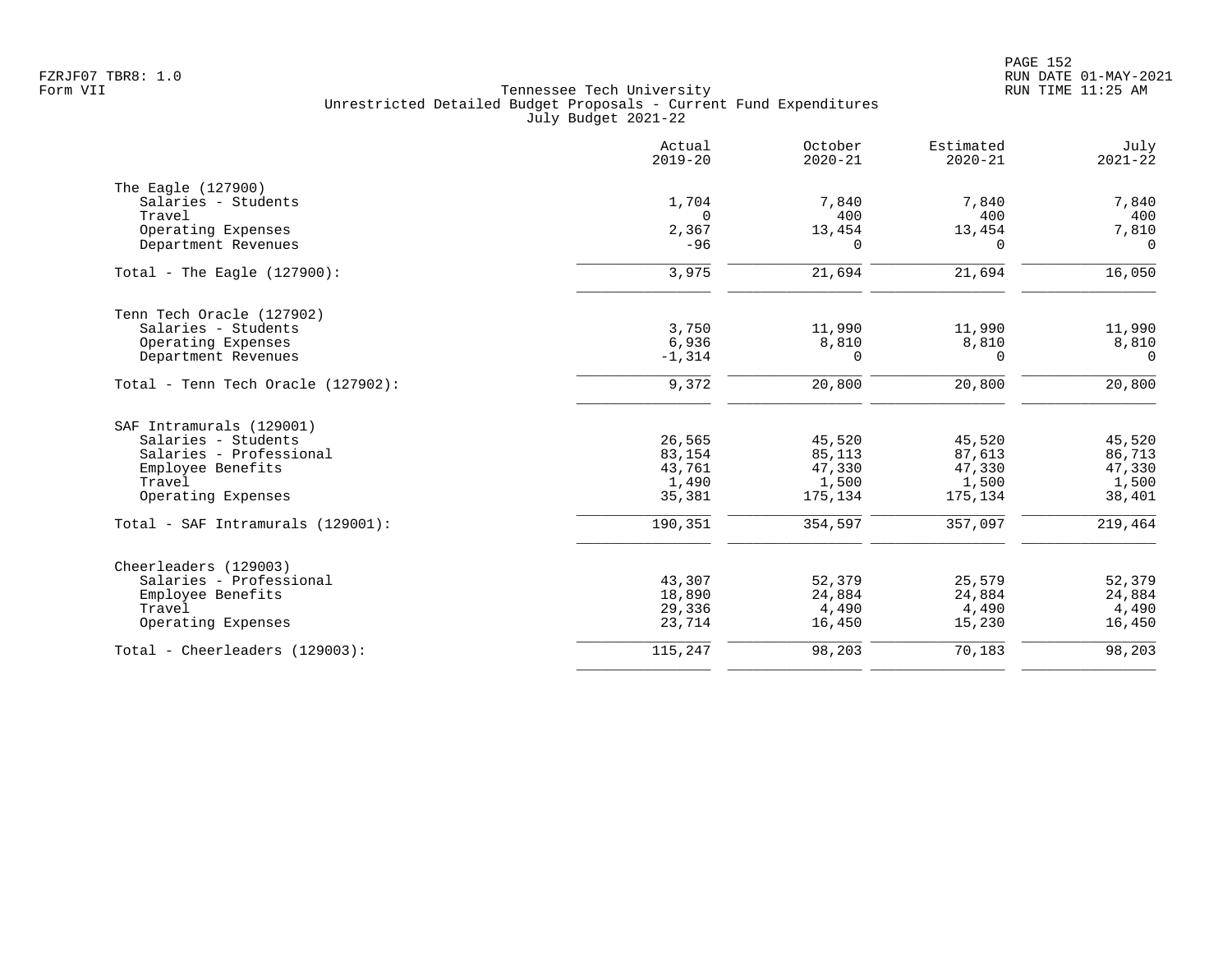FZRJF07 TBR8: 1.0
Form VII

Tennessee Tech University
Unrestricted Detailed Budget Proposals - Current Fund Expenditures
July Budget 2021-22

RUN DATE 01-MAY-2021
RUN TIME 11:25 AM

| | Actual 2019-20 | October 2020-21 | Estimated 2020-21 | July 2021-22 |
|---|---|---|---|---|
| **The Eagle (127900)** | | | | |
| Salaries - Students | 1,704 | 7,840 | 7,840 | 7,840 |
| Travel | 0 | 400 | 400 | 400 |
| Operating Expenses | 2,367 | 13,454 | 13,454 | 7,810 |
| Department Revenues | -96 | 0 | 0 | 0 |
| Total - The Eagle (127900): | 3,975 | 21,694 | 21,694 | 16,050 |
| **Tenn Tech Oracle (127902)** | | | | |
| Salaries - Students | 3,750 | 11,990 | 11,990 | 11,990 |
| Operating Expenses | 6,936 | 8,810 | 8,810 | 8,810 |
| Department Revenues | -1,314 | 0 | 0 | 0 |
| Total - Tenn Tech Oracle (127902): | 9,372 | 20,800 | 20,800 | 20,800 |
| **SAF Intramurals (129001)** | | | | |
| Salaries - Students | 26,565 | 45,520 | 45,520 | 45,520 |
| Salaries - Professional | 83,154 | 85,113 | 87,613 | 86,713 |
| Employee Benefits | 43,761 | 47,330 | 47,330 | 47,330 |
| Travel | 1,490 | 1,500 | 1,500 | 1,500 |
| Operating Expenses | 35,381 | 175,134 | 175,134 | 38,401 |
| Total - SAF Intramurals (129001): | 190,351 | 354,597 | 357,097 | 219,464 |
| **Cheerleaders (129003)** | | | | |
| Salaries - Professional | 43,307 | 52,379 | 25,579 | 52,379 |
| Employee Benefits | 18,890 | 24,884 | 24,884 | 24,884 |
| Travel | 29,336 | 4,490 | 4,490 | 4,490 |
| Operating Expenses | 23,714 | 16,450 | 15,230 | 16,450 |
| Total - Cheerleaders (129003): | 115,247 | 98,203 | 70,183 | 98,203 |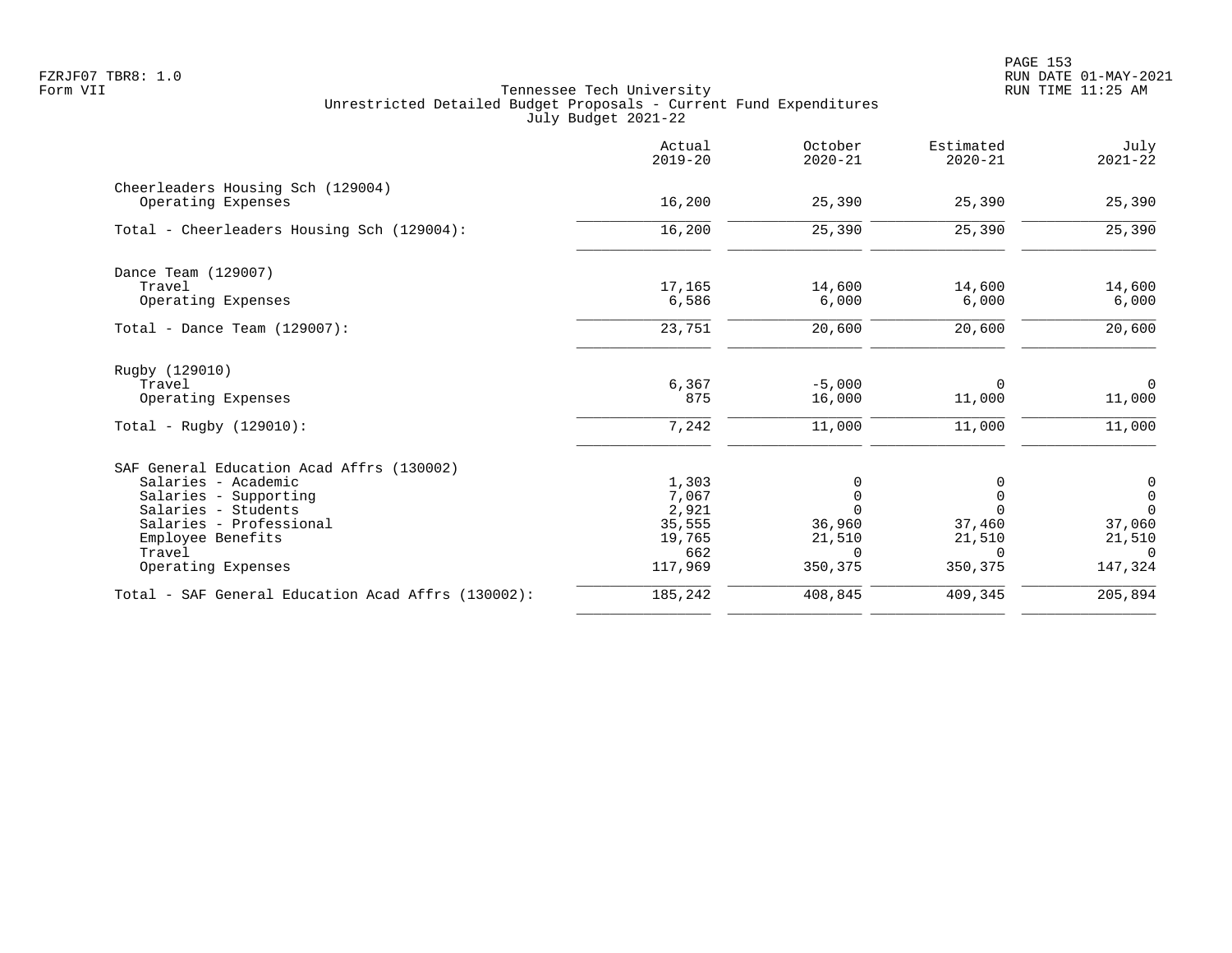Tennessee Tech University
Unrestricted Detailed Budget Proposals - Current Fund Expenditures
July Budget 2021-22

FZRJF07 TBR8: 1.0
Form VII

| | Actual 2019-20 | October 2020-21 | Estimated 2020-21 | July 2021-22 |
|---|---|---|---|---|
| **Cheerleaders Housing Sch (129004)** | | | | |
| Operating Expenses | 16,200 | 25,390 | 25,390 | 25,390 |
| Total - Cheerleaders Housing Sch (129004): | 16,200 | 25,390 | 25,390 | 25,390 |
| **Dance Team (129007)** | | | | |
| Travel | 17,165 | 14,600 | 14,600 | 14,600 |
| Operating Expenses | 6,586 | 6,000 | 6,000 | 6,000 |
| Total - Dance Team (129007): | 23,751 | 20,600 | 20,600 | 20,600 |
| **Rugby (129010)** | | | | |
| Travel | 6,367 | -5,000 | 0 | 0 |
| Operating Expenses | 875 | 16,000 | 11,000 | 11,000 |
| Total - Rugby (129010): | 7,242 | 11,000 | 11,000 | 11,000 |
| **SAF General Education Acad Affrs (130002)** | | | | |
| Salaries - Academic | 1,303 | 0 | 0 | 0 |
| Salaries - Supporting | 7,067 | 0 | 0 | 0 |
| Salaries - Students | 2,921 | 0 | 0 | 0 |
| Salaries - Professional | 35,555 | 36,960 | 37,460 | 37,060 |
| Employee Benefits | 19,765 | 21,510 | 21,510 | 21,510 |
| Travel | 662 | 0 | 0 | 0 |
| Operating Expenses | 117,969 | 350,375 | 350,375 | 147,324 |
| Total - SAF General Education Acad Affrs (130002): | 185,242 | 408,845 | 409,345 | 205,894 |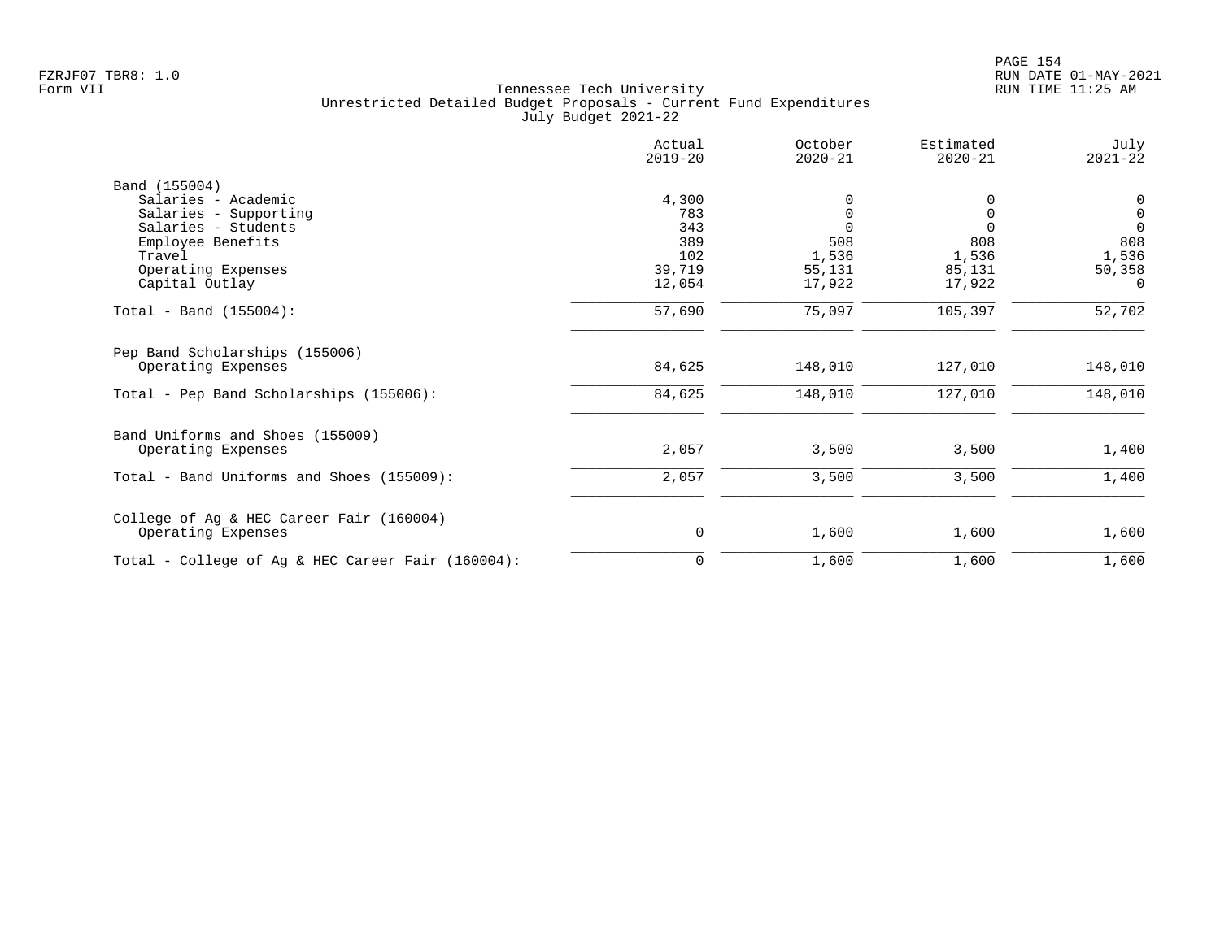FZRJF07 TBR8: 1.0
Form VII

Tennessee Tech University
Unrestricted Detailed Budget Proposals - Current Fund Expenditures
July Budget 2021-22

RUN DATE 01-MAY-2021
RUN TIME 11:25 AM

| | Actual 2019-20 | October 2020-21 | Estimated 2020-21 | July 2021-22 |
|---|---|---|---|---|
| Band (155004) | | | | |
| Salaries - Academic | 4,300 | 0 | 0 | 0 |
| Salaries - Supporting | 783 | 0 | 0 | 0 |
| Salaries - Students | 343 | 0 | 0 | 0 |
| Employee Benefits | 389 | 508 | 808 | 808 |
| Travel | 102 | 1,536 | 1,536 | 1,536 |
| Operating Expenses | 39,719 | 55,131 | 85,131 | 50,358 |
| Capital Outlay | 12,054 | 17,922 | 17,922 | 0 |
| Total - Band (155004): | 57,690 | 75,097 | 105,397 | 52,702 |
| Pep Band Scholarships (155006) | | | | |
| Operating Expenses | 84,625 | 148,010 | 127,010 | 148,010 |
| Total - Pep Band Scholarships (155006): | 84,625 | 148,010 | 127,010 | 148,010 |
| Band Uniforms and Shoes (155009) | | | | |
| Operating Expenses | 2,057 | 3,500 | 3,500 | 1,400 |
| Total - Band Uniforms and Shoes (155009): | 2,057 | 3,500 | 3,500 | 1,400 |
| College of Ag & HEC Career Fair (160004) | | | | |
| Operating Expenses | 0 | 1,600 | 1,600 | 1,600 |
| Total - College of Ag & HEC Career Fair (160004): | 0 | 1,600 | 1,600 | 1,600 |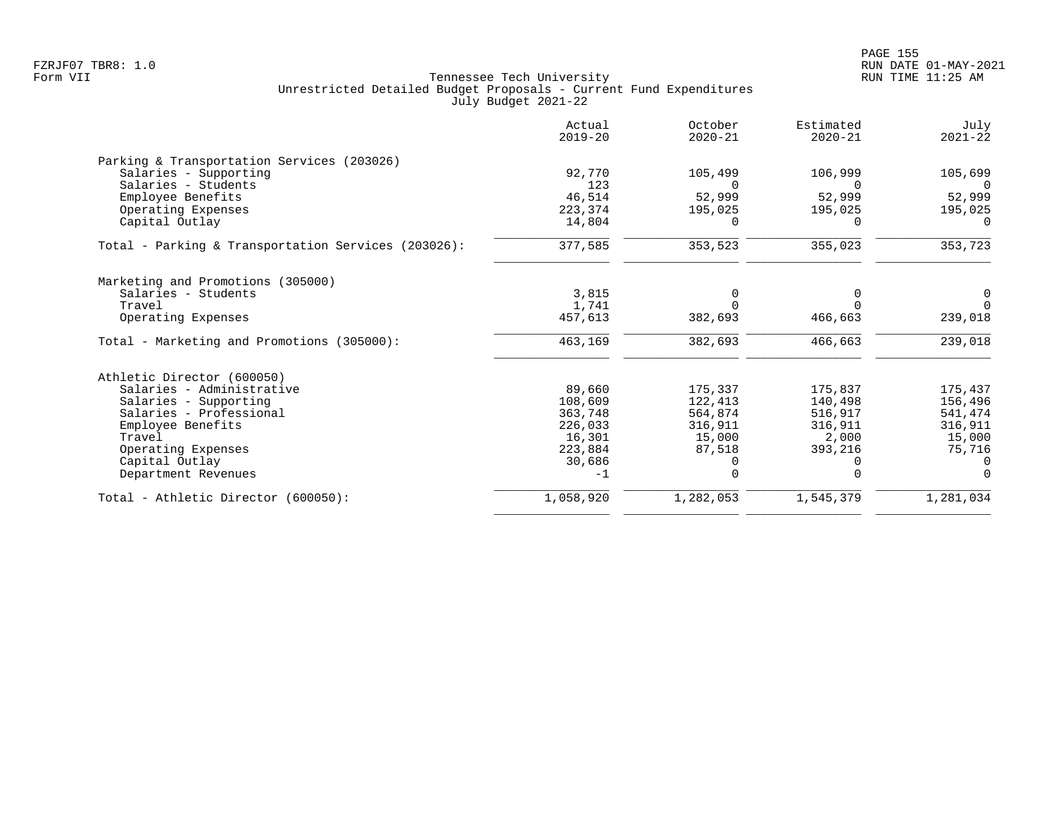Tennessee Tech University
Unrestricted Detailed Budget Proposals - Current Fund Expenditures
July Budget 2021-22

Form VII

| | Actual 2019-20 | October 2020-21 | Estimated 2020-21 | July 2021-22 |
|---|---|---|---|---|
| **Parking & Transportation Services (203026)** | | | | |
| Salaries - Supporting | 92,770 | 105,499 | 106,999 | 105,699 |
| Salaries - Students | 123 | 0 | 0 | 0 |
| Employee Benefits | 46,514 | 52,999 | 52,999 | 52,999 |
| Operating Expenses | 223,374 | 195,025 | 195,025 | 195,025 |
| Capital Outlay | 14,804 | 0 | 0 | 0 |
| Total - Parking & Transportation Services (203026): | 377,585 | 353,523 | 355,023 | 353,723 |
| **Marketing and Promotions (305000)** | | | | |
| Salaries - Students | 3,815 | 0 | 0 | 0 |
| Travel | 1,741 | 0 | 0 | 0 |
| Operating Expenses | 457,613 | 382,693 | 466,663 | 239,018 |
| Total - Marketing and Promotions (305000): | 463,169 | 382,693 | 466,663 | 239,018 |
| **Athletic Director (600050)** | | | | |
| Salaries - Administrative | 89,660 | 175,337 | 175,837 | 175,437 |
| Salaries - Supporting | 108,609 | 122,413 | 140,498 | 156,496 |
| Salaries - Professional | 363,748 | 564,874 | 516,917 | 541,474 |
| Employee Benefits | 226,033 | 316,911 | 316,911 | 316,911 |
| Travel | 16,301 | 15,000 | 2,000 | 15,000 |
| Operating Expenses | 223,884 | 87,518 | 393,216 | 75,716 |
| Capital Outlay | 30,686 | 0 | 0 | 0 |
| Department Revenues | -1 | 0 | 0 | 0 |
| Total - Athletic Director (600050): | 1,058,920 | 1,282,053 | 1,545,379 | 1,281,034 |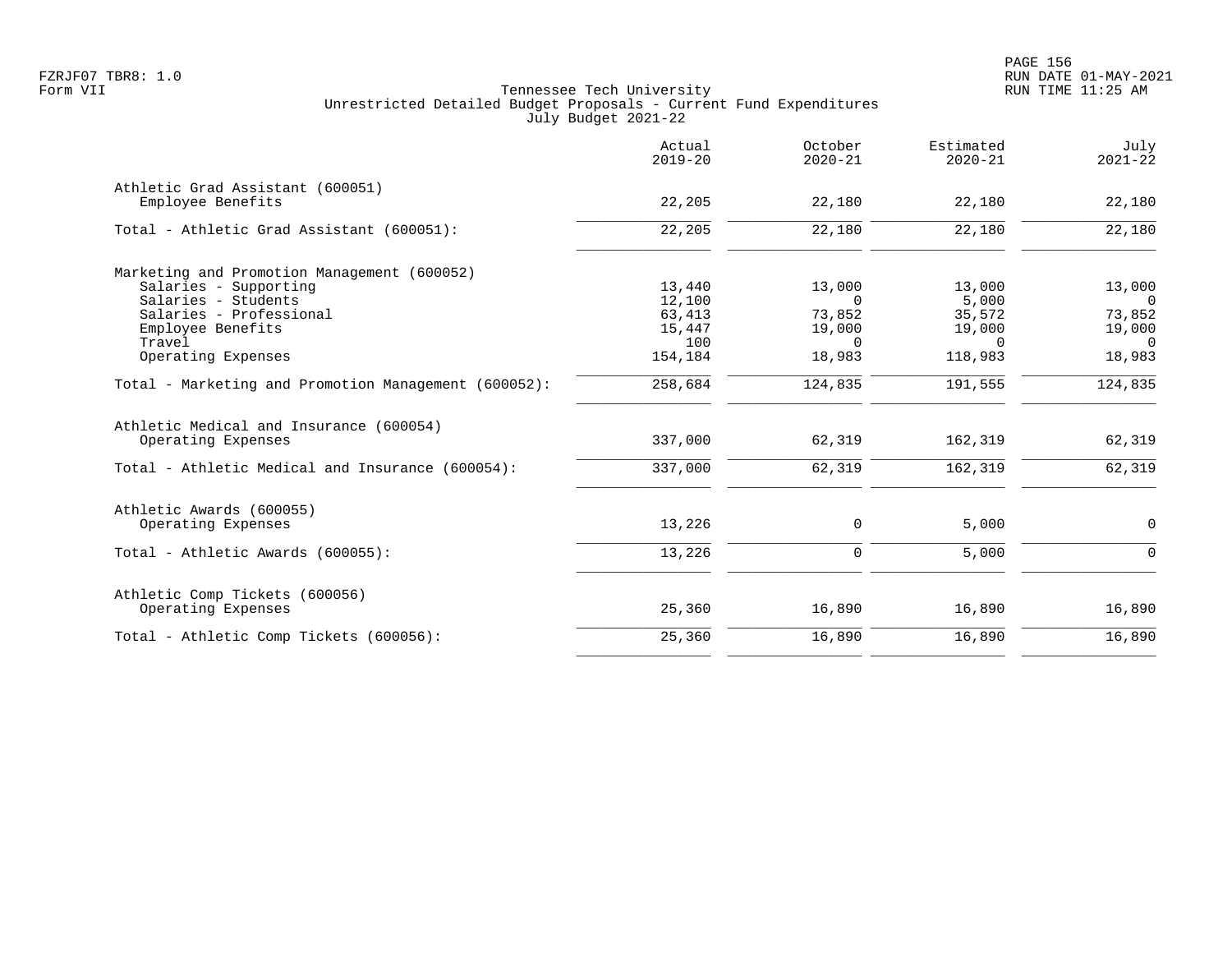Tennessee Tech University
Unrestricted Detailed Budget Proposals - Current Fund Expenditures
July Budget 2021-22

| | Actual 2019-20 | October 2020-21 | Estimated 2020-21 | July 2021-22 |
|---|---|---|---|---|
| Athletic Grad Assistant (600051) | | | | |
| Employee Benefits | 22,205 | 22,180 | 22,180 | 22,180 |
| Total - Athletic Grad Assistant (600051): | 22,205 | 22,180 | 22,180 | 22,180 |
| Marketing and Promotion Management (600052) | | | | |
| Salaries - Supporting | 13,440 | 13,000 | 13,000 | 13,000 |
| Salaries - Students | 12,100 | 0 | 5,000 | 0 |
| Salaries - Professional | 63,413 | 73,852 | 35,572 | 73,852 |
| Employee Benefits | 15,447 | 19,000 | 19,000 | 19,000 |
| Travel | 100 | 0 | 0 | 0 |
| Operating Expenses | 154,184 | 18,983 | 118,983 | 18,983 |
| Total - Marketing and Promotion Management (600052): | 258,684 | 124,835 | 191,555 | 124,835 |
| Athletic Medical and Insurance (600054) | | | | |
| Operating Expenses | 337,000 | 62,319 | 162,319 | 62,319 |
| Total - Athletic Medical and Insurance (600054): | 337,000 | 62,319 | 162,319 | 62,319 |
| Athletic Awards (600055) | | | | |
| Operating Expenses | 13,226 | 0 | 5,000 | 0 |
| Total - Athletic Awards (600055): | 13,226 | 0 | 5,000 | 0 |
| Athletic Comp Tickets (600056) | | | | |
| Operating Expenses | 25,360 | 16,890 | 16,890 | 16,890 |
| Total - Athletic Comp Tickets (600056): | 25,360 | 16,890 | 16,890 | 16,890 |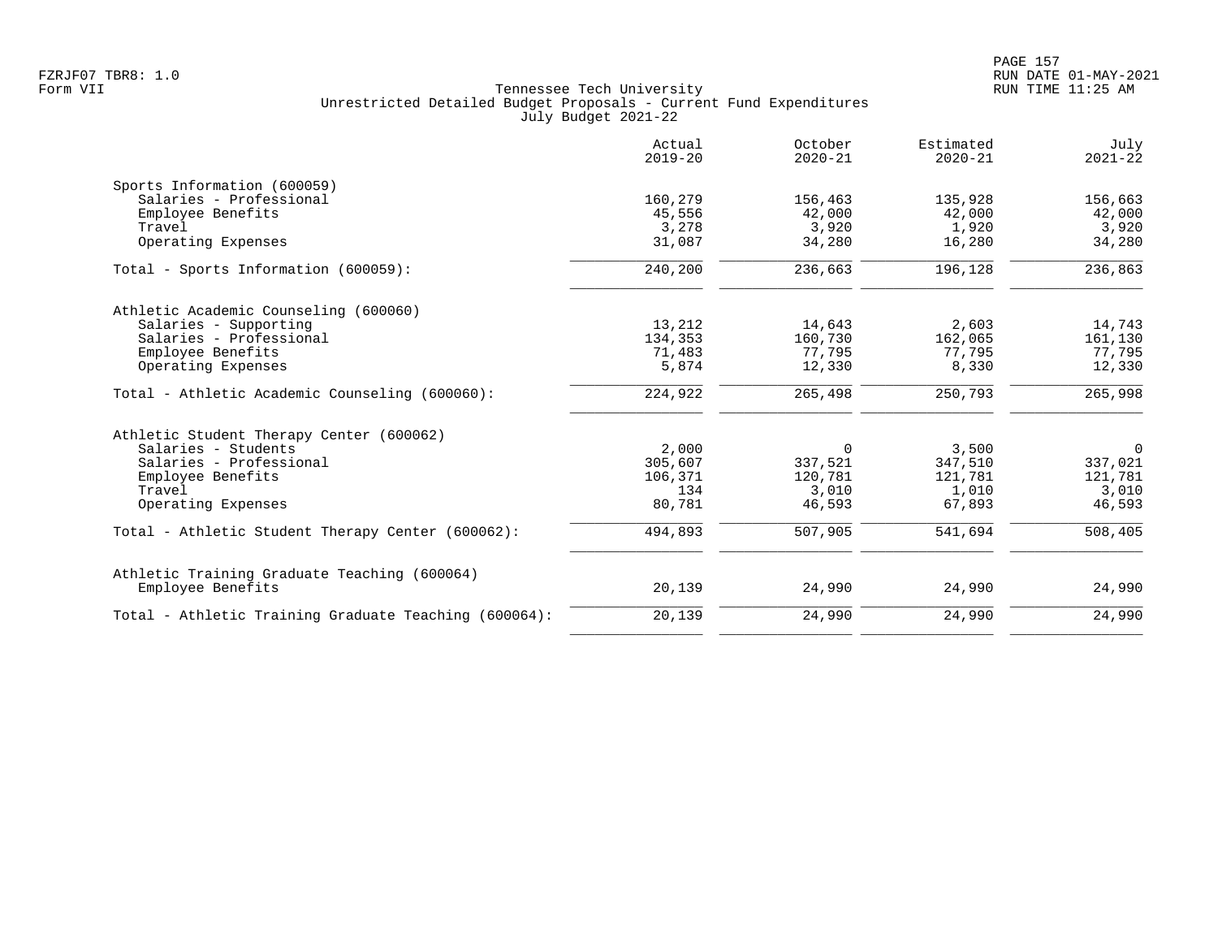Tennessee Tech University
Unrestricted Detailed Budget Proposals - Current Fund Expenditures
July Budget 2021-22

| | Actual 2019-20 | October 2020-21 | Estimated 2020-21 | July 2021-22 |
|---|---|---|---|---|
| **Sports Information (600059)** | | | | |
| Salaries - Professional | 160,279 | 156,463 | 135,928 | 156,663 |
| Employee Benefits | 45,556 | 42,000 | 42,000 | 42,000 |
| Travel | 3,278 | 3,920 | 1,920 | 3,920 |
| Operating Expenses | 31,087 | 34,280 | 16,280 | 34,280 |
| Total - Sports Information (600059): | 240,200 | 236,663 | 196,128 | 236,863 |
| **Athletic Academic Counseling (600060)** | | | | |
| Salaries - Supporting | 13,212 | 14,643 | 2,603 | 14,743 |
| Salaries - Professional | 134,353 | 160,730 | 162,065 | 161,130 |
| Employee Benefits | 71,483 | 77,795 | 77,795 | 77,795 |
| Operating Expenses | 5,874 | 12,330 | 8,330 | 12,330 |
| Total - Athletic Academic Counseling (600060): | 224,922 | 265,498 | 250,793 | 265,998 |
| **Athletic Student Therapy Center (600062)** | | | | |
| Salaries - Students | 2,000 | 0 | 3,500 | 0 |
| Salaries - Professional | 305,607 | 337,521 | 347,510 | 337,021 |
| Employee Benefits | 106,371 | 120,781 | 121,781 | 121,781 |
| Travel | 134 | 3,010 | 1,010 | 3,010 |
| Operating Expenses | 80,781 | 46,593 | 67,893 | 46,593 |
| Total - Athletic Student Therapy Center (600062): | 494,893 | 507,905 | 541,694 | 508,405 |
| **Athletic Training Graduate Teaching (600064)** | | | | |
| Employee Benefits | 20,139 | 24,990 | 24,990 | 24,990 |
| Total - Athletic Training Graduate Teaching (600064): | 20,139 | 24,990 | 24,990 | 24,990 |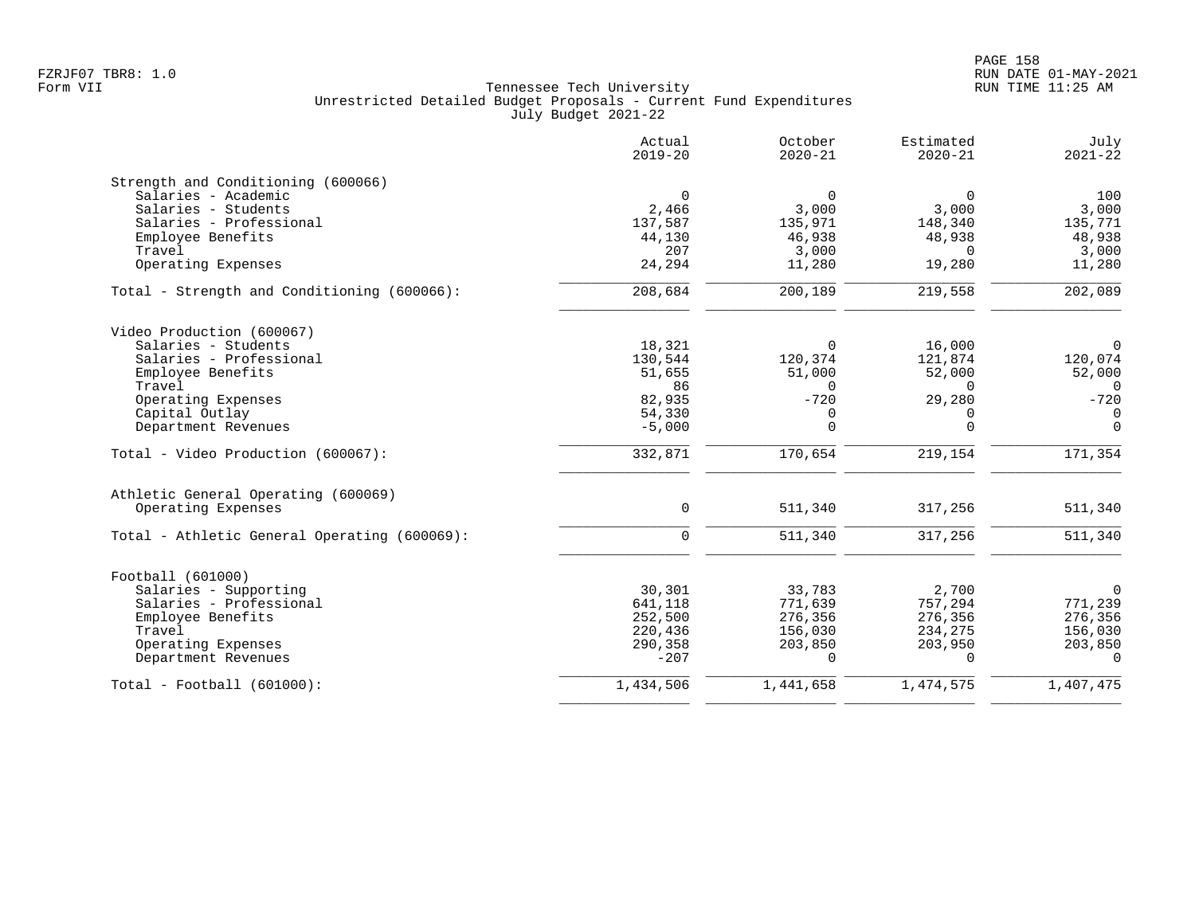Tennessee Tech University
Unrestricted Detailed Budget Proposals - Current Fund Expenditures
July Budget 2021-22

| | Actual 2019-20 | October 2020-21 | Estimated 2020-21 | July 2021-22 |
|---|---|---|---|---|
| **Strength and Conditioning (600066)** | | | | |
| Salaries - Academic | 0 | 0 | 0 | 100 |
| Salaries - Students | 2,466 | 3,000 | 3,000 | 3,000 |
| Salaries - Professional | 137,587 | 135,971 | 148,340 | 135,771 |
| Employee Benefits | 44,130 | 46,938 | 48,938 | 48,938 |
| Travel | 207 | 3,000 | 0 | 3,000 |
| Operating Expenses | 24,294 | 11,280 | 19,280 | 11,280 |
| Total - Strength and Conditioning (600066): | 208,684 | 200,189 | 219,558 | 202,089 |
| **Video Production (600067)** | | | | |
| Salaries - Students | 18,321 | 0 | 16,000 | 0 |
| Salaries - Professional | 130,544 | 120,374 | 121,874 | 120,074 |
| Employee Benefits | 51,655 | 51,000 | 52,000 | 52,000 |
| Travel | 86 | 0 | 0 | 0 |
| Operating Expenses | 82,935 | -720 | 29,280 | -720 |
| Capital Outlay | 54,330 | 0 | 0 | 0 |
| Department Revenues | -5,000 | 0 | 0 | 0 |
| Total - Video Production (600067): | 332,871 | 170,654 | 219,154 | 171,354 |
| **Athletic General Operating (600069)** | | | | |
| Operating Expenses | 0 | 511,340 | 317,256 | 511,340 |
| Total - Athletic General Operating (600069): | 0 | 511,340 | 317,256 | 511,340 |
| **Football (601000)** | | | | |
| Salaries - Supporting | 30,301 | 33,783 | 2,700 | 0 |
| Salaries - Professional | 641,118 | 771,639 | 757,294 | 771,239 |
| Employee Benefits | 252,500 | 276,356 | 276,356 | 276,356 |
| Travel | 220,436 | 156,030 | 234,275 | 156,030 |
| Operating Expenses | 290,358 | 203,850 | 203,950 | 203,850 |
| Department Revenues | -207 | 0 | 0 | 0 |
| Total - Football (601000): | 1,434,506 | 1,441,658 | 1,474,575 | 1,407,475 |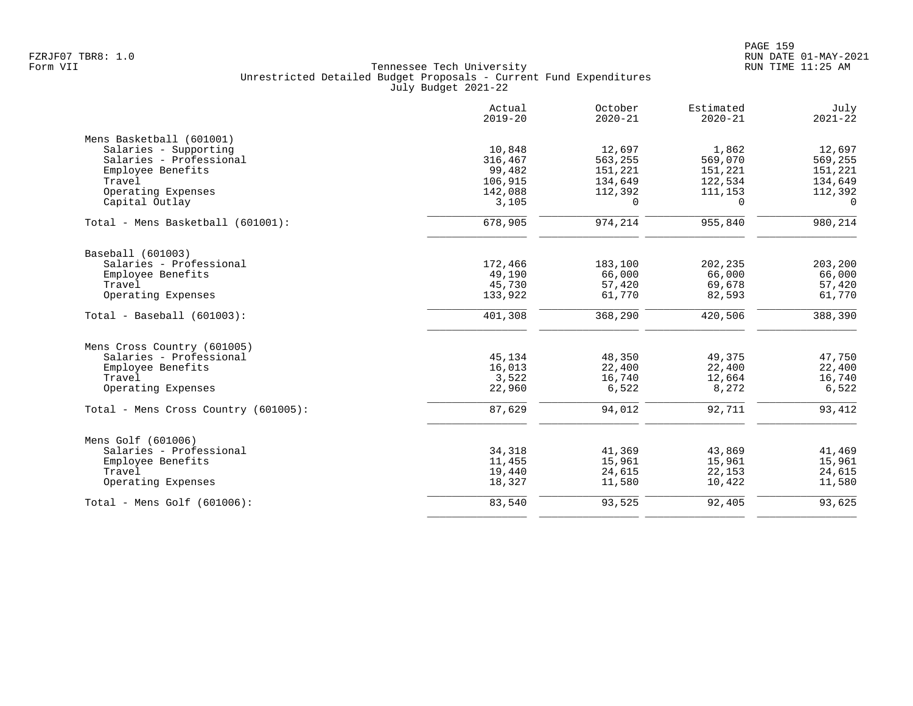Tennessee Tech University
Unrestricted Detailed Budget Proposals - Current Fund Expenditures
July Budget 2021-22

| | Actual 2019-20 | October 2020-21 | Estimated 2020-21 | July 2021-22 |
|---|---|---|---|---|
| **Mens Basketball (601001)** | | | | |
| Salaries - Supporting | 10,848 | 12,697 | 1,862 | 12,697 |
| Salaries - Professional | 316,467 | 563,255 | 569,070 | 569,255 |
| Employee Benefits | 99,482 | 151,221 | 151,221 | 151,221 |
| Travel | 106,915 | 134,649 | 122,534 | 134,649 |
| Operating Expenses | 142,088 | 112,392 | 111,153 | 112,392 |
| Capital Outlay | 3,105 | 0 | 0 | 0 |
| Total - Mens Basketball (601001): | 678,905 | 974,214 | 955,840 | 980,214 |
| **Baseball (601003)** | | | | |
| Salaries - Professional | 172,466 | 183,100 | 202,235 | 203,200 |
| Employee Benefits | 49,190 | 66,000 | 66,000 | 66,000 |
| Travel | 45,730 | 57,420 | 69,678 | 57,420 |
| Operating Expenses | 133,922 | 61,770 | 82,593 | 61,770 |
| Total - Baseball (601003): | 401,308 | 368,290 | 420,506 | 388,390 |
| **Mens Cross Country (601005)** | | | | |
| Salaries - Professional | 45,134 | 48,350 | 49,375 | 47,750 |
| Employee Benefits | 16,013 | 22,400 | 22,400 | 22,400 |
| Travel | 3,522 | 16,740 | 12,664 | 16,740 |
| Operating Expenses | 22,960 | 6,522 | 8,272 | 6,522 |
| Total - Mens Cross Country (601005): | 87,629 | 94,012 | 92,711 | 93,412 |
| **Mens Golf (601006)** | | | | |
| Salaries - Professional | 34,318 | 41,369 | 43,869 | 41,469 |
| Employee Benefits | 11,455 | 15,961 | 15,961 | 15,961 |
| Travel | 19,440 | 24,615 | 22,153 | 24,615 |
| Operating Expenses | 18,327 | 11,580 | 10,422 | 11,580 |
| Total - Mens Golf (601006): | 83,540 | 93,525 | 92,405 | 93,625 |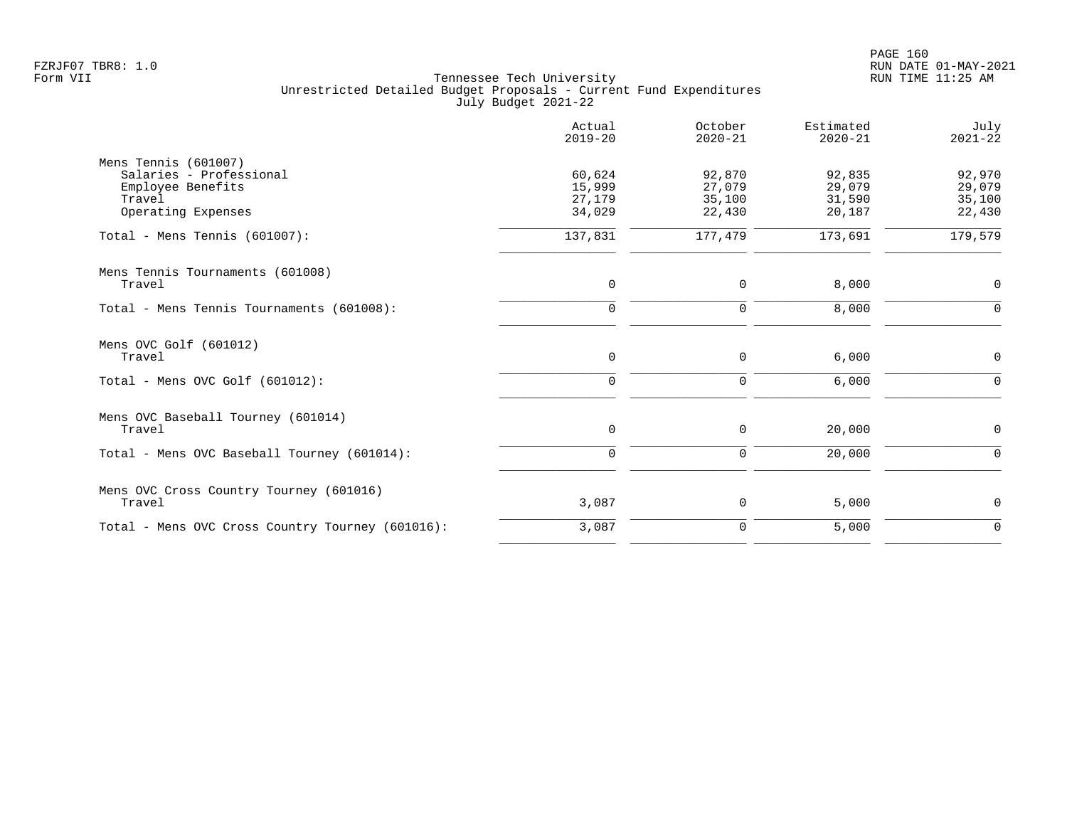FZRJF07 TBR8: 1.0
Form VII

Tennessee Tech University
Unrestricted Detailed Budget Proposals - Current Fund Expenditures
July Budget 2021-22

| | Actual 2019-20 | October 2020-21 | Estimated 2020-21 | July 2021-22 |
|---|---|---|---|---|
| **Mens Tennis (601007)** | | | | |
| Salaries - Professional | 60,624 | 92,870 | 92,835 | 92,970 |
| Employee Benefits | 15,999 | 27,079 | 29,079 | 29,079 |
| Travel | 27,179 | 35,100 | 31,590 | 35,100 |
| Operating Expenses | 34,029 | 22,430 | 20,187 | 22,430 |
| Total - Mens Tennis (601007): | 137,831 | 177,479 | 173,691 | 179,579 |
| **Mens Tennis Tournaments (601008)** | | | | |
| Travel | 0 | 0 | 8,000 | 0 |
| Total - Mens Tennis Tournaments (601008): | 0 | 0 | 8,000 | 0 |
| **Mens OVC Golf (601012)** | | | | |
| Travel | 0 | 0 | 6,000 | 0 |
| Total - Mens OVC Golf (601012): | 0 | 0 | 6,000 | 0 |
| **Mens OVC Baseball Tourney (601014)** | | | | |
| Travel | 0 | 0 | 20,000 | 0 |
| Total - Mens OVC Baseball Tourney (601014): | 0 | 0 | 20,000 | 0 |
| **Mens OVC Cross Country Tourney (601016)** | | | | |
| Travel | 3,087 | 0 | 5,000 | 0 |
| Total - Mens OVC Cross Country Tourney (601016): | 3,087 | 0 | 5,000 | 0 |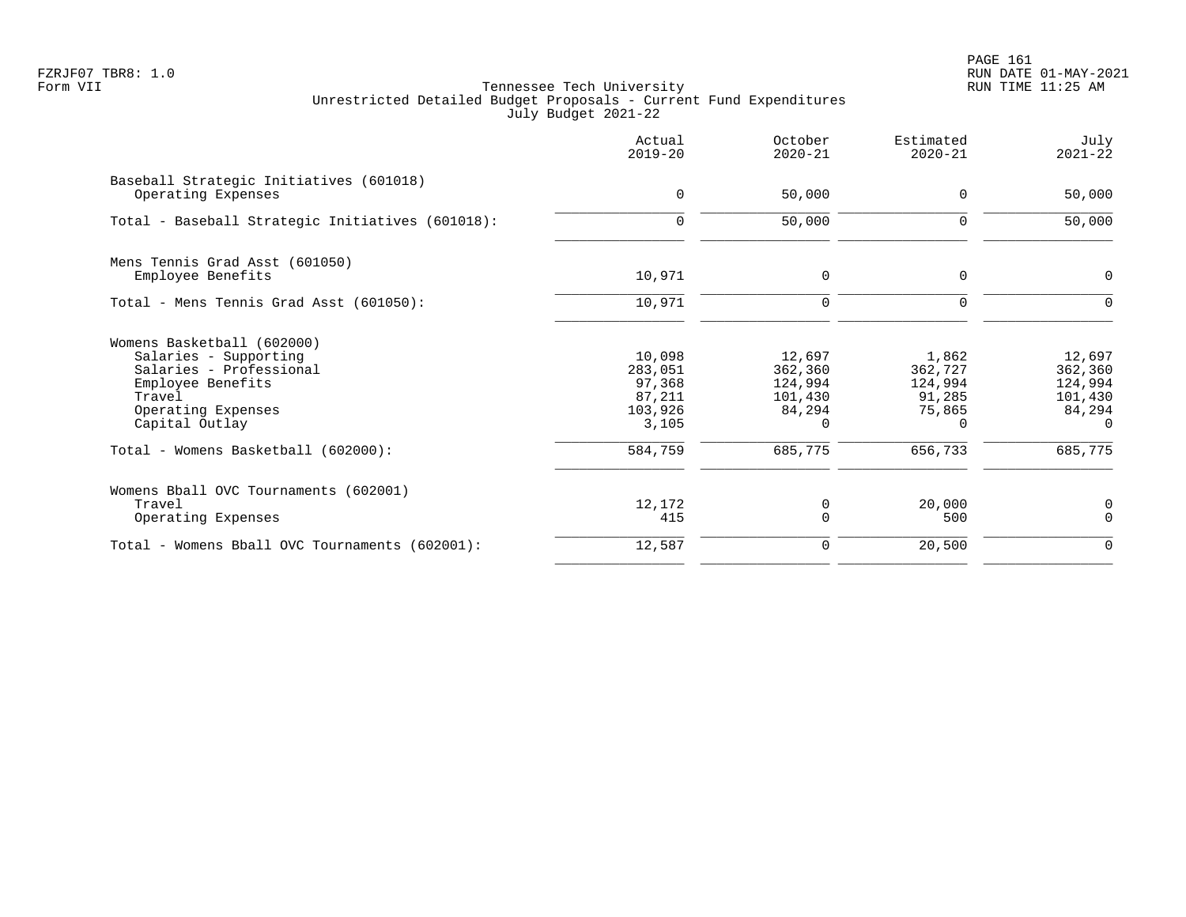Tennessee Tech University
Unrestricted Detailed Budget Proposals - Current Fund Expenditures
July Budget 2021-22

| | Actual 2019-20 | October 2020-21 | Estimated 2020-21 | July 2021-22 |
|---|---|---|---|---|
| Baseball Strategic Initiatives (601018) | | | | |
| Operating Expenses | 0 | 50,000 | 0 | 50,000 |
| Total - Baseball Strategic Initiatives (601018): | 0 | 50,000 | 0 | 50,000 |
| Mens Tennis Grad Asst (601050) | | | | |
| Employee Benefits | 10,971 | 0 | 0 | 0 |
| Total - Mens Tennis Grad Asst (601050): | 10,971 | 0 | 0 | 0 |
| Womens Basketball (602000) | | | | |
| Salaries - Supporting | 10,098 | 12,697 | 1,862 | 12,697 |
| Salaries - Professional | 283,051 | 362,360 | 362,727 | 362,360 |
| Employee Benefits | 97,368 | 124,994 | 124,994 | 124,994 |
| Travel | 87,211 | 101,430 | 91,285 | 101,430 |
| Operating Expenses | 103,926 | 84,294 | 75,865 | 84,294 |
| Capital Outlay | 3,105 | 0 | 0 | 0 |
| Total - Womens Basketball (602000): | 584,759 | 685,775 | 656,733 | 685,775 |
| Womens Bball OVC Tournaments (602001) | | | | |
| Travel | 12,172 | 0 | 20,000 | 0 |
| Operating Expenses | 415 | 0 | 500 | 0 |
| Total - Womens Bball OVC Tournaments (602001): | 12,587 | 0 | 20,500 | 0 |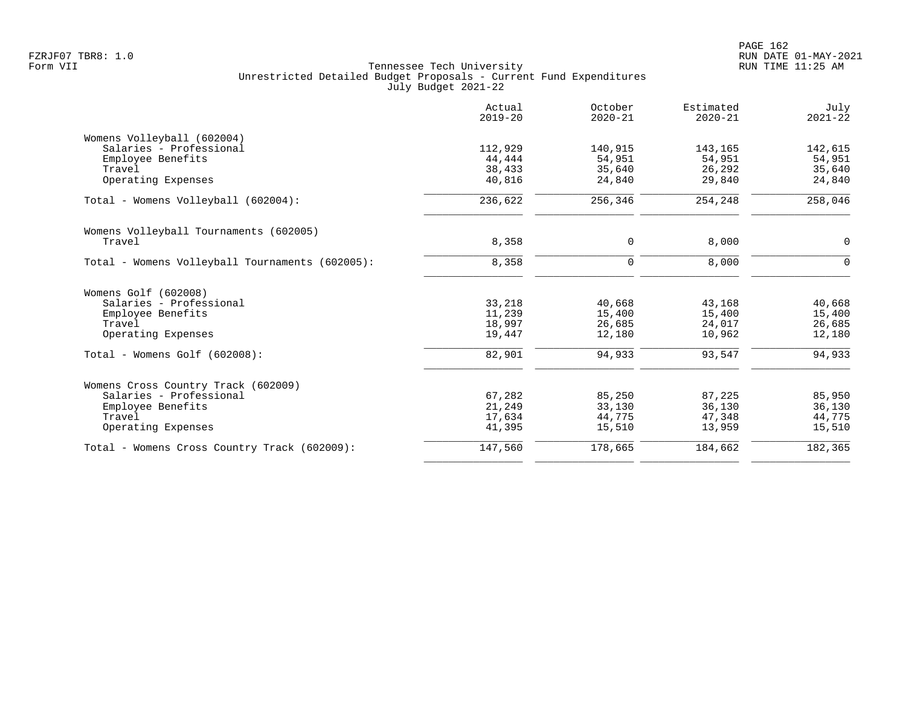FZRJF07 TBR8: 1.0
Form VII

Tennessee Tech University
Unrestricted Detailed Budget Proposals - Current Fund Expenditures
July Budget 2021-22

RUN DATE 01-MAY-2021
RUN TIME 11:25 AM

| | Actual 2019-20 | October 2020-21 | Estimated 2020-21 | July 2021-22 |
|---|---|---|---|---|
| Womens Volleyball (602004) | | | | |
| Salaries - Professional | 112,929 | 140,915 | 143,165 | 142,615 |
| Employee Benefits | 44,444 | 54,951 | 54,951 | 54,951 |
| Travel | 38,433 | 35,640 | 26,292 | 35,640 |
| Operating Expenses | 40,816 | 24,840 | 29,840 | 24,840 |
| Total - Womens Volleyball (602004): | 236,622 | 256,346 | 254,248 | 258,046 |
| Womens Volleyball Tournaments (602005) | | | | |
| Travel | 8,358 | 0 | 8,000 | 0 |
| Total - Womens Volleyball Tournaments (602005): | 8,358 | 0 | 8,000 | 0 |
| Womens Golf (602008) | | | | |
| Salaries - Professional | 33,218 | 40,668 | 43,168 | 40,668 |
| Employee Benefits | 11,239 | 15,400 | 15,400 | 15,400 |
| Travel | 18,997 | 26,685 | 24,017 | 26,685 |
| Operating Expenses | 19,447 | 12,180 | 10,962 | 12,180 |
| Total - Womens Golf (602008): | 82,901 | 94,933 | 93,547 | 94,933 |
| Womens Cross Country Track (602009) | | | | |
| Salaries - Professional | 67,282 | 85,250 | 87,225 | 85,950 |
| Employee Benefits | 21,249 | 33,130 | 36,130 | 36,130 |
| Travel | 17,634 | 44,775 | 47,348 | 44,775 |
| Operating Expenses | 41,395 | 15,510 | 13,959 | 15,510 |
| Total - Womens Cross Country Track (602009): | 147,560 | 178,665 | 184,662 | 182,365 |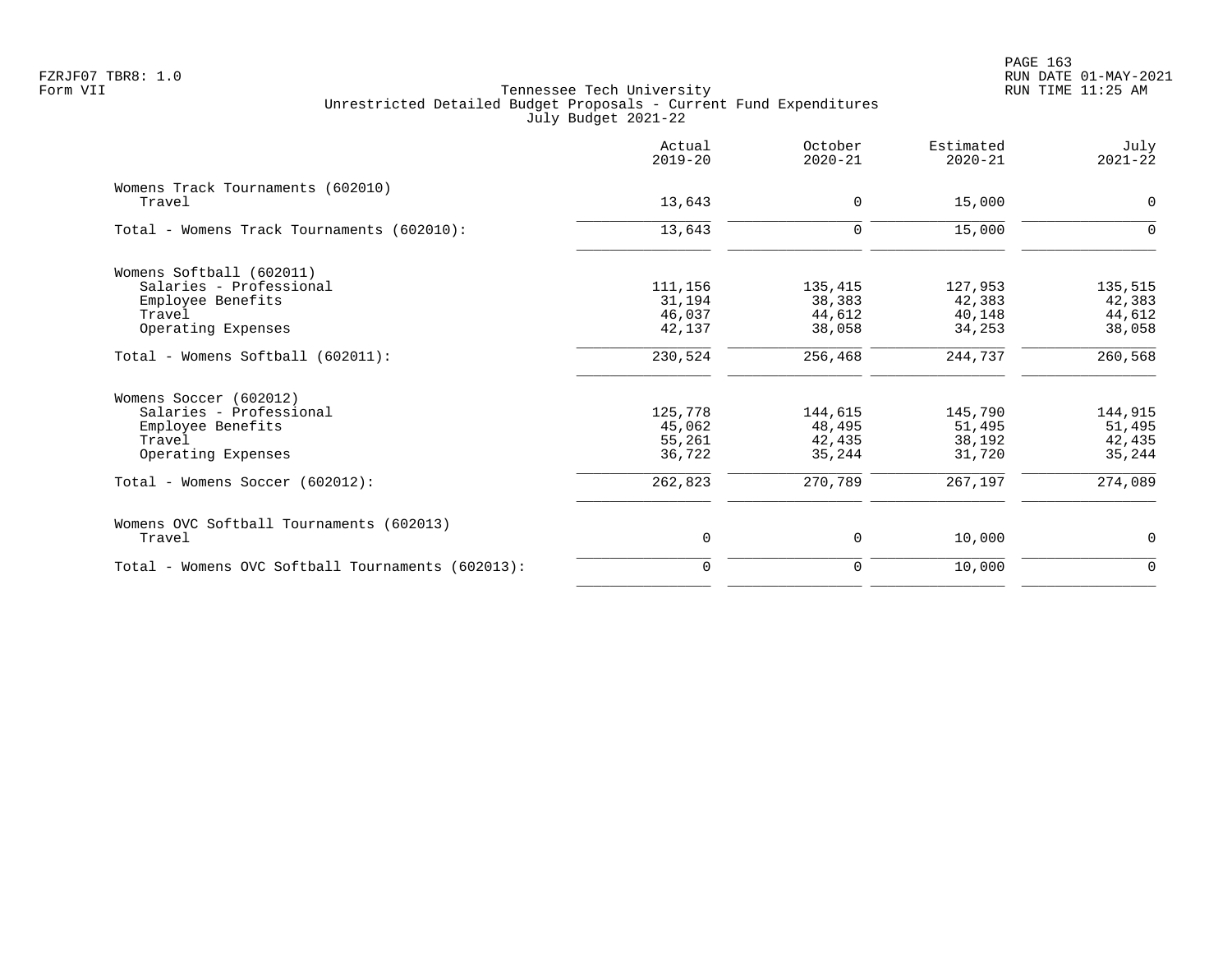Tennessee Tech University
Unrestricted Detailed Budget Proposals - Current Fund Expenditures
July Budget 2021-22

| | Actual 2019-20 | October 2020-21 | Estimated 2020-21 | July 2021-22 |
|---|---|---|---|---|
| Womens Track Tournaments (602010) | | | | |
| Travel | 13,643 | 0 | 15,000 | 0 |
| Total - Womens Track Tournaments (602010): | 13,643 | 0 | 15,000 | 0 |
| Womens Softball (602011) | | | | |
| Salaries - Professional | 111,156 | 135,415 | 127,953 | 135,515 |
| Employee Benefits | 31,194 | 38,383 | 42,383 | 42,383 |
| Travel | 46,037 | 44,612 | 40,148 | 44,612 |
| Operating Expenses | 42,137 | 38,058 | 34,253 | 38,058 |
| Total - Womens Softball (602011): | 230,524 | 256,468 | 244,737 | 260,568 |
| Womens Soccer (602012) | | | | |
| Salaries - Professional | 125,778 | 144,615 | 145,790 | 144,915 |
| Employee Benefits | 45,062 | 48,495 | 51,495 | 51,495 |
| Travel | 55,261 | 42,435 | 38,192 | 42,435 |
| Operating Expenses | 36,722 | 35,244 | 31,720 | 35,244 |
| Total - Womens Soccer (602012): | 262,823 | 270,789 | 267,197 | 274,089 |
| Womens OVC Softball Tournaments (602013) | | | | |
| Travel | 0 | 0 | 10,000 | 0 |
| Total - Womens OVC Softball Tournaments (602013): | 0 | 0 | 10,000 | 0 |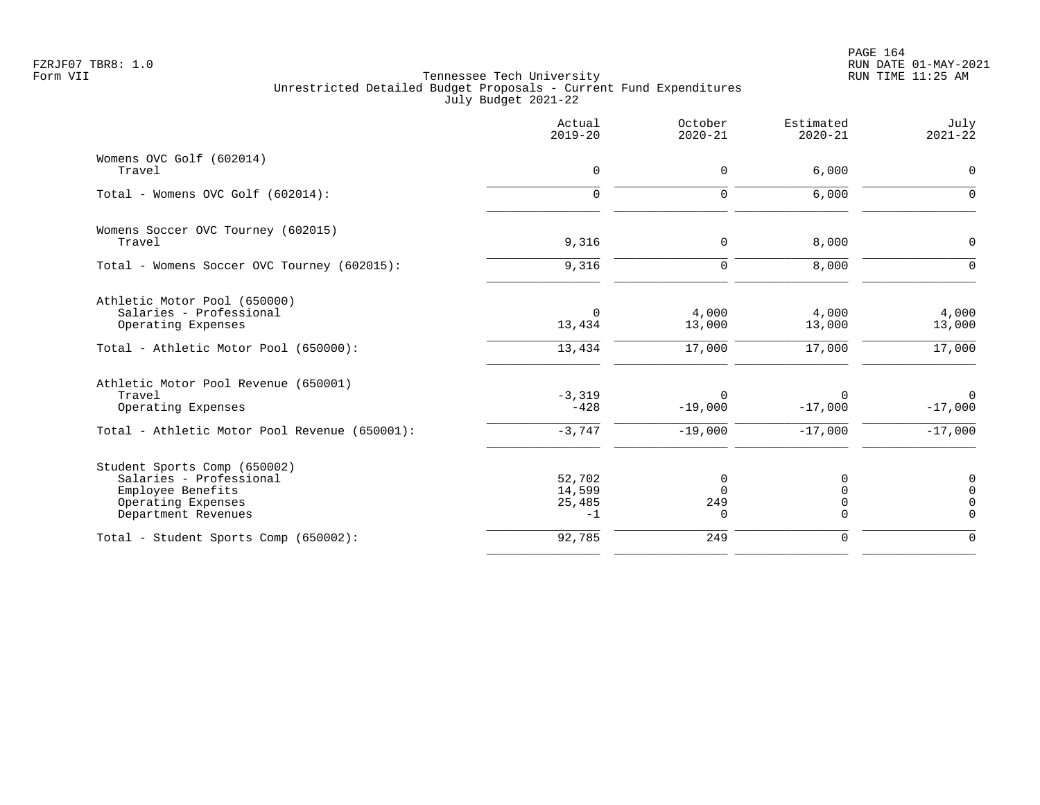FZRJF07 TBR8: 1.0
Form VII

# Tennessee Tech University
## Unrestricted Detailed Budget Proposals - Current Fund Expenditures
### July Budget 2021-22

| | Actual 2019-20 | October 2020-21 | Estimated 2020-21 | July 2021-22 |
|---|---:|---:|---:|---:|
| **Womens OVC Golf (602014)** | | | | |
| Travel | 0 | 0 | 6,000 | 0 |
| Total - Womens OVC Golf (602014): | 0 | 0 | 6,000 | 0 |
| **Womens Soccer OVC Tourney (602015)** | | | | |
| Travel | 9,316 | 0 | 8,000 | 0 |
| Total - Womens Soccer OVC Tourney (602015): | 9,316 | 0 | 8,000 | 0 |
| **Athletic Motor Pool (650000)** | | | | |
| Salaries - Professional | 0 | 4,000 | 4,000 | 4,000 |
| Operating Expenses | 13,434 | 13,000 | 13,000 | 13,000 |
| Total - Athletic Motor Pool (650000): | 13,434 | 17,000 | 17,000 | 17,000 |
| **Athletic Motor Pool Revenue (650001)** | | | | |
| Travel | -3,319 | 0 | 0 | 0 |
| Operating Expenses | -428 | -19,000 | -17,000 | -17,000 |
| Total - Athletic Motor Pool Revenue (650001): | -3,747 | -19,000 | -17,000 | -17,000 |
| **Student Sports Comp (650002)** | | | | |
| Salaries - Professional | 52,702 | 0 | 0 | 0 |
| Employee Benefits | 14,599 | 0 | 0 | 0 |
| Operating Expenses | 25,485 | 249 | 0 | 0 |
| Department Revenues | -1 | 0 | 0 | 0 |
| Total - Student Sports Comp (650002): | 92,785 | 249 | 0 | 0 |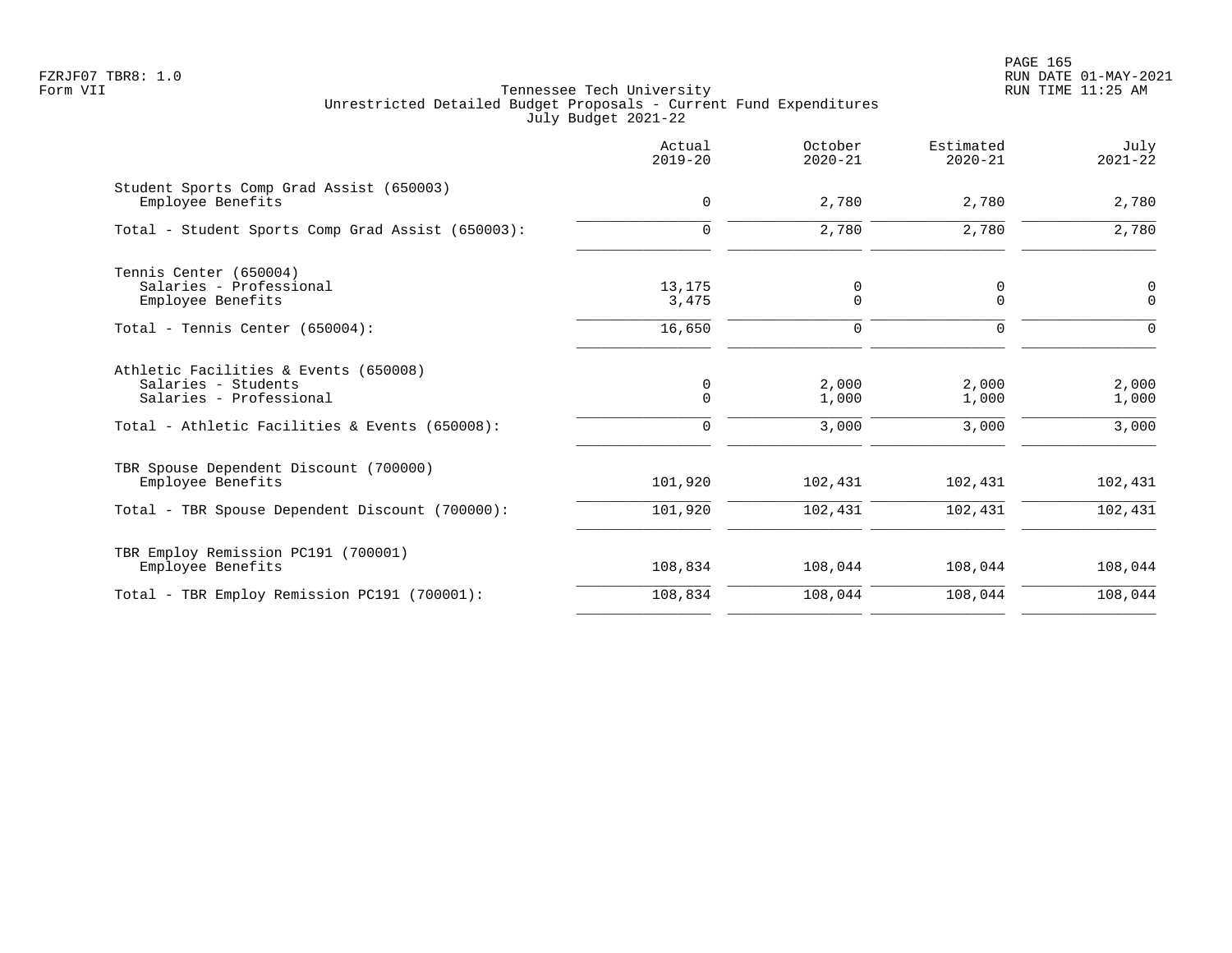FZRJF07 TBR8: 1.0
Form VII

Tennessee Tech University
Unrestricted Detailed Budget Proposals - Current Fund Expenditures
July Budget 2021-22

RUN DATE 01-MAY-2021
RUN TIME 11:25 AM

| | Actual 2019-20 | October 2020-21 | Estimated 2020-21 | July 2021-22 |
|---|---|---|---|---|
| Student Sports Comp Grad Assist (650003) | | | | |
| Employee Benefits | 0 | 2,780 | 2,780 | 2,780 |
| Total - Student Sports Comp Grad Assist (650003): | 0 | 2,780 | 2,780 | 2,780 |
| Tennis Center (650004) | | | | |
| Salaries - Professional | 13,175 | 0 | 0 | 0 |
| Employee Benefits | 3,475 | 0 | 0 | 0 |
| Total - Tennis Center (650004): | 16,650 | 0 | 0 | 0 |
| Athletic Facilities & Events (650008) | | | | |
| Salaries - Students | 0 | 2,000 | 2,000 | 2,000 |
| Salaries - Professional | 0 | 1,000 | 1,000 | 1,000 |
| Total - Athletic Facilities & Events (650008): | 0 | 3,000 | 3,000 | 3,000 |
| TBR Spouse Dependent Discount (700000) | | | | |
| Employee Benefits | 101,920 | 102,431 | 102,431 | 102,431 |
| Total - TBR Spouse Dependent Discount (700000): | 101,920 | 102,431 | 102,431 | 102,431 |
| TBR Employ Remission PC191 (700001) | | | | |
| Employee Benefits | 108,834 | 108,044 | 108,044 | 108,044 |
| Total - TBR Employ Remission PC191 (700001): | 108,834 | 108,044 | 108,044 | 108,044 |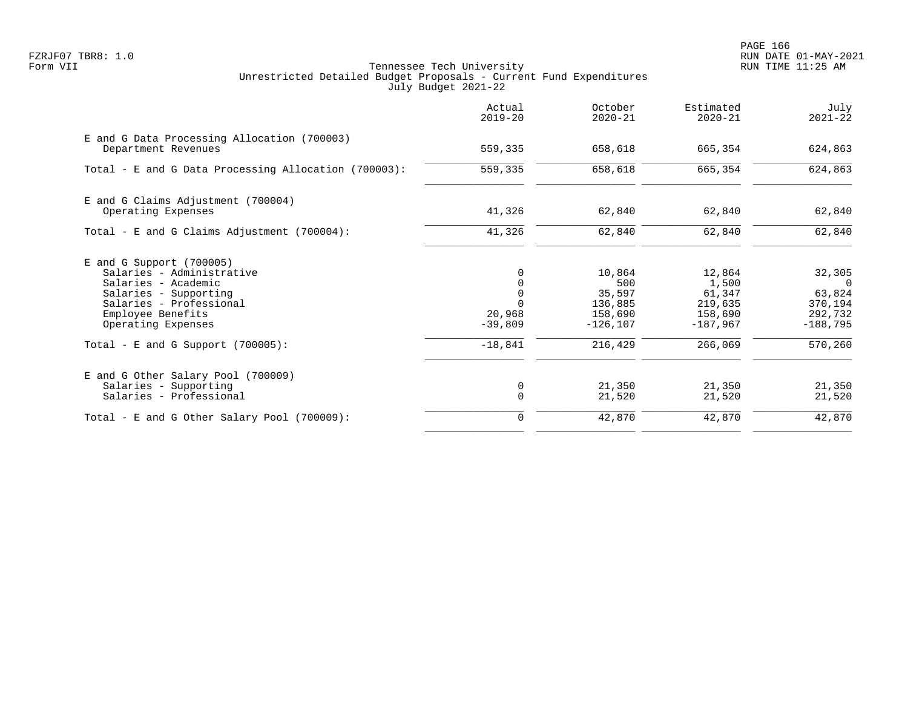FZRJF07 TBR8: 1.0
Form VII

Tennessee Tech University
Unrestricted Detailed Budget Proposals - Current Fund Expenditures
July Budget 2021-22

| | Actual 2019-20 | October 2020-21 | Estimated 2020-21 | July 2021-22 |
|---|---|---|---|---|
| **E and G Data Processing Allocation (700003)** | | | | |
| Department Revenues | 559,335 | 658,618 | 665,354 | 624,863 |
| Total - E and G Data Processing Allocation (700003): | 559,335 | 658,618 | 665,354 | 624,863 |
| **E and G Claims Adjustment (700004)** | | | | |
| Operating Expenses | 41,326 | 62,840 | 62,840 | 62,840 |
| Total - E and G Claims Adjustment (700004): | 41,326 | 62,840 | 62,840 | 62,840 |
| **E and G Support (700005)** | | | | |
| Salaries - Administrative | 0 | 10,864 | 12,864 | 32,305 |
| Salaries - Academic | 0 | 500 | 1,500 | 0 |
| Salaries - Supporting | 0 | 35,597 | 61,347 | 63,824 |
| Salaries - Professional | 0 | 136,885 | 219,635 | 370,194 |
| Employee Benefits | 20,968 | 158,690 | 158,690 | 292,732 |
| Operating Expenses | -39,809 | -126,107 | -187,967 | -188,795 |
| Total - E and G Support (700005): | -18,841 | 216,429 | 266,069 | 570,260 |
| **E and G Other Salary Pool (700009)** | | | | |
| Salaries - Supporting | 0 | 21,350 | 21,350 | 21,350 |
| Salaries - Professional | 0 | 21,520 | 21,520 | 21,520 |
| Total - E and G Other Salary Pool (700009): | 0 | 42,870 | 42,870 | 42,870 |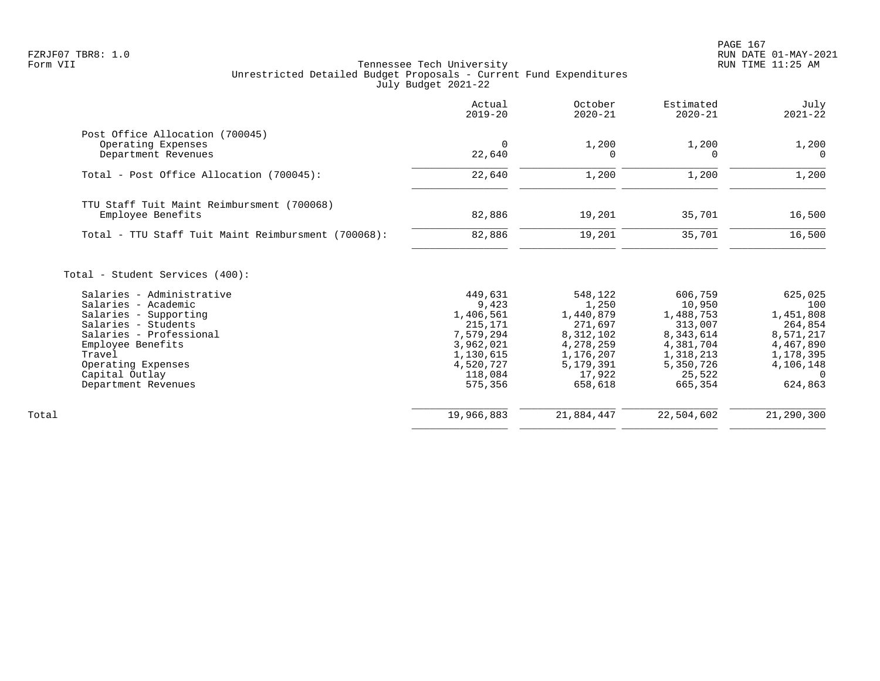Tennessee Tech University
Unrestricted Detailed Budget Proposals - Current Fund Expenditures
July Budget 2021-22

| | Actual 2019-20 | October 2020-21 | Estimated 2020-21 | July 2021-22 |
|---|---|---|---|---|
| **Post Office Allocation (700045)** | | | | |
| Operating Expenses | 0 | 1,200 | 1,200 | 1,200 |
| Department Revenues | 22,640 | 0 | 0 | 0 |
| Total - Post Office Allocation (700045): | 22,640 | 1,200 | 1,200 | 1,200 |
| **TTU Staff Tuit Maint Reimbursment (700068)** | | | | |
| Employee Benefits | 82,886 | 19,201 | 35,701 | 16,500 |
| Total - TTU Staff Tuit Maint Reimbursment (700068): | 82,886 | 19,201 | 35,701 | 16,500 |
| **Total - Student Services (400):** | | | | |
| Salaries - Administrative | 449,631 | 548,122 | 606,759 | 625,025 |
| Salaries - Academic | 9,423 | 1,250 | 10,950 | 100 |
| Salaries - Supporting | 1,406,561 | 1,440,879 | 1,488,753 | 1,451,808 |
| Salaries - Students | 215,171 | 271,697 | 313,007 | 264,854 |
| Salaries - Professional | 7,579,294 | 8,312,102 | 8,343,614 | 8,571,217 |
| Employee Benefits | 3,962,021 | 4,278,259 | 4,381,704 | 4,467,890 |
| Travel | 1,130,615 | 1,176,207 | 1,318,213 | 1,178,395 |
| Operating Expenses | 4,520,727 | 5,179,391 | 5,350,726 | 4,106,148 |
| Capital Outlay | 118,084 | 17,922 | 25,522 | 0 |
| Department Revenues | 575,356 | 658,618 | 665,354 | 624,863 |
| Total | 19,966,883 | 21,884,447 | 22,504,602 | 21,290,300 |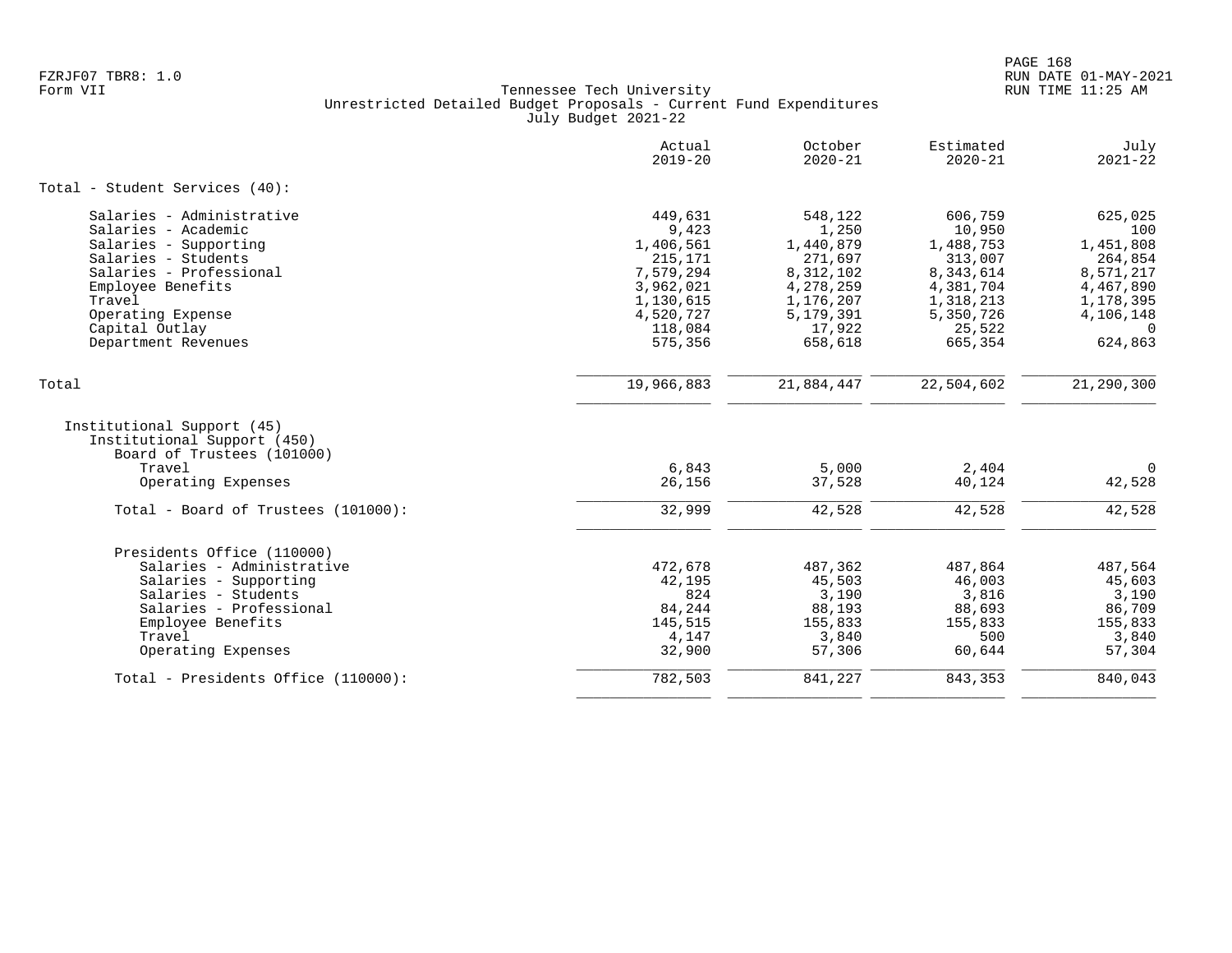Tennessee Tech University
Unrestricted Detailed Budget Proposals - Current Fund Expenditures
July Budget 2021-22

| | Actual 2019-20 | October 2020-21 | Estimated 2020-21 | July 2021-22 |
|---|---|---|---|---|
| **Total - Student Services (40):** | | | | |
| Salaries - Administrative | 449,631 | 548,122 | 606,759 | 625,025 |
| Salaries - Academic | 9,423 | 1,250 | 10,950 | 100 |
| Salaries - Supporting | 1,406,561 | 1,440,879 | 1,488,753 | 1,451,808 |
| Salaries - Students | 215,171 | 271,697 | 313,007 | 264,854 |
| Salaries - Professional | 7,579,294 | 8,312,102 | 8,343,614 | 8,571,217 |
| Employee Benefits | 3,962,021 | 4,278,259 | 4,381,704 | 4,467,890 |
| Travel | 1,130,615 | 1,176,207 | 1,318,213 | 1,178,395 |
| Operating Expense | 4,520,727 | 5,179,391 | 5,350,726 | 4,106,148 |
| Capital Outlay | 118,084 | 17,922 | 25,522 | 0 |
| Department Revenues | 575,356 | 658,618 | 665,354 | 624,863 |
| Total | 19,966,883 | 21,884,447 | 22,504,602 | 21,290,300 |
| Institutional Support (45) | | | | |
| Institutional Support (450) | | | | |
| Board of Trustees (101000) | | | | |
| Travel | 6,843 | 5,000 | 2,404 | 0 |
| Operating Expenses | 26,156 | 37,528 | 40,124 | 42,528 |
| Total - Board of Trustees (101000): | 32,999 | 42,528 | 42,528 | 42,528 |
| Presidents Office (110000) | | | | |
| Salaries - Administrative | 472,678 | 487,362 | 487,864 | 487,564 |
| Salaries - Supporting | 42,195 | 45,503 | 46,003 | 45,603 |
| Salaries - Students | 824 | 3,190 | 3,816 | 3,190 |
| Salaries - Professional | 84,244 | 88,193 | 88,693 | 86,709 |
| Employee Benefits | 145,515 | 155,833 | 155,833 | 155,833 |
| Travel | 4,147 | 3,840 | 500 | 3,840 |
| Operating Expenses | 32,900 | 57,306 | 60,644 | 57,304 |
| Total - Presidents Office (110000): | 782,503 | 841,227 | 843,353 | 840,043 |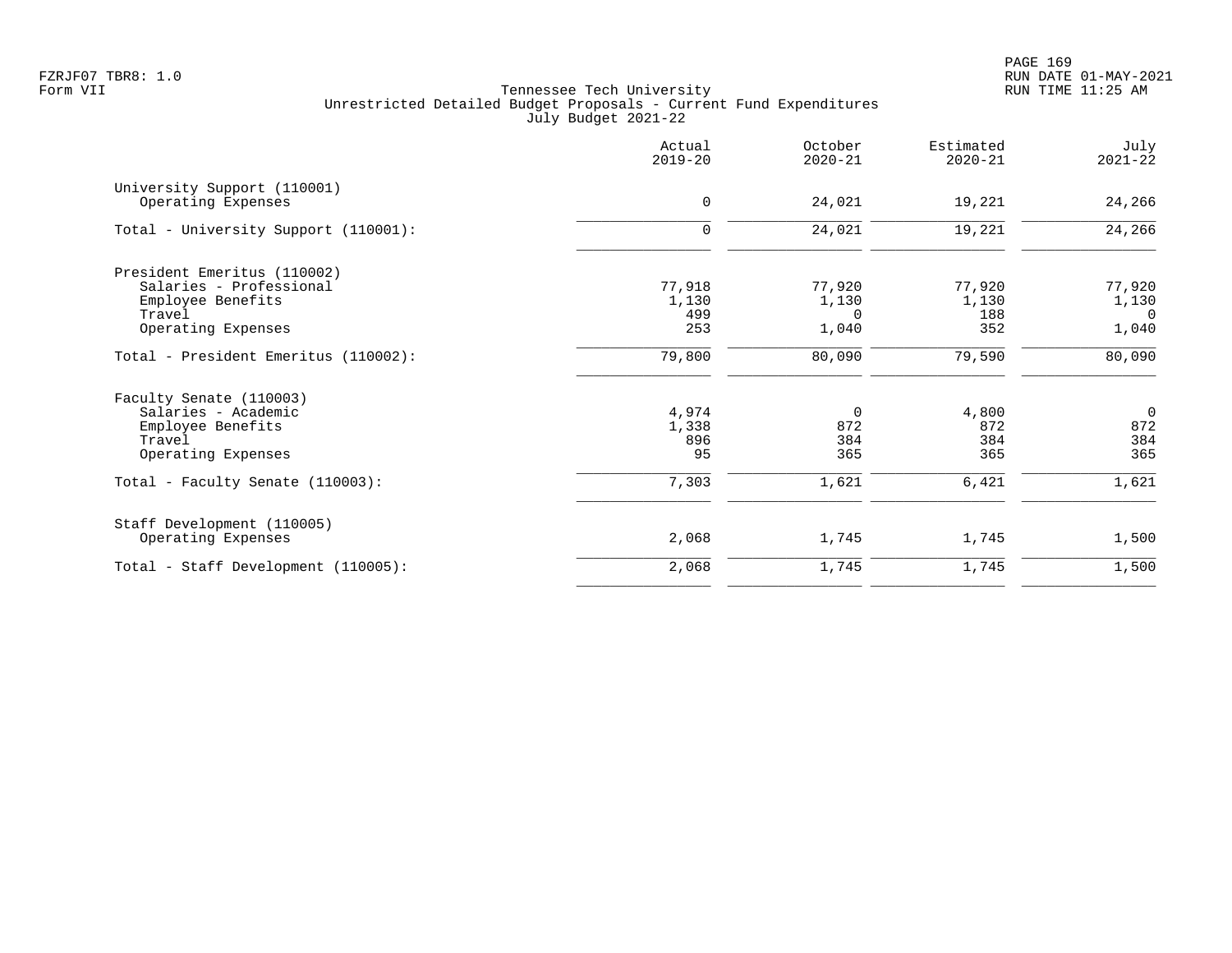Tennessee Tech University
Unrestricted Detailed Budget Proposals - Current Fund Expenditures
July Budget 2021-22

| | Actual 2019-20 | October 2020-21 | Estimated 2020-21 | July 2021-22 |
|---|---|---|---|---|
| University Support (110001) | | | | |
| Operating Expenses | 0 | 24,021 | 19,221 | 24,266 |
| Total - University Support (110001): | 0 | 24,021 | 19,221 | 24,266 |
| President Emeritus (110002) | | | | |
| Salaries - Professional | 77,918 | 77,920 | 77,920 | 77,920 |
| Employee Benefits | 1,130 | 1,130 | 1,130 | 1,130 |
| Travel | 499 | 0 | 188 | 0 |
| Operating Expenses | 253 | 1,040 | 352 | 1,040 |
| Total - President Emeritus (110002): | 79,800 | 80,090 | 79,590 | 80,090 |
| Faculty Senate (110003) | | | | |
| Salaries - Academic | 4,974 | 0 | 4,800 | 0 |
| Employee Benefits | 1,338 | 872 | 872 | 872 |
| Travel | 896 | 384 | 384 | 384 |
| Operating Expenses | 95 | 365 | 365 | 365 |
| Total - Faculty Senate (110003): | 7,303 | 1,621 | 6,421 | 1,621 |
| Staff Development (110005) | | | | |
| Operating Expenses | 2,068 | 1,745 | 1,745 | 1,500 |
| Total - Staff Development (110005): | 2,068 | 1,745 | 1,745 | 1,500 |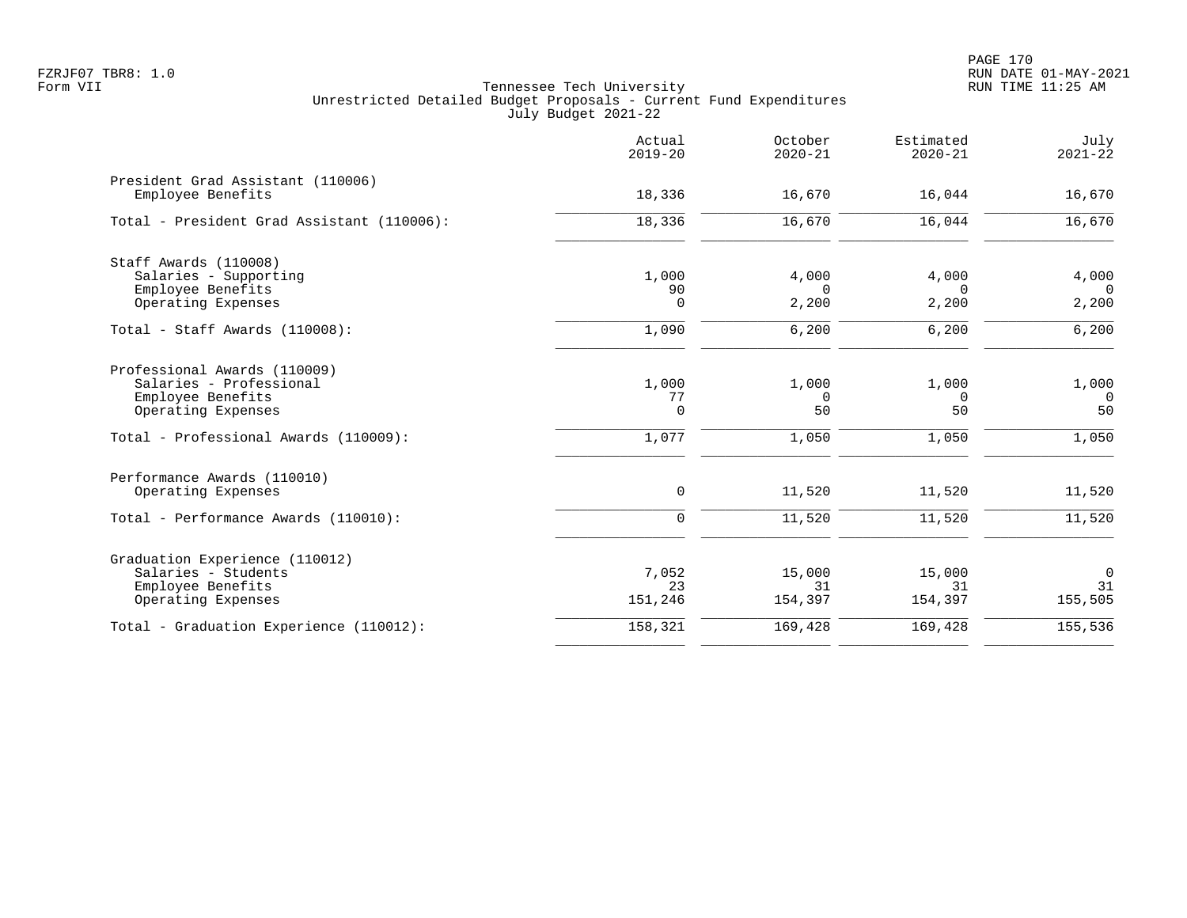Tennessee Tech University
Unrestricted Detailed Budget Proposals - Current Fund Expenditures
July Budget 2021-22

| | Actual 2019-20 | October 2020-21 | Estimated 2020-21 | July 2021-22 |
|---|---|---|---|---|
| **President Grad Assistant (110006)** | | | | |
| Employee Benefits | 18,336 | 16,670 | 16,044 | 16,670 |
| Total - President Grad Assistant (110006): | 18,336 | 16,670 | 16,044 | 16,670 |
| **Staff Awards (110008)** | | | | |
| Salaries - Supporting | 1,000 | 4,000 | 4,000 | 4,000 |
| Employee Benefits | 90 | 0 | 0 | 0 |
| Operating Expenses | 0 | 2,200 | 2,200 | 2,200 |
| Total - Staff Awards (110008): | 1,090 | 6,200 | 6,200 | 6,200 |
| **Professional Awards (110009)** | | | | |
| Salaries - Professional | 1,000 | 1,000 | 1,000 | 1,000 |
| Employee Benefits | 77 | 0 | 0 | 0 |
| Operating Expenses | 0 | 50 | 50 | 50 |
| Total - Professional Awards (110009): | 1,077 | 1,050 | 1,050 | 1,050 |
| **Performance Awards (110010)** | | | | |
| Operating Expenses | 0 | 11,520 | 11,520 | 11,520 |
| Total - Performance Awards (110010): | 0 | 11,520 | 11,520 | 11,520 |
| **Graduation Experience (110012)** | | | | |
| Salaries - Students | 7,052 | 15,000 | 15,000 | 0 |
| Employee Benefits | 23 | 31 | 31 | 31 |
| Operating Expenses | 151,246 | 154,397 | 154,397 | 155,505 |
| Total - Graduation Experience (110012): | 158,321 | 169,428 | 169,428 | 155,536 |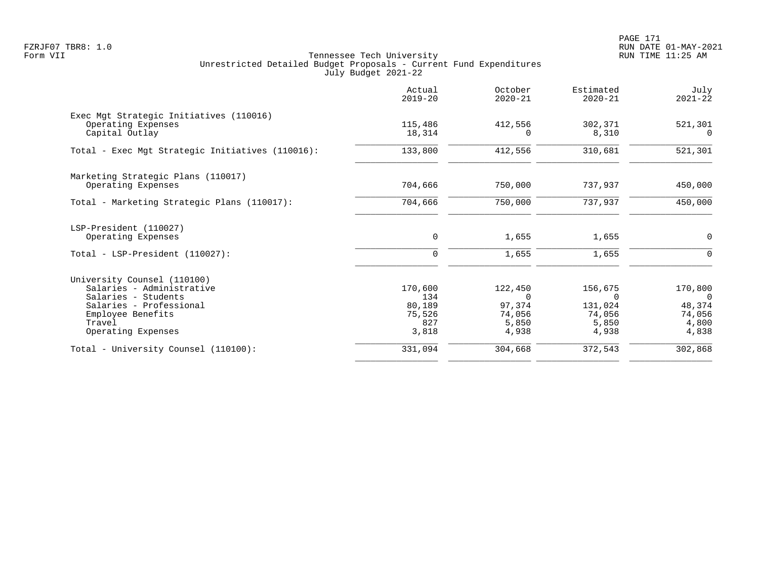Tennessee Tech University
Unrestricted Detailed Budget Proposals - Current Fund Expenditures
July Budget 2021-22

| | Actual 2019-20 | October 2020-21 | Estimated 2020-21 | July 2021-22 |
|---|---|---|---|---|
| **Exec Mgt Strategic Initiatives (110016)** | | | | |
| Operating Expenses | 115,486 | 412,556 | 302,371 | 521,301 |
| Capital Outlay | 18,314 | 0 | 8,310 | 0 |
| Total - Exec Mgt Strategic Initiatives (110016): | 133,800 | 412,556 | 310,681 | 521,301 |
| **Marketing Strategic Plans (110017)** | | | | |
| Operating Expenses | 704,666 | 750,000 | 737,937 | 450,000 |
| Total - Marketing Strategic Plans (110017): | 704,666 | 750,000 | 737,937 | 450,000 |
| **LSP-President (110027)** | | | | |
| Operating Expenses | 0 | 1,655 | 1,655 | 0 |
| Total - LSP-President (110027): | 0 | 1,655 | 1,655 | 0 |
| **University Counsel (110100)** | | | | |
| Salaries - Administrative | 170,600 | 122,450 | 156,675 | 170,800 |
| Salaries - Students | 134 | 0 | 0 | 0 |
| Salaries - Professional | 80,189 | 97,374 | 131,024 | 48,374 |
| Employee Benefits | 75,526 | 74,056 | 74,056 | 74,056 |
| Travel | 827 | 5,850 | 5,850 | 4,800 |
| Operating Expenses | 3,818 | 4,938 | 4,938 | 4,838 |
| Total - University Counsel (110100): | 331,094 | 304,668 | 372,543 | 302,868 |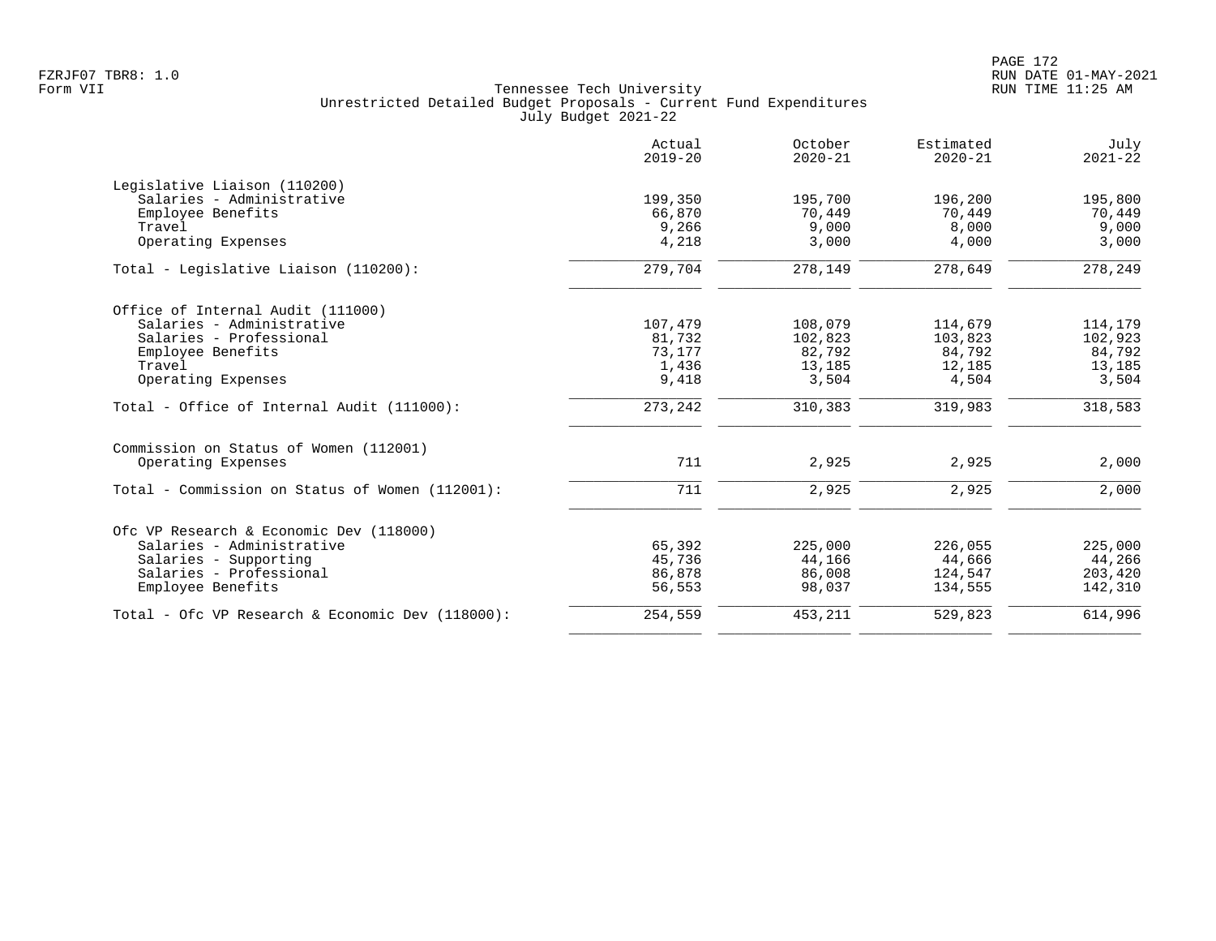FZRJF07 TBR8: 1.0
Form VII

# Tennessee Tech University
## Unrestricted Detailed Budget Proposals - Current Fund Expenditures
### July Budget 2021-22

| | Actual 2019-20 | October 2020-21 | Estimated 2020-21 | July 2021-22 |
|---|---:|---:|---:|---:|
| **Legislative Liaison (110200)** | | | | |
| Salaries - Administrative | 199,350 | 195,700 | 196,200 | 195,800 |
| Employee Benefits | 66,870 | 70,449 | 70,449 | 70,449 |
| Travel | 9,266 | 9,000 | 8,000 | 9,000 |
| Operating Expenses | 4,218 | 3,000 | 4,000 | 3,000 |
| Total - Legislative Liaison (110200): | 279,704 | 278,149 | 278,649 | 278,249 |
| **Office of Internal Audit (111000)** | | | | |
| Salaries - Administrative | 107,479 | 108,079 | 114,679 | 114,179 |
| Salaries - Professional | 81,732 | 102,823 | 103,823 | 102,923 |
| Employee Benefits | 73,177 | 82,792 | 84,792 | 84,792 |
| Travel | 1,436 | 13,185 | 12,185 | 13,185 |
| Operating Expenses | 9,418 | 3,504 | 4,504 | 3,504 |
| Total - Office of Internal Audit (111000): | 273,242 | 310,383 | 319,983 | 318,583 |
| **Commission on Status of Women (112001)** | | | | |
| Operating Expenses | 711 | 2,925 | 2,925 | 2,000 |
| Total - Commission on Status of Women (112001): | 711 | 2,925 | 2,925 | 2,000 |
| **Ofc VP Research & Economic Dev (118000)** | | | | |
| Salaries - Administrative | 65,392 | 225,000 | 226,055 | 225,000 |
| Salaries - Supporting | 45,736 | 44,166 | 44,666 | 44,266 |
| Salaries - Professional | 86,878 | 86,008 | 124,547 | 203,420 |
| Employee Benefits | 56,553 | 98,037 | 134,555 | 142,310 |
| Total - Ofc VP Research & Economic Dev (118000): | 254,559 | 453,211 | 529,823 | 614,996 |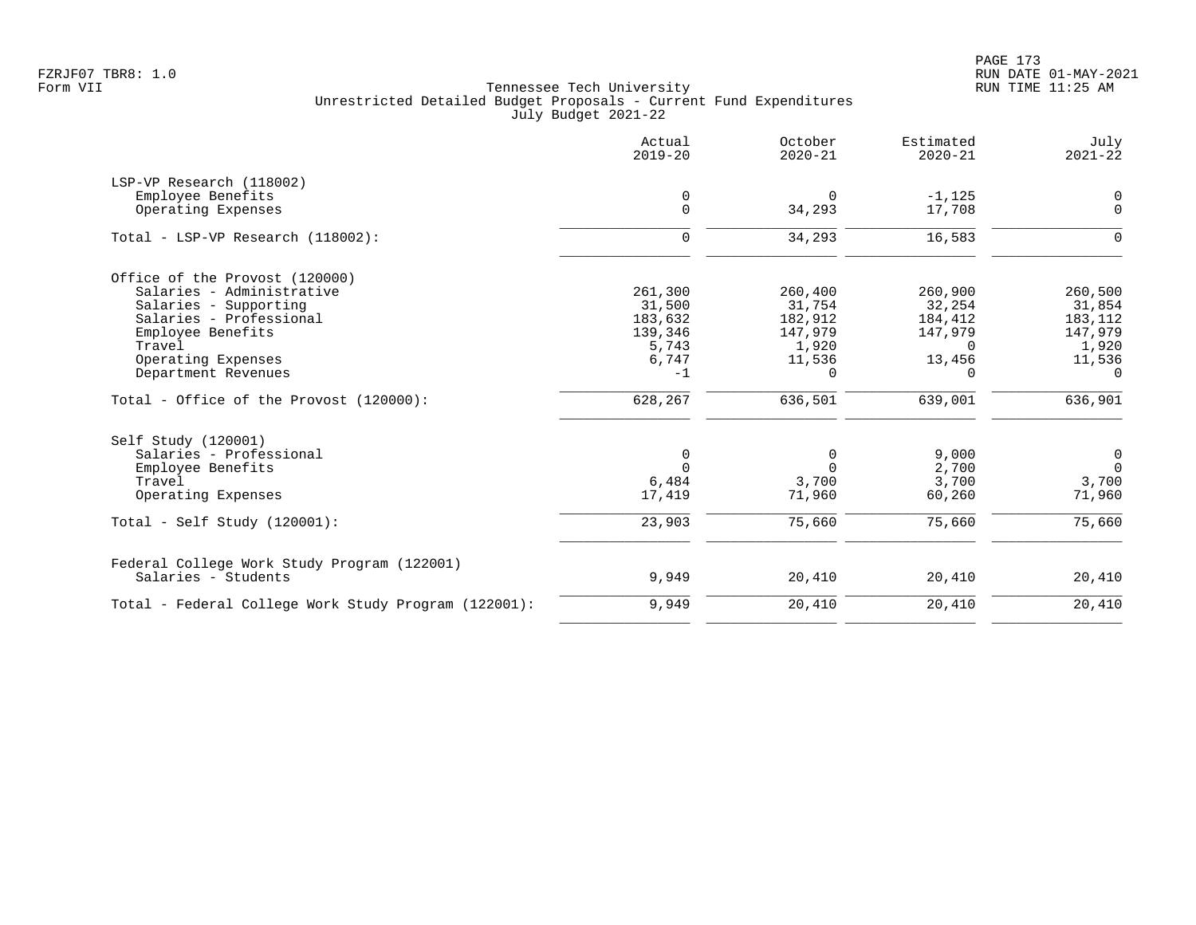Tennessee Tech University
Unrestricted Detailed Budget Proposals - Current Fund Expenditures
July Budget 2021-22

| | Actual 2019-20 | October 2020-21 | Estimated 2020-21 | July 2021-22 |
|---|---|---|---|---|
| **LSP-VP Research (118002)** | | | | |
| Employee Benefits | 0 | 0 | -1,125 | 0 |
| Operating Expenses | 0 | 34,293 | 17,708 | 0 |
| Total - LSP-VP Research (118002): | 0 | 34,293 | 16,583 | 0 |
| **Office of the Provost (120000)** | | | | |
| Salaries - Administrative | 261,300 | 260,400 | 260,900 | 260,500 |
| Salaries - Supporting | 31,500 | 31,754 | 32,254 | 31,854 |
| Salaries - Professional | 183,632 | 182,912 | 184,412 | 183,112 |
| Employee Benefits | 139,346 | 147,979 | 147,979 | 147,979 |
| Travel | 5,743 | 1,920 | 0 | 1,920 |
| Operating Expenses | 6,747 | 11,536 | 13,456 | 11,536 |
| Department Revenues | -1 | 0 | 0 | 0 |
| Total - Office of the Provost (120000): | 628,267 | 636,501 | 639,001 | 636,901 |
| **Self Study (120001)** | | | | |
| Salaries - Professional | 0 | 0 | 9,000 | 0 |
| Employee Benefits | 0 | 0 | 2,700 | 0 |
| Travel | 6,484 | 3,700 | 3,700 | 3,700 |
| Operating Expenses | 17,419 | 71,960 | 60,260 | 71,960 |
| Total - Self Study (120001): | 23,903 | 75,660 | 75,660 | 75,660 |
| **Federal College Work Study Program (122001)** | | | | |
| Salaries - Students | 9,949 | 20,410 | 20,410 | 20,410 |
| Total - Federal College Work Study Program (122001): | 9,949 | 20,410 | 20,410 | 20,410 |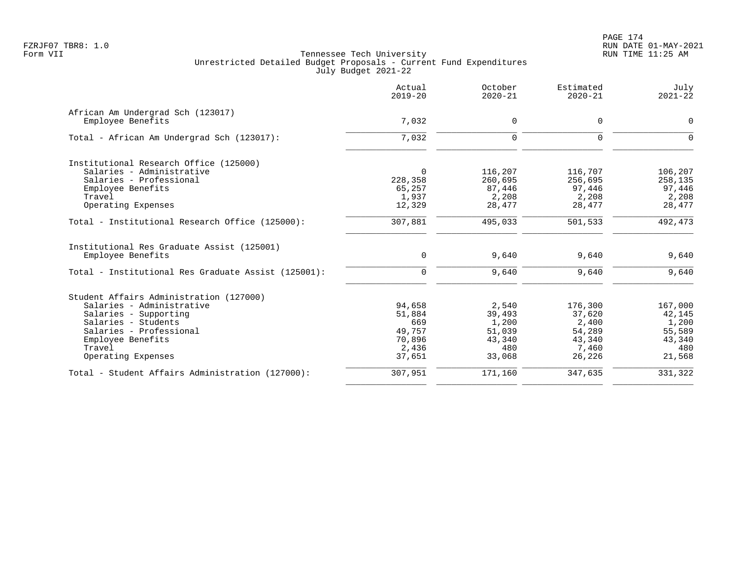Tennessee Tech University
Unrestricted Detailed Budget Proposals - Current Fund Expenditures
July Budget 2021-22

| | Actual 2019-20 | October 2020-21 | Estimated 2020-21 | July 2021-22 |
|---|---|---|---|---|
| **African Am Undergrad Sch (123017)** | | | | |
| Employee Benefits | 7,032 | 0 | 0 | 0 |
| Total - African Am Undergrad Sch (123017): | 7,032 | 0 | 0 | 0 |
| **Institutional Research Office (125000)** | | | | |
| Salaries - Administrative | 0 | 116,207 | 116,707 | 106,207 |
| Salaries - Professional | 228,358 | 260,695 | 256,695 | 258,135 |
| Employee Benefits | 65,257 | 87,446 | 97,446 | 97,446 |
| Travel | 1,937 | 2,208 | 2,208 | 2,208 |
| Operating Expenses | 12,329 | 28,477 | 28,477 | 28,477 |
| Total - Institutional Research Office (125000): | 307,881 | 495,033 | 501,533 | 492,473 |
| **Institutional Res Graduate Assist (125001)** | | | | |
| Employee Benefits | 0 | 9,640 | 9,640 | 9,640 |
| Total - Institutional Res Graduate Assist (125001): | 0 | 9,640 | 9,640 | 9,640 |
| **Student Affairs Administration (127000)** | | | | |
| Salaries - Administrative | 94,658 | 2,540 | 176,300 | 167,000 |
| Salaries - Supporting | 51,884 | 39,493 | 37,620 | 42,145 |
| Salaries - Students | 669 | 1,200 | 2,400 | 1,200 |
| Salaries - Professional | 49,757 | 51,039 | 54,289 | 55,589 |
| Employee Benefits | 70,896 | 43,340 | 43,340 | 43,340 |
| Travel | 2,436 | 480 | 7,460 | 480 |
| Operating Expenses | 37,651 | 33,068 | 26,226 | 21,568 |
| Total - Student Affairs Administration (127000): | 307,951 | 171,160 | 347,635 | 331,322 |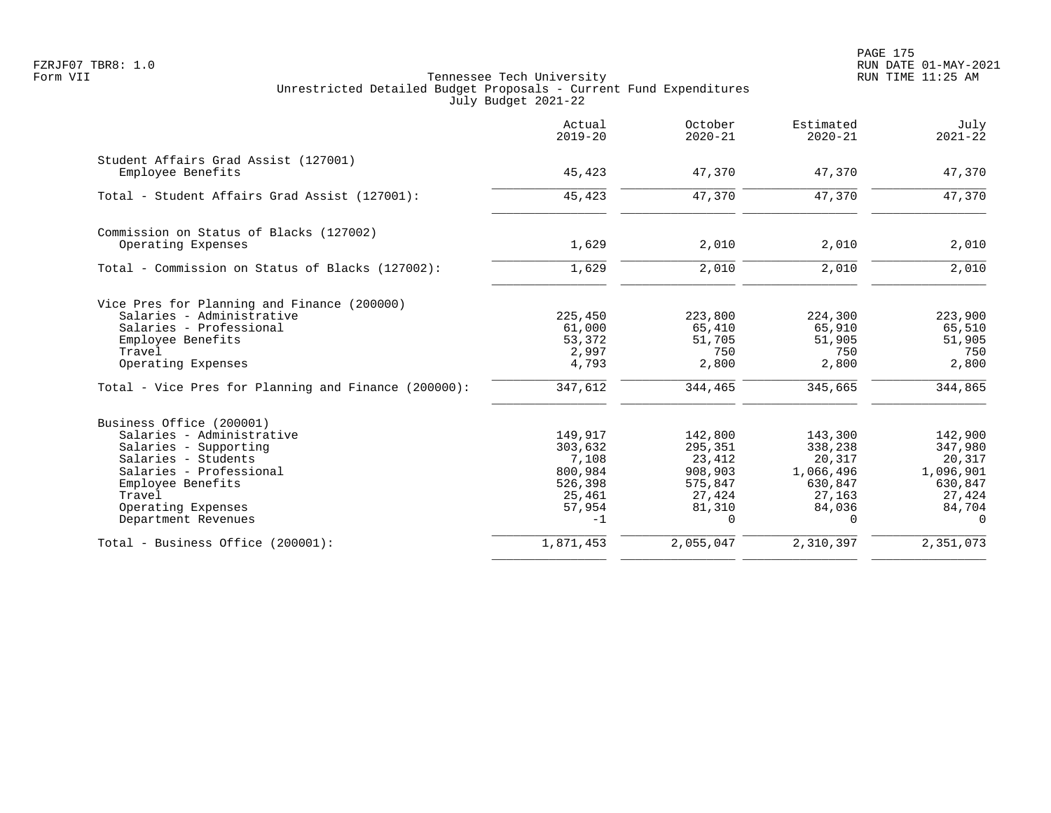Tennessee Tech University
Unrestricted Detailed Budget Proposals - Current Fund Expenditures
July Budget 2021-22

| | Actual 2019-20 | October 2020-21 | Estimated 2020-21 | July 2021-22 |
|---|---|---|---|---|
| **Student Affairs Grad Assist (127001)** | | | | |
| Employee Benefits | 45,423 | 47,370 | 47,370 | 47,370 |
| Total - Student Affairs Grad Assist (127001): | 45,423 | 47,370 | 47,370 | 47,370 |
| **Commission on Status of Blacks (127002)** | | | | |
| Operating Expenses | 1,629 | 2,010 | 2,010 | 2,010 |
| Total - Commission on Status of Blacks (127002): | 1,629 | 2,010 | 2,010 | 2,010 |
| **Vice Pres for Planning and Finance (200000)** | | | | |
| Salaries - Administrative | 225,450 | 223,800 | 224,300 | 223,900 |
| Salaries - Professional | 61,000 | 65,410 | 65,910 | 65,510 |
| Employee Benefits | 53,372 | 51,705 | 51,905 | 51,905 |
| Travel | 2,997 | 750 | 750 | 750 |
| Operating Expenses | 4,793 | 2,800 | 2,800 | 2,800 |
| Total - Vice Pres for Planning and Finance (200000): | 347,612 | 344,465 | 345,665 | 344,865 |
| **Business Office (200001)** | | | | |
| Salaries - Administrative | 149,917 | 142,800 | 143,300 | 142,900 |
| Salaries - Supporting | 303,632 | 295,351 | 338,238 | 347,980 |
| Salaries - Students | 7,108 | 23,412 | 20,317 | 20,317 |
| Salaries - Professional | 800,984 | 908,903 | 1,066,496 | 1,096,901 |
| Employee Benefits | 526,398 | 575,847 | 630,847 | 630,847 |
| Travel | 25,461 | 27,424 | 27,163 | 27,424 |
| Operating Expenses | 57,954 | 81,310 | 84,036 | 84,704 |
| Department Revenues | -1 | 0 | 0 | 0 |
| Total - Business Office (200001): | 1,871,453 | 2,055,047 | 2,310,397 | 2,351,073 |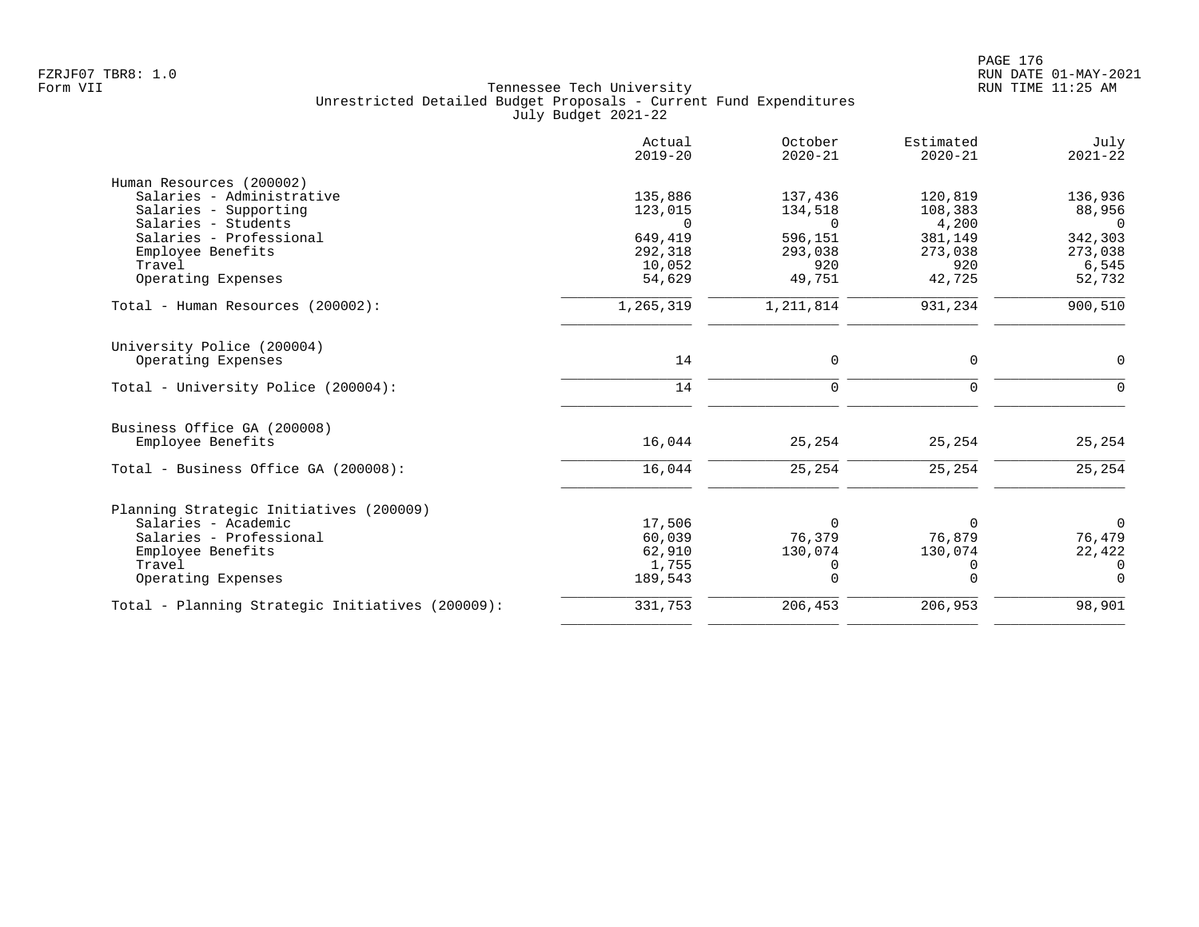Tennessee Tech University
Unrestricted Detailed Budget Proposals - Current Fund Expenditures
July Budget 2021-22

| | Actual 2019-20 | October 2020-21 | Estimated 2020-21 | July 2021-22 |
|---|---|---|---|---|
| **Human Resources (200002)** | | | | |
| Salaries - Administrative | 135,886 | 137,436 | 120,819 | 136,936 |
| Salaries - Supporting | 123,015 | 134,518 | 108,383 | 88,956 |
| Salaries - Students | 0 | 0 | 4,200 | 0 |
| Salaries - Professional | 649,419 | 596,151 | 381,149 | 342,303 |
| Employee Benefits | 292,318 | 293,038 | 273,038 | 273,038 |
| Travel | 10,052 | 920 | 920 | 6,545 |
| Operating Expenses | 54,629 | 49,751 | 42,725 | 52,732 |
| Total - Human Resources (200002): | 1,265,319 | 1,211,814 | 931,234 | 900,510 |
| **University Police (200004)** | | | | |
| Operating Expenses | 14 | 0 | 0 | 0 |
| Total - University Police (200004): | 14 | 0 | 0 | 0 |
| **Business Office GA (200008)** | | | | |
| Employee Benefits | 16,044 | 25,254 | 25,254 | 25,254 |
| Total - Business Office GA (200008): | 16,044 | 25,254 | 25,254 | 25,254 |
| **Planning Strategic Initiatives (200009)** | | | | |
| Salaries - Academic | 17,506 | 0 | 0 | 0 |
| Salaries - Professional | 60,039 | 76,379 | 76,879 | 76,479 |
| Employee Benefits | 62,910 | 130,074 | 130,074 | 22,422 |
| Travel | 1,755 | 0 | 0 | 0 |
| Operating Expenses | 189,543 | 0 | 0 | 0 |
| Total - Planning Strategic Initiatives (200009): | 331,753 | 206,453 | 206,953 | 98,901 |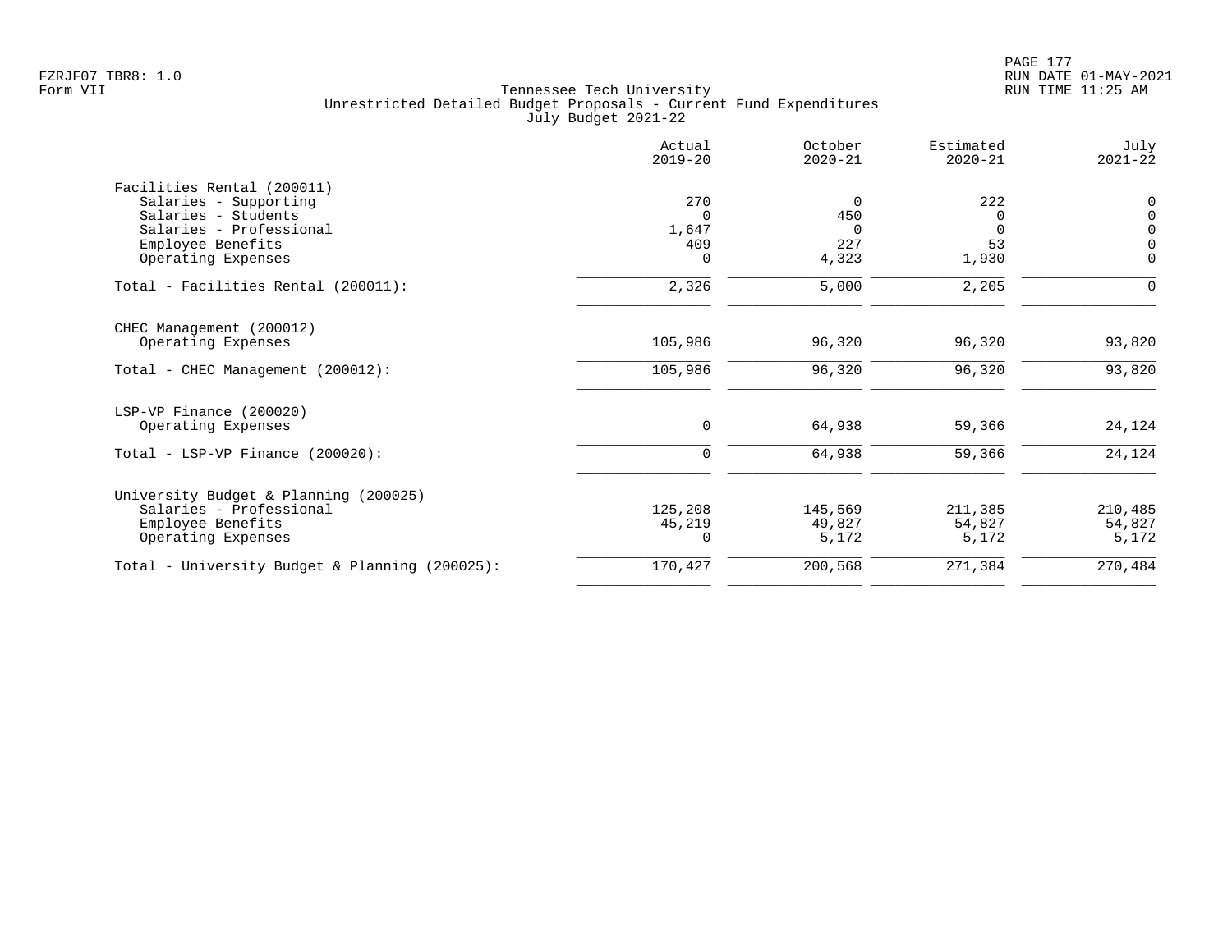FZRJF07 TBR8: 1.0
Form VII

Tennessee Tech University
Unrestricted Detailed Budget Proposals - Current Fund Expenditures
July Budget 2021-22

| | Actual 2019-20 | October 2020-21 | Estimated 2020-21 | July 2021-22 |
|---|---|---|---|---|
| **Facilities Rental (200011)** | | | | |
| Salaries - Supporting | 270 | 0 | 222 | 0 |
| Salaries - Students | 0 | 450 | 0 | 0 |
| Salaries - Professional | 1,647 | 0 | 0 | 0 |
| Employee Benefits | 409 | 227 | 53 | 0 |
| Operating Expenses | 0 | 4,323 | 1,930 | 0 |
| Total - Facilities Rental (200011): | 2,326 | 5,000 | 2,205 | 0 |
| **CHEC Management (200012)** | | | | |
| Operating Expenses | 105,986 | 96,320 | 96,320 | 93,820 |
| Total - CHEC Management (200012): | 105,986 | 96,320 | 96,320 | 93,820 |
| **LSP-VP Finance (200020)** | | | | |
| Operating Expenses | 0 | 64,938 | 59,366 | 24,124 |
| Total - LSP-VP Finance (200020): | 0 | 64,938 | 59,366 | 24,124 |
| **University Budget & Planning (200025)** | | | | |
| Salaries - Professional | 125,208 | 145,569 | 211,385 | 210,485 |
| Employee Benefits | 45,219 | 49,827 | 54,827 | 54,827 |
| Operating Expenses | 0 | 5,172 | 5,172 | 5,172 |
| Total - University Budget & Planning (200025): | 170,427 | 200,568 | 271,384 | 270,484 |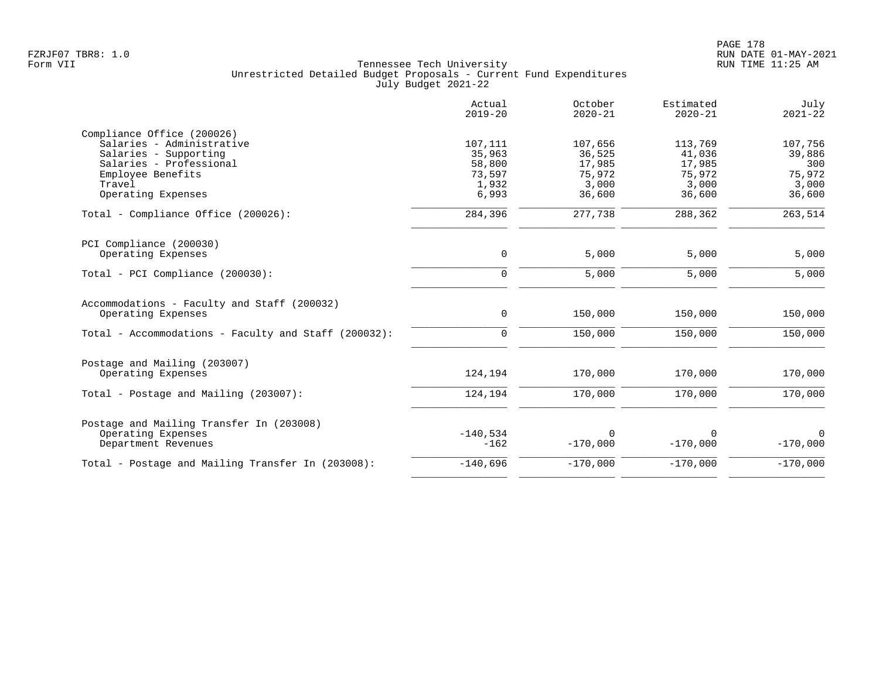Tennessee Tech University
Unrestricted Detailed Budget Proposals - Current Fund Expenditures
July Budget 2021-22

| | Actual 2019-20 | October 2020-21 | Estimated 2020-21 | July 2021-22 |
|---|---|---|---|---|
| Compliance Office (200026) | | | | |
| Salaries - Administrative | 107,111 | 107,656 | 113,769 | 107,756 |
| Salaries - Supporting | 35,963 | 36,525 | 41,036 | 39,886 |
| Salaries - Professional | 58,800 | 17,985 | 17,985 | 300 |
| Employee Benefits | 73,597 | 75,972 | 75,972 | 75,972 |
| Travel | 1,932 | 3,000 | 3,000 | 3,000 |
| Operating Expenses | 6,993 | 36,600 | 36,600 | 36,600 |
| Total - Compliance Office (200026): | 284,396 | 277,738 | 288,362 | 263,514 |
| PCI Compliance (200030) | | | | |
| Operating Expenses | 0 | 5,000 | 5,000 | 5,000 |
| Total - PCI Compliance (200030): | 0 | 5,000 | 5,000 | 5,000 |
| Accommodations - Faculty and Staff (200032) | | | | |
| Operating Expenses | 0 | 150,000 | 150,000 | 150,000 |
| Total - Accommodations - Faculty and Staff (200032): | 0 | 150,000 | 150,000 | 150,000 |
| Postage and Mailing (203007) | | | | |
| Operating Expenses | 124,194 | 170,000 | 170,000 | 170,000 |
| Total - Postage and Mailing (203007): | 124,194 | 170,000 | 170,000 | 170,000 |
| Postage and Mailing Transfer In (203008) | | | | |
| Operating Expenses | -140,534 | 0 | 0 | 0 |
| Department Revenues | -162 | -170,000 | -170,000 | -170,000 |
| Total - Postage and Mailing Transfer In (203008): | -140,696 | -170,000 | -170,000 | -170,000 |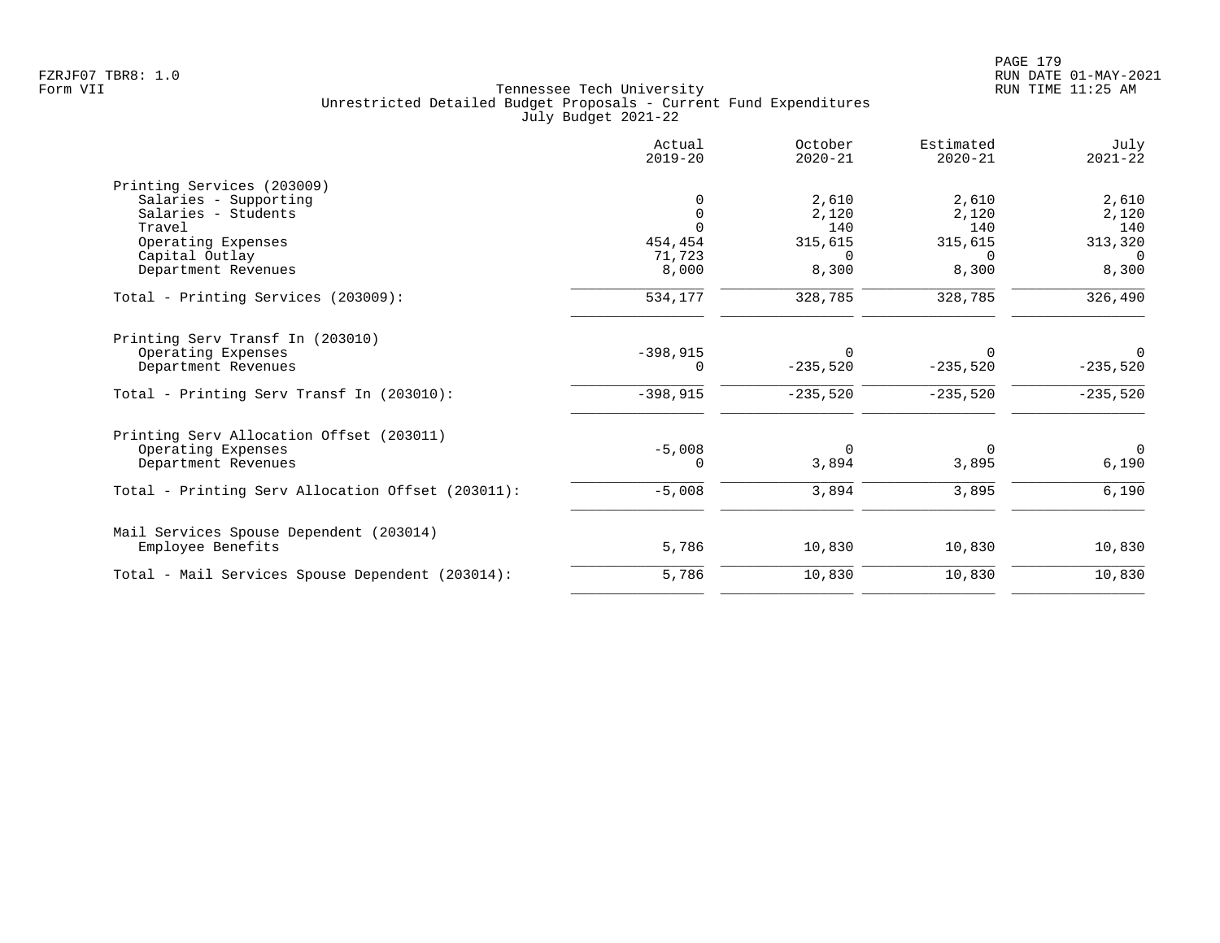Tennessee Tech University
Unrestricted Detailed Budget Proposals - Current Fund Expenditures
July Budget 2021-22

| | Actual 2019-20 | October 2020-21 | Estimated 2020-21 | July 2021-22 |
|---|---|---|---|---|
| **Printing Services (203009)** | | | | |
| Salaries - Supporting | 0 | 2,610 | 2,610 | 2,610 |
| Salaries - Students | 0 | 2,120 | 2,120 | 2,120 |
| Travel | 0 | 140 | 140 | 140 |
| Operating Expenses | 454,454 | 315,615 | 315,615 | 313,320 |
| Capital Outlay | 71,723 | 0 | 0 | 0 |
| Department Revenues | 8,000 | 8,300 | 8,300 | 8,300 |
| Total - Printing Services (203009): | 534,177 | 328,785 | 328,785 | 326,490 |
| **Printing Serv Transf In (203010)** | | | | |
| Operating Expenses | -398,915 | 0 | 0 | 0 |
| Department Revenues | 0 | -235,520 | -235,520 | -235,520 |
| Total - Printing Serv Transf In (203010): | -398,915 | -235,520 | -235,520 | -235,520 |
| **Printing Serv Allocation Offset (203011)** | | | | |
| Operating Expenses | -5,008 | 0 | 0 | 0 |
| Department Revenues | 0 | 3,894 | 3,895 | 6,190 |
| Total - Printing Serv Allocation Offset (203011): | -5,008 | 3,894 | 3,895 | 6,190 |
| **Mail Services Spouse Dependent (203014)** | | | | |
| Employee Benefits | 5,786 | 10,830 | 10,830 | 10,830 |
| Total - Mail Services Spouse Dependent (203014): | 5,786 | 10,830 | 10,830 | 10,830 |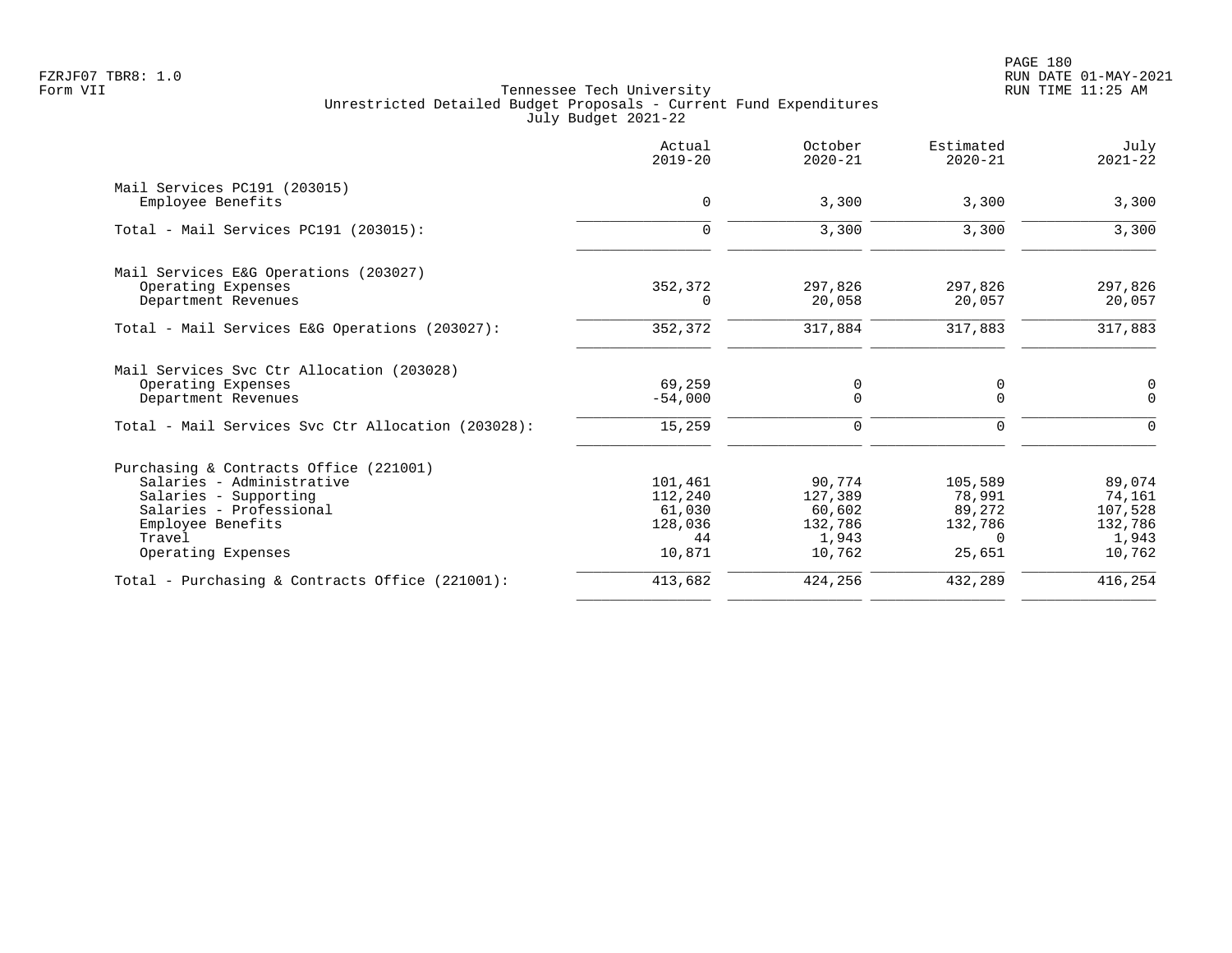Tennessee Tech University
Unrestricted Detailed Budget Proposals - Current Fund Expenditures
July Budget 2021-22

Form VII

| | Actual 2019-20 | October 2020-21 | Estimated 2020-21 | July 2021-22 |
|---|---|---|---|---|
| Mail Services PC191 (203015) | | | | |
| Employee Benefits | 0 | 3,300 | 3,300 | 3,300 |
| Total - Mail Services PC191 (203015): | 0 | 3,300 | 3,300 | 3,300 |
| Mail Services E&G Operations (203027) | | | | |
| Operating Expenses | 352,372 | 297,826 | 297,826 | 297,826 |
| Department Revenues | 0 | 20,058 | 20,057 | 20,057 |
| Total - Mail Services E&G Operations (203027): | 352,372 | 317,884 | 317,883 | 317,883 |
| Mail Services Svc Ctr Allocation (203028) | | | | |
| Operating Expenses | 69,259 | 0 | 0 | 0 |
| Department Revenues | -54,000 | 0 | 0 | 0 |
| Total - Mail Services Svc Ctr Allocation (203028): | 15,259 | 0 | 0 | 0 |
| Purchasing & Contracts Office (221001) | | | | |
| Salaries - Administrative | 101,461 | 90,774 | 105,589 | 89,074 |
| Salaries - Supporting | 112,240 | 127,389 | 78,991 | 74,161 |
| Salaries - Professional | 61,030 | 60,602 | 89,272 | 107,528 |
| Employee Benefits | 128,036 | 132,786 | 132,786 | 132,786 |
| Travel | 44 | 1,943 | 0 | 1,943 |
| Operating Expenses | 10,871 | 10,762 | 25,651 | 10,762 |
| Total - Purchasing & Contracts Office (221001): | 413,682 | 424,256 | 432,289 | 416,254 |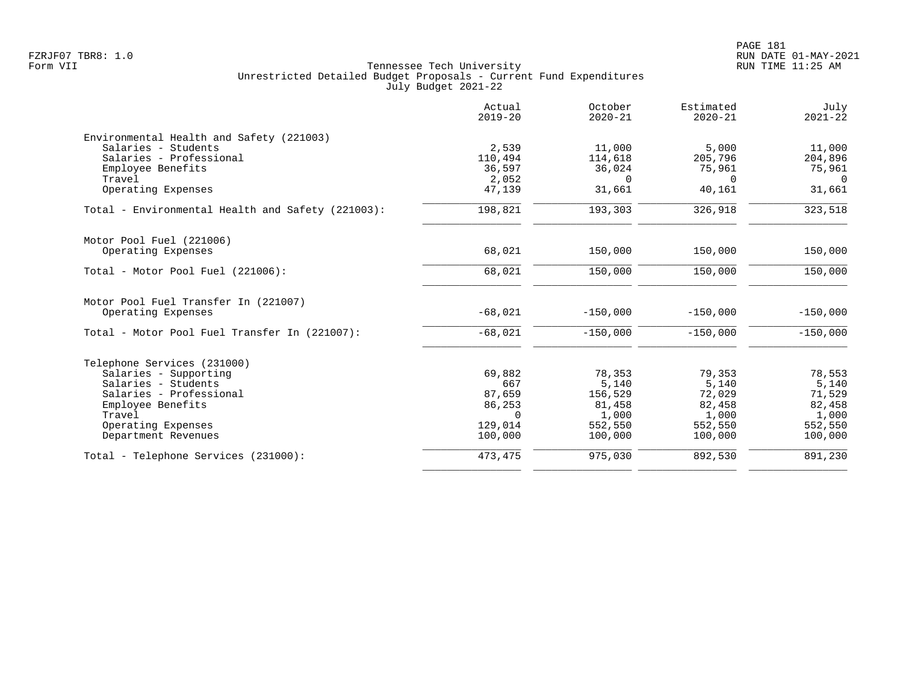Tennessee Tech University
Unrestricted Detailed Budget Proposals - Current Fund Expenditures
July Budget 2021-22

| | Actual 2019-20 | October 2020-21 | Estimated 2020-21 | July 2021-22 |
|---|---|---|---|---|
| **Environmental Health and Safety (221003)** | | | | |
| Salaries - Students | 2,539 | 11,000 | 5,000 | 11,000 |
| Salaries - Professional | 110,494 | 114,618 | 205,796 | 204,896 |
| Employee Benefits | 36,597 | 36,024 | 75,961 | 75,961 |
| Travel | 2,052 | 0 | 0 | 0 |
| Operating Expenses | 47,139 | 31,661 | 40,161 | 31,661 |
| Total - Environmental Health and Safety (221003): | 198,821 | 193,303 | 326,918 | 323,518 |
| **Motor Pool Fuel (221006)** | | | | |
| Operating Expenses | 68,021 | 150,000 | 150,000 | 150,000 |
| Total - Motor Pool Fuel (221006): | 68,021 | 150,000 | 150,000 | 150,000 |
| **Motor Pool Fuel Transfer In (221007)** | | | | |
| Operating Expenses | -68,021 | -150,000 | -150,000 | -150,000 |
| Total - Motor Pool Fuel Transfer In (221007): | -68,021 | -150,000 | -150,000 | -150,000 |
| **Telephone Services (231000)** | | | | |
| Salaries - Supporting | 69,882 | 78,353 | 79,353 | 78,553 |
| Salaries - Students | 667 | 5,140 | 5,140 | 5,140 |
| Salaries - Professional | 87,659 | 156,529 | 72,029 | 71,529 |
| Employee Benefits | 86,253 | 81,458 | 82,458 | 82,458 |
| Travel | 0 | 1,000 | 1,000 | 1,000 |
| Operating Expenses | 129,014 | 552,550 | 552,550 | 552,550 |
| Department Revenues | 100,000 | 100,000 | 100,000 | 100,000 |
| Total - Telephone Services (231000): | 473,475 | 975,030 | 892,530 | 891,230 |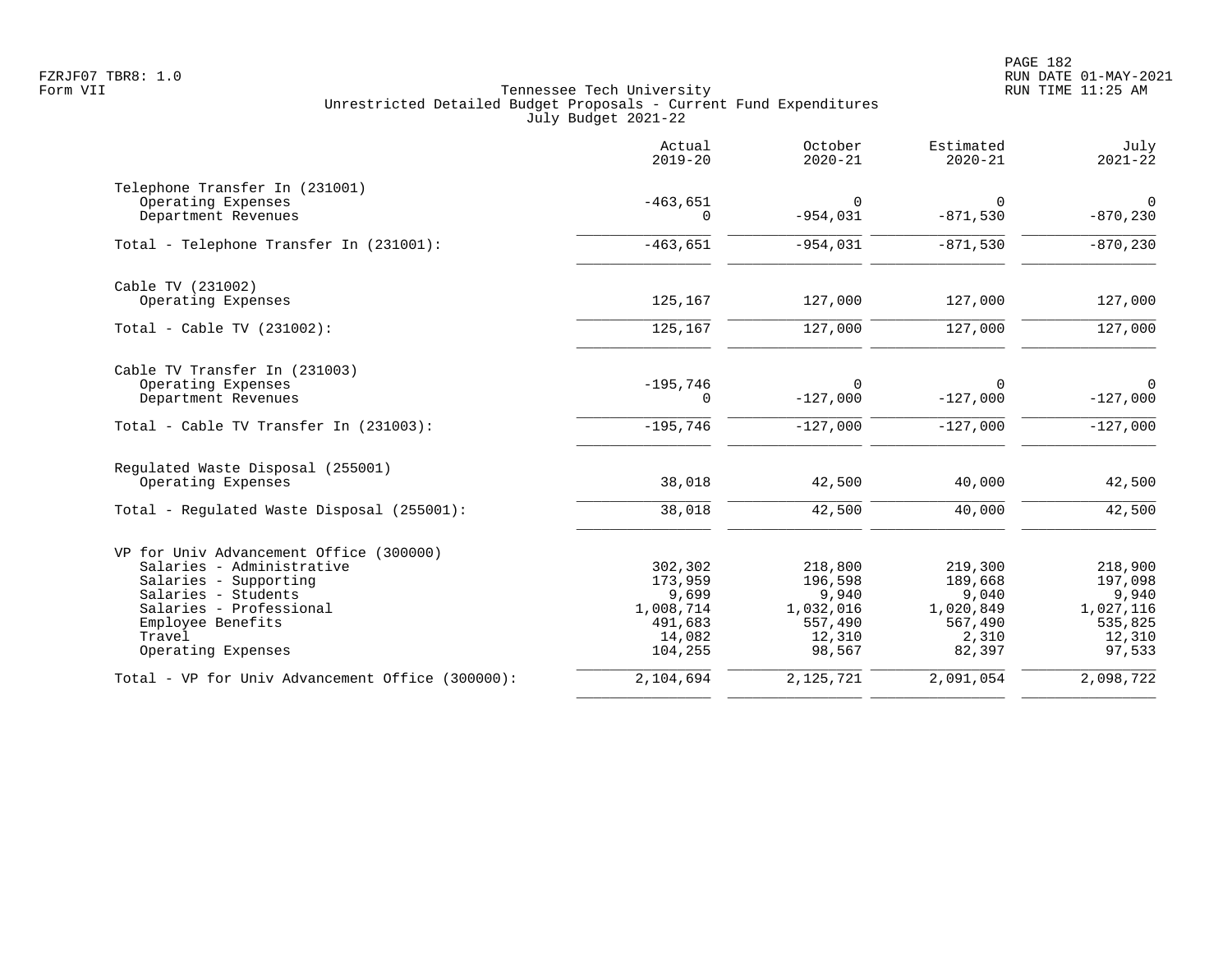Tennessee Tech University
Unrestricted Detailed Budget Proposals - Current Fund Expenditures
July Budget 2021-22

| | Actual 2019-20 | October 2020-21 | Estimated 2020-21 | July 2021-22 |
|---|---|---|---|---|
| **Telephone Transfer In (231001)** | | | | |
| Operating Expenses | -463,651 | 0 | 0 | 0 |
| Department Revenues | 0 | -954,031 | -871,530 | -870,230 |
| Total - Telephone Transfer In (231001): | -463,651 | -954,031 | -871,530 | -870,230 |
| **Cable TV (231002)** | | | | |
| Operating Expenses | 125,167 | 127,000 | 127,000 | 127,000 |
| Total - Cable TV (231002): | 125,167 | 127,000 | 127,000 | 127,000 |
| **Cable TV Transfer In (231003)** | | | | |
| Operating Expenses | -195,746 | 0 | 0 | 0 |
| Department Revenues | 0 | -127,000 | -127,000 | -127,000 |
| Total - Cable TV Transfer In (231003): | -195,746 | -127,000 | -127,000 | -127,000 |
| **Regulated Waste Disposal (255001)** | | | | |
| Operating Expenses | 38,018 | 42,500 | 40,000 | 42,500 |
| Total - Regulated Waste Disposal (255001): | 38,018 | 42,500 | 40,000 | 42,500 |
| **VP for Univ Advancement Office (300000)** | | | | |
| Salaries - Administrative | 302,302 | 218,800 | 219,300 | 218,900 |
| Salaries - Supporting | 173,959 | 196,598 | 189,668 | 197,098 |
| Salaries - Students | 9,699 | 9,940 | 9,040 | 9,940 |
| Salaries - Professional | 1,008,714 | 1,032,016 | 1,020,849 | 1,027,116 |
| Employee Benefits | 491,683 | 557,490 | 567,490 | 535,825 |
| Travel | 14,082 | 12,310 | 2,310 | 12,310 |
| Operating Expenses | 104,255 | 98,567 | 82,397 | 97,533 |
| Total - VP for Univ Advancement Office (300000): | 2,104,694 | 2,125,721 | 2,091,054 | 2,098,722 |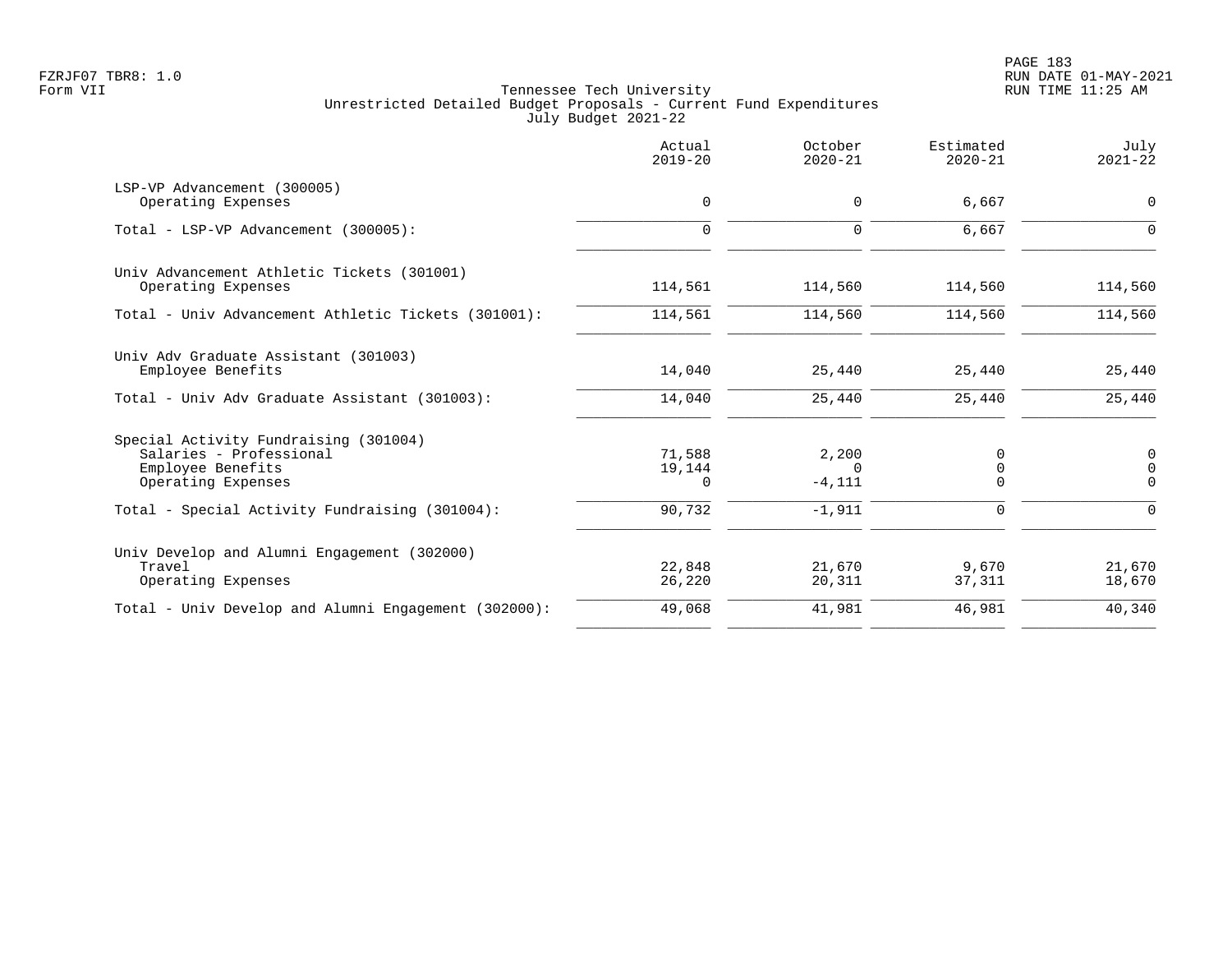Tennessee Tech University
Unrestricted Detailed Budget Proposals - Current Fund Expenditures
July Budget 2021-22

| | Actual 2019-20 | October 2020-21 | Estimated 2020-21 | July 2021-22 |
|---|---|---|---|---|
| LSP-VP Advancement (300005) | | | | |
| Operating Expenses | 0 | 0 | 6,667 | 0 |
| Total - LSP-VP Advancement (300005): | 0 | 0 | 6,667 | 0 |
| Univ Advancement Athletic Tickets (301001) | | | | |
| Operating Expenses | 114,561 | 114,560 | 114,560 | 114,560 |
| Total - Univ Advancement Athletic Tickets (301001): | 114,561 | 114,560 | 114,560 | 114,560 |
| Univ Adv Graduate Assistant (301003) | | | | |
| Employee Benefits | 14,040 | 25,440 | 25,440 | 25,440 |
| Total - Univ Adv Graduate Assistant (301003): | 14,040 | 25,440 | 25,440 | 25,440 |
| Special Activity Fundraising (301004) | | | | |
| Salaries - Professional | 71,588 | 2,200 | 0 | 0 |
| Employee Benefits | 19,144 | 0 | 0 | 0 |
| Operating Expenses | 0 | -4,111 | 0 | 0 |
| Total - Special Activity Fundraising (301004): | 90,732 | -1,911 | 0 | 0 |
| Univ Develop and Alumni Engagement (302000) | | | | |
| Travel | 22,848 | 21,670 | 9,670 | 21,670 |
| Operating Expenses | 26,220 | 20,311 | 37,311 | 18,670 |
| Total - Univ Develop and Alumni Engagement (302000): | 49,068 | 41,981 | 46,981 | 40,340 |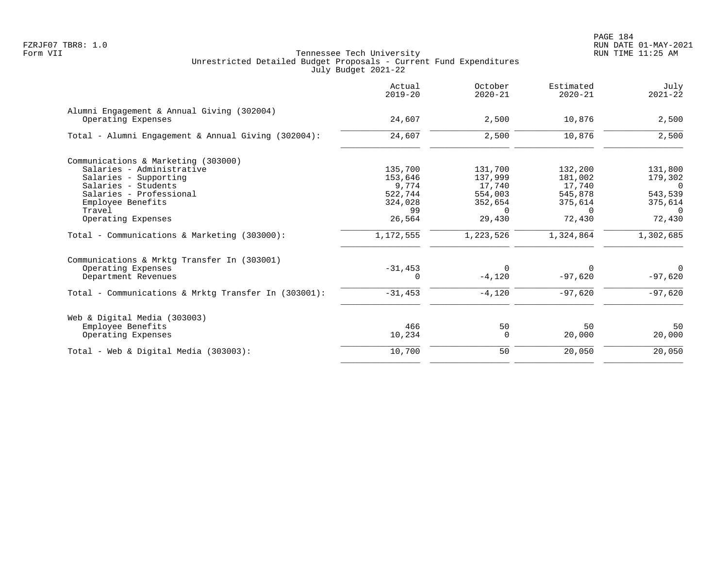Tennessee Tech University
Unrestricted Detailed Budget Proposals - Current Fund Expenditures
July Budget 2021-22

| | Actual 2019-20 | October 2020-21 | Estimated 2020-21 | July 2021-22 |
|---|---|---|---|---|
| **Alumni Engagement & Annual Giving (302004)** | | | | |
| Operating Expenses | 24,607 | 2,500 | 10,876 | 2,500 |
| Total - Alumni Engagement & Annual Giving (302004): | 24,607 | 2,500 | 10,876 | 2,500 |
| **Communications & Marketing (303000)** | | | | |
| Salaries - Administrative | 135,700 | 131,700 | 132,200 | 131,800 |
| Salaries - Supporting | 153,646 | 137,999 | 181,002 | 179,302 |
| Salaries - Students | 9,774 | 17,740 | 17,740 | 0 |
| Salaries - Professional | 522,744 | 554,003 | 545,878 | 543,539 |
| Employee Benefits | 324,028 | 352,654 | 375,614 | 375,614 |
| Travel | 99 | 0 | 0 | 0 |
| Operating Expenses | 26,564 | 29,430 | 72,430 | 72,430 |
| Total - Communications & Marketing (303000): | 1,172,555 | 1,223,526 | 1,324,864 | 1,302,685 |
| **Communications & Mrktg Transfer In (303001)** | | | | |
| Operating Expenses | -31,453 | 0 | 0 | 0 |
| Department Revenues | 0 | -4,120 | -97,620 | -97,620 |
| Total - Communications & Mrktg Transfer In (303001): | -31,453 | -4,120 | -97,620 | -97,620 |
| **Web & Digital Media (303003)** | | | | |
| Employee Benefits | 466 | 50 | 50 | 50 |
| Operating Expenses | 10,234 | 0 | 20,000 | 20,000 |
| Total - Web & Digital Media (303003): | 10,700 | 50 | 20,050 | 20,050 |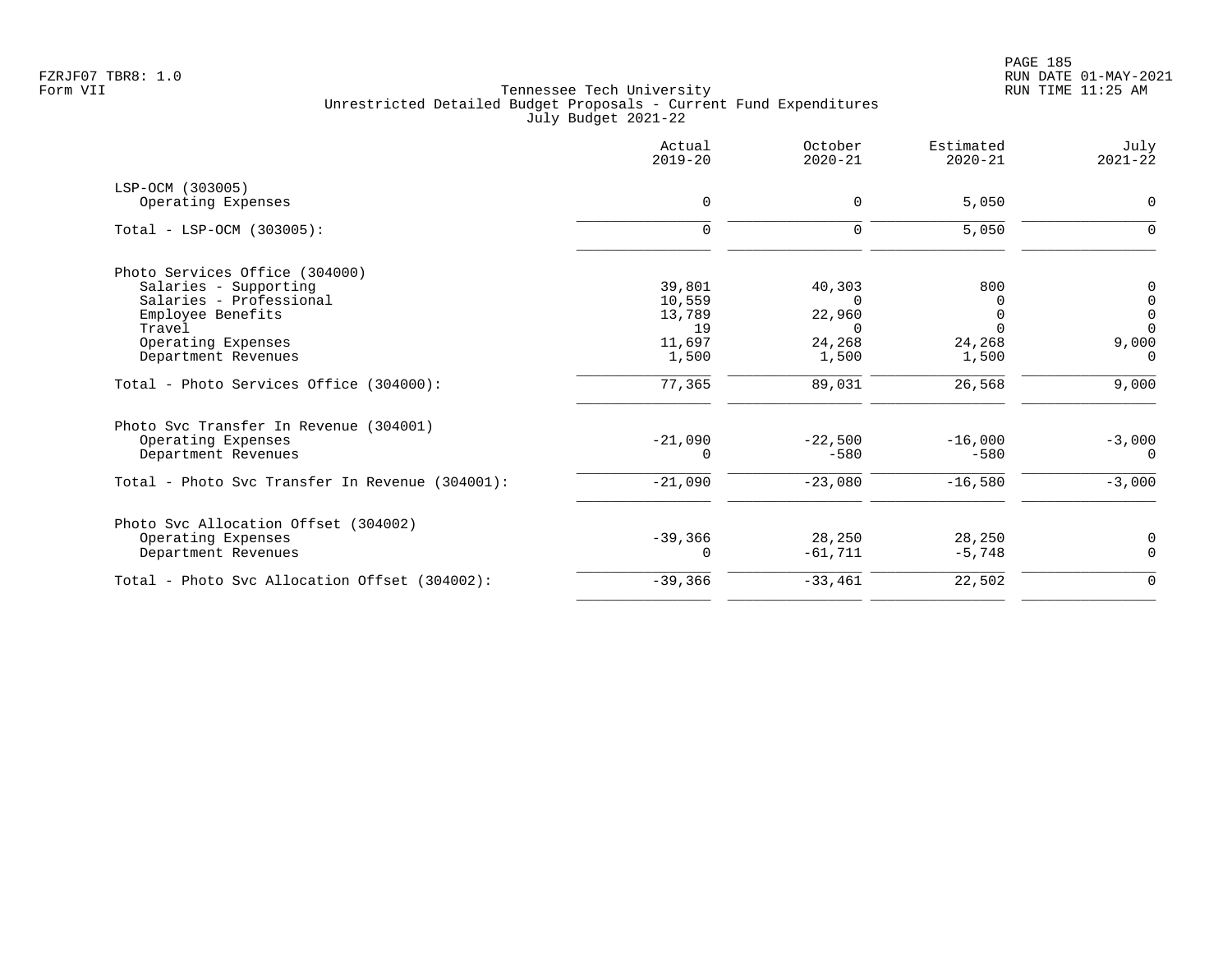Tennessee Tech University
Unrestricted Detailed Budget Proposals - Current Fund Expenditures
July Budget 2021-22

| | Actual 2019-20 | October 2020-21 | Estimated 2020-21 | July 2021-22 |
|---|---|---|---|---|
| **LSP-OCM (303005)** | | | | |
| Operating Expenses | 0 | 0 | 5,050 | 0 |
| Total - LSP-OCM (303005): | 0 | 0 | 5,050 | 0 |
| **Photo Services Office (304000)** | | | | |
| Salaries - Supporting | 39,801 | 40,303 | 800 | 0 |
| Salaries - Professional | 10,559 | 0 | 0 | 0 |
| Employee Benefits | 13,789 | 22,960 | 0 | 0 |
| Travel | 19 | 0 | 0 | 0 |
| Operating Expenses | 11,697 | 24,268 | 24,268 | 9,000 |
| Department Revenues | 1,500 | 1,500 | 1,500 | 0 |
| Total - Photo Services Office (304000): | 77,365 | 89,031 | 26,568 | 9,000 |
| **Photo Svc Transfer In Revenue (304001)** | | | | |
| Operating Expenses | -21,090 | -22,500 | -16,000 | -3,000 |
| Department Revenues | 0 | -580 | -580 | 0 |
| Total - Photo Svc Transfer In Revenue (304001): | -21,090 | -23,080 | -16,580 | -3,000 |
| **Photo Svc Allocation Offset (304002)** | | | | |
| Operating Expenses | -39,366 | 28,250 | 28,250 | 0 |
| Department Revenues | 0 | -61,711 | -5,748 | 0 |
| Total - Photo Svc Allocation Offset (304002): | -39,366 | -33,461 | 22,502 | 0 |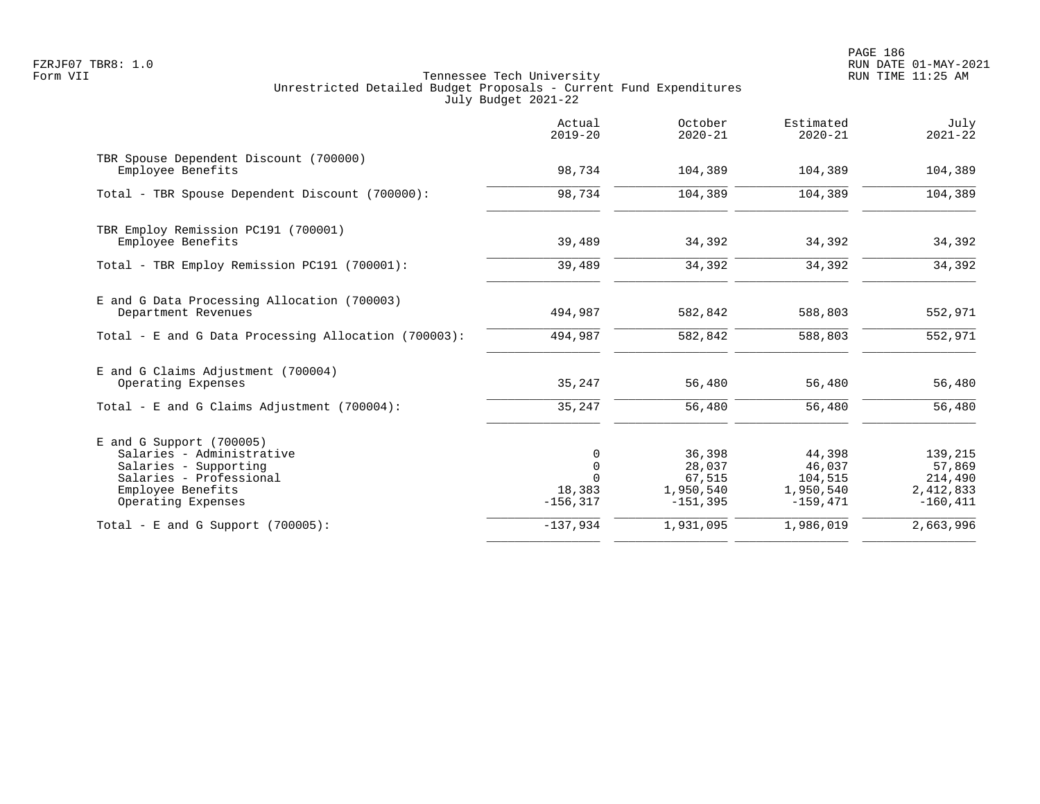Tennessee Tech University
Unrestricted Detailed Budget Proposals - Current Fund Expenditures
July Budget 2021-22

Form VII

| | Actual 2019-20 | October 2020-21 | Estimated 2020-21 | July 2021-22 |
|---|---|---|---|---|
| **TBR Spouse Dependent Discount (700000)** | | | | |
| Employee Benefits | 98,734 | 104,389 | 104,389 | 104,389 |
| Total - TBR Spouse Dependent Discount (700000): | 98,734 | 104,389 | 104,389 | 104,389 |
| **TBR Employ Remission PC191 (700001)** | | | | |
| Employee Benefits | 39,489 | 34,392 | 34,392 | 34,392 |
| Total - TBR Employ Remission PC191 (700001): | 39,489 | 34,392 | 34,392 | 34,392 |
| **E and G Data Processing Allocation (700003)** | | | | |
| Department Revenues | 494,987 | 582,842 | 588,803 | 552,971 |
| Total - E and G Data Processing Allocation (700003): | 494,987 | 582,842 | 588,803 | 552,971 |
| **E and G Claims Adjustment (700004)** | | | | |
| Operating Expenses | 35,247 | 56,480 | 56,480 | 56,480 |
| Total - E and G Claims Adjustment (700004): | 35,247 | 56,480 | 56,480 | 56,480 |
| **E and G Support (700005)** | | | | |
| Salaries - Administrative | 0 | 36,398 | 44,398 | 139,215 |
| Salaries - Supporting | 0 | 28,037 | 46,037 | 57,869 |
| Salaries - Professional | 0 | 67,515 | 104,515 | 214,490 |
| Employee Benefits | 18,383 | 1,950,540 | 1,950,540 | 2,412,833 |
| Operating Expenses | -156,317 | -151,395 | -159,471 | -160,411 |
| Total - E and G Support (700005): | -137,934 | 1,931,095 | 1,986,019 | 2,663,996 |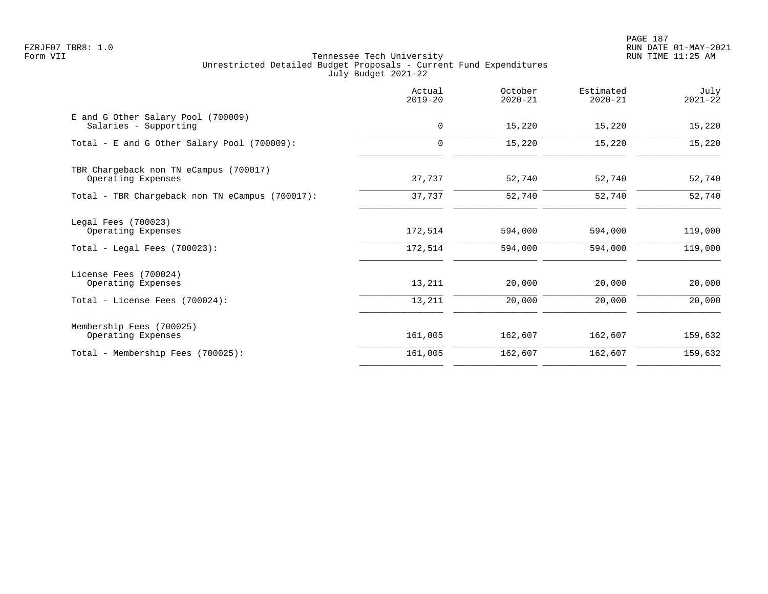Tennessee Tech University
Unrestricted Detailed Budget Proposals - Current Fund Expenditures
July Budget 2021-22

| | Actual 2019-20 | October 2020-21 | Estimated 2020-21 | July 2021-22 |
|---|---|---|---|---|
| E and G Other Salary Pool (700009) | | | | |
| Salaries - Supporting | 0 | 15,220 | 15,220 | 15,220 |
| Total - E and G Other Salary Pool (700009): | 0 | 15,220 | 15,220 | 15,220 |
| TBR Chargeback non TN eCampus (700017) | | | | |
| Operating Expenses | 37,737 | 52,740 | 52,740 | 52,740 |
| Total - TBR Chargeback non TN eCampus (700017): | 37,737 | 52,740 | 52,740 | 52,740 |
| Legal Fees (700023) | | | | |
| Operating Expenses | 172,514 | 594,000 | 594,000 | 119,000 |
| Total - Legal Fees (700023): | 172,514 | 594,000 | 594,000 | 119,000 |
| License Fees (700024) | | | | |
| Operating Expenses | 13,211 | 20,000 | 20,000 | 20,000 |
| Total - License Fees (700024): | 13,211 | 20,000 | 20,000 | 20,000 |
| Membership Fees (700025) | | | | |
| Operating Expenses | 161,005 | 162,607 | 162,607 | 159,632 |
| Total - Membership Fees (700025): | 161,005 | 162,607 | 162,607 | 159,632 |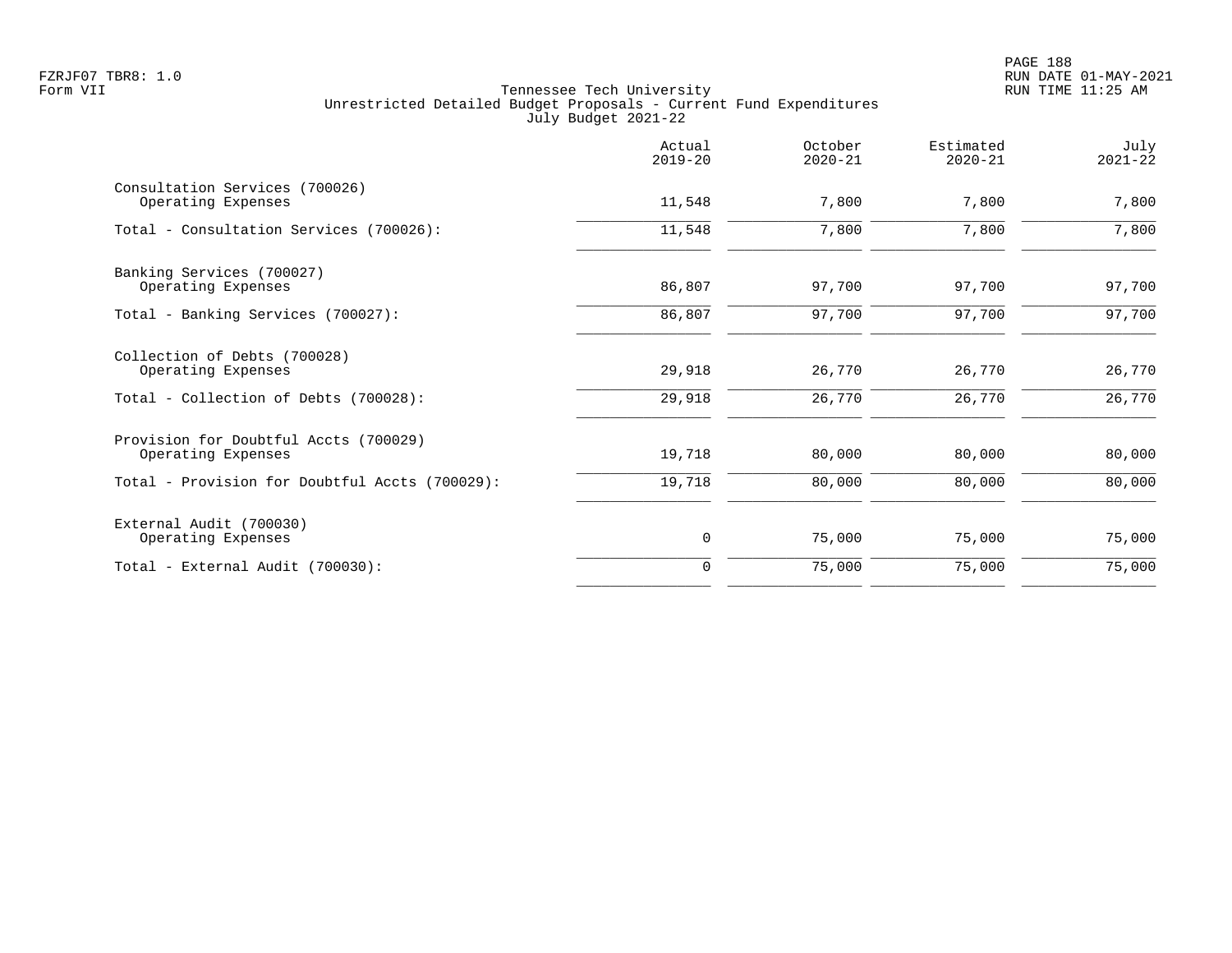Tennessee Tech University
Unrestricted Detailed Budget Proposals - Current Fund Expenditures
July Budget 2021-22

| | Actual 2019-20 | October 2020-21 | Estimated 2020-21 | July 2021-22 |
|---|---|---|---|---|
| Consultation Services (700026) | | | | |
| Operating Expenses | 11,548 | 7,800 | 7,800 | 7,800 |
| Total - Consultation Services (700026): | 11,548 | 7,800 | 7,800 | 7,800 |
| Banking Services (700027) | | | | |
| Operating Expenses | 86,807 | 97,700 | 97,700 | 97,700 |
| Total - Banking Services (700027): | 86,807 | 97,700 | 97,700 | 97,700 |
| Collection of Debts (700028) | | | | |
| Operating Expenses | 29,918 | 26,770 | 26,770 | 26,770 |
| Total - Collection of Debts (700028): | 29,918 | 26,770 | 26,770 | 26,770 |
| Provision for Doubtful Accts (700029) | | | | |
| Operating Expenses | 19,718 | 80,000 | 80,000 | 80,000 |
| Total - Provision for Doubtful Accts (700029): | 19,718 | 80,000 | 80,000 | 80,000 |
| External Audit (700030) | | | | |
| Operating Expenses | 0 | 75,000 | 75,000 | 75,000 |
| Total - External Audit (700030): | 0 | 75,000 | 75,000 | 75,000 |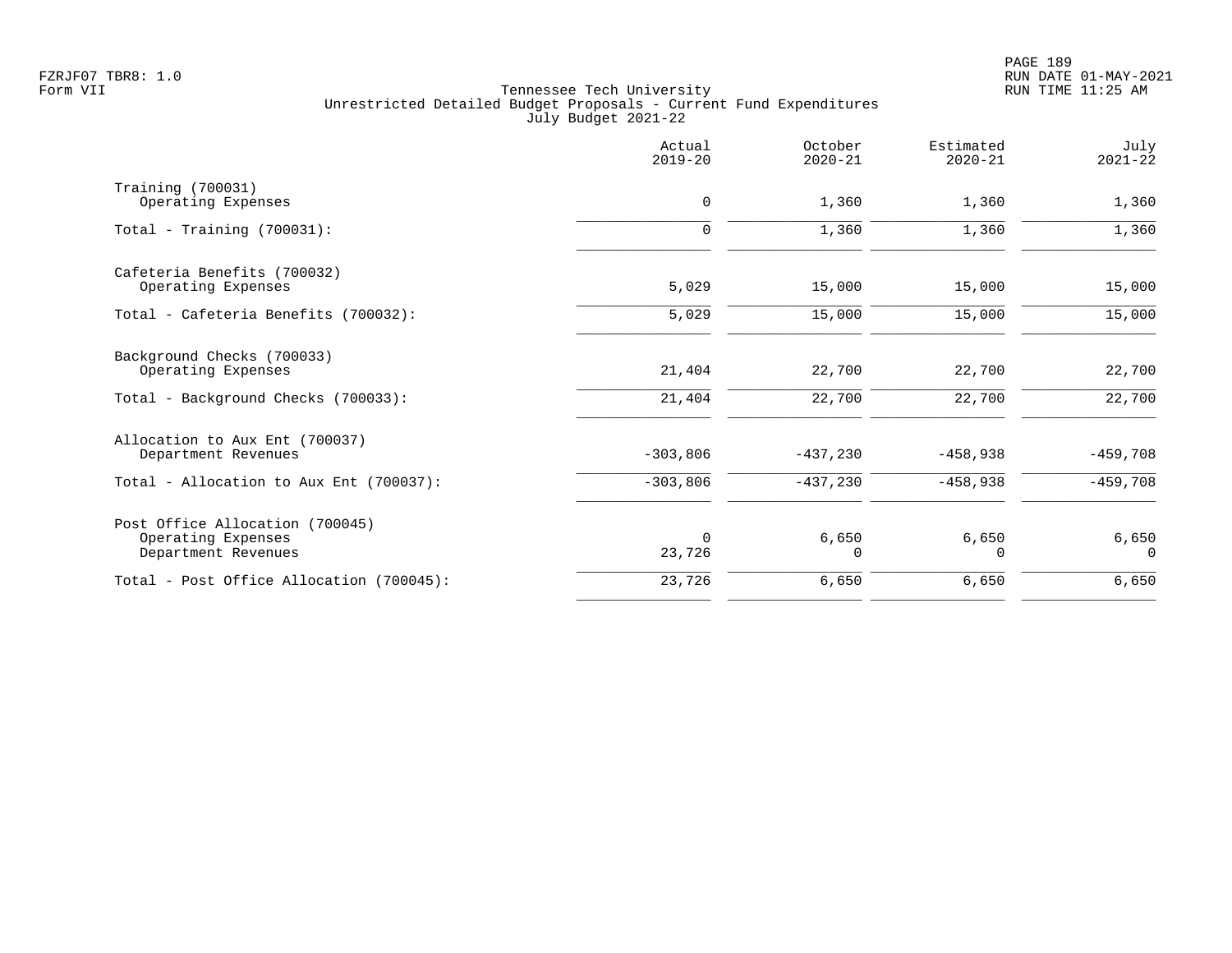Tennessee Tech University
Unrestricted Detailed Budget Proposals - Current Fund Expenditures
July Budget 2021-22

| | Actual 2019-20 | October 2020-21 | Estimated 2020-21 | July 2021-22 |
|---|---|---|---|---|
| Training (700031) | | | | |
| Operating Expenses | 0 | 1,360 | 1,360 | 1,360 |
| Total - Training (700031): | 0 | 1,360 | 1,360 | 1,360 |
| Cafeteria Benefits (700032) | | | | |
| Operating Expenses | 5,029 | 15,000 | 15,000 | 15,000 |
| Total - Cafeteria Benefits (700032): | 5,029 | 15,000 | 15,000 | 15,000 |
| Background Checks (700033) | | | | |
| Operating Expenses | 21,404 | 22,700 | 22,700 | 22,700 |
| Total - Background Checks (700033): | 21,404 | 22,700 | 22,700 | 22,700 |
| Allocation to Aux Ent (700037) | | | | |
| Department Revenues | -303,806 | -437,230 | -458,938 | -459,708 |
| Total - Allocation to Aux Ent (700037): | -303,806 | -437,230 | -458,938 | -459,708 |
| Post Office Allocation (700045) | | | | |
| Operating Expenses | 0 | 6,650 | 6,650 | 6,650 |
| Department Revenues | 23,726 | 0 | 0 | 0 |
| Total - Post Office Allocation (700045): | 23,726 | 6,650 | 6,650 | 6,650 |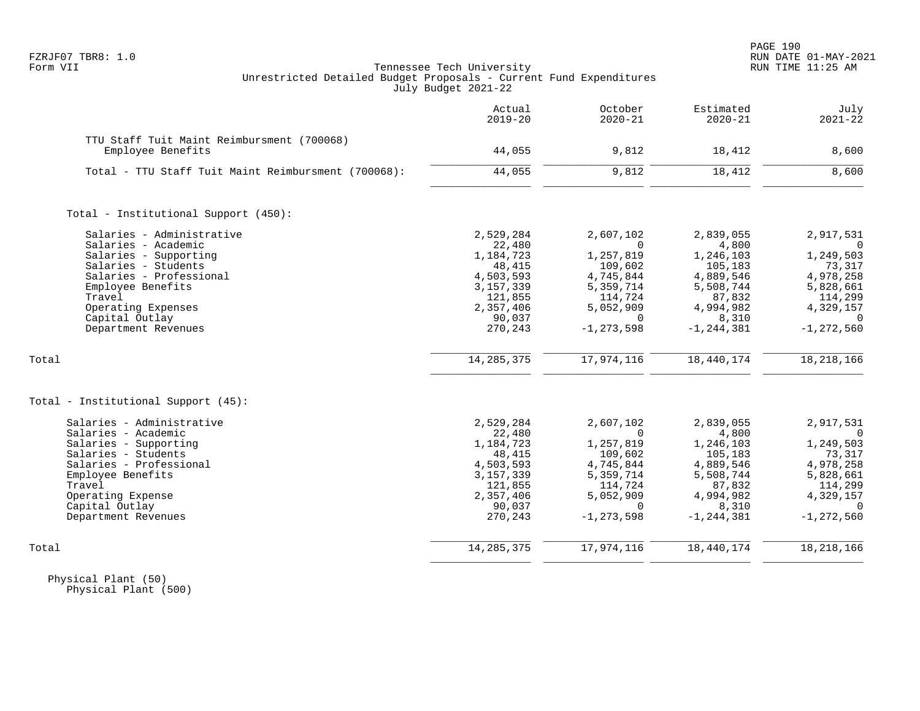FZRJF07 TBR8: 1.0
Form VII

Tennessee Tech University
Unrestricted Detailed Budget Proposals - Current Fund Expenditures
July Budget 2021-22

RUN DATE 01-MAY-2021
RUN TIME 11:25 AM

| | Actual 2019-20 | October 2020-21 | Estimated 2020-21 | July 2021-22 |
|---|---|---|---|---|
| TTU Staff Tuit Maint Reimbursment (700068) | | | | |
| Employee Benefits | 44,055 | 9,812 | 18,412 | 8,600 |
| Total - TTU Staff Tuit Maint Reimbursment (700068): | 44,055 | 9,812 | 18,412 | 8,600 |
| | | | | |
| Total - Institutional Support (450): | | | | |
| Salaries - Administrative | 2,529,284 | 2,607,102 | 2,839,055 | 2,917,531 |
| Salaries - Academic | 22,480 | 0 | 4,800 | 0 |
| Salaries - Supporting | 1,184,723 | 1,257,819 | 1,246,103 | 1,249,503 |
| Salaries - Students | 48,415 | 109,602 | 105,183 | 73,317 |
| Salaries - Professional | 4,503,593 | 4,745,844 | 4,889,546 | 4,978,258 |
| Employee Benefits | 3,157,339 | 5,359,714 | 5,508,744 | 5,828,661 |
| Travel | 121,855 | 114,724 | 87,832 | 114,299 |
| Operating Expenses | 2,357,406 | 5,052,909 | 4,994,982 | 4,329,157 |
| Capital Outlay | 90,037 | 0 | 8,310 | 0 |
| Department Revenues | 270,243 | -1,273,598 | -1,244,381 | -1,272,560 |
| Total | 14,285,375 | 17,974,116 | 18,440,174 | 18,218,166 |
| | | | | |
| Total - Institutional Support (45): | | | | |
| Salaries - Administrative | 2,529,284 | 2,607,102 | 2,839,055 | 2,917,531 |
| Salaries - Academic | 22,480 | 0 | 4,800 | 0 |
| Salaries - Supporting | 1,184,723 | 1,257,819 | 1,246,103 | 1,249,503 |
| Salaries - Students | 48,415 | 109,602 | 105,183 | 73,317 |
| Salaries - Professional | 4,503,593 | 4,745,844 | 4,889,546 | 4,978,258 |
| Employee Benefits | 3,157,339 | 5,359,714 | 5,508,744 | 5,828,661 |
| Travel | 121,855 | 114,724 | 87,832 | 114,299 |
| Operating Expense | 2,357,406 | 5,052,909 | 4,994,982 | 4,329,157 |
| Capital Outlay | 90,037 | 0 | 8,310 | 0 |
| Department Revenues | 270,243 | -1,273,598 | -1,244,381 | -1,272,560 |
| Total | 14,285,375 | 17,974,116 | 18,440,174 | 18,218,166 |

Physical Plant (50)
Physical Plant (500)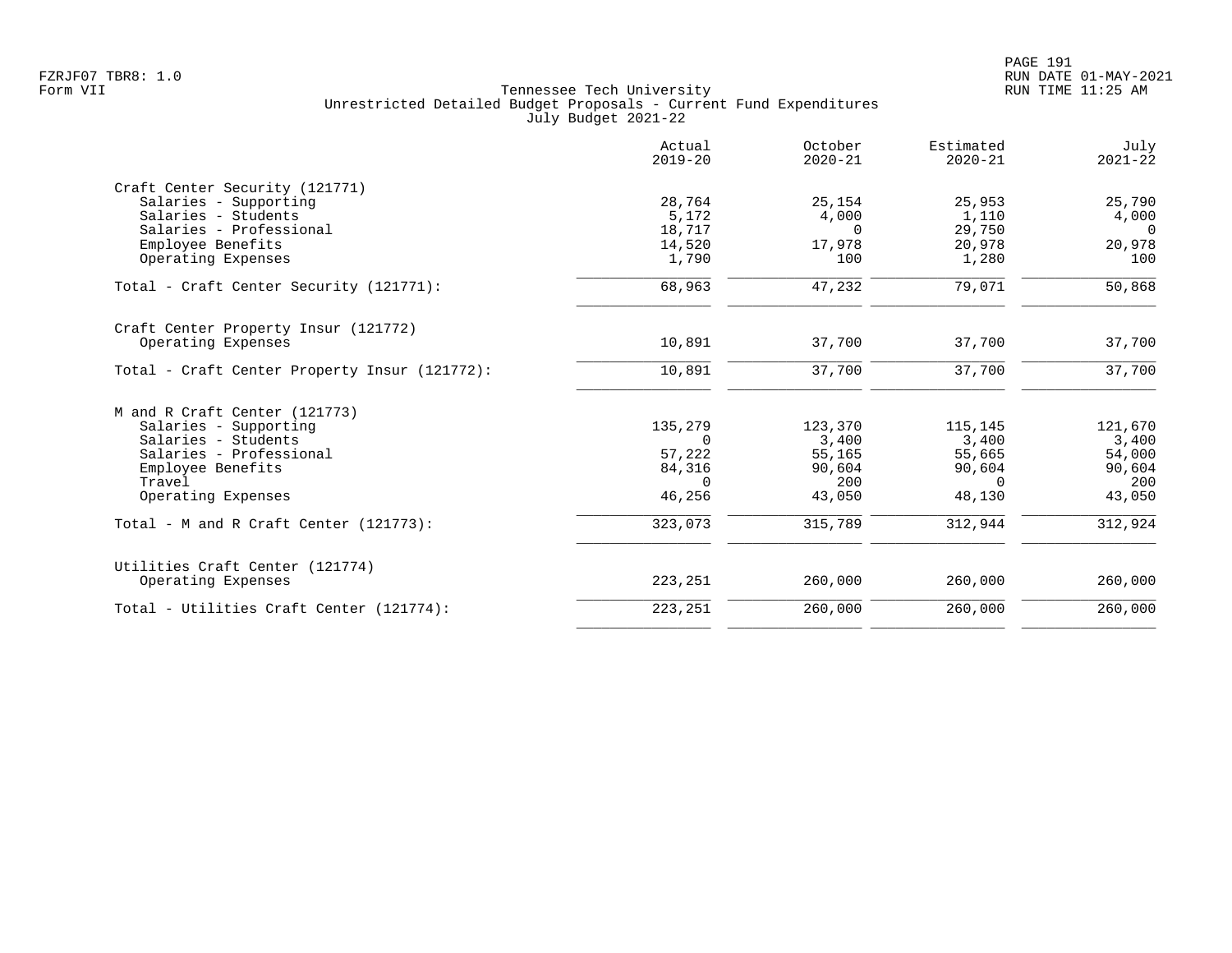Tennessee Tech University
Unrestricted Detailed Budget Proposals - Current Fund Expenditures
July Budget 2021-22

| | Actual 2019-20 | October 2020-21 | Estimated 2020-21 | July 2021-22 |
|---|---|---|---|---|
| **Craft Center Security (121771)** | | | | |
| Salaries - Supporting | 28,764 | 25,154 | 25,953 | 25,790 |
| Salaries - Students | 5,172 | 4,000 | 1,110 | 4,000 |
| Salaries - Professional | 18,717 | 0 | 29,750 | 0 |
| Employee Benefits | 14,520 | 17,978 | 20,978 | 20,978 |
| Operating Expenses | 1,790 | 100 | 1,280 | 100 |
| Total - Craft Center Security (121771): | 68,963 | 47,232 | 79,071 | 50,868 |
| **Craft Center Property Insur (121772)** | | | | |
| Operating Expenses | 10,891 | 37,700 | 37,700 | 37,700 |
| Total - Craft Center Property Insur (121772): | 10,891 | 37,700 | 37,700 | 37,700 |
| **M and R Craft Center (121773)** | | | | |
| Salaries - Supporting | 135,279 | 123,370 | 115,145 | 121,670 |
| Salaries - Students | 0 | 3,400 | 3,400 | 3,400 |
| Salaries - Professional | 57,222 | 55,165 | 55,665 | 54,000 |
| Employee Benefits | 84,316 | 90,604 | 90,604 | 90,604 |
| Travel | 0 | 200 | 0 | 200 |
| Operating Expenses | 46,256 | 43,050 | 48,130 | 43,050 |
| Total - M and R Craft Center (121773): | 323,073 | 315,789 | 312,944 | 312,924 |
| **Utilities Craft Center (121774)** | | | | |
| Operating Expenses | 223,251 | 260,000 | 260,000 | 260,000 |
| Total - Utilities Craft Center (121774): | 223,251 | 260,000 | 260,000 | 260,000 |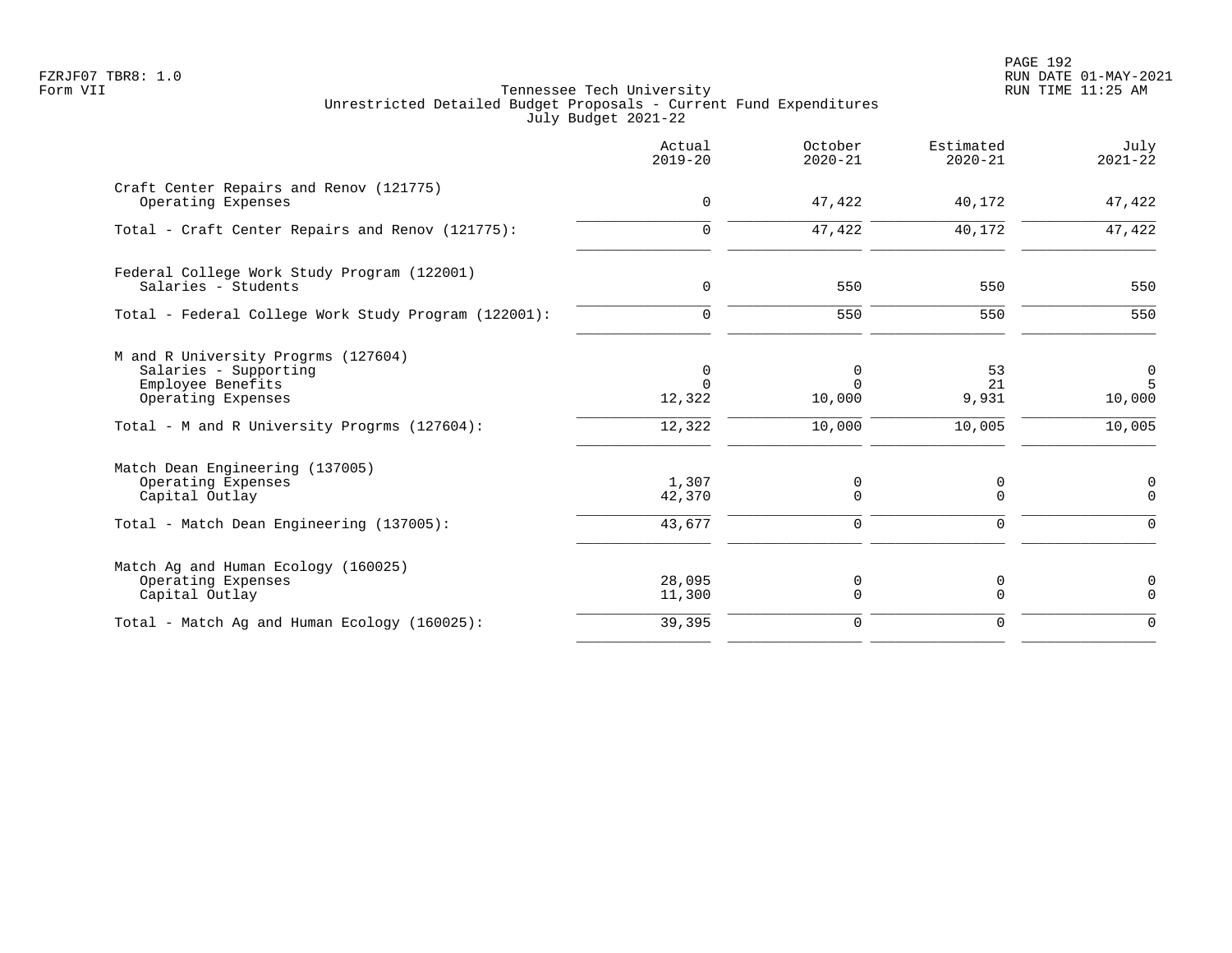Tennessee Tech University
Unrestricted Detailed Budget Proposals - Current Fund Expenditures
July Budget 2021-22

| | Actual 2019-20 | October 2020-21 | Estimated 2020-21 | July 2021-22 |
|---|---|---|---|---|
| **Craft Center Repairs and Renov (121775)** | | | | |
| Operating Expenses | 0 | 47,422 | 40,172 | 47,422 |
| Total - Craft Center Repairs and Renov (121775): | 0 | 47,422 | 40,172 | 47,422 |
| **Federal College Work Study Program (122001)** | | | | |
| Salaries - Students | 0 | 550 | 550 | 550 |
| Total - Federal College Work Study Program (122001): | 0 | 550 | 550 | 550 |
| **M and R University Progrms (127604)** | | | | |
| Salaries - Supporting | 0 | 0 | 53 | 0 |
| Employee Benefits | 0 | 0 | 21 | 5 |
| Operating Expenses | 12,322 | 10,000 | 9,931 | 10,000 |
| Total - M and R University Progrms (127604): | 12,322 | 10,000 | 10,005 | 10,005 |
| **Match Dean Engineering (137005)** | | | | |
| Operating Expenses | 1,307 | 0 | 0 | 0 |
| Capital Outlay | 42,370 | 0 | 0 | 0 |
| Total - Match Dean Engineering (137005): | 43,677 | 0 | 0 | 0 |
| **Match Ag and Human Ecology (160025)** | | | | |
| Operating Expenses | 28,095 | 0 | 0 | 0 |
| Capital Outlay | 11,300 | 0 | 0 | 0 |
| Total - Match Ag and Human Ecology (160025): | 39,395 | 0 | 0 | 0 |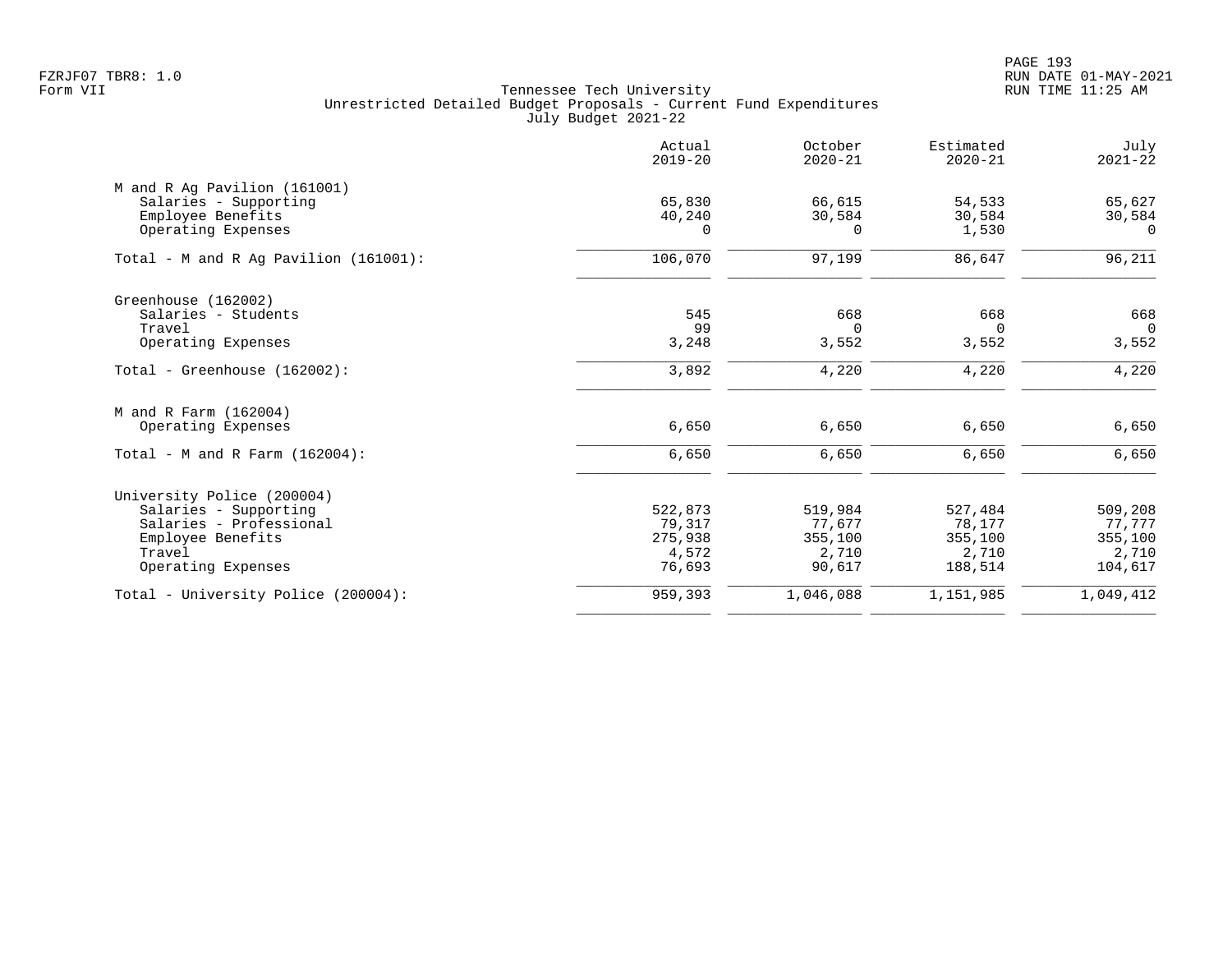Tennessee Tech University
Unrestricted Detailed Budget Proposals - Current Fund Expenditures
July Budget 2021-22

Form VII

| | Actual 2019-20 | October 2020-21 | Estimated 2020-21 | July 2021-22 |
|---|---|---|---|---|
| **M and R Ag Pavilion (161001)** | | | | |
| Salaries - Supporting | 65,830 | 66,615 | 54,533 | 65,627 |
| Employee Benefits | 40,240 | 30,584 | 30,584 | 30,584 |
| Operating Expenses | 0 | 0 | 1,530 | 0 |
| Total - M and R Ag Pavilion (161001): | 106,070 | 97,199 | 86,647 | 96,211 |
| **Greenhouse (162002)** | | | | |
| Salaries - Students | 545 | 668 | 668 | 668 |
| Travel | 99 | 0 | 0 | 0 |
| Operating Expenses | 3,248 | 3,552 | 3,552 | 3,552 |
| Total - Greenhouse (162002): | 3,892 | 4,220 | 4,220 | 4,220 |
| **M and R Farm (162004)** | | | | |
| Operating Expenses | 6,650 | 6,650 | 6,650 | 6,650 |
| Total - M and R Farm (162004): | 6,650 | 6,650 | 6,650 | 6,650 |
| **University Police (200004)** | | | | |
| Salaries - Supporting | 522,873 | 519,984 | 527,484 | 509,208 |
| Salaries - Professional | 79,317 | 77,677 | 78,177 | 77,777 |
| Employee Benefits | 275,938 | 355,100 | 355,100 | 355,100 |
| Travel | 4,572 | 2,710 | 2,710 | 2,710 |
| Operating Expenses | 76,693 | 90,617 | 188,514 | 104,617 |
| Total - University Police (200004): | 959,393 | 1,046,088 | 1,151,985 | 1,049,412 |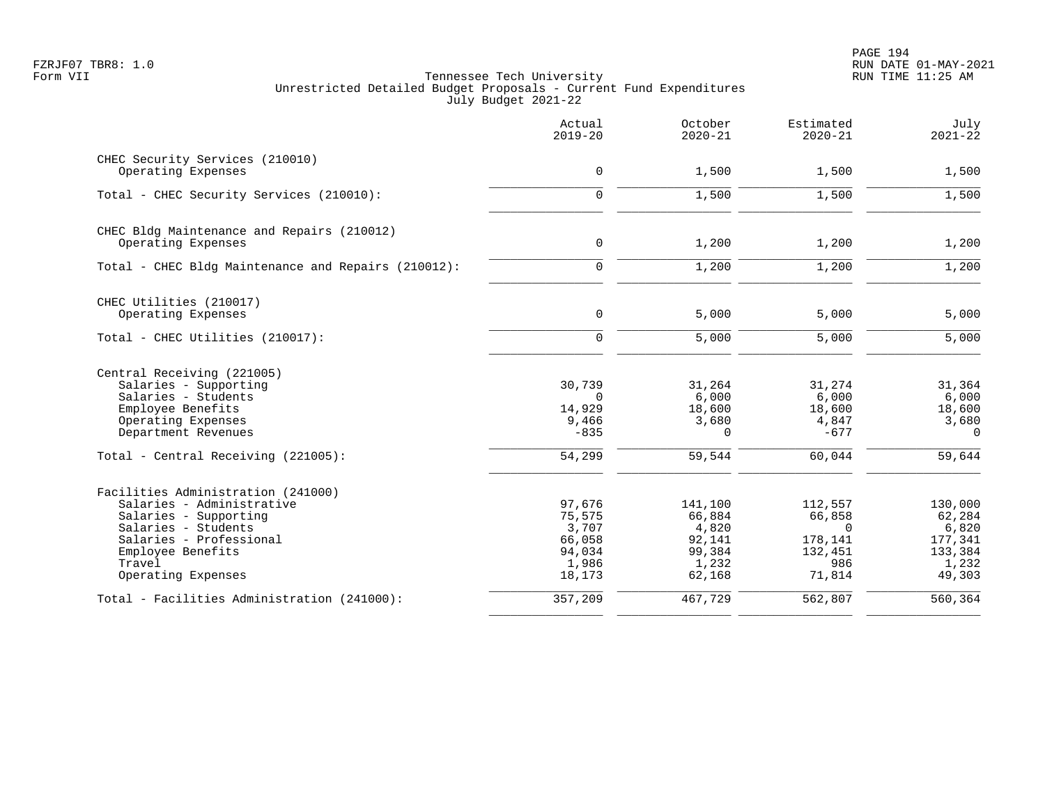Tennessee Tech University
Unrestricted Detailed Budget Proposals - Current Fund Expenditures
July Budget 2021-22

| | Actual 2019-20 | October 2020-21 | Estimated 2020-21 | July 2021-22 |
|---|---|---|---|---|
| **CHEC Security Services (210010)** | | | | |
| Operating Expenses | 0 | 1,500 | 1,500 | 1,500 |
| Total - CHEC Security Services (210010): | 0 | 1,500 | 1,500 | 1,500 |
| **CHEC Bldg Maintenance and Repairs (210012)** | | | | |
| Operating Expenses | 0 | 1,200 | 1,200 | 1,200 |
| Total - CHEC Bldg Maintenance and Repairs (210012): | 0 | 1,200 | 1,200 | 1,200 |
| **CHEC Utilities (210017)** | | | | |
| Operating Expenses | 0 | 5,000 | 5,000 | 5,000 |
| Total - CHEC Utilities (210017): | 0 | 5,000 | 5,000 | 5,000 |
| **Central Receiving (221005)** | | | | |
| Salaries - Supporting | 30,739 | 31,264 | 31,274 | 31,364 |
| Salaries - Students | 0 | 6,000 | 6,000 | 6,000 |
| Employee Benefits | 14,929 | 18,600 | 18,600 | 18,600 |
| Operating Expenses | 9,466 | 3,680 | 4,847 | 3,680 |
| Department Revenues | -835 | 0 | -677 | 0 |
| Total - Central Receiving (221005): | 54,299 | 59,544 | 60,044 | 59,644 |
| **Facilities Administration (241000)** | | | | |
| Salaries - Administrative | 97,676 | 141,100 | 112,557 | 130,000 |
| Salaries - Supporting | 75,575 | 66,884 | 66,858 | 62,284 |
| Salaries - Students | 3,707 | 4,820 | 0 | 6,820 |
| Salaries - Professional | 66,058 | 92,141 | 178,141 | 177,341 |
| Employee Benefits | 94,034 | 99,384 | 132,451 | 133,384 |
| Travel | 1,986 | 1,232 | 986 | 1,232 |
| Operating Expenses | 18,173 | 62,168 | 71,814 | 49,303 |
| Total - Facilities Administration (241000): | 357,209 | 467,729 | 562,807 | 560,364 |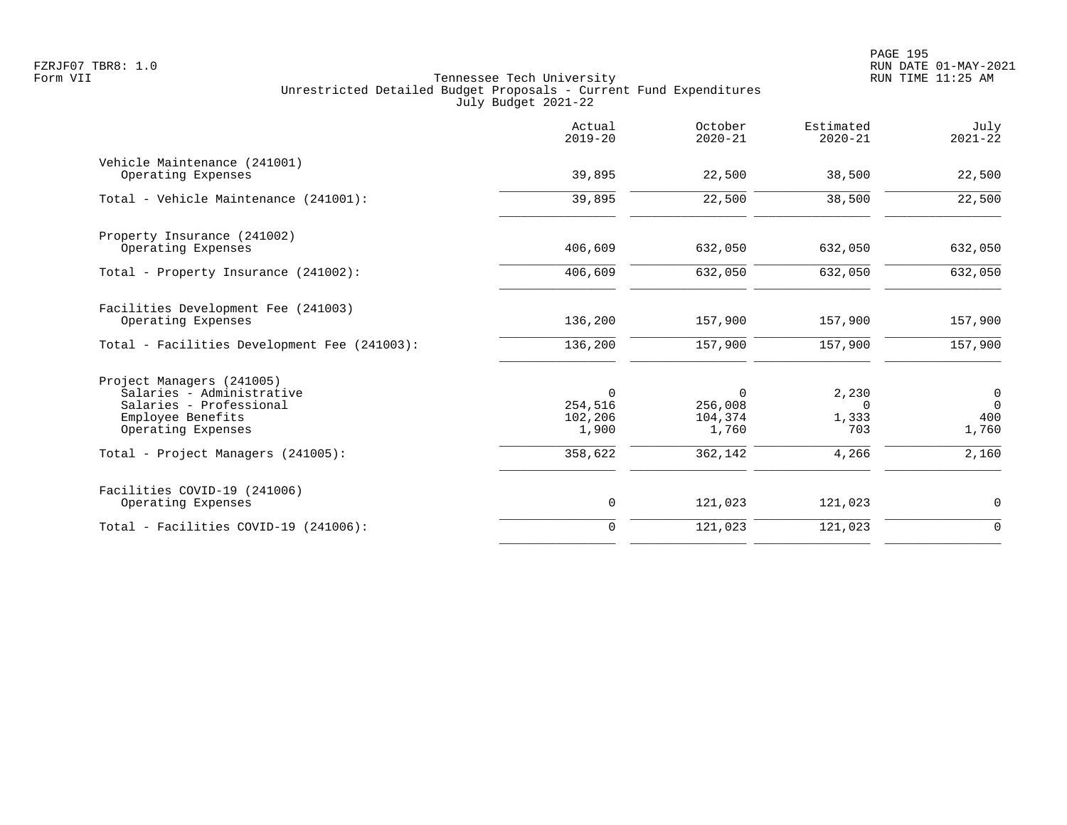Tennessee Tech University
Unrestricted Detailed Budget Proposals - Current Fund Expenditures
July Budget 2021-22

| | Actual 2019-20 | October 2020-21 | Estimated 2020-21 | July 2021-22 |
|---|---|---|---|---|
| Vehicle Maintenance (241001) | | | | |
| Operating Expenses | 39,895 | 22,500 | 38,500 | 22,500 |
| Total - Vehicle Maintenance (241001): | 39,895 | 22,500 | 38,500 | 22,500 |
| Property Insurance (241002) | | | | |
| Operating Expenses | 406,609 | 632,050 | 632,050 | 632,050 |
| Total - Property Insurance (241002): | 406,609 | 632,050 | 632,050 | 632,050 |
| Facilities Development Fee (241003) | | | | |
| Operating Expenses | 136,200 | 157,900 | 157,900 | 157,900 |
| Total - Facilities Development Fee (241003): | 136,200 | 157,900 | 157,900 | 157,900 |
| Project Managers (241005) | | | | |
| Salaries - Administrative | 0 | 0 | 2,230 | 0 |
| Salaries - Professional | 254,516 | 256,008 | 0 | 0 |
| Employee Benefits | 102,206 | 104,374 | 1,333 | 400 |
| Operating Expenses | 1,900 | 1,760 | 703 | 1,760 |
| Total - Project Managers (241005): | 358,622 | 362,142 | 4,266 | 2,160 |
| Facilities COVID-19 (241006) | | | | |
| Operating Expenses | 0 | 121,023 | 121,023 | 0 |
| Total - Facilities COVID-19 (241006): | 0 | 121,023 | 121,023 | 0 |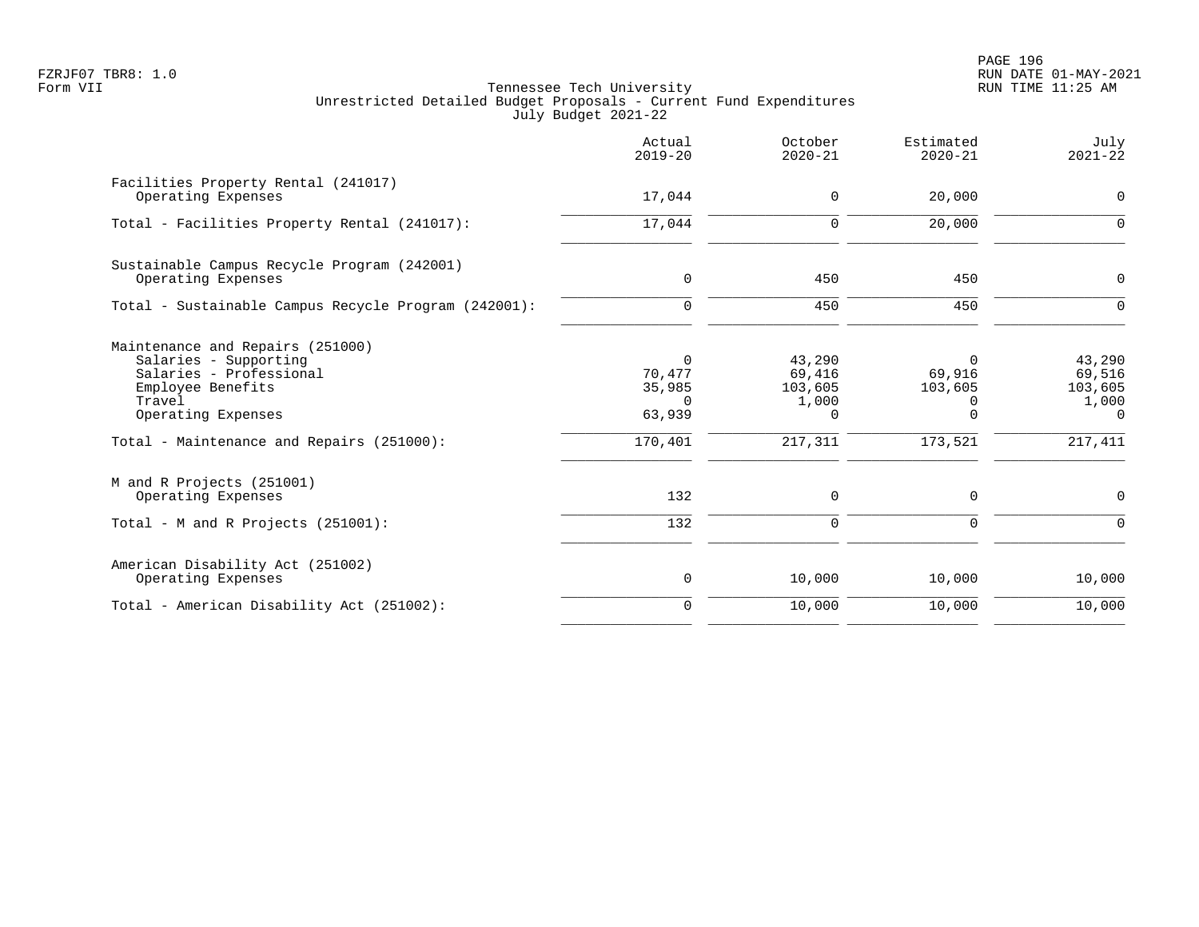Tennessee Tech University
Unrestricted Detailed Budget Proposals - Current Fund Expenditures
July Budget 2021-22

| | Actual 2019-20 | October 2020-21 | Estimated 2020-21 | July 2021-22 |
|---|---|---|---|---|
| **Facilities Property Rental (241017)** | | | | |
| Operating Expenses | 17,044 | 0 | 20,000 | 0 |
| Total - Facilities Property Rental (241017): | 17,044 | 0 | 20,000 | 0 |
| **Sustainable Campus Recycle Program (242001)** | | | | |
| Operating Expenses | 0 | 450 | 450 | 0 |
| Total - Sustainable Campus Recycle Program (242001): | 0 | 450 | 450 | 0 |
| **Maintenance and Repairs (251000)** | | | | |
| Salaries - Supporting | 0 | 43,290 | 0 | 43,290 |
| Salaries - Professional | 70,477 | 69,416 | 69,916 | 69,516 |
| Employee Benefits | 35,985 | 103,605 | 103,605 | 103,605 |
| Travel | 0 | 1,000 | 0 | 1,000 |
| Operating Expenses | 63,939 | 0 | 0 | 0 |
| Total - Maintenance and Repairs (251000): | 170,401 | 217,311 | 173,521 | 217,411 |
| **M and R Projects (251001)** | | | | |
| Operating Expenses | 132 | 0 | 0 | 0 |
| Total - M and R Projects (251001): | 132 | 0 | 0 | 0 |
| **American Disability Act (251002)** | | | | |
| Operating Expenses | 0 | 10,000 | 10,000 | 10,000 |
| Total - American Disability Act (251002): | 0 | 10,000 | 10,000 | 10,000 |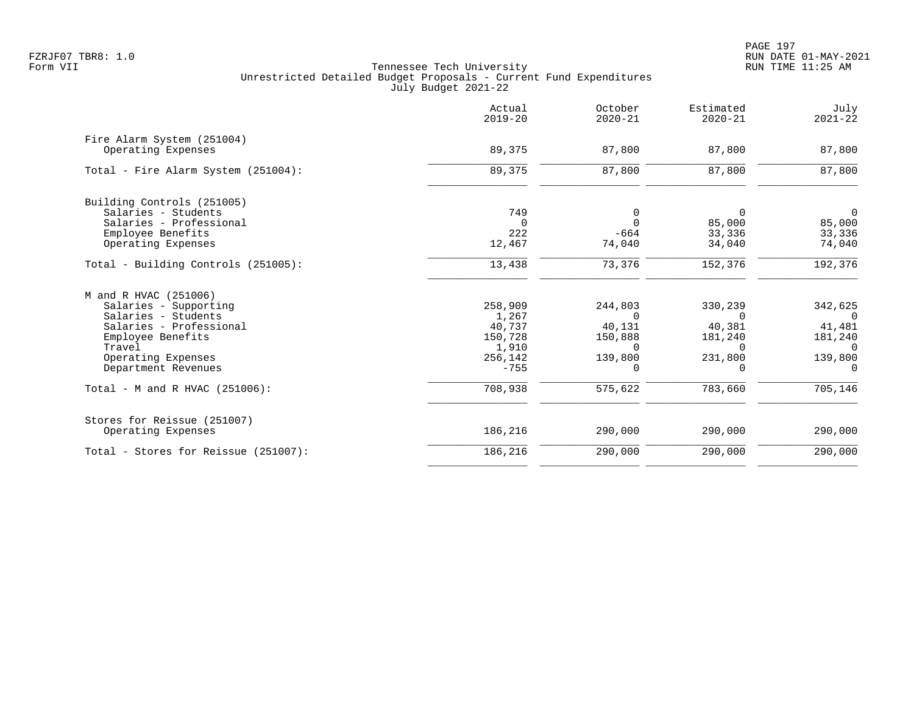Tennessee Tech University
Unrestricted Detailed Budget Proposals - Current Fund Expenditures
July Budget 2021-22

| | Actual 2019-20 | October 2020-21 | Estimated 2020-21 | July 2021-22 |
|---|---|---|---|---|
| **Fire Alarm System (251004)** | | | | |
| Operating Expenses | 89,375 | 87,800 | 87,800 | 87,800 |
| Total - Fire Alarm System (251004): | 89,375 | 87,800 | 87,800 | 87,800 |
| **Building Controls (251005)** | | | | |
| Salaries - Students | 749 | 0 | 0 | 0 |
| Salaries - Professional | 0 | 0 | 85,000 | 85,000 |
| Employee Benefits | 222 | -664 | 33,336 | 33,336 |
| Operating Expenses | 12,467 | 74,040 | 34,040 | 74,040 |
| Total - Building Controls (251005): | 13,438 | 73,376 | 152,376 | 192,376 |
| **M and R HVAC (251006)** | | | | |
| Salaries - Supporting | 258,909 | 244,803 | 330,239 | 342,625 |
| Salaries - Students | 1,267 | 0 | 0 | 0 |
| Salaries - Professional | 40,737 | 40,131 | 40,381 | 41,481 |
| Employee Benefits | 150,728 | 150,888 | 181,240 | 181,240 |
| Travel | 1,910 | 0 | 0 | 0 |
| Operating Expenses | 256,142 | 139,800 | 231,800 | 139,800 |
| Department Revenues | -755 | 0 | 0 | 0 |
| Total - M and R HVAC (251006): | 708,938 | 575,622 | 783,660 | 705,146 |
| **Stores for Reissue (251007)** | | | | |
| Operating Expenses | 186,216 | 290,000 | 290,000 | 290,000 |
| Total - Stores for Reissue (251007): | 186,216 | 290,000 | 290,000 | 290,000 |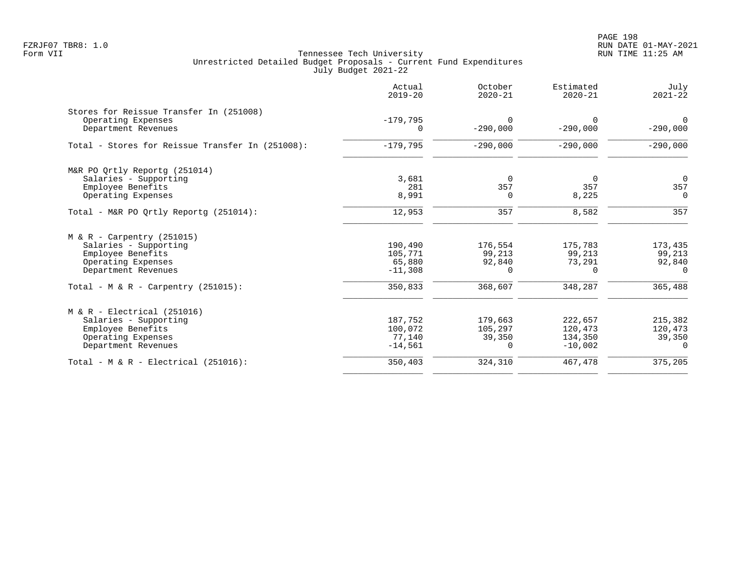Tennessee Tech University
Unrestricted Detailed Budget Proposals - Current Fund Expenditures
July Budget 2021-22

| | Actual 2019-20 | October 2020-21 | Estimated 2020-21 | July 2021-22 |
|---|---|---|---|---|
| **Stores for Reissue Transfer In (251008)** | | | | |
| Operating Expenses | -179,795 | 0 | 0 | 0 |
| Department Revenues | 0 | -290,000 | -290,000 | -290,000 |
| Total - Stores for Reissue Transfer In (251008): | -179,795 | -290,000 | -290,000 | -290,000 |
| **M&R PO Qrtly Reportg (251014)** | | | | |
| Salaries - Supporting | 3,681 | 0 | 0 | 0 |
| Employee Benefits | 281 | 357 | 357 | 357 |
| Operating Expenses | 8,991 | 0 | 8,225 | 0 |
| Total - M&R PO Qrtly Reportg (251014): | 12,953 | 357 | 8,582 | 357 |
| **M & R - Carpentry (251015)** | | | | |
| Salaries - Supporting | 190,490 | 176,554 | 175,783 | 173,435 |
| Employee Benefits | 105,771 | 99,213 | 99,213 | 99,213 |
| Operating Expenses | 65,880 | 92,840 | 73,291 | 92,840 |
| Department Revenues | -11,308 | 0 | 0 | 0 |
| Total - M & R - Carpentry (251015): | 350,833 | 368,607 | 348,287 | 365,488 |
| **M & R - Electrical (251016)** | | | | |
| Salaries - Supporting | 187,752 | 179,663 | 222,657 | 215,382 |
| Employee Benefits | 100,072 | 105,297 | 120,473 | 120,473 |
| Operating Expenses | 77,140 | 39,350 | 134,350 | 39,350 |
| Department Revenues | -14,561 | 0 | -10,002 | 0 |
| Total - M & R - Electrical (251016): | 350,403 | 324,310 | 467,478 | 375,205 |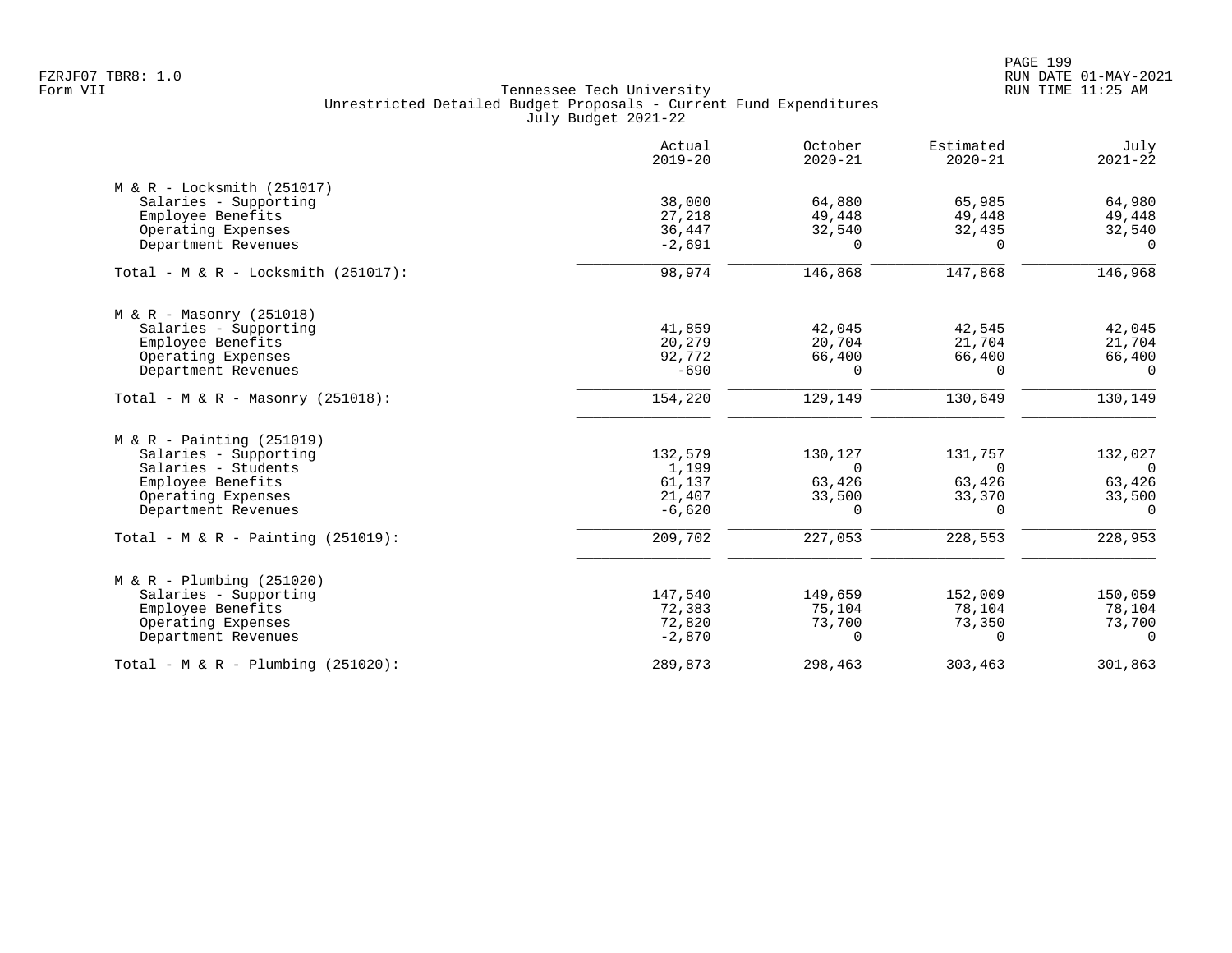Tennessee Tech University
Unrestricted Detailed Budget Proposals - Current Fund Expenditures
July Budget 2021-22

| | Actual 2019-20 | October 2020-21 | Estimated 2020-21 | July 2021-22 |
|---|---|---|---|---|
| M & R - Locksmith (251017) | | | | |
| Salaries - Supporting | 38,000 | 64,880 | 65,985 | 64,980 |
| Employee Benefits | 27,218 | 49,448 | 49,448 | 49,448 |
| Operating Expenses | 36,447 | 32,540 | 32,435 | 32,540 |
| Department Revenues | -2,691 | 0 | 0 | 0 |
| Total - M & R - Locksmith (251017): | 98,974 | 146,868 | 147,868 | 146,968 |
| M & R - Masonry (251018) | | | | |
| Salaries - Supporting | 41,859 | 42,045 | 42,545 | 42,045 |
| Employee Benefits | 20,279 | 20,704 | 21,704 | 21,704 |
| Operating Expenses | 92,772 | 66,400 | 66,400 | 66,400 |
| Department Revenues | -690 | 0 | 0 | 0 |
| Total - M & R - Masonry (251018): | 154,220 | 129,149 | 130,649 | 130,149 |
| M & R - Painting (251019) | | | | |
| Salaries - Supporting | 132,579 | 130,127 | 131,757 | 132,027 |
| Salaries - Students | 1,199 | 0 | 0 | 0 |
| Employee Benefits | 61,137 | 63,426 | 63,426 | 63,426 |
| Operating Expenses | 21,407 | 33,500 | 33,370 | 33,500 |
| Department Revenues | -6,620 | 0 | 0 | 0 |
| Total - M & R - Painting (251019): | 209,702 | 227,053 | 228,553 | 228,953 |
| M & R - Plumbing (251020) | | | | |
| Salaries - Supporting | 147,540 | 149,659 | 152,009 | 150,059 |
| Employee Benefits | 72,383 | 75,104 | 78,104 | 78,104 |
| Operating Expenses | 72,820 | 73,700 | 73,350 | 73,700 |
| Department Revenues | -2,870 | 0 | 0 | 0 |
| Total - M & R - Plumbing (251020): | 289,873 | 298,463 | 303,463 | 301,863 |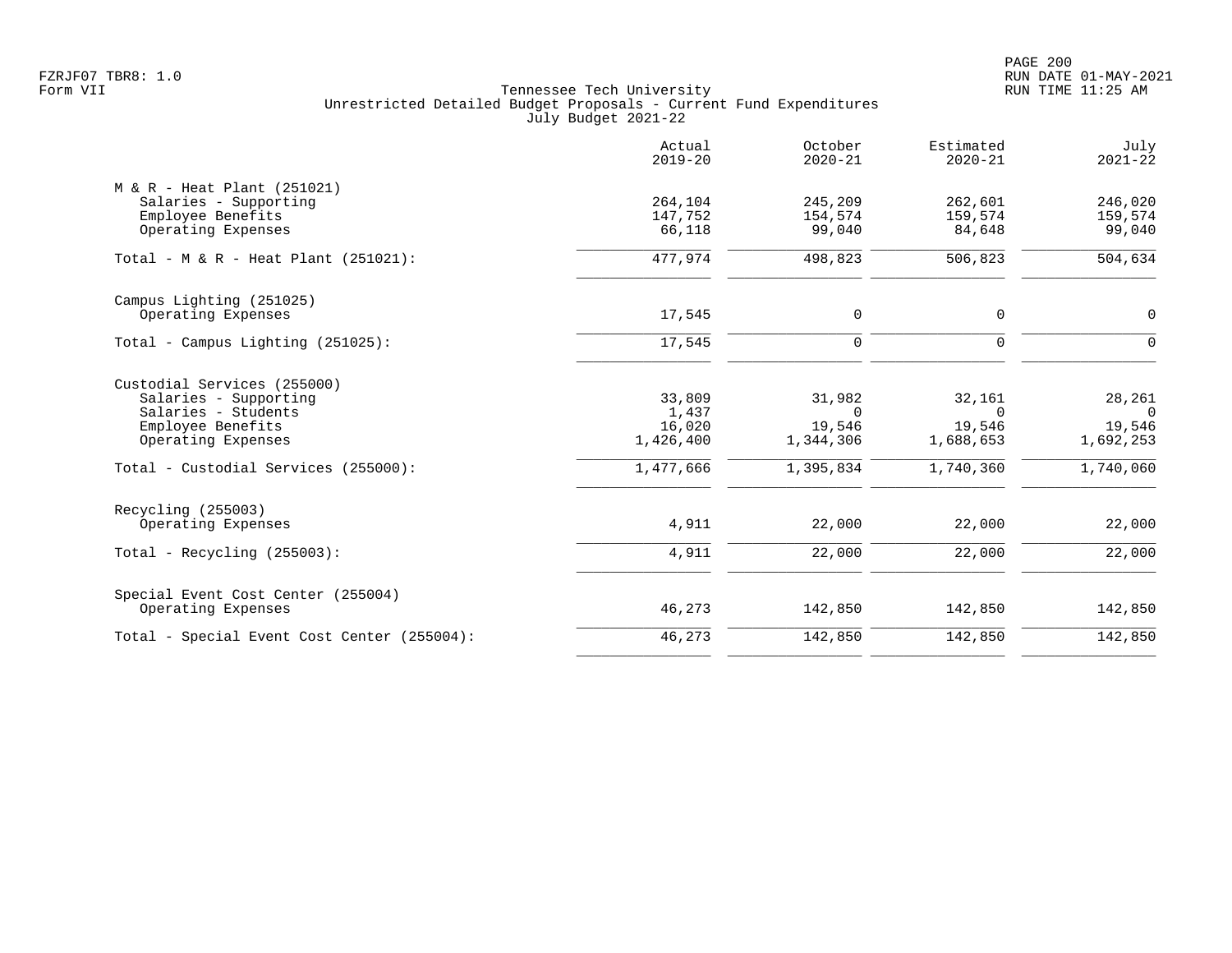Tennessee Tech University
Unrestricted Detailed Budget Proposals - Current Fund Expenditures
July Budget 2021-22

| | Actual 2019-20 | October 2020-21 | Estimated 2020-21 | July 2021-22 |
|---|---|---|---|---|
| **M & R - Heat Plant (251021)** | | | | |
| Salaries - Supporting | 264,104 | 245,209 | 262,601 | 246,020 |
| Employee Benefits | 147,752 | 154,574 | 159,574 | 159,574 |
| Operating Expenses | 66,118 | 99,040 | 84,648 | 99,040 |
| Total - M & R - Heat Plant (251021): | 477,974 | 498,823 | 506,823 | 504,634 |
| **Campus Lighting (251025)** | | | | |
| Operating Expenses | 17,545 | 0 | 0 | 0 |
| Total - Campus Lighting (251025): | 17,545 | 0 | 0 | 0 |
| **Custodial Services (255000)** | | | | |
| Salaries - Supporting | 33,809 | 31,982 | 32,161 | 28,261 |
| Salaries - Students | 1,437 | 0 | 0 | 0 |
| Employee Benefits | 16,020 | 19,546 | 19,546 | 19,546 |
| Operating Expenses | 1,426,400 | 1,344,306 | 1,688,653 | 1,692,253 |
| Total - Custodial Services (255000): | 1,477,666 | 1,395,834 | 1,740,360 | 1,740,060 |
| **Recycling (255003)** | | | | |
| Operating Expenses | 4,911 | 22,000 | 22,000 | 22,000 |
| Total - Recycling (255003): | 4,911 | 22,000 | 22,000 | 22,000 |
| **Special Event Cost Center (255004)** | | | | |
| Operating Expenses | 46,273 | 142,850 | 142,850 | 142,850 |
| Total - Special Event Cost Center (255004): | 46,273 | 142,850 | 142,850 | 142,850 |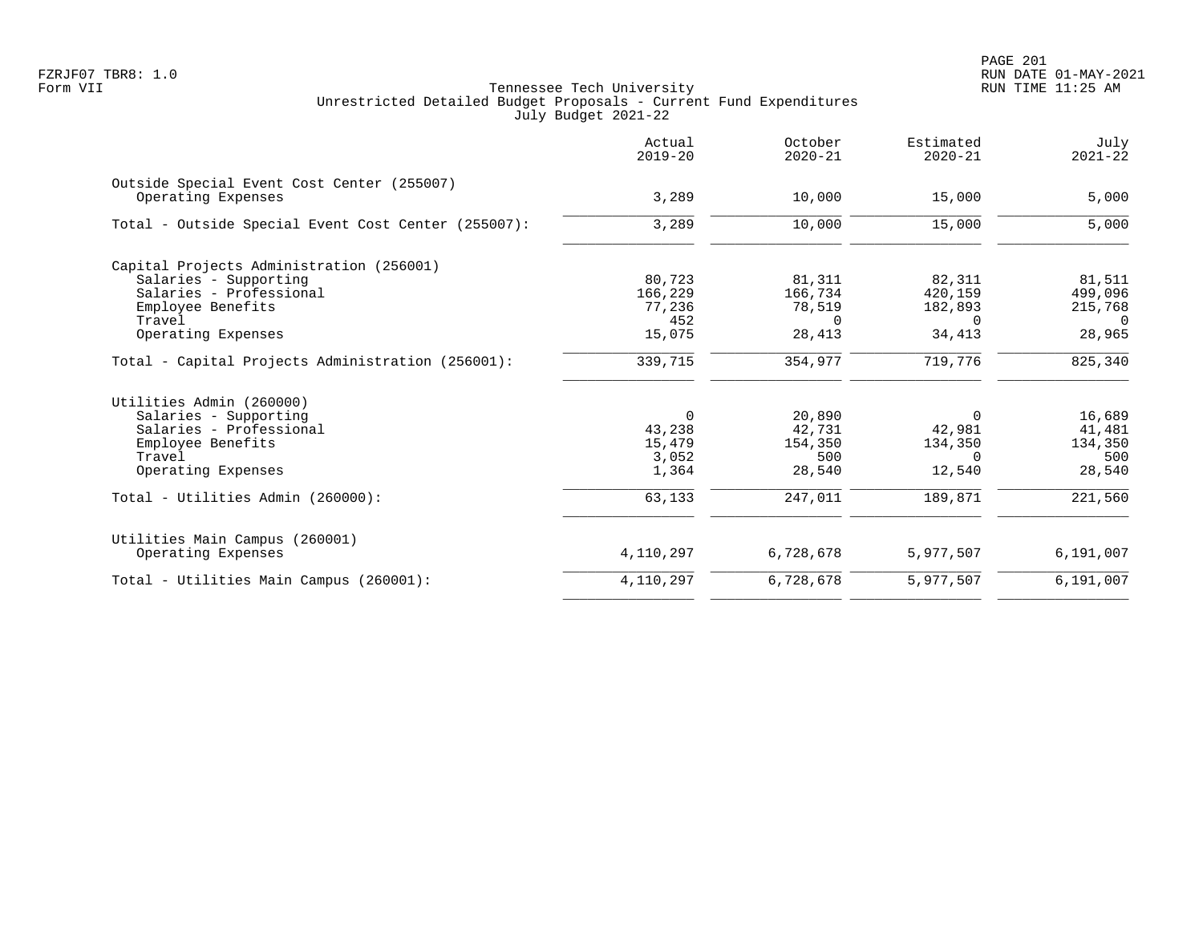Tennessee Tech University
Unrestricted Detailed Budget Proposals - Current Fund Expenditures
July Budget 2021-22

| | Actual 2019-20 | October 2020-21 | Estimated 2020-21 | July 2021-22 |
|---|---|---|---|---|
| **Outside Special Event Cost Center (255007)** | | | | |
| Operating Expenses | 3,289 | 10,000 | 15,000 | 5,000 |
| Total - Outside Special Event Cost Center (255007): | 3,289 | 10,000 | 15,000 | 5,000 |
| **Capital Projects Administration (256001)** | | | | |
| Salaries - Supporting | 80,723 | 81,311 | 82,311 | 81,511 |
| Salaries - Professional | 166,229 | 166,734 | 420,159 | 499,096 |
| Employee Benefits | 77,236 | 78,519 | 182,893 | 215,768 |
| Travel | 452 | 0 | 0 | 0 |
| Operating Expenses | 15,075 | 28,413 | 34,413 | 28,965 |
| Total - Capital Projects Administration (256001): | 339,715 | 354,977 | 719,776 | 825,340 |
| **Utilities Admin (260000)** | | | | |
| Salaries - Supporting | 0 | 20,890 | 0 | 16,689 |
| Salaries - Professional | 43,238 | 42,731 | 42,981 | 41,481 |
| Employee Benefits | 15,479 | 154,350 | 134,350 | 134,350 |
| Travel | 3,052 | 500 | 0 | 500 |
| Operating Expenses | 1,364 | 28,540 | 12,540 | 28,540 |
| Total - Utilities Admin (260000): | 63,133 | 247,011 | 189,871 | 221,560 |
| **Utilities Main Campus (260001)** | | | | |
| Operating Expenses | 4,110,297 | 6,728,678 | 5,977,507 | 6,191,007 |
| Total - Utilities Main Campus (260001): | 4,110,297 | 6,728,678 | 5,977,507 | 6,191,007 |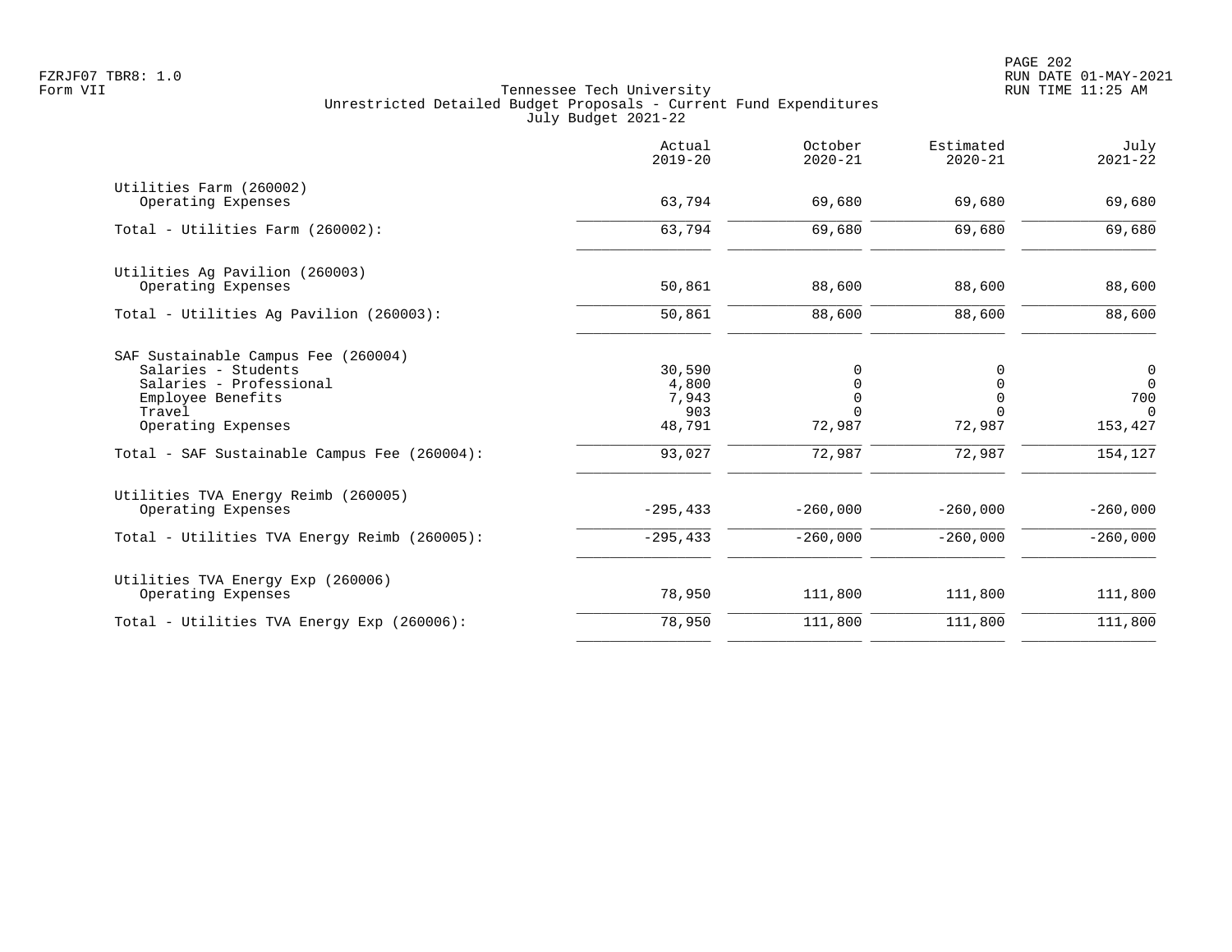Tennessee Tech University
Unrestricted Detailed Budget Proposals - Current Fund Expenditures
July Budget 2021-22

FZRJF07 TBR8: 1.0
Form VII

RUN DATE 01-MAY-2021
RUN TIME 11:25 AM

| | Actual 2019-20 | October 2020-21 | Estimated 2020-21 | July 2021-22 |
|---|---|---|---|---|
| Utilities Farm (260002) | | | | |
| Operating Expenses | 63,794 | 69,680 | 69,680 | 69,680 |
| Total - Utilities Farm (260002): | 63,794 | 69,680 | 69,680 | 69,680 |
| Utilities Ag Pavilion (260003) | | | | |
| Operating Expenses | 50,861 | 88,600 | 88,600 | 88,600 |
| Total - Utilities Ag Pavilion (260003): | 50,861 | 88,600 | 88,600 | 88,600 |
| SAF Sustainable Campus Fee (260004) | | | | |
| Salaries - Students | 30,590 | 0 | 0 | 0 |
| Salaries - Professional | 4,800 | 0 | 0 | 0 |
| Employee Benefits | 7,943 | 0 | 0 | 700 |
| Travel | 903 | 0 | 0 | 0 |
| Operating Expenses | 48,791 | 72,987 | 72,987 | 153,427 |
| Total - SAF Sustainable Campus Fee (260004): | 93,027 | 72,987 | 72,987 | 154,127 |
| Utilities TVA Energy Reimb (260005) | | | | |
| Operating Expenses | -295,433 | -260,000 | -260,000 | -260,000 |
| Total - Utilities TVA Energy Reimb (260005): | -295,433 | -260,000 | -260,000 | -260,000 |
| Utilities TVA Energy Exp (260006) | | | | |
| Operating Expenses | 78,950 | 111,800 | 111,800 | 111,800 |
| Total - Utilities TVA Energy Exp (260006): | 78,950 | 111,800 | 111,800 | 111,800 |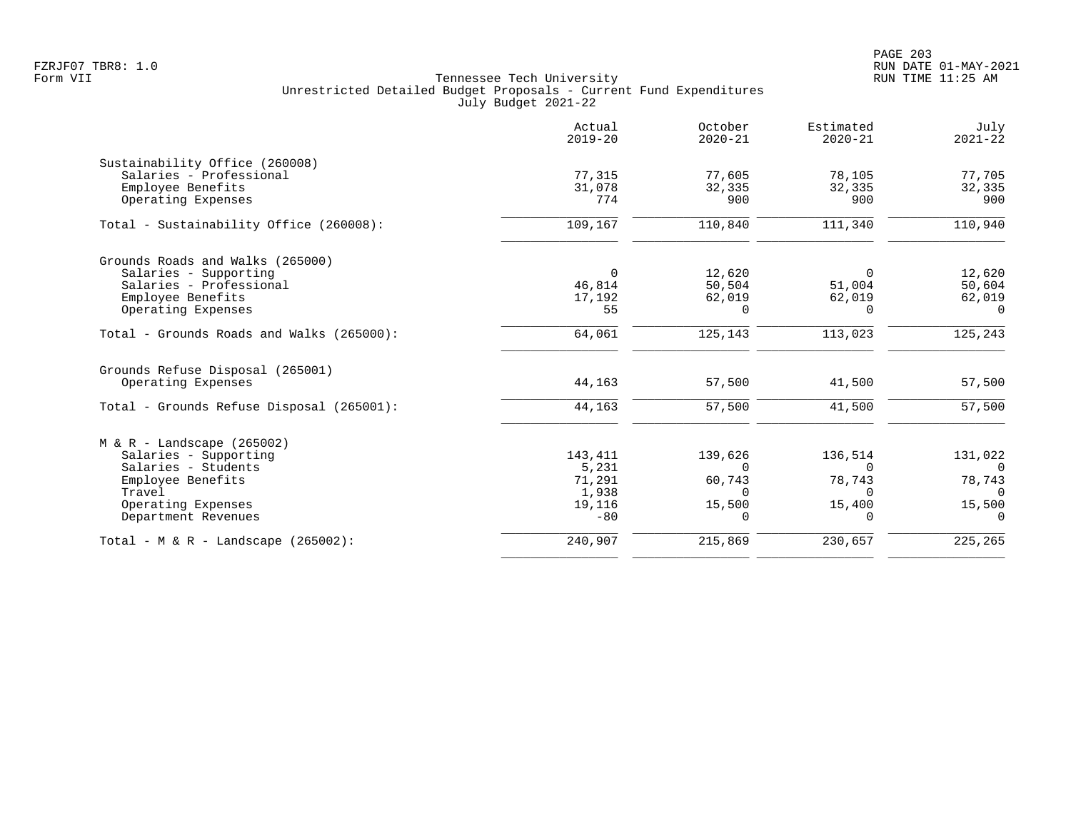Tennessee Tech University
Unrestricted Detailed Budget Proposals - Current Fund Expenditures
July Budget 2021-22

| | Actual 2019-20 | October 2020-21 | Estimated 2020-21 | July 2021-22 |
|---|---|---|---|---|
| **Sustainability Office (260008)** | | | | |
| Salaries - Professional | 77,315 | 77,605 | 78,105 | 77,705 |
| Employee Benefits | 31,078 | 32,335 | 32,335 | 32,335 |
| Operating Expenses | 774 | 900 | 900 | 900 |
| Total - Sustainability Office (260008): | 109,167 | 110,840 | 111,340 | 110,940 |
| **Grounds Roads and Walks (265000)** | | | | |
| Salaries - Supporting | 0 | 12,620 | 0 | 12,620 |
| Salaries - Professional | 46,814 | 50,504 | 51,004 | 50,604 |
| Employee Benefits | 17,192 | 62,019 | 62,019 | 62,019 |
| Operating Expenses | 55 | 0 | 0 | 0 |
| Total - Grounds Roads and Walks (265000): | 64,061 | 125,143 | 113,023 | 125,243 |
| **Grounds Refuse Disposal (265001)** | | | | |
| Operating Expenses | 44,163 | 57,500 | 41,500 | 57,500 |
| Total - Grounds Refuse Disposal (265001): | 44,163 | 57,500 | 41,500 | 57,500 |
| **M & R - Landscape (265002)** | | | | |
| Salaries - Supporting | 143,411 | 139,626 | 136,514 | 131,022 |
| Salaries - Students | 5,231 | 0 | 0 | 0 |
| Employee Benefits | 71,291 | 60,743 | 78,743 | 78,743 |
| Travel | 1,938 | 0 | 0 | 0 |
| Operating Expenses | 19,116 | 15,500 | 15,400 | 15,500 |
| Department Revenues | -80 | 0 | 0 | 0 |
| Total - M & R - Landscape (265002): | 240,907 | 215,869 | 230,657 | 225,265 |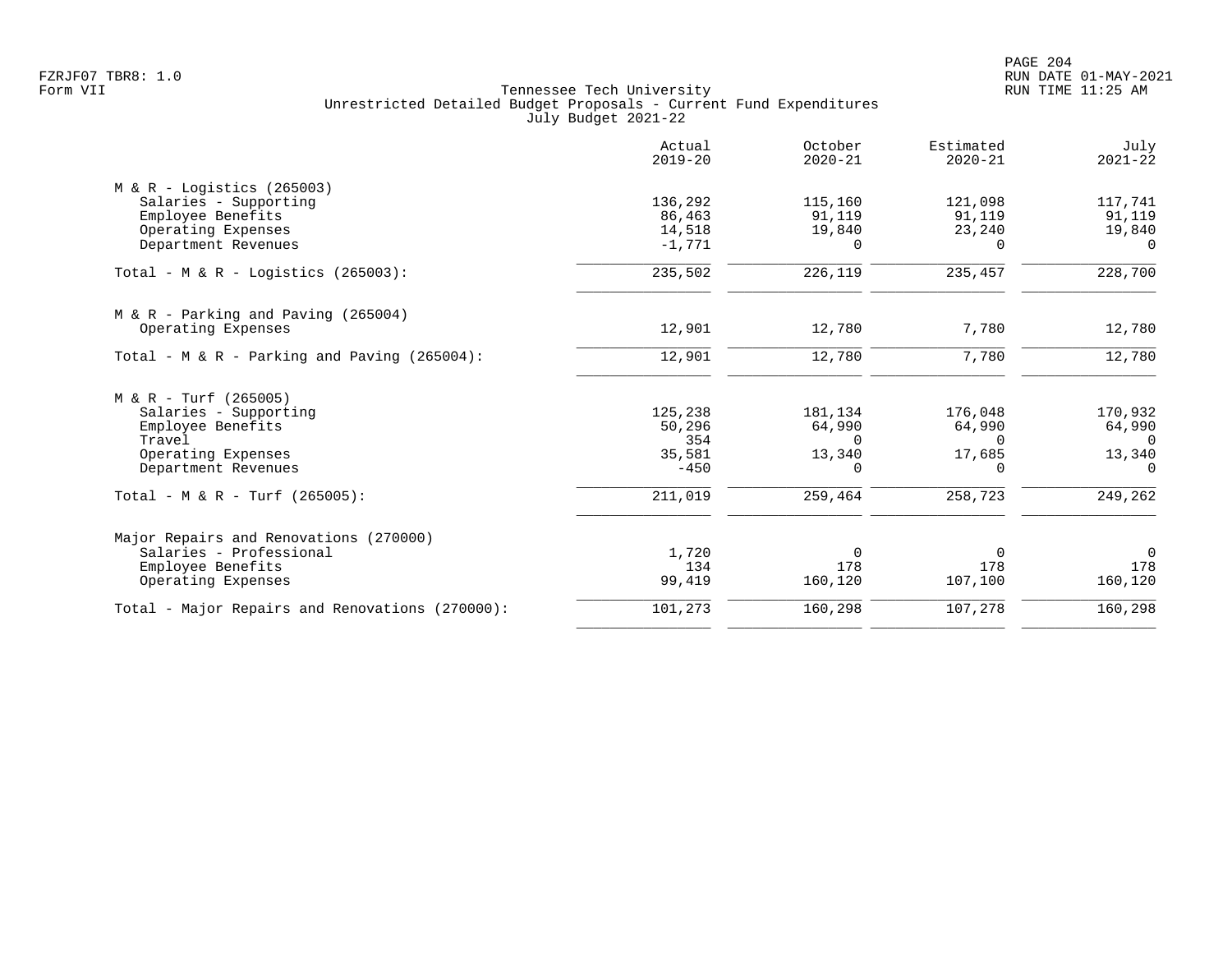Tennessee Tech University
Unrestricted Detailed Budget Proposals - Current Fund Expenditures
July Budget 2021-22

| | Actual 2019-20 | October 2020-21 | Estimated 2020-21 | July 2021-22 |
|---|---|---|---|---|
| **M & R - Logistics (265003)** | | | | |
| Salaries - Supporting | 136,292 | 115,160 | 121,098 | 117,741 |
| Employee Benefits | 86,463 | 91,119 | 91,119 | 91,119 |
| Operating Expenses | 14,518 | 19,840 | 23,240 | 19,840 |
| Department Revenues | -1,771 | 0 | 0 | 0 |
| Total - M & R - Logistics (265003): | 235,502 | 226,119 | 235,457 | 228,700 |
| **M & R - Parking and Paving (265004)** | | | | |
| Operating Expenses | 12,901 | 12,780 | 7,780 | 12,780 |
| Total - M & R - Parking and Paving (265004): | 12,901 | 12,780 | 7,780 | 12,780 |
| **M & R - Turf (265005)** | | | | |
| Salaries - Supporting | 125,238 | 181,134 | 176,048 | 170,932 |
| Employee Benefits | 50,296 | 64,990 | 64,990 | 64,990 |
| Travel | 354 | 0 | 0 | 0 |
| Operating Expenses | 35,581 | 13,340 | 17,685 | 13,340 |
| Department Revenues | -450 | 0 | 0 | 0 |
| Total - M & R - Turf (265005): | 211,019 | 259,464 | 258,723 | 249,262 |
| **Major Repairs and Renovations (270000)** | | | | |
| Salaries - Professional | 1,720 | 0 | 0 | 0 |
| Employee Benefits | 134 | 178 | 178 | 178 |
| Operating Expenses | 99,419 | 160,120 | 107,100 | 160,120 |
| Total - Major Repairs and Renovations (270000): | 101,273 | 160,298 | 107,278 | 160,298 |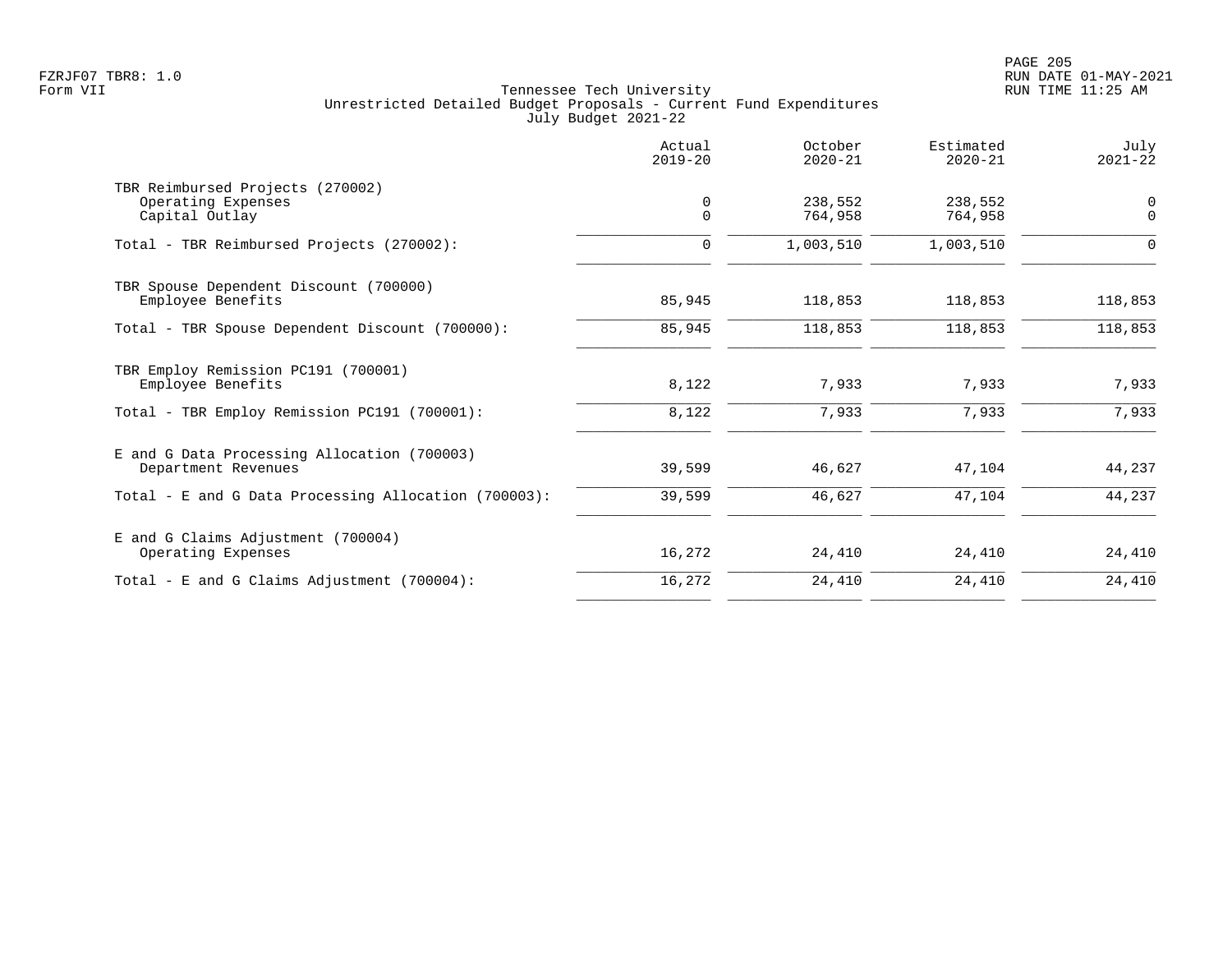FZRJF07 TBR8: 1.0
Form VII

Tennessee Tech University
Unrestricted Detailed Budget Proposals - Current Fund Expenditures
July Budget 2021-22

RUN DATE 01-MAY-2021
RUN TIME 11:25 AM

| | Actual 2019-20 | October 2020-21 | Estimated 2020-21 | July 2021-22 |
|---|---|---|---|---|
| TBR Reimbursed Projects (270002) | | | | |
| Operating Expenses | 0 | 238,552 | 238,552 | 0 |
| Capital Outlay | 0 | 764,958 | 764,958 | 0 |
| Total - TBR Reimbursed Projects (270002): | 0 | 1,003,510 | 1,003,510 | 0 |
| TBR Spouse Dependent Discount (700000) | | | | |
| Employee Benefits | 85,945 | 118,853 | 118,853 | 118,853 |
| Total - TBR Spouse Dependent Discount (700000): | 85,945 | 118,853 | 118,853 | 118,853 |
| TBR Employ Remission PC191 (700001) | | | | |
| Employee Benefits | 8,122 | 7,933 | 7,933 | 7,933 |
| Total - TBR Employ Remission PC191 (700001): | 8,122 | 7,933 | 7,933 | 7,933 |
| E and G Data Processing Allocation (700003) | | | | |
| Department Revenues | 39,599 | 46,627 | 47,104 | 44,237 |
| Total - E and G Data Processing Allocation (700003): | 39,599 | 46,627 | 47,104 | 44,237 |
| E and G Claims Adjustment (700004) | | | | |
| Operating Expenses | 16,272 | 24,410 | 24,410 | 24,410 |
| Total - E and G Claims Adjustment (700004): | 16,272 | 24,410 | 24,410 | 24,410 |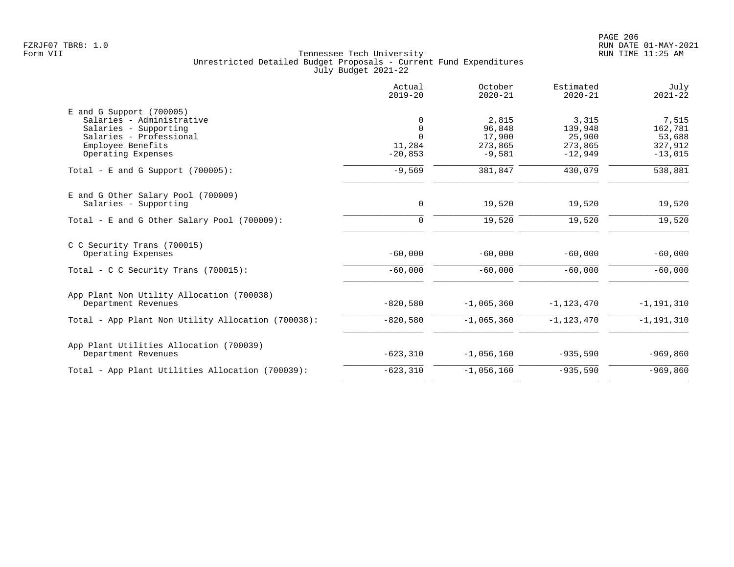Tennessee Tech University
Unrestricted Detailed Budget Proposals - Current Fund Expenditures
July Budget 2021-22

| | Actual 2019-20 | October 2020-21 | Estimated 2020-21 | July 2021-22 |
|---|---:|---:|---:|---:|
| **E and G Support (700005)** | | | | |
| Salaries - Administrative | 0 | 2,815 | 3,315 | 7,515 |
| Salaries - Supporting | 0 | 96,848 | 139,948 | 162,781 |
| Salaries - Professional | 0 | 17,900 | 25,900 | 53,688 |
| Employee Benefits | 11,284 | 273,865 | 273,865 | 327,912 |
| Operating Expenses | -20,853 | -9,581 | -12,949 | -13,015 |
| Total - E and G Support (700005): | -9,569 | 381,847 | 430,079 | 538,881 |
| **E and G Other Salary Pool (700009)** | | | | |
| Salaries - Supporting | 0 | 19,520 | 19,520 | 19,520 |
| Total - E and G Other Salary Pool (700009): | 0 | 19,520 | 19,520 | 19,520 |
| **C C Security Trans (700015)** | | | | |
| Operating Expenses | -60,000 | -60,000 | -60,000 | -60,000 |
| Total - C C Security Trans (700015): | -60,000 | -60,000 | -60,000 | -60,000 |
| **App Plant Non Utility Allocation (700038)** | | | | |
| Department Revenues | -820,580 | -1,065,360 | -1,123,470 | -1,191,310 |
| Total - App Plant Non Utility Allocation (700038): | -820,580 | -1,065,360 | -1,123,470 | -1,191,310 |
| **App Plant Utilities Allocation (700039)** | | | | |
| Department Revenues | -623,310 | -1,056,160 | -935,590 | -969,860 |
| Total - App Plant Utilities Allocation (700039): | -623,310 | -1,056,160 | -935,590 | -969,860 |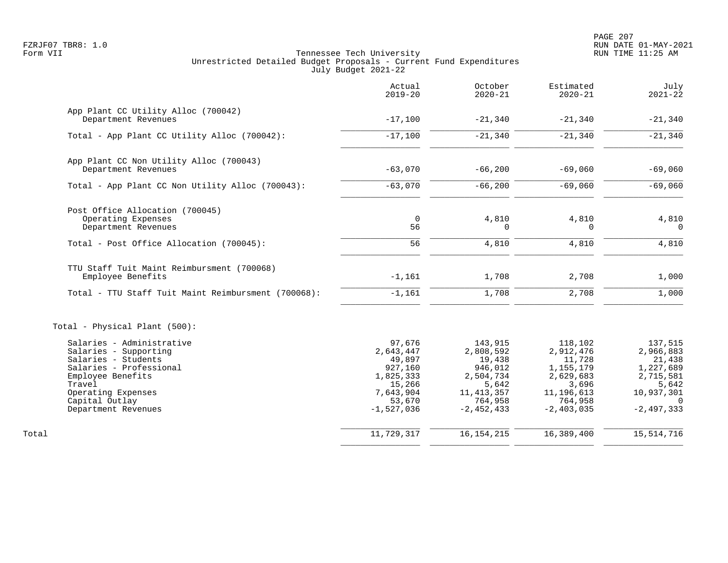Tennessee Tech University
Unrestricted Detailed Budget Proposals - Current Fund Expenditures
July Budget 2021-22

| | Actual 2019-20 | October 2020-21 | Estimated 2020-21 | July 2021-22 |
|---|---|---|---|---|
| **App Plant CC Utility Alloc (700042)** | | | | |
| Department Revenues | -17,100 | -21,340 | -21,340 | -21,340 |
| Total - App Plant CC Utility Alloc (700042): | -17,100 | -21,340 | -21,340 | -21,340 |
| **App Plant CC Non Utility Alloc (700043)** | | | | |
| Department Revenues | -63,070 | -66,200 | -69,060 | -69,060 |
| Total - App Plant CC Non Utility Alloc (700043): | -63,070 | -66,200 | -69,060 | -69,060 |
| **Post Office Allocation (700045)** | | | | |
| Operating Expenses | 0 | 4,810 | 4,810 | 4,810 |
| Department Revenues | 56 | 0 | 0 | 0 |
| Total - Post Office Allocation (700045): | 56 | 4,810 | 4,810 | 4,810 |
| **TTU Staff Tuit Maint Reimbursment (700068)** | | | | |
| Employee Benefits | -1,161 | 1,708 | 2,708 | 1,000 |
| Total - TTU Staff Tuit Maint Reimbursment (700068): | -1,161 | 1,708 | 2,708 | 1,000 |
| **Total - Physical Plant (500):** | | | | |
| Salaries - Administrative | 97,676 | 143,915 | 118,102 | 137,515 |
| Salaries - Supporting | 2,643,447 | 2,808,592 | 2,912,476 | 2,966,883 |
| Salaries - Students | 49,897 | 19,438 | 11,728 | 21,438 |
| Salaries - Professional | 927,160 | 946,012 | 1,155,179 | 1,227,689 |
| Employee Benefits | 1,825,333 | 2,504,734 | 2,629,683 | 2,715,581 |
| Travel | 15,266 | 5,642 | 3,696 | 5,642 |
| Operating Expenses | 7,643,904 | 11,413,357 | 11,196,613 | 10,937,301 |
| Capital Outlay | 53,670 | 764,958 | 764,958 | 0 |
| Department Revenues | -1,527,036 | -2,452,433 | -2,403,035 | -2,497,333 |
| Total | 11,729,317 | 16,154,215 | 16,389,400 | 15,514,716 |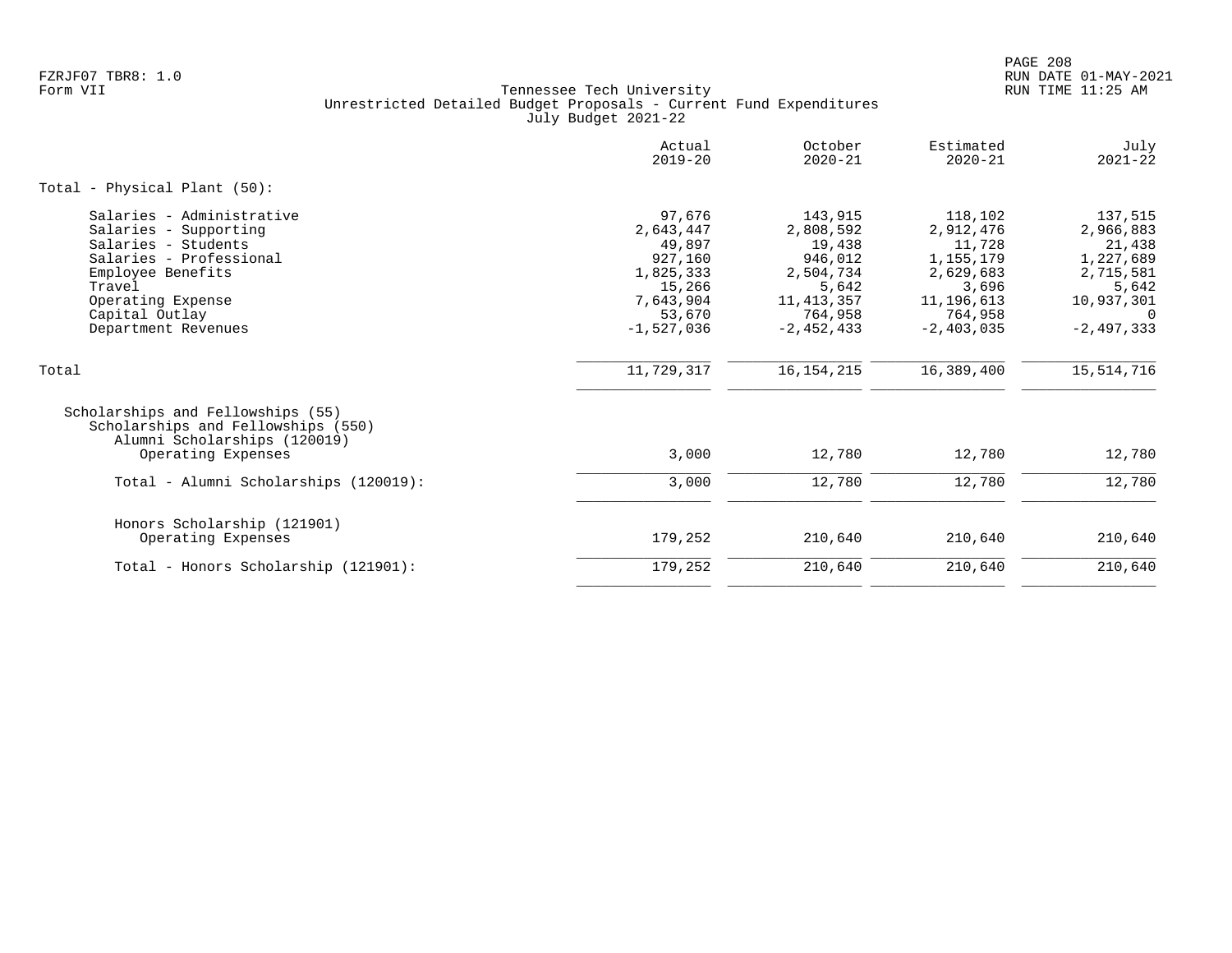Tennessee Tech University
Unrestricted Detailed Budget Proposals - Current Fund Expenditures
July Budget 2021-22

| | Actual 2019-20 | October 2020-21 | Estimated 2020-21 | July 2021-22 |
|---|---|---|---|---|
| **Total - Physical Plant (50):** | | | | |
| Salaries - Administrative | 97,676 | 143,915 | 118,102 | 137,515 |
| Salaries - Supporting | 2,643,447 | 2,808,592 | 2,912,476 | 2,966,883 |
| Salaries - Students | 49,897 | 19,438 | 11,728 | 21,438 |
| Salaries - Professional | 927,160 | 946,012 | 1,155,179 | 1,227,689 |
| Employee Benefits | 1,825,333 | 2,504,734 | 2,629,683 | 2,715,581 |
| Travel | 15,266 | 5,642 | 3,696 | 5,642 |
| Operating Expense | 7,643,904 | 11,413,357 | 11,196,613 | 10,937,301 |
| Capital Outlay | 53,670 | 764,958 | 764,958 | 0 |
| Department Revenues | -1,527,036 | -2,452,433 | -2,403,035 | -2,497,333 |
| Total | 11,729,317 | 16,154,215 | 16,389,400 | 15,514,716 |
| Scholarships and Fellowships (55) | | | | |
| Scholarships and Fellowships (550) | | | | |
| Alumni Scholarships (120019) | | | | |
| Operating Expenses | 3,000 | 12,780 | 12,780 | 12,780 |
| Total - Alumni Scholarships (120019): | 3,000 | 12,780 | 12,780 | 12,780 |
| Honors Scholarship (121901) | | | | |
| Operating Expenses | 179,252 | 210,640 | 210,640 | 210,640 |
| Total - Honors Scholarship (121901): | 179,252 | 210,640 | 210,640 | 210,640 |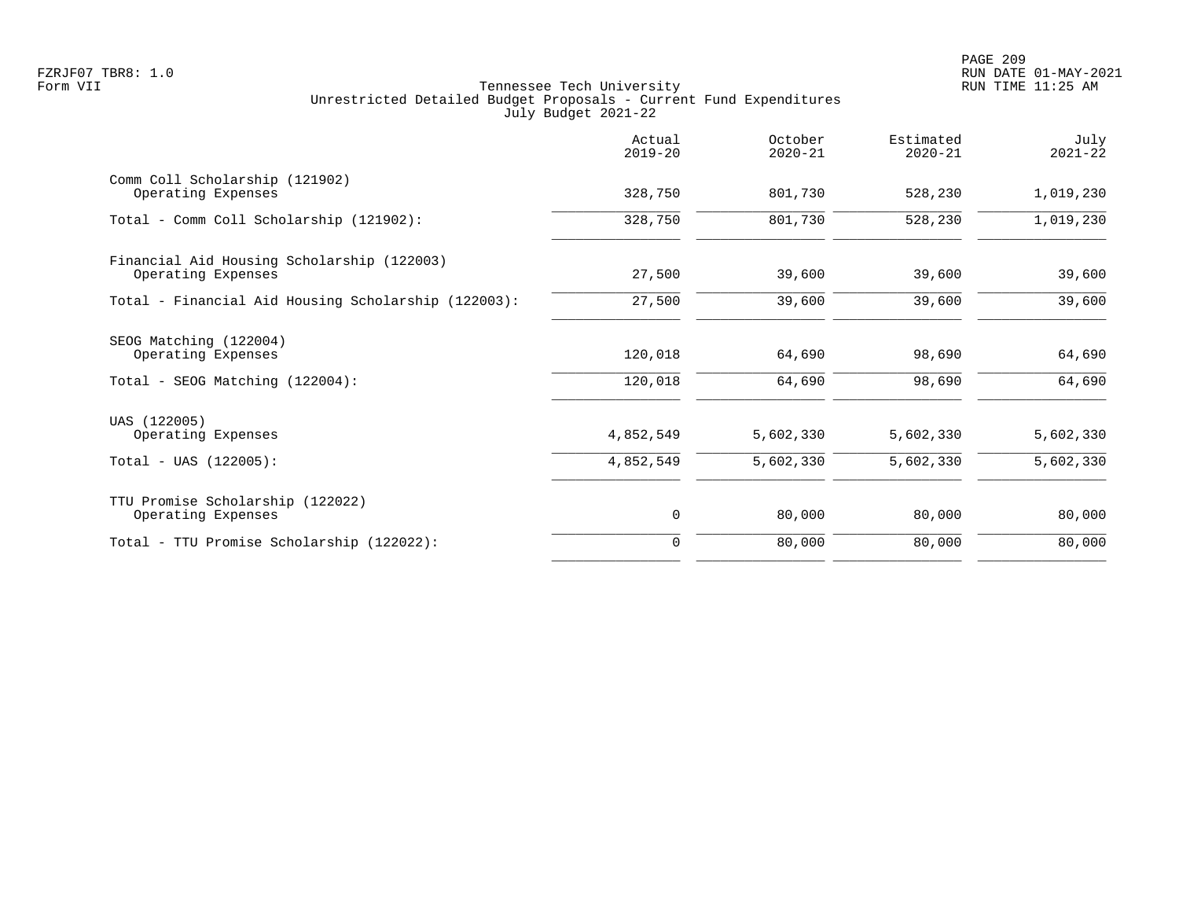Tennessee Tech University
Unrestricted Detailed Budget Proposals - Current Fund Expenditures
July Budget 2021-22

| | Actual 2019-20 | October 2020-21 | Estimated 2020-21 | July 2021-22 |
|---|---|---|---|---|
| **Comm Coll Scholarship (121902)** | | | | |
| Operating Expenses | 328,750 | 801,730 | 528,230 | 1,019,230 |
| Total - Comm Coll Scholarship (121902): | 328,750 | 801,730 | 528,230 | 1,019,230 |
| **Financial Aid Housing Scholarship (122003)** | | | | |
| Operating Expenses | 27,500 | 39,600 | 39,600 | 39,600 |
| Total - Financial Aid Housing Scholarship (122003): | 27,500 | 39,600 | 39,600 | 39,600 |
| **SEOG Matching (122004)** | | | | |
| Operating Expenses | 120,018 | 64,690 | 98,690 | 64,690 |
| Total - SEOG Matching (122004): | 120,018 | 64,690 | 98,690 | 64,690 |
| **UAS (122005)** | | | | |
| Operating Expenses | 4,852,549 | 5,602,330 | 5,602,330 | 5,602,330 |
| Total - UAS (122005): | 4,852,549 | 5,602,330 | 5,602,330 | 5,602,330 |
| **TTU Promise Scholarship (122022)** | | | | |
| Operating Expenses | 0 | 80,000 | 80,000 | 80,000 |
| Total - TTU Promise Scholarship (122022): | 0 | 80,000 | 80,000 | 80,000 |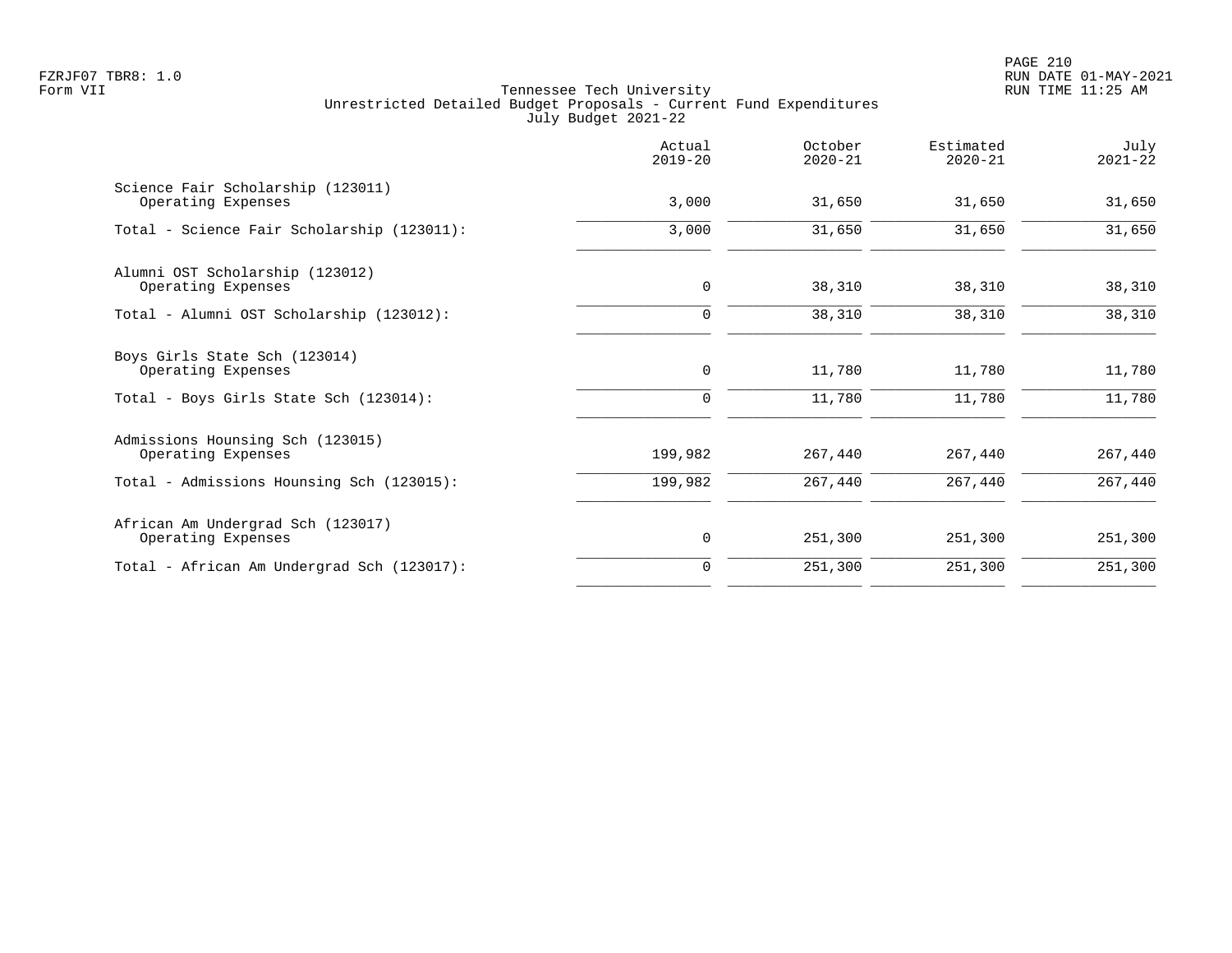Tennessee Tech University
Unrestricted Detailed Budget Proposals - Current Fund Expenditures
July Budget 2021-22

| | Actual 2019-20 | October 2020-21 | Estimated 2020-21 | July 2021-22 |
|---|---|---|---|---|
| Science Fair Scholarship (123011) | | | | |
| Operating Expenses | 3,000 | 31,650 | 31,650 | 31,650 |
| Total - Science Fair Scholarship (123011): | 3,000 | 31,650 | 31,650 | 31,650 |
| Alumni OST Scholarship (123012) | | | | |
| Operating Expenses | 0 | 38,310 | 38,310 | 38,310 |
| Total - Alumni OST Scholarship (123012): | 0 | 38,310 | 38,310 | 38,310 |
| Boys Girls State Sch (123014) | | | | |
| Operating Expenses | 0 | 11,780 | 11,780 | 11,780 |
| Total - Boys Girls State Sch (123014): | 0 | 11,780 | 11,780 | 11,780 |
| Admissions Hounsing Sch (123015) | | | | |
| Operating Expenses | 199,982 | 267,440 | 267,440 | 267,440 |
| Total - Admissions Hounsing Sch (123015): | 199,982 | 267,440 | 267,440 | 267,440 |
| African Am Undergrad Sch (123017) | | | | |
| Operating Expenses | 0 | 251,300 | 251,300 | 251,300 |
| Total - African Am Undergrad Sch (123017): | 0 | 251,300 | 251,300 | 251,300 |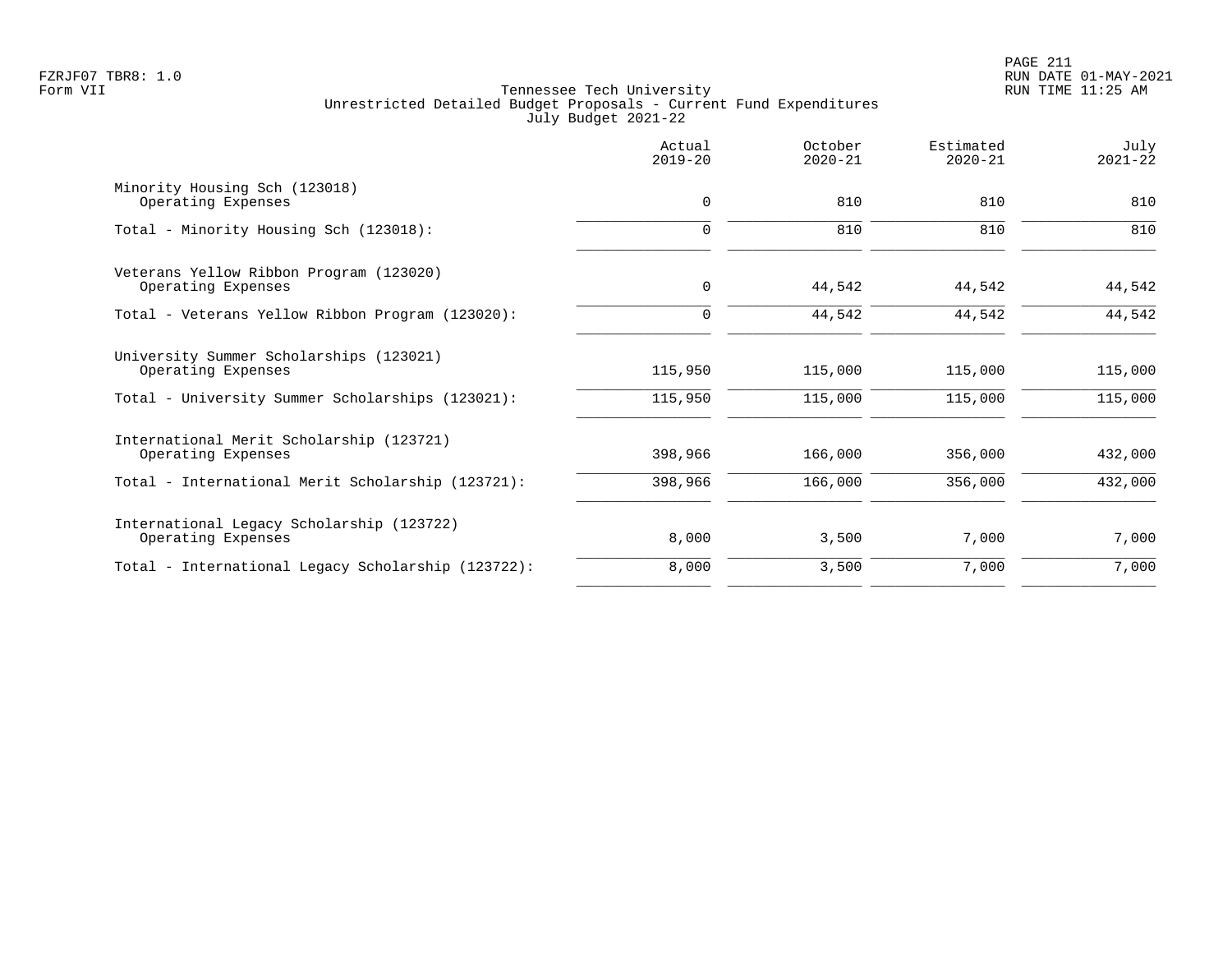Tennessee Tech University
Unrestricted Detailed Budget Proposals - Current Fund Expenditures
July Budget 2021-22

| | Actual 2019-20 | October 2020-21 | Estimated 2020-21 | July 2021-22 |
|---|---|---|---|---|
| Minority Housing Sch (123018) | | | | |
| Operating Expenses | 0 | 810 | 810 | 810 |
| Total - Minority Housing Sch (123018): | 0 | 810 | 810 | 810 |
| Veterans Yellow Ribbon Program (123020) | | | | |
| Operating Expenses | 0 | 44,542 | 44,542 | 44,542 |
| Total - Veterans Yellow Ribbon Program (123020): | 0 | 44,542 | 44,542 | 44,542 |
| University Summer Scholarships (123021) | | | | |
| Operating Expenses | 115,950 | 115,000 | 115,000 | 115,000 |
| Total - University Summer Scholarships (123021): | 115,950 | 115,000 | 115,000 | 115,000 |
| International Merit Scholarship (123721) | | | | |
| Operating Expenses | 398,966 | 166,000 | 356,000 | 432,000 |
| Total - International Merit Scholarship (123721): | 398,966 | 166,000 | 356,000 | 432,000 |
| International Legacy Scholarship (123722) | | | | |
| Operating Expenses | 8,000 | 3,500 | 7,000 | 7,000 |
| Total - International Legacy Scholarship (123722): | 8,000 | 3,500 | 7,000 | 7,000 |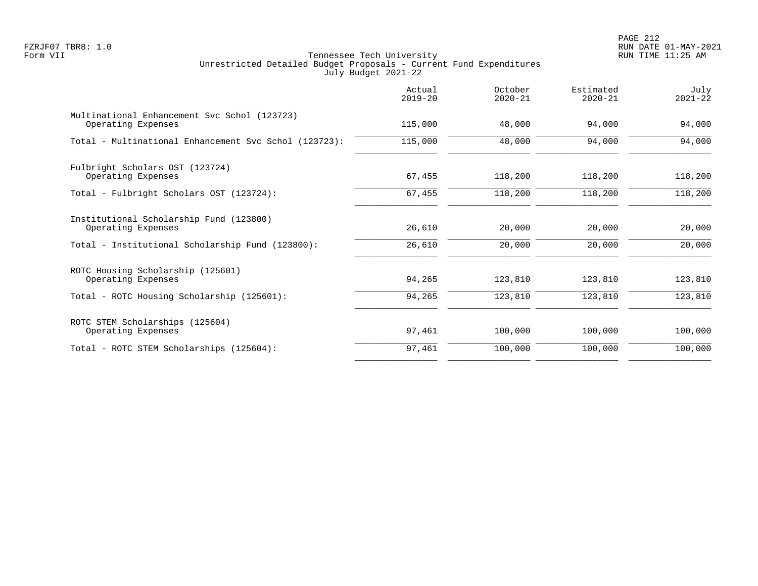Tennessee Tech University
Unrestricted Detailed Budget Proposals - Current Fund Expenditures
July Budget 2021-22

| | Actual 2019-20 | October 2020-21 | Estimated 2020-21 | July 2021-22 |
|---|---|---|---|---|
| Multinational Enhancement Svc Schol (123723) | | | | |
| Operating Expenses | 115,000 | 48,000 | 94,000 | 94,000 |
| Total - Multinational Enhancement Svc Schol (123723): | 115,000 | 48,000 | 94,000 | 94,000 |
| Fulbright Scholars OST (123724) | | | | |
| Operating Expenses | 67,455 | 118,200 | 118,200 | 118,200 |
| Total - Fulbright Scholars OST (123724): | 67,455 | 118,200 | 118,200 | 118,200 |
| Institutional Scholarship Fund (123800) | | | | |
| Operating Expenses | 26,610 | 20,000 | 20,000 | 20,000 |
| Total - Institutional Scholarship Fund (123800): | 26,610 | 20,000 | 20,000 | 20,000 |
| ROTC Housing Scholarship (125601) | | | | |
| Operating Expenses | 94,265 | 123,810 | 123,810 | 123,810 |
| Total - ROTC Housing Scholarship (125601): | 94,265 | 123,810 | 123,810 | 123,810 |
| ROTC STEM Scholarships (125604) | | | | |
| Operating Expenses | 97,461 | 100,000 | 100,000 | 100,000 |
| Total - ROTC STEM Scholarships (125604): | 97,461 | 100,000 | 100,000 | 100,000 |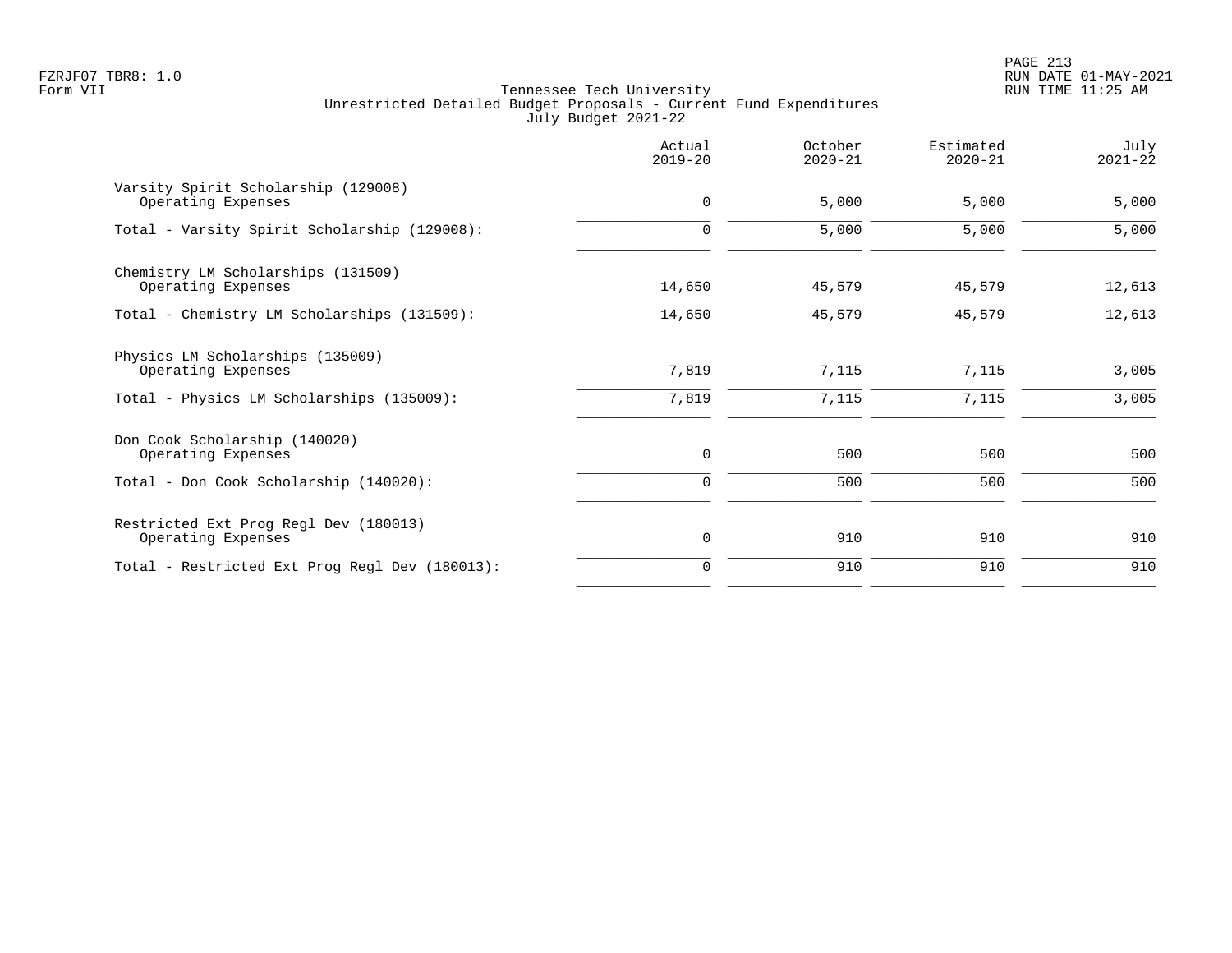FZRJF07 TBR8: 1.0
Form VII

Tennessee Tech University
Unrestricted Detailed Budget Proposals - Current Fund Expenditures
July Budget 2021-22

|  | Actual 2019-20 | October 2020-21 | Estimated 2020-21 | July 2021-22 |
|---|---|---|---|---|
| Varsity Spirit Scholarship (129008) |  |  |  |  |
| Operating Expenses | 0 | 5,000 | 5,000 | 5,000 |
| Total - Varsity Spirit Scholarship (129008): | 0 | 5,000 | 5,000 | 5,000 |
| Chemistry LM Scholarships (131509) |  |  |  |  |
| Operating Expenses | 14,650 | 45,579 | 45,579 | 12,613 |
| Total - Chemistry LM Scholarships (131509): | 14,650 | 45,579 | 45,579 | 12,613 |
| Physics LM Scholarships (135009) |  |  |  |  |
| Operating Expenses | 7,819 | 7,115 | 7,115 | 3,005 |
| Total - Physics LM Scholarships (135009): | 7,819 | 7,115 | 7,115 | 3,005 |
| Don Cook Scholarship (140020) |  |  |  |  |
| Operating Expenses | 0 | 500 | 500 | 500 |
| Total - Don Cook Scholarship (140020): | 0 | 500 | 500 | 500 |
| Restricted Ext Prog Regl Dev (180013) |  |  |  |  |
| Operating Expenses | 0 | 910 | 910 | 910 |
| Total - Restricted Ext Prog Regl Dev (180013): | 0 | 910 | 910 | 910 |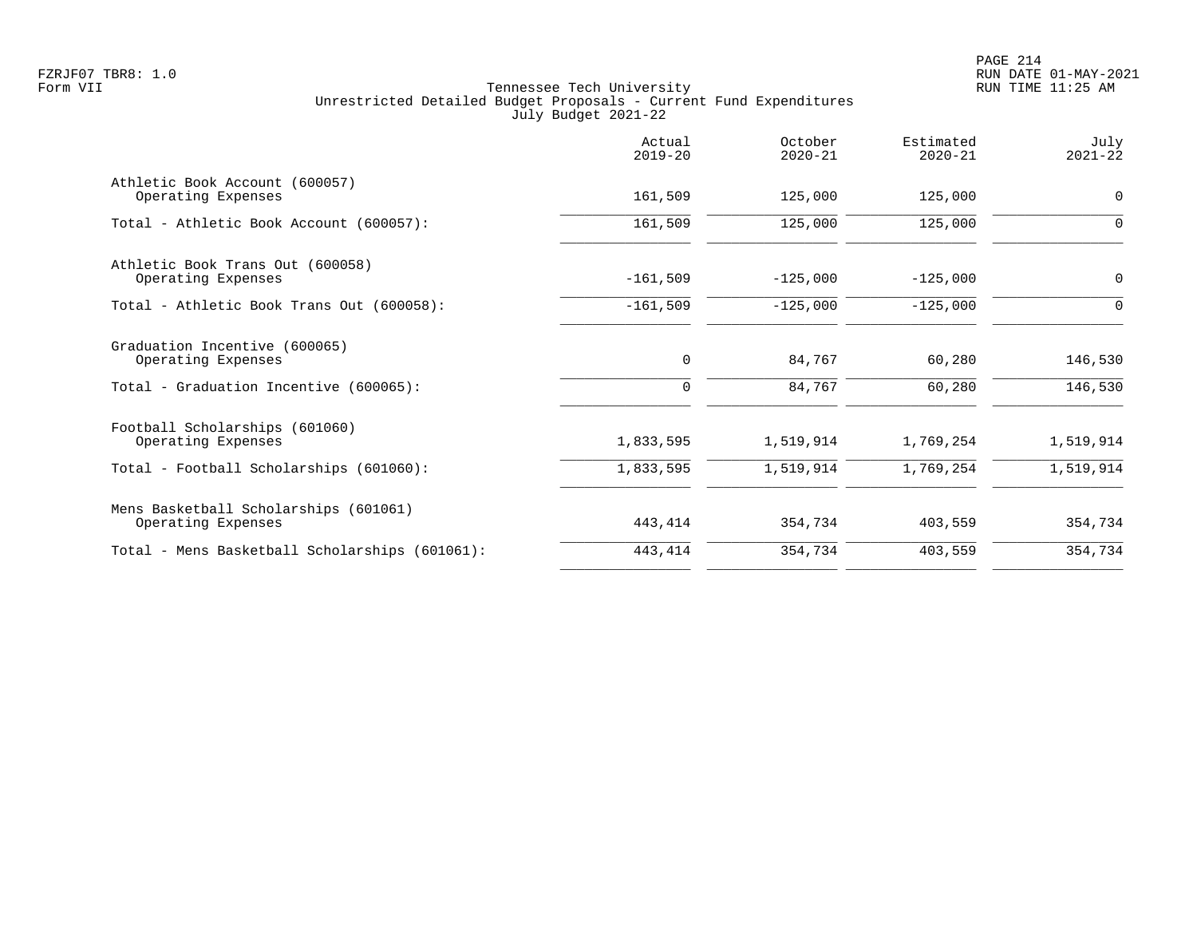Tennessee Tech University
Unrestricted Detailed Budget Proposals - Current Fund Expenditures
July Budget 2021-22

| | Actual 2019-20 | October 2020-21 | Estimated 2020-21 | July 2021-22 |
|---|---|---|---|---|
| Athletic Book Account (600057) | | | | |
| Operating Expenses | 161,509 | 125,000 | 125,000 | 0 |
| Total - Athletic Book Account (600057): | 161,509 | 125,000 | 125,000 | 0 |
| Athletic Book Trans Out (600058) | | | | |
| Operating Expenses | -161,509 | -125,000 | -125,000 | 0 |
| Total - Athletic Book Trans Out (600058): | -161,509 | -125,000 | -125,000 | 0 |
| Graduation Incentive (600065) | | | | |
| Operating Expenses | 0 | 84,767 | 60,280 | 146,530 |
| Total - Graduation Incentive (600065): | 0 | 84,767 | 60,280 | 146,530 |
| Football Scholarships (601060) | | | | |
| Operating Expenses | 1,833,595 | 1,519,914 | 1,769,254 | 1,519,914 |
| Total - Football Scholarships (601060): | 1,833,595 | 1,519,914 | 1,769,254 | 1,519,914 |
| Mens Basketball Scholarships (601061) | | | | |
| Operating Expenses | 443,414 | 354,734 | 403,559 | 354,734 |
| Total - Mens Basketball Scholarships (601061): | 443,414 | 354,734 | 403,559 | 354,734 |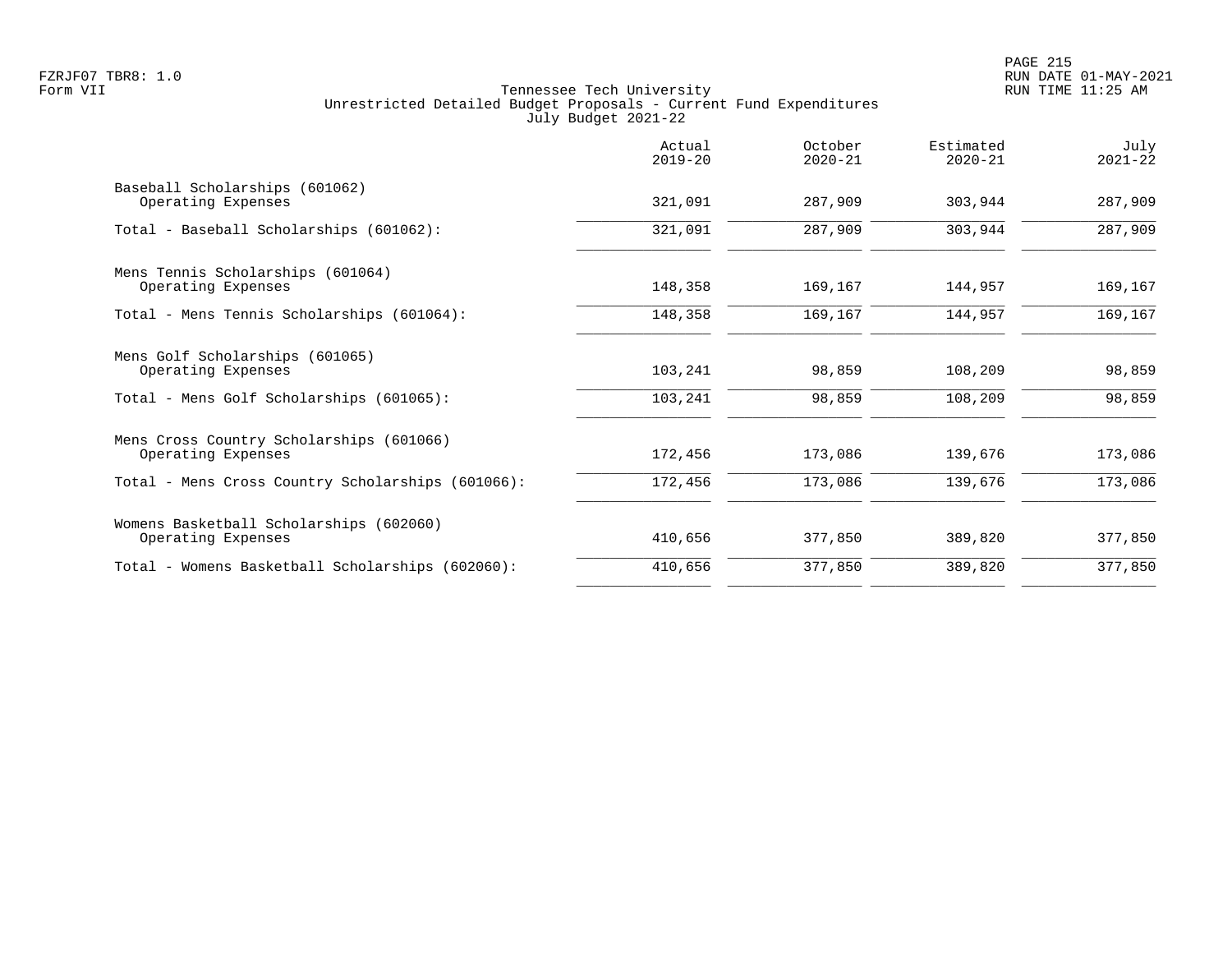Tennessee Tech University
Unrestricted Detailed Budget Proposals - Current Fund Expenditures
July Budget 2021-22

| | Actual 2019-20 | October 2020-21 | Estimated 2020-21 | July 2021-22 |
|---|---|---|---|---|
| Baseball Scholarships (601062) | | | | |
| Operating Expenses | 321,091 | 287,909 | 303,944 | 287,909 |
| Total - Baseball Scholarships (601062): | 321,091 | 287,909 | 303,944 | 287,909 |
| Mens Tennis Scholarships (601064) | | | | |
| Operating Expenses | 148,358 | 169,167 | 144,957 | 169,167 |
| Total - Mens Tennis Scholarships (601064): | 148,358 | 169,167 | 144,957 | 169,167 |
| Mens Golf Scholarships (601065) | | | | |
| Operating Expenses | 103,241 | 98,859 | 108,209 | 98,859 |
| Total - Mens Golf Scholarships (601065): | 103,241 | 98,859 | 108,209 | 98,859 |
| Mens Cross Country Scholarships (601066) | | | | |
| Operating Expenses | 172,456 | 173,086 | 139,676 | 173,086 |
| Total - Mens Cross Country Scholarships (601066): | 172,456 | 173,086 | 139,676 | 173,086 |
| Womens Basketball Scholarships (602060) | | | | |
| Operating Expenses | 410,656 | 377,850 | 389,820 | 377,850 |
| Total - Womens Basketball Scholarships (602060): | 410,656 | 377,850 | 389,820 | 377,850 |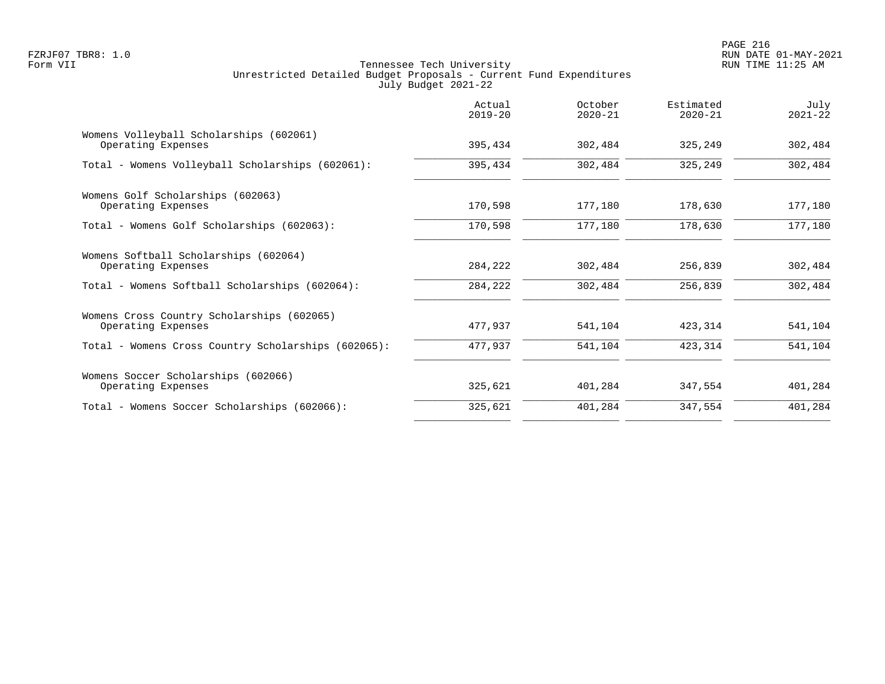Tennessee Tech University
Unrestricted Detailed Budget Proposals - Current Fund Expenditures
July Budget 2021-22

| | Actual 2019-20 | October 2020-21 | Estimated 2020-21 | July 2021-22 |
|---|---|---|---|---|
| Womens Volleyball Scholarships (602061) | | | | |
| Operating Expenses | 395,434 | 302,484 | 325,249 | 302,484 |
| Total - Womens Volleyball Scholarships (602061): | 395,434 | 302,484 | 325,249 | 302,484 |
| Womens Golf Scholarships (602063) | | | | |
| Operating Expenses | 170,598 | 177,180 | 178,630 | 177,180 |
| Total - Womens Golf Scholarships (602063): | 170,598 | 177,180 | 178,630 | 177,180 |
| Womens Softball Scholarships (602064) | | | | |
| Operating Expenses | 284,222 | 302,484 | 256,839 | 302,484 |
| Total - Womens Softball Scholarships (602064): | 284,222 | 302,484 | 256,839 | 302,484 |
| Womens Cross Country Scholarships (602065) | | | | |
| Operating Expenses | 477,937 | 541,104 | 423,314 | 541,104 |
| Total - Womens Cross Country Scholarships (602065): | 477,937 | 541,104 | 423,314 | 541,104 |
| Womens Soccer Scholarships (602066) | | | | |
| Operating Expenses | 325,621 | 401,284 | 347,554 | 401,284 |
| Total - Womens Soccer Scholarships (602066): | 325,621 | 401,284 | 347,554 | 401,284 |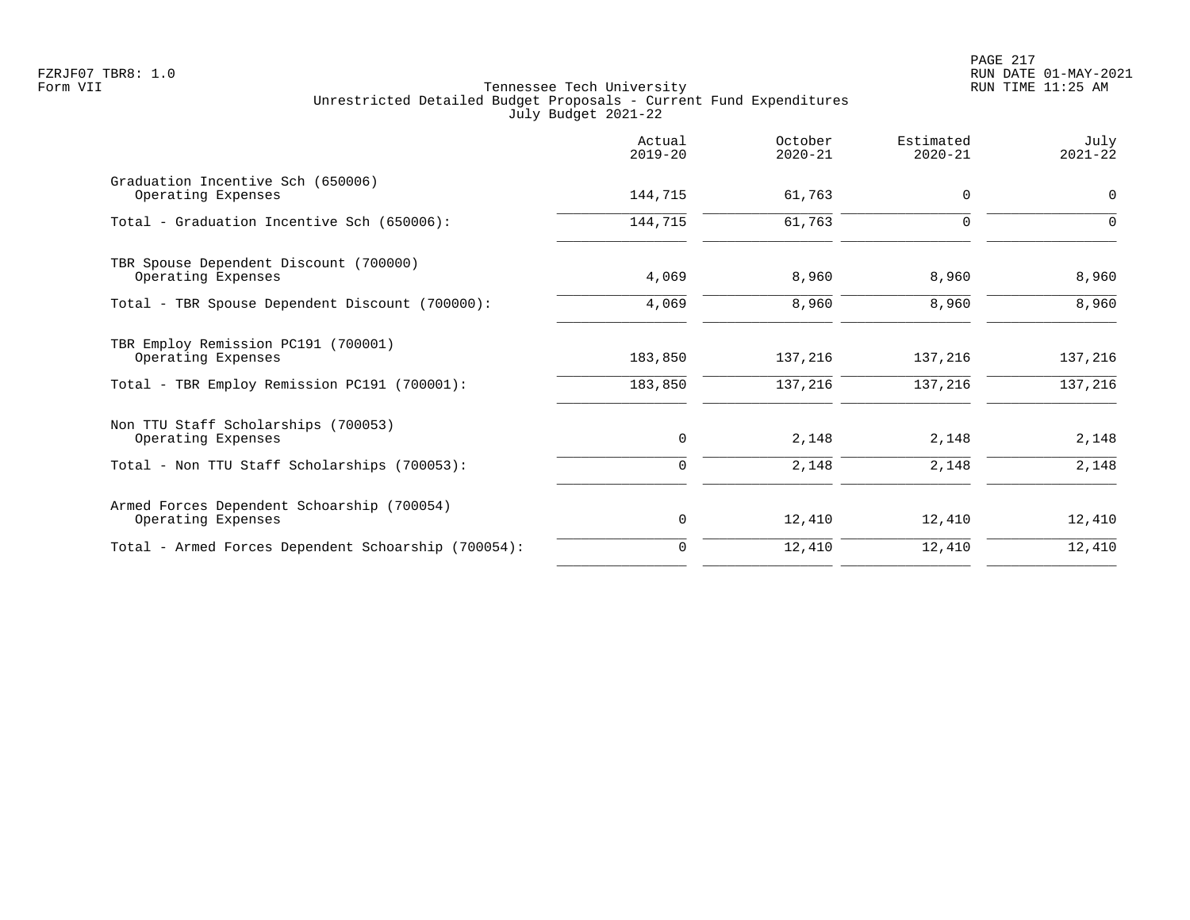Tennessee Tech University
Unrestricted Detailed Budget Proposals - Current Fund Expenditures
July Budget 2021-22

| | Actual 2019-20 | October 2020-21 | Estimated 2020-21 | July 2021-22 |
|---|---|---|---|---|
| Graduation Incentive Sch (650006) | | | | |
| Operating Expenses | 144,715 | 61,763 | 0 | 0 |
| Total - Graduation Incentive Sch (650006): | 144,715 | 61,763 | 0 | 0 |
| TBR Spouse Dependent Discount (700000) | | | | |
| Operating Expenses | 4,069 | 8,960 | 8,960 | 8,960 |
| Total - TBR Spouse Dependent Discount (700000): | 4,069 | 8,960 | 8,960 | 8,960 |
| TBR Employ Remission PC191 (700001) | | | | |
| Operating Expenses | 183,850 | 137,216 | 137,216 | 137,216 |
| Total - TBR Employ Remission PC191 (700001): | 183,850 | 137,216 | 137,216 | 137,216 |
| Non TTU Staff Scholarships (700053) | | | | |
| Operating Expenses | 0 | 2,148 | 2,148 | 2,148 |
| Total - Non TTU Staff Scholarships (700053): | 0 | 2,148 | 2,148 | 2,148 |
| Armed Forces Dependent Schoarship (700054) | | | | |
| Operating Expenses | 0 | 12,410 | 12,410 | 12,410 |
| Total - Armed Forces Dependent Schoarship (700054): | 0 | 12,410 | 12,410 | 12,410 |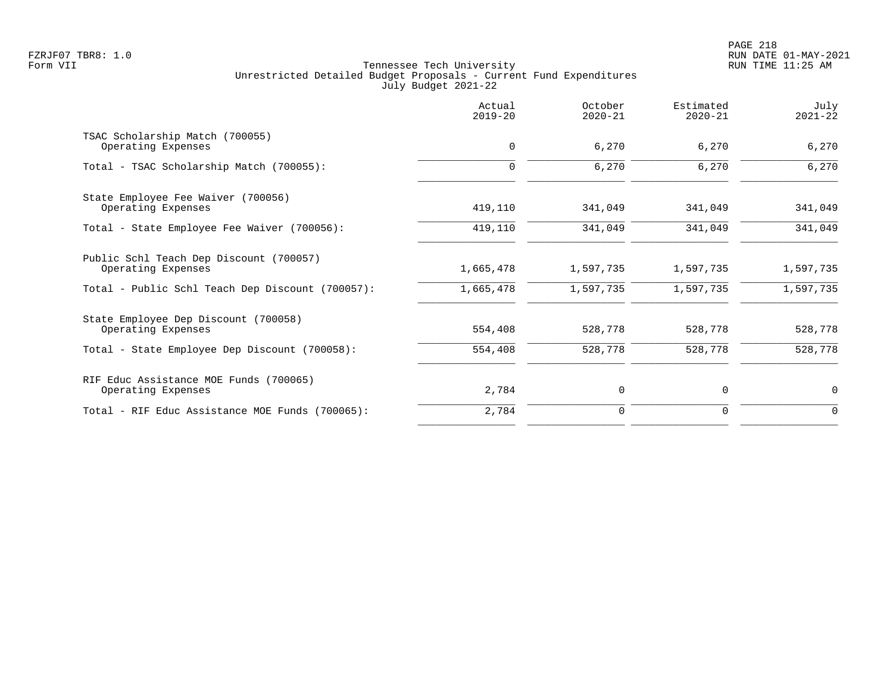Tennessee Tech University
Unrestricted Detailed Budget Proposals - Current Fund Expenditures
July Budget 2021-22

| | Actual 2019-20 | October 2020-21 | Estimated 2020-21 | July 2021-22 |
|---|---|---|---|---|
| TSAC Scholarship Match (700055) | | | | |
| Operating Expenses | 0 | 6,270 | 6,270 | 6,270 |
| Total - TSAC Scholarship Match (700055): | 0 | 6,270 | 6,270 | 6,270 |
| State Employee Fee Waiver (700056) | | | | |
| Operating Expenses | 419,110 | 341,049 | 341,049 | 341,049 |
| Total - State Employee Fee Waiver (700056): | 419,110 | 341,049 | 341,049 | 341,049 |
| Public Schl Teach Dep Discount (700057) | | | | |
| Operating Expenses | 1,665,478 | 1,597,735 | 1,597,735 | 1,597,735 |
| Total - Public Schl Teach Dep Discount (700057): | 1,665,478 | 1,597,735 | 1,597,735 | 1,597,735 |
| State Employee Dep Discount (700058) | | | | |
| Operating Expenses | 554,408 | 528,778 | 528,778 | 528,778 |
| Total - State Employee Dep Discount (700058): | 554,408 | 528,778 | 528,778 | 528,778 |
| RIF Educ Assistance MOE Funds (700065) | | | | |
| Operating Expenses | 2,784 | 0 | 0 | 0 |
| Total - RIF Educ Assistance MOE Funds (700065): | 2,784 | 0 | 0 | 0 |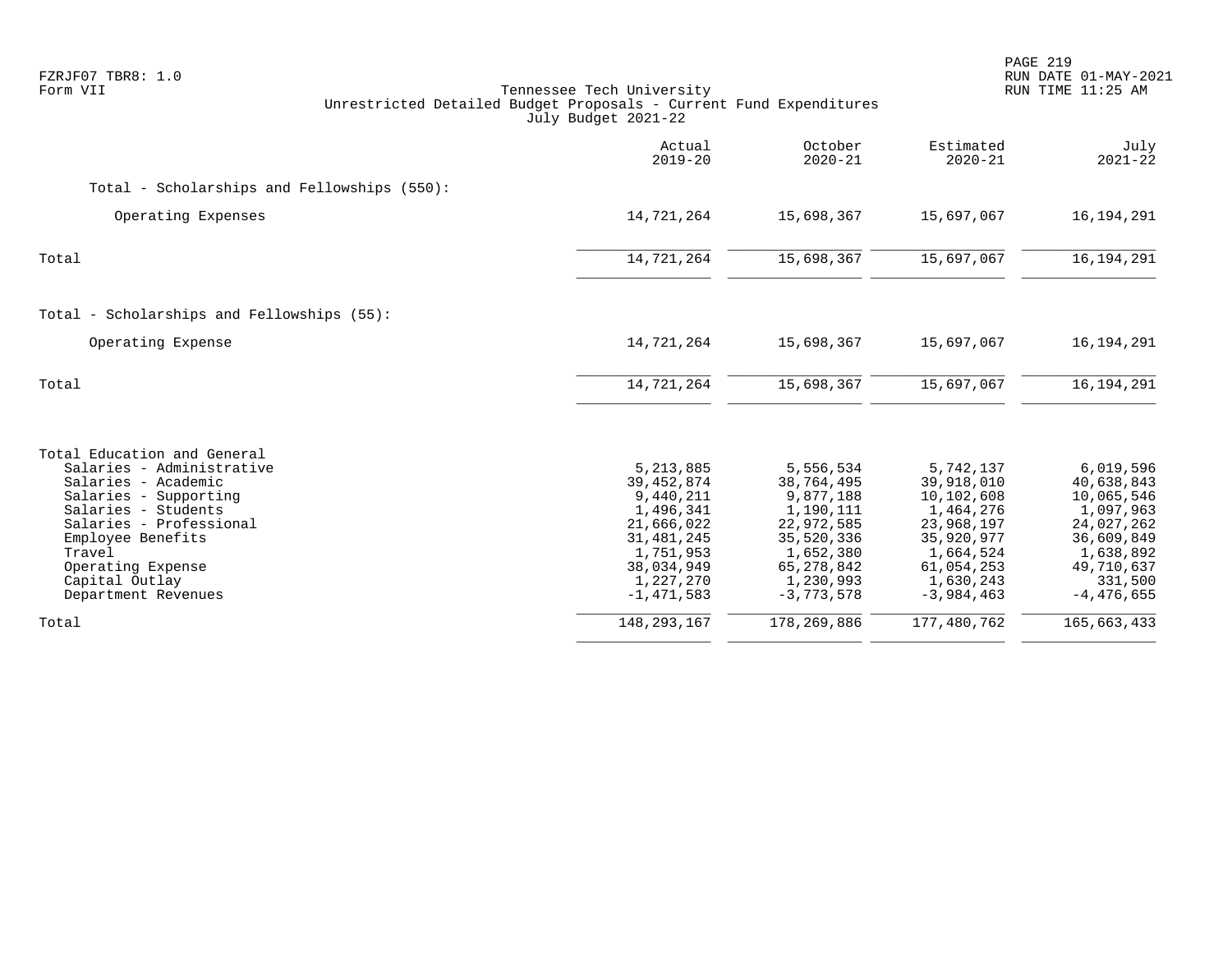FZRJF07 TBR8: 1.0
Form VII

Tennessee Tech University
Unrestricted Detailed Budget Proposals - Current Fund Expenditures
July Budget 2021-22

RUN DATE 01-MAY-2021
RUN TIME 11:25 AM

| | Actual 2019-20 | October 2020-21 | Estimated 2020-21 | July 2021-22 |
|---|---|---|---|---|
| Total - Scholarships and Fellowships (550): | | | | |
| Operating Expenses | 14,721,264 | 15,698,367 | 15,697,067 | 16,194,291 |
| Total | 14,721,264 | 15,698,367 | 15,697,067 | 16,194,291 |
| Total - Scholarships and Fellowships (55): | | | | |
| Operating Expense | 14,721,264 | 15,698,367 | 15,697,067 | 16,194,291 |
| Total | 14,721,264 | 15,698,367 | 15,697,067 | 16,194,291 |
| Total Education and General | | | | |
| Salaries - Administrative | 5,213,885 | 5,556,534 | 5,742,137 | 6,019,596 |
| Salaries - Academic | 39,452,874 | 38,764,495 | 39,918,010 | 40,638,843 |
| Salaries - Supporting | 9,440,211 | 9,877,188 | 10,102,608 | 10,065,546 |
| Salaries - Students | 1,496,341 | 1,190,111 | 1,464,276 | 1,097,963 |
| Salaries - Professional | 21,666,022 | 22,972,585 | 23,968,197 | 24,027,262 |
| Employee Benefits | 31,481,245 | 35,520,336 | 35,920,977 | 36,609,849 |
| Travel | 1,751,953 | 1,652,380 | 1,664,524 | 1,638,892 |
| Operating Expense | 38,034,949 | 65,278,842 | 61,054,253 | 49,710,637 |
| Capital Outlay | 1,227,270 | 1,230,993 | 1,630,243 | 331,500 |
| Department Revenues | -1,471,583 | -3,773,578 | -3,984,463 | -4,476,655 |
| Total | 148,293,167 | 178,269,886 | 177,480,762 | 165,663,433 |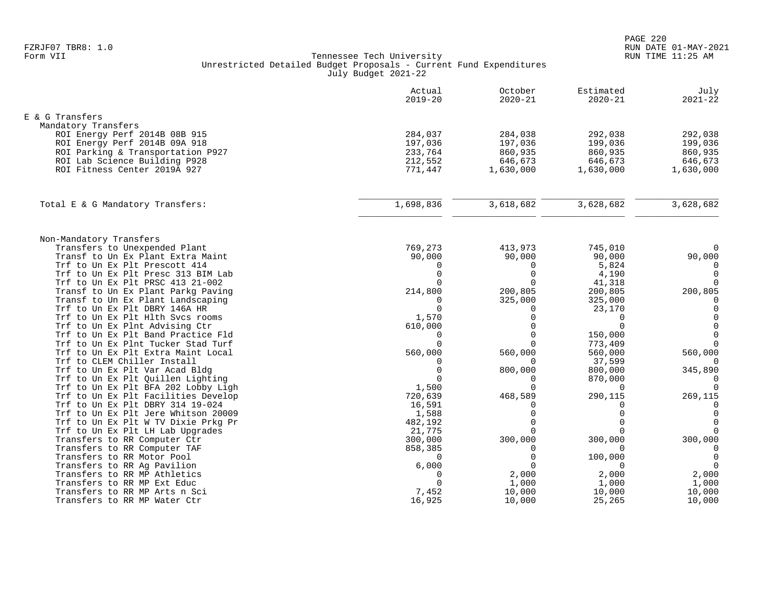FZRJF07 TBR8: 1.0
Form VII

Tennessee Tech University
Unrestricted Detailed Budget Proposals - Current Fund Expenditures
July Budget 2021-22

| | Actual 2019-20 | October 2020-21 | Estimated 2020-21 | July 2021-22 |
|---|---|---|---|---|
| **E & G Transfers** | | | | |
| Mandatory Transfers | | | | |
| ROI Energy Perf 2014B 08B 915 | 284,037 | 284,038 | 292,038 | 292,038 |
| ROI Energy Perf 2014B 09A 918 | 197,036 | 197,036 | 199,036 | 199,036 |
| ROI Parking & Transportation P927 | 233,764 | 860,935 | 860,935 | 860,935 |
| ROI Lab Science Building P928 | 212,552 | 646,673 | 646,673 | 646,673 |
| ROI Fitness Center 2019A 927 | 771,447 | 1,630,000 | 1,630,000 | 1,630,000 |
| Total E & G Mandatory Transfers: | 1,698,836 | 3,618,682 | 3,628,682 | 3,628,682 |
| Non-Mandatory Transfers | | | | |
| Transfers to Unexpended Plant | 769,273 | 413,973 | 745,010 | 0 |
| Transf to Un Ex Plant Extra Maint | 90,000 | 90,000 | 90,000 | 90,000 |
| Trf to Un Ex Plt Prescott 414 | 0 | 0 | 5,824 | 0 |
| Trf to Un Ex Plt Presc 313 BIM Lab | 0 | 0 | 4,190 | 0 |
| Trf to Un Ex Plt PRSC 413 21-002 | 0 | 0 | 41,318 | 0 |
| Transf to Un Ex Plant Parkg Paving | 214,800 | 200,805 | 200,805 | 200,805 |
| Transf to Un Ex Plant Landscaping | 0 | 325,000 | 325,000 | 0 |
| Trf to Un Ex Plt DBRY 146A HR | 0 | 0 | 23,170 | 0 |
| Trf to Un Ex Plt Hlth Svcs rooms | 1,570 | 0 | 0 | 0 |
| Trf to Un Ex Plnt Advising Ctr | 610,000 | 0 | 0 | 0 |
| Trf to Un Ex Plt Band Practice Fld | 0 | 0 | 150,000 | 0 |
| Trf to Un Ex Plnt Tucker Stad Turf | 0 | 0 | 773,409 | 0 |
| Trf to Un Ex Plt Extra Maint Local | 560,000 | 560,000 | 560,000 | 560,000 |
| Trf to CLEM Chiller Install | 0 | 0 | 37,599 | 0 |
| Trf to Un Ex Plt Var Acad Bldg | 0 | 800,000 | 800,000 | 345,890 |
| Trf to Un Ex Plt Quillen Lighting | 0 | 0 | 870,000 | 0 |
| Trf to Un Ex Plt BFA 202 Lobby Ligh | 1,500 | 0 | 0 | 0 |
| Trf to Un Ex Plt Facilities Develop | 720,639 | 468,589 | 290,115 | 269,115 |
| Trf to Un Ex Plt DBRY 314 19-024 | 16,591 | 0 | 0 | 0 |
| Trf to Un Ex Plt Jere Whitson 20009 | 1,588 | 0 | 0 | 0 |
| Trf to Un Ex Plt W TV Dixie Prkg Pr | 482,192 | 0 | 0 | 0 |
| Trf to Un Ex Plt LH Lab Upgrades | 21,775 | 0 | 0 | 0 |
| Transfers to RR Computer Ctr | 300,000 | 300,000 | 300,000 | 300,000 |
| Transfers to RR Computer TAF | 858,385 | 0 | 0 | 0 |
| Transfers to RR Motor Pool | 0 | 0 | 100,000 | 0 |
| Transfers to RR Ag Pavilion | 6,000 | 0 | 0 | 0 |
| Transfers to RR MP Athletics | 0 | 2,000 | 2,000 | 2,000 |
| Transfers to RR MP Ext Educ | 0 | 1,000 | 1,000 | 1,000 |
| Transfers to RR MP Arts n Sci | 7,452 | 10,000 | 10,000 | 10,000 |
| Transfers to RR MP Water Ctr | 16,925 | 10,000 | 25,265 | 10,000 |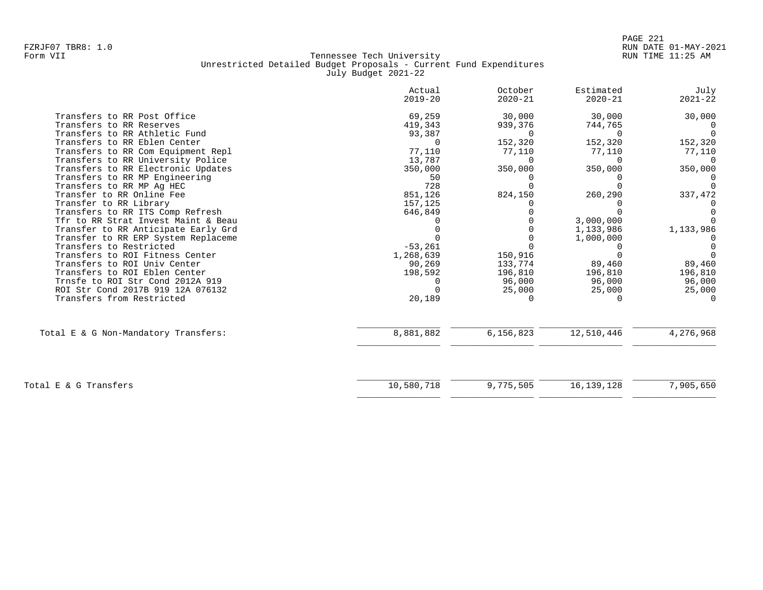FZRJF07 TBR8: 1.0
Form VII

Tennessee Tech University
Unrestricted Detailed Budget Proposals - Current Fund Expenditures
July Budget 2021-22

RUN DATE 01-MAY-2021
RUN TIME 11:25 AM

| | Actual 2019-20 | October 2020-21 | Estimated 2020-21 | July 2021-22 |
|---|---|---|---|---|
| Transfers to RR Post Office | 69,259 | 30,000 | 30,000 | 30,000 |
| Transfers to RR Reserves | 419,343 | 939,376 | 744,765 | 0 |
| Transfers to RR Athletic Fund | 93,387 | 0 | 0 | 0 |
| Transfers to RR Eblen Center | 0 | 152,320 | 152,320 | 152,320 |
| Transfers to RR Com Equipment Repl | 77,110 | 77,110 | 77,110 | 77,110 |
| Transfers to RR University Police | 13,787 | 0 | 0 | 0 |
| Transfers to RR Electronic Updates | 350,000 | 350,000 | 350,000 | 350,000 |
| Transfers to RR MP Engineering | 50 | 0 | 0 | 0 |
| Transfers to RR MP Ag HEC | 728 | 0 | 0 | 0 |
| Transfer to RR Online Fee | 851,126 | 824,150 | 260,290 | 337,472 |
| Transfer to RR Library | 157,125 | 0 | 0 | 0 |
| Transfers to RR ITS Comp Refresh | 646,849 | 0 | 0 | 0 |
| Tfr to RR Strat Invest Maint & Beau | 0 | 0 | 3,000,000 | 0 |
| Transfer to RR Anticipate Early Grd | 0 | 0 | 1,133,986 | 1,133,986 |
| Transfer to RR ERP System Replaceme | 0 | 0 | 1,000,000 | 0 |
| Transfers to Restricted | -53,261 | 0 | 0 | 0 |
| Transfers to ROI Fitness Center | 1,268,639 | 150,916 | 0 | 0 |
| Transfers to ROI Univ Center | 90,269 | 133,774 | 89,460 | 89,460 |
| Transfers to ROI Eblen Center | 198,592 | 196,810 | 196,810 | 196,810 |
| Trnsfe to ROI Str Cond 2012A 919 | 0 | 96,000 | 96,000 | 96,000 |
| ROI Str Cond 2017B 919 12A 076132 | 0 | 25,000 | 25,000 | 25,000 |
| Transfers from Restricted | 20,189 | 0 | 0 | 0 |
| Total E & G Non-Mandatory Transfers: | 8,881,882 | 6,156,823 | 12,510,446 | 4,276,968 |
| Total E & G Transfers | 10,580,718 | 9,775,505 | 16,139,128 | 7,905,650 |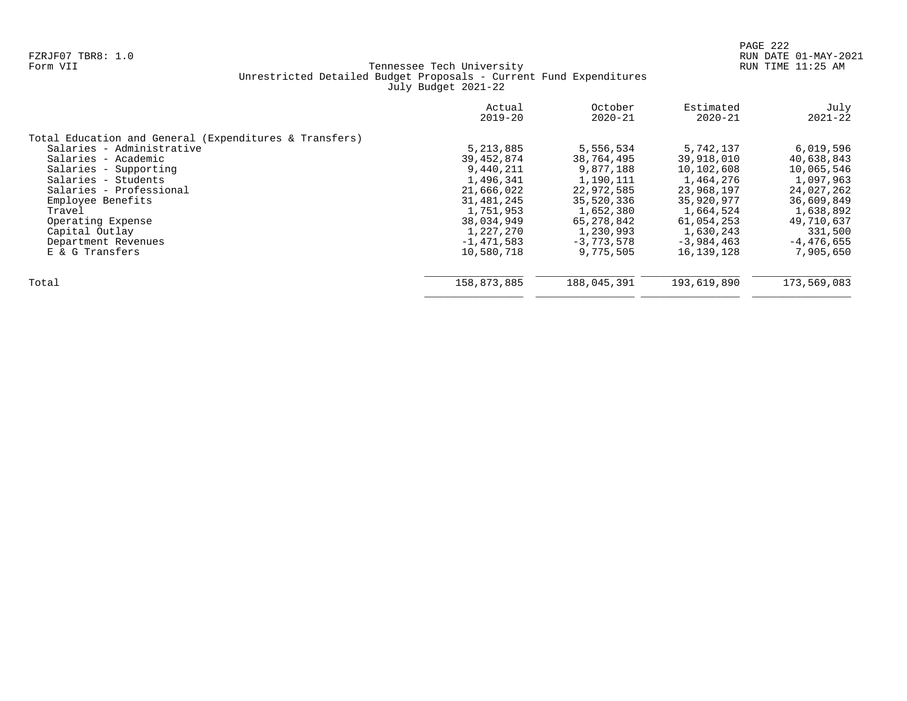FZRJF07 TBR8: 1.0
Form VII

Tennessee Tech University
Unrestricted Detailed Budget Proposals - Current Fund Expenditures
July Budget 2021-22

RUN DATE 01-MAY-2021
RUN TIME 11:25 AM

| | Actual 2019-20 | October 2020-21 | Estimated 2020-21 | July 2021-22 |
|---|---|---|---|---|
| Total Education and General (Expenditures & Transfers) | | | | |
| Salaries - Administrative | 5,213,885 | 5,556,534 | 5,742,137 | 6,019,596 |
| Salaries - Academic | 39,452,874 | 38,764,495 | 39,918,010 | 40,638,843 |
| Salaries - Supporting | 9,440,211 | 9,877,188 | 10,102,608 | 10,065,546 |
| Salaries - Students | 1,496,341 | 1,190,111 | 1,464,276 | 1,097,963 |
| Salaries - Professional | 21,666,022 | 22,972,585 | 23,968,197 | 24,027,262 |
| Employee Benefits | 31,481,245 | 35,520,336 | 35,920,977 | 36,609,849 |
| Travel | 1,751,953 | 1,652,380 | 1,664,524 | 1,638,892 |
| Operating Expense | 38,034,949 | 65,278,842 | 61,054,253 | 49,710,637 |
| Capital Outlay | 1,227,270 | 1,230,993 | 1,630,243 | 331,500 |
| Department Revenues | -1,471,583 | -3,773,578 | -3,984,463 | -4,476,655 |
| E & G Transfers | 10,580,718 | 9,775,505 | 16,139,128 | 7,905,650 |
| Total | 158,873,885 | 188,045,391 | 193,619,890 | 173,569,083 |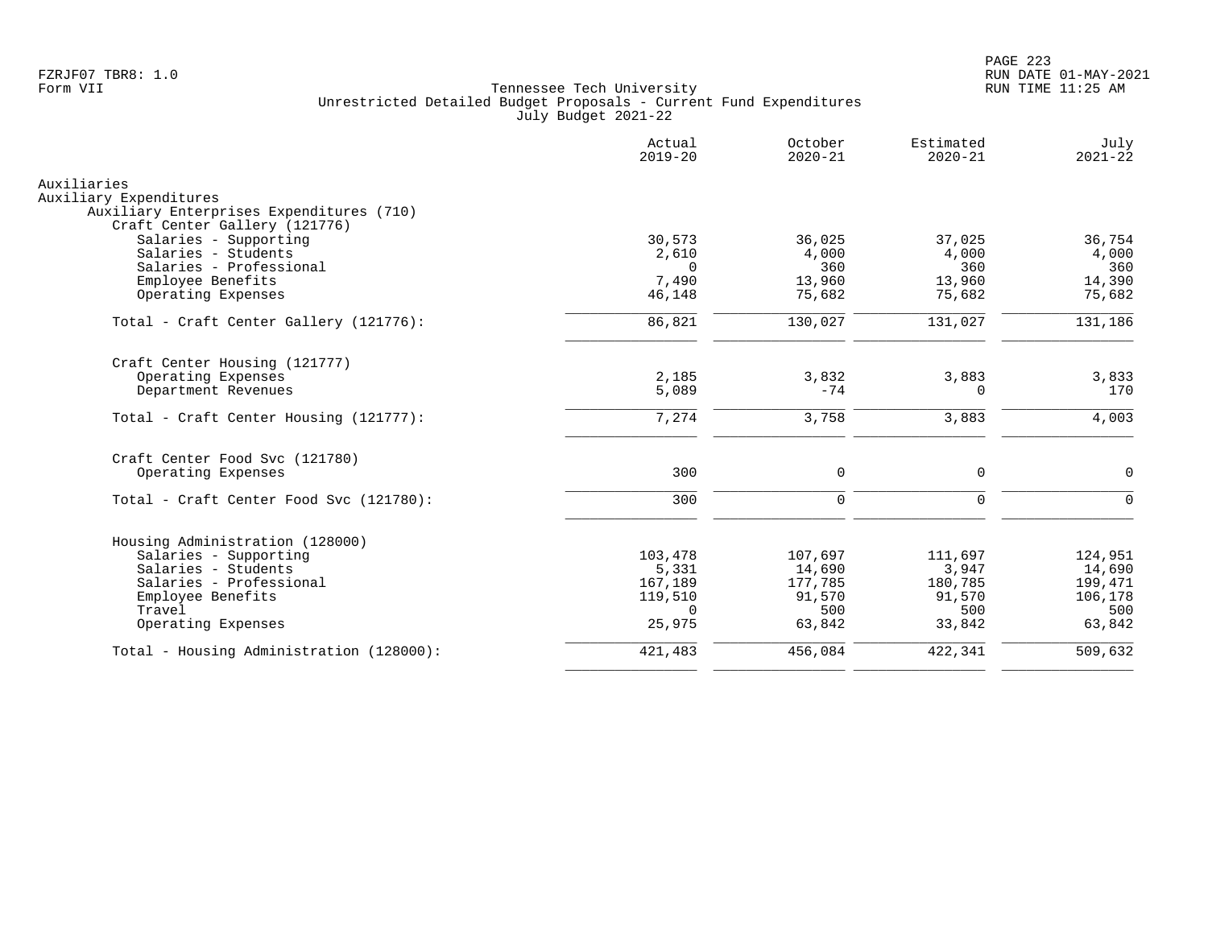Tennessee Tech University
Unrestricted Detailed Budget Proposals - Current Fund Expenditures
July Budget 2021-22

| | Actual 2019-20 | October 2020-21 | Estimated 2020-21 | July 2021-22 |
|---|---|---|---|---|
| **Auxiliaries** | | | | |
| **Auxiliary Expenditures** | | | | |
| **Auxiliary Enterprises Expenditures (710)** | | | | |
| **Craft Center Gallery (121776)** | | | | |
| Salaries - Supporting | 30,573 | 36,025 | 37,025 | 36,754 |
| Salaries - Students | 2,610 | 4,000 | 4,000 | 4,000 |
| Salaries - Professional | 0 | 360 | 360 | 360 |
| Employee Benefits | 7,490 | 13,960 | 13,960 | 14,390 |
| Operating Expenses | 46,148 | 75,682 | 75,682 | 75,682 |
| Total - Craft Center Gallery (121776): | 86,821 | 130,027 | 131,027 | 131,186 |
| **Craft Center Housing (121777)** | | | | |
| Operating Expenses | 2,185 | 3,832 | 3,883 | 3,833 |
| Department Revenues | 5,089 | -74 | 0 | 170 |
| Total - Craft Center Housing (121777): | 7,274 | 3,758 | 3,883 | 4,003 |
| **Craft Center Food Svc (121780)** | | | | |
| Operating Expenses | 300 | 0 | 0 | 0 |
| Total - Craft Center Food Svc (121780): | 300 | 0 | 0 | 0 |
| **Housing Administration (128000)** | | | | |
| Salaries - Supporting | 103,478 | 107,697 | 111,697 | 124,951 |
| Salaries - Students | 5,331 | 14,690 | 3,947 | 14,690 |
| Salaries - Professional | 167,189 | 177,785 | 180,785 | 199,471 |
| Employee Benefits | 119,510 | 91,570 | 91,570 | 106,178 |
| Travel | 0 | 500 | 500 | 500 |
| Operating Expenses | 25,975 | 63,842 | 33,842 | 63,842 |
| Total - Housing Administration (128000): | 421,483 | 456,084 | 422,341 | 509,632 |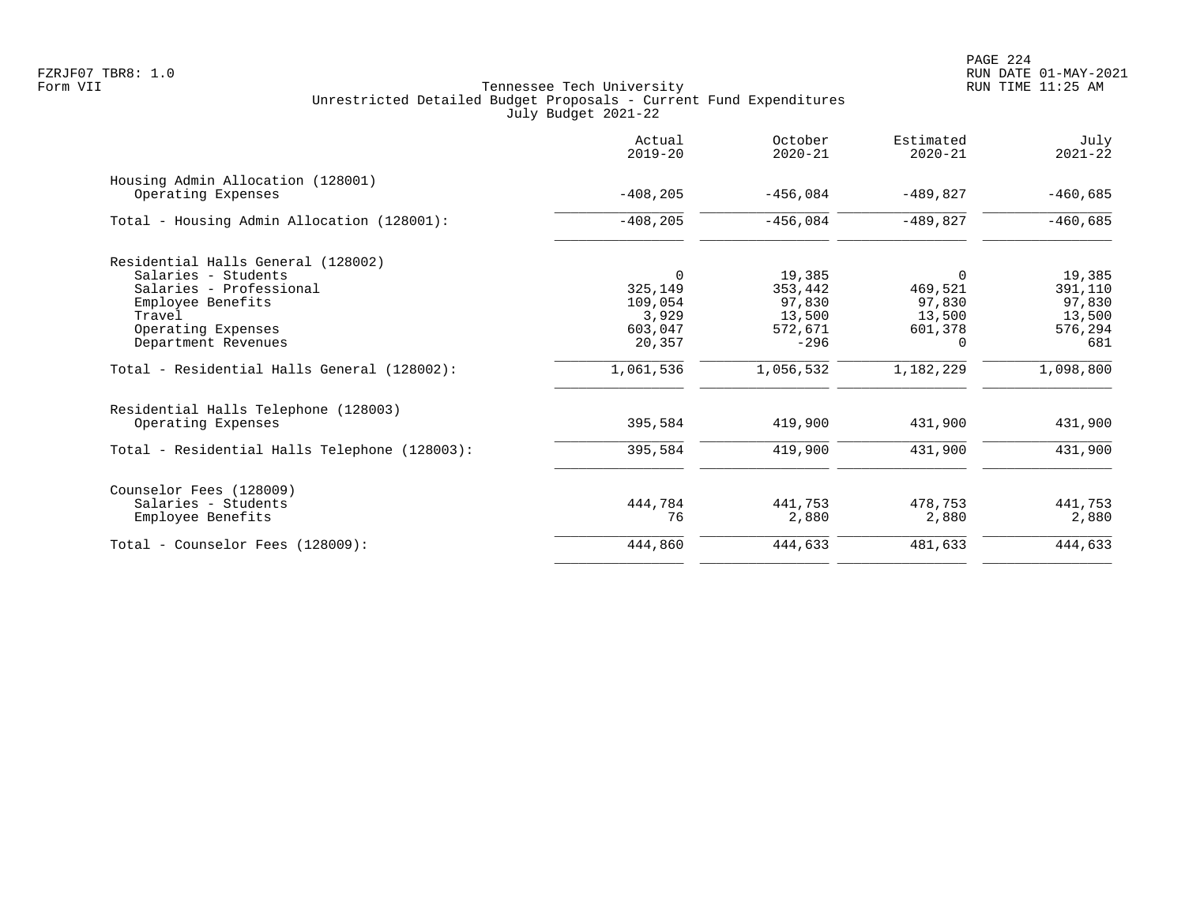Tennessee Tech University
Unrestricted Detailed Budget Proposals - Current Fund Expenditures
July Budget 2021-22

| | Actual 2019-20 | October 2020-21 | Estimated 2020-21 | July 2021-22 |
|---|---|---|---|---|
| **Housing Admin Allocation (128001)** | | | | |
| Operating Expenses | -408,205 | -456,084 | -489,827 | -460,685 |
| Total - Housing Admin Allocation (128001): | -408,205 | -456,084 | -489,827 | -460,685 |
| **Residential Halls General (128002)** | | | | |
| Salaries - Students | 0 | 19,385 | 0 | 19,385 |
| Salaries - Professional | 325,149 | 353,442 | 469,521 | 391,110 |
| Employee Benefits | 109,054 | 97,830 | 97,830 | 97,830 |
| Travel | 3,929 | 13,500 | 13,500 | 13,500 |
| Operating Expenses | 603,047 | 572,671 | 601,378 | 576,294 |
| Department Revenues | 20,357 | -296 | 0 | 681 |
| Total - Residential Halls General (128002): | 1,061,536 | 1,056,532 | 1,182,229 | 1,098,800 |
| **Residential Halls Telephone (128003)** | | | | |
| Operating Expenses | 395,584 | 419,900 | 431,900 | 431,900 |
| Total - Residential Halls Telephone (128003): | 395,584 | 419,900 | 431,900 | 431,900 |
| **Counselor Fees (128009)** | | | | |
| Salaries - Students | 444,784 | 441,753 | 478,753 | 441,753 |
| Employee Benefits | 76 | 2,880 | 2,880 | 2,880 |
| Total - Counselor Fees (128009): | 444,860 | 444,633 | 481,633 | 444,633 |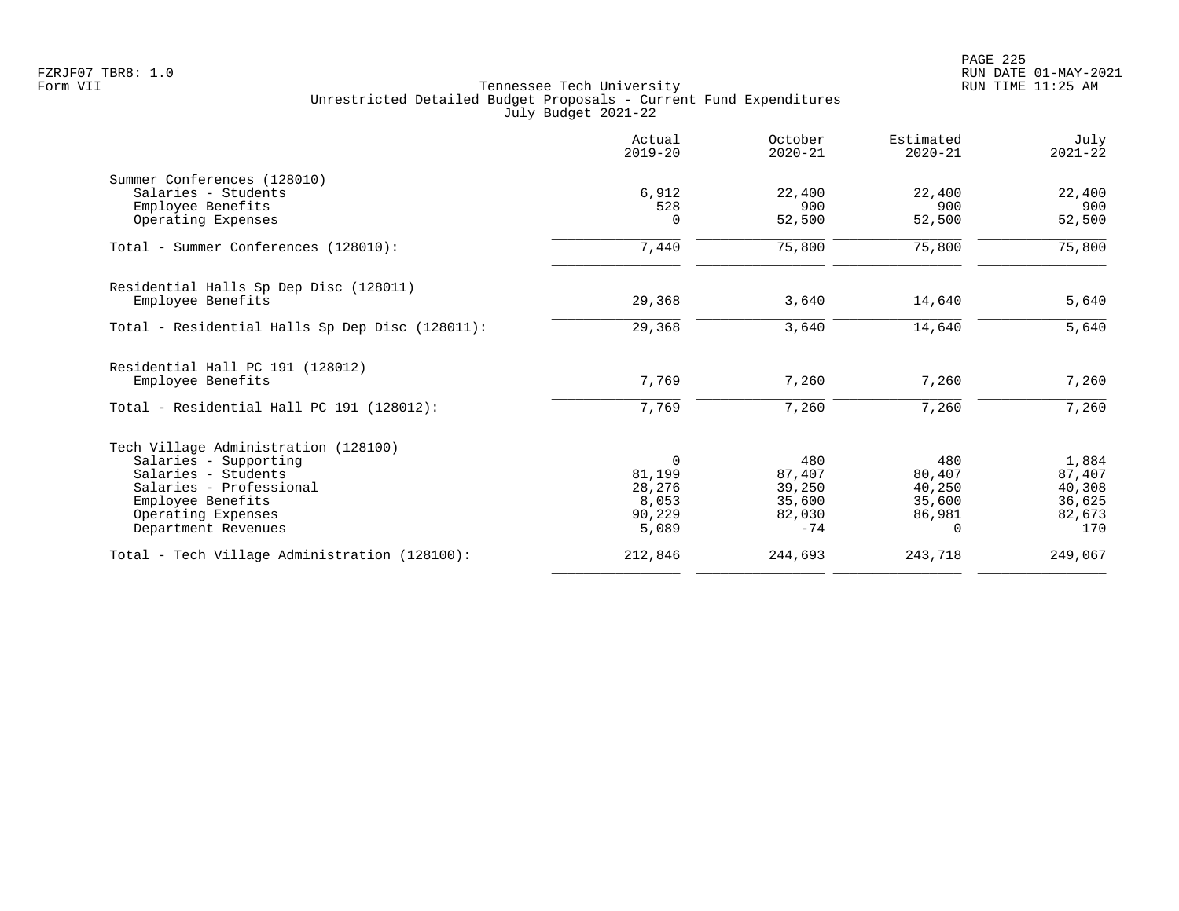Tennessee Tech University
Unrestricted Detailed Budget Proposals - Current Fund Expenditures
July Budget 2021-22

| | Actual 2019-20 | October 2020-21 | Estimated 2020-21 | July 2021-22 |
|---|---|---|---|---|
| **Summer Conferences (128010)** | | | | |
| Salaries - Students | 6,912 | 22,400 | 22,400 | 22,400 |
| Employee Benefits | 528 | 900 | 900 | 900 |
| Operating Expenses | 0 | 52,500 | 52,500 | 52,500 |
| Total - Summer Conferences (128010): | 7,440 | 75,800 | 75,800 | 75,800 |
| **Residential Halls Sp Dep Disc (128011)** | | | | |
| Employee Benefits | 29,368 | 3,640 | 14,640 | 5,640 |
| Total - Residential Halls Sp Dep Disc (128011): | 29,368 | 3,640 | 14,640 | 5,640 |
| **Residential Hall PC 191 (128012)** | | | | |
| Employee Benefits | 7,769 | 7,260 | 7,260 | 7,260 |
| Total - Residential Hall PC 191 (128012): | 7,769 | 7,260 | 7,260 | 7,260 |
| **Tech Village Administration (128100)** | | | | |
| Salaries - Supporting | 0 | 480 | 480 | 1,884 |
| Salaries - Students | 81,199 | 87,407 | 80,407 | 87,407 |
| Salaries - Professional | 28,276 | 39,250 | 40,250 | 40,308 |
| Employee Benefits | 8,053 | 35,600 | 35,600 | 36,625 |
| Operating Expenses | 90,229 | 82,030 | 86,981 | 82,673 |
| Department Revenues | 5,089 | -74 | 0 | 170 |
| Total - Tech Village Administration (128100): | 212,846 | 244,693 | 243,718 | 249,067 |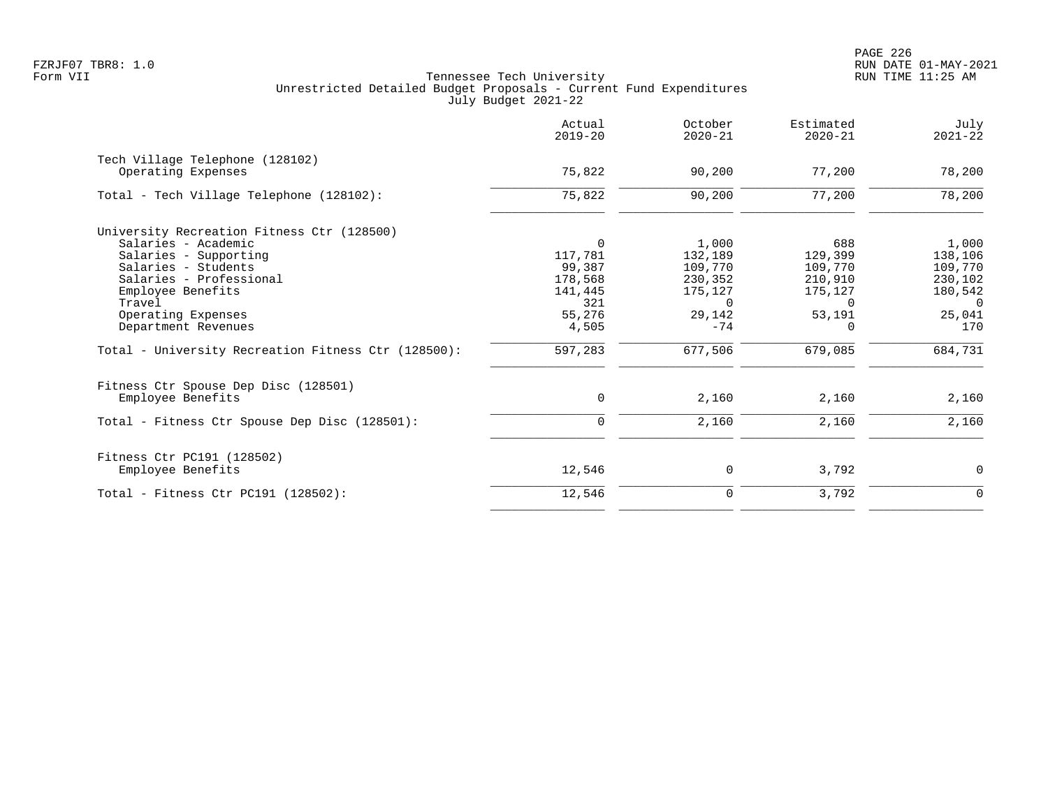FZRJF07 TBR8: 1.0
Form VII

# Tennessee Tech University
## Unrestricted Detailed Budget Proposals - Current Fund Expenditures
### July Budget 2021-22

| | Actual 2019-20 | October 2020-21 | Estimated 2020-21 | July 2021-22 |
|---|---:|---:|---:|---:|
| **Tech Village Telephone (128102)** | | | | |
| Operating Expenses | 75,822 | 90,200 | 77,200 | 78,200 |
| Total - Tech Village Telephone (128102): | 75,822 | 90,200 | 77,200 | 78,200 |
| **University Recreation Fitness Ctr (128500)** | | | | |
| Salaries - Academic | 0 | 1,000 | 688 | 1,000 |
| Salaries - Supporting | 117,781 | 132,189 | 129,399 | 138,106 |
| Salaries - Students | 99,387 | 109,770 | 109,770 | 109,770 |
| Salaries - Professional | 178,568 | 230,352 | 210,910 | 230,102 |
| Employee Benefits | 141,445 | 175,127 | 175,127 | 180,542 |
| Travel | 321 | 0 | 0 | 0 |
| Operating Expenses | 55,276 | 29,142 | 53,191 | 25,041 |
| Department Revenues | 4,505 | -74 | 0 | 170 |
| Total - University Recreation Fitness Ctr (128500): | 597,283 | 677,506 | 679,085 | 684,731 |
| **Fitness Ctr Spouse Dep Disc (128501)** | | | | |
| Employee Benefits | 0 | 2,160 | 2,160 | 2,160 |
| Total - Fitness Ctr Spouse Dep Disc (128501): | 0 | 2,160 | 2,160 | 2,160 |
| **Fitness Ctr PC191 (128502)** | | | | |
| Employee Benefits | 12,546 | 0 | 3,792 | 0 |
| Total - Fitness Ctr PC191 (128502): | 12,546 | 0 | 3,792 | 0 |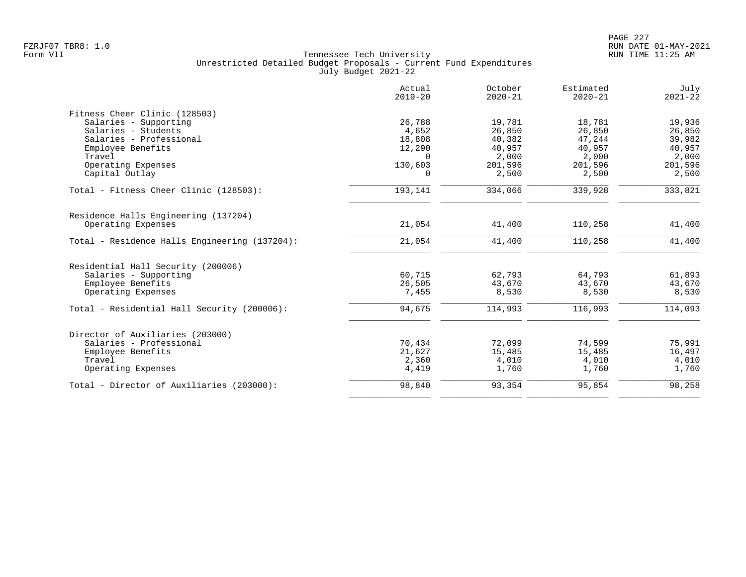FZRJF07 TBR8: 1.0
Form VII

Tennessee Tech University
Unrestricted Detailed Budget Proposals - Current Fund Expenditures
July Budget 2021-22

RUN DATE 01-MAY-2021
RUN TIME 11:25 AM

| | Actual 2019-20 | October 2020-21 | Estimated 2020-21 | July 2021-22 |
|---|---|---|---|---|
| **Fitness Cheer Clinic (128503)** | | | | |
| Salaries - Supporting | 26,788 | 19,781 | 18,781 | 19,936 |
| Salaries - Students | 4,652 | 26,850 | 26,850 | 26,850 |
| Salaries - Professional | 18,808 | 40,382 | 47,244 | 39,982 |
| Employee Benefits | 12,290 | 40,957 | 40,957 | 40,957 |
| Travel | 0 | 2,000 | 2,000 | 2,000 |
| Operating Expenses | 130,603 | 201,596 | 201,596 | 201,596 |
| Capital Outlay | 0 | 2,500 | 2,500 | 2,500 |
| Total - Fitness Cheer Clinic (128503): | 193,141 | 334,066 | 339,928 | 333,821 |
| **Residence Halls Engineering (137204)** | | | | |
| Operating Expenses | 21,054 | 41,400 | 110,258 | 41,400 |
| Total - Residence Halls Engineering (137204): | 21,054 | 41,400 | 110,258 | 41,400 |
| **Residential Hall Security (200006)** | | | | |
| Salaries - Supporting | 60,715 | 62,793 | 64,793 | 61,893 |
| Employee Benefits | 26,505 | 43,670 | 43,670 | 43,670 |
| Operating Expenses | 7,455 | 8,530 | 8,530 | 8,530 |
| Total - Residential Hall Security (200006): | 94,675 | 114,993 | 116,993 | 114,093 |
| **Director of Auxiliaries (203000)** | | | | |
| Salaries - Professional | 70,434 | 72,099 | 74,599 | 75,991 |
| Employee Benefits | 21,627 | 15,485 | 15,485 | 16,497 |
| Travel | 2,360 | 4,010 | 4,010 | 4,010 |
| Operating Expenses | 4,419 | 1,760 | 1,760 | 1,760 |
| Total - Director of Auxiliaries (203000): | 98,840 | 93,354 | 95,854 | 98,258 |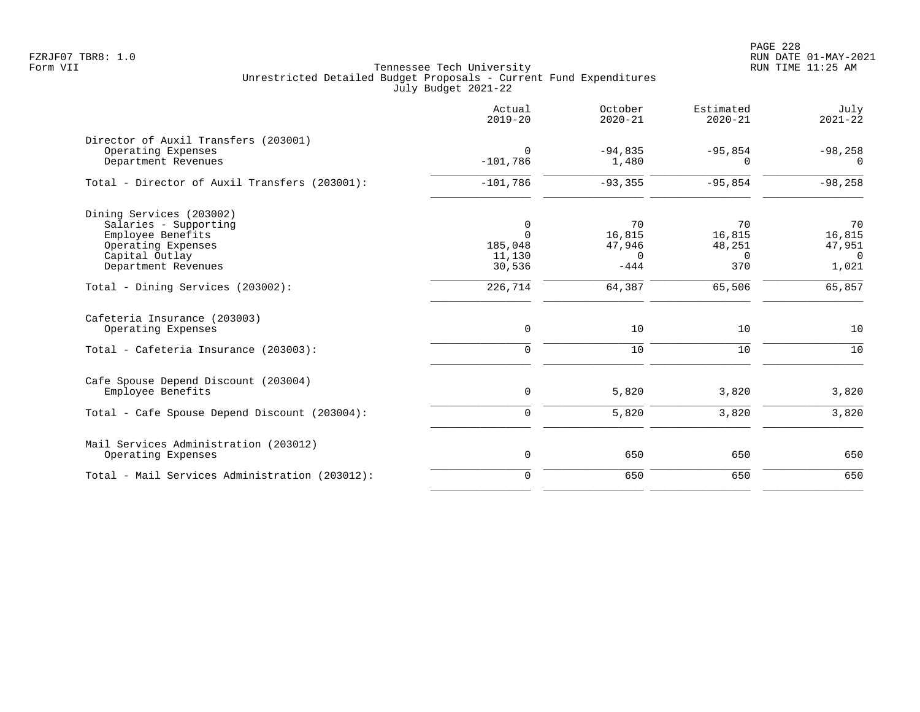Tennessee Tech University
Unrestricted Detailed Budget Proposals - Current Fund Expenditures
July Budget 2021-22

| | Actual 2019-20 | October 2020-21 | Estimated 2020-21 | July 2021-22 |
|---|---|---|---|---|
| **Director of Auxil Transfers (203001)** | | | | |
| Operating Expenses | 0 | -94,835 | -95,854 | -98,258 |
| Department Revenues | -101,786 | 1,480 | 0 | 0 |
| Total - Director of Auxil Transfers (203001): | -101,786 | -93,355 | -95,854 | -98,258 |
| **Dining Services (203002)** | | | | |
| Salaries - Supporting | 0 | 70 | 70 | 70 |
| Employee Benefits | 0 | 16,815 | 16,815 | 16,815 |
| Operating Expenses | 185,048 | 47,946 | 48,251 | 47,951 |
| Capital Outlay | 11,130 | 0 | 0 | 0 |
| Department Revenues | 30,536 | -444 | 370 | 1,021 |
| Total - Dining Services (203002): | 226,714 | 64,387 | 65,506 | 65,857 |
| **Cafeteria Insurance (203003)** | | | | |
| Operating Expenses | 0 | 10 | 10 | 10 |
| Total - Cafeteria Insurance (203003): | 0 | 10 | 10 | 10 |
| **Cafe Spouse Depend Discount (203004)** | | | | |
| Employee Benefits | 0 | 5,820 | 3,820 | 3,820 |
| Total - Cafe Spouse Depend Discount (203004): | 0 | 5,820 | 3,820 | 3,820 |
| **Mail Services Administration (203012)** | | | | |
| Operating Expenses | 0 | 650 | 650 | 650 |
| Total - Mail Services Administration (203012): | 0 | 650 | 650 | 650 |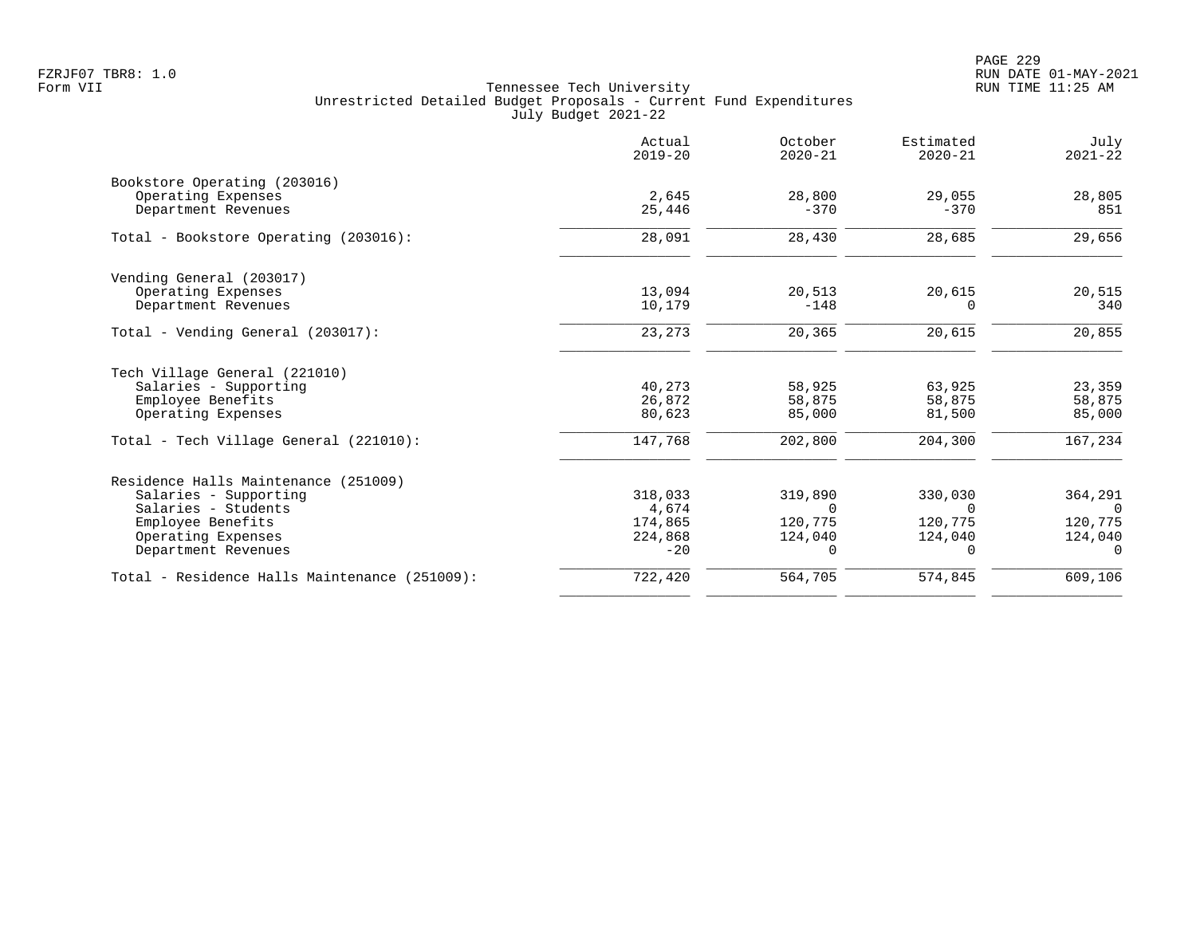Tennessee Tech University
Unrestricted Detailed Budget Proposals - Current Fund Expenditures
July Budget 2021-22

Form VII

| | Actual 2019-20 | October 2020-21 | Estimated 2020-21 | July 2021-22 |
|---|---|---|---|---|
| Bookstore Operating (203016) | | | | |
| Operating Expenses | 2,645 | 28,800 | 29,055 | 28,805 |
| Department Revenues | 25,446 | -370 | -370 | 851 |
| Total - Bookstore Operating (203016): | 28,091 | 28,430 | 28,685 | 29,656 |
| Vending General (203017) | | | | |
| Operating Expenses | 13,094 | 20,513 | 20,615 | 20,515 |
| Department Revenues | 10,179 | -148 | 0 | 340 |
| Total - Vending General (203017): | 23,273 | 20,365 | 20,615 | 20,855 |
| Tech Village General (221010) | | | | |
| Salaries - Supporting | 40,273 | 58,925 | 63,925 | 23,359 |
| Employee Benefits | 26,872 | 58,875 | 58,875 | 58,875 |
| Operating Expenses | 80,623 | 85,000 | 81,500 | 85,000 |
| Total - Tech Village General (221010): | 147,768 | 202,800 | 204,300 | 167,234 |
| Residence Halls Maintenance (251009) | | | | |
| Salaries - Supporting | 318,033 | 319,890 | 330,030 | 364,291 |
| Salaries - Students | 4,674 | 0 | 0 | 0 |
| Employee Benefits | 174,865 | 120,775 | 120,775 | 120,775 |
| Operating Expenses | 224,868 | 124,040 | 124,040 | 124,040 |
| Department Revenues | -20 | 0 | 0 | 0 |
| Total - Residence Halls Maintenance (251009): | 722,420 | 564,705 | 574,845 | 609,106 |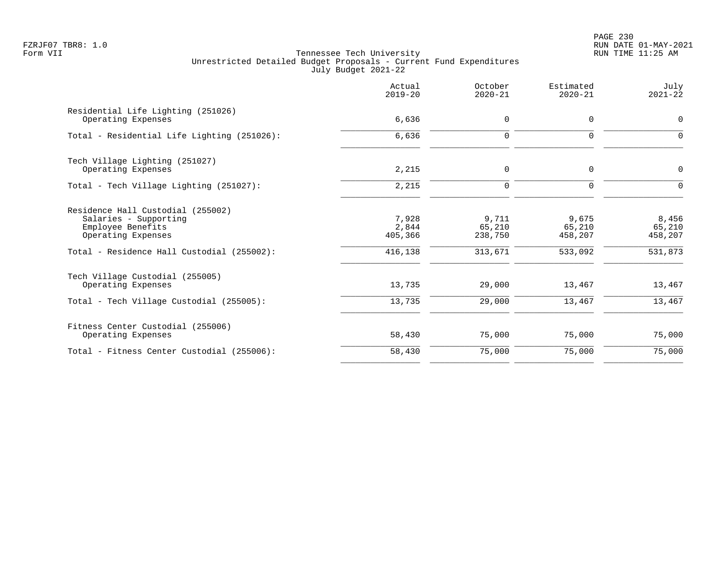Tennessee Tech University
Unrestricted Detailed Budget Proposals - Current Fund Expenditures
July Budget 2021-22

FZRJF07 TBR8: 1.0
Form VII

RUN DATE 01-MAY-2021
RUN TIME 11:25 AM

| | Actual 2019-20 | October 2020-21 | Estimated 2020-21 | July 2021-22 |
|---|---|---|---|---|
| **Residential Life Lighting (251026)** | | | | |
| Operating Expenses | 6,636 | 0 | 0 | 0 |
| Total - Residential Life Lighting (251026): | 6,636 | 0 | 0 | 0 |
| **Tech Village Lighting (251027)** | | | | |
| Operating Expenses | 2,215 | 0 | 0 | 0 |
| Total - Tech Village Lighting (251027): | 2,215 | 0 | 0 | 0 |
| **Residence Hall Custodial (255002)** | | | | |
| Salaries - Supporting | 7,928 | 9,711 | 9,675 | 8,456 |
| Employee Benefits | 2,844 | 65,210 | 65,210 | 65,210 |
| Operating Expenses | 405,366 | 238,750 | 458,207 | 458,207 |
| Total - Residence Hall Custodial (255002): | 416,138 | 313,671 | 533,092 | 531,873 |
| **Tech Village Custodial (255005)** | | | | |
| Operating Expenses | 13,735 | 29,000 | 13,467 | 13,467 |
| Total - Tech Village Custodial (255005): | 13,735 | 29,000 | 13,467 | 13,467 |
| **Fitness Center Custodial (255006)** | | | | |
| Operating Expenses | 58,430 | 75,000 | 75,000 | 75,000 |
| Total - Fitness Center Custodial (255006): | 58,430 | 75,000 | 75,000 | 75,000 |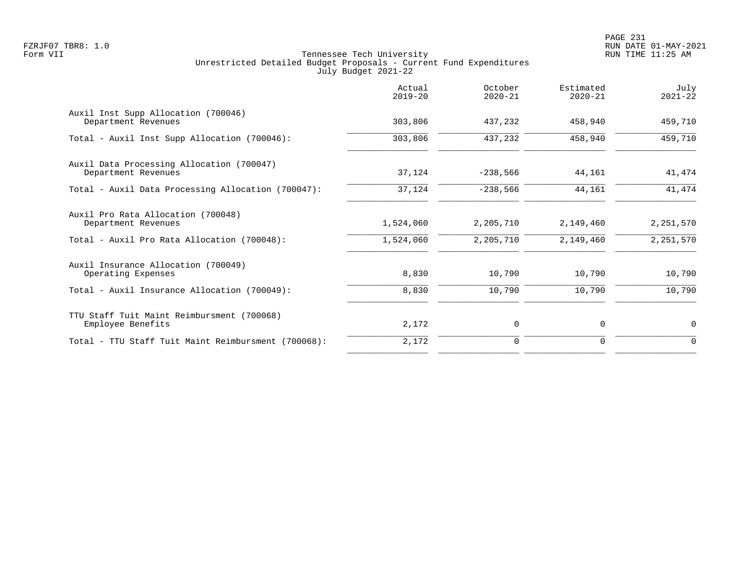Tennessee Tech University
Unrestricted Detailed Budget Proposals - Current Fund Expenditures
July Budget 2021-22

FZRJF07 TBR8: 1.0
Form VII

RUN DATE 01-MAY-2021
RUN TIME 11:25 AM

| | Actual 2019-20 | October 2020-21 | Estimated 2020-21 | July 2021-22 |
|---|---|---|---|---|
| Auxil Inst Supp Allocation (700046) | | | | |
| Department Revenues | 303,806 | 437,232 | 458,940 | 459,710 |
| Total - Auxil Inst Supp Allocation (700046): | 303,806 | 437,232 | 458,940 | 459,710 |
| Auxil Data Processing Allocation (700047) | | | | |
| Department Revenues | 37,124 | -238,566 | 44,161 | 41,474 |
| Total - Auxil Data Processing Allocation (700047): | 37,124 | -238,566 | 44,161 | 41,474 |
| Auxil Pro Rata Allocation (700048) | | | | |
| Department Revenues | 1,524,060 | 2,205,710 | 2,149,460 | 2,251,570 |
| Total - Auxil Pro Rata Allocation (700048): | 1,524,060 | 2,205,710 | 2,149,460 | 2,251,570 |
| Auxil Insurance Allocation (700049) | | | | |
| Operating Expenses | 8,830 | 10,790 | 10,790 | 10,790 |
| Total - Auxil Insurance Allocation (700049): | 8,830 | 10,790 | 10,790 | 10,790 |
| TTU Staff Tuit Maint Reimbursment (700068) | | | | |
| Employee Benefits | 2,172 | 0 | 0 | 0 |
| Total - TTU Staff Tuit Maint Reimbursment (700068): | 2,172 | 0 | 0 | 0 |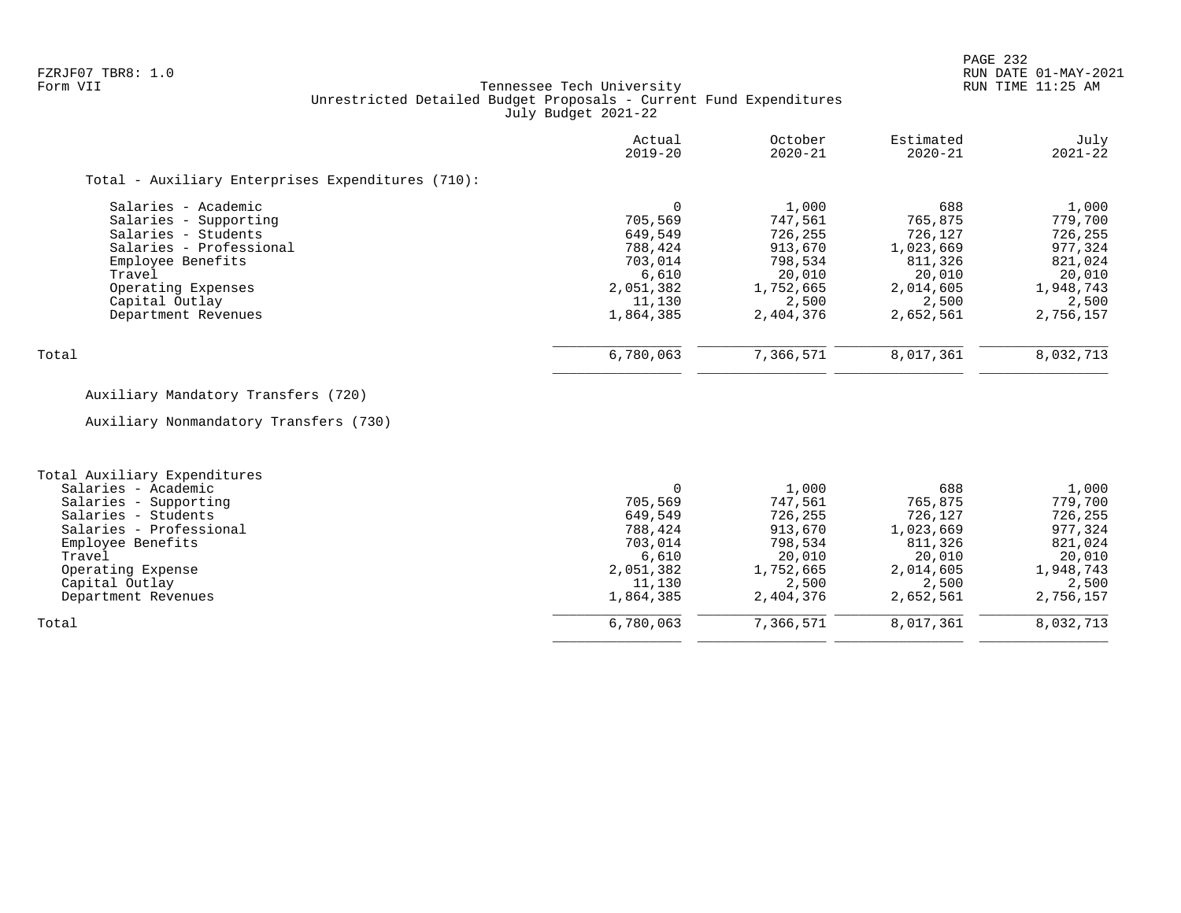Tennessee Tech University
Unrestricted Detailed Budget Proposals - Current Fund Expenditures
July Budget 2021-22

Form VII

| | Actual 2019-20 | October 2020-21 | Estimated 2020-21 | July 2021-22 |
|---|---|---|---|---|
| **Total - Auxiliary Enterprises Expenditures (710):** | | | | |
| Salaries - Academic | 0 | 1,000 | 688 | 1,000 |
| Salaries - Supporting | 705,569 | 747,561 | 765,875 | 779,700 |
| Salaries - Students | 649,549 | 726,255 | 726,127 | 726,255 |
| Salaries - Professional | 788,424 | 913,670 | 1,023,669 | 977,324 |
| Employee Benefits | 703,014 | 798,534 | 811,326 | 821,024 |
| Travel | 6,610 | 20,010 | 20,010 | 20,010 |
| Operating Expenses | 2,051,382 | 1,752,665 | 2,014,605 | 1,948,743 |
| Capital Outlay | 11,130 | 2,500 | 2,500 | 2,500 |
| Department Revenues | 1,864,385 | 2,404,376 | 2,652,561 | 2,756,157 |
| Total | 6,780,063 | 7,366,571 | 8,017,361 | 8,032,713 |

Auxiliary Mandatory Transfers (720)

Auxiliary Nonmandatory Transfers (730)

| | Actual 2019-20 | October 2020-21 | Estimated 2020-21 | July 2021-22 |
|---|---|---|---|---|
| **Total Auxiliary Expenditures** | | | | |
| Salaries - Academic | 0 | 1,000 | 688 | 1,000 |
| Salaries - Supporting | 705,569 | 747,561 | 765,875 | 779,700 |
| Salaries - Students | 649,549 | 726,255 | 726,127 | 726,255 |
| Salaries - Professional | 788,424 | 913,670 | 1,023,669 | 977,324 |
| Employee Benefits | 703,014 | 798,534 | 811,326 | 821,024 |
| Travel | 6,610 | 20,010 | 20,010 | 20,010 |
| Operating Expense | 2,051,382 | 1,752,665 | 2,014,605 | 1,948,743 |
| Capital Outlay | 11,130 | 2,500 | 2,500 | 2,500 |
| Department Revenues | 1,864,385 | 2,404,376 | 2,652,561 | 2,756,157 |
| Total | 6,780,063 | 7,366,571 | 8,017,361 | 8,032,713 |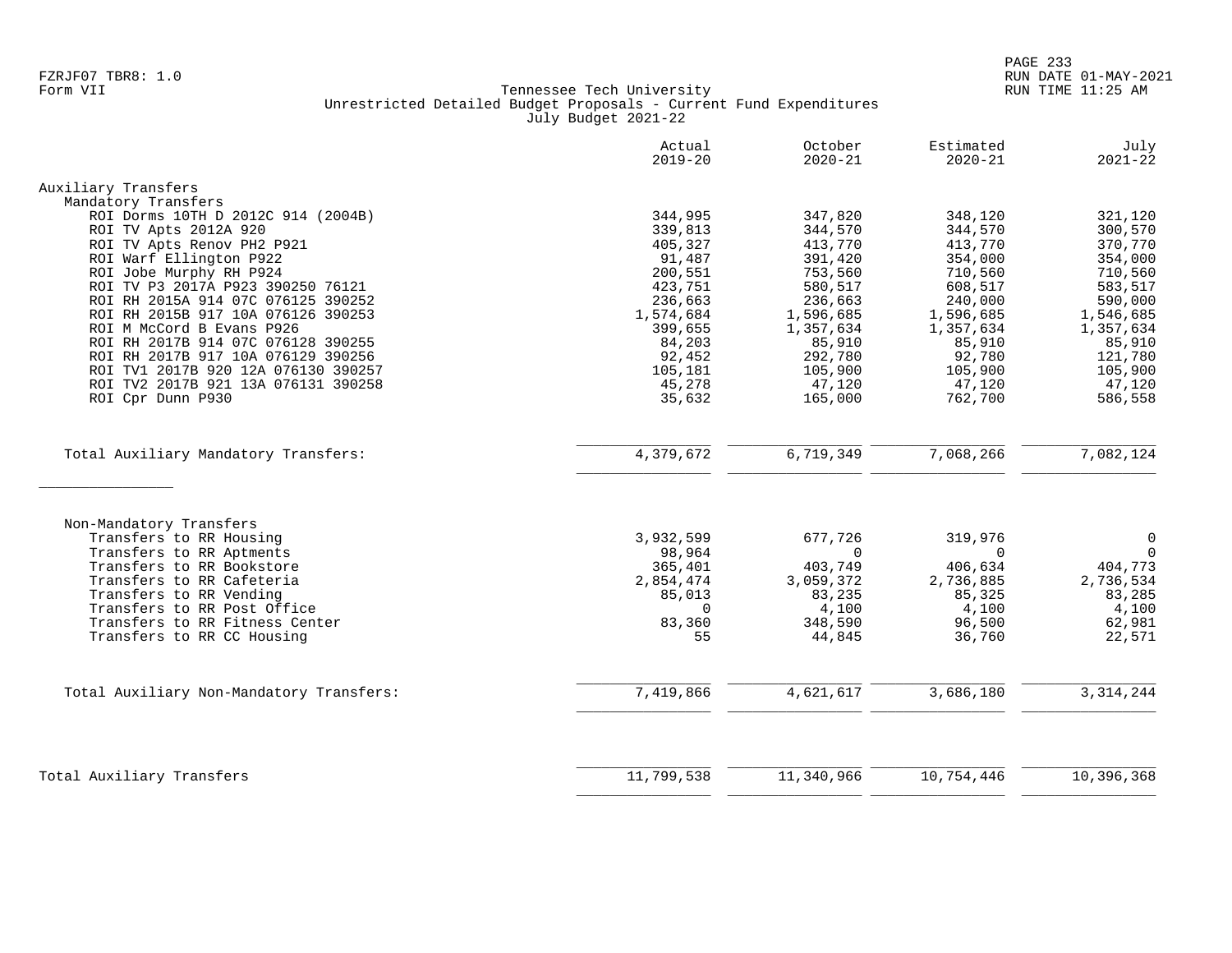FZRJF07 TBR8: 1.0
Form VII

## Tennessee Tech University
### Unrestricted Detailed Budget Proposals - Current Fund Expenditures
July Budget 2021-22

| | Actual 2019-20 | October 2020-21 | Estimated 2020-21 | July 2021-22 |
|---|---|---|---|---|
| **Auxiliary Transfers** | | | | |
| Mandatory Transfers | | | | |
| ROI Dorms 10TH D 2012C 914 (2004B) | 344,995 | 347,820 | 348,120 | 321,120 |
| ROI TV Apts 2012A 920 | 339,813 | 344,570 | 344,570 | 300,570 |
| ROI TV Apts Renov PH2 P921 | 405,327 | 413,770 | 413,770 | 370,770 |
| ROI Warf Ellington P922 | 91,487 | 391,420 | 354,000 | 354,000 |
| ROI Jobe Murphy RH P924 | 200,551 | 753,560 | 710,560 | 710,560 |
| ROI TV P3 2017A P923 390250 76121 | 423,751 | 580,517 | 608,517 | 583,517 |
| ROI RH 2015A 914 07C 076125 390252 | 236,663 | 236,663 | 240,000 | 590,000 |
| ROI RH 2015B 917 10A 076126 390253 | 1,574,684 | 1,596,685 | 1,596,685 | 1,546,685 |
| ROI M McCord B Evans P926 | 399,655 | 1,357,634 | 1,357,634 | 1,357,634 |
| ROI RH 2017B 914 07C 076128 390255 | 84,203 | 85,910 | 85,910 | 85,910 |
| ROI RH 2017B 917 10A 076129 390256 | 92,452 | 292,780 | 92,780 | 121,780 |
| ROI TV1 2017B 920 12A 076130 390257 | 105,181 | 105,900 | 105,900 | 105,900 |
| ROI TV2 2017B 921 13A 076131 390258 | 45,278 | 47,120 | 47,120 | 47,120 |
| ROI Cpr Dunn P930 | 35,632 | 165,000 | 762,700 | 586,558 |
| Total Auxiliary Mandatory Transfers: | 4,379,672 | 6,719,349 | 7,068,266 | 7,082,124 |
| Non-Mandatory Transfers | | | | |
| Transfers to RR Housing | 3,932,599 | 677,726 | 319,976 | 0 |
| Transfers to RR Aptments | 98,964 | 0 | 0 | 0 |
| Transfers to RR Bookstore | 365,401 | 403,749 | 406,634 | 404,773 |
| Transfers to RR Cafeteria | 2,854,474 | 3,059,372 | 2,736,885 | 2,736,534 |
| Transfers to RR Vending | 85,013 | 83,235 | 85,325 | 83,285 |
| Transfers to RR Post Office | 0 | 4,100 | 4,100 | 4,100 |
| Transfers to RR Fitness Center | 83,360 | 348,590 | 96,500 | 62,981 |
| Transfers to RR CC Housing | 55 | 44,845 | 36,760 | 22,571 |
| Total Auxiliary Non-Mandatory Transfers: | 7,419,866 | 4,621,617 | 3,686,180 | 3,314,244 |
| **Total Auxiliary Transfers** | 11,799,538 | 11,340,966 | 10,754,446 | 10,396,368 |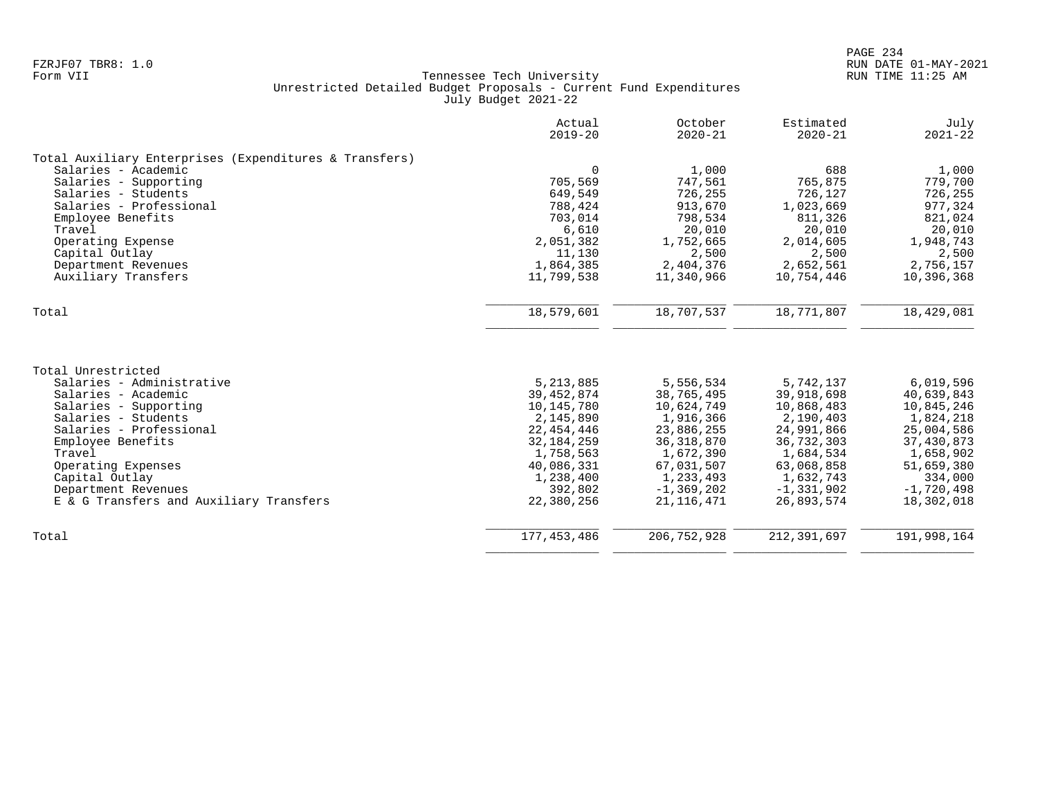Tennessee Tech University
Unrestricted Detailed Budget Proposals - Current Fund Expenditures
July Budget 2021-22

Form VII

| | Actual 2019-20 | October 2020-21 | Estimated 2020-21 | July 2021-22 |
|---|---|---|---|---|
| **Total Auxiliary Enterprises (Expenditures & Transfers)** | | | | |
| Salaries - Academic | 0 | 1,000 | 688 | 1,000 |
| Salaries - Supporting | 705,569 | 747,561 | 765,875 | 779,700 |
| Salaries - Students | 649,549 | 726,255 | 726,127 | 726,255 |
| Salaries - Professional | 788,424 | 913,670 | 1,023,669 | 977,324 |
| Employee Benefits | 703,014 | 798,534 | 811,326 | 821,024 |
| Travel | 6,610 | 20,010 | 20,010 | 20,010 |
| Operating Expense | 2,051,382 | 1,752,665 | 2,014,605 | 1,948,743 |
| Capital Outlay | 11,130 | 2,500 | 2,500 | 2,500 |
| Department Revenues | 1,864,385 | 2,404,376 | 2,652,561 | 2,756,157 |
| Auxiliary Transfers | 11,799,538 | 11,340,966 | 10,754,446 | 10,396,368 |
| Total | 18,579,601 | 18,707,537 | 18,771,807 | 18,429,081 |
| **Total Unrestricted** | | | | |
| Salaries - Administrative | 5,213,885 | 5,556,534 | 5,742,137 | 6,019,596 |
| Salaries - Academic | 39,452,874 | 38,765,495 | 39,918,698 | 40,639,843 |
| Salaries - Supporting | 10,145,780 | 10,624,749 | 10,868,483 | 10,845,246 |
| Salaries - Students | 2,145,890 | 1,916,366 | 2,190,403 | 1,824,218 |
| Salaries - Professional | 22,454,446 | 23,886,255 | 24,991,866 | 25,004,586 |
| Employee Benefits | 32,184,259 | 36,318,870 | 36,732,303 | 37,430,873 |
| Travel | 1,758,563 | 1,672,390 | 1,684,534 | 1,658,902 |
| Operating Expenses | 40,086,331 | 67,031,507 | 63,068,858 | 51,659,380 |
| Capital Outlay | 1,238,400 | 1,233,493 | 1,632,743 | 334,000 |
| Department Revenues | 392,802 | -1,369,202 | -1,331,902 | -1,720,498 |
| E & G Transfers and Auxiliary Transfers | 22,380,256 | 21,116,471 | 26,893,574 | 18,302,018 |
| Total | 177,453,486 | 206,752,928 | 212,391,697 | 191,998,164 |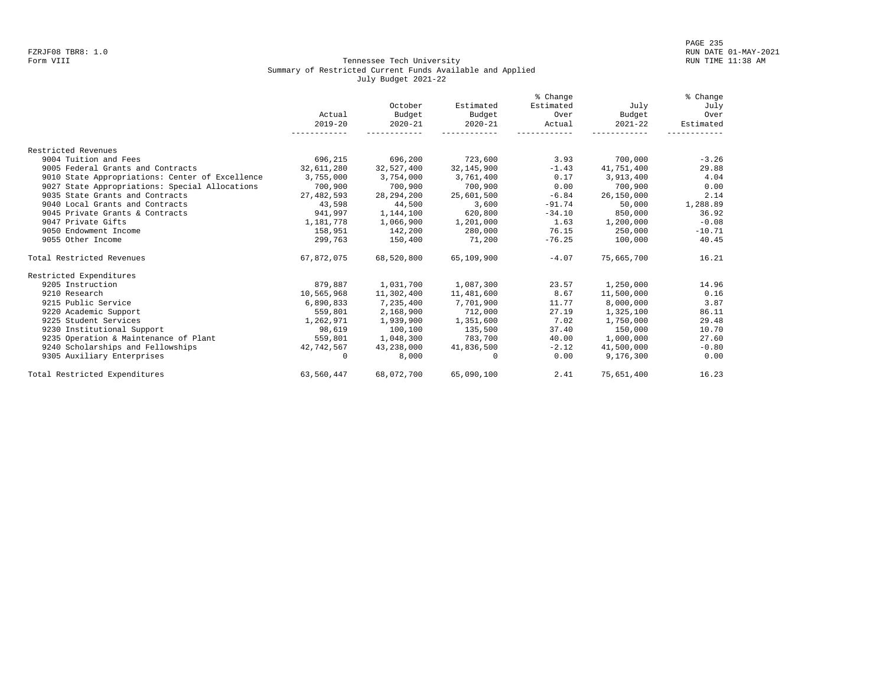# Tennessee Tech University

## Summary of Restricted Current Funds Available and Applied

### July Budget 2021-22

| | Actual 2019-20 | October Budget 2020-21 | Estimated Budget 2020-21 | % Change Estimated Over Actual | July Budget 2021-22 | % Change July Over Estimated |
|---|---|---|---|---|---|---|
| **Restricted Revenues** | | | | | | |
| 9004 Tuition and Fees | 696,215 | 696,200 | 723,600 | 3.93 | 700,000 | -3.26 |
| 9005 Federal Grants and Contracts | 32,611,280 | 32,527,400 | 32,145,900 | -1.43 | 41,751,400 | 29.88 |
| 9010 State Appropriations: Center of Excellence | 3,755,000 | 3,754,000 | 3,761,400 | 0.17 | 3,913,400 | 4.04 |
| 9027 State Appropriations: Special Allocations | 700,900 | 700,900 | 700,900 | 0.00 | 700,900 | 0.00 |
| 9035 State Grants and Contracts | 27,482,593 | 28,294,200 | 25,601,500 | -6.84 | 26,150,000 | 2.14 |
| 9040 Local Grants and Contracts | 43,598 | 44,500 | 3,600 | -91.74 | 50,000 | 1,288.89 |
| 9045 Private Grants & Contracts | 941,997 | 1,144,100 | 620,800 | -34.10 | 850,000 | 36.92 |
| 9047 Private Gifts | 1,181,778 | 1,066,900 | 1,201,000 | 1.63 | 1,200,000 | -0.08 |
| 9050 Endowment Income | 158,951 | 142,200 | 280,000 | 76.15 | 250,000 | -10.71 |
| 9055 Other Income | 299,763 | 150,400 | 71,200 | -76.25 | 100,000 | 40.45 |
| **Total Restricted Revenues** | 67,872,075 | 68,520,800 | 65,109,900 | -4.07 | 75,665,700 | 16.21 |
| **Restricted Expenditures** | | | | | | |
| 9205 Instruction | 879,887 | 1,031,700 | 1,087,300 | 23.57 | 1,250,000 | 14.96 |
| 9210 Research | 10,565,968 | 11,302,400 | 11,481,600 | 8.67 | 11,500,000 | 0.16 |
| 9215 Public Service | 6,890,833 | 7,235,400 | 7,701,900 | 11.77 | 8,000,000 | 3.87 |
| 9220 Academic Support | 559,801 | 2,168,900 | 712,000 | 27.19 | 1,325,100 | 86.11 |
| 9225 Student Services | 1,262,971 | 1,939,900 | 1,351,600 | 7.02 | 1,750,000 | 29.48 |
| 9230 Institutional Support | 98,619 | 100,100 | 135,500 | 37.40 | 150,000 | 10.70 |
| 9235 Operation & Maintenance of Plant | 559,801 | 1,048,300 | 783,700 | 40.00 | 1,000,000 | 27.60 |
| 9240 Scholarships and Fellowships | 42,742,567 | 43,238,000 | 41,836,500 | -2.12 | 41,500,000 | -0.80 |
| 9305 Auxiliary Enterprises | 0 | 8,000 | 0 | 0.00 | 9,176,300 | 0.00 |
| **Total Restricted Expenditures** | 63,560,447 | 68,072,700 | 65,090,100 | 2.41 | 75,651,400 | 16.23 |